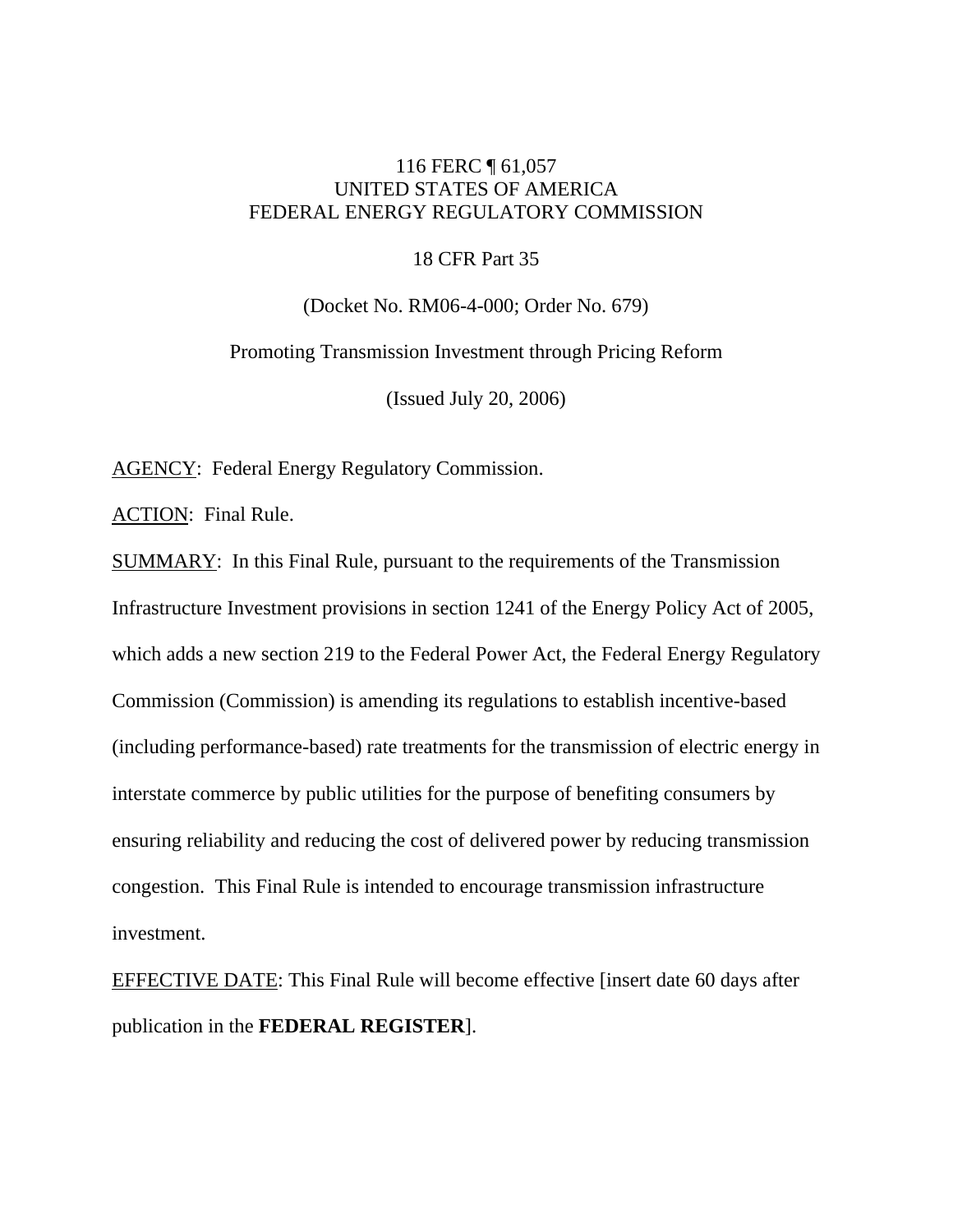116 FERC ¶ 61,057
UNITED STATES OF AMERICA
FEDERAL ENERGY REGULATORY COMMISSION

18 CFR Part 35

(Docket No. RM06-4-000; Order No. 679)

Promoting Transmission Investment through Pricing Reform

(Issued July 20, 2006)

AGENCY: Federal Energy Regulatory Commission.

ACTION: Final Rule.

SUMMARY: In this Final Rule, pursuant to the requirements of the Transmission Infrastructure Investment provisions in section 1241 of the Energy Policy Act of 2005, which adds a new section 219 to the Federal Power Act, the Federal Energy Regulatory Commission (Commission) is amending its regulations to establish incentive-based (including performance-based) rate treatments for the transmission of electric energy in interstate commerce by public utilities for the purpose of benefiting consumers by ensuring reliability and reducing the cost of delivered power by reducing transmission congestion. This Final Rule is intended to encourage transmission infrastructure investment.

EFFECTIVE DATE: This Final Rule will become effective [insert date 60 days after publication in the **FEDERAL REGISTER**].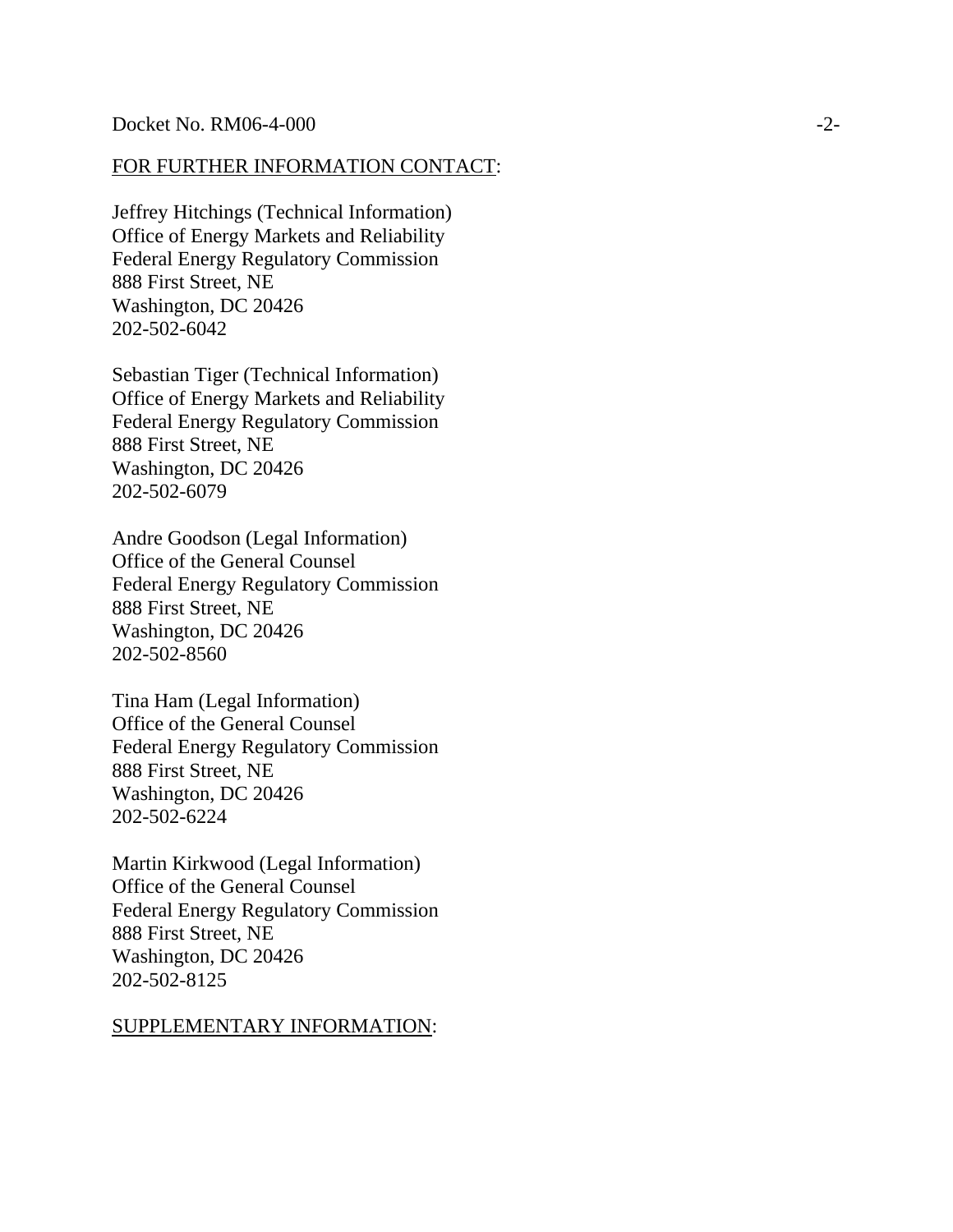FOR FURTHER INFORMATION CONTACT:

Jeffrey Hitchings (Technical Information)
Office of Energy Markets and Reliability
Federal Energy Regulatory Commission
888 First Street, NE
Washington, DC 20426
202-502-6042

Sebastian Tiger (Technical Information)
Office of Energy Markets and Reliability
Federal Energy Regulatory Commission
888 First Street, NE
Washington, DC 20426
202-502-6079

Andre Goodson (Legal Information)
Office of the General Counsel
Federal Energy Regulatory Commission
888 First Street, NE
Washington, DC 20426
202-502-8560

Tina Ham (Legal Information)
Office of the General Counsel
Federal Energy Regulatory Commission
888 First Street, NE
Washington, DC 20426
202-502-6224

Martin Kirkwood (Legal Information)
Office of the General Counsel
Federal Energy Regulatory Commission
888 First Street, NE
Washington, DC 20426
202-502-8125

SUPPLEMENTARY INFORMATION: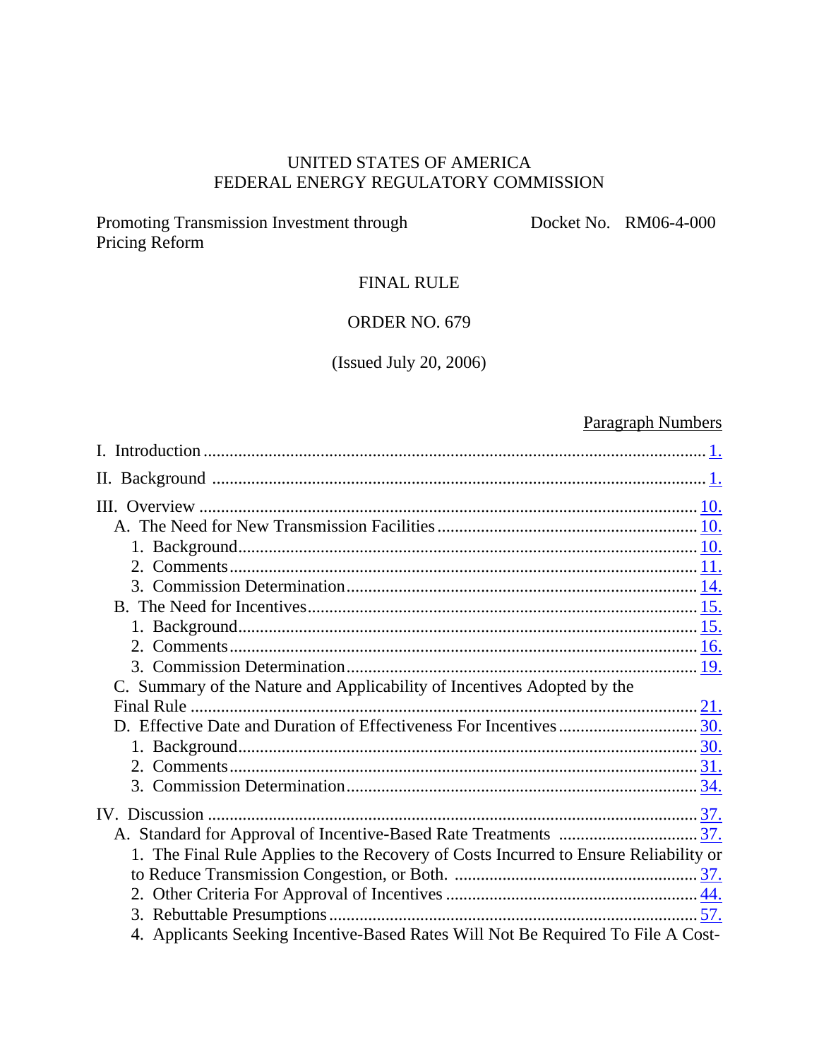UNITED STATES OF AMERICA
FEDERAL ENERGY REGULATORY COMMISSION

Promoting Transmission Investment through Pricing Reform — Docket No. RM06-4-000

FINAL RULE

ORDER NO. 679

(Issued July 20, 2006)

| | Paragraph Numbers |
|---|---|
| I. Introduction | 1. |
| II. Background | 1. |
| III. Overview | 10. |
| A. The Need for New Transmission Facilities | 10. |
| 1. Background | 10. |
| 2. Comments | 11. |
| 3. Commission Determination | 14. |
| B. The Need for Incentives | 15. |
| 1. Background | 15. |
| 2. Comments | 16. |
| 3. Commission Determination | 19. |
| C. Summary of the Nature and Applicability of Incentives Adopted by the Final Rule | 21. |
| D. Effective Date and Duration of Effectiveness For Incentives | 30. |
| 1. Background | 30. |
| 2. Comments | 31. |
| 3. Commission Determination | 34. |
| IV. Discussion | 37. |
| A. Standard for Approval of Incentive-Based Rate Treatments | 37. |
| 1. The Final Rule Applies to the Recovery of Costs Incurred to Ensure Reliability or to Reduce Transmission Congestion, or Both. | 37. |
| 2. Other Criteria For Approval of Incentives | 44. |
| 3. Rebuttable Presumptions | 57. |
| 4. Applicants Seeking Incentive-Based Rates Will Not Be Required To File A Cost- | |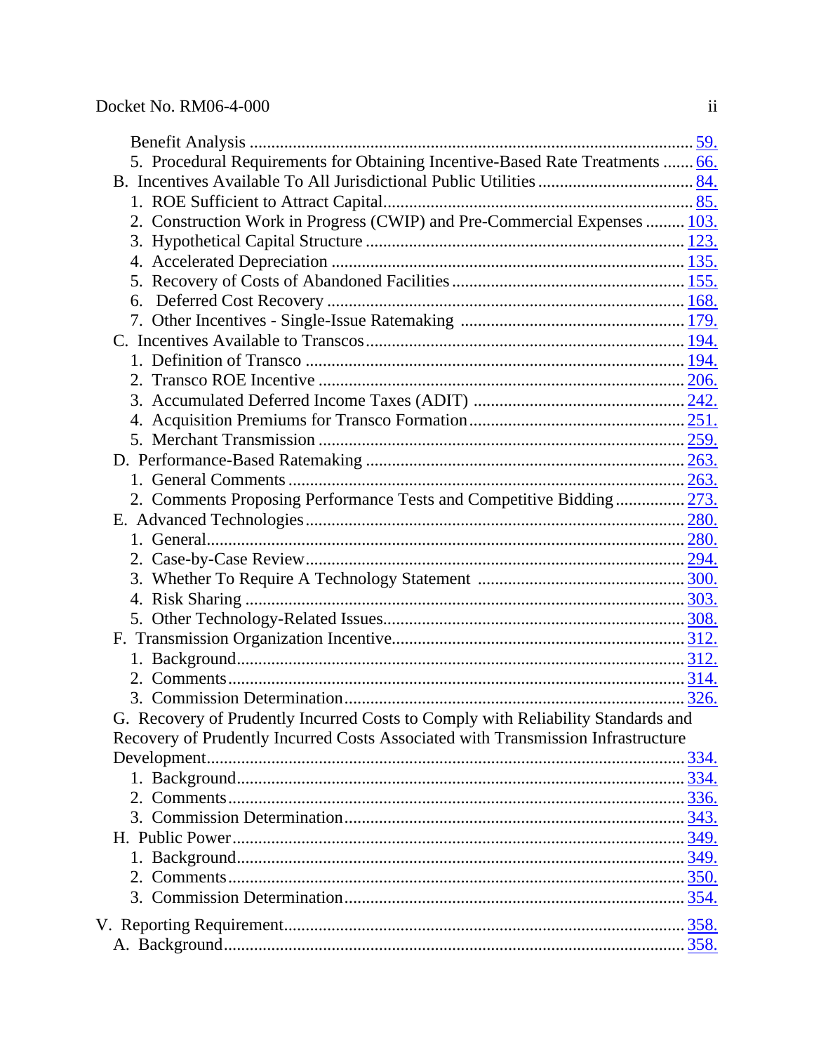Benefit Analysis ........................................................................................................ 59.
5. Procedural Requirements for Obtaining Incentive-Based Rate Treatments ....... 66.
B. Incentives Available To All Jurisdictional Public Utilities .................................. 84.
1. ROE Sufficient to Attract Capital...................................................................... 85.
2. Construction Work in Progress (CWIP) and Pre-Commercial Expenses ......... 103.
3. Hypothetical Capital Structure ........................................................................ 123.
4. Accelerated Depreciation ................................................................................ 135.
5. Recovery of Costs of Abandoned Facilities ..................................................... 155.
6. Deferred Cost Recovery ................................................................................. 168.
7. Other Incentives - Single-Issue Ratemaking ................................................... 179.
C. Incentives Available to Transcos ........................................................................ 194.
1. Definition of Transco ...................................................................................... 194.
2. Transco ROE Incentive ................................................................................... 206.
3. Accumulated Deferred Income Taxes (ADIT) ................................................ 242.
4. Acquisition Premiums for Transco Formation................................................. 251.
5. Merchant Transmission ................................................................................... 259.
D. Performance-Based Ratemaking ........................................................................ 263.
1. General Comments ......................................................................................... 263.
2. Comments Proposing Performance Tests and Competitive Bidding ................ 273.
E. Advanced Technologies ..................................................................................... 280.
1. General............................................................................................................ 280.
2. Case-by-Case Review...................................................................................... 294.
3. Whether To Require A Technology Statement ............................................... 300.
4. Risk Sharing .................................................................................................... 303.
5. Other Technology-Related Issues.................................................................... 308.
F. Transmission Organization Incentive.................................................................. 312.
1. Background...................................................................................................... 312.
2. Comments........................................................................................................ 314.
3. Commission Determination............................................................................. 326.
G. Recovery of Prudently Incurred Costs to Comply with Reliability Standards and Recovery of Prudently Incurred Costs Associated with Transmission Infrastructure Development............................................................................................................ 334.
1. Background...................................................................................................... 334.
2. Comments........................................................................................................ 336.
3. Commission Determination............................................................................. 343.
H. Public Power....................................................................................................... 349.
1. Background...................................................................................................... 349.
2. Comments........................................................................................................ 350.
3. Commission Determination............................................................................. 354.

V. Reporting Requirement............................................................................................ 358.
A. Background......................................................................................................... 358.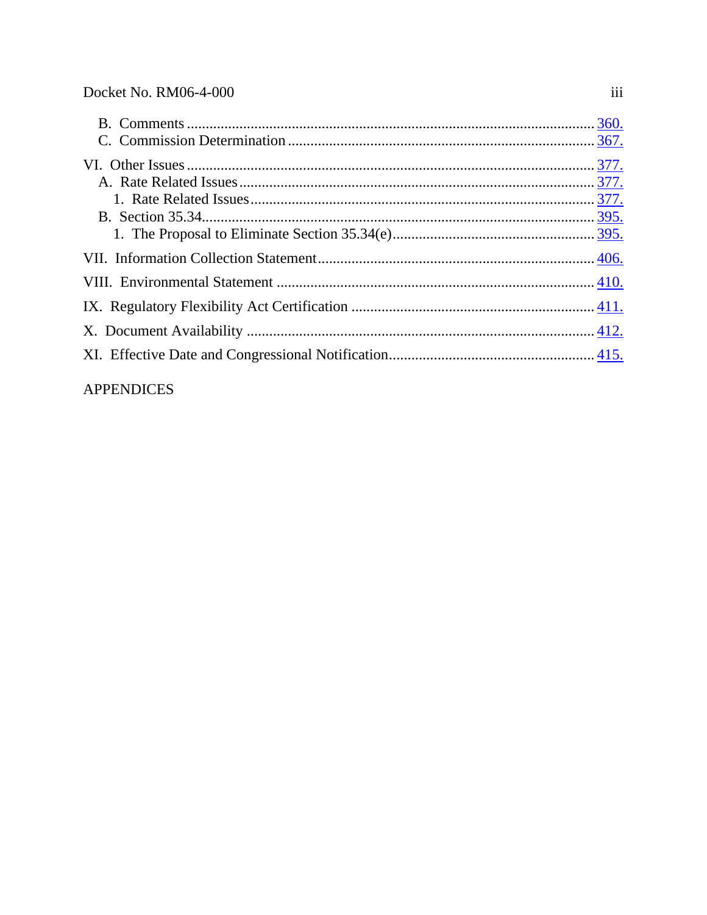B. Comments ........................................................................................................ 360.
C. Commission Determination ............................................................................. 367.

VI. Other Issues ........................................................................................................ 377.
A. Rate Related Issues ........................................................................................... 377.
1. Rate Related Issues ....................................................................................... 377.
B. Section 35.34 ..................................................................................................... 395.
1. The Proposal to Eliminate Section 35.34(e) .................................................. 395.

VII. Information Collection Statement ...................................................................... 406.

VIII. Environmental Statement ................................................................................... 410.

IX. Regulatory Flexibility Act Certification ............................................................. 411.

X. Document Availability ........................................................................................ 412.

XI. Effective Date and Congressional Notification ................................................... 415.

APPENDICES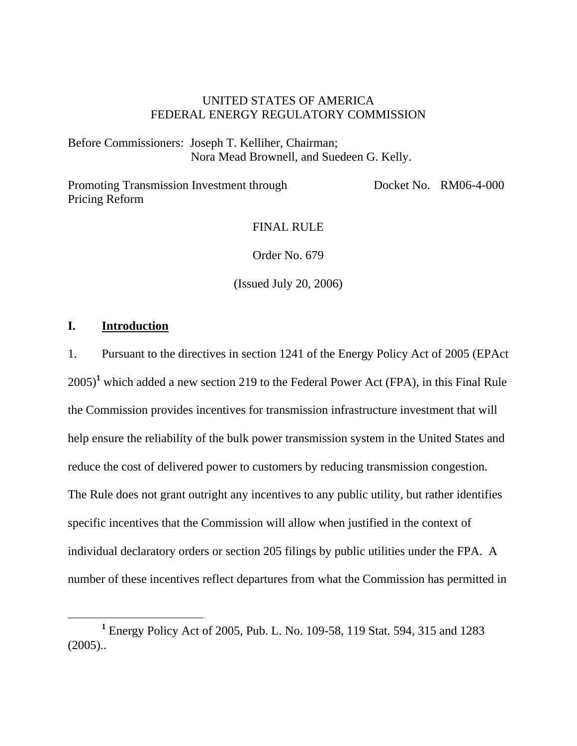UNITED STATES OF AMERICA
FEDERAL ENERGY REGULATORY COMMISSION

Before Commissioners: Joseph T. Kelliher, Chairman;
Nora Mead Brownell, and Suedeen G. Kelly.

Promoting Transmission Investment through Pricing Reform — Docket No. RM06-4-000

FINAL RULE

Order No. 679

(Issued July 20, 2006)

## I. Introduction

1. Pursuant to the directives in section 1241 of the Energy Policy Act of 2005 (EPAct 2005)[1] which added a new section 219 to the Federal Power Act (FPA), in this Final Rule the Commission provides incentives for transmission infrastructure investment that will help ensure the reliability of the bulk power transmission system in the United States and reduce the cost of delivered power to customers by reducing transmission congestion. The Rule does not grant outright any incentives to any public utility, but rather identifies specific incentives that the Commission will allow when justified in the context of individual declaratory orders or section 205 filings by public utilities under the FPA. A number of these incentives reflect departures from what the Commission has permitted in

[1] Energy Policy Act of 2005, Pub. L. No. 109-58, 119 Stat. 594, 315 and 1283 (2005)..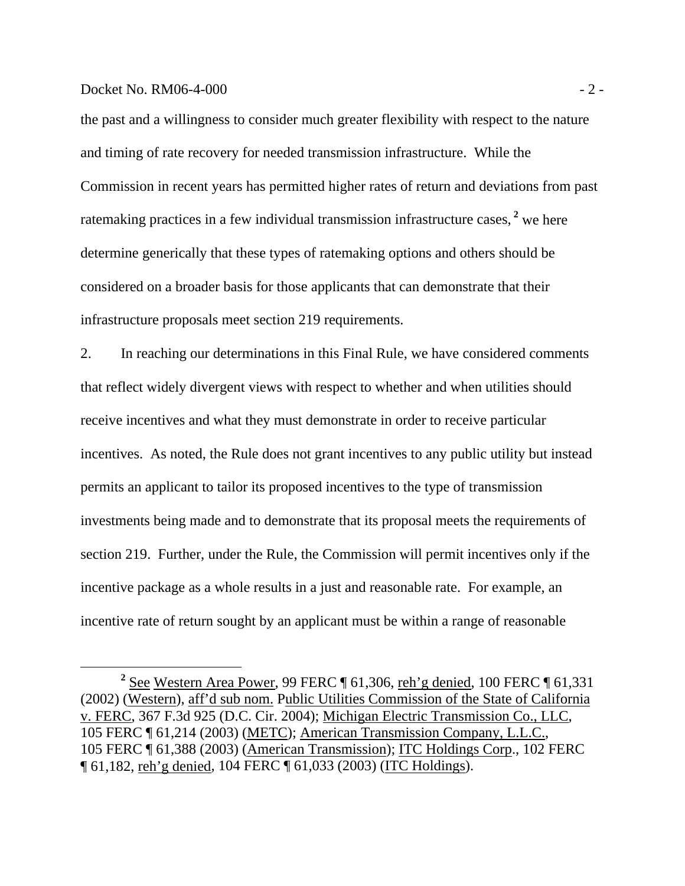the past and a willingness to consider much greater flexibility with respect to the nature and timing of rate recovery for needed transmission infrastructure. While the Commission in recent years has permitted higher rates of return and deviations from past ratemaking practices in a few individual transmission infrastructure cases,[2] we here determine generically that these types of ratemaking options and others should be considered on a broader basis for those applicants that can demonstrate that their infrastructure proposals meet section 219 requirements.

2. In reaching our determinations in this Final Rule, we have considered comments that reflect widely divergent views with respect to whether and when utilities should receive incentives and what they must demonstrate in order to receive particular incentives. As noted, the Rule does not grant incentives to any public utility but instead permits an applicant to tailor its proposed incentives to the type of transmission investments being made and to demonstrate that its proposal meets the requirements of section 219. Further, under the Rule, the Commission will permit incentives only if the incentive package as a whole results in a just and reasonable rate. For example, an incentive rate of return sought by an applicant must be within a range of reasonable

---

[2] See Western Area Power, 99 FERC ¶ 61,306, reh'g denied, 100 FERC ¶ 61,331 (2002) (Western), aff'd sub nom. Public Utilities Commission of the State of California v. FERC, 367 F.3d 925 (D.C. Cir. 2004); Michigan Electric Transmission Co., LLC, 105 FERC ¶ 61,214 (2003) (METC); American Transmission Company, L.L.C., 105 FERC ¶ 61,388 (2003) (American Transmission); ITC Holdings Corp., 102 FERC ¶ 61,182, reh'g denied, 104 FERC ¶ 61,033 (2003) (ITC Holdings).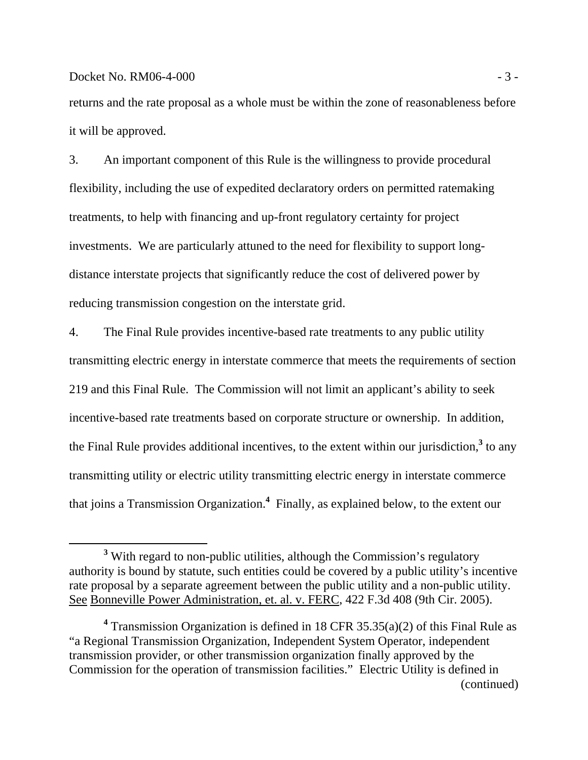returns and the rate proposal as a whole must be within the zone of reasonableness before it will be approved.

3. An important component of this Rule is the willingness to provide procedural flexibility, including the use of expedited declaratory orders on permitted ratemaking treatments, to help with financing and up-front regulatory certainty for project investments. We are particularly attuned to the need for flexibility to support long-distance interstate projects that significantly reduce the cost of delivered power by reducing transmission congestion on the interstate grid.

4. The Final Rule provides incentive-based rate treatments to any public utility transmitting electric energy in interstate commerce that meets the requirements of section 219 and this Final Rule. The Commission will not limit an applicant's ability to seek incentive-based rate treatments based on corporate structure or ownership. In addition, the Final Rule provides additional incentives, to the extent within our jurisdiction,[3] to any transmitting utility or electric utility transmitting electric energy in interstate commerce that joins a Transmission Organization.[4] Finally, as explained below, to the extent our

---

[3] With regard to non-public utilities, although the Commission's regulatory authority is bound by statute, such entities could be covered by a public utility's incentive rate proposal by a separate agreement between the public utility and a non-public utility. See Bonneville Power Administration, et. al. v. FERC, 422 F.3d 408 (9th Cir. 2005).

[4] Transmission Organization is defined in 18 CFR 35.35(a)(2) of this Final Rule as "a Regional Transmission Organization, Independent System Operator, independent transmission provider, or other transmission organization finally approved by the Commission for the operation of transmission facilities." Electric Utility is defined in (continued)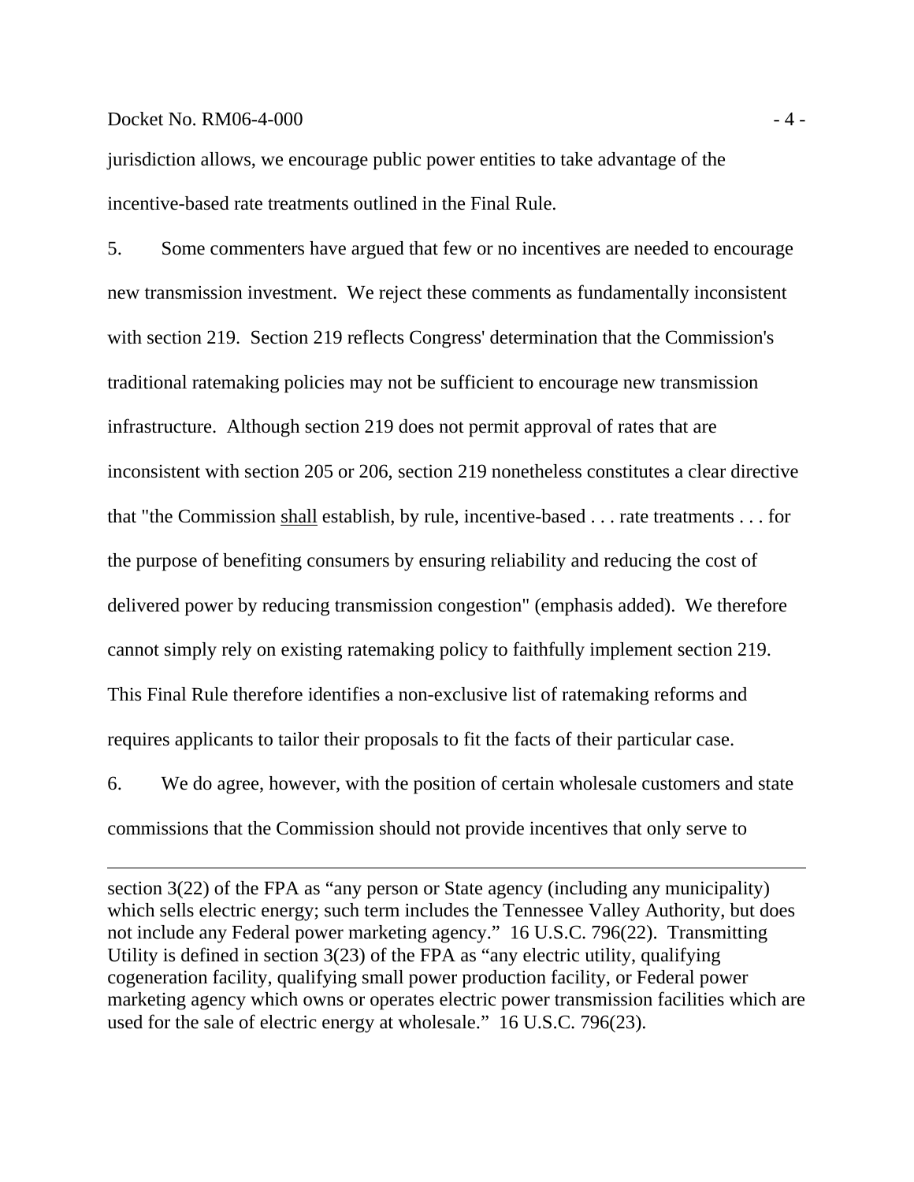jurisdiction allows, we encourage public power entities to take advantage of the incentive-based rate treatments outlined in the Final Rule.

5. Some commenters have argued that few or no incentives are needed to encourage new transmission investment. We reject these comments as fundamentally inconsistent with section 219. Section 219 reflects Congress' determination that the Commission's traditional ratemaking policies may not be sufficient to encourage new transmission infrastructure. Although section 219 does not permit approval of rates that are inconsistent with section 205 or 206, section 219 nonetheless constitutes a clear directive that "the Commission <u>shall</u> establish, by rule, incentive-based . . . rate treatments . . . for the purpose of benefiting consumers by ensuring reliability and reducing the cost of delivered power by reducing transmission congestion" (emphasis added). We therefore cannot simply rely on existing ratemaking policy to faithfully implement section 219. This Final Rule therefore identifies a non-exclusive list of ratemaking reforms and requires applicants to tailor their proposals to fit the facts of their particular case.

6. We do agree, however, with the position of certain wholesale customers and state commissions that the Commission should not provide incentives that only serve to

---

section 3(22) of the FPA as "any person or State agency (including any municipality) which sells electric energy; such term includes the Tennessee Valley Authority, but does not include any Federal power marketing agency." 16 U.S.C. 796(22). Transmitting Utility is defined in section 3(23) of the FPA as "any electric utility, qualifying cogeneration facility, qualifying small power production facility, or Federal power marketing agency which owns or operates electric power transmission facilities which are used for the sale of electric energy at wholesale." 16 U.S.C. 796(23).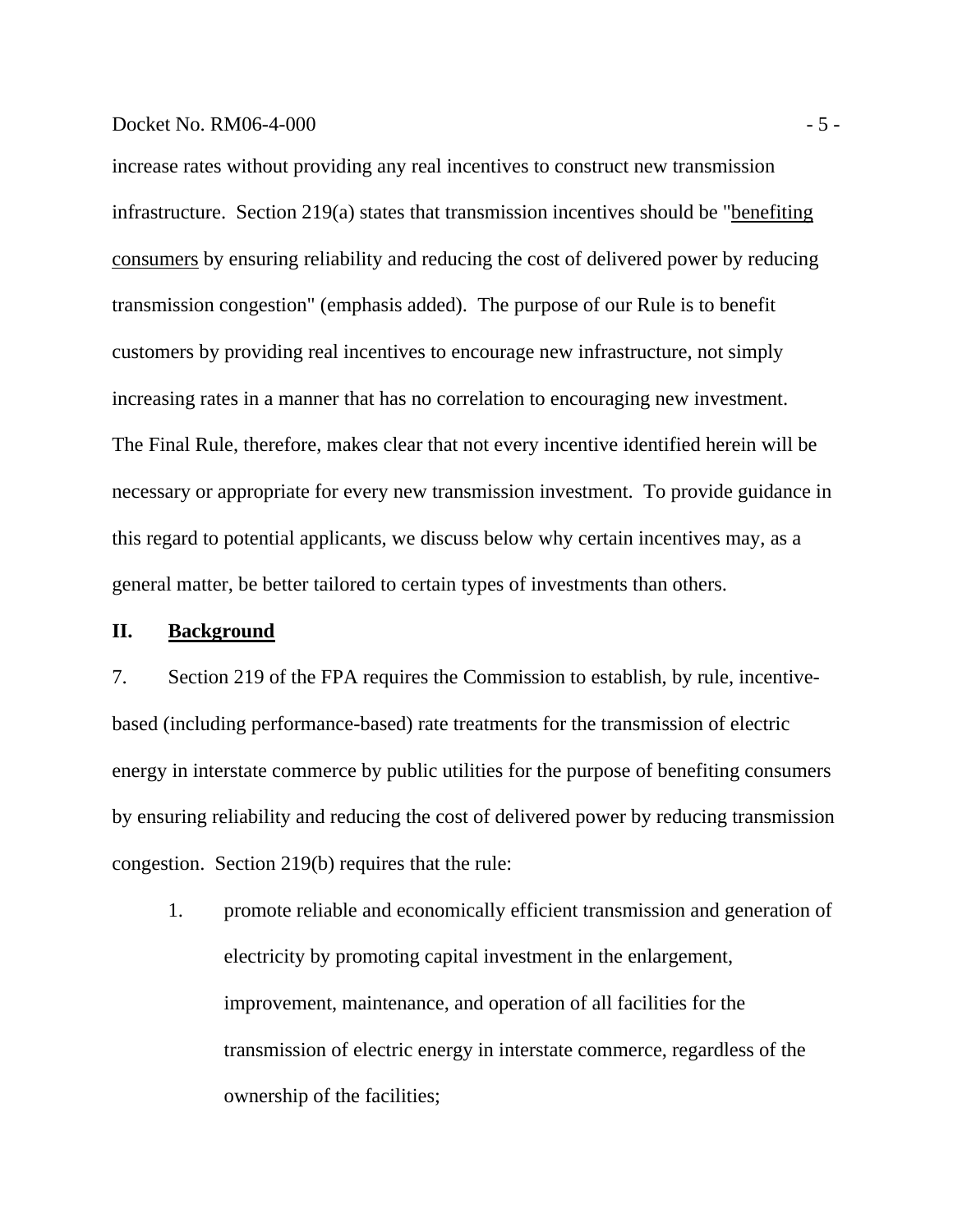increase rates without providing any real incentives to construct new transmission infrastructure. Section 219(a) states that transmission incentives should be "<u>benefiting consumers</u> by ensuring reliability and reducing the cost of delivered power by reducing transmission congestion" (emphasis added). The purpose of our Rule is to benefit customers by providing real incentives to encourage new infrastructure, not simply increasing rates in a manner that has no correlation to encouraging new investment. The Final Rule, therefore, makes clear that not every incentive identified herein will be necessary or appropriate for every new transmission investment. To provide guidance in this regard to potential applicants, we discuss below why certain incentives may, as a general matter, be better tailored to certain types of investments than others.

## II. Background

7. Section 219 of the FPA requires the Commission to establish, by rule, incentive-based (including performance-based) rate treatments for the transmission of electric energy in interstate commerce by public utilities for the purpose of benefiting consumers by ensuring reliability and reducing the cost of delivered power by reducing transmission congestion. Section 219(b) requires that the rule:

1. promote reliable and economically efficient transmission and generation of electricity by promoting capital investment in the enlargement, improvement, maintenance, and operation of all facilities for the transmission of electric energy in interstate commerce, regardless of the ownership of the facilities;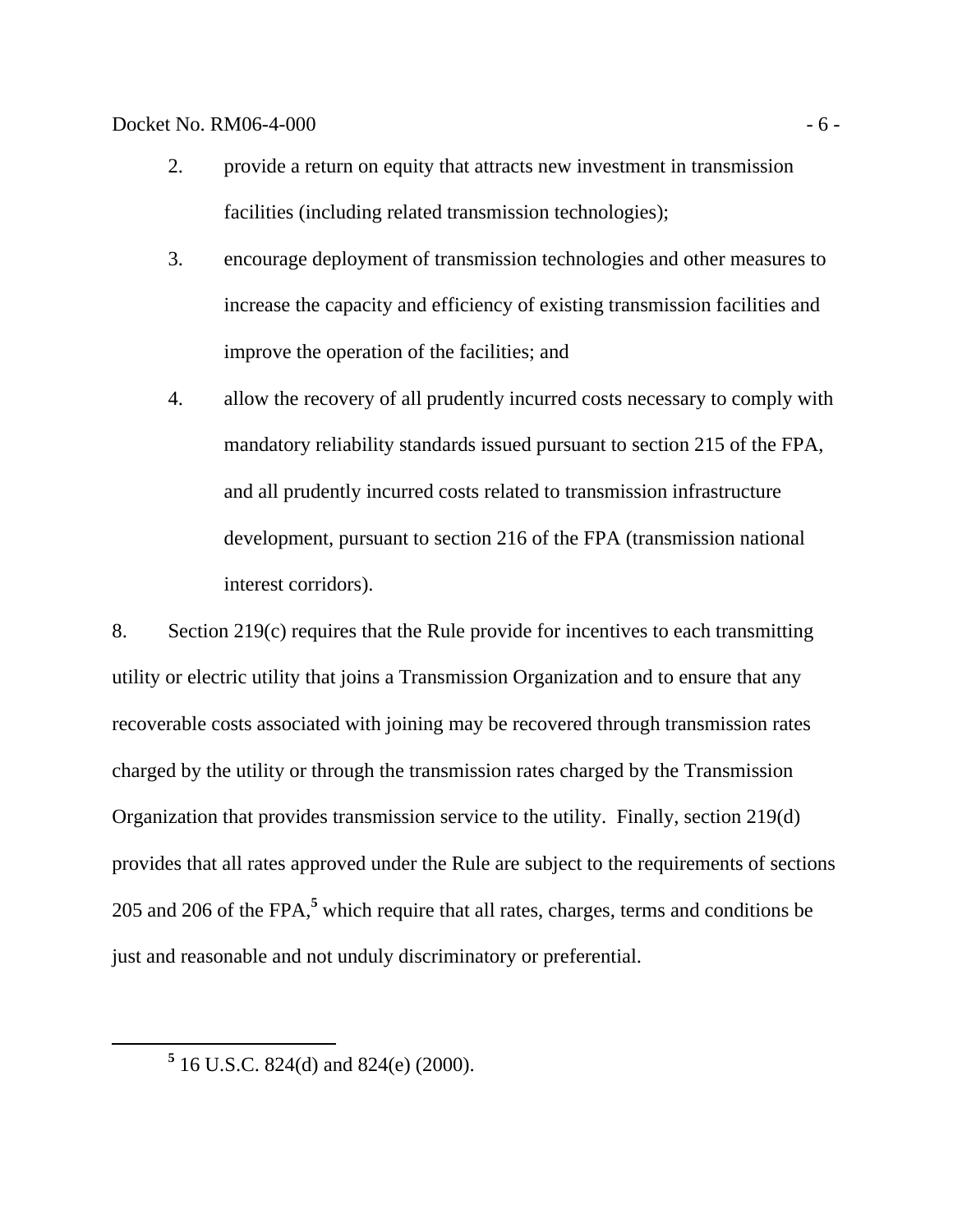2. provide a return on equity that attracts new investment in transmission facilities (including related transmission technologies);

3. encourage deployment of transmission technologies and other measures to increase the capacity and efficiency of existing transmission facilities and improve the operation of the facilities; and

4. allow the recovery of all prudently incurred costs necessary to comply with mandatory reliability standards issued pursuant to section 215 of the FPA, and all prudently incurred costs related to transmission infrastructure development, pursuant to section 216 of the FPA (transmission national interest corridors).

8. Section 219(c) requires that the Rule provide for incentives to each transmitting utility or electric utility that joins a Transmission Organization and to ensure that any recoverable costs associated with joining may be recovered through transmission rates charged by the utility or through the transmission rates charged by the Transmission Organization that provides transmission service to the utility. Finally, section 219(d) provides that all rates approved under the Rule are subject to the requirements of sections 205 and 206 of the FPA,[5] which require that all rates, charges, terms and conditions be just and reasonable and not unduly discriminatory or preferential.

[5] 16 U.S.C. 824(d) and 824(e) (2000).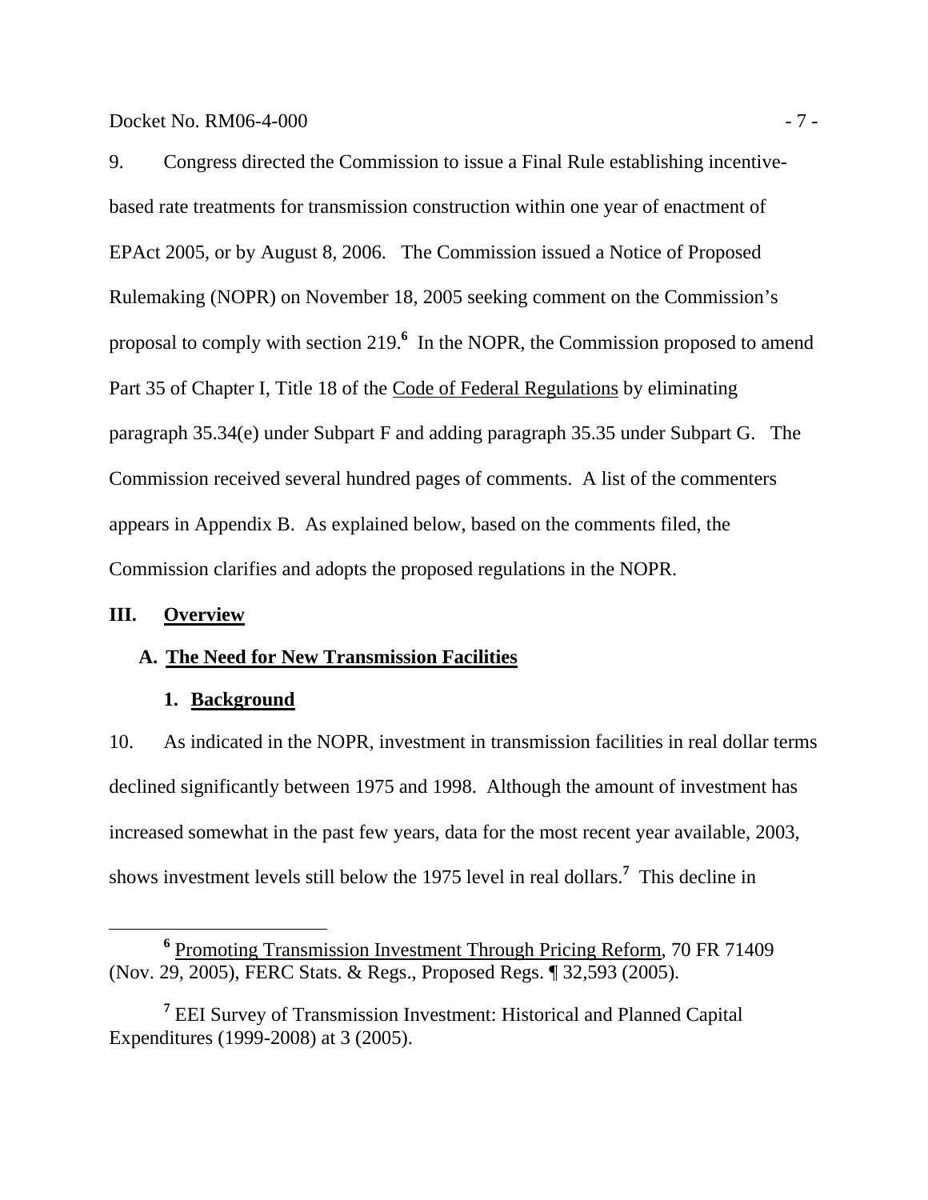9. Congress directed the Commission to issue a Final Rule establishing incentive-based rate treatments for transmission construction within one year of enactment of EPAct 2005, or by August 8, 2006. The Commission issued a Notice of Proposed Rulemaking (NOPR) on November 18, 2005 seeking comment on the Commission's proposal to comply with section 219.[6] In the NOPR, the Commission proposed to amend Part 35 of Chapter I, Title 18 of the Code of Federal Regulations by eliminating paragraph 35.34(e) under Subpart F and adding paragraph 35.35 under Subpart G. The Commission received several hundred pages of comments. A list of the commenters appears in Appendix B. As explained below, based on the comments filed, the Commission clarifies and adopts the proposed regulations in the NOPR.

## III. Overview

### A. The Need for New Transmission Facilities

#### 1. Background

10. As indicated in the NOPR, investment in transmission facilities in real dollar terms declined significantly between 1975 and 1998. Although the amount of investment has increased somewhat in the past few years, data for the most recent year available, 2003, shows investment levels still below the 1975 level in real dollars.[7] This decline in

---

[6] Promoting Transmission Investment Through Pricing Reform, 70 FR 71409 (Nov. 29, 2005), FERC Stats. & Regs., Proposed Regs. ¶ 32,593 (2005).

[7] EEI Survey of Transmission Investment: Historical and Planned Capital Expenditures (1999-2008) at 3 (2005).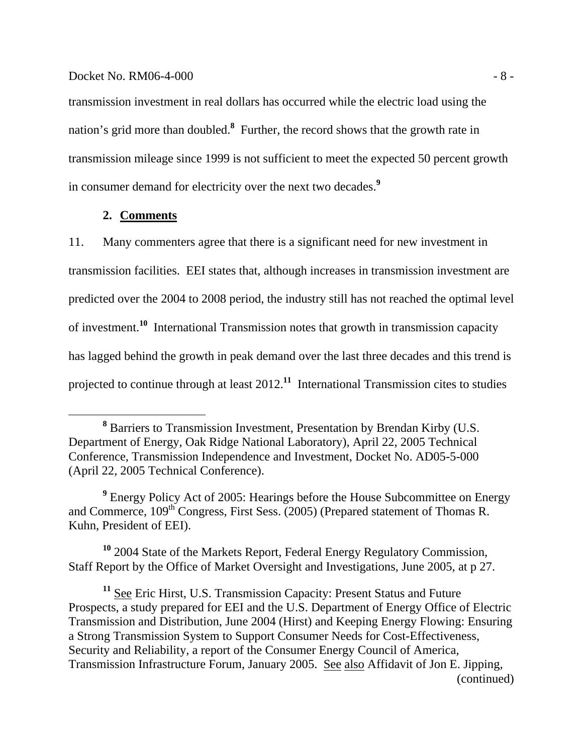transmission investment in real dollars has occurred while the electric load using the nation's grid more than doubled.[8] Further, the record shows that the growth rate in transmission mileage since 1999 is not sufficient to meet the expected 50 percent growth in consumer demand for electricity over the next two decades.[9]

### 2. **Comments**

11. Many commenters agree that there is a significant need for new investment in transmission facilities. EEI states that, although increases in transmission investment are predicted over the 2004 to 2008 period, the industry still has not reached the optimal level of investment.[10] International Transmission notes that growth in transmission capacity has lagged behind the growth in peak demand over the last three decades and this trend is projected to continue through at least 2012.[11] International Transmission cites to studies

---

[8] Barriers to Transmission Investment, Presentation by Brendan Kirby (U.S. Department of Energy, Oak Ridge National Laboratory), April 22, 2005 Technical Conference, Transmission Independence and Investment, Docket No. AD05-5-000 (April 22, 2005 Technical Conference).

[9] Energy Policy Act of 2005: Hearings before the House Subcommittee on Energy and Commerce, 109th Congress, First Sess. (2005) (Prepared statement of Thomas R. Kuhn, President of EEI).

[10] 2004 State of the Markets Report, Federal Energy Regulatory Commission, Staff Report by the Office of Market Oversight and Investigations, June 2005, at p 27.

[11] See Eric Hirst, U.S. Transmission Capacity: Present Status and Future Prospects, a study prepared for EEI and the U.S. Department of Energy Office of Electric Transmission and Distribution, June 2004 (Hirst) and Keeping Energy Flowing: Ensuring a Strong Transmission System to Support Consumer Needs for Cost-Effectiveness, Security and Reliability, a report of the Consumer Energy Council of America, Transmission Infrastructure Forum, January 2005. See also Affidavit of Jon E. Jipping, (continued)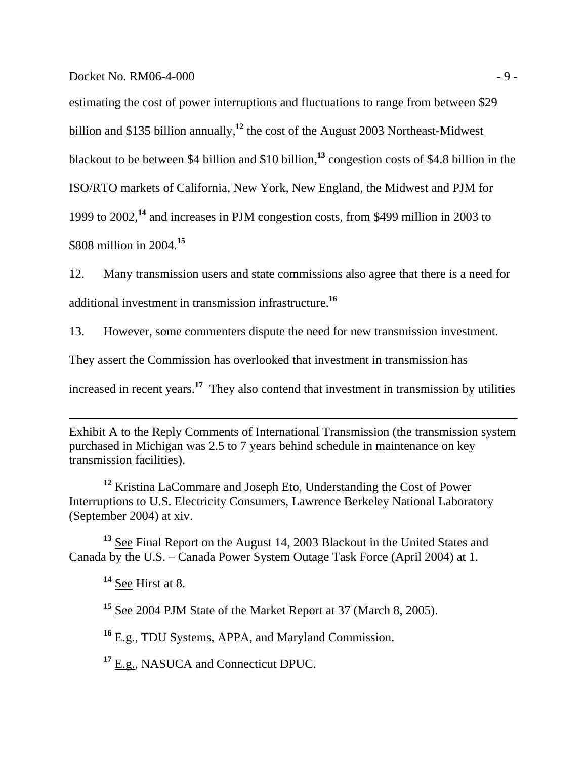estimating the cost of power interruptions and fluctuations to range from between $29 billion and $135 billion annually,[12] the cost of the August 2003 Northeast-Midwest blackout to be between $4 billion and $10 billion,[13] congestion costs of $4.8 billion in the ISO/RTO markets of California, New York, New England, the Midwest and PJM for 1999 to 2002,[14] and increases in PJM congestion costs, from $499 million in 2003 to $808 million in 2004.[15]

12. Many transmission users and state commissions also agree that there is a need for additional investment in transmission infrastructure.[16]

13. However, some commenters dispute the need for new transmission investment. They assert the Commission has overlooked that investment in transmission has increased in recent years.[17] They also contend that investment in transmission by utilities

---

Exhibit A to the Reply Comments of International Transmission (the transmission system purchased in Michigan was 2.5 to 7 years behind schedule in maintenance on key transmission facilities).

[12] Kristina LaCommare and Joseph Eto, Understanding the Cost of Power Interruptions to U.S. Electricity Consumers, Lawrence Berkeley National Laboratory (September 2004) at xiv.

[13] See Final Report on the August 14, 2003 Blackout in the United States and Canada by the U.S. – Canada Power System Outage Task Force (April 2004) at 1.

[14] See Hirst at 8.

[15] See 2004 PJM State of the Market Report at 37 (March 8, 2005).

[16] E.g., TDU Systems, APPA, and Maryland Commission.

[17] E.g., NASUCA and Connecticut DPUC.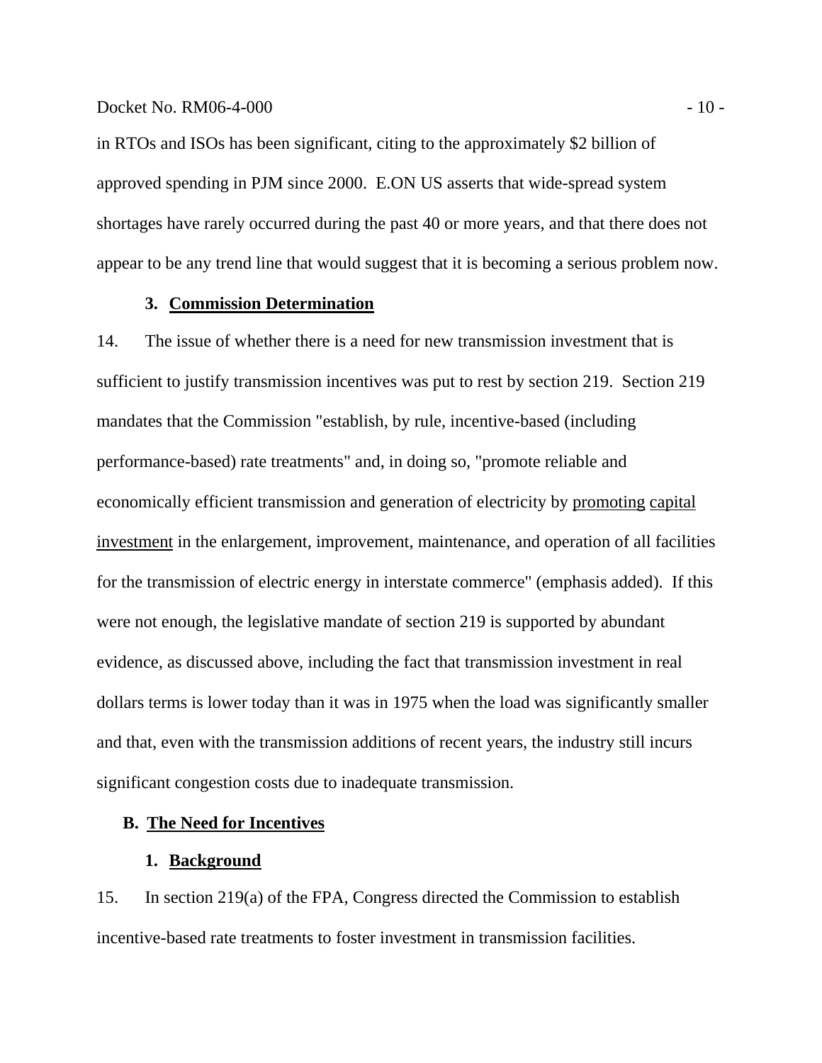in RTOs and ISOs has been significant, citing to the approximately $2 billion of approved spending in PJM since 2000. E.ON US asserts that wide-spread system shortages have rarely occurred during the past 40 or more years, and that there does not appear to be any trend line that would suggest that it is becoming a serious problem now.

#### 3. Commission Determination

14. The issue of whether there is a need for new transmission investment that is sufficient to justify transmission incentives was put to rest by section 219. Section 219 mandates that the Commission "establish, by rule, incentive-based (including performance-based) rate treatments" and, in doing so, "promote reliable and economically efficient transmission and generation of electricity by promoting capital investment in the enlargement, improvement, maintenance, and operation of all facilities for the transmission of electric energy in interstate commerce" (emphasis added). If this were not enough, the legislative mandate of section 219 is supported by abundant evidence, as discussed above, including the fact that transmission investment in real dollars terms is lower today than it was in 1975 when the load was significantly smaller and that, even with the transmission additions of recent years, the industry still incurs significant congestion costs due to inadequate transmission.

### B. The Need for Incentives

#### 1. Background

15. In section 219(a) of the FPA, Congress directed the Commission to establish incentive-based rate treatments to foster investment in transmission facilities.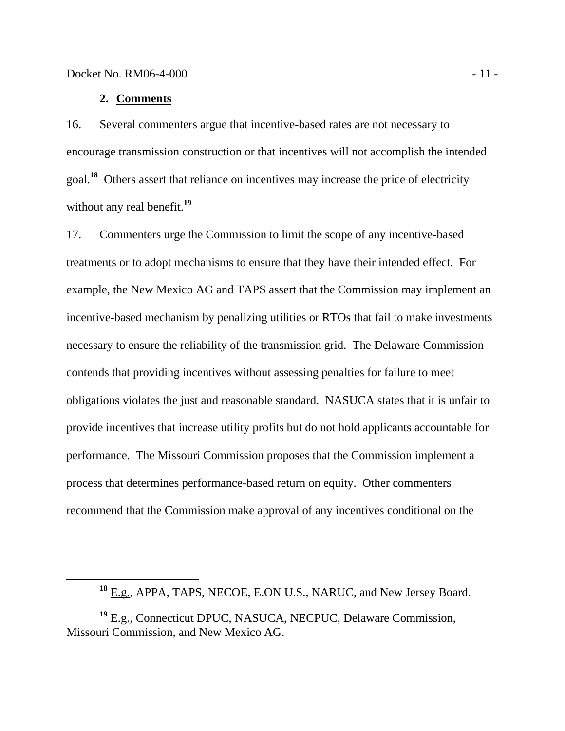### 2. **Comments**

16. Several commenters argue that incentive-based rates are not necessary to encourage transmission construction or that incentives will not accomplish the intended goal.[18] Others assert that reliance on incentives may increase the price of electricity without any real benefit.[19]

17. Commenters urge the Commission to limit the scope of any incentive-based treatments or to adopt mechanisms to ensure that they have their intended effect. For example, the New Mexico AG and TAPS assert that the Commission may implement an incentive-based mechanism by penalizing utilities or RTOs that fail to make investments necessary to ensure the reliability of the transmission grid. The Delaware Commission contends that providing incentives without assessing penalties for failure to meet obligations violates the just and reasonable standard. NASUCA states that it is unfair to provide incentives that increase utility profits but do not hold applicants accountable for performance. The Missouri Commission proposes that the Commission implement a process that determines performance-based return on equity. Other commenters recommend that the Commission make approval of any incentives conditional on the

---

[18] E.g., APPA, TAPS, NECOE, E.ON U.S., NARUC, and New Jersey Board.

[19] E.g., Connecticut DPUC, NASUCA, NECPUC, Delaware Commission, Missouri Commission, and New Mexico AG.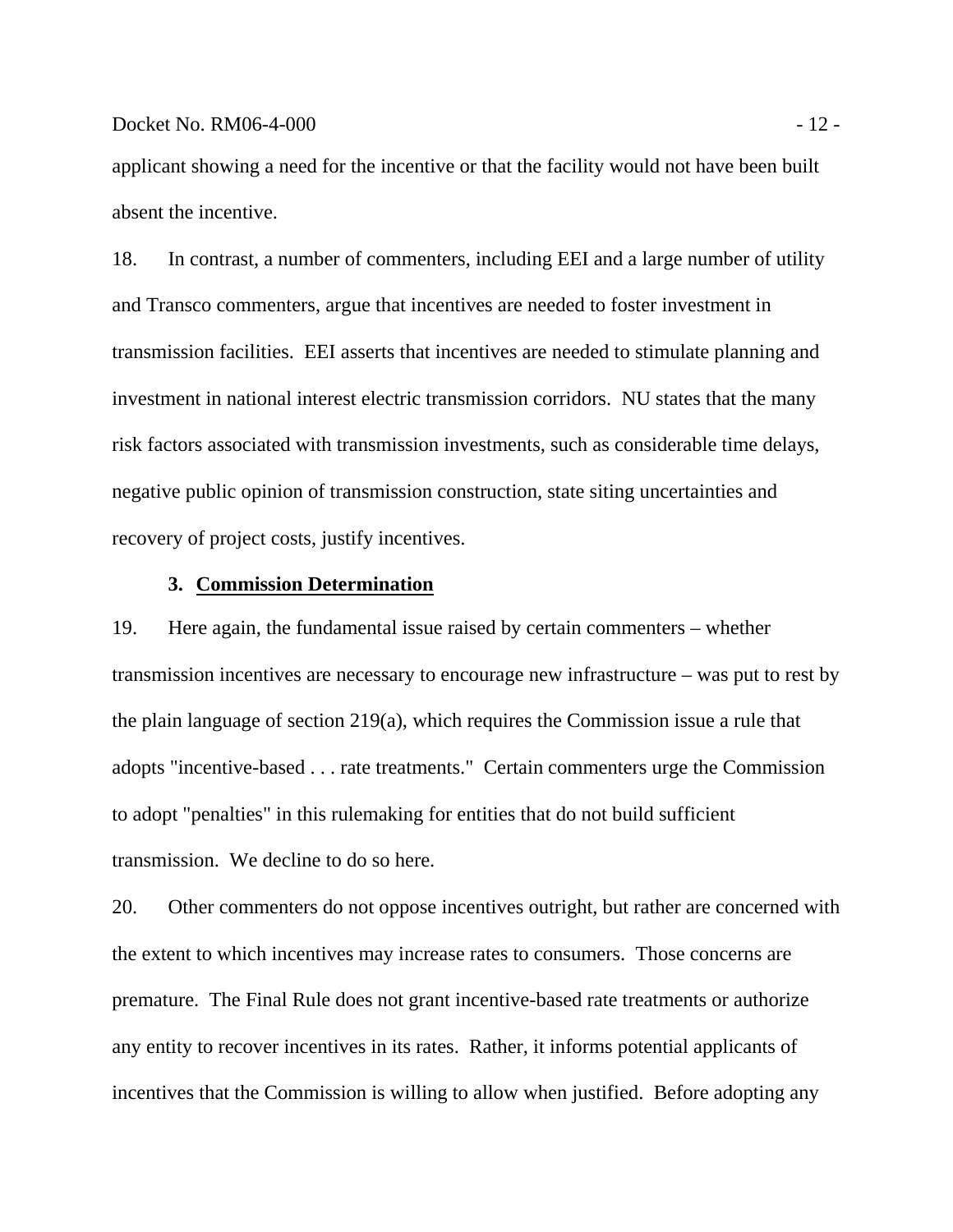applicant showing a need for the incentive or that the facility would not have been built absent the incentive.

18. In contrast, a number of commenters, including EEI and a large number of utility and Transco commenters, argue that incentives are needed to foster investment in transmission facilities. EEI asserts that incentives are needed to stimulate planning and investment in national interest electric transmission corridors. NU states that the many risk factors associated with transmission investments, such as considerable time delays, negative public opinion of transmission construction, state siting uncertainties and recovery of project costs, justify incentives.

### 3. Commission Determination

19. Here again, the fundamental issue raised by certain commenters – whether transmission incentives are necessary to encourage new infrastructure – was put to rest by the plain language of section 219(a), which requires the Commission issue a rule that adopts "incentive-based . . . rate treatments." Certain commenters urge the Commission to adopt "penalties" in this rulemaking for entities that do not build sufficient transmission. We decline to do so here.

20. Other commenters do not oppose incentives outright, but rather are concerned with the extent to which incentives may increase rates to consumers. Those concerns are premature. The Final Rule does not grant incentive-based rate treatments or authorize any entity to recover incentives in its rates. Rather, it informs potential applicants of incentives that the Commission is willing to allow when justified. Before adopting any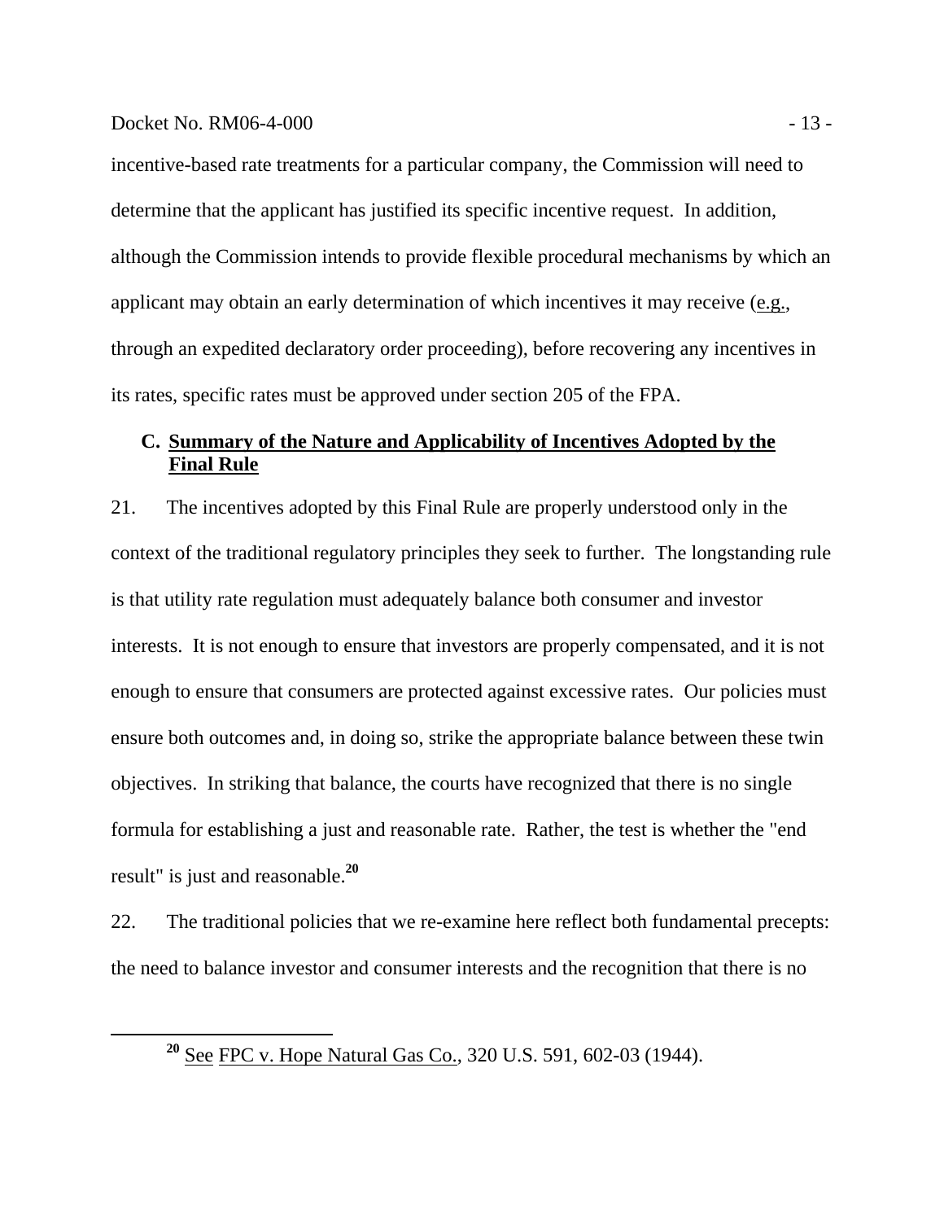incentive-based rate treatments for a particular company, the Commission will need to determine that the applicant has justified its specific incentive request. In addition, although the Commission intends to provide flexible procedural mechanisms by which an applicant may obtain an early determination of which incentives it may receive (e.g., through an expedited declaratory order proceeding), before recovering any incentives in its rates, specific rates must be approved under section 205 of the FPA.

### C. Summary of the Nature and Applicability of Incentives Adopted by the Final Rule

21. The incentives adopted by this Final Rule are properly understood only in the context of the traditional regulatory principles they seek to further. The longstanding rule is that utility rate regulation must adequately balance both consumer and investor interests. It is not enough to ensure that investors are properly compensated, and it is not enough to ensure that consumers are protected against excessive rates. Our policies must ensure both outcomes and, in doing so, strike the appropriate balance between these twin objectives. In striking that balance, the courts have recognized that there is no single formula for establishing a just and reasonable rate. Rather, the test is whether the "end result" is just and reasonable.[20]

22. The traditional policies that we re-examine here reflect both fundamental precepts: the need to balance investor and consumer interests and the recognition that there is no

[20] See FPC v. Hope Natural Gas Co., 320 U.S. 591, 602-03 (1944).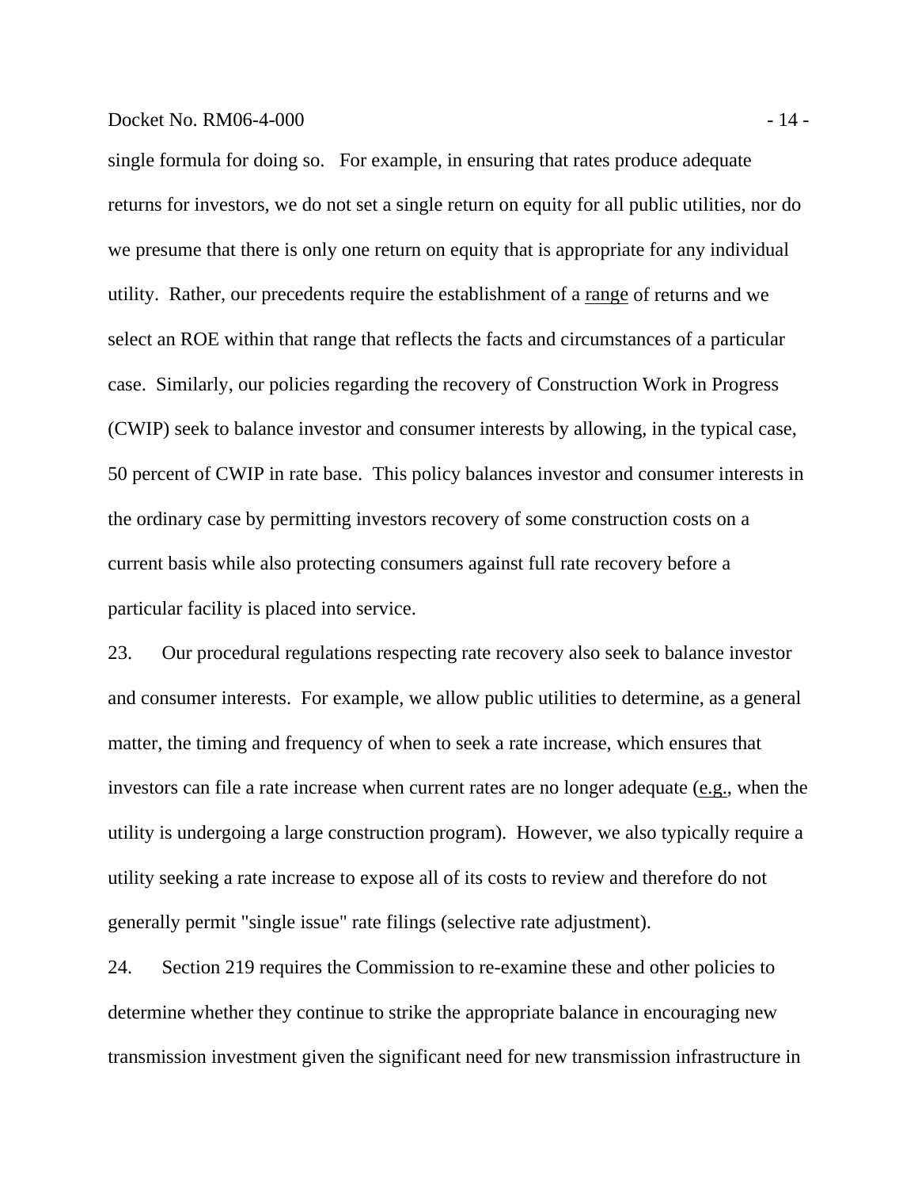single formula for doing so. For example, in ensuring that rates produce adequate returns for investors, we do not set a single return on equity for all public utilities, nor do we presume that there is only one return on equity that is appropriate for any individual utility. Rather, our precedents require the establishment of a range of returns and we select an ROE within that range that reflects the facts and circumstances of a particular case. Similarly, our policies regarding the recovery of Construction Work in Progress (CWIP) seek to balance investor and consumer interests by allowing, in the typical case, 50 percent of CWIP in rate base. This policy balances investor and consumer interests in the ordinary case by permitting investors recovery of some construction costs on a current basis while also protecting consumers against full rate recovery before a particular facility is placed into service.

23. Our procedural regulations respecting rate recovery also seek to balance investor and consumer interests. For example, we allow public utilities to determine, as a general matter, the timing and frequency of when to seek a rate increase, which ensures that investors can file a rate increase when current rates are no longer adequate (e.g., when the utility is undergoing a large construction program). However, we also typically require a utility seeking a rate increase to expose all of its costs to review and therefore do not generally permit "single issue" rate filings (selective rate adjustment).

24. Section 219 requires the Commission to re-examine these and other policies to determine whether they continue to strike the appropriate balance in encouraging new transmission investment given the significant need for new transmission infrastructure in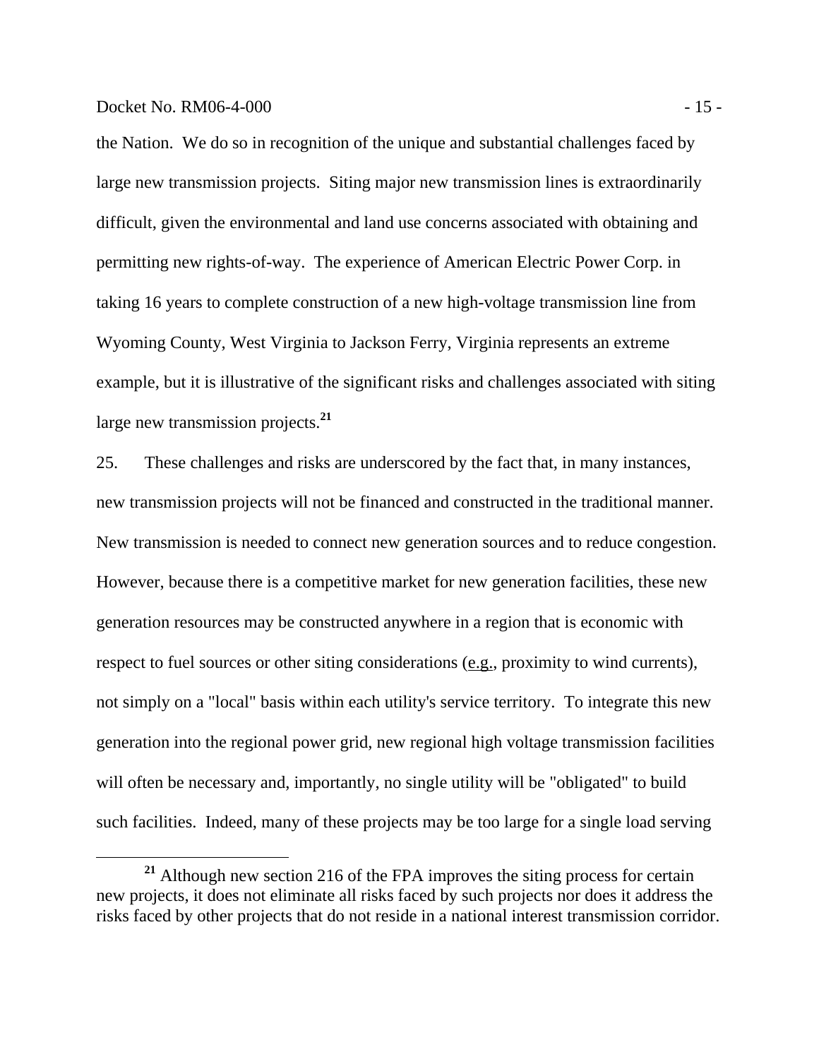the Nation. We do so in recognition of the unique and substantial challenges faced by large new transmission projects. Siting major new transmission lines is extraordinarily difficult, given the environmental and land use concerns associated with obtaining and permitting new rights-of-way. The experience of American Electric Power Corp. in taking 16 years to complete construction of a new high-voltage transmission line from Wyoming County, West Virginia to Jackson Ferry, Virginia represents an extreme example, but it is illustrative of the significant risks and challenges associated with siting large new transmission projects.[21]

25. These challenges and risks are underscored by the fact that, in many instances, new transmission projects will not be financed and constructed in the traditional manner. New transmission is needed to connect new generation sources and to reduce congestion. However, because there is a competitive market for new generation facilities, these new generation resources may be constructed anywhere in a region that is economic with respect to fuel sources or other siting considerations (e.g., proximity to wind currents), not simply on a "local" basis within each utility's service territory. To integrate this new generation into the regional power grid, new regional high voltage transmission facilities will often be necessary and, importantly, no single utility will be "obligated" to build such facilities. Indeed, many of these projects may be too large for a single load serving

[21] Although new section 216 of the FPA improves the siting process for certain new projects, it does not eliminate all risks faced by such projects nor does it address the risks faced by other projects that do not reside in a national interest transmission corridor.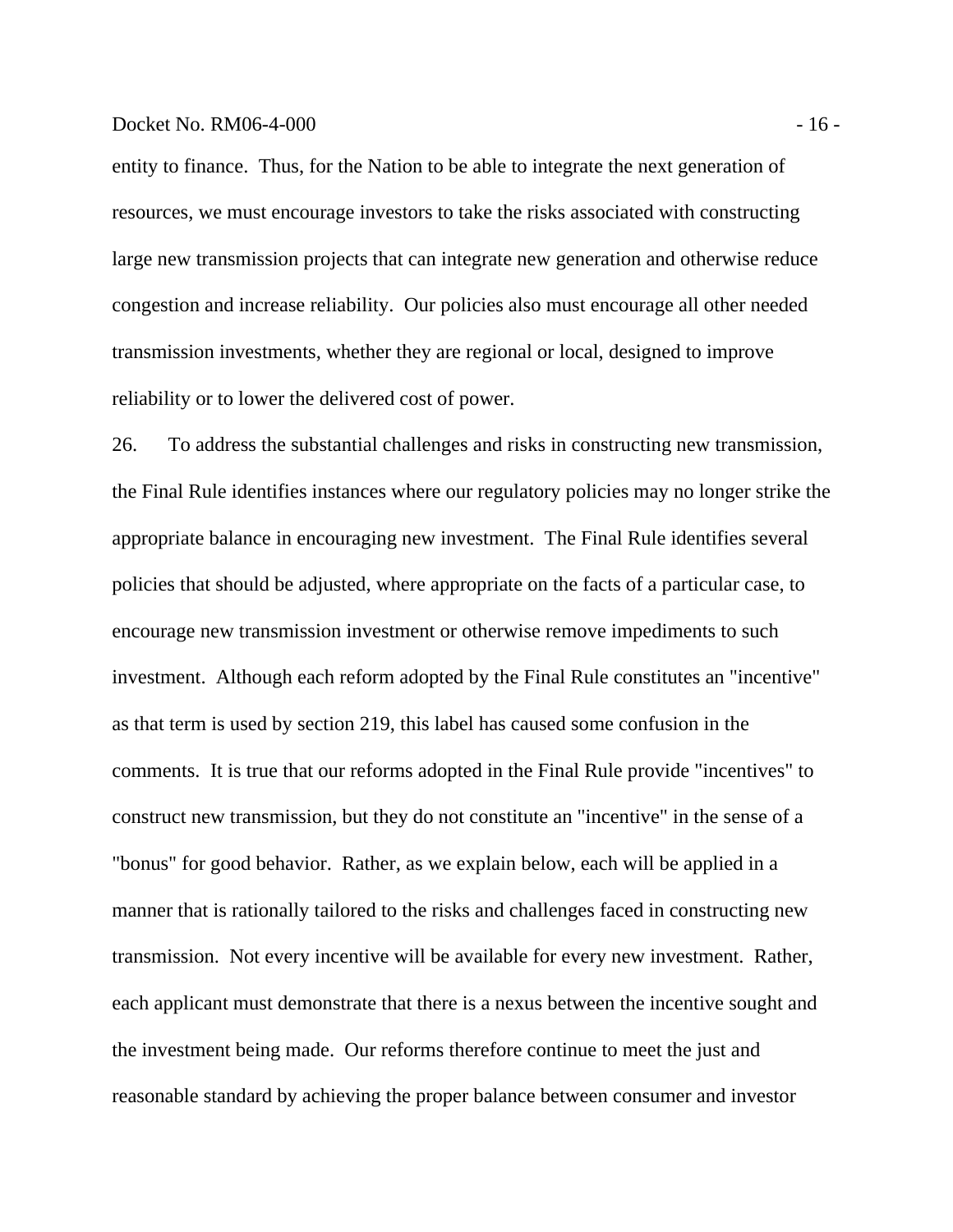entity to finance. Thus, for the Nation to be able to integrate the next generation of resources, we must encourage investors to take the risks associated with constructing large new transmission projects that can integrate new generation and otherwise reduce congestion and increase reliability. Our policies also must encourage all other needed transmission investments, whether they are regional or local, designed to improve reliability or to lower the delivered cost of power.

26. To address the substantial challenges and risks in constructing new transmission, the Final Rule identifies instances where our regulatory policies may no longer strike the appropriate balance in encouraging new investment. The Final Rule identifies several policies that should be adjusted, where appropriate on the facts of a particular case, to encourage new transmission investment or otherwise remove impediments to such investment. Although each reform adopted by the Final Rule constitutes an "incentive" as that term is used by section 219, this label has caused some confusion in the comments. It is true that our reforms adopted in the Final Rule provide "incentives" to construct new transmission, but they do not constitute an "incentive" in the sense of a "bonus" for good behavior. Rather, as we explain below, each will be applied in a manner that is rationally tailored to the risks and challenges faced in constructing new transmission. Not every incentive will be available for every new investment. Rather, each applicant must demonstrate that there is a nexus between the incentive sought and the investment being made. Our reforms therefore continue to meet the just and reasonable standard by achieving the proper balance between consumer and investor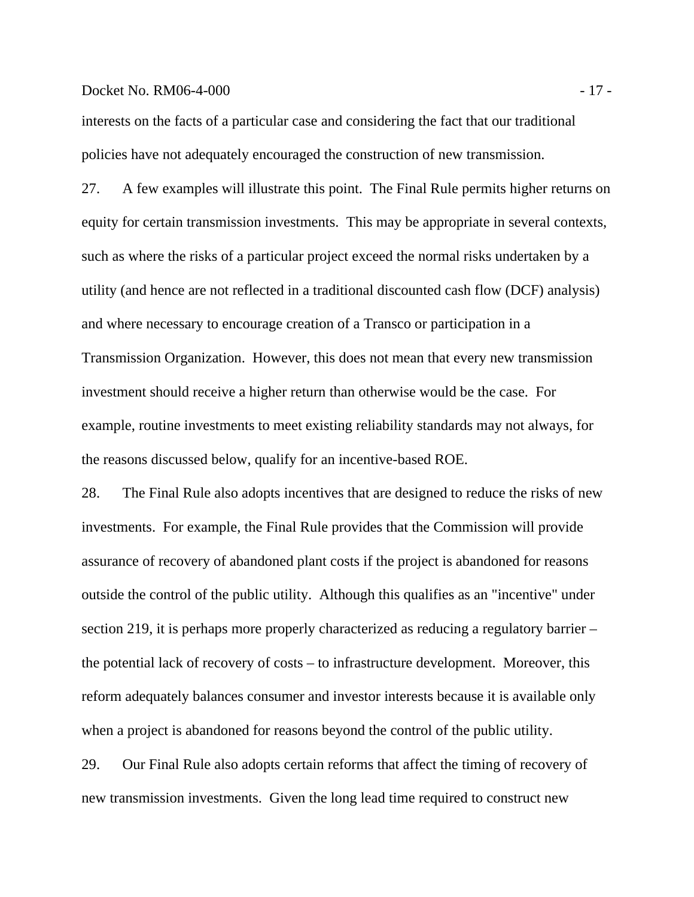interests on the facts of a particular case and considering the fact that our traditional policies have not adequately encouraged the construction of new transmission.

27. A few examples will illustrate this point. The Final Rule permits higher returns on equity for certain transmission investments. This may be appropriate in several contexts, such as where the risks of a particular project exceed the normal risks undertaken by a utility (and hence are not reflected in a traditional discounted cash flow (DCF) analysis) and where necessary to encourage creation of a Transco or participation in a Transmission Organization. However, this does not mean that every new transmission investment should receive a higher return than otherwise would be the case. For example, routine investments to meet existing reliability standards may not always, for the reasons discussed below, qualify for an incentive-based ROE.

28. The Final Rule also adopts incentives that are designed to reduce the risks of new investments. For example, the Final Rule provides that the Commission will provide assurance of recovery of abandoned plant costs if the project is abandoned for reasons outside the control of the public utility. Although this qualifies as an "incentive" under section 219, it is perhaps more properly characterized as reducing a regulatory barrier – the potential lack of recovery of costs – to infrastructure development. Moreover, this reform adequately balances consumer and investor interests because it is available only when a project is abandoned for reasons beyond the control of the public utility.

29. Our Final Rule also adopts certain reforms that affect the timing of recovery of new transmission investments. Given the long lead time required to construct new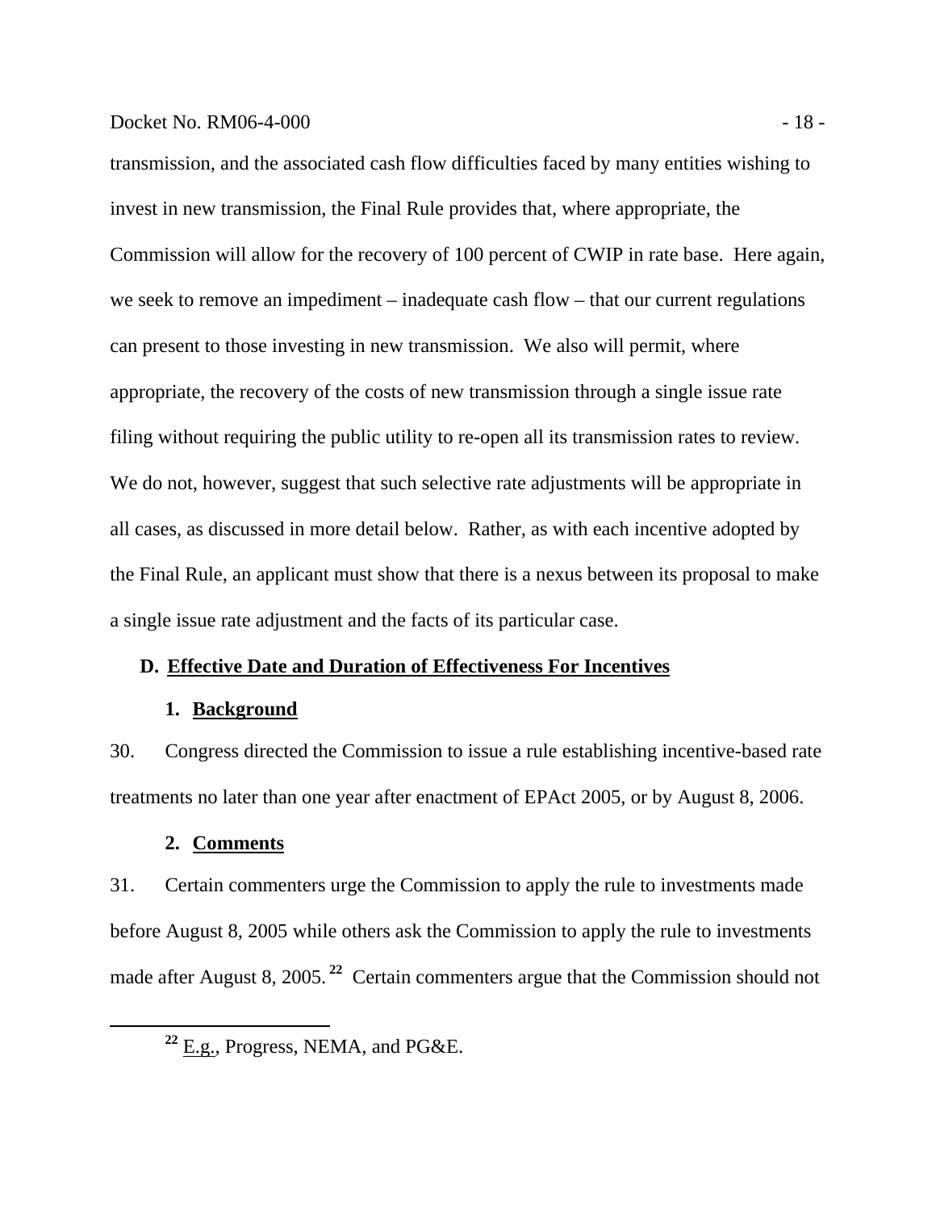transmission, and the associated cash flow difficulties faced by many entities wishing to invest in new transmission, the Final Rule provides that, where appropriate, the Commission will allow for the recovery of 100 percent of CWIP in rate base. Here again, we seek to remove an impediment – inadequate cash flow – that our current regulations can present to those investing in new transmission. We also will permit, where appropriate, the recovery of the costs of new transmission through a single issue rate filing without requiring the public utility to re-open all its transmission rates to review. We do not, however, suggest that such selective rate adjustments will be appropriate in all cases, as discussed in more detail below. Rather, as with each incentive adopted by the Final Rule, an applicant must show that there is a nexus between its proposal to make a single issue rate adjustment and the facts of its particular case.

## D. Effective Date and Duration of Effectiveness For Incentives

### 1. Background

30. Congress directed the Commission to issue a rule establishing incentive-based rate treatments no later than one year after enactment of EPAct 2005, or by August 8, 2006.

### 2. Comments

31. Certain commenters urge the Commission to apply the rule to investments made before August 8, 2005 while others ask the Commission to apply the rule to investments made after August 8, 2005.[22] Certain commenters argue that the Commission should not

[22] E.g., Progress, NEMA, and PG&E.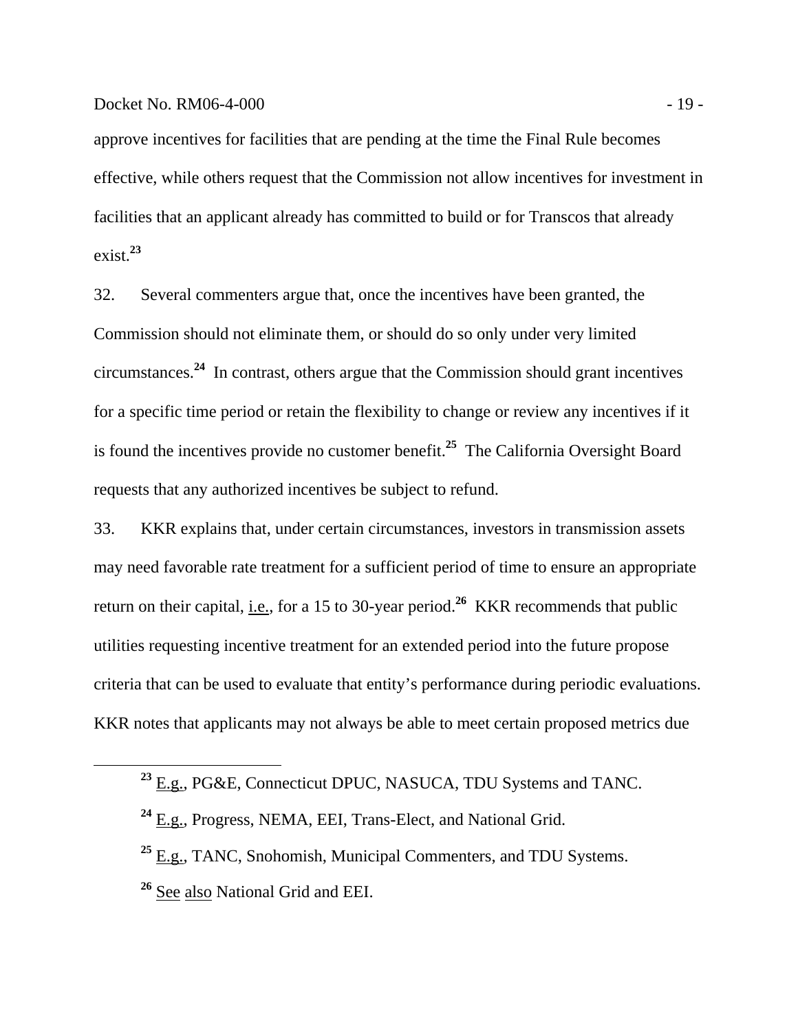approve incentives for facilities that are pending at the time the Final Rule becomes effective, while others request that the Commission not allow incentives for investment in facilities that an applicant already has committed to build or for Transcos that already exist.[23]

32. Several commenters argue that, once the incentives have been granted, the Commission should not eliminate them, or should do so only under very limited circumstances.[24] In contrast, others argue that the Commission should grant incentives for a specific time period or retain the flexibility to change or review any incentives if it is found the incentives provide no customer benefit.[25] The California Oversight Board requests that any authorized incentives be subject to refund.

33. KKR explains that, under certain circumstances, investors in transmission assets may need favorable rate treatment for a sufficient period of time to ensure an appropriate return on their capital, i.e., for a 15 to 30-year period.[26] KKR recommends that public utilities requesting incentive treatment for an extended period into the future propose criteria that can be used to evaluate that entity's performance during periodic evaluations. KKR notes that applicants may not always be able to meet certain proposed metrics due

---

[23] E.g., PG&E, Connecticut DPUC, NASUCA, TDU Systems and TANC.

[24] E.g., Progress, NEMA, EEI, Trans-Elect, and National Grid.

[25] E.g., TANC, Snohomish, Municipal Commenters, and TDU Systems.

[26] See also National Grid and EEI.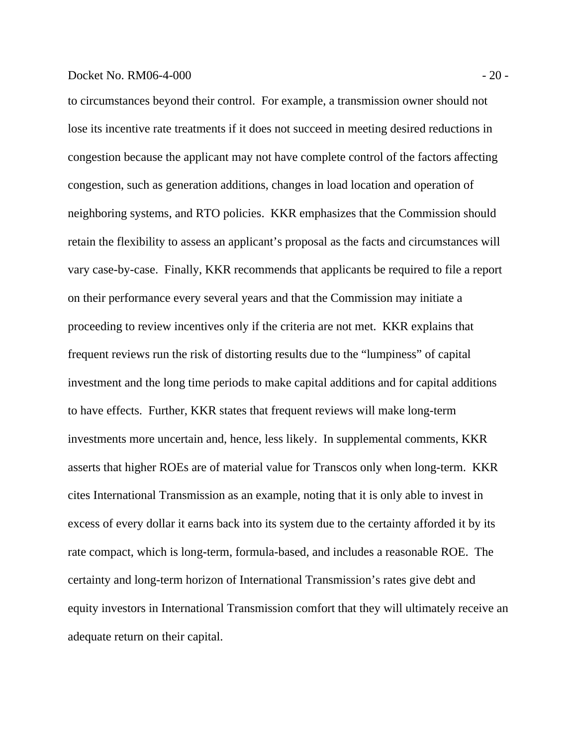to circumstances beyond their control. For example, a transmission owner should not lose its incentive rate treatments if it does not succeed in meeting desired reductions in congestion because the applicant may not have complete control of the factors affecting congestion, such as generation additions, changes in load location and operation of neighboring systems, and RTO policies. KKR emphasizes that the Commission should retain the flexibility to assess an applicant's proposal as the facts and circumstances will vary case-by-case. Finally, KKR recommends that applicants be required to file a report on their performance every several years and that the Commission may initiate a proceeding to review incentives only if the criteria are not met. KKR explains that frequent reviews run the risk of distorting results due to the "lumpiness" of capital investment and the long time periods to make capital additions and for capital additions to have effects. Further, KKR states that frequent reviews will make long-term investments more uncertain and, hence, less likely. In supplemental comments, KKR asserts that higher ROEs are of material value for Transcos only when long-term. KKR cites International Transmission as an example, noting that it is only able to invest in excess of every dollar it earns back into its system due to the certainty afforded it by its rate compact, which is long-term, formula-based, and includes a reasonable ROE. The certainty and long-term horizon of International Transmission's rates give debt and equity investors in International Transmission comfort that they will ultimately receive an adequate return on their capital.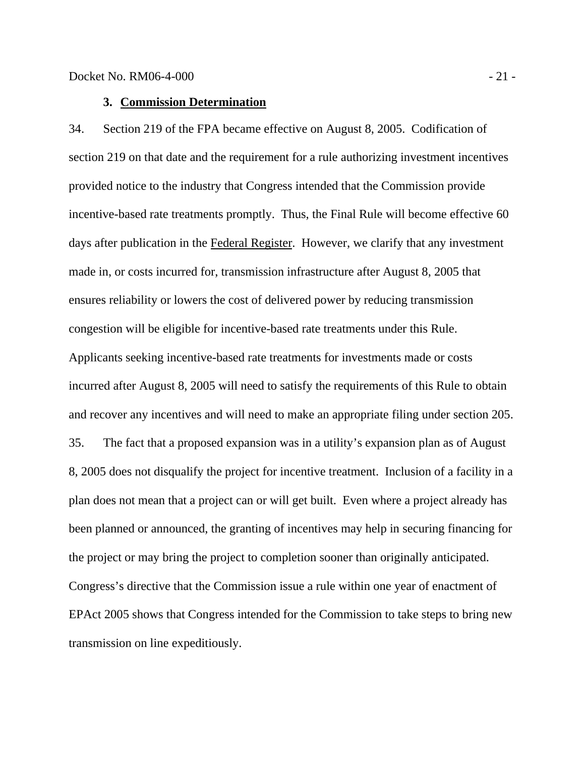### 3. **Commission Determination**

34. Section 219 of the FPA became effective on August 8, 2005. Codification of section 219 on that date and the requirement for a rule authorizing investment incentives provided notice to the industry that Congress intended that the Commission provide incentive-based rate treatments promptly. Thus, the Final Rule will become effective 60 days after publication in the Federal Register. However, we clarify that any investment made in, or costs incurred for, transmission infrastructure after August 8, 2005 that ensures reliability or lowers the cost of delivered power by reducing transmission congestion will be eligible for incentive-based rate treatments under this Rule. Applicants seeking incentive-based rate treatments for investments made or costs incurred after August 8, 2005 will need to satisfy the requirements of this Rule to obtain and recover any incentives and will need to make an appropriate filing under section 205.

35. The fact that a proposed expansion was in a utility's expansion plan as of August 8, 2005 does not disqualify the project for incentive treatment. Inclusion of a facility in a plan does not mean that a project can or will get built. Even where a project already has been planned or announced, the granting of incentives may help in securing financing for the project or may bring the project to completion sooner than originally anticipated. Congress's directive that the Commission issue a rule within one year of enactment of EPAct 2005 shows that Congress intended for the Commission to take steps to bring new transmission on line expeditiously.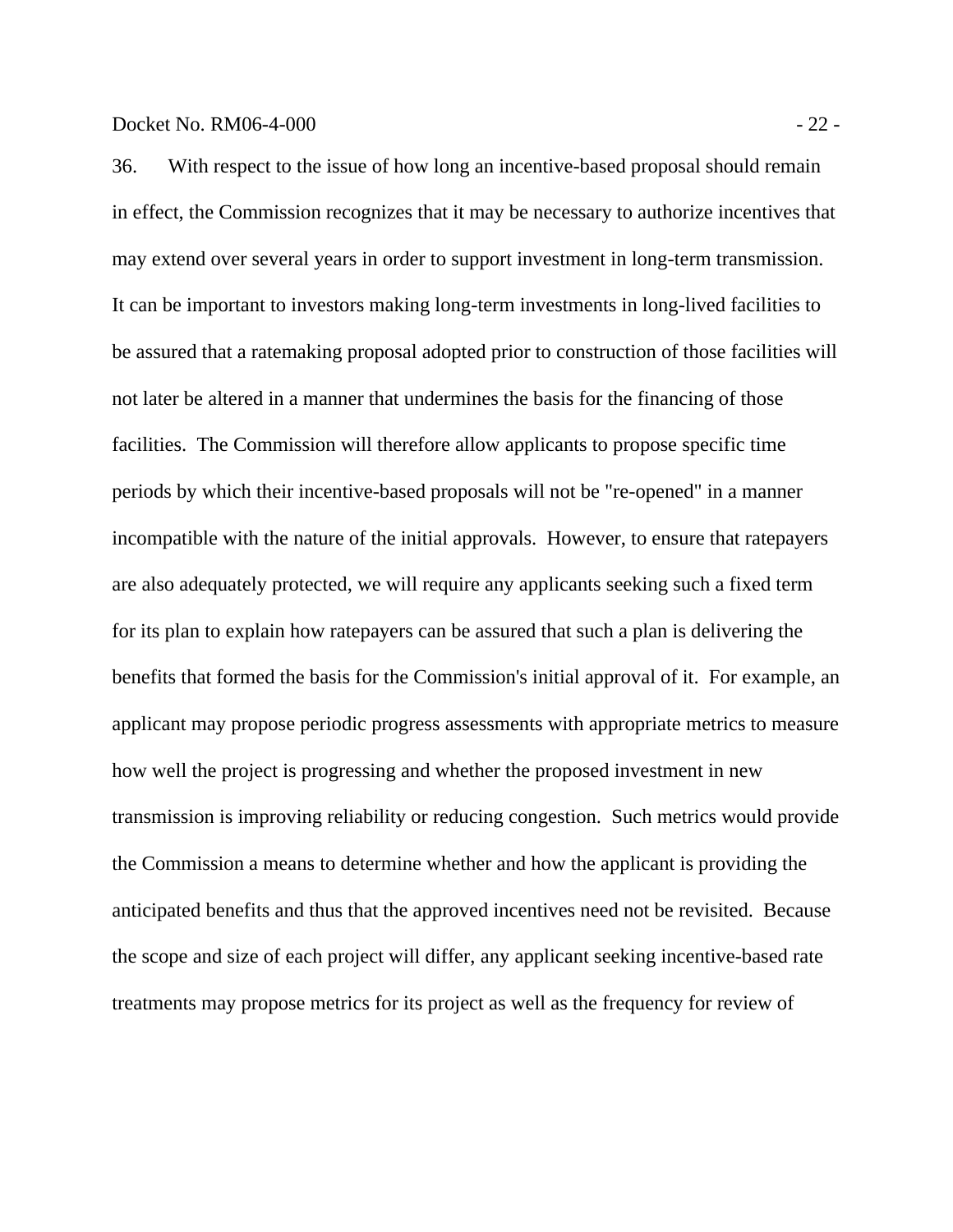36. With respect to the issue of how long an incentive-based proposal should remain in effect, the Commission recognizes that it may be necessary to authorize incentives that may extend over several years in order to support investment in long-term transmission. It can be important to investors making long-term investments in long-lived facilities to be assured that a ratemaking proposal adopted prior to construction of those facilities will not later be altered in a manner that undermines the basis for the financing of those facilities. The Commission will therefore allow applicants to propose specific time periods by which their incentive-based proposals will not be "re-opened" in a manner incompatible with the nature of the initial approvals. However, to ensure that ratepayers are also adequately protected, we will require any applicants seeking such a fixed term for its plan to explain how ratepayers can be assured that such a plan is delivering the benefits that formed the basis for the Commission's initial approval of it. For example, an applicant may propose periodic progress assessments with appropriate metrics to measure how well the project is progressing and whether the proposed investment in new transmission is improving reliability or reducing congestion. Such metrics would provide the Commission a means to determine whether and how the applicant is providing the anticipated benefits and thus that the approved incentives need not be revisited. Because the scope and size of each project will differ, any applicant seeking incentive-based rate treatments may propose metrics for its project as well as the frequency for review of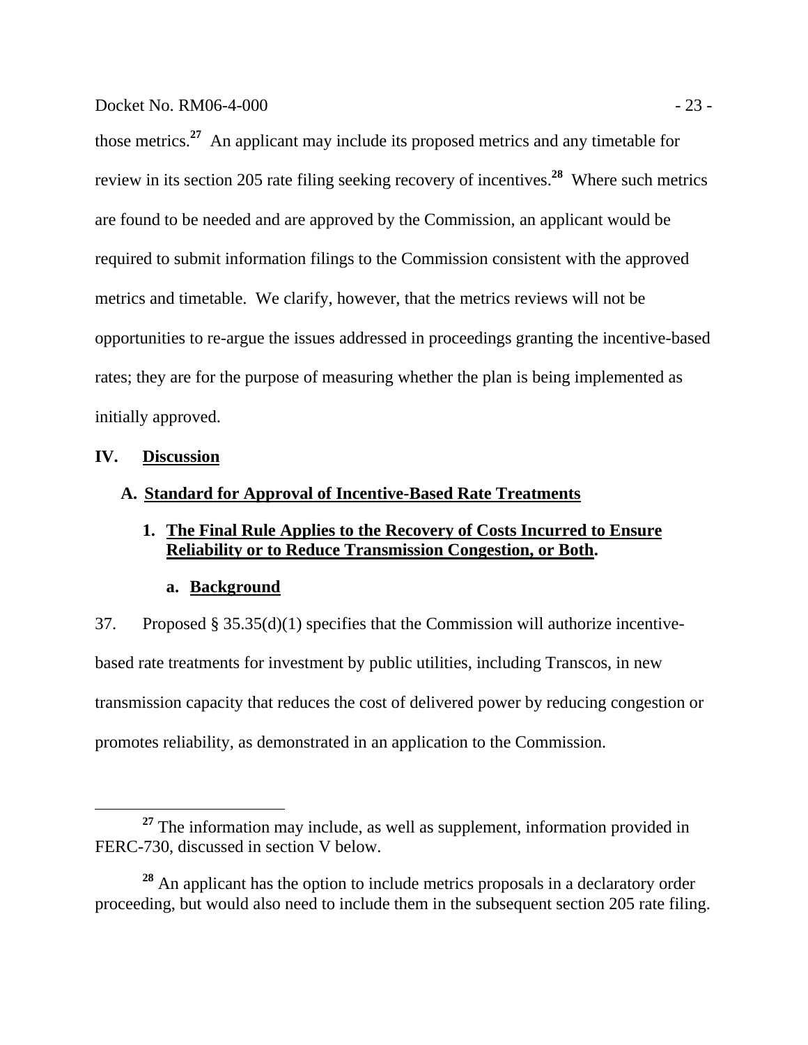those metrics.[27] An applicant may include its proposed metrics and any timetable for review in its section 205 rate filing seeking recovery of incentives.[28] Where such metrics are found to be needed and are approved by the Commission, an applicant would be required to submit information filings to the Commission consistent with the approved metrics and timetable. We clarify, however, that the metrics reviews will not be opportunities to re-argue the issues addressed in proceedings granting the incentive-based rates; they are for the purpose of measuring whether the plan is being implemented as initially approved.

## IV. Discussion

### A. Standard for Approval of Incentive-Based Rate Treatments

#### 1. The Final Rule Applies to the Recovery of Costs Incurred to Ensure Reliability or to Reduce Transmission Congestion, or Both.

##### a. Background

37. Proposed § 35.35(d)(1) specifies that the Commission will authorize incentive-based rate treatments for investment by public utilities, including Transcos, in new transmission capacity that reduces the cost of delivered power by reducing congestion or promotes reliability, as demonstrated in an application to the Commission.

---

[27] The information may include, as well as supplement, information provided in FERC-730, discussed in section V below.

[28] An applicant has the option to include metrics proposals in a declaratory order proceeding, but would also need to include them in the subsequent section 205 rate filing.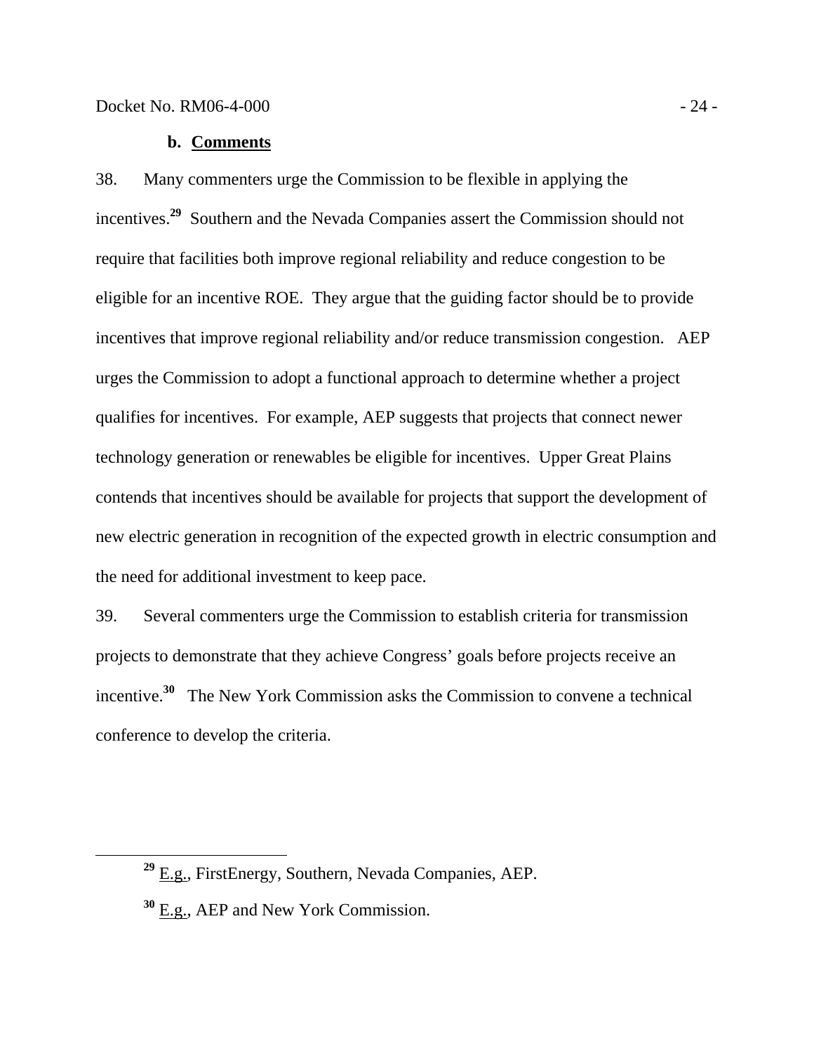### b. Comments

38. Many commenters urge the Commission to be flexible in applying the incentives.[29] Southern and the Nevada Companies assert the Commission should not require that facilities both improve regional reliability and reduce congestion to be eligible for an incentive ROE. They argue that the guiding factor should be to provide incentives that improve regional reliability and/or reduce transmission congestion. AEP urges the Commission to adopt a functional approach to determine whether a project qualifies for incentives. For example, AEP suggests that projects that connect newer technology generation or renewables be eligible for incentives. Upper Great Plains contends that incentives should be available for projects that support the development of new electric generation in recognition of the expected growth in electric consumption and the need for additional investment to keep pace.

39. Several commenters urge the Commission to establish criteria for transmission projects to demonstrate that they achieve Congress' goals before projects receive an incentive.[30] The New York Commission asks the Commission to convene a technical conference to develop the criteria.

---

[29] E.g., FirstEnergy, Southern, Nevada Companies, AEP.

[30] E.g., AEP and New York Commission.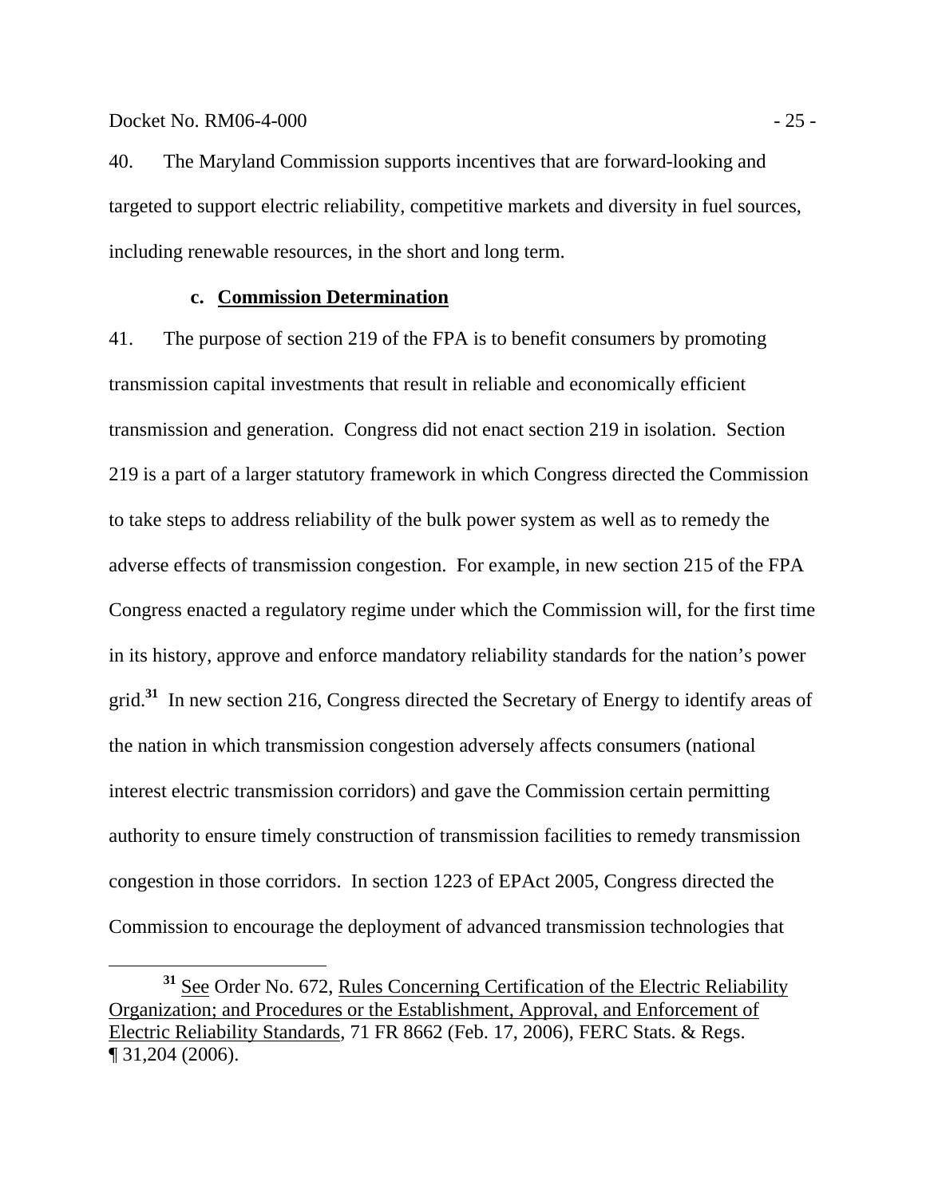40. The Maryland Commission supports incentives that are forward-looking and targeted to support electric reliability, competitive markets and diversity in fuel sources, including renewable resources, in the short and long term.

### c. Commission Determination

41. The purpose of section 219 of the FPA is to benefit consumers by promoting transmission capital investments that result in reliable and economically efficient transmission and generation. Congress did not enact section 219 in isolation. Section 219 is a part of a larger statutory framework in which Congress directed the Commission to take steps to address reliability of the bulk power system as well as to remedy the adverse effects of transmission congestion. For example, in new section 215 of the FPA Congress enacted a regulatory regime under which the Commission will, for the first time in its history, approve and enforce mandatory reliability standards for the nation's power grid.[31] In new section 216, Congress directed the Secretary of Energy to identify areas of the nation in which transmission congestion adversely affects consumers (national interest electric transmission corridors) and gave the Commission certain permitting authority to ensure timely construction of transmission facilities to remedy transmission congestion in those corridors. In section 1223 of EPAct 2005, Congress directed the Commission to encourage the deployment of advanced transmission technologies that

[31] See Order No. 672, Rules Concerning Certification of the Electric Reliability Organization; and Procedures or the Establishment, Approval, and Enforcement of Electric Reliability Standards, 71 FR 8662 (Feb. 17, 2006), FERC Stats. & Regs. ¶ 31,204 (2006).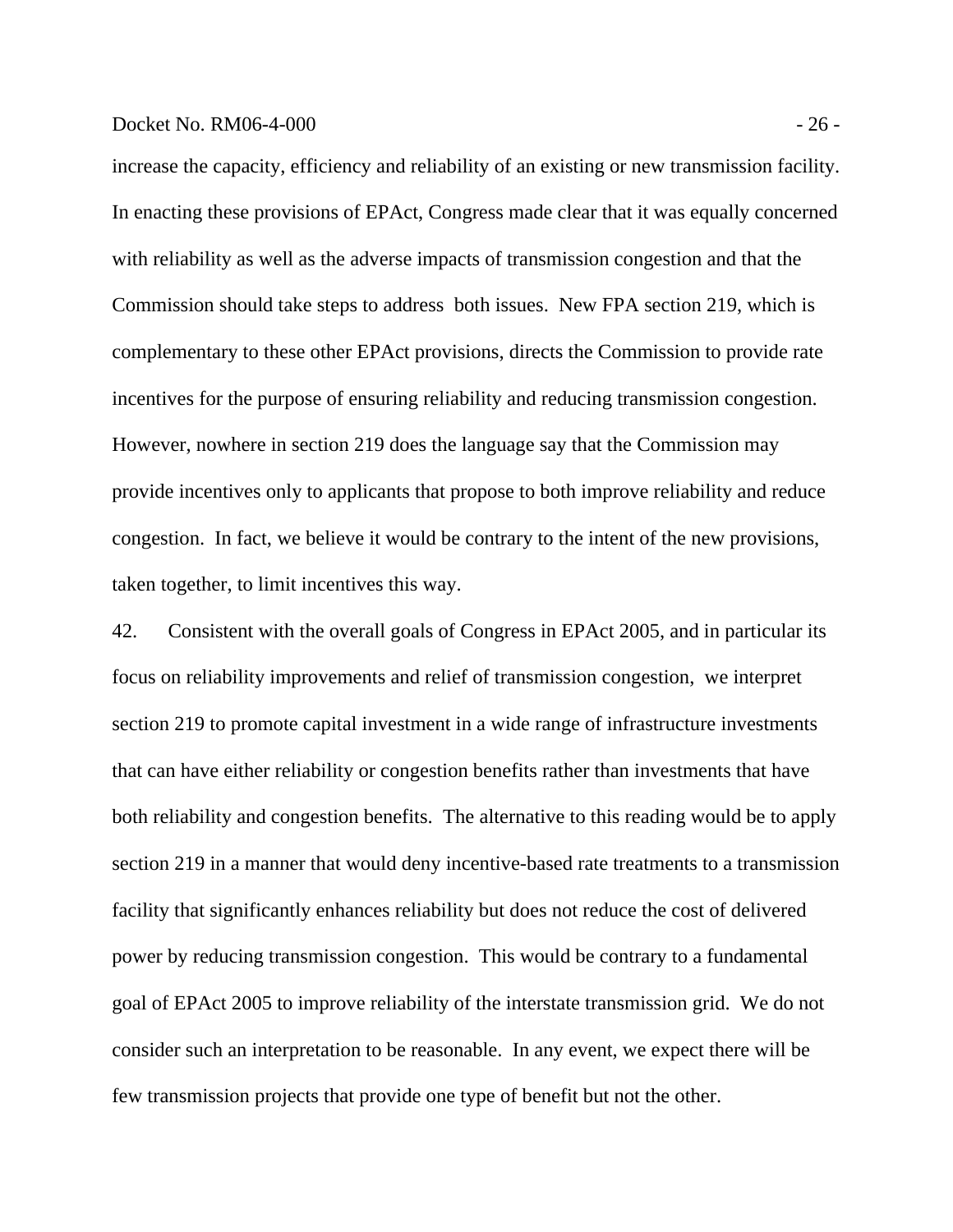increase the capacity, efficiency and reliability of an existing or new transmission facility. In enacting these provisions of EPAct, Congress made clear that it was equally concerned with reliability as well as the adverse impacts of transmission congestion and that the Commission should take steps to address both issues. New FPA section 219, which is complementary to these other EPAct provisions, directs the Commission to provide rate incentives for the purpose of ensuring reliability and reducing transmission congestion. However, nowhere in section 219 does the language say that the Commission may provide incentives only to applicants that propose to both improve reliability and reduce congestion. In fact, we believe it would be contrary to the intent of the new provisions, taken together, to limit incentives this way.

42. Consistent with the overall goals of Congress in EPAct 2005, and in particular its focus on reliability improvements and relief of transmission congestion, we interpret section 219 to promote capital investment in a wide range of infrastructure investments that can have either reliability or congestion benefits rather than investments that have both reliability and congestion benefits. The alternative to this reading would be to apply section 219 in a manner that would deny incentive-based rate treatments to a transmission facility that significantly enhances reliability but does not reduce the cost of delivered power by reducing transmission congestion. This would be contrary to a fundamental goal of EPAct 2005 to improve reliability of the interstate transmission grid. We do not consider such an interpretation to be reasonable. In any event, we expect there will be few transmission projects that provide one type of benefit but not the other.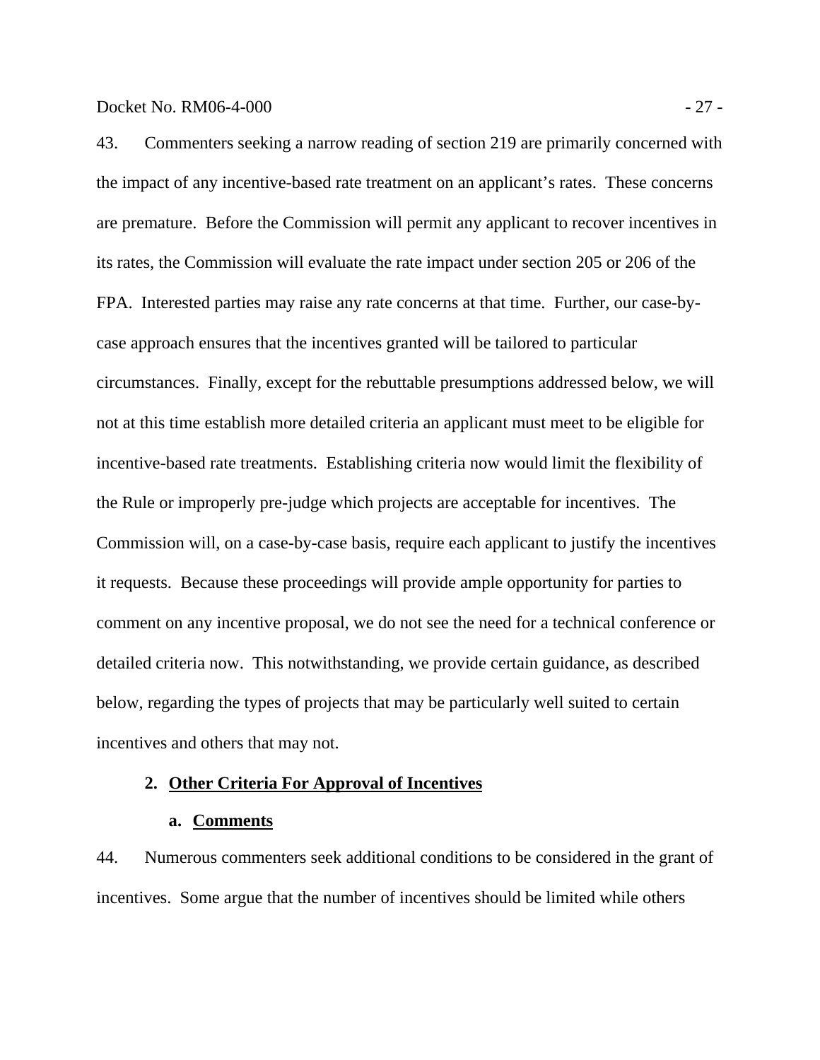43. Commenters seeking a narrow reading of section 219 are primarily concerned with the impact of any incentive-based rate treatment on an applicant's rates. These concerns are premature. Before the Commission will permit any applicant to recover incentives in its rates, the Commission will evaluate the rate impact under section 205 or 206 of the FPA. Interested parties may raise any rate concerns at that time. Further, our case-by-case approach ensures that the incentives granted will be tailored to particular circumstances. Finally, except for the rebuttable presumptions addressed below, we will not at this time establish more detailed criteria an applicant must meet to be eligible for incentive-based rate treatments. Establishing criteria now would limit the flexibility of the Rule or improperly pre-judge which projects are acceptable for incentives. The Commission will, on a case-by-case basis, require each applicant to justify the incentives it requests. Because these proceedings will provide ample opportunity for parties to comment on any incentive proposal, we do not see the need for a technical conference or detailed criteria now. This notwithstanding, we provide certain guidance, as described below, regarding the types of projects that may be particularly well suited to certain incentives and others that may not.

### 2. Other Criteria For Approval of Incentives

#### a. Comments

44. Numerous commenters seek additional conditions to be considered in the grant of incentives. Some argue that the number of incentives should be limited while others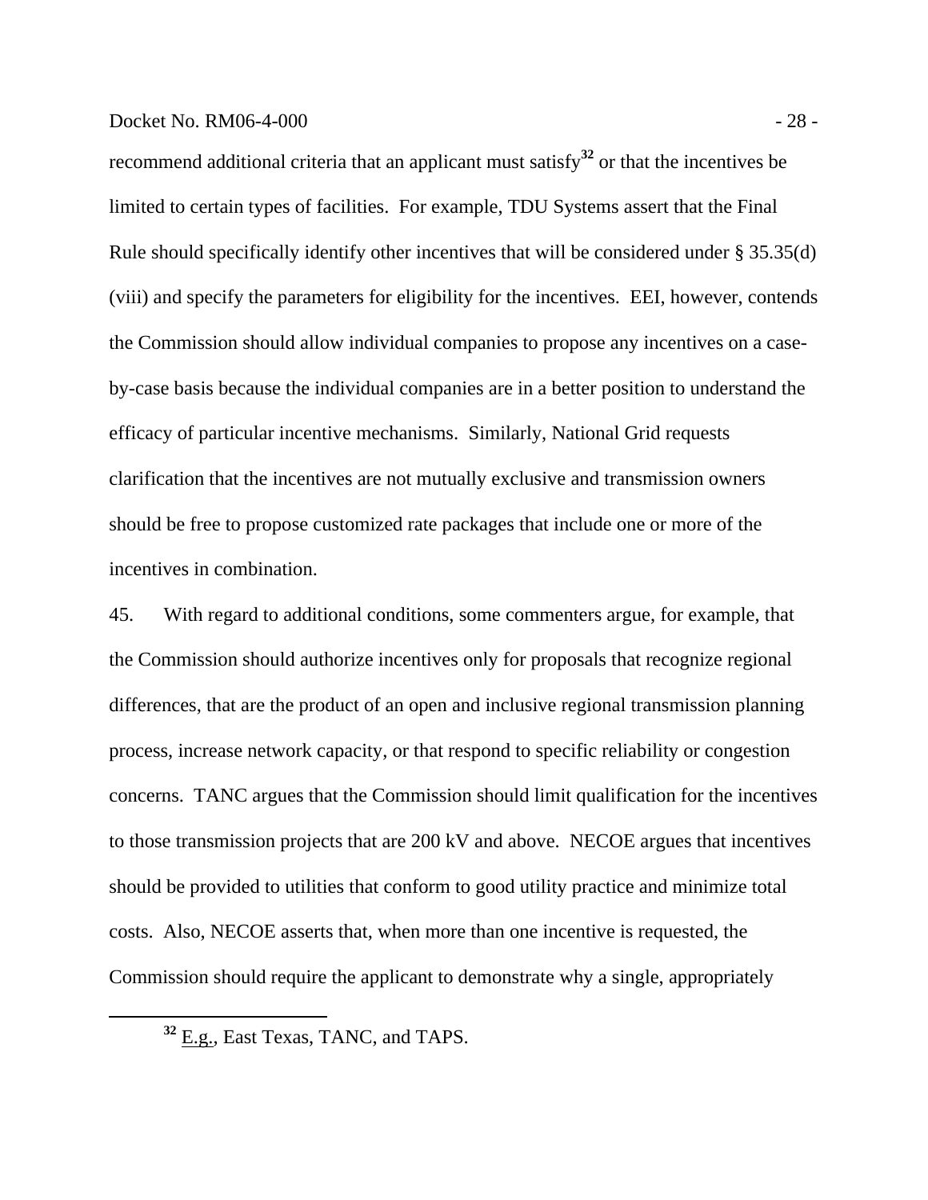recommend additional criteria that an applicant must satisfy[32] or that the incentives be limited to certain types of facilities. For example, TDU Systems assert that the Final Rule should specifically identify other incentives that will be considered under § 35.35(d)(viii) and specify the parameters for eligibility for the incentives. EEI, however, contends the Commission should allow individual companies to propose any incentives on a case-by-case basis because the individual companies are in a better position to understand the efficacy of particular incentive mechanisms. Similarly, National Grid requests clarification that the incentives are not mutually exclusive and transmission owners should be free to propose customized rate packages that include one or more of the incentives in combination.

45. With regard to additional conditions, some commenters argue, for example, that the Commission should authorize incentives only for proposals that recognize regional differences, that are the product of an open and inclusive regional transmission planning process, increase network capacity, or that respond to specific reliability or congestion concerns. TANC argues that the Commission should limit qualification for the incentives to those transmission projects that are 200 kV and above. NECOE argues that incentives should be provided to utilities that conform to good utility practice and minimize total costs. Also, NECOE asserts that, when more than one incentive is requested, the Commission should require the applicant to demonstrate why a single, appropriately

[32] E.g., East Texas, TANC, and TAPS.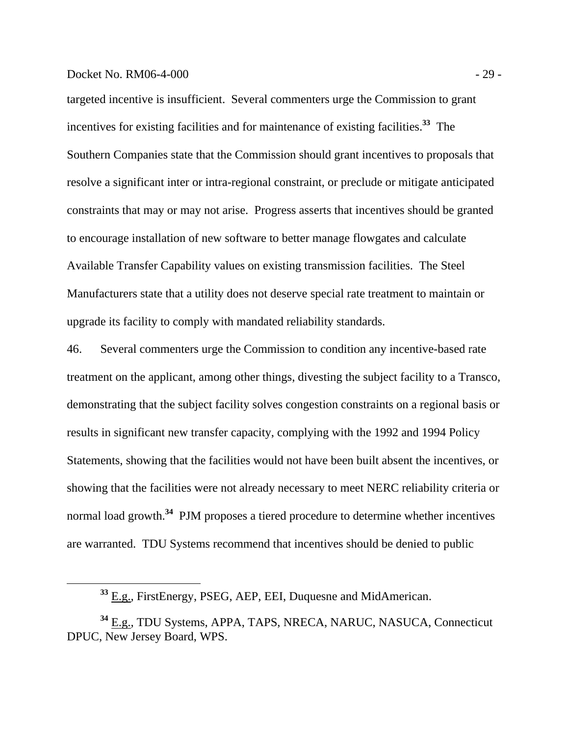targeted incentive is insufficient. Several commenters urge the Commission to grant incentives for existing facilities and for maintenance of existing facilities.[33] The Southern Companies state that the Commission should grant incentives to proposals that resolve a significant inter or intra-regional constraint, or preclude or mitigate anticipated constraints that may or may not arise. Progress asserts that incentives should be granted to encourage installation of new software to better manage flowgates and calculate Available Transfer Capability values on existing transmission facilities. The Steel Manufacturers state that a utility does not deserve special rate treatment to maintain or upgrade its facility to comply with mandated reliability standards.

46. Several commenters urge the Commission to condition any incentive-based rate treatment on the applicant, among other things, divesting the subject facility to a Transco, demonstrating that the subject facility solves congestion constraints on a regional basis or results in significant new transfer capacity, complying with the 1992 and 1994 Policy Statements, showing that the facilities would not have been built absent the incentives, or showing that the facilities were not already necessary to meet NERC reliability criteria or normal load growth.[34] PJM proposes a tiered procedure to determine whether incentives are warranted. TDU Systems recommend that incentives should be denied to public

---

[33] E.g., FirstEnergy, PSEG, AEP, EEI, Duquesne and MidAmerican.

[34] E.g., TDU Systems, APPA, TAPS, NRECA, NARUC, NASUCA, Connecticut DPUC, New Jersey Board, WPS.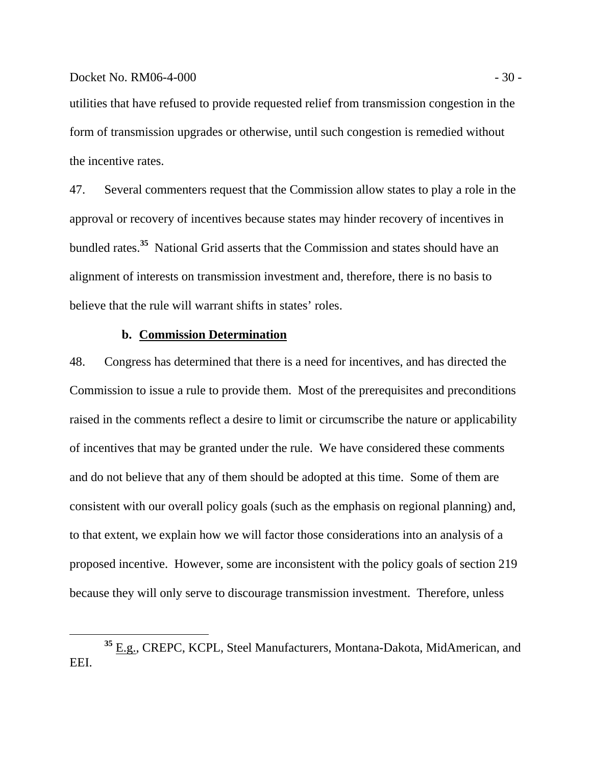utilities that have refused to provide requested relief from transmission congestion in the form of transmission upgrades or otherwise, until such congestion is remedied without the incentive rates.

47. Several commenters request that the Commission allow states to play a role in the approval or recovery of incentives because states may hinder recovery of incentives in bundled rates.[35] National Grid asserts that the Commission and states should have an alignment of interests on transmission investment and, therefore, there is no basis to believe that the rule will warrant shifts in states' roles.

**b. Commission Determination**

48. Congress has determined that there is a need for incentives, and has directed the Commission to issue a rule to provide them. Most of the prerequisites and preconditions raised in the comments reflect a desire to limit or circumscribe the nature or applicability of incentives that may be granted under the rule. We have considered these comments and do not believe that any of them should be adopted at this time. Some of them are consistent with our overall policy goals (such as the emphasis on regional planning) and, to that extent, we explain how we will factor those considerations into an analysis of a proposed incentive. However, some are inconsistent with the policy goals of section 219 because they will only serve to discourage transmission investment. Therefore, unless

[35] E.g., CREPC, KCPL, Steel Manufacturers, Montana-Dakota, MidAmerican, and EEI.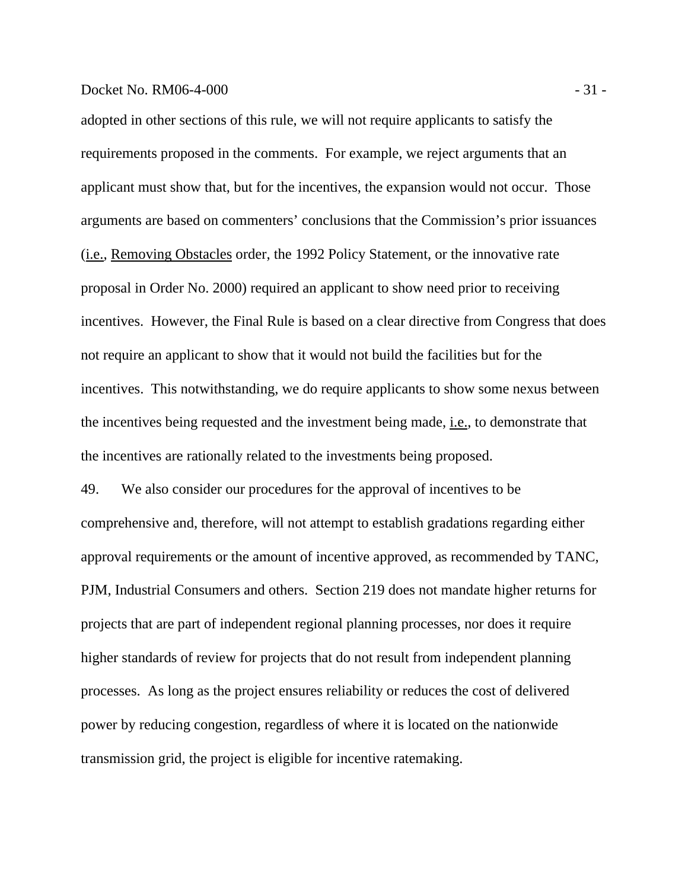adopted in other sections of this rule, we will not require applicants to satisfy the requirements proposed in the comments. For example, we reject arguments that an applicant must show that, but for the incentives, the expansion would not occur. Those arguments are based on commenters' conclusions that the Commission's prior issuances (i.e., Removing Obstacles order, the 1992 Policy Statement, or the innovative rate proposal in Order No. 2000) required an applicant to show need prior to receiving incentives. However, the Final Rule is based on a clear directive from Congress that does not require an applicant to show that it would not build the facilities but for the incentives. This notwithstanding, we do require applicants to show some nexus between the incentives being requested and the investment being made, i.e., to demonstrate that the incentives are rationally related to the investments being proposed.

49. We also consider our procedures for the approval of incentives to be comprehensive and, therefore, will not attempt to establish gradations regarding either approval requirements or the amount of incentive approved, as recommended by TANC, PJM, Industrial Consumers and others. Section 219 does not mandate higher returns for projects that are part of independent regional planning processes, nor does it require higher standards of review for projects that do not result from independent planning processes. As long as the project ensures reliability or reduces the cost of delivered power by reducing congestion, regardless of where it is located on the nationwide transmission grid, the project is eligible for incentive ratemaking.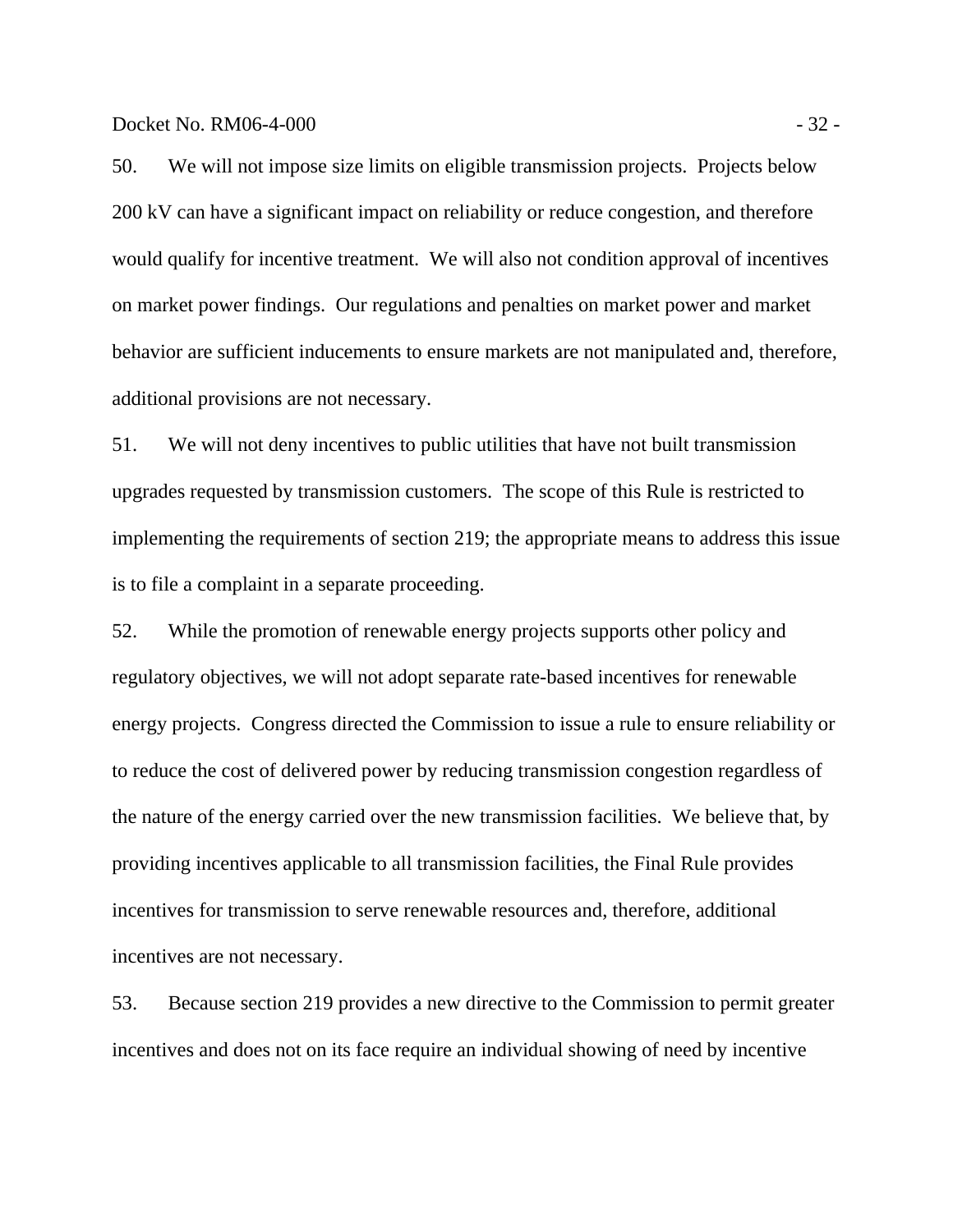50. We will not impose size limits on eligible transmission projects. Projects below 200 kV can have a significant impact on reliability or reduce congestion, and therefore would qualify for incentive treatment. We will also not condition approval of incentives on market power findings. Our regulations and penalties on market power and market behavior are sufficient inducements to ensure markets are not manipulated and, therefore, additional provisions are not necessary.

51. We will not deny incentives to public utilities that have not built transmission upgrades requested by transmission customers. The scope of this Rule is restricted to implementing the requirements of section 219; the appropriate means to address this issue is to file a complaint in a separate proceeding.

52. While the promotion of renewable energy projects supports other policy and regulatory objectives, we will not adopt separate rate-based incentives for renewable energy projects. Congress directed the Commission to issue a rule to ensure reliability or to reduce the cost of delivered power by reducing transmission congestion regardless of the nature of the energy carried over the new transmission facilities. We believe that, by providing incentives applicable to all transmission facilities, the Final Rule provides incentives for transmission to serve renewable resources and, therefore, additional incentives are not necessary.

53. Because section 219 provides a new directive to the Commission to permit greater incentives and does not on its face require an individual showing of need by incentive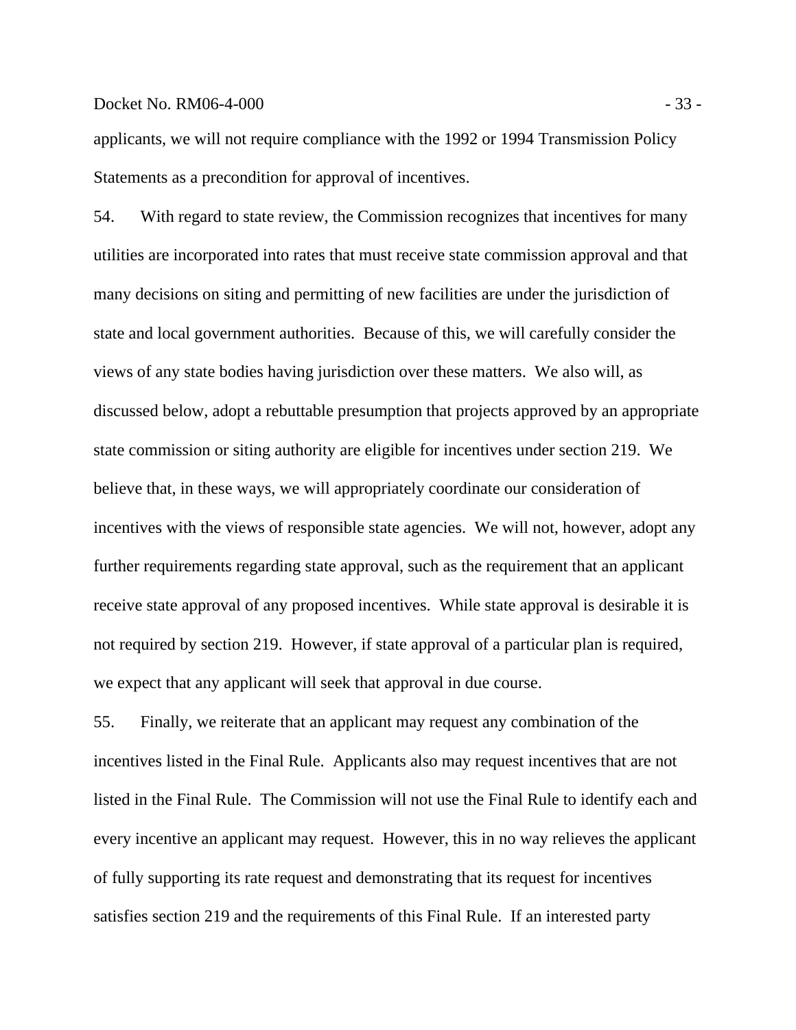applicants, we will not require compliance with the 1992 or 1994 Transmission Policy Statements as a precondition for approval of incentives.

54. With regard to state review, the Commission recognizes that incentives for many utilities are incorporated into rates that must receive state commission approval and that many decisions on siting and permitting of new facilities are under the jurisdiction of state and local government authorities. Because of this, we will carefully consider the views of any state bodies having jurisdiction over these matters. We also will, as discussed below, adopt a rebuttable presumption that projects approved by an appropriate state commission or siting authority are eligible for incentives under section 219. We believe that, in these ways, we will appropriately coordinate our consideration of incentives with the views of responsible state agencies. We will not, however, adopt any further requirements regarding state approval, such as the requirement that an applicant receive state approval of any proposed incentives. While state approval is desirable it is not required by section 219. However, if state approval of a particular plan is required, we expect that any applicant will seek that approval in due course.

55. Finally, we reiterate that an applicant may request any combination of the incentives listed in the Final Rule. Applicants also may request incentives that are not listed in the Final Rule. The Commission will not use the Final Rule to identify each and every incentive an applicant may request. However, this in no way relieves the applicant of fully supporting its rate request and demonstrating that its request for incentives satisfies section 219 and the requirements of this Final Rule. If an interested party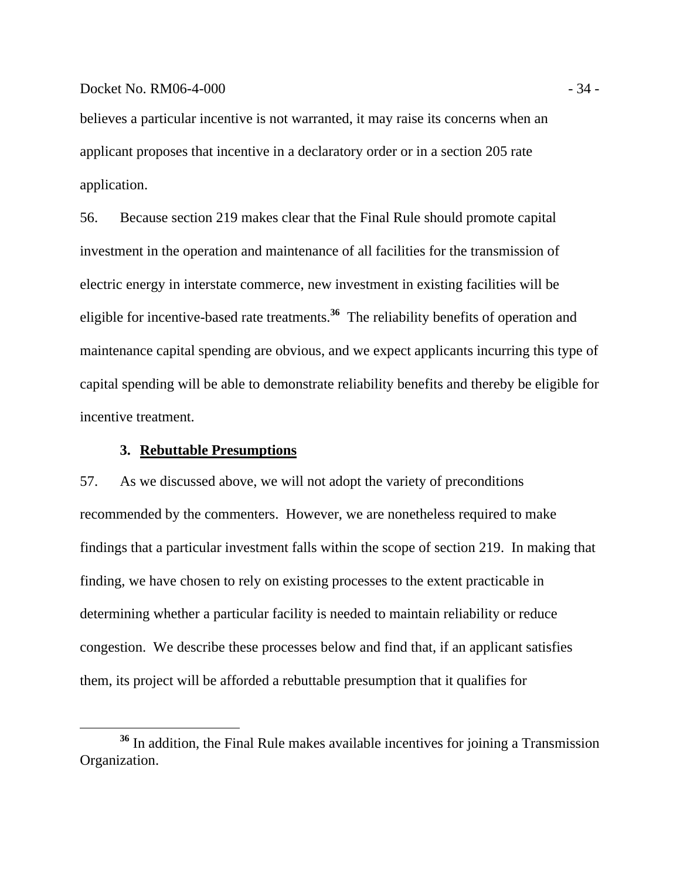believes a particular incentive is not warranted, it may raise its concerns when an applicant proposes that incentive in a declaratory order or in a section 205 rate application.

56. Because section 219 makes clear that the Final Rule should promote capital investment in the operation and maintenance of all facilities for the transmission of electric energy in interstate commerce, new investment in existing facilities will be eligible for incentive-based rate treatments.[36] The reliability benefits of operation and maintenance capital spending are obvious, and we expect applicants incurring this type of capital spending will be able to demonstrate reliability benefits and thereby be eligible for incentive treatment.

### 3. Rebuttable Presumptions

57. As we discussed above, we will not adopt the variety of preconditions recommended by the commenters. However, we are nonetheless required to make findings that a particular investment falls within the scope of section 219. In making that finding, we have chosen to rely on existing processes to the extent practicable in determining whether a particular facility is needed to maintain reliability or reduce congestion. We describe these processes below and find that, if an applicant satisfies them, its project will be afforded a rebuttable presumption that it qualifies for

[36] In addition, the Final Rule makes available incentives for joining a Transmission Organization.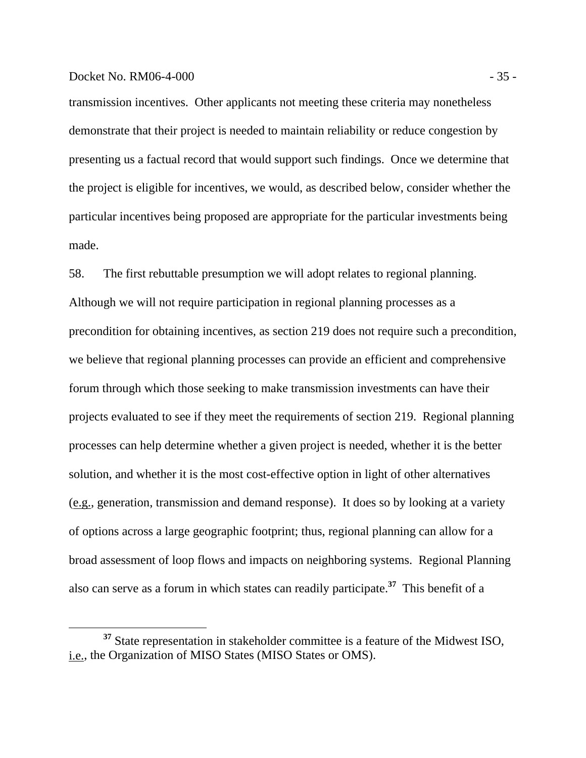transmission incentives. Other applicants not meeting these criteria may nonetheless demonstrate that their project is needed to maintain reliability or reduce congestion by presenting us a factual record that would support such findings. Once we determine that the project is eligible for incentives, we would, as described below, consider whether the particular incentives being proposed are appropriate for the particular investments being made.

58. The first rebuttable presumption we will adopt relates to regional planning. Although we will not require participation in regional planning processes as a precondition for obtaining incentives, as section 219 does not require such a precondition, we believe that regional planning processes can provide an efficient and comprehensive forum through which those seeking to make transmission investments can have their projects evaluated to see if they meet the requirements of section 219. Regional planning processes can help determine whether a given project is needed, whether it is the better solution, and whether it is the most cost-effective option in light of other alternatives (e.g., generation, transmission and demand response). It does so by looking at a variety of options across a large geographic footprint; thus, regional planning can allow for a broad assessment of loop flows and impacts on neighboring systems. Regional Planning also can serve as a forum in which states can readily participate.[37] This benefit of a

[37] State representation in stakeholder committee is a feature of the Midwest ISO, i.e., the Organization of MISO States (MISO States or OMS).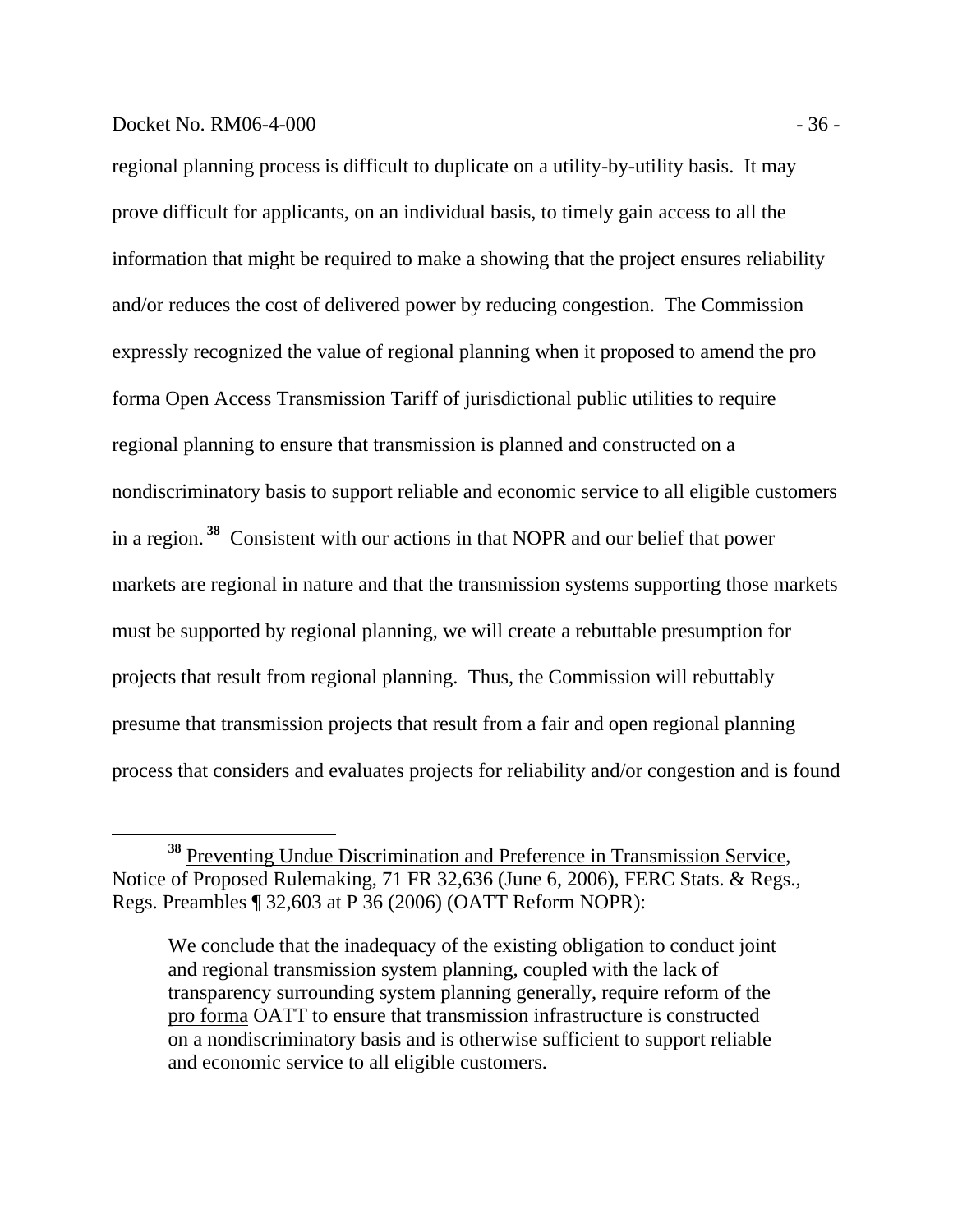regional planning process is difficult to duplicate on a utility-by-utility basis. It may prove difficult for applicants, on an individual basis, to timely gain access to all the information that might be required to make a showing that the project ensures reliability and/or reduces the cost of delivered power by reducing congestion. The Commission expressly recognized the value of regional planning when it proposed to amend the pro forma Open Access Transmission Tariff of jurisdictional public utilities to require regional planning to ensure that transmission is planned and constructed on a nondiscriminatory basis to support reliable and economic service to all eligible customers in a region.[38] Consistent with our actions in that NOPR and our belief that power markets are regional in nature and that the transmission systems supporting those markets must be supported by regional planning, we will create a rebuttable presumption for projects that result from regional planning. Thus, the Commission will rebuttably presume that transmission projects that result from a fair and open regional planning process that considers and evaluates projects for reliability and/or congestion and is found

---

[38] Preventing Undue Discrimination and Preference in Transmission Service, Notice of Proposed Rulemaking, 71 FR 32,636 (June 6, 2006), FERC Stats. & Regs., Regs. Preambles ¶ 32,603 at P 36 (2006) (OATT Reform NOPR):

> We conclude that the inadequacy of the existing obligation to conduct joint and regional transmission system planning, coupled with the lack of transparency surrounding system planning generally, require reform of the pro forma OATT to ensure that transmission infrastructure is constructed on a nondiscriminatory basis and is otherwise sufficient to support reliable and economic service to all eligible customers.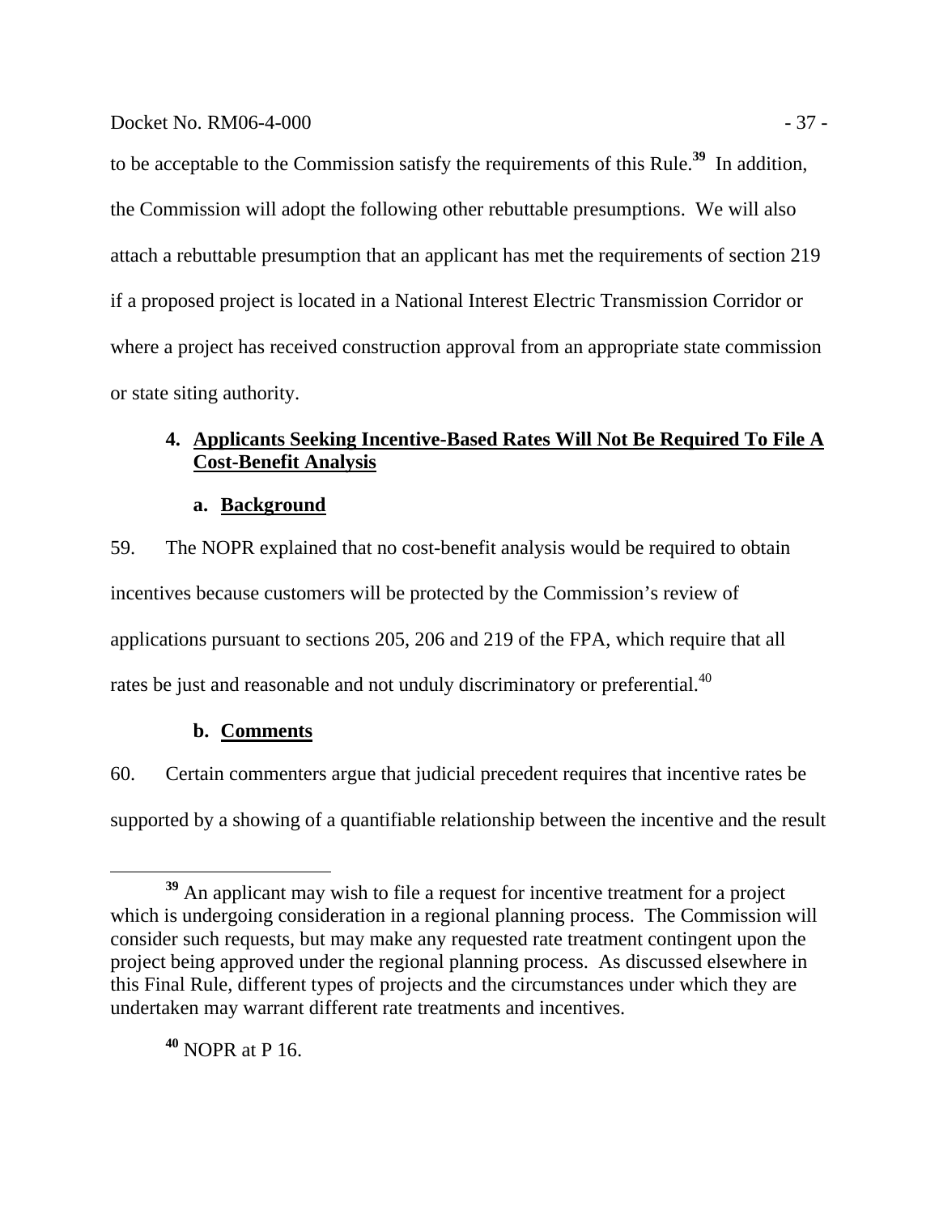to be acceptable to the Commission satisfy the requirements of this Rule.[39] In addition, the Commission will adopt the following other rebuttable presumptions. We will also attach a rebuttable presumption that an applicant has met the requirements of section 219 if a proposed project is located in a National Interest Electric Transmission Corridor or where a project has received construction approval from an appropriate state commission or state siting authority.

### 4. Applicants Seeking Incentive-Based Rates Will Not Be Required To File A Cost-Benefit Analysis

#### a. Background

59. The NOPR explained that no cost-benefit analysis would be required to obtain incentives because customers will be protected by the Commission's review of applications pursuant to sections 205, 206 and 219 of the FPA, which require that all rates be just and reasonable and not unduly discriminatory or preferential.[40]

#### b. Comments

60. Certain commenters argue that judicial precedent requires that incentive rates be supported by a showing of a quantifiable relationship between the incentive and the result

---

[39] An applicant may wish to file a request for incentive treatment for a project which is undergoing consideration in a regional planning process. The Commission will consider such requests, but may make any requested rate treatment contingent upon the project being approved under the regional planning process. As discussed elsewhere in this Final Rule, different types of projects and the circumstances under which they are undertaken may warrant different rate treatments and incentives.

[40] NOPR at P 16.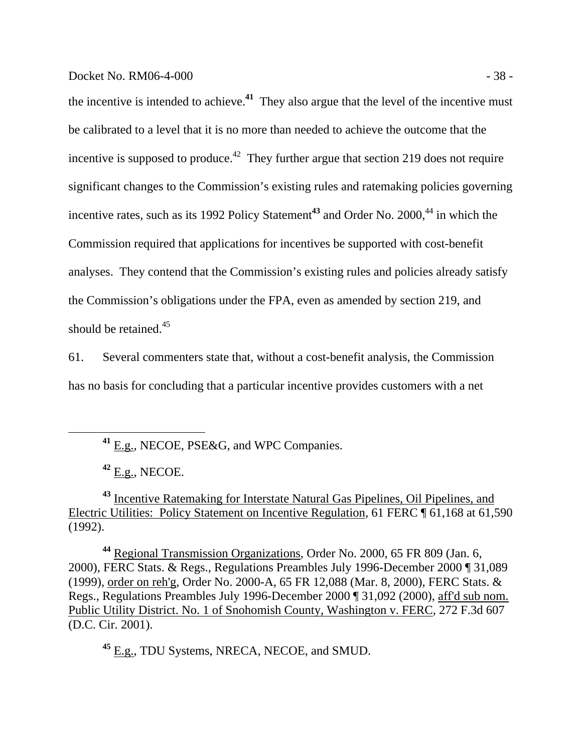the incentive is intended to achieve.[41] They also argue that the level of the incentive must be calibrated to a level that it is no more than needed to achieve the outcome that the incentive is supposed to produce.[42] They further argue that section 219 does not require significant changes to the Commission's existing rules and ratemaking policies governing incentive rates, such as its 1992 Policy Statement[43] and Order No. 2000,[44] in which the Commission required that applications for incentives be supported with cost-benefit analyses. They contend that the Commission's existing rules and policies already satisfy the Commission's obligations under the FPA, even as amended by section 219, and should be retained.[45]

61. Several commenters state that, without a cost-benefit analysis, the Commission has no basis for concluding that a particular incentive provides customers with a net

---

[41] E.g., NECOE, PSE&G, and WPC Companies.

[42] E.g., NECOE.

[43] Incentive Ratemaking for Interstate Natural Gas Pipelines, Oil Pipelines, and Electric Utilities: Policy Statement on Incentive Regulation, 61 FERC ¶ 61,168 at 61,590 (1992).

[44] Regional Transmission Organizations, Order No. 2000, 65 FR 809 (Jan. 6, 2000), FERC Stats. & Regs., Regulations Preambles July 1996-December 2000 ¶ 31,089 (1999), order on reh'g, Order No. 2000-A, 65 FR 12,088 (Mar. 8, 2000), FERC Stats. & Regs., Regulations Preambles July 1996-December 2000 ¶ 31,092 (2000), aff'd sub nom. Public Utility District. No. 1 of Snohomish County, Washington v. FERC, 272 F.3d 607 (D.C. Cir. 2001).

[45] E.g., TDU Systems, NRECA, NECOE, and SMUD.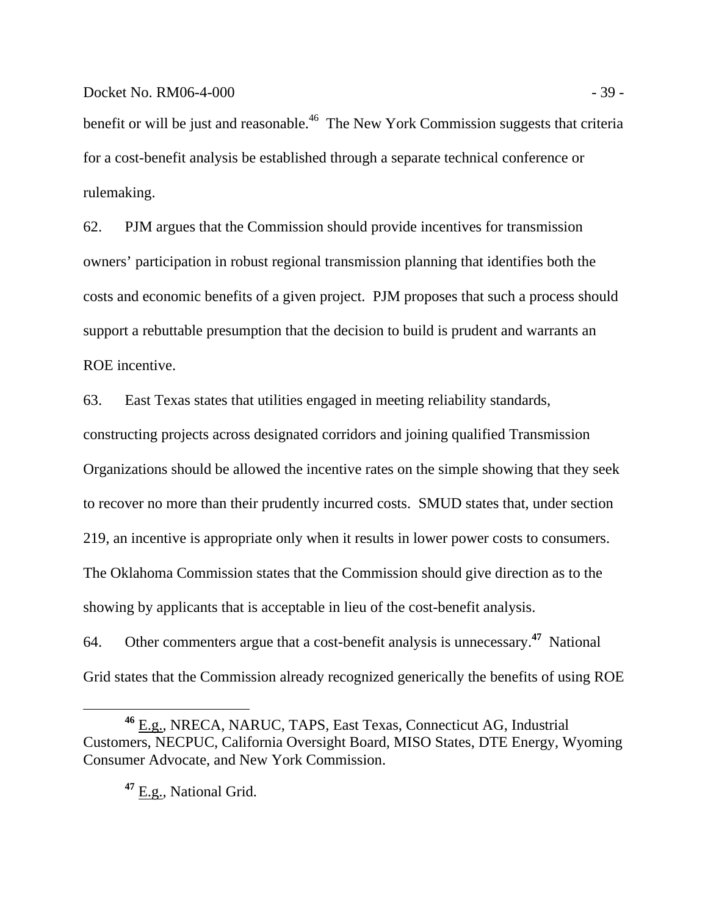benefit or will be just and reasonable.[46] The New York Commission suggests that criteria for a cost-benefit analysis be established through a separate technical conference or rulemaking.

62. PJM argues that the Commission should provide incentives for transmission owners' participation in robust regional transmission planning that identifies both the costs and economic benefits of a given project. PJM proposes that such a process should support a rebuttable presumption that the decision to build is prudent and warrants an ROE incentive.

63. East Texas states that utilities engaged in meeting reliability standards, constructing projects across designated corridors and joining qualified Transmission Organizations should be allowed the incentive rates on the simple showing that they seek to recover no more than their prudently incurred costs. SMUD states that, under section 219, an incentive is appropriate only when it results in lower power costs to consumers. The Oklahoma Commission states that the Commission should give direction as to the showing by applicants that is acceptable in lieu of the cost-benefit analysis.

64. Other commenters argue that a cost-benefit analysis is unnecessary.[47] National Grid states that the Commission already recognized generically the benefits of using ROE

[46] E.g., NRECA, NARUC, TAPS, East Texas, Connecticut AG, Industrial Customers, NECPUC, California Oversight Board, MISO States, DTE Energy, Wyoming Consumer Advocate, and New York Commission.

[47] E.g., National Grid.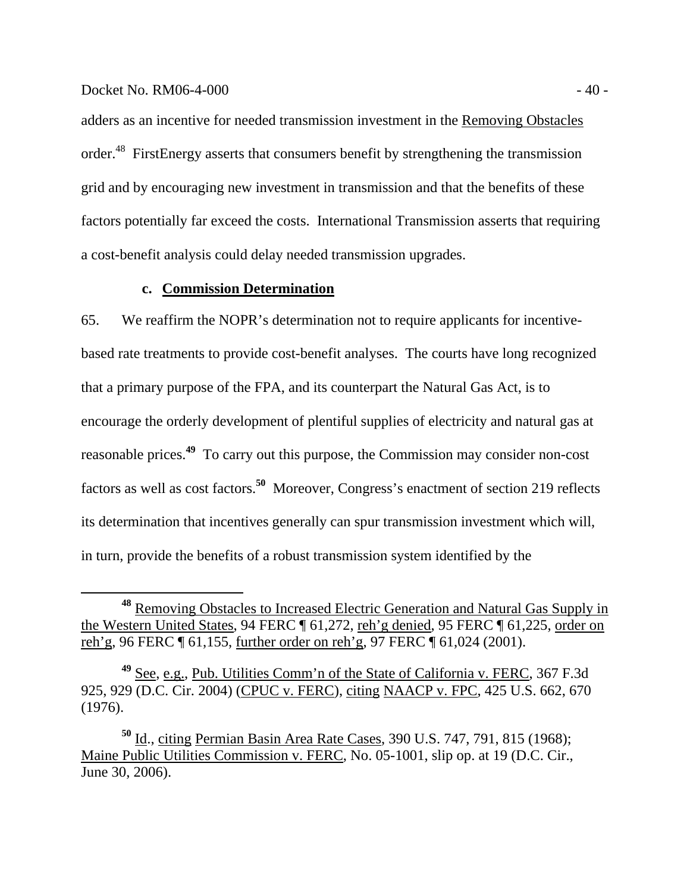adders as an incentive for needed transmission investment in the Removing Obstacles order.[48] FirstEnergy asserts that consumers benefit by strengthening the transmission grid and by encouraging new investment in transmission and that the benefits of these factors potentially far exceed the costs. International Transmission asserts that requiring a cost-benefit analysis could delay needed transmission upgrades.

#### c. Commission Determination

65. We reaffirm the NOPR's determination not to require applicants for incentive-based rate treatments to provide cost-benefit analyses. The courts have long recognized that a primary purpose of the FPA, and its counterpart the Natural Gas Act, is to encourage the orderly development of plentiful supplies of electricity and natural gas at reasonable prices.[49] To carry out this purpose, the Commission may consider non-cost factors as well as cost factors.[50] Moreover, Congress's enactment of section 219 reflects its determination that incentives generally can spur transmission investment which will, in turn, provide the benefits of a robust transmission system identified by the

---

[48] Removing Obstacles to Increased Electric Generation and Natural Gas Supply in the Western United States, 94 FERC ¶ 61,272, reh'g denied, 95 FERC ¶ 61,225, order on reh'g, 96 FERC ¶ 61,155, further order on reh'g, 97 FERC ¶ 61,024 (2001).

[49] See, e.g., Pub. Utilities Comm'n of the State of California v. FERC, 367 F.3d 925, 929 (D.C. Cir. 2004) (CPUC v. FERC), citing NAACP v. FPC, 425 U.S. 662, 670 (1976).

[50] Id., citing Permian Basin Area Rate Cases, 390 U.S. 747, 791, 815 (1968); Maine Public Utilities Commission v. FERC, No. 05-1001, slip op. at 19 (D.C. Cir., June 30, 2006).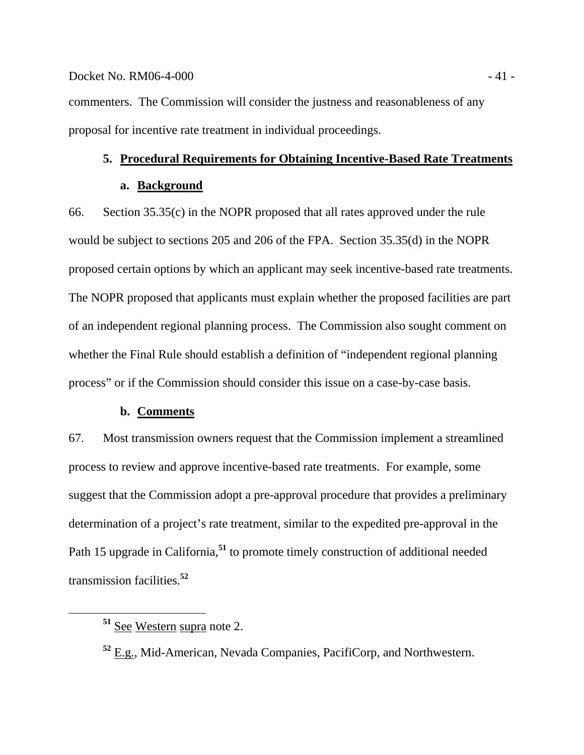commenters. The Commission will consider the justness and reasonableness of any proposal for incentive rate treatment in individual proceedings.

### 5. Procedural Requirements for Obtaining Incentive-Based Rate Treatments

#### a. Background

66. Section 35.35(c) in the NOPR proposed that all rates approved under the rule would be subject to sections 205 and 206 of the FPA. Section 35.35(d) in the NOPR proposed certain options by which an applicant may seek incentive-based rate treatments. The NOPR proposed that applicants must explain whether the proposed facilities are part of an independent regional planning process. The Commission also sought comment on whether the Final Rule should establish a definition of "independent regional planning process" or if the Commission should consider this issue on a case-by-case basis.

#### b. Comments

67. Most transmission owners request that the Commission implement a streamlined process to review and approve incentive-based rate treatments. For example, some suggest that the Commission adopt a pre-approval procedure that provides a preliminary determination of a project's rate treatment, similar to the expedited pre-approval in the Path 15 upgrade in California,[51] to promote timely construction of additional needed transmission facilities.[52]

---

[51] See Western supra note 2.

[52] E.g., Mid-American, Nevada Companies, PacifiCorp, and Northwestern.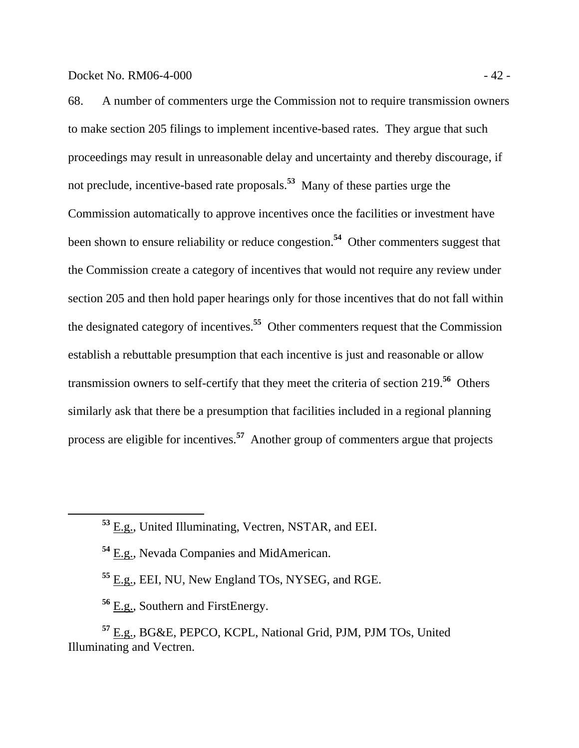68. A number of commenters urge the Commission not to require transmission owners to make section 205 filings to implement incentive-based rates. They argue that such proceedings may result in unreasonable delay and uncertainty and thereby discourage, if not preclude, incentive-based rate proposals.[53] Many of these parties urge the Commission automatically to approve incentives once the facilities or investment have been shown to ensure reliability or reduce congestion.[54] Other commenters suggest that the Commission create a category of incentives that would not require any review under section 205 and then hold paper hearings only for those incentives that do not fall within the designated category of incentives.[55] Other commenters request that the Commission establish a rebuttable presumption that each incentive is just and reasonable or allow transmission owners to self-certify that they meet the criteria of section 219.[56] Others similarly ask that there be a presumption that facilities included in a regional planning process are eligible for incentives.[57] Another group of commenters argue that projects

---

[53] E.g., United Illuminating, Vectren, NSTAR, and EEI.

[54] E.g., Nevada Companies and MidAmerican.

[55] E.g., EEI, NU, New England TOs, NYSEG, and RGE.

[56] E.g., Southern and FirstEnergy.

[57] E.g., BG&E, PEPCO, KCPL, National Grid, PJM, PJM TOs, United Illuminating and Vectren.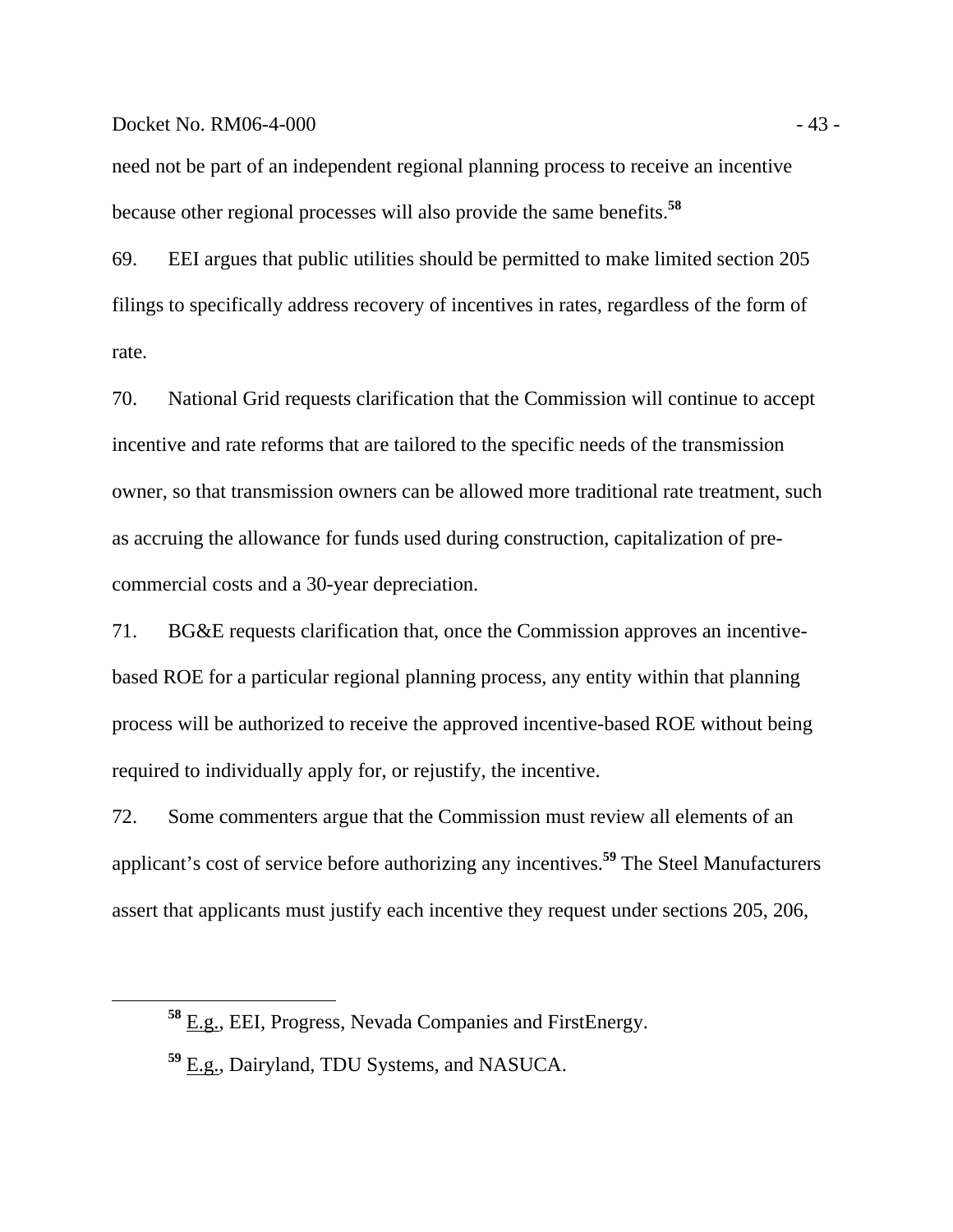need not be part of an independent regional planning process to receive an incentive because other regional processes will also provide the same benefits.[58]

69. EEI argues that public utilities should be permitted to make limited section 205 filings to specifically address recovery of incentives in rates, regardless of the form of rate.

70. National Grid requests clarification that the Commission will continue to accept incentive and rate reforms that are tailored to the specific needs of the transmission owner, so that transmission owners can be allowed more traditional rate treatment, such as accruing the allowance for funds used during construction, capitalization of pre-commercial costs and a 30-year depreciation.

71. BG&E requests clarification that, once the Commission approves an incentive-based ROE for a particular regional planning process, any entity within that planning process will be authorized to receive the approved incentive-based ROE without being required to individually apply for, or rejustify, the incentive.

72. Some commenters argue that the Commission must review all elements of an applicant's cost of service before authorizing any incentives.[59] The Steel Manufacturers assert that applicants must justify each incentive they request under sections 205, 206,

---

[58] E.g., EEI, Progress, Nevada Companies and FirstEnergy.

[59] E.g., Dairyland, TDU Systems, and NASUCA.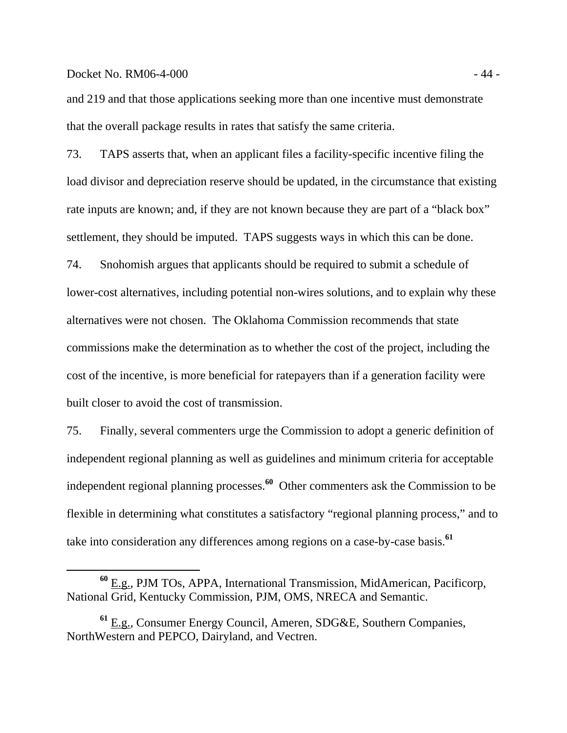and 219 and that those applications seeking more than one incentive must demonstrate that the overall package results in rates that satisfy the same criteria.

73. TAPS asserts that, when an applicant files a facility-specific incentive filing the load divisor and depreciation reserve should be updated, in the circumstance that existing rate inputs are known; and, if they are not known because they are part of a "black box" settlement, they should be imputed. TAPS suggests ways in which this can be done.

74. Snohomish argues that applicants should be required to submit a schedule of lower-cost alternatives, including potential non-wires solutions, and to explain why these alternatives were not chosen. The Oklahoma Commission recommends that state commissions make the determination as to whether the cost of the project, including the cost of the incentive, is more beneficial for ratepayers than if a generation facility were built closer to avoid the cost of transmission.

75. Finally, several commenters urge the Commission to adopt a generic definition of independent regional planning as well as guidelines and minimum criteria for acceptable independent regional planning processes.[60] Other commenters ask the Commission to be flexible in determining what constitutes a satisfactory "regional planning process," and to take into consideration any differences among regions on a case-by-case basis.[61]

---

[60] E.g., PJM TOs, APPA, International Transmission, MidAmerican, Pacificorp, National Grid, Kentucky Commission, PJM, OMS, NRECA and Semantic.

[61] E.g., Consumer Energy Council, Ameren, SDG&E, Southern Companies, NorthWestern and PEPCO, Dairyland, and Vectren.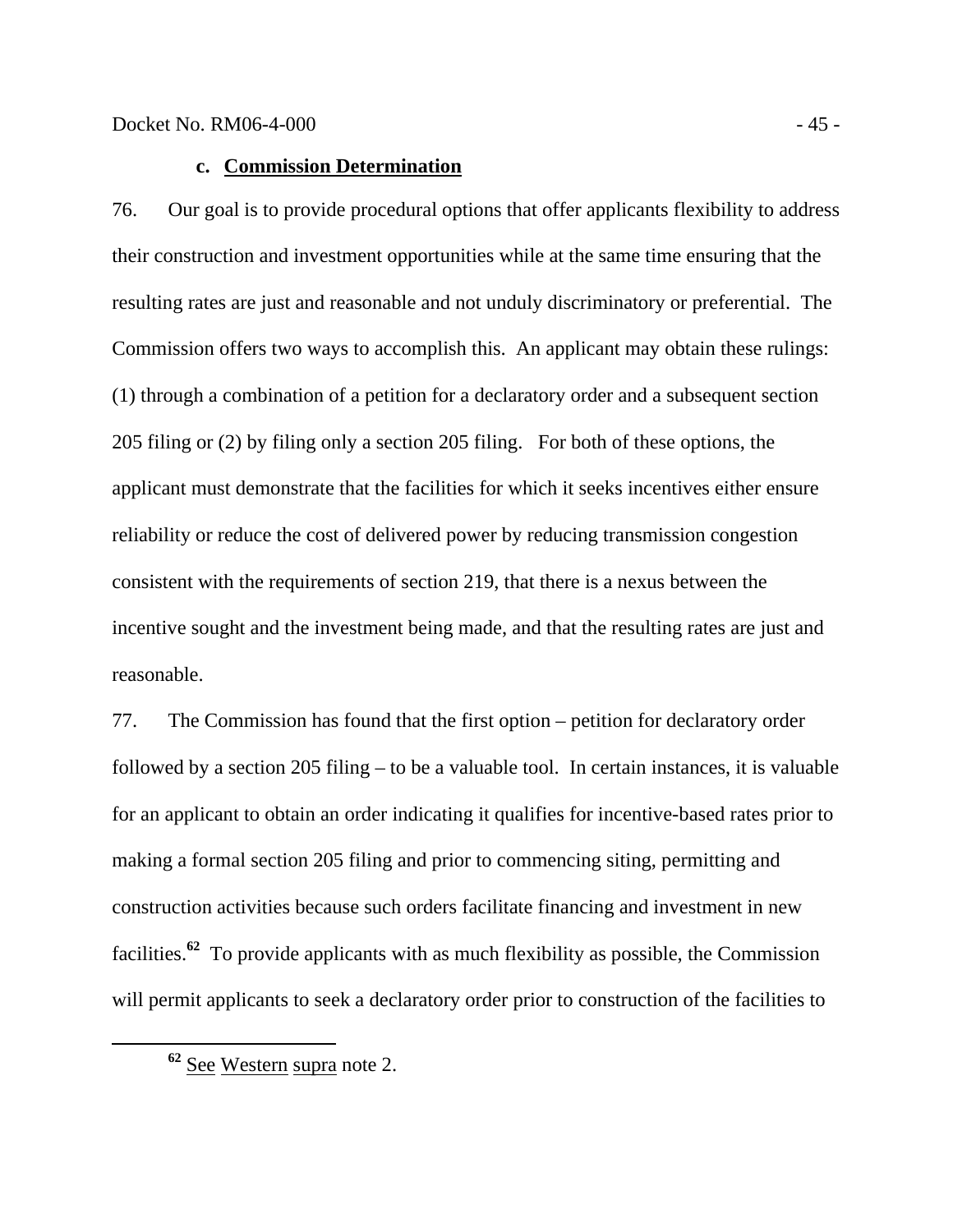### c. Commission Determination

76. Our goal is to provide procedural options that offer applicants flexibility to address their construction and investment opportunities while at the same time ensuring that the resulting rates are just and reasonable and not unduly discriminatory or preferential. The Commission offers two ways to accomplish this. An applicant may obtain these rulings: (1) through a combination of a petition for a declaratory order and a subsequent section 205 filing or (2) by filing only a section 205 filing. For both of these options, the applicant must demonstrate that the facilities for which it seeks incentives either ensure reliability or reduce the cost of delivered power by reducing transmission congestion consistent with the requirements of section 219, that there is a nexus between the incentive sought and the investment being made, and that the resulting rates are just and reasonable.

77. The Commission has found that the first option – petition for declaratory order followed by a section 205 filing – to be a valuable tool. In certain instances, it is valuable for an applicant to obtain an order indicating it qualifies for incentive-based rates prior to making a formal section 205 filing and prior to commencing siting, permitting and construction activities because such orders facilitate financing and investment in new facilities.[62] To provide applicants with as much flexibility as possible, the Commission will permit applicants to seek a declaratory order prior to construction of the facilities to

[62] See Western supra note 2.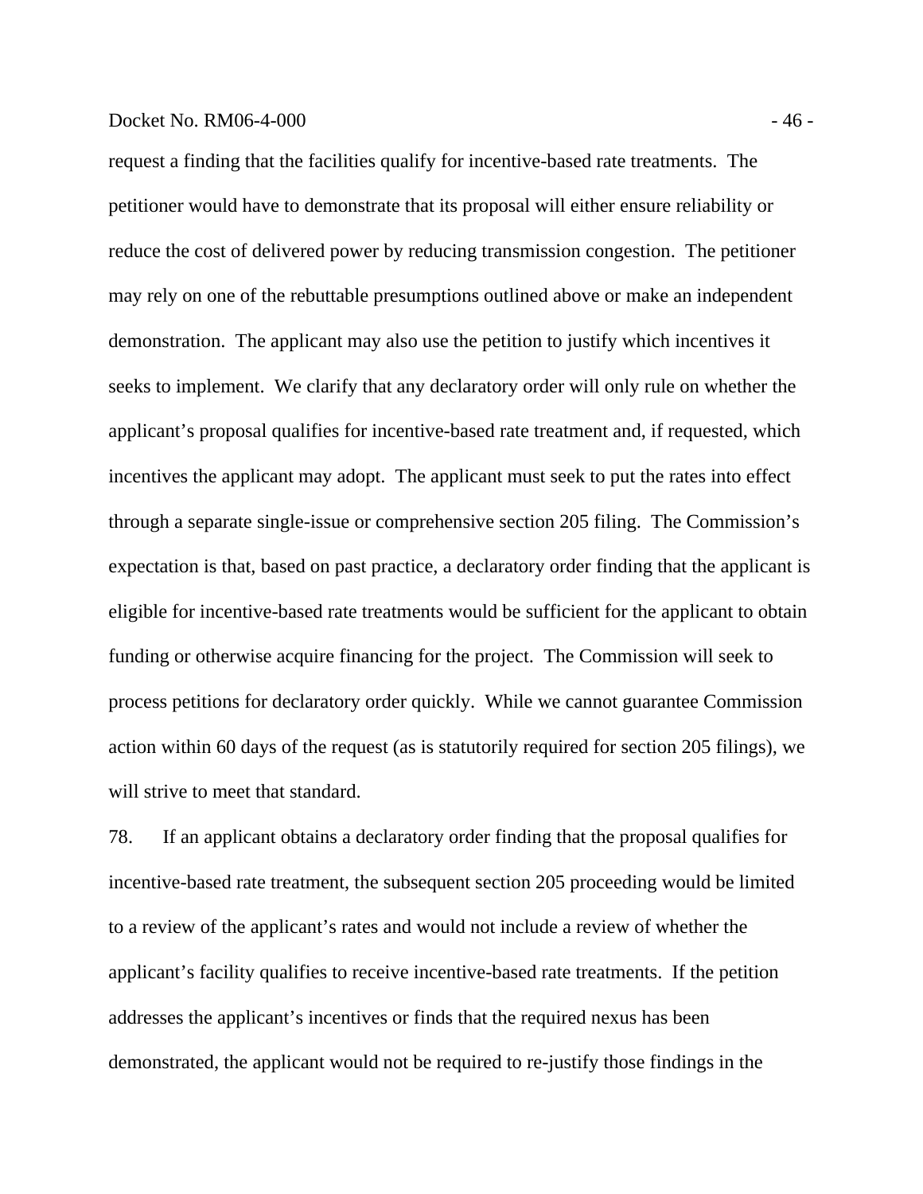request a finding that the facilities qualify for incentive-based rate treatments. The petitioner would have to demonstrate that its proposal will either ensure reliability or reduce the cost of delivered power by reducing transmission congestion. The petitioner may rely on one of the rebuttable presumptions outlined above or make an independent demonstration. The applicant may also use the petition to justify which incentives it seeks to implement. We clarify that any declaratory order will only rule on whether the applicant's proposal qualifies for incentive-based rate treatment and, if requested, which incentives the applicant may adopt. The applicant must seek to put the rates into effect through a separate single-issue or comprehensive section 205 filing. The Commission's expectation is that, based on past practice, a declaratory order finding that the applicant is eligible for incentive-based rate treatments would be sufficient for the applicant to obtain funding or otherwise acquire financing for the project. The Commission will seek to process petitions for declaratory order quickly. While we cannot guarantee Commission action within 60 days of the request (as is statutorily required for section 205 filings), we will strive to meet that standard.

78. If an applicant obtains a declaratory order finding that the proposal qualifies for incentive-based rate treatment, the subsequent section 205 proceeding would be limited to a review of the applicant's rates and would not include a review of whether the applicant's facility qualifies to receive incentive-based rate treatments. If the petition addresses the applicant's incentives or finds that the required nexus has been demonstrated, the applicant would not be required to re-justify those findings in the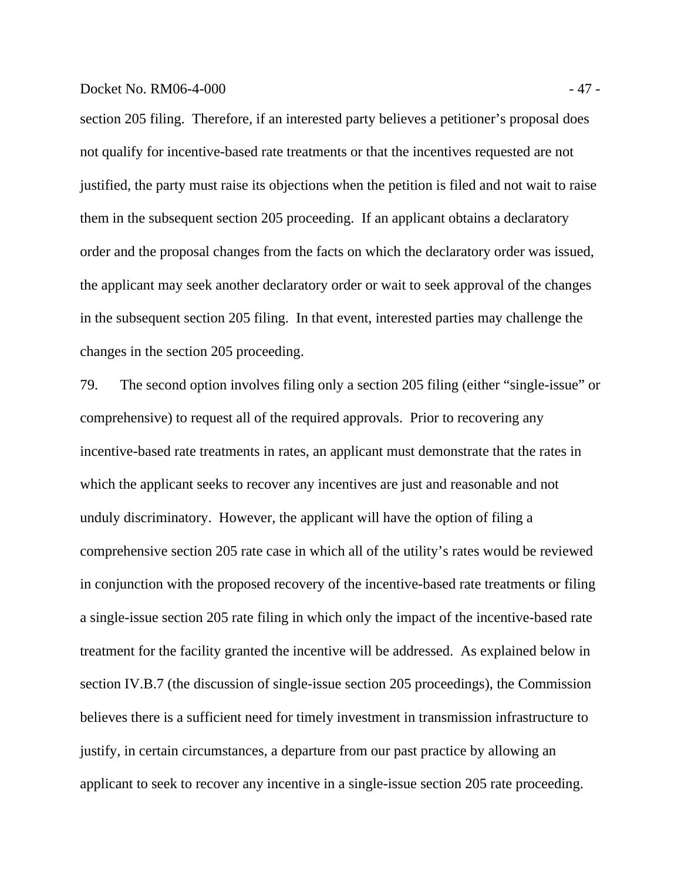section 205 filing. Therefore, if an interested party believes a petitioner's proposal does not qualify for incentive-based rate treatments or that the incentives requested are not justified, the party must raise its objections when the petition is filed and not wait to raise them in the subsequent section 205 proceeding. If an applicant obtains a declaratory order and the proposal changes from the facts on which the declaratory order was issued, the applicant may seek another declaratory order or wait to seek approval of the changes in the subsequent section 205 filing. In that event, interested parties may challenge the changes in the section 205 proceeding.

79. The second option involves filing only a section 205 filing (either "single-issue" or comprehensive) to request all of the required approvals. Prior to recovering any incentive-based rate treatments in rates, an applicant must demonstrate that the rates in which the applicant seeks to recover any incentives are just and reasonable and not unduly discriminatory. However, the applicant will have the option of filing a comprehensive section 205 rate case in which all of the utility's rates would be reviewed in conjunction with the proposed recovery of the incentive-based rate treatments or filing a single-issue section 205 rate filing in which only the impact of the incentive-based rate treatment for the facility granted the incentive will be addressed. As explained below in section IV.B.7 (the discussion of single-issue section 205 proceedings), the Commission believes there is a sufficient need for timely investment in transmission infrastructure to justify, in certain circumstances, a departure from our past practice by allowing an applicant to seek to recover any incentive in a single-issue section 205 rate proceeding.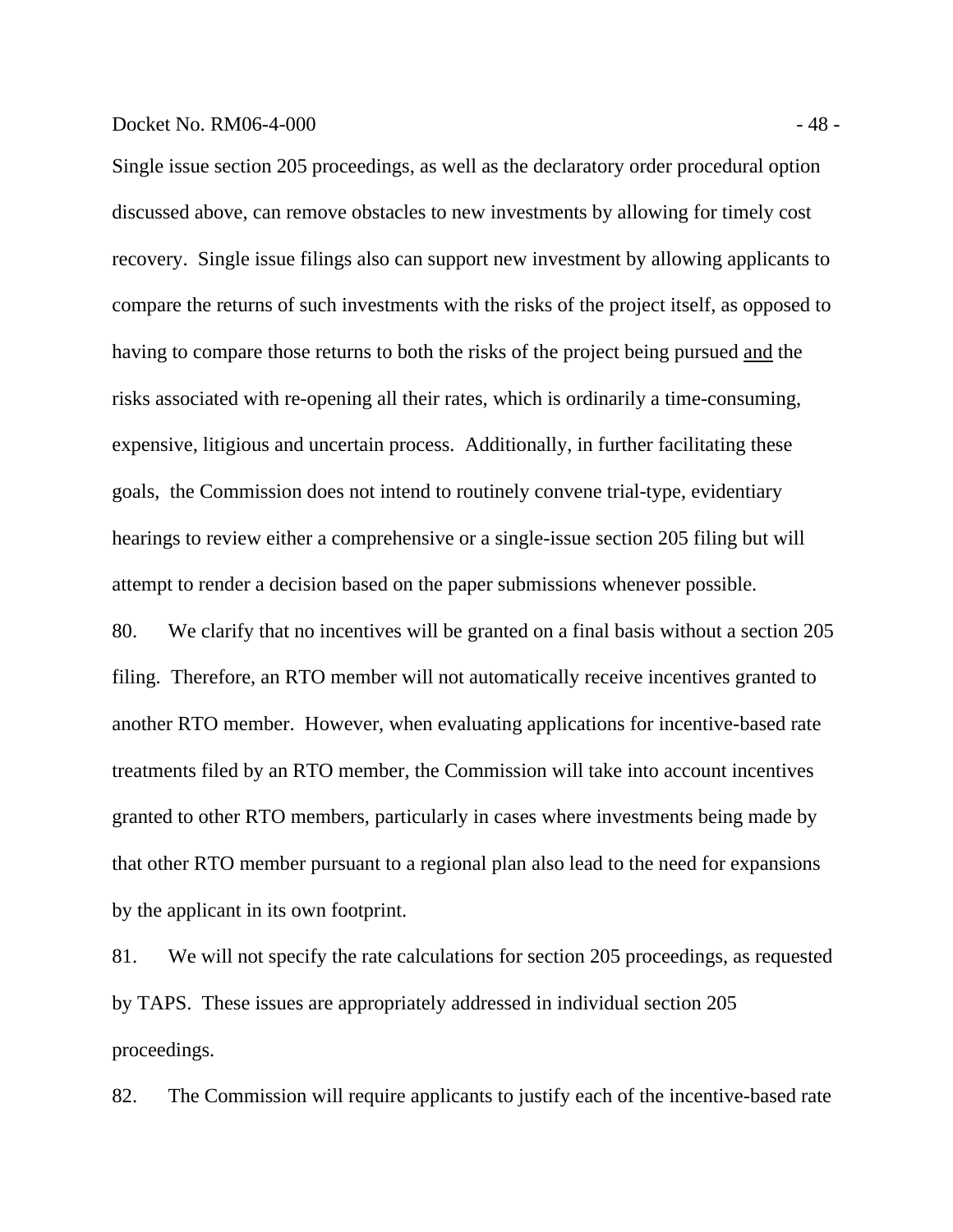Single issue section 205 proceedings, as well as the declaratory order procedural option discussed above, can remove obstacles to new investments by allowing for timely cost recovery. Single issue filings also can support new investment by allowing applicants to compare the returns of such investments with the risks of the project itself, as opposed to having to compare those returns to both the risks of the project being pursued <u>and</u> the risks associated with re-opening all their rates, which is ordinarily a time-consuming, expensive, litigious and uncertain process. Additionally, in further facilitating these goals, the Commission does not intend to routinely convene trial-type, evidentiary hearings to review either a comprehensive or a single-issue section 205 filing but will attempt to render a decision based on the paper submissions whenever possible.

80. We clarify that no incentives will be granted on a final basis without a section 205 filing. Therefore, an RTO member will not automatically receive incentives granted to another RTO member. However, when evaluating applications for incentive-based rate treatments filed by an RTO member, the Commission will take into account incentives granted to other RTO members, particularly in cases where investments being made by that other RTO member pursuant to a regional plan also lead to the need for expansions by the applicant in its own footprint.

81. We will not specify the rate calculations for section 205 proceedings, as requested by TAPS. These issues are appropriately addressed in individual section 205 proceedings.

82. The Commission will require applicants to justify each of the incentive-based rate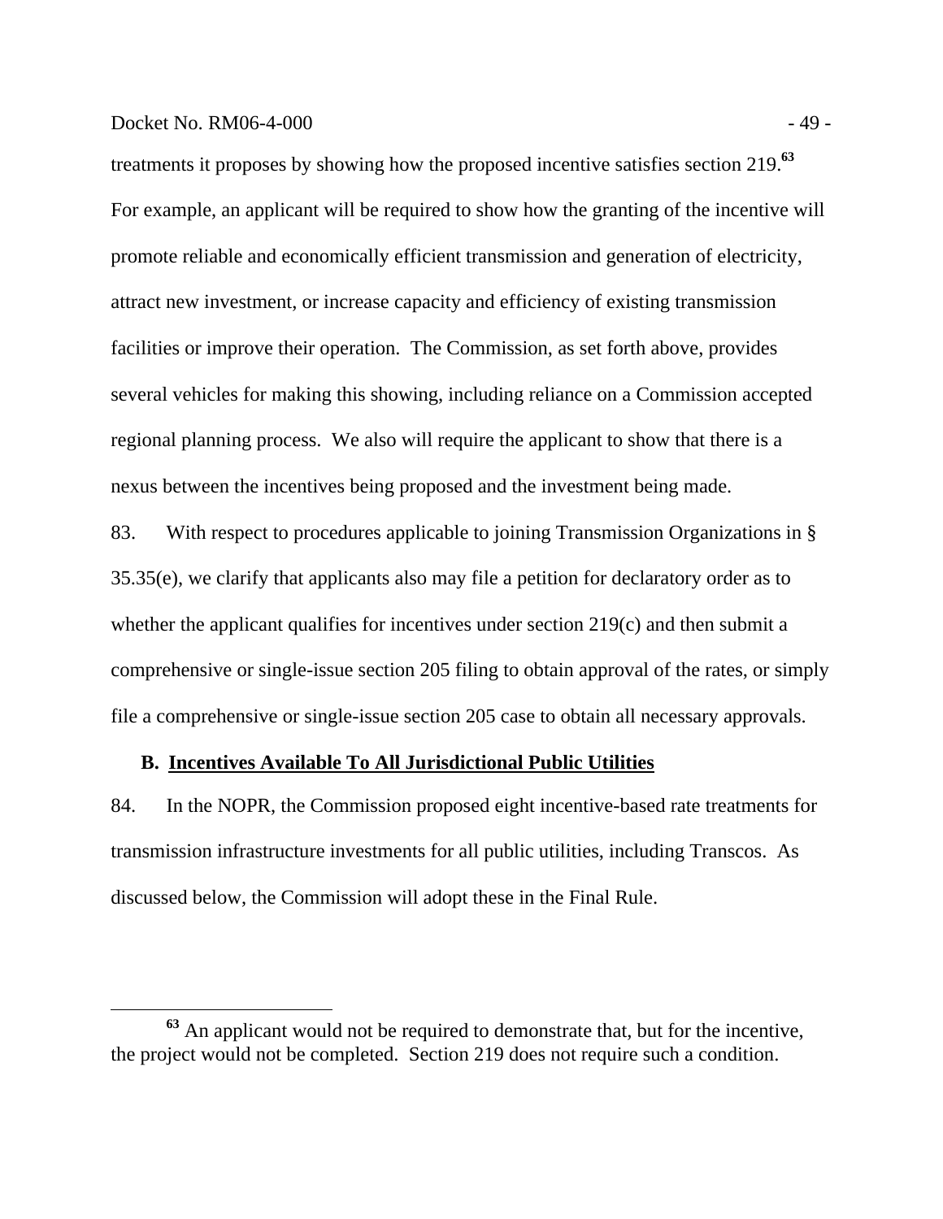treatments it proposes by showing how the proposed incentive satisfies section 219.[63] For example, an applicant will be required to show how the granting of the incentive will promote reliable and economically efficient transmission and generation of electricity, attract new investment, or increase capacity and efficiency of existing transmission facilities or improve their operation. The Commission, as set forth above, provides several vehicles for making this showing, including reliance on a Commission accepted regional planning process. We also will require the applicant to show that there is a nexus between the incentives being proposed and the investment being made.

83. With respect to procedures applicable to joining Transmission Organizations in § 35.35(e), we clarify that applicants also may file a petition for declaratory order as to whether the applicant qualifies for incentives under section 219(c) and then submit a comprehensive or single-issue section 205 filing to obtain approval of the rates, or simply file a comprehensive or single-issue section 205 case to obtain all necessary approvals.

### B. Incentives Available To All Jurisdictional Public Utilities

84. In the NOPR, the Commission proposed eight incentive-based rate treatments for transmission infrastructure investments for all public utilities, including Transcos. As discussed below, the Commission will adopt these in the Final Rule.

[63] An applicant would not be required to demonstrate that, but for the incentive, the project would not be completed. Section 219 does not require such a condition.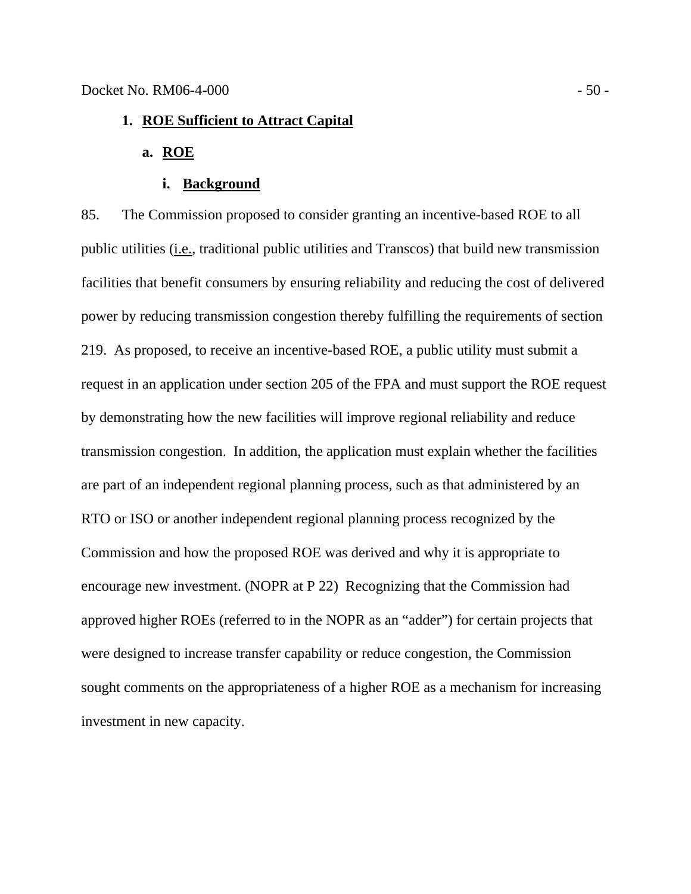## 1. ROE Sufficient to Attract Capital

### a. ROE

#### i. Background

85. The Commission proposed to consider granting an incentive-based ROE to all public utilities (i.e., traditional public utilities and Transcos) that build new transmission facilities that benefit consumers by ensuring reliability and reducing the cost of delivered power by reducing transmission congestion thereby fulfilling the requirements of section 219. As proposed, to receive an incentive-based ROE, a public utility must submit a request in an application under section 205 of the FPA and must support the ROE request by demonstrating how the new facilities will improve regional reliability and reduce transmission congestion. In addition, the application must explain whether the facilities are part of an independent regional planning process, such as that administered by an RTO or ISO or another independent regional planning process recognized by the Commission and how the proposed ROE was derived and why it is appropriate to encourage new investment. (NOPR at P 22) Recognizing that the Commission had approved higher ROEs (referred to in the NOPR as an "adder") for certain projects that were designed to increase transfer capability or reduce congestion, the Commission sought comments on the appropriateness of a higher ROE as a mechanism for increasing investment in new capacity.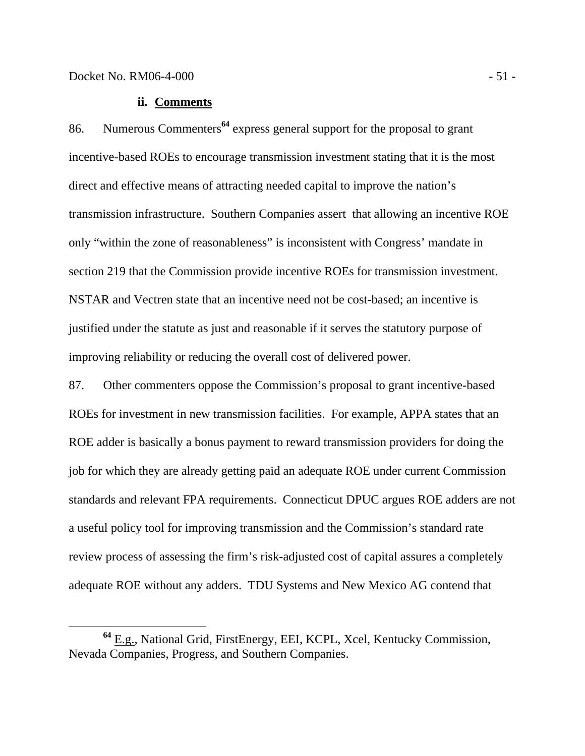#### ii. Comments

86. Numerous Commenters[64] express general support for the proposal to grant incentive-based ROEs to encourage transmission investment stating that it is the most direct and effective means of attracting needed capital to improve the nation's transmission infrastructure. Southern Companies assert that allowing an incentive ROE only "within the zone of reasonableness" is inconsistent with Congress' mandate in section 219 that the Commission provide incentive ROEs for transmission investment. NSTAR and Vectren state that an incentive need not be cost-based; an incentive is justified under the statute as just and reasonable if it serves the statutory purpose of improving reliability or reducing the overall cost of delivered power.

87. Other commenters oppose the Commission's proposal to grant incentive-based ROEs for investment in new transmission facilities. For example, APPA states that an ROE adder is basically a bonus payment to reward transmission providers for doing the job for which they are already getting paid an adequate ROE under current Commission standards and relevant FPA requirements. Connecticut DPUC argues ROE adders are not a useful policy tool for improving transmission and the Commission's standard rate review process of assessing the firm's risk-adjusted cost of capital assures a completely adequate ROE without any adders. TDU Systems and New Mexico AG contend that

---

[64] E.g., National Grid, FirstEnergy, EEI, KCPL, Xcel, Kentucky Commission, Nevada Companies, Progress, and Southern Companies.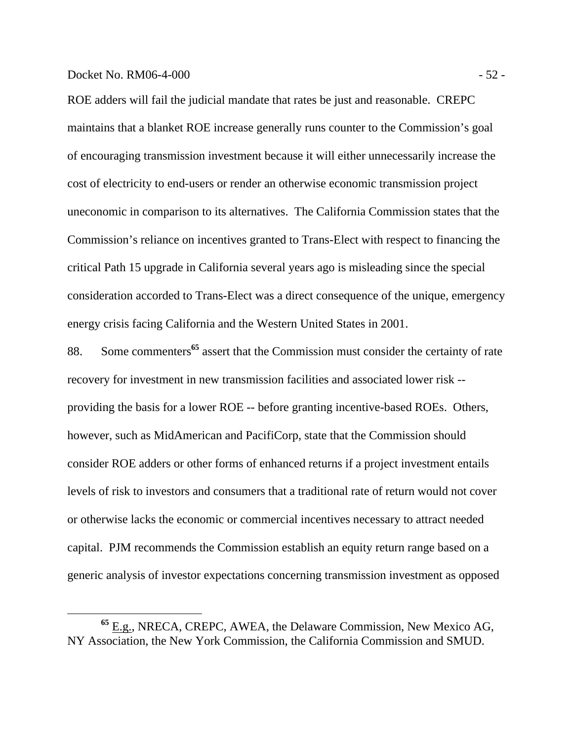ROE adders will fail the judicial mandate that rates be just and reasonable. CREPC maintains that a blanket ROE increase generally runs counter to the Commission's goal of encouraging transmission investment because it will either unnecessarily increase the cost of electricity to end-users or render an otherwise economic transmission project uneconomic in comparison to its alternatives. The California Commission states that the Commission's reliance on incentives granted to Trans-Elect with respect to financing the critical Path 15 upgrade in California several years ago is misleading since the special consideration accorded to Trans-Elect was a direct consequence of the unique, emergency energy crisis facing California and the Western United States in 2001.

88. Some commenters[65] assert that the Commission must consider the certainty of rate recovery for investment in new transmission facilities and associated lower risk -- providing the basis for a lower ROE -- before granting incentive-based ROEs. Others, however, such as MidAmerican and PacifiCorp, state that the Commission should consider ROE adders or other forms of enhanced returns if a project investment entails levels of risk to investors and consumers that a traditional rate of return would not cover or otherwise lacks the economic or commercial incentives necessary to attract needed capital. PJM recommends the Commission establish an equity return range based on a generic analysis of investor expectations concerning transmission investment as opposed

---

[65] E.g., NRECA, CREPC, AWEA, the Delaware Commission, New Mexico AG, NY Association, the New York Commission, the California Commission and SMUD.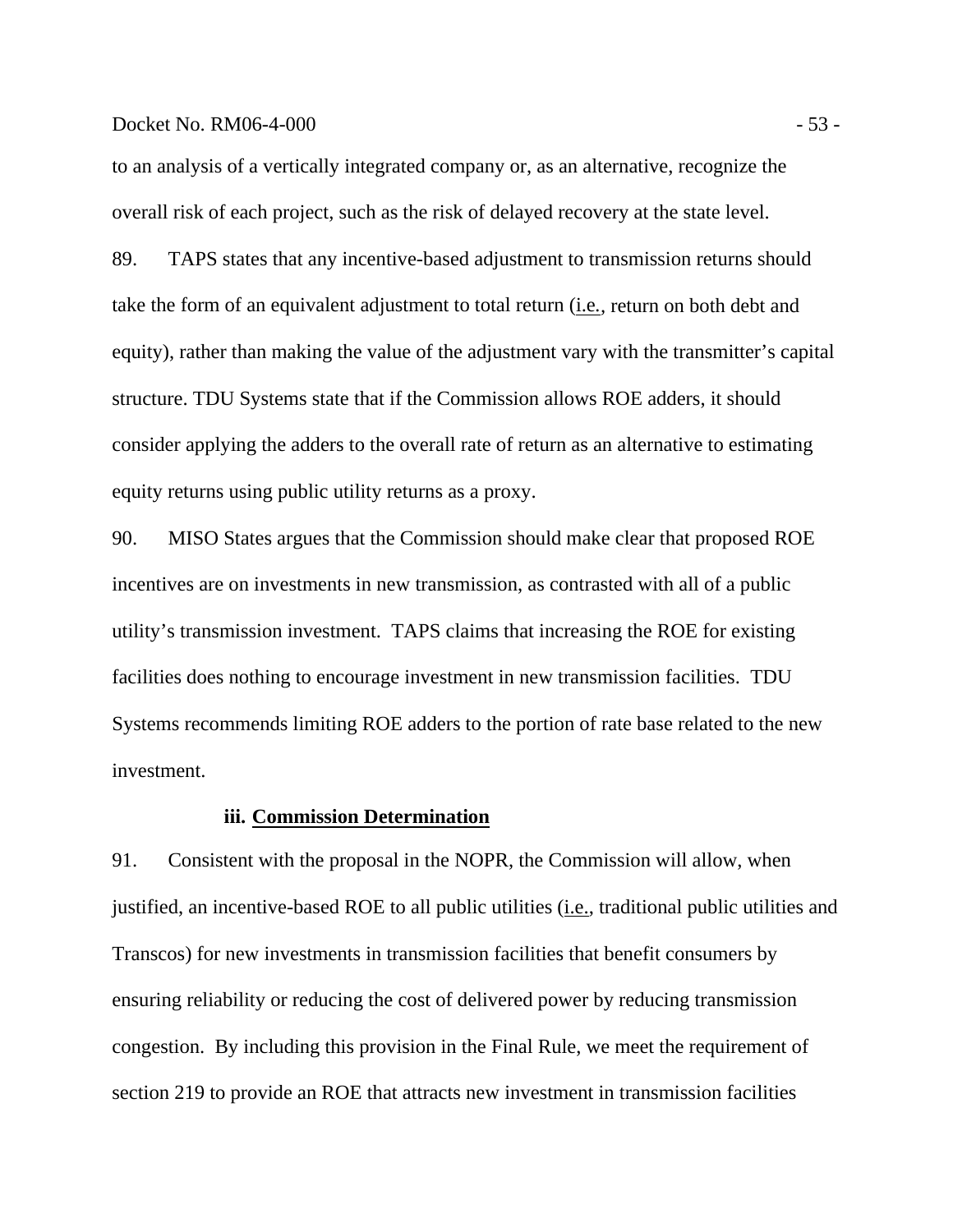to an analysis of a vertically integrated company or, as an alternative, recognize the overall risk of each project, such as the risk of delayed recovery at the state level.

89. TAPS states that any incentive-based adjustment to transmission returns should take the form of an equivalent adjustment to total return (i.e., return on both debt and equity), rather than making the value of the adjustment vary with the transmitter's capital structure. TDU Systems state that if the Commission allows ROE adders, it should consider applying the adders to the overall rate of return as an alternative to estimating equity returns using public utility returns as a proxy.

90. MISO States argues that the Commission should make clear that proposed ROE incentives are on investments in new transmission, as contrasted with all of a public utility's transmission investment. TAPS claims that increasing the ROE for existing facilities does nothing to encourage investment in new transmission facilities. TDU Systems recommends limiting ROE adders to the portion of rate base related to the new investment.

#### iii. Commission Determination

91. Consistent with the proposal in the NOPR, the Commission will allow, when justified, an incentive-based ROE to all public utilities (i.e., traditional public utilities and Transcos) for new investments in transmission facilities that benefit consumers by ensuring reliability or reducing the cost of delivered power by reducing transmission congestion. By including this provision in the Final Rule, we meet the requirement of section 219 to provide an ROE that attracts new investment in transmission facilities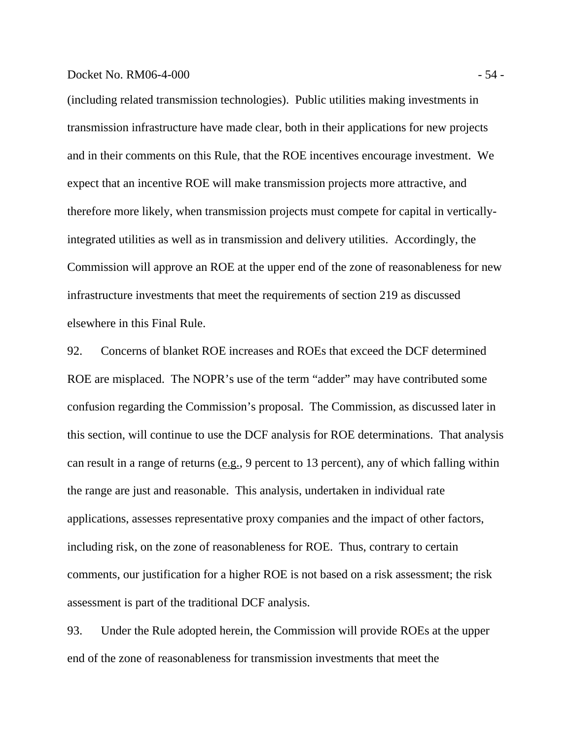(including related transmission technologies). Public utilities making investments in transmission infrastructure have made clear, both in their applications for new projects and in their comments on this Rule, that the ROE incentives encourage investment. We expect that an incentive ROE will make transmission projects more attractive, and therefore more likely, when transmission projects must compete for capital in vertically-integrated utilities as well as in transmission and delivery utilities. Accordingly, the Commission will approve an ROE at the upper end of the zone of reasonableness for new infrastructure investments that meet the requirements of section 219 as discussed elsewhere in this Final Rule.

92. Concerns of blanket ROE increases and ROEs that exceed the DCF determined ROE are misplaced. The NOPR's use of the term "adder" may have contributed some confusion regarding the Commission's proposal. The Commission, as discussed later in this section, will continue to use the DCF analysis for ROE determinations. That analysis can result in a range of returns (e.g., 9 percent to 13 percent), any of which falling within the range are just and reasonable. This analysis, undertaken in individual rate applications, assesses representative proxy companies and the impact of other factors, including risk, on the zone of reasonableness for ROE. Thus, contrary to certain comments, our justification for a higher ROE is not based on a risk assessment; the risk assessment is part of the traditional DCF analysis.

93. Under the Rule adopted herein, the Commission will provide ROEs at the upper end of the zone of reasonableness for transmission investments that meet the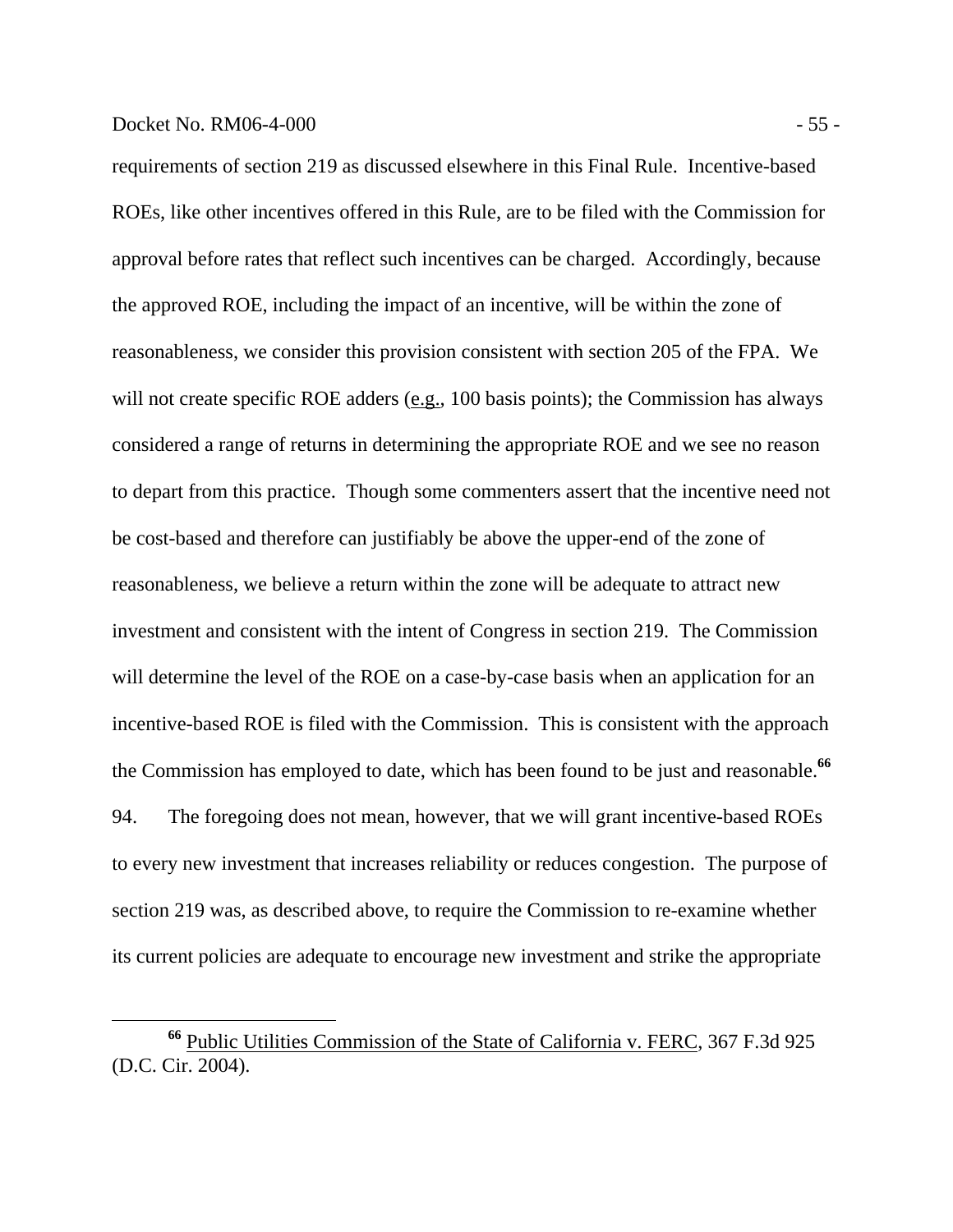requirements of section 219 as discussed elsewhere in this Final Rule. Incentive-based ROEs, like other incentives offered in this Rule, are to be filed with the Commission for approval before rates that reflect such incentives can be charged. Accordingly, because the approved ROE, including the impact of an incentive, will be within the zone of reasonableness, we consider this provision consistent with section 205 of the FPA. We will not create specific ROE adders (e.g., 100 basis points); the Commission has always considered a range of returns in determining the appropriate ROE and we see no reason to depart from this practice. Though some commenters assert that the incentive need not be cost-based and therefore can justifiably be above the upper-end of the zone of reasonableness, we believe a return within the zone will be adequate to attract new investment and consistent with the intent of Congress in section 219. The Commission will determine the level of the ROE on a case-by-case basis when an application for an incentive-based ROE is filed with the Commission. This is consistent with the approach the Commission has employed to date, which has been found to be just and reasonable.[66]

94. The foregoing does not mean, however, that we will grant incentive-based ROEs to every new investment that increases reliability or reduces congestion. The purpose of section 219 was, as described above, to require the Commission to re-examine whether its current policies are adequate to encourage new investment and strike the appropriate

[66] Public Utilities Commission of the State of California v. FERC, 367 F.3d 925 (D.C. Cir. 2004).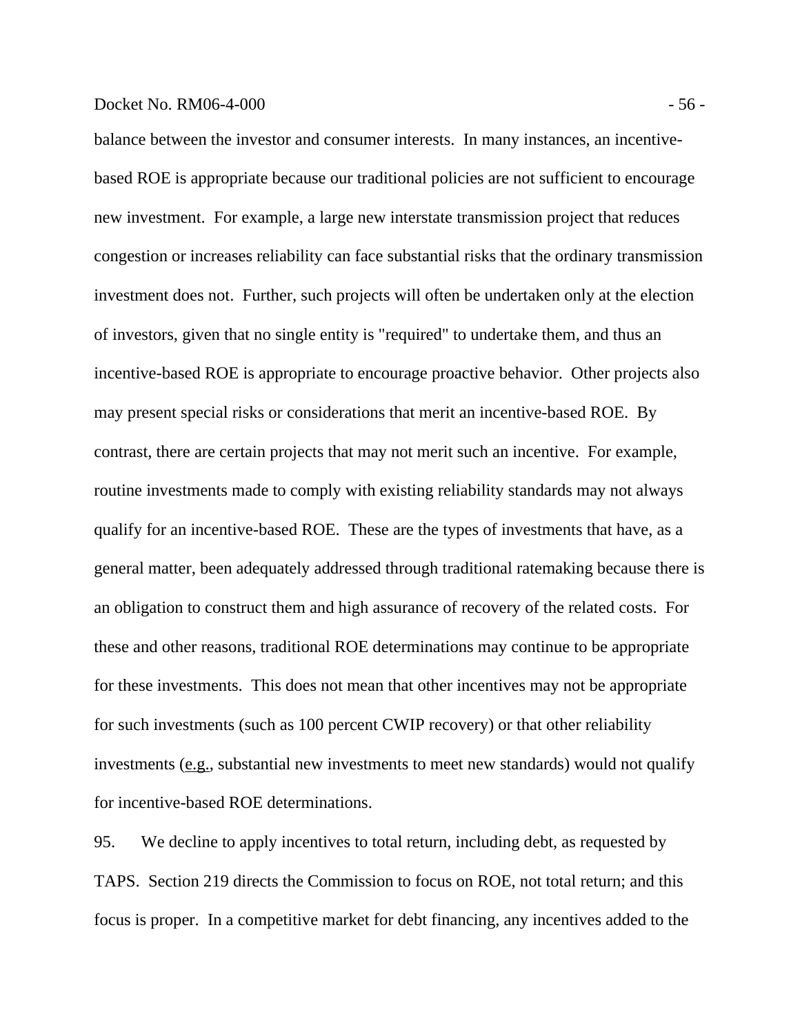balance between the investor and consumer interests. In many instances, an incentive-based ROE is appropriate because our traditional policies are not sufficient to encourage new investment. For example, a large new interstate transmission project that reduces congestion or increases reliability can face substantial risks that the ordinary transmission investment does not. Further, such projects will often be undertaken only at the election of investors, given that no single entity is "required" to undertake them, and thus an incentive-based ROE is appropriate to encourage proactive behavior. Other projects also may present special risks or considerations that merit an incentive-based ROE. By contrast, there are certain projects that may not merit such an incentive. For example, routine investments made to comply with existing reliability standards may not always qualify for an incentive-based ROE. These are the types of investments that have, as a general matter, been adequately addressed through traditional ratemaking because there is an obligation to construct them and high assurance of recovery of the related costs. For these and other reasons, traditional ROE determinations may continue to be appropriate for these investments. This does not mean that other incentives may not be appropriate for such investments (such as 100 percent CWIP recovery) or that other reliability investments (e.g., substantial new investments to meet new standards) would not qualify for incentive-based ROE determinations.

95. We decline to apply incentives to total return, including debt, as requested by TAPS. Section 219 directs the Commission to focus on ROE, not total return; and this focus is proper. In a competitive market for debt financing, any incentives added to the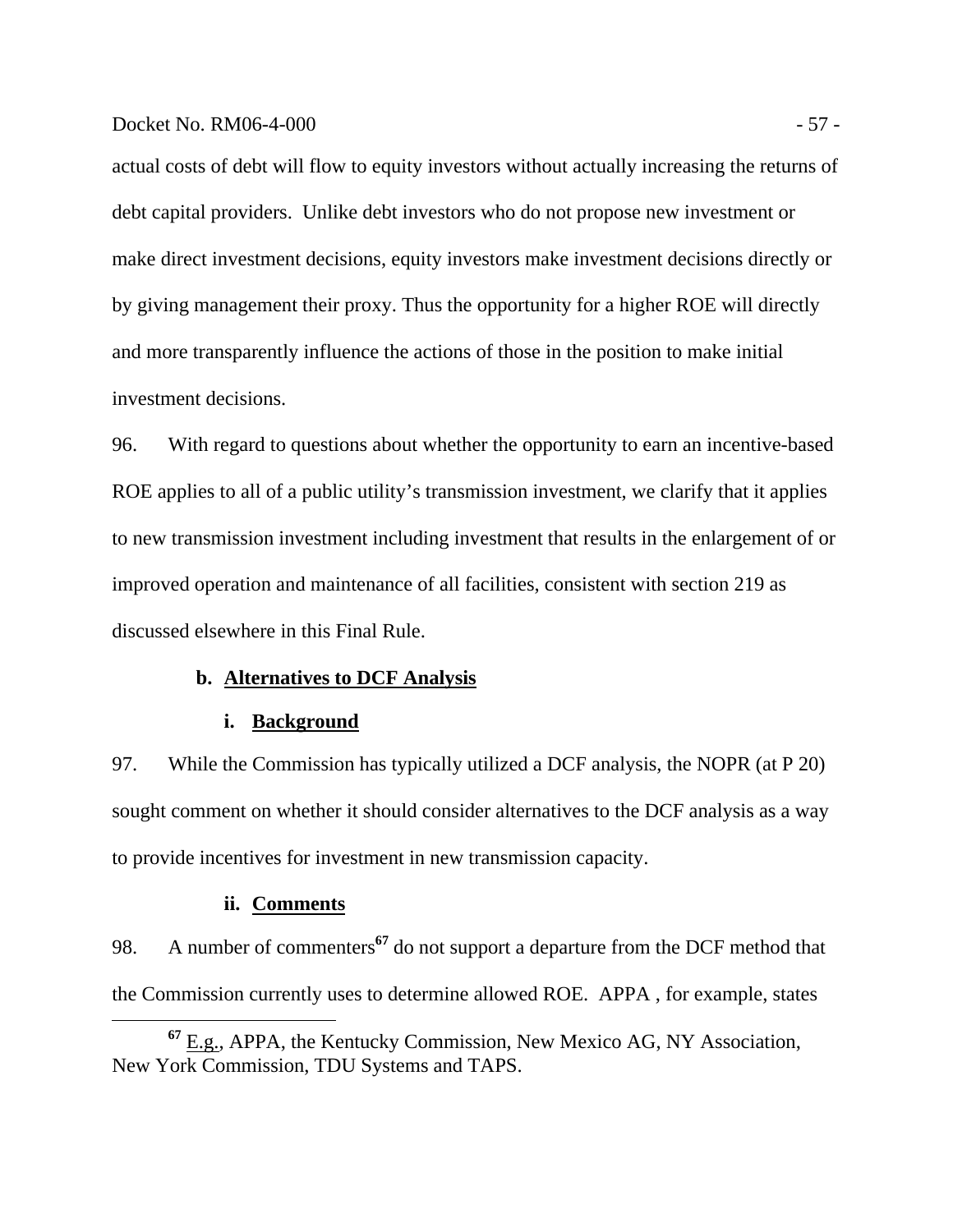actual costs of debt will flow to equity investors without actually increasing the returns of debt capital providers. Unlike debt investors who do not propose new investment or make direct investment decisions, equity investors make investment decisions directly or by giving management their proxy. Thus the opportunity for a higher ROE will directly and more transparently influence the actions of those in the position to make initial investment decisions.

96. With regard to questions about whether the opportunity to earn an incentive-based ROE applies to all of a public utility's transmission investment, we clarify that it applies to new transmission investment including investment that results in the enlargement of or improved operation and maintenance of all facilities, consistent with section 219 as discussed elsewhere in this Final Rule.

#### b. Alternatives to DCF Analysis

##### i. Background

97. While the Commission has typically utilized a DCF analysis, the NOPR (at P 20) sought comment on whether it should consider alternatives to the DCF analysis as a way to provide incentives for investment in new transmission capacity.

##### ii. Comments

98. A number of commenters[67] do not support a departure from the DCF method that the Commission currently uses to determine allowed ROE. APPA , for example, states

---

[67] E.g., APPA, the Kentucky Commission, New Mexico AG, NY Association, New York Commission, TDU Systems and TAPS.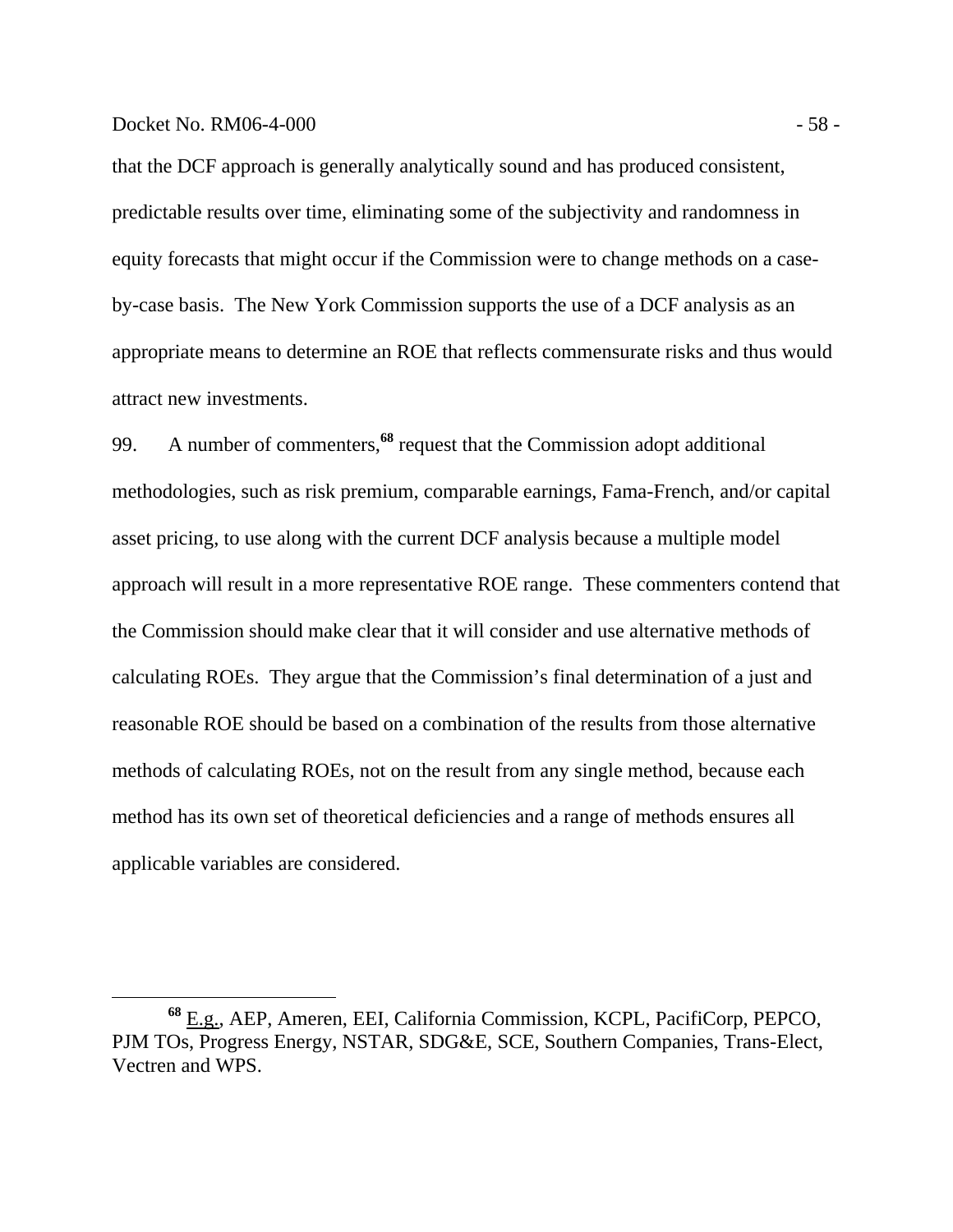that the DCF approach is generally analytically sound and has produced consistent, predictable results over time, eliminating some of the subjectivity and randomness in equity forecasts that might occur if the Commission were to change methods on a case-by-case basis. The New York Commission supports the use of a DCF analysis as an appropriate means to determine an ROE that reflects commensurate risks and thus would attract new investments.

99. A number of commenters,[68] request that the Commission adopt additional methodologies, such as risk premium, comparable earnings, Fama-French, and/or capital asset pricing, to use along with the current DCF analysis because a multiple model approach will result in a more representative ROE range. These commenters contend that the Commission should make clear that it will consider and use alternative methods of calculating ROEs. They argue that the Commission's final determination of a just and reasonable ROE should be based on a combination of the results from those alternative methods of calculating ROEs, not on the result from any single method, because each method has its own set of theoretical deficiencies and a range of methods ensures all applicable variables are considered.

---

[68] E.g., AEP, Ameren, EEI, California Commission, KCPL, PacifiCorp, PEPCO, PJM TOs, Progress Energy, NSTAR, SDG&E, SCE, Southern Companies, Trans-Elect, Vectren and WPS.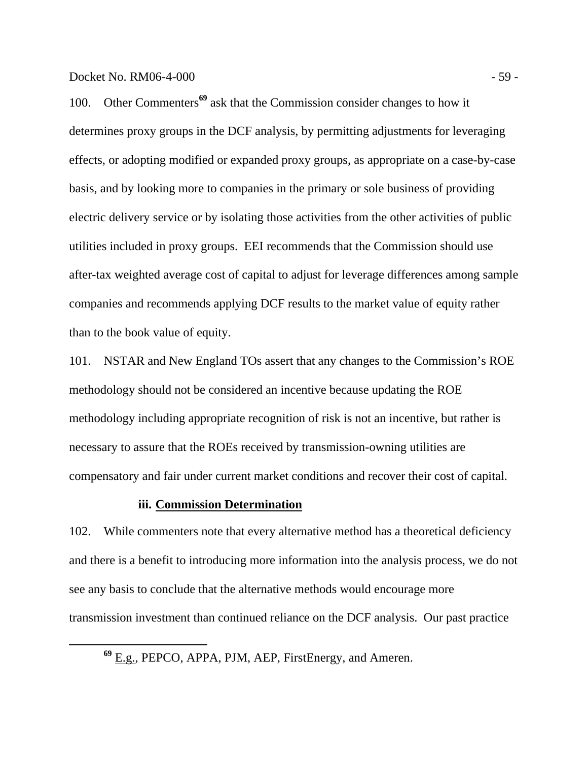100. Other Commenters[69] ask that the Commission consider changes to how it determines proxy groups in the DCF analysis, by permitting adjustments for leveraging effects, or adopting modified or expanded proxy groups, as appropriate on a case-by-case basis, and by looking more to companies in the primary or sole business of providing electric delivery service or by isolating those activities from the other activities of public utilities included in proxy groups. EEI recommends that the Commission should use after-tax weighted average cost of capital to adjust for leverage differences among sample companies and recommends applying DCF results to the market value of equity rather than to the book value of equity.

101. NSTAR and New England TOs assert that any changes to the Commission's ROE methodology should not be considered an incentive because updating the ROE methodology including appropriate recognition of risk is not an incentive, but rather is necessary to assure that the ROEs received by transmission-owning utilities are compensatory and fair under current market conditions and recover their cost of capital.

#### iii. Commission Determination

102. While commenters note that every alternative method has a theoretical deficiency and there is a benefit to introducing more information into the analysis process, we do not see any basis to conclude that the alternative methods would encourage more transmission investment than continued reliance on the DCF analysis. Our past practice

---

[69] E.g., PEPCO, APPA, PJM, AEP, FirstEnergy, and Ameren.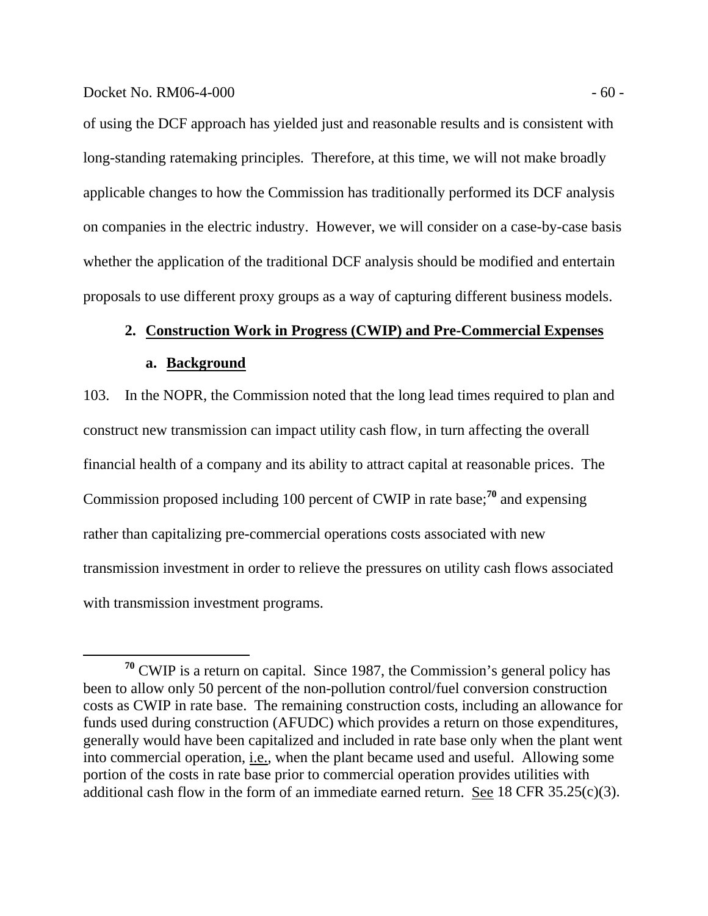of using the DCF approach has yielded just and reasonable results and is consistent with long-standing ratemaking principles. Therefore, at this time, we will not make broadly applicable changes to how the Commission has traditionally performed its DCF analysis on companies in the electric industry. However, we will consider on a case-by-case basis whether the application of the traditional DCF analysis should be modified and entertain proposals to use different proxy groups as a way of capturing different business models.

### 2. Construction Work in Progress (CWIP) and Pre-Commercial Expenses

#### a. Background

103. In the NOPR, the Commission noted that the long lead times required to plan and construct new transmission can impact utility cash flow, in turn affecting the overall financial health of a company and its ability to attract capital at reasonable prices. The Commission proposed including 100 percent of CWIP in rate base;[70] and expensing rather than capitalizing pre-commercial operations costs associated with new transmission investment in order to relieve the pressures on utility cash flows associated with transmission investment programs.

---

[70] CWIP is a return on capital. Since 1987, the Commission's general policy has been to allow only 50 percent of the non-pollution control/fuel conversion construction costs as CWIP in rate base. The remaining construction costs, including an allowance for funds used during construction (AFUDC) which provides a return on those expenditures, generally would have been capitalized and included in rate base only when the plant went into commercial operation, i.e., when the plant became used and useful. Allowing some portion of the costs in rate base prior to commercial operation provides utilities with additional cash flow in the form of an immediate earned return. See 18 CFR 35.25(c)(3).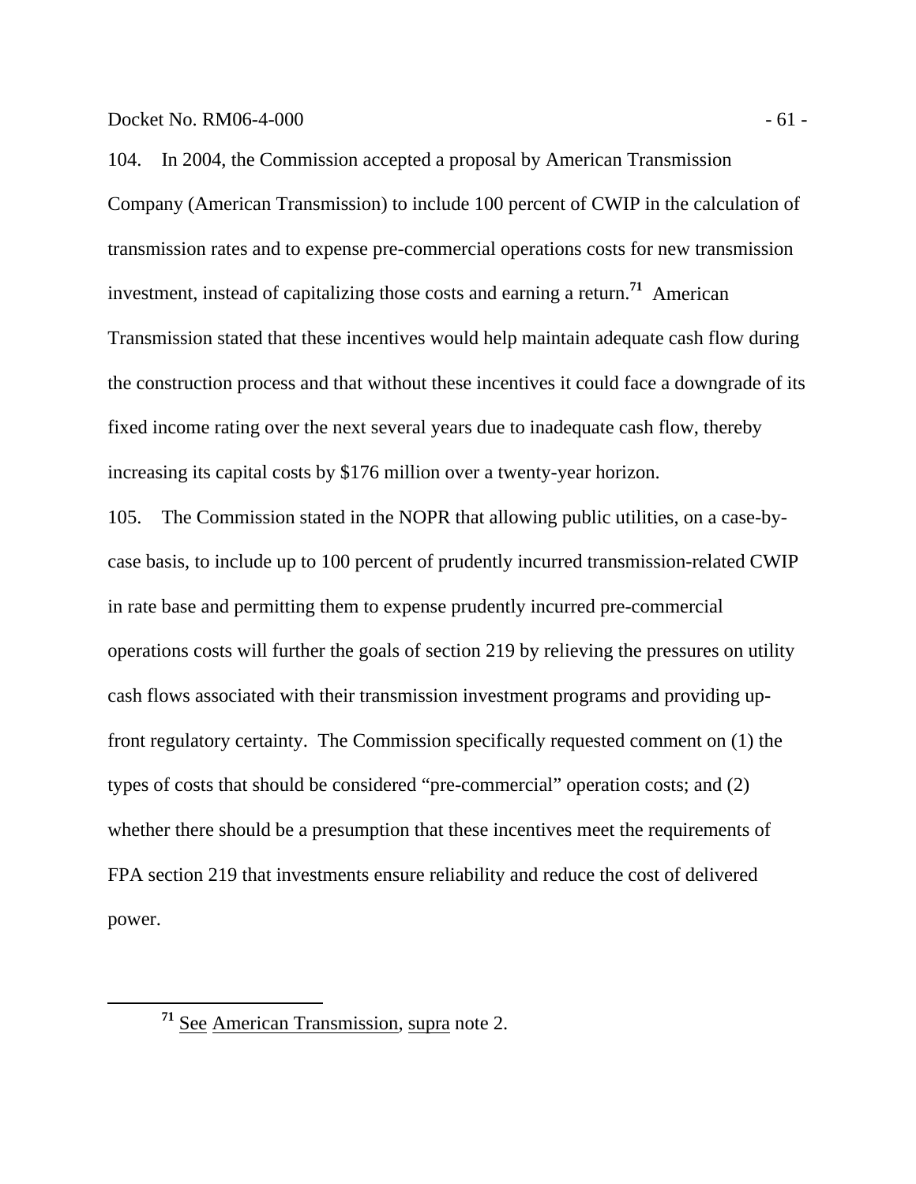104. In 2004, the Commission accepted a proposal by American Transmission Company (American Transmission) to include 100 percent of CWIP in the calculation of transmission rates and to expense pre-commercial operations costs for new transmission investment, instead of capitalizing those costs and earning a return.[71] American Transmission stated that these incentives would help maintain adequate cash flow during the construction process and that without these incentives it could face a downgrade of its fixed income rating over the next several years due to inadequate cash flow, thereby increasing its capital costs by $176 million over a twenty-year horizon.

105. The Commission stated in the NOPR that allowing public utilities, on a case-by-case basis, to include up to 100 percent of prudently incurred transmission-related CWIP in rate base and permitting them to expense prudently incurred pre-commercial operations costs will further the goals of section 219 by relieving the pressures on utility cash flows associated with their transmission investment programs and providing up-front regulatory certainty. The Commission specifically requested comment on (1) the types of costs that should be considered "pre-commercial" operation costs; and (2) whether there should be a presumption that these incentives meet the requirements of FPA section 219 that investments ensure reliability and reduce the cost of delivered power.

---

[71] See American Transmission, supra note 2.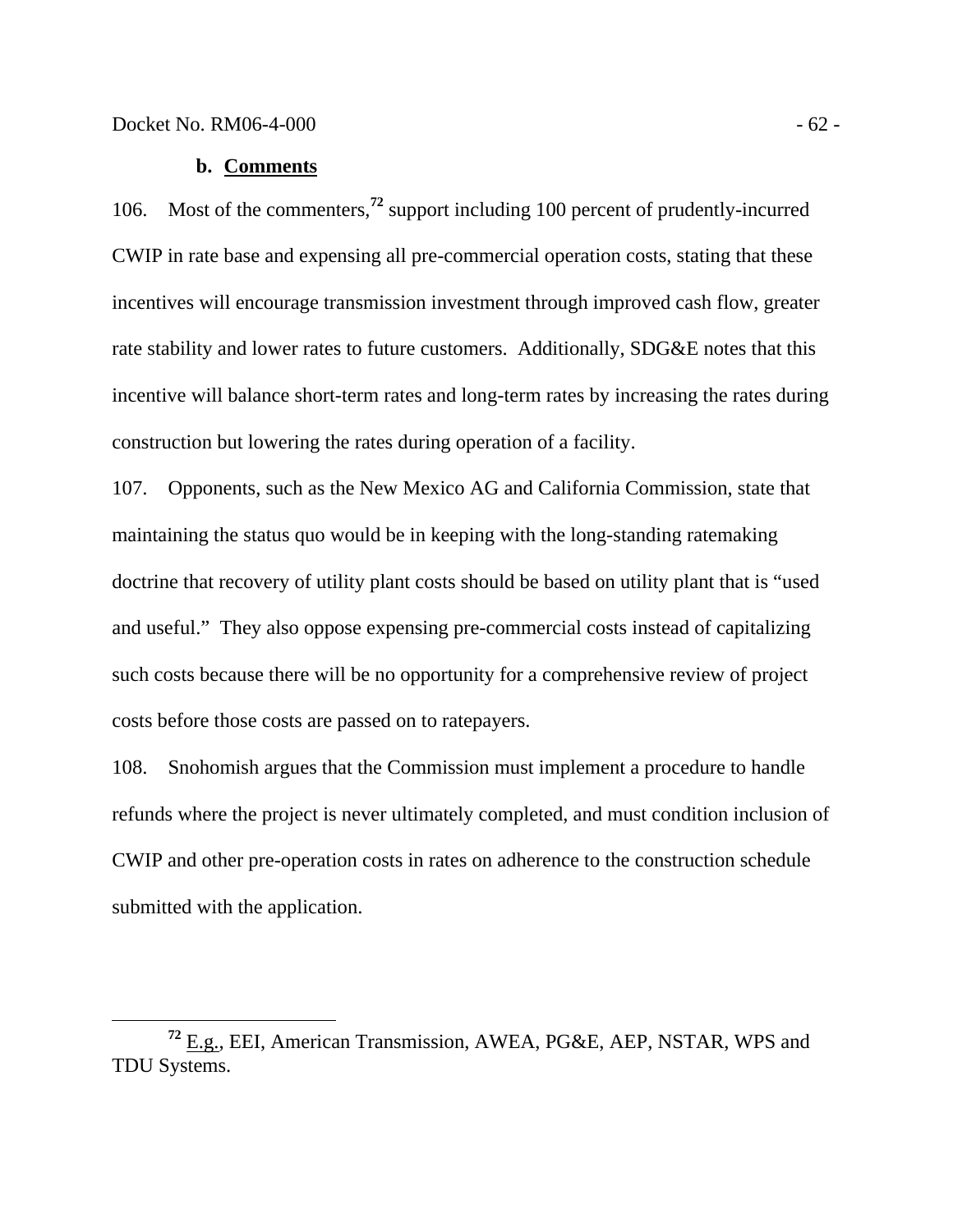**b. Comments**

106. Most of the commenters,[72] support including 100 percent of prudently-incurred CWIP in rate base and expensing all pre-commercial operation costs, stating that these incentives will encourage transmission investment through improved cash flow, greater rate stability and lower rates to future customers. Additionally, SDG&E notes that this incentive will balance short-term rates and long-term rates by increasing the rates during construction but lowering the rates during operation of a facility.

107. Opponents, such as the New Mexico AG and California Commission, state that maintaining the status quo would be in keeping with the long-standing ratemaking doctrine that recovery of utility plant costs should be based on utility plant that is "used and useful." They also oppose expensing pre-commercial costs instead of capitalizing such costs because there will be no opportunity for a comprehensive review of project costs before those costs are passed on to ratepayers.

108. Snohomish argues that the Commission must implement a procedure to handle refunds where the project is never ultimately completed, and must condition inclusion of CWIP and other pre-operation costs in rates on adherence to the construction schedule submitted with the application.

---

[72] E.g., EEI, American Transmission, AWEA, PG&E, AEP, NSTAR, WPS and TDU Systems.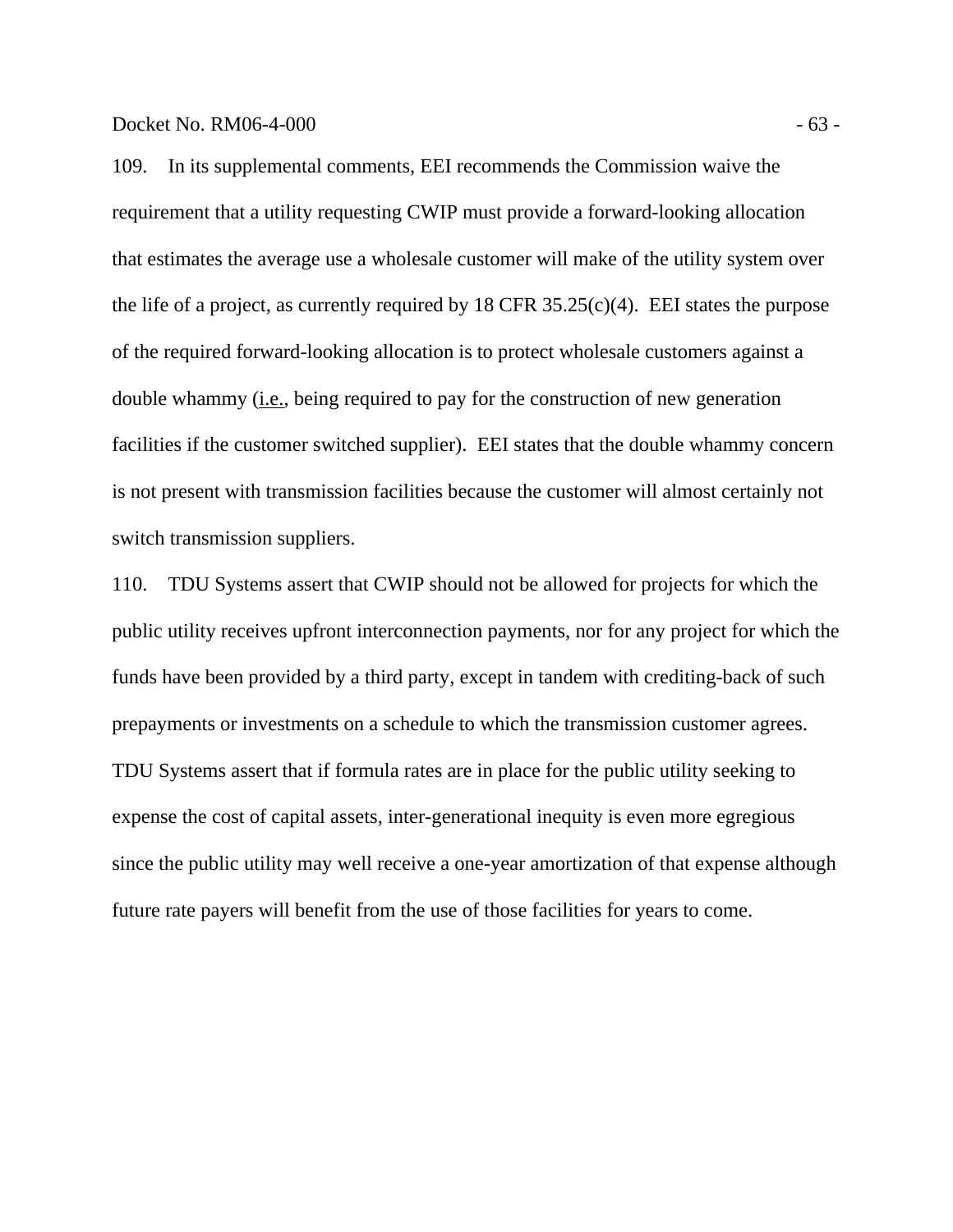109. In its supplemental comments, EEI recommends the Commission waive the requirement that a utility requesting CWIP must provide a forward-looking allocation that estimates the average use a wholesale customer will make of the utility system over the life of a project, as currently required by 18 CFR 35.25(c)(4). EEI states the purpose of the required forward-looking allocation is to protect wholesale customers against a double whammy (i.e., being required to pay for the construction of new generation facilities if the customer switched supplier). EEI states that the double whammy concern is not present with transmission facilities because the customer will almost certainly not switch transmission suppliers.

110. TDU Systems assert that CWIP should not be allowed for projects for which the public utility receives upfront interconnection payments, nor for any project for which the funds have been provided by a third party, except in tandem with crediting-back of such prepayments or investments on a schedule to which the transmission customer agrees. TDU Systems assert that if formula rates are in place for the public utility seeking to expense the cost of capital assets, inter-generational inequity is even more egregious since the public utility may well receive a one-year amortization of that expense although future rate payers will benefit from the use of those facilities for years to come.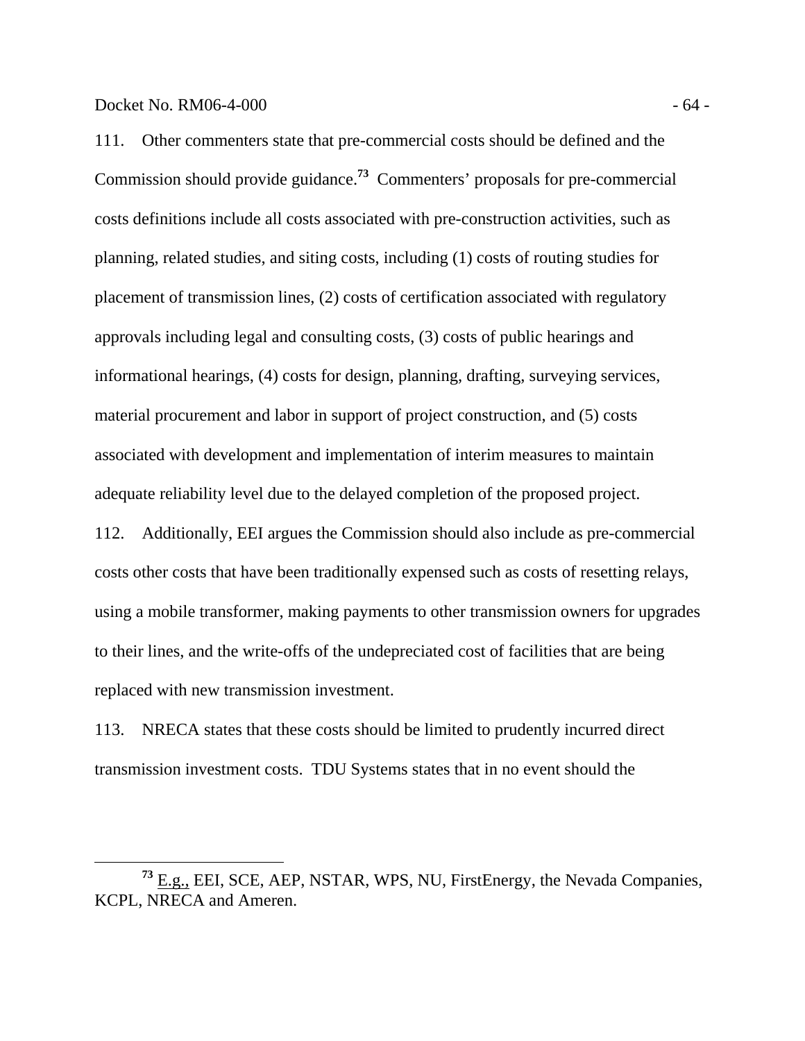111. Other commenters state that pre-commercial costs should be defined and the Commission should provide guidance.[73] Commenters' proposals for pre-commercial costs definitions include all costs associated with pre-construction activities, such as planning, related studies, and siting costs, including (1) costs of routing studies for placement of transmission lines, (2) costs of certification associated with regulatory approvals including legal and consulting costs, (3) costs of public hearings and informational hearings, (4) costs for design, planning, drafting, surveying services, material procurement and labor in support of project construction, and (5) costs associated with development and implementation of interim measures to maintain adequate reliability level due to the delayed completion of the proposed project.

112. Additionally, EEI argues the Commission should also include as pre-commercial costs other costs that have been traditionally expensed such as costs of resetting relays, using a mobile transformer, making payments to other transmission owners for upgrades to their lines, and the write-offs of the undepreciated cost of facilities that are being replaced with new transmission investment.

113. NRECA states that these costs should be limited to prudently incurred direct transmission investment costs. TDU Systems states that in no event should the

[73] E.g., EEI, SCE, AEP, NSTAR, WPS, NU, FirstEnergy, the Nevada Companies, KCPL, NRECA and Ameren.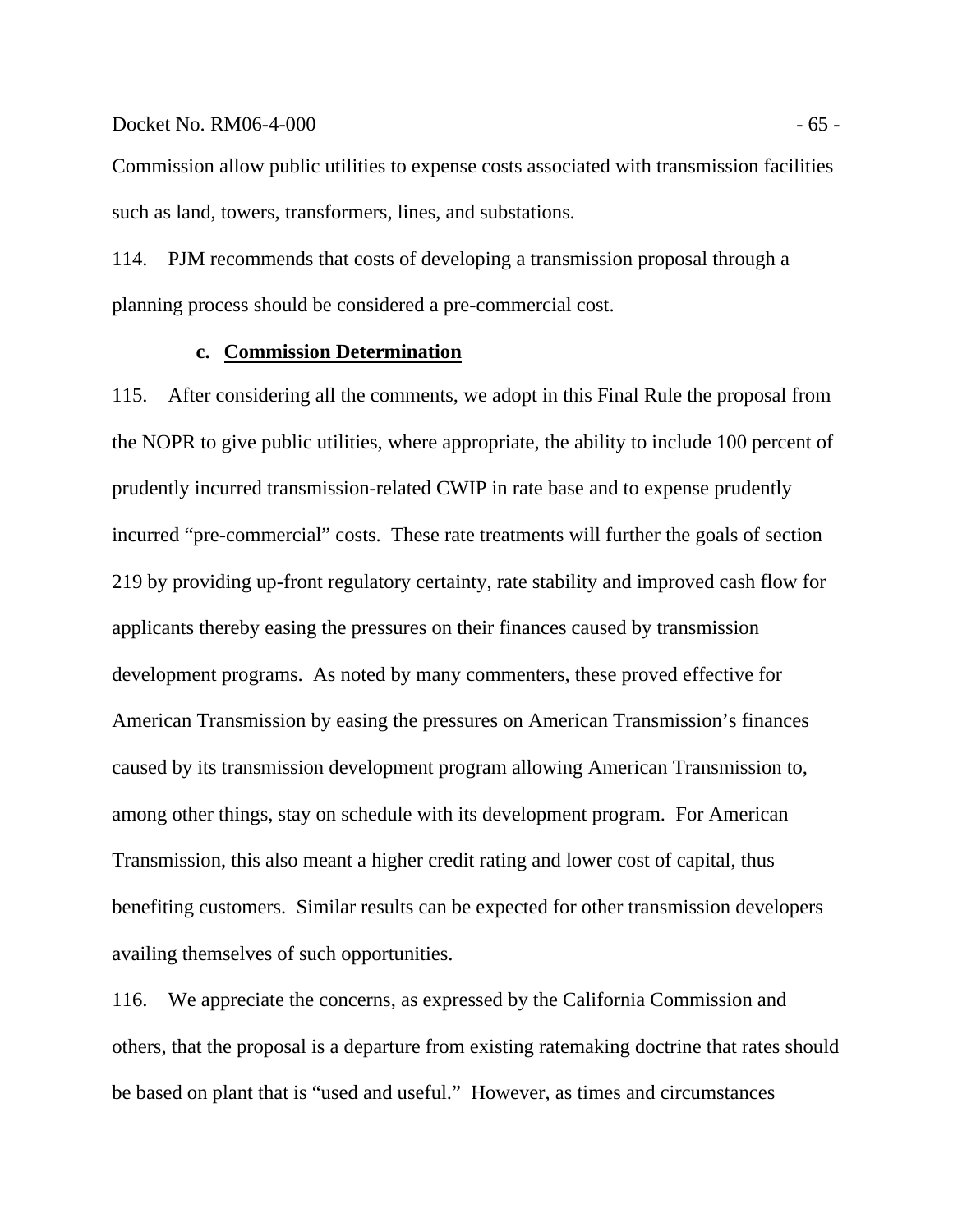Commission allow public utilities to expense costs associated with transmission facilities such as land, towers, transformers, lines, and substations.

114. PJM recommends that costs of developing a transmission proposal through a planning process should be considered a pre-commercial cost.

### c. **Commission Determination**

115. After considering all the comments, we adopt in this Final Rule the proposal from the NOPR to give public utilities, where appropriate, the ability to include 100 percent of prudently incurred transmission-related CWIP in rate base and to expense prudently incurred "pre-commercial" costs. These rate treatments will further the goals of section 219 by providing up-front regulatory certainty, rate stability and improved cash flow for applicants thereby easing the pressures on their finances caused by transmission development programs. As noted by many commenters, these proved effective for American Transmission by easing the pressures on American Transmission's finances caused by its transmission development program allowing American Transmission to, among other things, stay on schedule with its development program. For American Transmission, this also meant a higher credit rating and lower cost of capital, thus benefiting customers. Similar results can be expected for other transmission developers availing themselves of such opportunities.

116. We appreciate the concerns, as expressed by the California Commission and others, that the proposal is a departure from existing ratemaking doctrine that rates should be based on plant that is "used and useful." However, as times and circumstances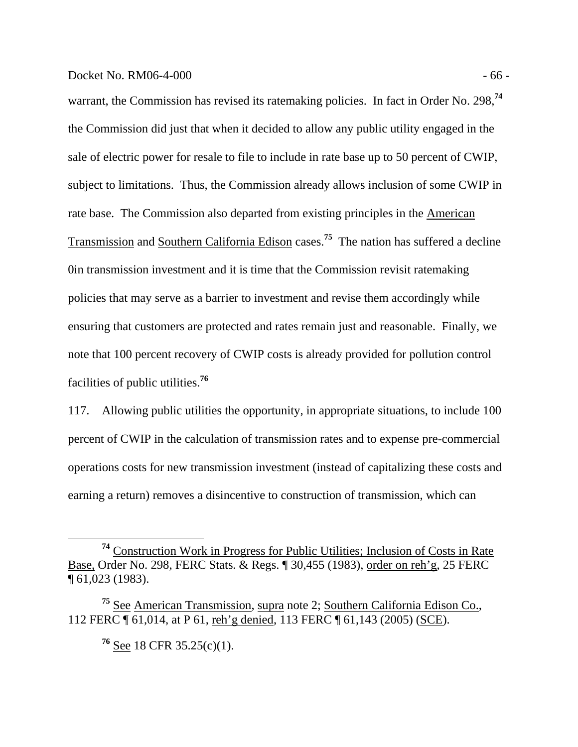warrant, the Commission has revised its ratemaking policies. In fact in Order No. 298,[74] the Commission did just that when it decided to allow any public utility engaged in the sale of electric power for resale to file to include in rate base up to 50 percent of CWIP, subject to limitations. Thus, the Commission already allows inclusion of some CWIP in rate base. The Commission also departed from existing principles in the American Transmission and Southern California Edison cases.[75] The nation has suffered a decline 0in transmission investment and it is time that the Commission revisit ratemaking policies that may serve as a barrier to investment and revise them accordingly while ensuring that customers are protected and rates remain just and reasonable. Finally, we note that 100 percent recovery of CWIP costs is already provided for pollution control facilities of public utilities.[76]

117. Allowing public utilities the opportunity, in appropriate situations, to include 100 percent of CWIP in the calculation of transmission rates and to expense pre-commercial operations costs for new transmission investment (instead of capitalizing these costs and earning a return) removes a disincentive to construction of transmission, which can

---

[74] Construction Work in Progress for Public Utilities; Inclusion of Costs in Rate Base, Order No. 298, FERC Stats. & Regs. ¶ 30,455 (1983), order on reh'g, 25 FERC ¶ 61,023 (1983).

[75] See American Transmission, supra note 2; Southern California Edison Co., 112 FERC ¶ 61,014, at P 61, reh'g denied, 113 FERC ¶ 61,143 (2005) (SCE).

[76] See 18 CFR 35.25(c)(1).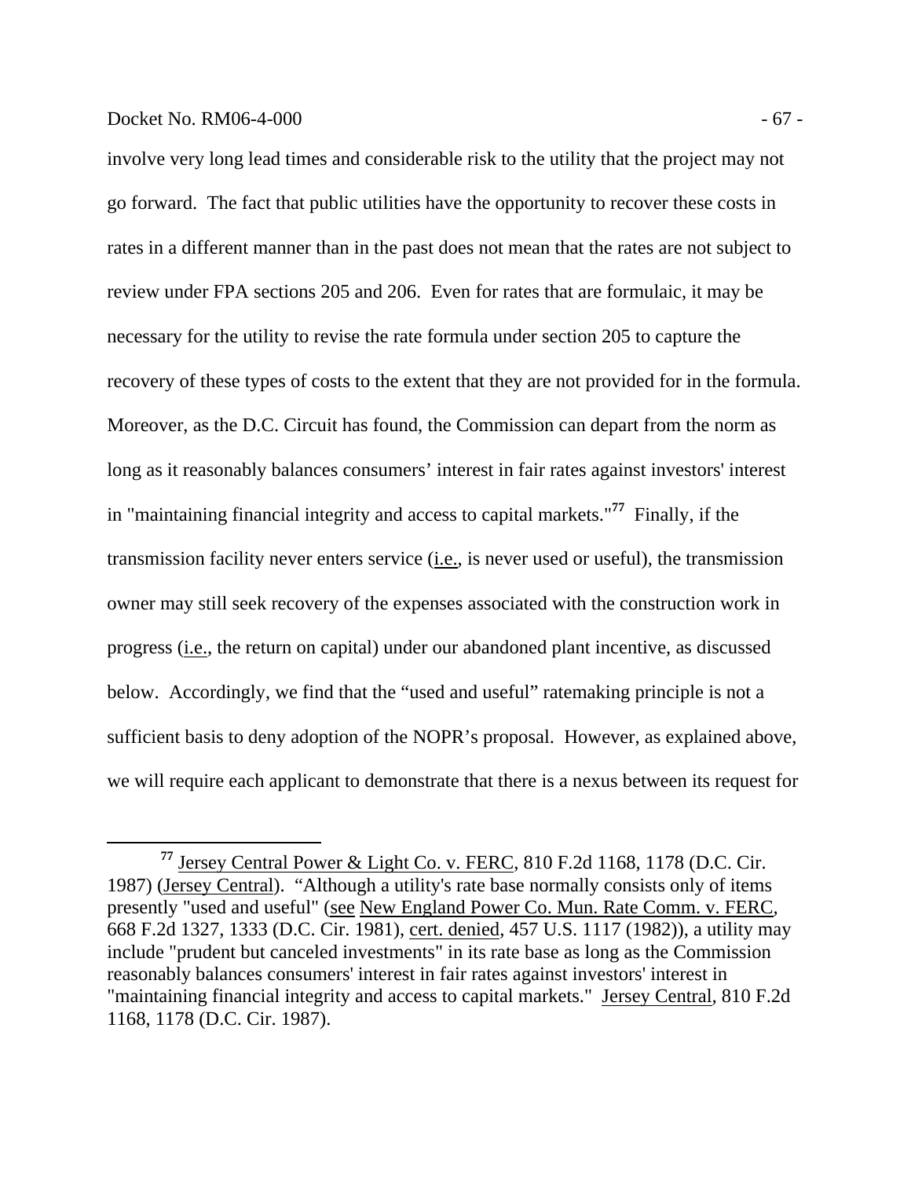involve very long lead times and considerable risk to the utility that the project may not go forward. The fact that public utilities have the opportunity to recover these costs in rates in a different manner than in the past does not mean that the rates are not subject to review under FPA sections 205 and 206. Even for rates that are formulaic, it may be necessary for the utility to revise the rate formula under section 205 to capture the recovery of these types of costs to the extent that they are not provided for in the formula. Moreover, as the D.C. Circuit has found, the Commission can depart from the norm as long as it reasonably balances consumers' interest in fair rates against investors' interest in "maintaining financial integrity and access to capital markets."[77] Finally, if the transmission facility never enters service (i.e., is never used or useful), the transmission owner may still seek recovery of the expenses associated with the construction work in progress (i.e., the return on capital) under our abandoned plant incentive, as discussed below. Accordingly, we find that the "used and useful" ratemaking principle is not a sufficient basis to deny adoption of the NOPR's proposal. However, as explained above, we will require each applicant to demonstrate that there is a nexus between its request for

[77] Jersey Central Power & Light Co. v. FERC, 810 F.2d 1168, 1178 (D.C. Cir. 1987) (Jersey Central). "Although a utility's rate base normally consists only of items presently "used and useful" (see New England Power Co. Mun. Rate Comm. v. FERC, 668 F.2d 1327, 1333 (D.C. Cir. 1981), cert. denied, 457 U.S. 1117 (1982)), a utility may include "prudent but canceled investments" in its rate base as long as the Commission reasonably balances consumers' interest in fair rates against investors' interest in "maintaining financial integrity and access to capital markets." Jersey Central, 810 F.2d 1168, 1178 (D.C. Cir. 1987).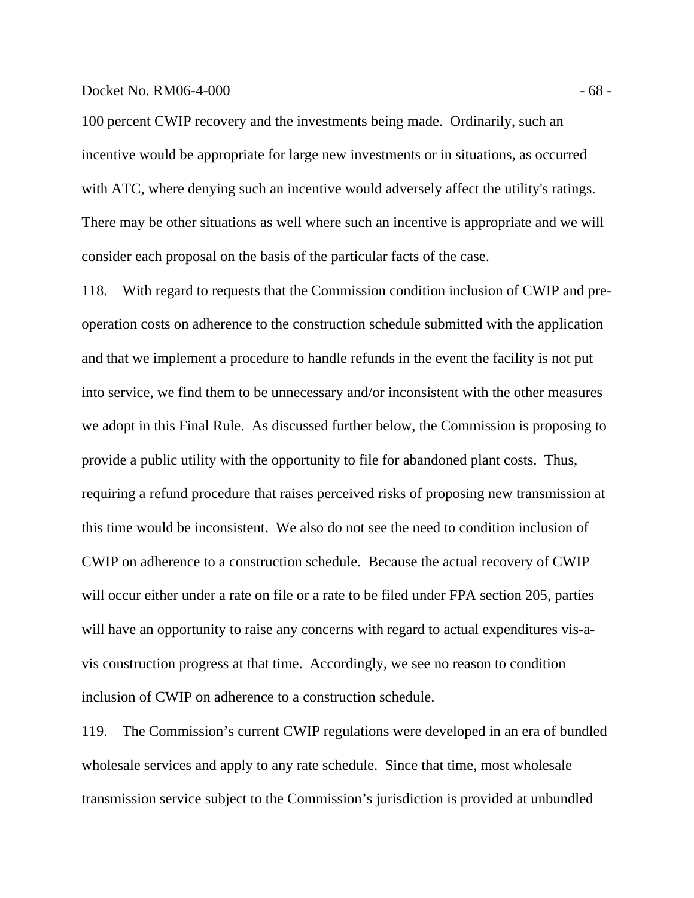100 percent CWIP recovery and the investments being made. Ordinarily, such an incentive would be appropriate for large new investments or in situations, as occurred with ATC, where denying such an incentive would adversely affect the utility's ratings. There may be other situations as well where such an incentive is appropriate and we will consider each proposal on the basis of the particular facts of the case.

118. With regard to requests that the Commission condition inclusion of CWIP and pre-operation costs on adherence to the construction schedule submitted with the application and that we implement a procedure to handle refunds in the event the facility is not put into service, we find them to be unnecessary and/or inconsistent with the other measures we adopt in this Final Rule. As discussed further below, the Commission is proposing to provide a public utility with the opportunity to file for abandoned plant costs. Thus, requiring a refund procedure that raises perceived risks of proposing new transmission at this time would be inconsistent. We also do not see the need to condition inclusion of CWIP on adherence to a construction schedule. Because the actual recovery of CWIP will occur either under a rate on file or a rate to be filed under FPA section 205, parties will have an opportunity to raise any concerns with regard to actual expenditures vis-a-vis construction progress at that time. Accordingly, we see no reason to condition inclusion of CWIP on adherence to a construction schedule.

119. The Commission's current CWIP regulations were developed in an era of bundled wholesale services and apply to any rate schedule. Since that time, most wholesale transmission service subject to the Commission's jurisdiction is provided at unbundled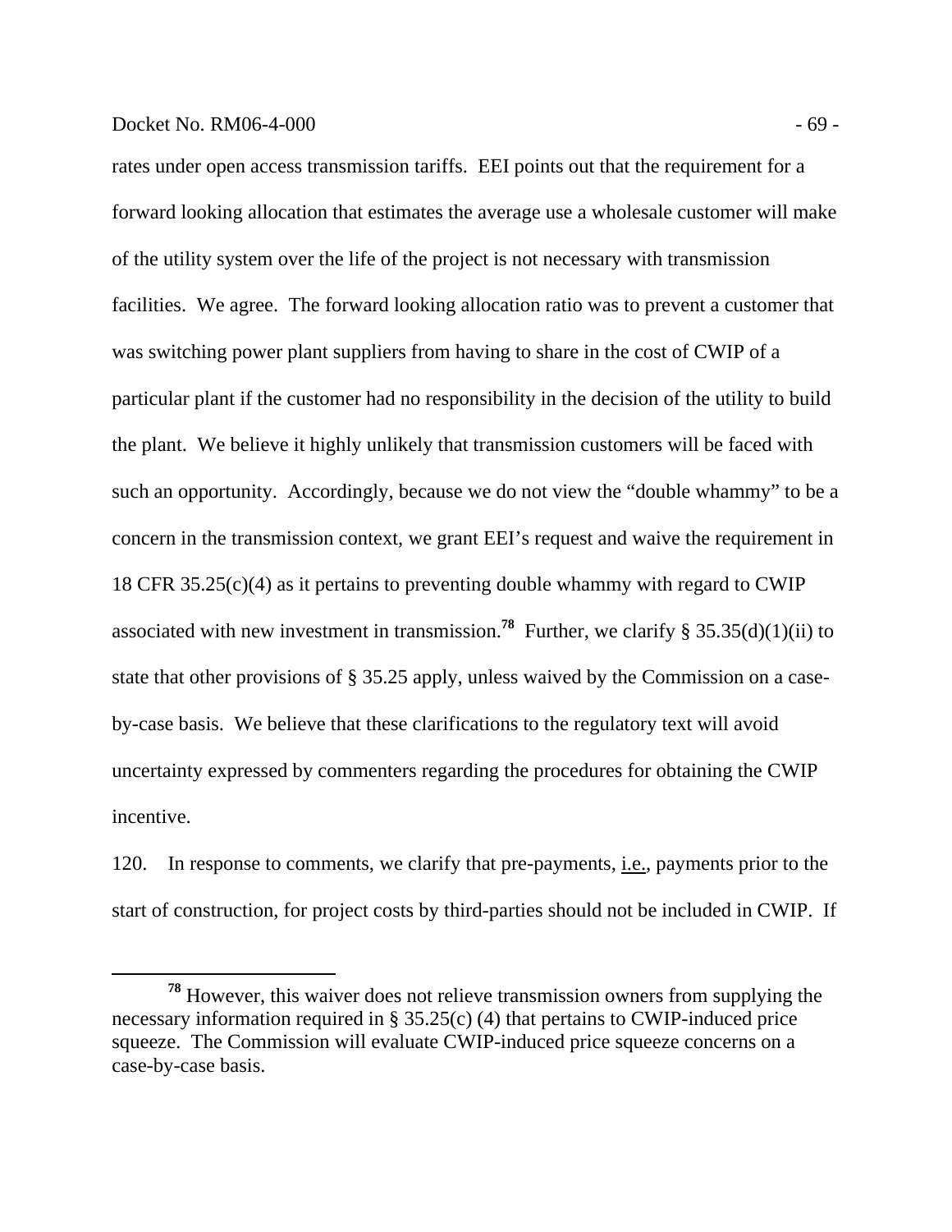rates under open access transmission tariffs. EEI points out that the requirement for a forward looking allocation that estimates the average use a wholesale customer will make of the utility system over the life of the project is not necessary with transmission facilities. We agree. The forward looking allocation ratio was to prevent a customer that was switching power plant suppliers from having to share in the cost of CWIP of a particular plant if the customer had no responsibility in the decision of the utility to build the plant. We believe it highly unlikely that transmission customers will be faced with such an opportunity. Accordingly, because we do not view the "double whammy" to be a concern in the transmission context, we grant EEI's request and waive the requirement in 18 CFR 35.25(c)(4) as it pertains to preventing double whammy with regard to CWIP associated with new investment in transmission.[78] Further, we clarify § 35.35(d)(1)(ii) to state that other provisions of § 35.25 apply, unless waived by the Commission on a case-by-case basis. We believe that these clarifications to the regulatory text will avoid uncertainty expressed by commenters regarding the procedures for obtaining the CWIP incentive.

120. In response to comments, we clarify that pre-payments, i.e., payments prior to the start of construction, for project costs by third-parties should not be included in CWIP. If

[78] However, this waiver does not relieve transmission owners from supplying the necessary information required in § 35.25(c) (4) that pertains to CWIP-induced price squeeze. The Commission will evaluate CWIP-induced price squeeze concerns on a case-by-case basis.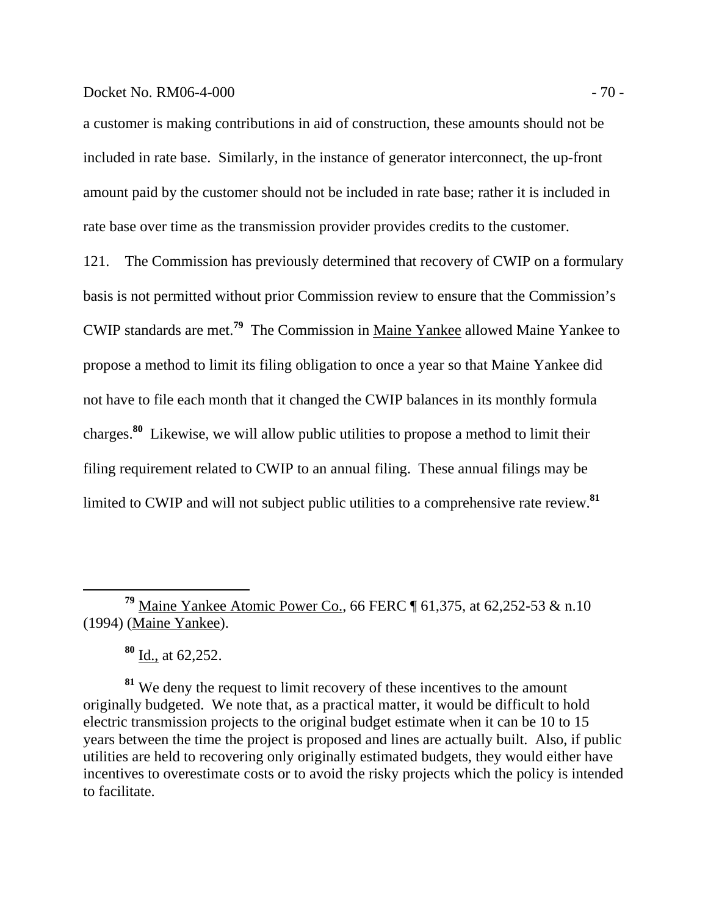a customer is making contributions in aid of construction, these amounts should not be included in rate base. Similarly, in the instance of generator interconnect, the up-front amount paid by the customer should not be included in rate base; rather it is included in rate base over time as the transmission provider provides credits to the customer.

121. The Commission has previously determined that recovery of CWIP on a formulary basis is not permitted without prior Commission review to ensure that the Commission's CWIP standards are met.[79] The Commission in Maine Yankee allowed Maine Yankee to propose a method to limit its filing obligation to once a year so that Maine Yankee did not have to file each month that it changed the CWIP balances in its monthly formula charges.[80] Likewise, we will allow public utilities to propose a method to limit their filing requirement related to CWIP to an annual filing. These annual filings may be limited to CWIP and will not subject public utilities to a comprehensive rate review.[81]

---

[79] Maine Yankee Atomic Power Co., 66 FERC ¶ 61,375, at 62,252-53 & n.10 (1994) (Maine Yankee).

[80] Id., at 62,252.

[81] We deny the request to limit recovery of these incentives to the amount originally budgeted. We note that, as a practical matter, it would be difficult to hold electric transmission projects to the original budget estimate when it can be 10 to 15 years between the time the project is proposed and lines are actually built. Also, if public utilities are held to recovering only originally estimated budgets, they would either have incentives to overestimate costs or to avoid the risky projects which the policy is intended to facilitate.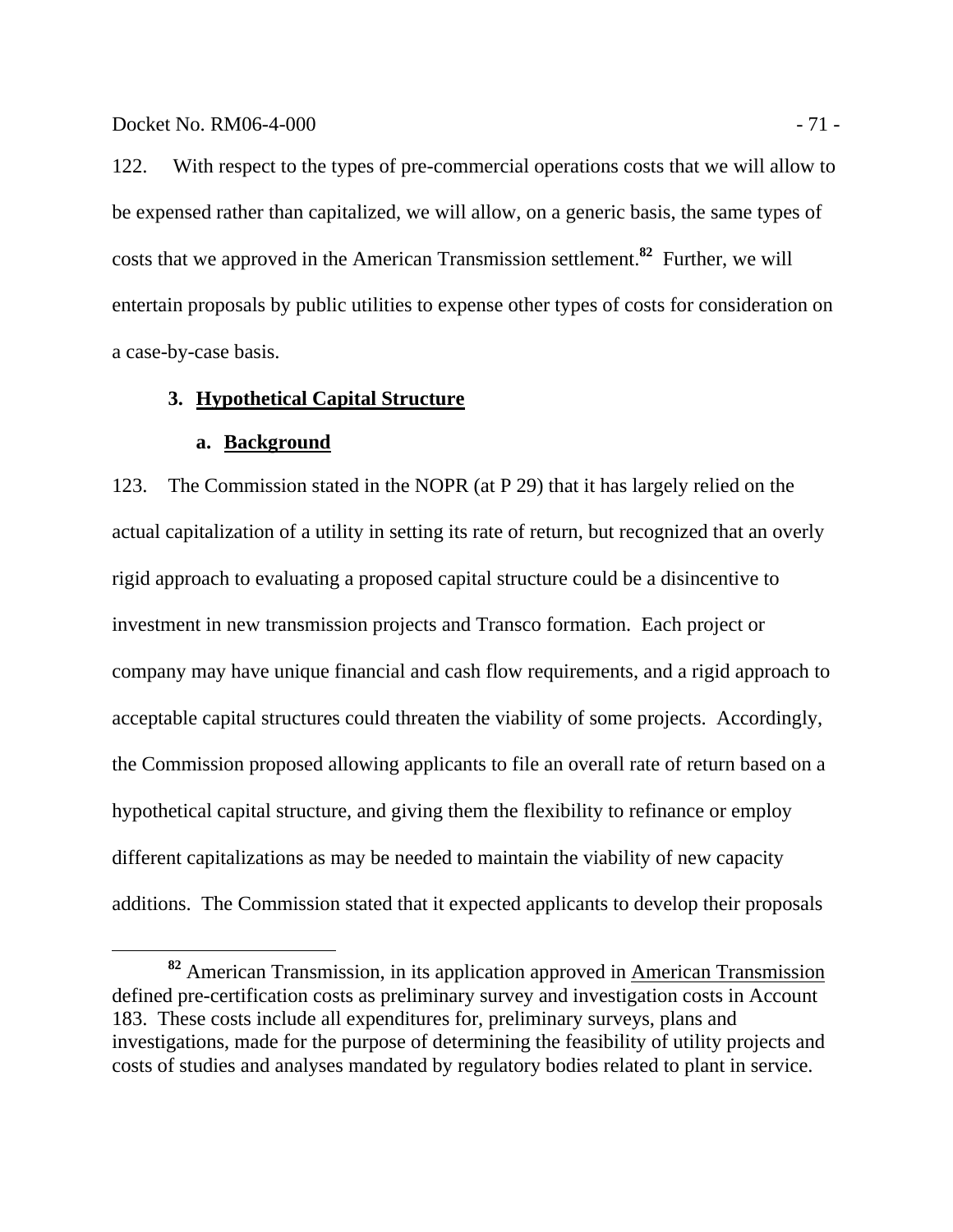122. With respect to the types of pre-commercial operations costs that we will allow to be expensed rather than capitalized, we will allow, on a generic basis, the same types of costs that we approved in the American Transmission settlement.[82] Further, we will entertain proposals by public utilities to expense other types of costs for consideration on a case-by-case basis.

### 3. Hypothetical Capital Structure

#### a. Background

123. The Commission stated in the NOPR (at P 29) that it has largely relied on the actual capitalization of a utility in setting its rate of return, but recognized that an overly rigid approach to evaluating a proposed capital structure could be a disincentive to investment in new transmission projects and Transco formation. Each project or company may have unique financial and cash flow requirements, and a rigid approach to acceptable capital structures could threaten the viability of some projects. Accordingly, the Commission proposed allowing applicants to file an overall rate of return based on a hypothetical capital structure, and giving them the flexibility to refinance or employ different capitalizations as may be needed to maintain the viability of new capacity additions. The Commission stated that it expected applicants to develop their proposals

---

[82] American Transmission, in its application approved in American Transmission defined pre-certification costs as preliminary survey and investigation costs in Account 183. These costs include all expenditures for, preliminary surveys, plans and investigations, made for the purpose of determining the feasibility of utility projects and costs of studies and analyses mandated by regulatory bodies related to plant in service.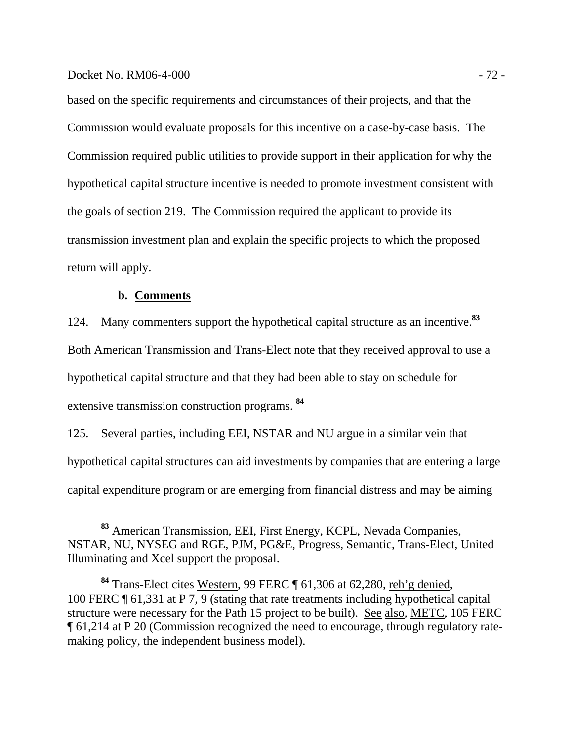based on the specific requirements and circumstances of their projects, and that the Commission would evaluate proposals for this incentive on a case-by-case basis. The Commission required public utilities to provide support in their application for why the hypothetical capital structure incentive is needed to promote investment consistent with the goals of section 219. The Commission required the applicant to provide its transmission investment plan and explain the specific projects to which the proposed return will apply.

### b. Comments

124. Many commenters support the hypothetical capital structure as an incentive.[83] Both American Transmission and Trans-Elect note that they received approval to use a hypothetical capital structure and that they had been able to stay on schedule for extensive transmission construction programs.[84]

125. Several parties, including EEI, NSTAR and NU argue in a similar vein that hypothetical capital structures can aid investments by companies that are entering a large capital expenditure program or are emerging from financial distress and may be aiming

---

[83] American Transmission, EEI, First Energy, KCPL, Nevada Companies, NSTAR, NU, NYSEG and RGE, PJM, PG&E, Progress, Semantic, Trans-Elect, United Illuminating and Xcel support the proposal.

[84] Trans-Elect cites Western, 99 FERC ¶ 61,306 at 62,280, reh'g denied, 100 FERC ¶ 61,331 at P 7, 9 (stating that rate treatments including hypothetical capital structure were necessary for the Path 15 project to be built). See also, METC, 105 FERC ¶ 61,214 at P 20 (Commission recognized the need to encourage, through regulatory rate-making policy, the independent business model).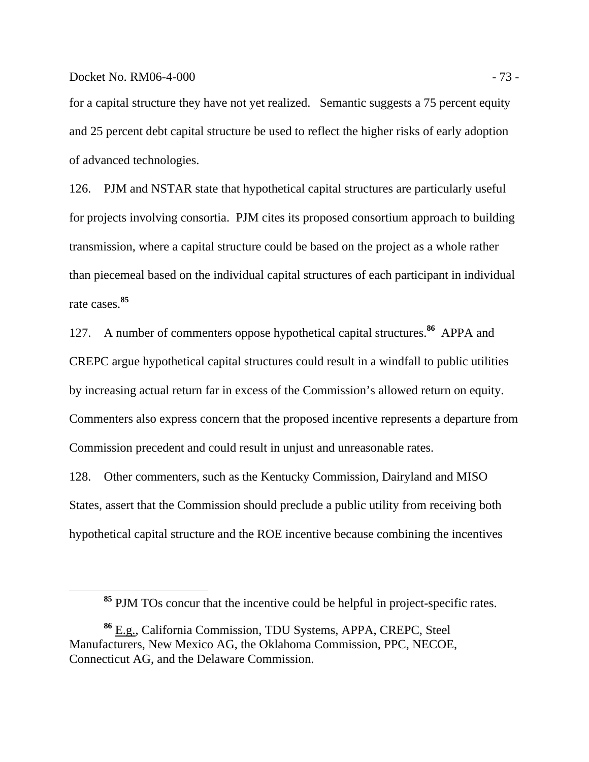for a capital structure they have not yet realized. Semantic suggests a 75 percent equity and 25 percent debt capital structure be used to reflect the higher risks of early adoption of advanced technologies.

126. PJM and NSTAR state that hypothetical capital structures are particularly useful for projects involving consortia. PJM cites its proposed consortium approach to building transmission, where a capital structure could be based on the project as a whole rather than piecemeal based on the individual capital structures of each participant in individual rate cases.[85]

127. A number of commenters oppose hypothetical capital structures.[86] APPA and CREPC argue hypothetical capital structures could result in a windfall to public utilities by increasing actual return far in excess of the Commission's allowed return on equity. Commenters also express concern that the proposed incentive represents a departure from Commission precedent and could result in unjust and unreasonable rates.

128. Other commenters, such as the Kentucky Commission, Dairyland and MISO States, assert that the Commission should preclude a public utility from receiving both hypothetical capital structure and the ROE incentive because combining the incentives

---

[85] PJM TOs concur that the incentive could be helpful in project-specific rates.

[86] E.g., California Commission, TDU Systems, APPA, CREPC, Steel Manufacturers, New Mexico AG, the Oklahoma Commission, PPC, NECOE, Connecticut AG, and the Delaware Commission.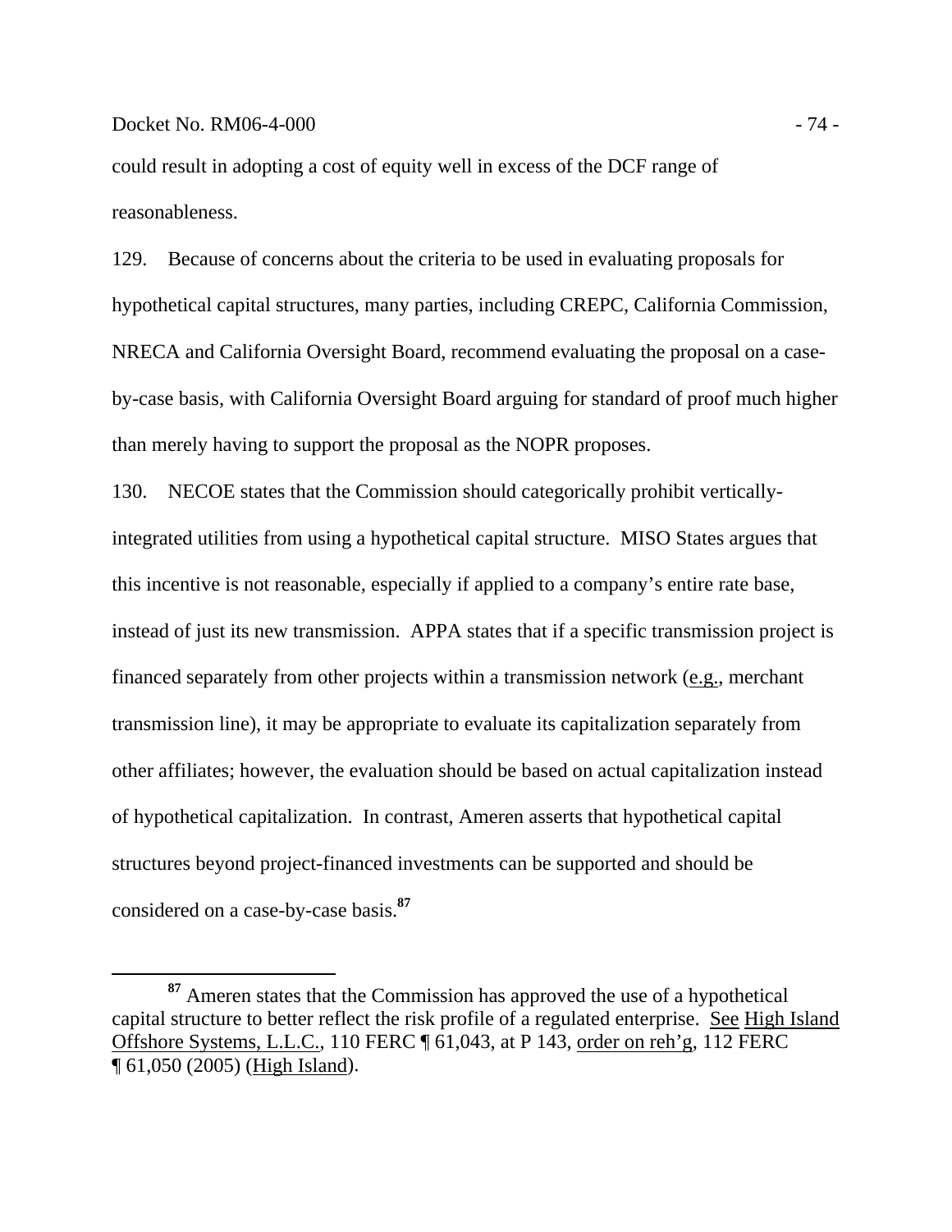could result in adopting a cost of equity well in excess of the DCF range of reasonableness.

129. Because of concerns about the criteria to be used in evaluating proposals for hypothetical capital structures, many parties, including CREPC, California Commission, NRECA and California Oversight Board, recommend evaluating the proposal on a case-by-case basis, with California Oversight Board arguing for standard of proof much higher than merely having to support the proposal as the NOPR proposes.

130. NECOE states that the Commission should categorically prohibit vertically-integrated utilities from using a hypothetical capital structure. MISO States argues that this incentive is not reasonable, especially if applied to a company's entire rate base, instead of just its new transmission. APPA states that if a specific transmission project is financed separately from other projects within a transmission network (e.g., merchant transmission line), it may be appropriate to evaluate its capitalization separately from other affiliates; however, the evaluation should be based on actual capitalization instead of hypothetical capitalization. In contrast, Ameren asserts that hypothetical capital structures beyond project-financed investments can be supported and should be considered on a case-by-case basis.[87]

[87] Ameren states that the Commission has approved the use of a hypothetical capital structure to better reflect the risk profile of a regulated enterprise. See High Island Offshore Systems, L.L.C., 110 FERC ¶ 61,043, at P 143, order on reh'g, 112 FERC ¶ 61,050 (2005) (High Island).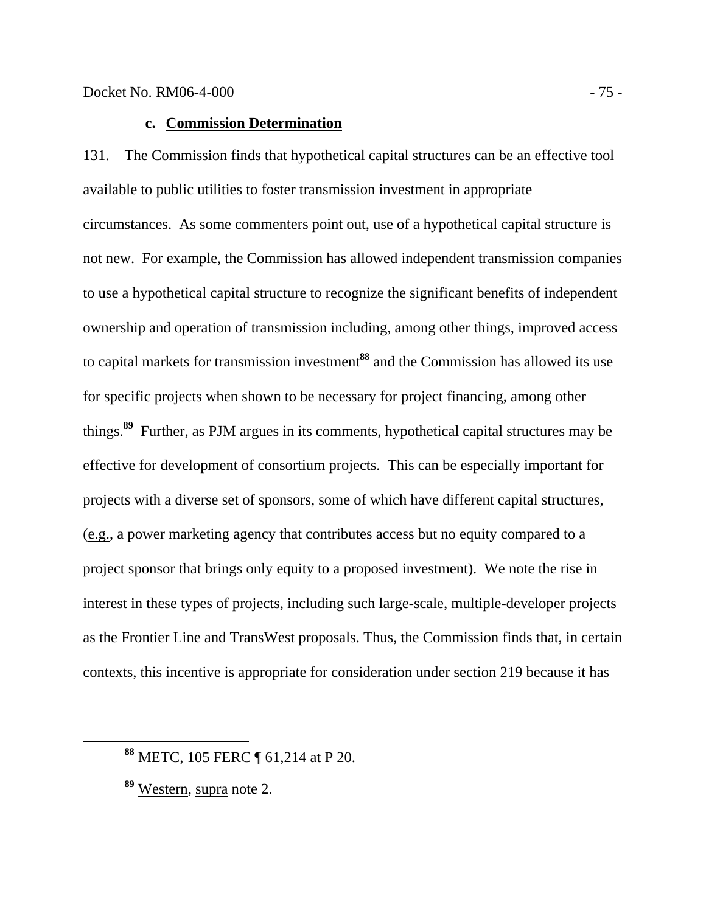### c. **Commission Determination**

131. The Commission finds that hypothetical capital structures can be an effective tool available to public utilities to foster transmission investment in appropriate circumstances. As some commenters point out, use of a hypothetical capital structure is not new. For example, the Commission has allowed independent transmission companies to use a hypothetical capital structure to recognize the significant benefits of independent ownership and operation of transmission including, among other things, improved access to capital markets for transmission investment[88] and the Commission has allowed its use for specific projects when shown to be necessary for project financing, among other things.[89] Further, as PJM argues in its comments, hypothetical capital structures may be effective for development of consortium projects. This can be especially important for projects with a diverse set of sponsors, some of which have different capital structures, (e.g., a power marketing agency that contributes access but no equity compared to a project sponsor that brings only equity to a proposed investment). We note the rise in interest in these types of projects, including such large-scale, multiple-developer projects as the Frontier Line and TransWest proposals. Thus, the Commission finds that, in certain contexts, this incentive is appropriate for consideration under section 219 because it has

---

[88] METC, 105 FERC ¶ 61,214 at P 20.

[89] Western, supra note 2.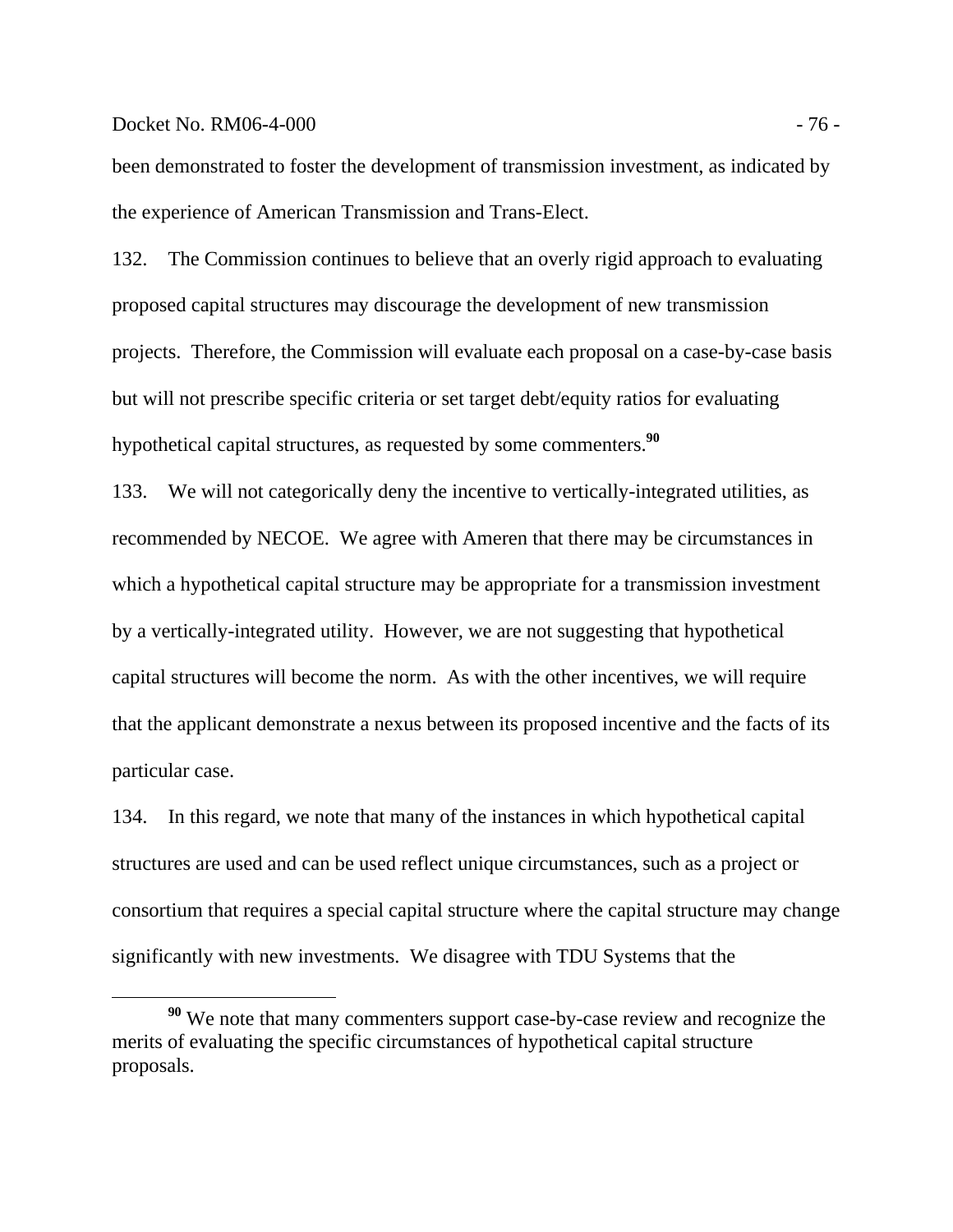been demonstrated to foster the development of transmission investment, as indicated by the experience of American Transmission and Trans-Elect.

132. The Commission continues to believe that an overly rigid approach to evaluating proposed capital structures may discourage the development of new transmission projects. Therefore, the Commission will evaluate each proposal on a case-by-case basis but will not prescribe specific criteria or set target debt/equity ratios for evaluating hypothetical capital structures, as requested by some commenters.[90]

133. We will not categorically deny the incentive to vertically-integrated utilities, as recommended by NECOE. We agree with Ameren that there may be circumstances in which a hypothetical capital structure may be appropriate for a transmission investment by a vertically-integrated utility. However, we are not suggesting that hypothetical capital structures will become the norm. As with the other incentives, we will require that the applicant demonstrate a nexus between its proposed incentive and the facts of its particular case.

134. In this regard, we note that many of the instances in which hypothetical capital structures are used and can be used reflect unique circumstances, such as a project or consortium that requires a special capital structure where the capital structure may change significantly with new investments. We disagree with TDU Systems that the

[90] We note that many commenters support case-by-case review and recognize the merits of evaluating the specific circumstances of hypothetical capital structure proposals.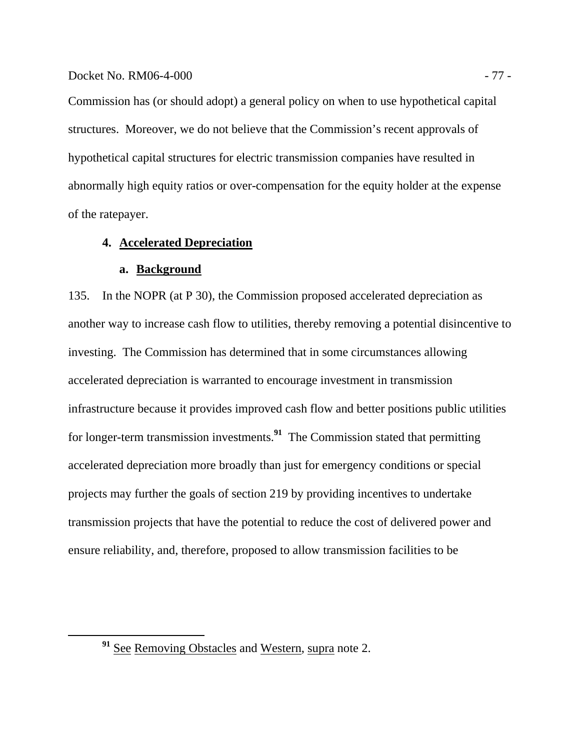Commission has (or should adopt) a general policy on when to use hypothetical capital structures. Moreover, we do not believe that the Commission's recent approvals of hypothetical capital structures for electric transmission companies have resulted in abnormally high equity ratios or over-compensation for the equity holder at the expense of the ratepayer.

### 4. Accelerated Depreciation

#### a. Background

135. In the NOPR (at P 30), the Commission proposed accelerated depreciation as another way to increase cash flow to utilities, thereby removing a potential disincentive to investing. The Commission has determined that in some circumstances allowing accelerated depreciation is warranted to encourage investment in transmission infrastructure because it provides improved cash flow and better positions public utilities for longer-term transmission investments.[91] The Commission stated that permitting accelerated depreciation more broadly than just for emergency conditions or special projects may further the goals of section 219 by providing incentives to undertake transmission projects that have the potential to reduce the cost of delivered power and ensure reliability, and, therefore, proposed to allow transmission facilities to be

---

[91] See Removing Obstacles and Western, supra note 2.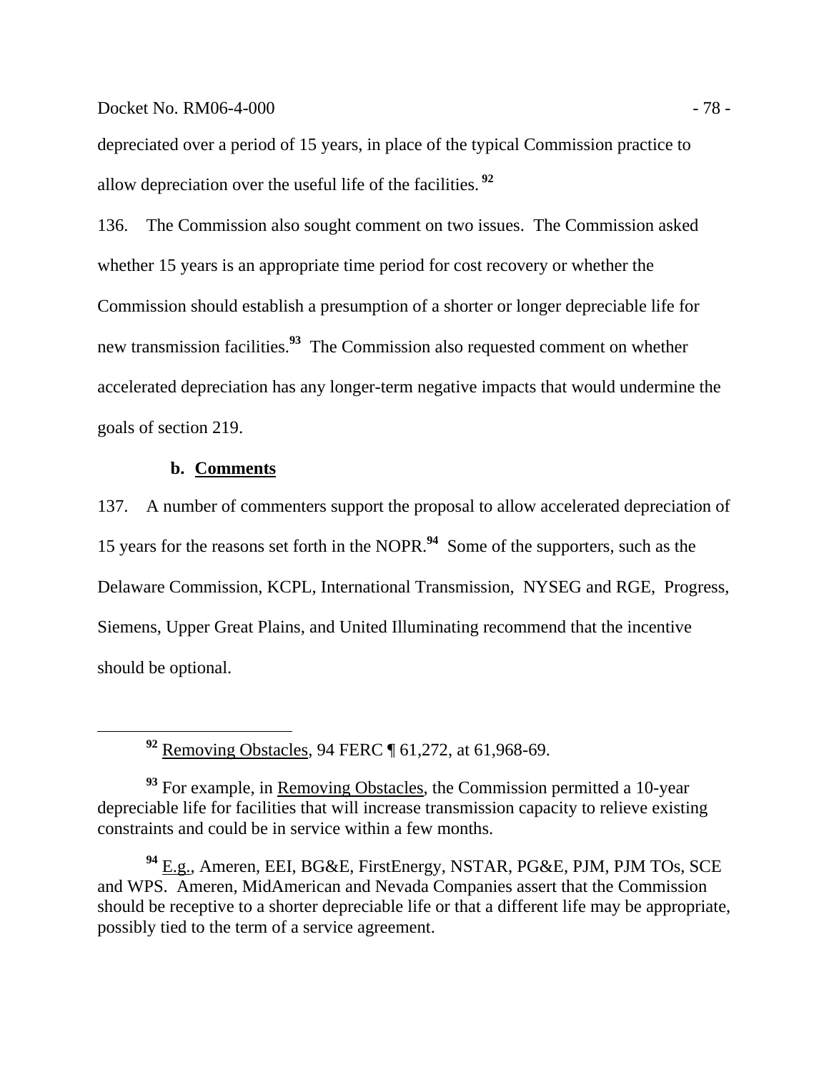depreciated over a period of 15 years, in place of the typical Commission practice to allow depreciation over the useful life of the facilities.[92]

136. The Commission also sought comment on two issues. The Commission asked whether 15 years is an appropriate time period for cost recovery or whether the Commission should establish a presumption of a shorter or longer depreciable life for new transmission facilities.[93] The Commission also requested comment on whether accelerated depreciation has any longer-term negative impacts that would undermine the goals of section 219.

### b. Comments

137. A number of commenters support the proposal to allow accelerated depreciation of 15 years for the reasons set forth in the NOPR.[94] Some of the supporters, such as the Delaware Commission, KCPL, International Transmission, NYSEG and RGE, Progress, Siemens, Upper Great Plains, and United Illuminating recommend that the incentive should be optional.

---

[92] Removing Obstacles, 94 FERC ¶ 61,272, at 61,968-69.

[93] For example, in Removing Obstacles, the Commission permitted a 10-year depreciable life for facilities that will increase transmission capacity to relieve existing constraints and could be in service within a few months.

[94] E.g., Ameren, EEI, BG&E, FirstEnergy, NSTAR, PG&E, PJM, PJM TOs, SCE and WPS. Ameren, MidAmerican and Nevada Companies assert that the Commission should be receptive to a shorter depreciable life or that a different life may be appropriate, possibly tied to the term of a service agreement.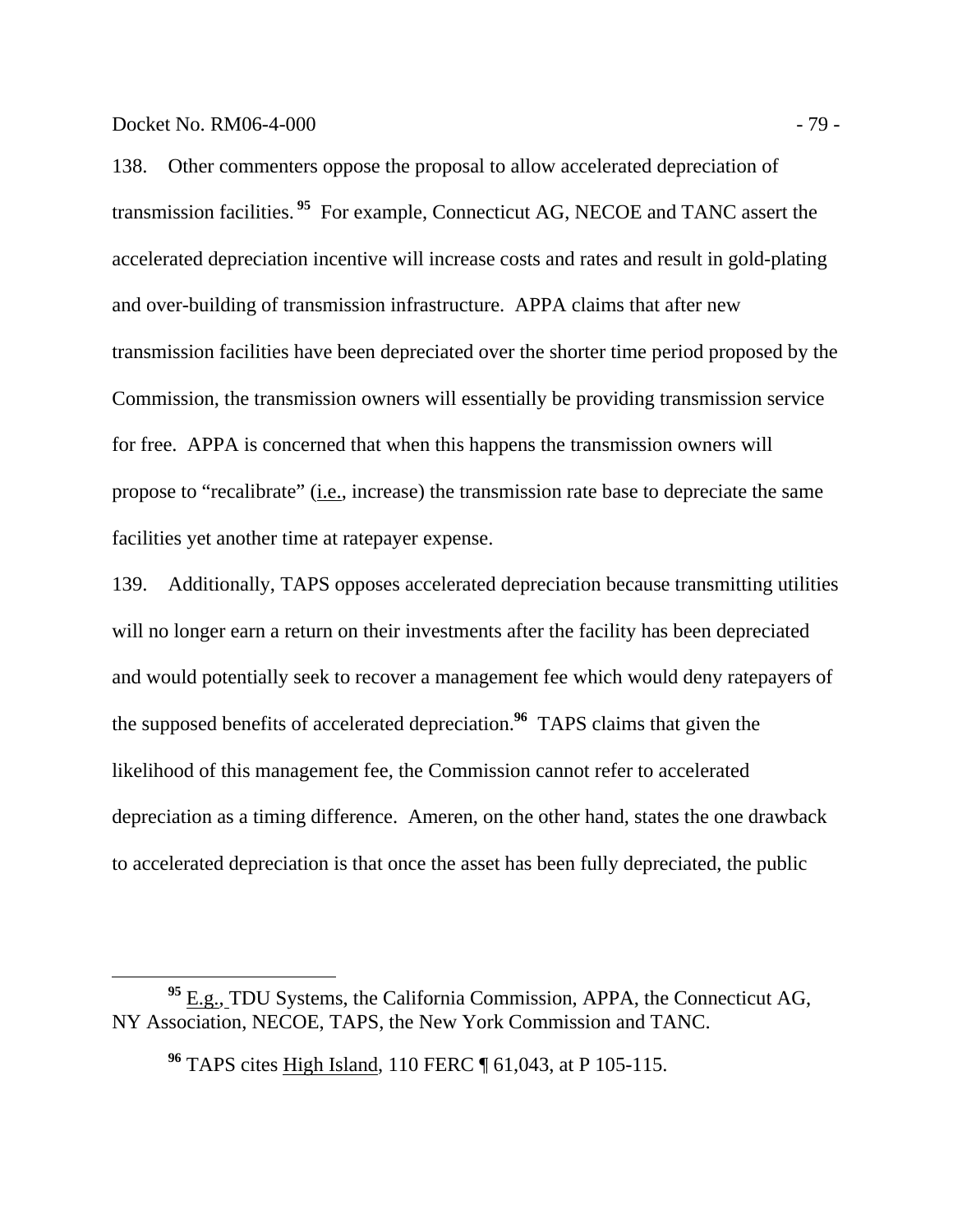138. Other commenters oppose the proposal to allow accelerated depreciation of transmission facilities.[95] For example, Connecticut AG, NECOE and TANC assert the accelerated depreciation incentive will increase costs and rates and result in gold-plating and over-building of transmission infrastructure. APPA claims that after new transmission facilities have been depreciated over the shorter time period proposed by the Commission, the transmission owners will essentially be providing transmission service for free. APPA is concerned that when this happens the transmission owners will propose to "recalibrate" (i.e., increase) the transmission rate base to depreciate the same facilities yet another time at ratepayer expense.

139. Additionally, TAPS opposes accelerated depreciation because transmitting utilities will no longer earn a return on their investments after the facility has been depreciated and would potentially seek to recover a management fee which would deny ratepayers of the supposed benefits of accelerated depreciation.[96] TAPS claims that given the likelihood of this management fee, the Commission cannot refer to accelerated depreciation as a timing difference. Ameren, on the other hand, states the one drawback to accelerated depreciation is that once the asset has been fully depreciated, the public

---

[95] E.g., TDU Systems, the California Commission, APPA, the Connecticut AG, NY Association, NECOE, TAPS, the New York Commission and TANC.

[96] TAPS cites High Island, 110 FERC ¶ 61,043, at P 105-115.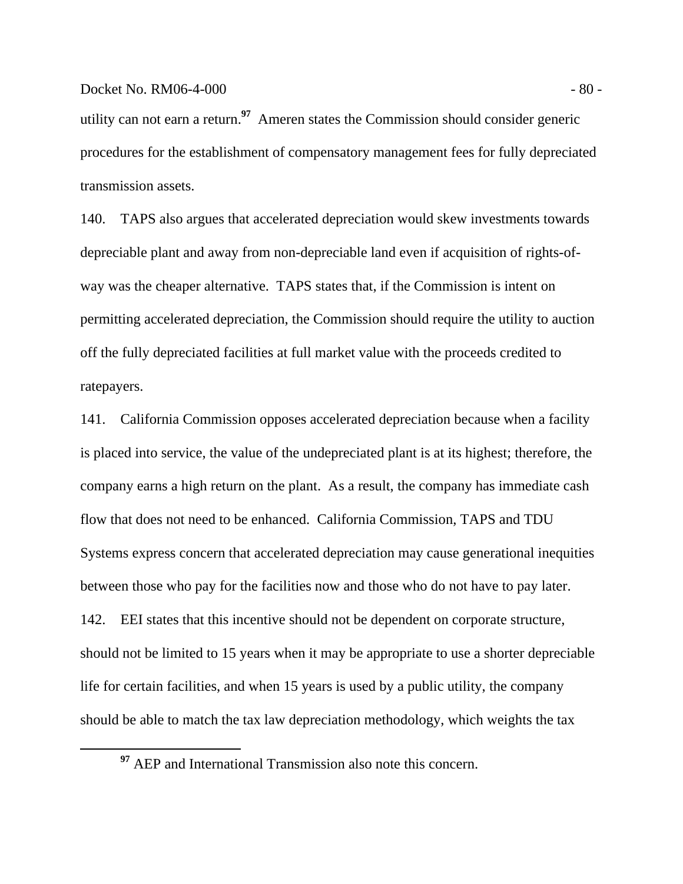utility can not earn a return.[97] Ameren states the Commission should consider generic procedures for the establishment of compensatory management fees for fully depreciated transmission assets.

140. TAPS also argues that accelerated depreciation would skew investments towards depreciable plant and away from non-depreciable land even if acquisition of rights-of-way was the cheaper alternative. TAPS states that, if the Commission is intent on permitting accelerated depreciation, the Commission should require the utility to auction off the fully depreciated facilities at full market value with the proceeds credited to ratepayers.

141. California Commission opposes accelerated depreciation because when a facility is placed into service, the value of the undepreciated plant is at its highest; therefore, the company earns a high return on the plant. As a result, the company has immediate cash flow that does not need to be enhanced. California Commission, TAPS and TDU Systems express concern that accelerated depreciation may cause generational inequities between those who pay for the facilities now and those who do not have to pay later.

142. EEI states that this incentive should not be dependent on corporate structure, should not be limited to 15 years when it may be appropriate to use a shorter depreciable life for certain facilities, and when 15 years is used by a public utility, the company should be able to match the tax law depreciation methodology, which weights the tax

[97] AEP and International Transmission also note this concern.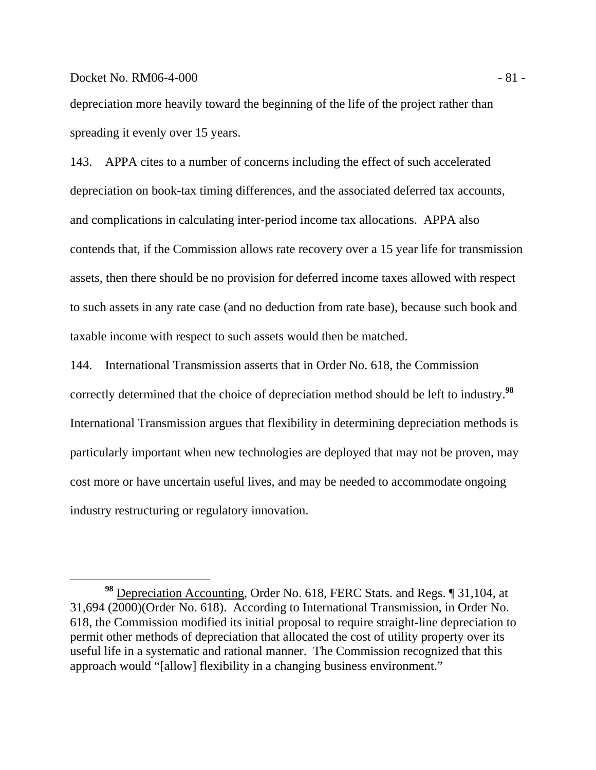depreciation more heavily toward the beginning of the life of the project rather than spreading it evenly over 15 years.

143. APPA cites to a number of concerns including the effect of such accelerated depreciation on book-tax timing differences, and the associated deferred tax accounts, and complications in calculating inter-period income tax allocations. APPA also contends that, if the Commission allows rate recovery over a 15 year life for transmission assets, then there should be no provision for deferred income taxes allowed with respect to such assets in any rate case (and no deduction from rate base), because such book and taxable income with respect to such assets would then be matched.

144. International Transmission asserts that in Order No. 618, the Commission correctly determined that the choice of depreciation method should be left to industry.[98] International Transmission argues that flexibility in determining depreciation methods is particularly important when new technologies are deployed that may not be proven, may cost more or have uncertain useful lives, and may be needed to accommodate ongoing industry restructuring or regulatory innovation.

---

[98] Depreciation Accounting, Order No. 618, FERC Stats. and Regs. ¶ 31,104, at 31,694 (2000)(Order No. 618). According to International Transmission, in Order No. 618, the Commission modified its initial proposal to require straight-line depreciation to permit other methods of depreciation that allocated the cost of utility property over its useful life in a systematic and rational manner. The Commission recognized that this approach would "[allow] flexibility in a changing business environment."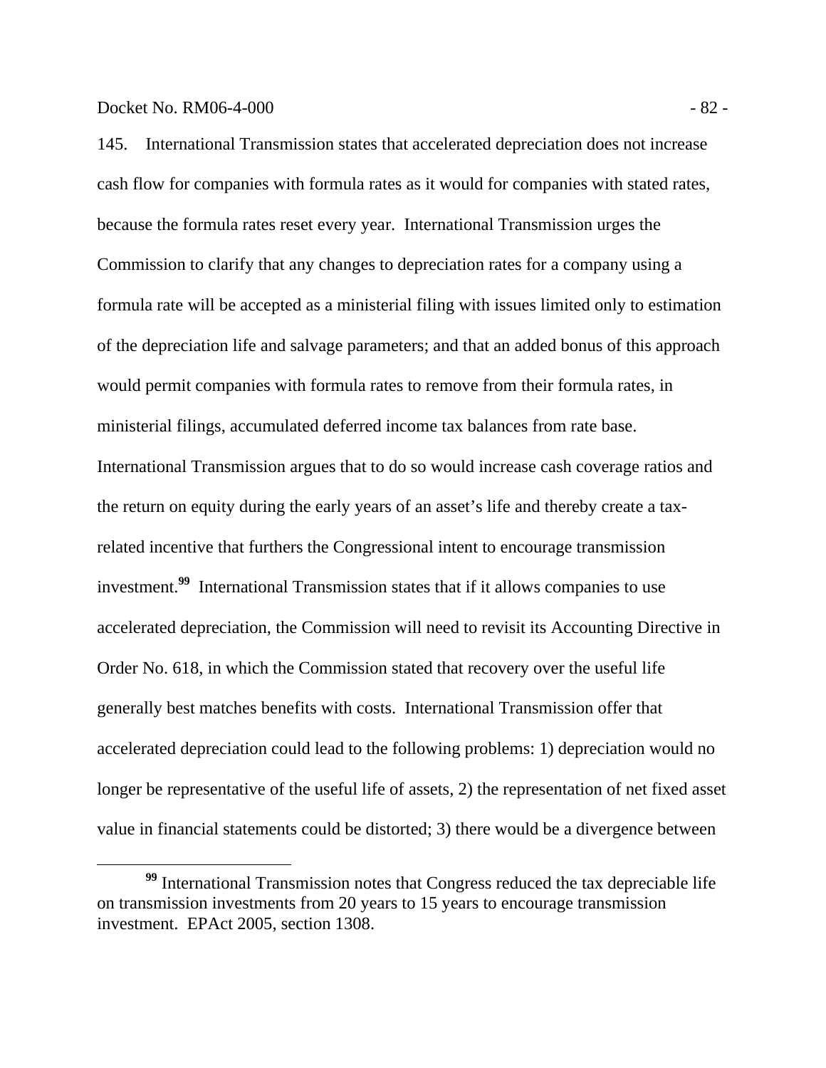145. International Transmission states that accelerated depreciation does not increase cash flow for companies with formula rates as it would for companies with stated rates, because the formula rates reset every year. International Transmission urges the Commission to clarify that any changes to depreciation rates for a company using a formula rate will be accepted as a ministerial filing with issues limited only to estimation of the depreciation life and salvage parameters; and that an added bonus of this approach would permit companies with formula rates to remove from their formula rates, in ministerial filings, accumulated deferred income tax balances from rate base. International Transmission argues that to do so would increase cash coverage ratios and the return on equity during the early years of an asset's life and thereby create a tax-related incentive that furthers the Congressional intent to encourage transmission investment.[99] International Transmission states that if it allows companies to use accelerated depreciation, the Commission will need to revisit its Accounting Directive in Order No. 618, in which the Commission stated that recovery over the useful life generally best matches benefits with costs. International Transmission offer that accelerated depreciation could lead to the following problems: 1) depreciation would no longer be representative of the useful life of assets, 2) the representation of net fixed asset value in financial statements could be distorted; 3) there would be a divergence between

---

[99] International Transmission notes that Congress reduced the tax depreciable life on transmission investments from 20 years to 15 years to encourage transmission investment. EPAct 2005, section 1308.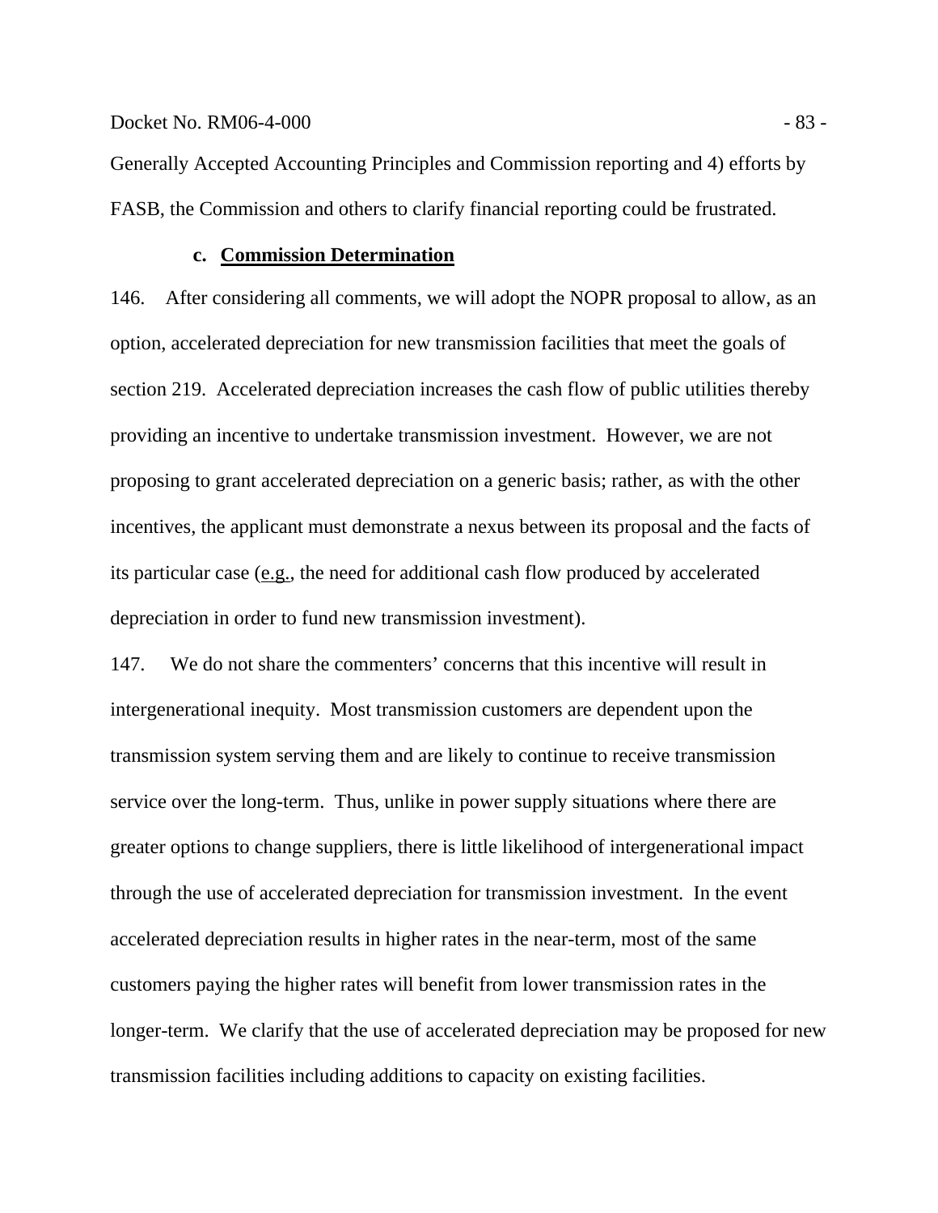Generally Accepted Accounting Principles and Commission reporting and 4) efforts by FASB, the Commission and others to clarify financial reporting could be frustrated.

#### c. Commission Determination

146. After considering all comments, we will adopt the NOPR proposal to allow, as an option, accelerated depreciation for new transmission facilities that meet the goals of section 219. Accelerated depreciation increases the cash flow of public utilities thereby providing an incentive to undertake transmission investment. However, we are not proposing to grant accelerated depreciation on a generic basis; rather, as with the other incentives, the applicant must demonstrate a nexus between its proposal and the facts of its particular case (e.g., the need for additional cash flow produced by accelerated depreciation in order to fund new transmission investment).

147. We do not share the commenters' concerns that this incentive will result in intergenerational inequity. Most transmission customers are dependent upon the transmission system serving them and are likely to continue to receive transmission service over the long-term. Thus, unlike in power supply situations where there are greater options to change suppliers, there is little likelihood of intergenerational impact through the use of accelerated depreciation for transmission investment. In the event accelerated depreciation results in higher rates in the near-term, most of the same customers paying the higher rates will benefit from lower transmission rates in the longer-term. We clarify that the use of accelerated depreciation may be proposed for new transmission facilities including additions to capacity on existing facilities.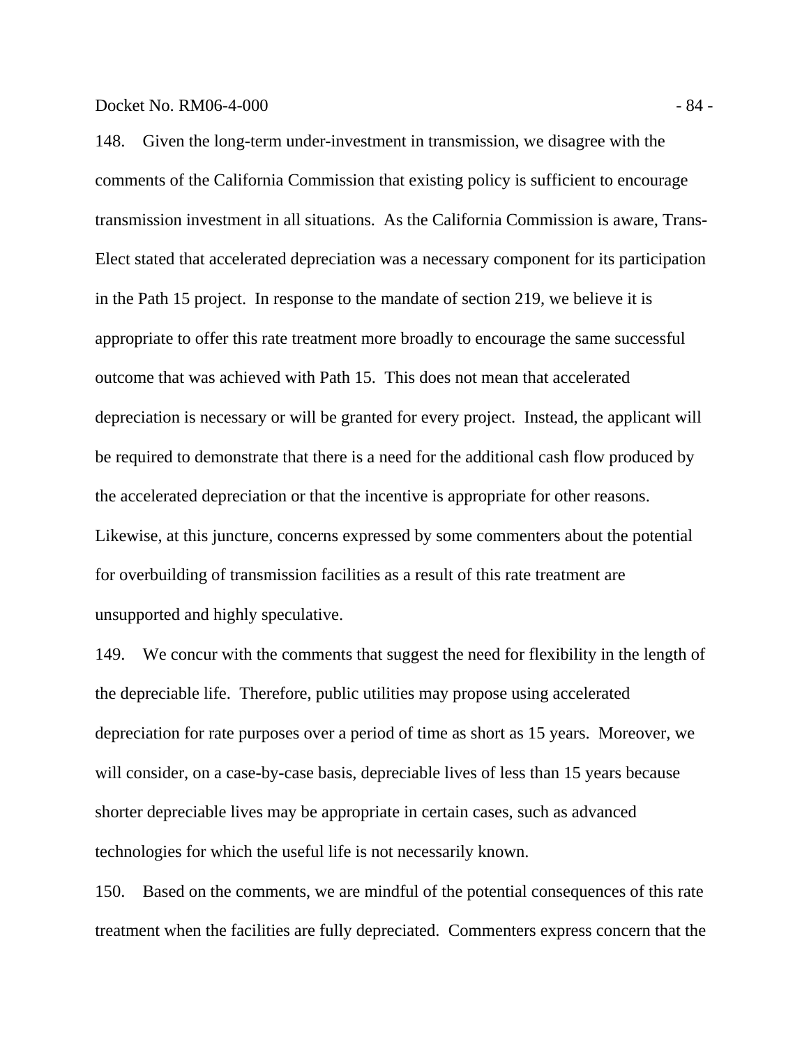148. Given the long-term under-investment in transmission, we disagree with the comments of the California Commission that existing policy is sufficient to encourage transmission investment in all situations. As the California Commission is aware, Trans-Elect stated that accelerated depreciation was a necessary component for its participation in the Path 15 project. In response to the mandate of section 219, we believe it is appropriate to offer this rate treatment more broadly to encourage the same successful outcome that was achieved with Path 15. This does not mean that accelerated depreciation is necessary or will be granted for every project. Instead, the applicant will be required to demonstrate that there is a need for the additional cash flow produced by the accelerated depreciation or that the incentive is appropriate for other reasons. Likewise, at this juncture, concerns expressed by some commenters about the potential for overbuilding of transmission facilities as a result of this rate treatment are unsupported and highly speculative.

149. We concur with the comments that suggest the need for flexibility in the length of the depreciable life. Therefore, public utilities may propose using accelerated depreciation for rate purposes over a period of time as short as 15 years. Moreover, we will consider, on a case-by-case basis, depreciable lives of less than 15 years because shorter depreciable lives may be appropriate in certain cases, such as advanced technologies for which the useful life is not necessarily known.

150. Based on the comments, we are mindful of the potential consequences of this rate treatment when the facilities are fully depreciated. Commenters express concern that the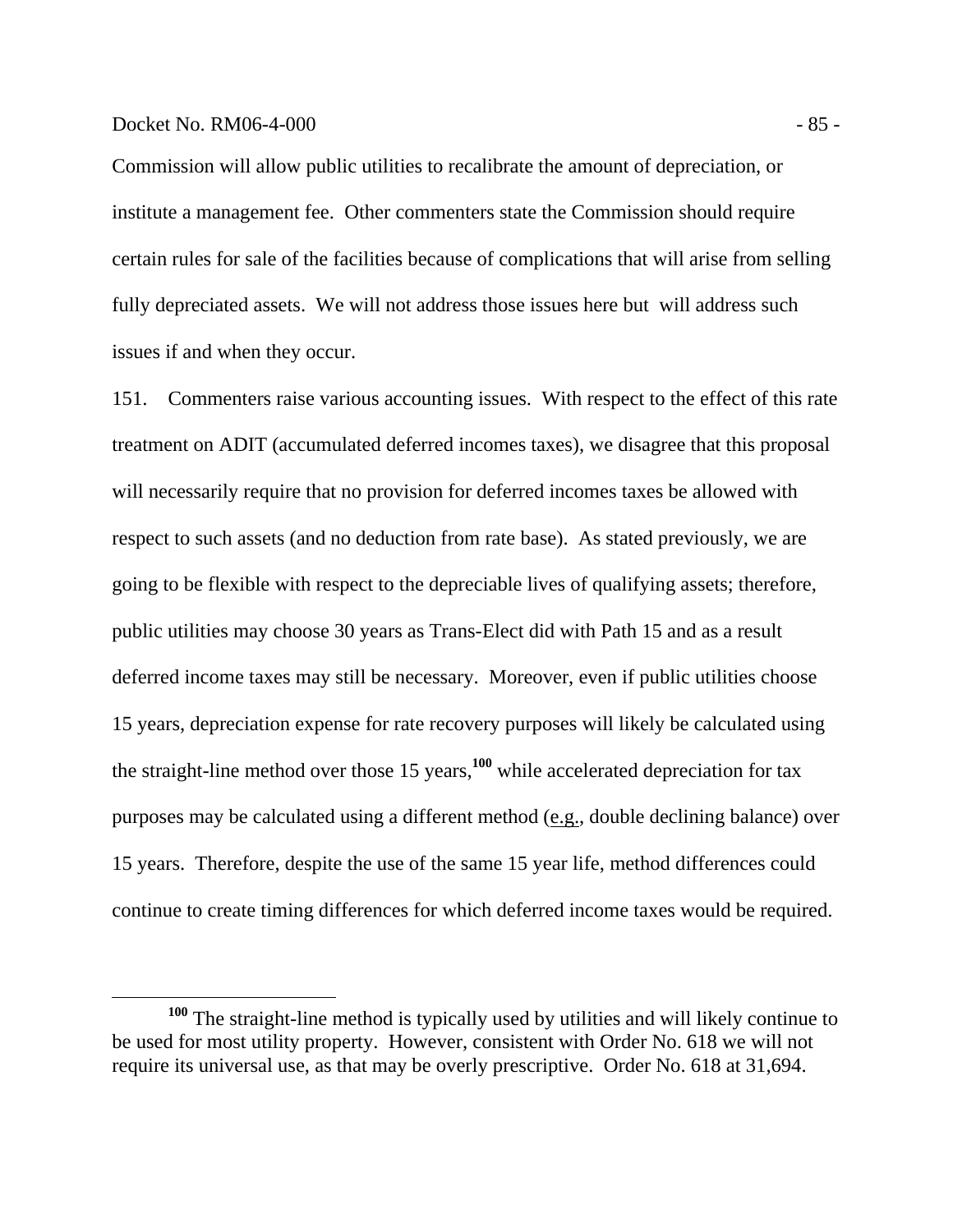Commission will allow public utilities to recalibrate the amount of depreciation, or institute a management fee. Other commenters state the Commission should require certain rules for sale of the facilities because of complications that will arise from selling fully depreciated assets. We will not address those issues here but will address such issues if and when they occur.

151. Commenters raise various accounting issues. With respect to the effect of this rate treatment on ADIT (accumulated deferred incomes taxes), we disagree that this proposal will necessarily require that no provision for deferred incomes taxes be allowed with respect to such assets (and no deduction from rate base). As stated previously, we are going to be flexible with respect to the depreciable lives of qualifying assets; therefore, public utilities may choose 30 years as Trans-Elect did with Path 15 and as a result deferred income taxes may still be necessary. Moreover, even if public utilities choose 15 years, depreciation expense for rate recovery purposes will likely be calculated using the straight-line method over those 15 years,[100] while accelerated depreciation for tax purposes may be calculated using a different method (e.g., double declining balance) over 15 years. Therefore, despite the use of the same 15 year life, method differences could continue to create timing differences for which deferred income taxes would be required.

[100] The straight-line method is typically used by utilities and will likely continue to be used for most utility property. However, consistent with Order No. 618 we will not require its universal use, as that may be overly prescriptive. Order No. 618 at 31,694.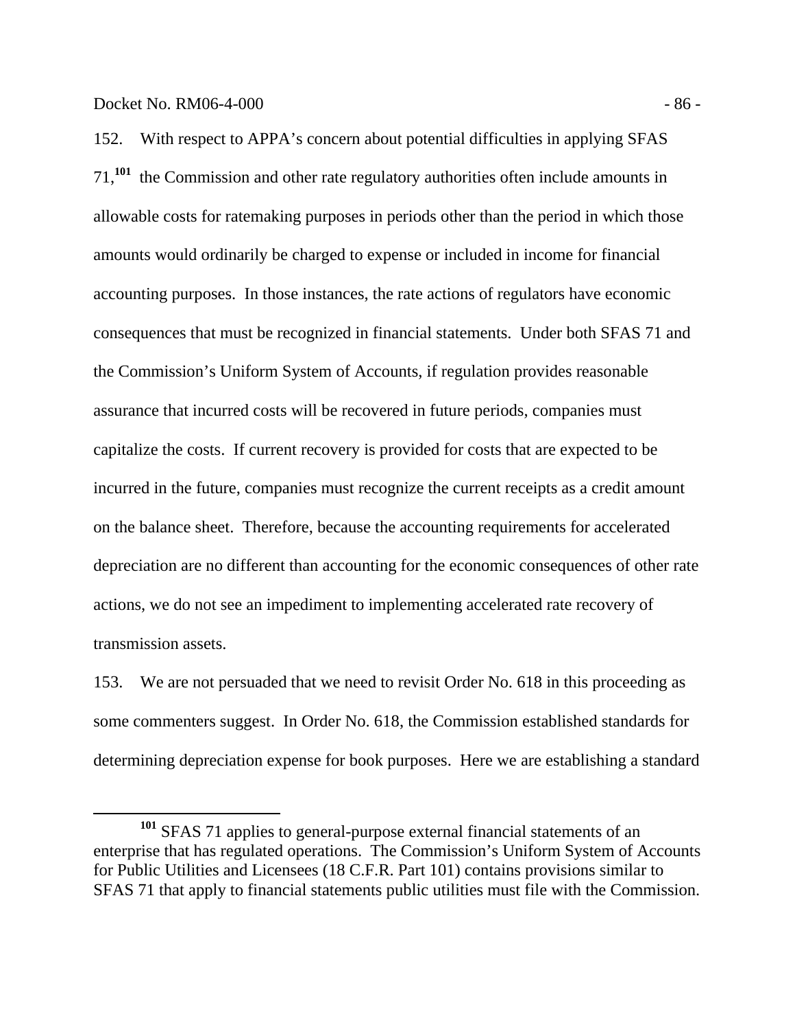152. With respect to APPA's concern about potential difficulties in applying SFAS 71,[101] the Commission and other rate regulatory authorities often include amounts in allowable costs for ratemaking purposes in periods other than the period in which those amounts would ordinarily be charged to expense or included in income for financial accounting purposes. In those instances, the rate actions of regulators have economic consequences that must be recognized in financial statements. Under both SFAS 71 and the Commission's Uniform System of Accounts, if regulation provides reasonable assurance that incurred costs will be recovered in future periods, companies must capitalize the costs. If current recovery is provided for costs that are expected to be incurred in the future, companies must recognize the current receipts as a credit amount on the balance sheet. Therefore, because the accounting requirements for accelerated depreciation are no different than accounting for the economic consequences of other rate actions, we do not see an impediment to implementing accelerated rate recovery of transmission assets.

153. We are not persuaded that we need to revisit Order No. 618 in this proceeding as some commenters suggest. In Order No. 618, the Commission established standards for determining depreciation expense for book purposes. Here we are establishing a standard

[101] SFAS 71 applies to general-purpose external financial statements of an enterprise that has regulated operations. The Commission's Uniform System of Accounts for Public Utilities and Licensees (18 C.F.R. Part 101) contains provisions similar to SFAS 71 that apply to financial statements public utilities must file with the Commission.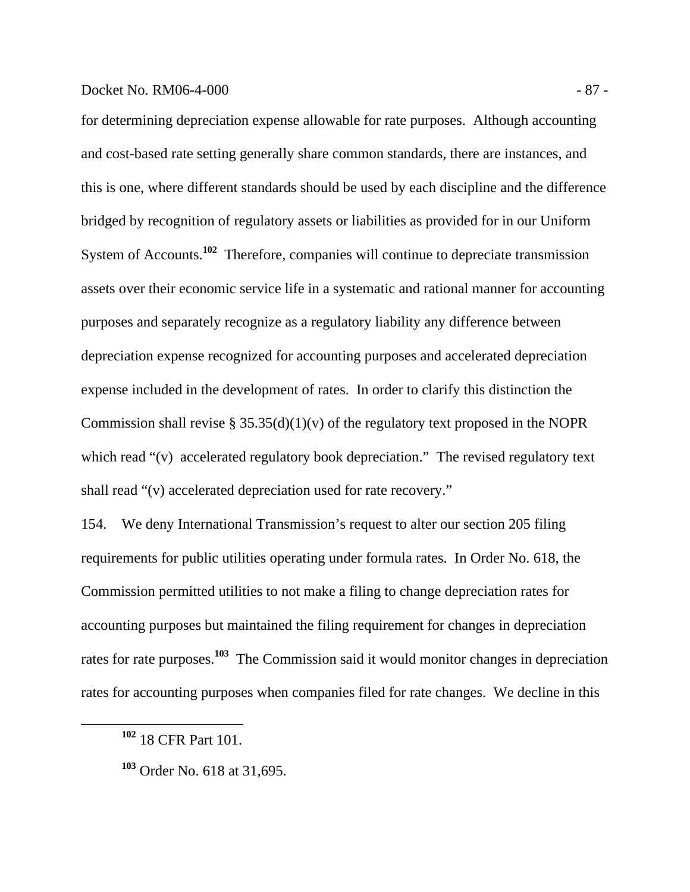for determining depreciation expense allowable for rate purposes. Although accounting and cost-based rate setting generally share common standards, there are instances, and this is one, where different standards should be used by each discipline and the difference bridged by recognition of regulatory assets or liabilities as provided for in our Uniform System of Accounts.[102] Therefore, companies will continue to depreciate transmission assets over their economic service life in a systematic and rational manner for accounting purposes and separately recognize as a regulatory liability any difference between depreciation expense recognized for accounting purposes and accelerated depreciation expense included in the development of rates. In order to clarify this distinction the Commission shall revise § 35.35(d)(1)(v) of the regulatory text proposed in the NOPR which read "(v) accelerated regulatory book depreciation." The revised regulatory text shall read "(v) accelerated depreciation used for rate recovery."

154. We deny International Transmission's request to alter our section 205 filing requirements for public utilities operating under formula rates. In Order No. 618, the Commission permitted utilities to not make a filing to change depreciation rates for accounting purposes but maintained the filing requirement for changes in depreciation rates for rate purposes.[103] The Commission said it would monitor changes in depreciation rates for accounting purposes when companies filed for rate changes. We decline in this

[102] 18 CFR Part 101.

[103] Order No. 618 at 31,695.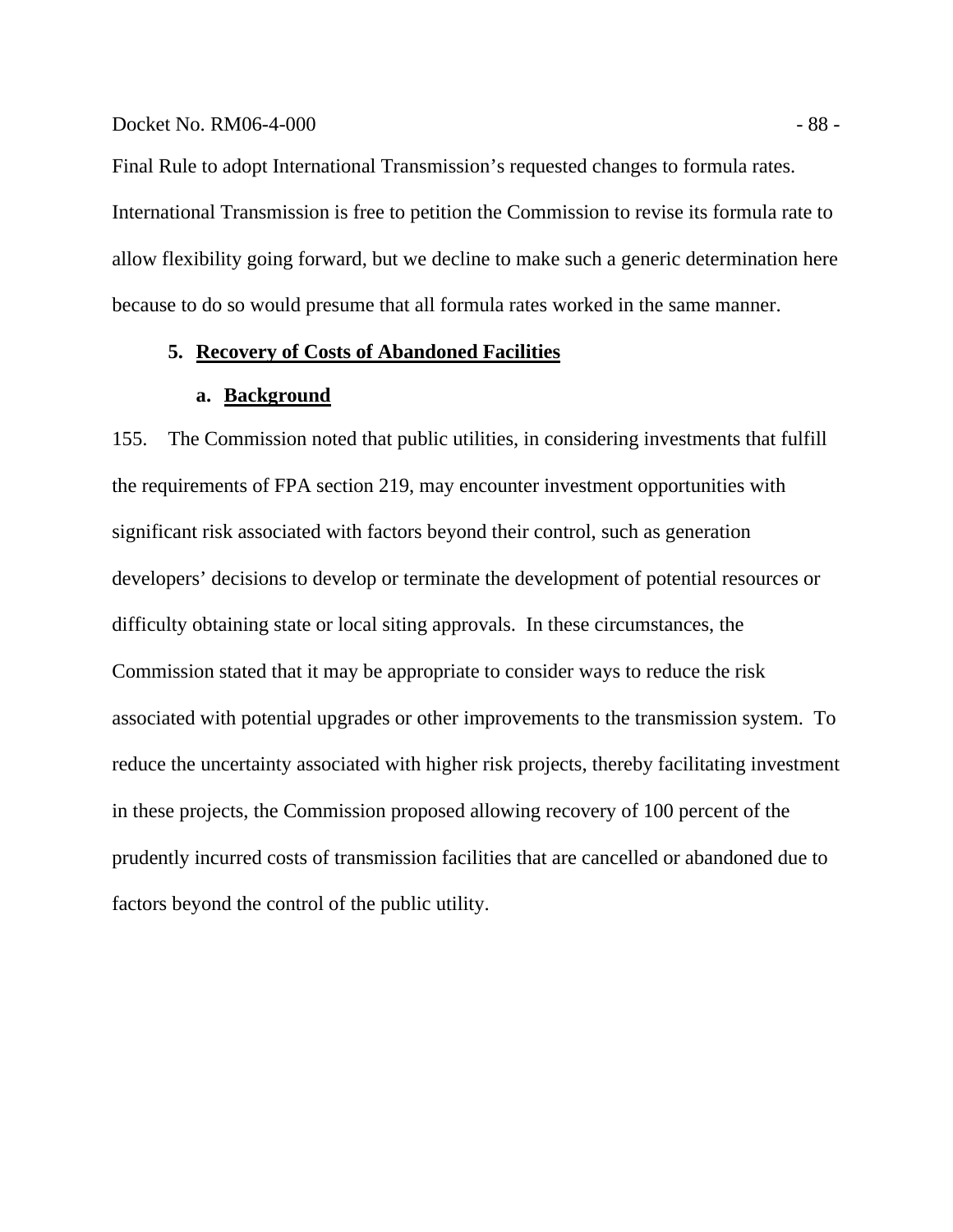Final Rule to adopt International Transmission's requested changes to formula rates. International Transmission is free to petition the Commission to revise its formula rate to allow flexibility going forward, but we decline to make such a generic determination here because to do so would presume that all formula rates worked in the same manner.

### 5. **Recovery of Costs of Abandoned Facilities**

#### a. **Background**

155. The Commission noted that public utilities, in considering investments that fulfill the requirements of FPA section 219, may encounter investment opportunities with significant risk associated with factors beyond their control, such as generation developers' decisions to develop or terminate the development of potential resources or difficulty obtaining state or local siting approvals. In these circumstances, the Commission stated that it may be appropriate to consider ways to reduce the risk associated with potential upgrades or other improvements to the transmission system. To reduce the uncertainty associated with higher risk projects, thereby facilitating investment in these projects, the Commission proposed allowing recovery of 100 percent of the prudently incurred costs of transmission facilities that are cancelled or abandoned due to factors beyond the control of the public utility.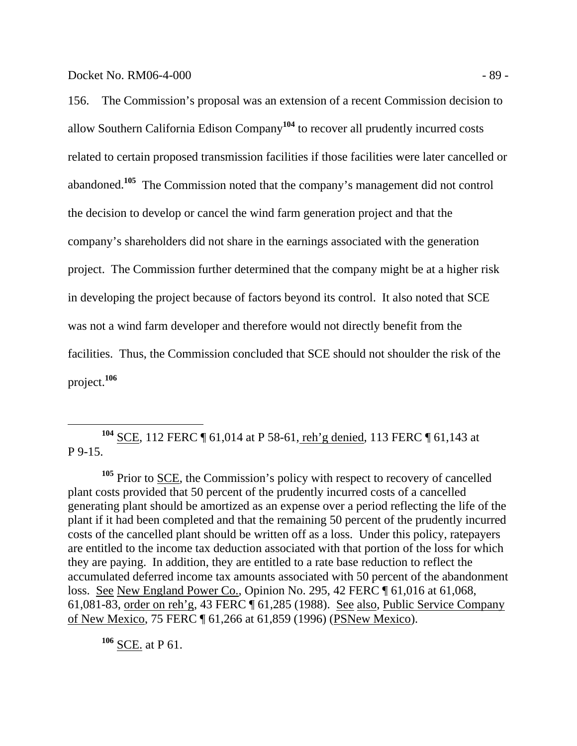156. The Commission's proposal was an extension of a recent Commission decision to allow Southern California Edison Company[104] to recover all prudently incurred costs related to certain proposed transmission facilities if those facilities were later cancelled or abandoned.[105] The Commission noted that the company's management did not control the decision to develop or cancel the wind farm generation project and that the company's shareholders did not share in the earnings associated with the generation project. The Commission further determined that the company might be at a higher risk in developing the project because of factors beyond its control. It also noted that SCE was not a wind farm developer and therefore would not directly benefit from the facilities. Thus, the Commission concluded that SCE should not shoulder the risk of the project.[106]

---

[104] SCE, 112 FERC ¶ 61,014 at P 58-61, reh'g denied, 113 FERC ¶ 61,143 at P 9-15.

[105] Prior to SCE, the Commission's policy with respect to recovery of cancelled plant costs provided that 50 percent of the prudently incurred costs of a cancelled generating plant should be amortized as an expense over a period reflecting the life of the plant if it had been completed and that the remaining 50 percent of the prudently incurred costs of the cancelled plant should be written off as a loss. Under this policy, ratepayers are entitled to the income tax deduction associated with that portion of the loss for which they are paying. In addition, they are entitled to a rate base reduction to reflect the accumulated deferred income tax amounts associated with 50 percent of the abandonment loss. See New England Power Co., Opinion No. 295, 42 FERC ¶ 61,016 at 61,068, 61,081-83, order on reh'g, 43 FERC ¶ 61,285 (1988). See also, Public Service Company of New Mexico, 75 FERC ¶ 61,266 at 61,859 (1996) (PSNew Mexico).

[106] SCE. at P 61.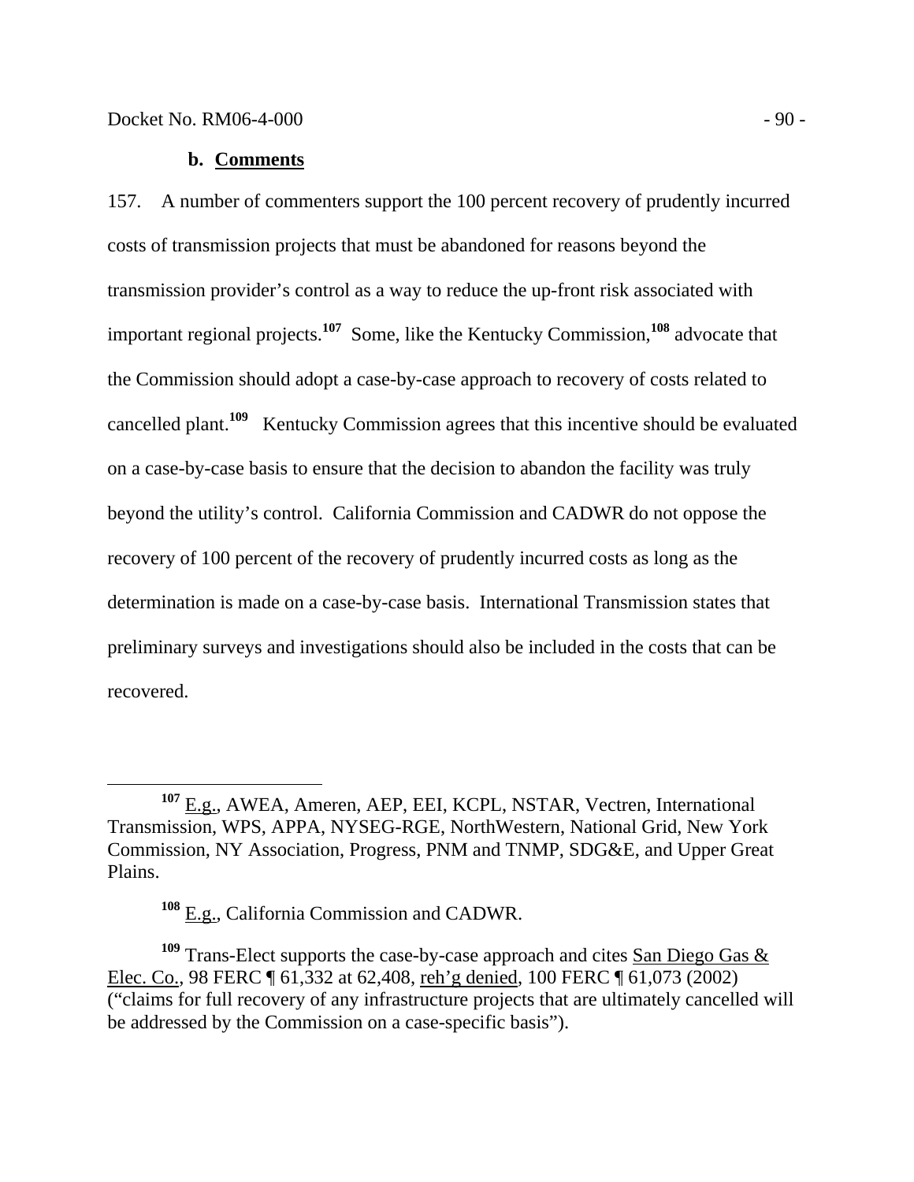#### b. Comments

157. A number of commenters support the 100 percent recovery of prudently incurred costs of transmission projects that must be abandoned for reasons beyond the transmission provider's control as a way to reduce the up-front risk associated with important regional projects.[107] Some, like the Kentucky Commission,[108] advocate that the Commission should adopt a case-by-case approach to recovery of costs related to cancelled plant.[109] Kentucky Commission agrees that this incentive should be evaluated on a case-by-case basis to ensure that the decision to abandon the facility was truly beyond the utility's control. California Commission and CADWR do not oppose the recovery of 100 percent of the recovery of prudently incurred costs as long as the determination is made on a case-by-case basis. International Transmission states that preliminary surveys and investigations should also be included in the costs that can be recovered.

---

[107] E.g., AWEA, Ameren, AEP, EEI, KCPL, NSTAR, Vectren, International Transmission, WPS, APPA, NYSEG-RGE, NorthWestern, National Grid, New York Commission, NY Association, Progress, PNM and TNMP, SDG&E, and Upper Great Plains.

[108] E.g., California Commission and CADWR.

[109] Trans-Elect supports the case-by-case approach and cites San Diego Gas & Elec. Co., 98 FERC ¶ 61,332 at 62,408, reh'g denied, 100 FERC ¶ 61,073 (2002) ("claims for full recovery of any infrastructure projects that are ultimately cancelled will be addressed by the Commission on a case-specific basis").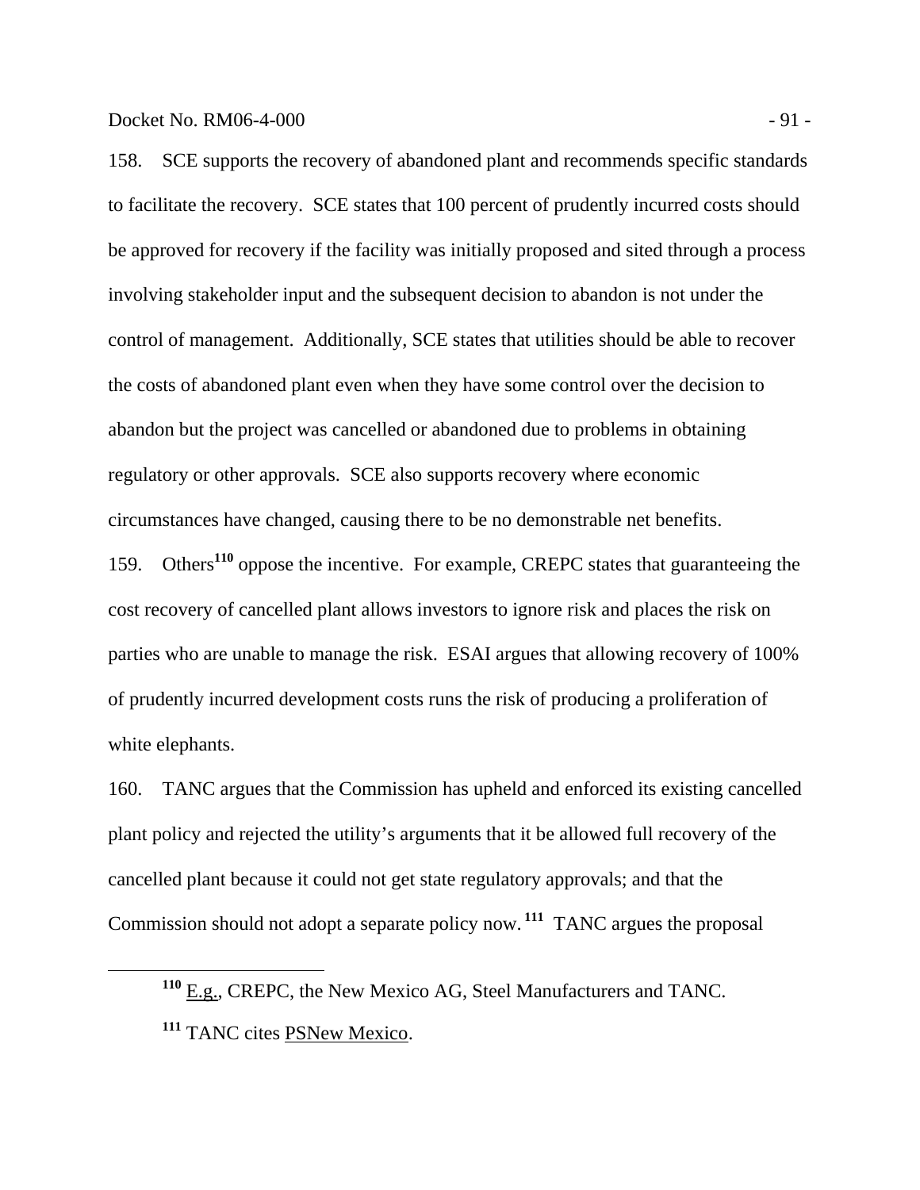158. SCE supports the recovery of abandoned plant and recommends specific standards to facilitate the recovery. SCE states that 100 percent of prudently incurred costs should be approved for recovery if the facility was initially proposed and sited through a process involving stakeholder input and the subsequent decision to abandon is not under the control of management. Additionally, SCE states that utilities should be able to recover the costs of abandoned plant even when they have some control over the decision to abandon but the project was cancelled or abandoned due to problems in obtaining regulatory or other approvals. SCE also supports recovery where economic circumstances have changed, causing there to be no demonstrable net benefits.

159. Others[110] oppose the incentive. For example, CREPC states that guaranteeing the cost recovery of cancelled plant allows investors to ignore risk and places the risk on parties who are unable to manage the risk. ESAI argues that allowing recovery of 100% of prudently incurred development costs runs the risk of producing a proliferation of white elephants.

160. TANC argues that the Commission has upheld and enforced its existing cancelled plant policy and rejected the utility's arguments that it be allowed full recovery of the cancelled plant because it could not get state regulatory approvals; and that the Commission should not adopt a separate policy now.[111] TANC argues the proposal

---

[110] E.g., CREPC, the New Mexico AG, Steel Manufacturers and TANC.

[111] TANC cites PSNew Mexico.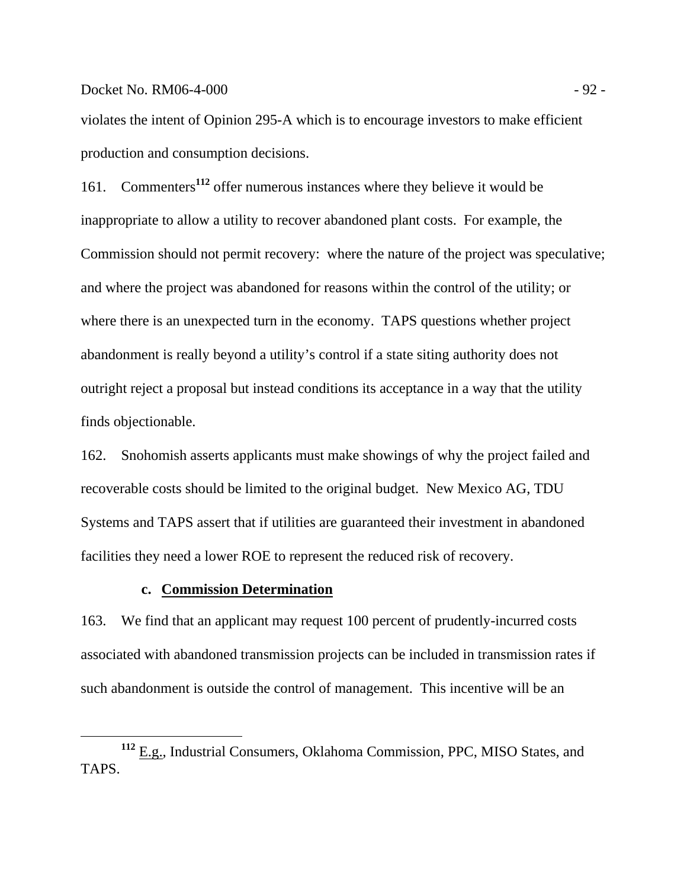violates the intent of Opinion 295-A which is to encourage investors to make efficient production and consumption decisions.

161. Commenters[112] offer numerous instances where they believe it would be inappropriate to allow a utility to recover abandoned plant costs. For example, the Commission should not permit recovery: where the nature of the project was speculative; and where the project was abandoned for reasons within the control of the utility; or where there is an unexpected turn in the economy. TAPS questions whether project abandonment is really beyond a utility's control if a state siting authority does not outright reject a proposal but instead conditions its acceptance in a way that the utility finds objectionable.

162. Snohomish asserts applicants must make showings of why the project failed and recoverable costs should be limited to the original budget. New Mexico AG, TDU Systems and TAPS assert that if utilities are guaranteed their investment in abandoned facilities they need a lower ROE to represent the reduced risk of recovery.

### c. Commission Determination

163. We find that an applicant may request 100 percent of prudently-incurred costs associated with abandoned transmission projects can be included in transmission rates if such abandonment is outside the control of management. This incentive will be an

[112] E.g., Industrial Consumers, Oklahoma Commission, PPC, MISO States, and TAPS.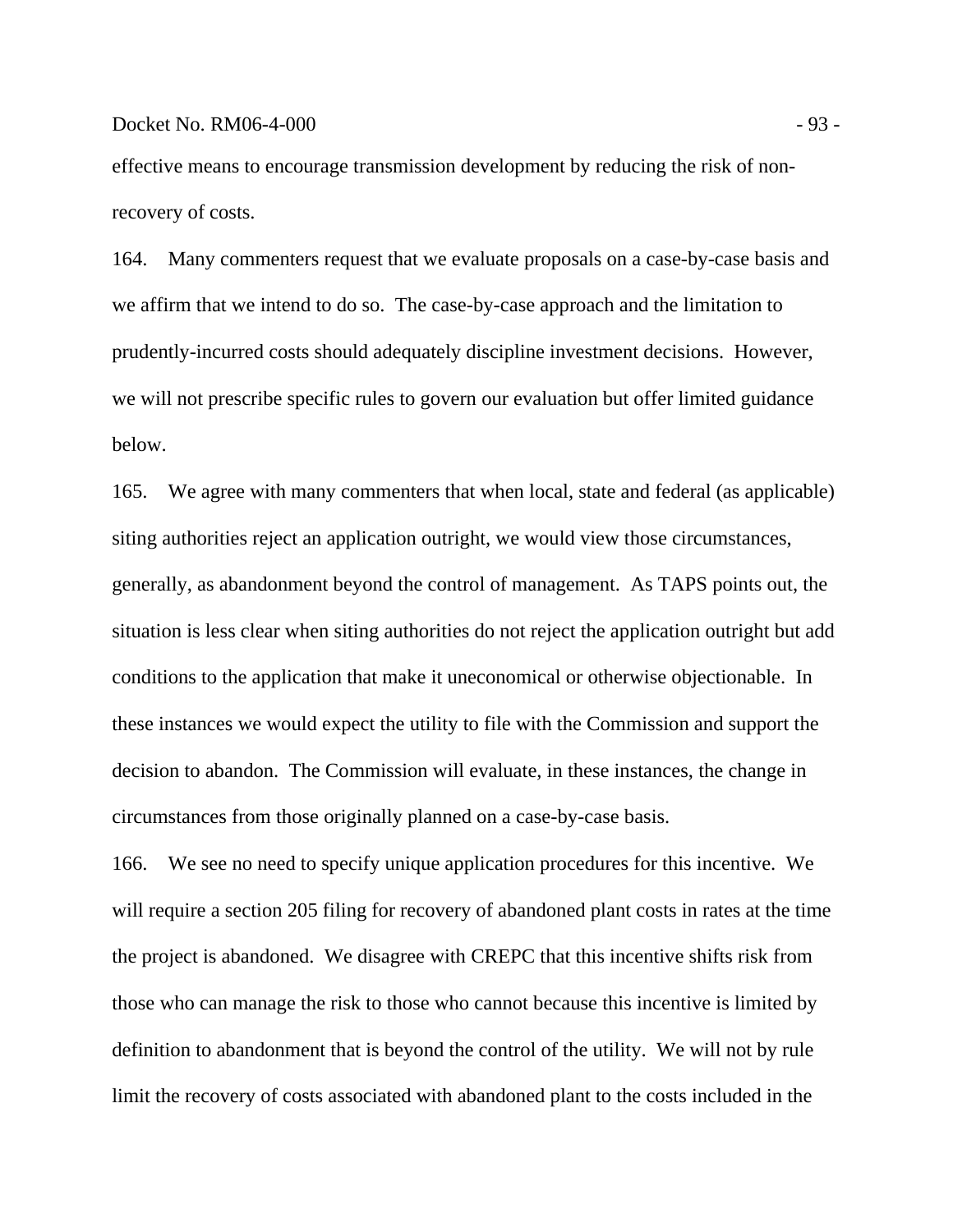effective means to encourage transmission development by reducing the risk of non-recovery of costs.

164. Many commenters request that we evaluate proposals on a case-by-case basis and we affirm that we intend to do so. The case-by-case approach and the limitation to prudently-incurred costs should adequately discipline investment decisions. However, we will not prescribe specific rules to govern our evaluation but offer limited guidance below.

165. We agree with many commenters that when local, state and federal (as applicable) siting authorities reject an application outright, we would view those circumstances, generally, as abandonment beyond the control of management. As TAPS points out, the situation is less clear when siting authorities do not reject the application outright but add conditions to the application that make it uneconomical or otherwise objectionable. In these instances we would expect the utility to file with the Commission and support the decision to abandon. The Commission will evaluate, in these instances, the change in circumstances from those originally planned on a case-by-case basis.

166. We see no need to specify unique application procedures for this incentive. We will require a section 205 filing for recovery of abandoned plant costs in rates at the time the project is abandoned. We disagree with CREPC that this incentive shifts risk from those who can manage the risk to those who cannot because this incentive is limited by definition to abandonment that is beyond the control of the utility. We will not by rule limit the recovery of costs associated with abandoned plant to the costs included in the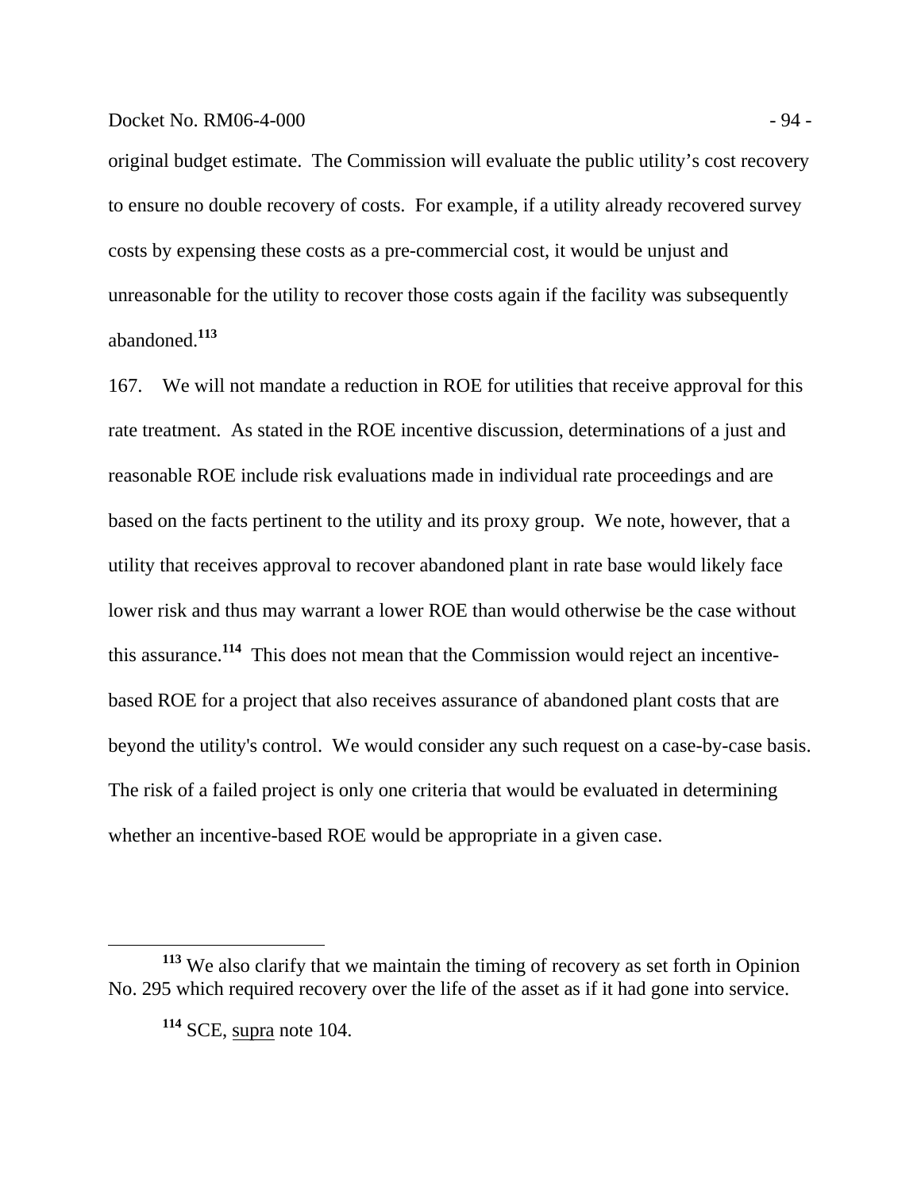original budget estimate. The Commission will evaluate the public utility's cost recovery to ensure no double recovery of costs. For example, if a utility already recovered survey costs by expensing these costs as a pre-commercial cost, it would be unjust and unreasonable for the utility to recover those costs again if the facility was subsequently abandoned.[113]

167. We will not mandate a reduction in ROE for utilities that receive approval for this rate treatment. As stated in the ROE incentive discussion, determinations of a just and reasonable ROE include risk evaluations made in individual rate proceedings and are based on the facts pertinent to the utility and its proxy group. We note, however, that a utility that receives approval to recover abandoned plant in rate base would likely face lower risk and thus may warrant a lower ROE than would otherwise be the case without this assurance.[114] This does not mean that the Commission would reject an incentive-based ROE for a project that also receives assurance of abandoned plant costs that are beyond the utility's control. We would consider any such request on a case-by-case basis. The risk of a failed project is only one criteria that would be evaluated in determining whether an incentive-based ROE would be appropriate in a given case.

---

[113] We also clarify that we maintain the timing of recovery as set forth in Opinion No. 295 which required recovery over the life of the asset as if it had gone into service.

[114] SCE, supra note 104.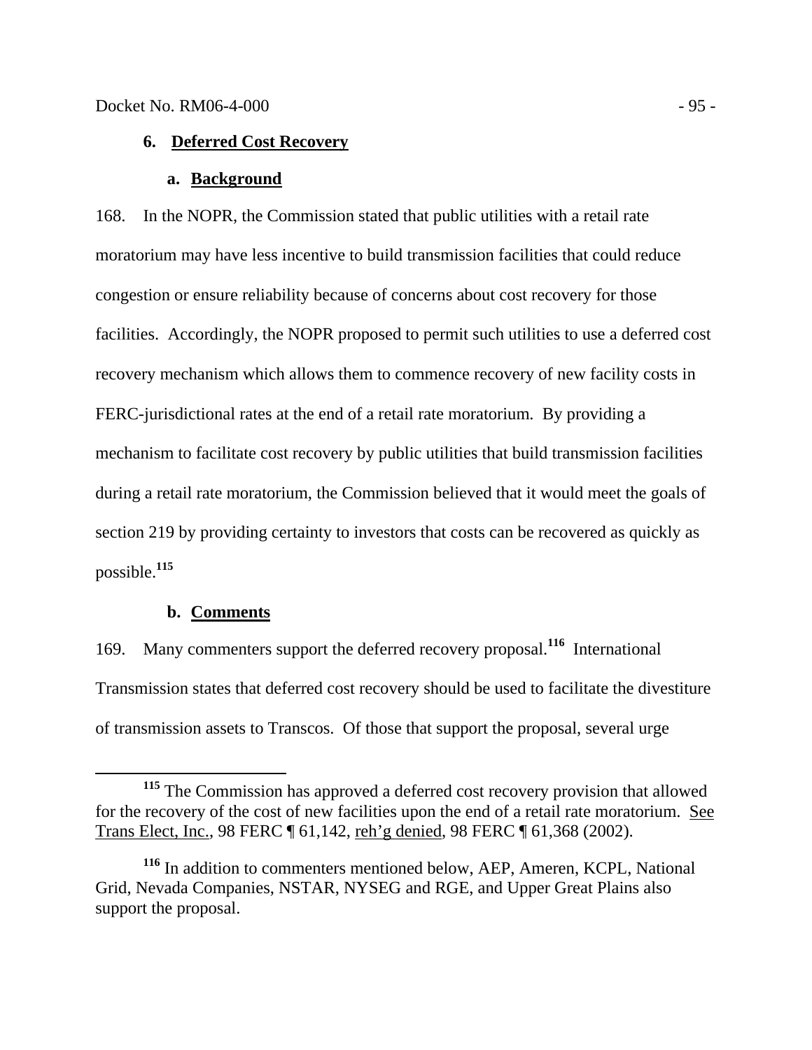### 6. **Deferred Cost Recovery**

#### a. **Background**

168. In the NOPR, the Commission stated that public utilities with a retail rate moratorium may have less incentive to build transmission facilities that could reduce congestion or ensure reliability because of concerns about cost recovery for those facilities. Accordingly, the NOPR proposed to permit such utilities to use a deferred cost recovery mechanism which allows them to commence recovery of new facility costs in FERC-jurisdictional rates at the end of a retail rate moratorium. By providing a mechanism to facilitate cost recovery by public utilities that build transmission facilities during a retail rate moratorium, the Commission believed that it would meet the goals of section 219 by providing certainty to investors that costs can be recovered as quickly as possible.[115]

#### b. **Comments**

169. Many commenters support the deferred recovery proposal.[116] International Transmission states that deferred cost recovery should be used to facilitate the divestiture of transmission assets to Transcos. Of those that support the proposal, several urge

---

[115] The Commission has approved a deferred cost recovery provision that allowed for the recovery of the cost of new facilities upon the end of a retail rate moratorium. See Trans Elect, Inc., 98 FERC ¶ 61,142, reh'g denied, 98 FERC ¶ 61,368 (2002).

[116] In addition to commenters mentioned below, AEP, Ameren, KCPL, National Grid, Nevada Companies, NSTAR, NYSEG and RGE, and Upper Great Plains also support the proposal.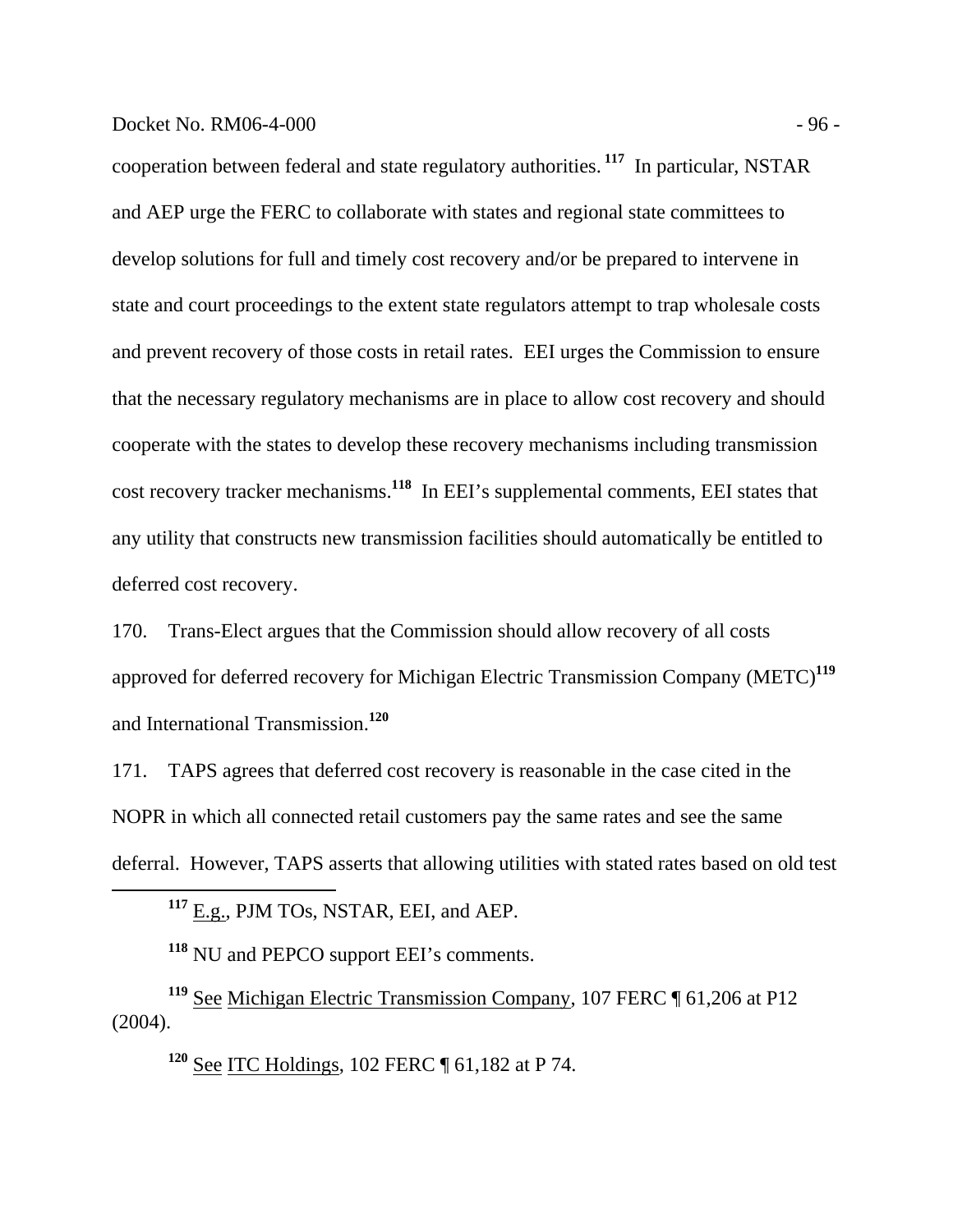cooperation between federal and state regulatory authorities.[117] In particular, NSTAR and AEP urge the FERC to collaborate with states and regional state committees to develop solutions for full and timely cost recovery and/or be prepared to intervene in state and court proceedings to the extent state regulators attempt to trap wholesale costs and prevent recovery of those costs in retail rates. EEI urges the Commission to ensure that the necessary regulatory mechanisms are in place to allow cost recovery and should cooperate with the states to develop these recovery mechanisms including transmission cost recovery tracker mechanisms.[118] In EEI's supplemental comments, EEI states that any utility that constructs new transmission facilities should automatically be entitled to deferred cost recovery.

170. Trans-Elect argues that the Commission should allow recovery of all costs approved for deferred recovery for Michigan Electric Transmission Company (METC)[119] and International Transmission.[120]

171. TAPS agrees that deferred cost recovery is reasonable in the case cited in the NOPR in which all connected retail customers pay the same rates and see the same deferral. However, TAPS asserts that allowing utilities with stated rates based on old test

---

[117] E.g., PJM TOs, NSTAR, EEI, and AEP.

[118] NU and PEPCO support EEI's comments.

[119] See Michigan Electric Transmission Company, 107 FERC ¶ 61,206 at P12 (2004).

[120] See ITC Holdings, 102 FERC ¶ 61,182 at P 74.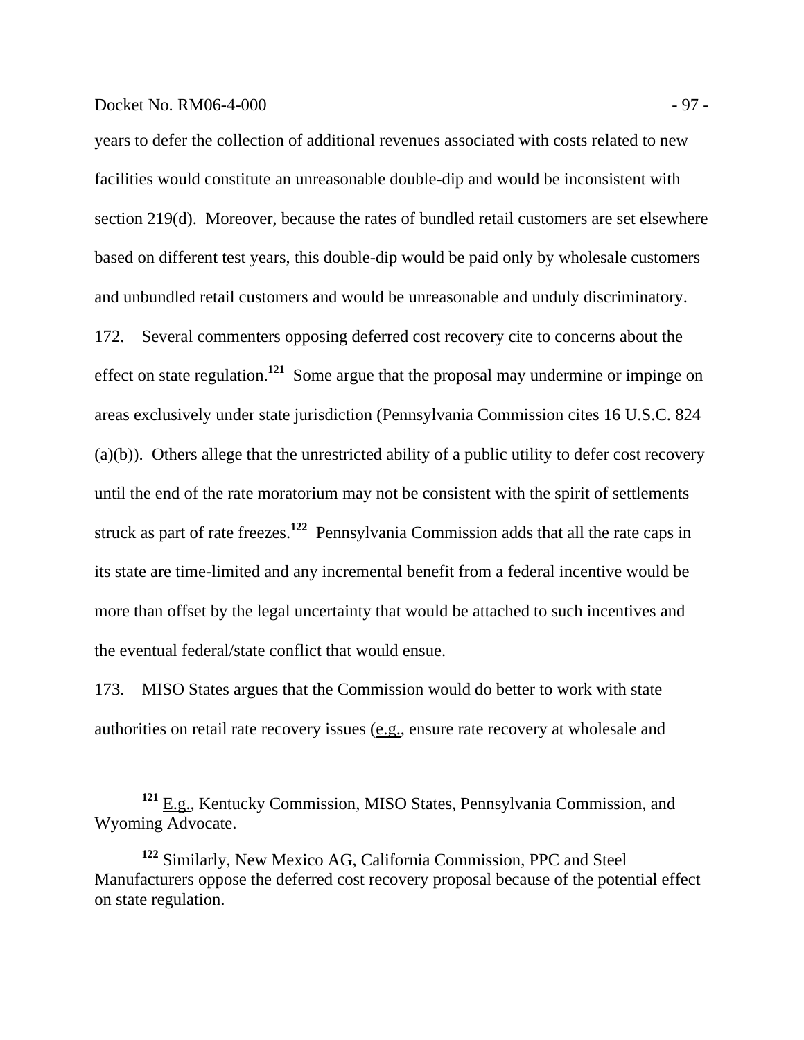years to defer the collection of additional revenues associated with costs related to new facilities would constitute an unreasonable double-dip and would be inconsistent with section 219(d). Moreover, because the rates of bundled retail customers are set elsewhere based on different test years, this double-dip would be paid only by wholesale customers and unbundled retail customers and would be unreasonable and unduly discriminatory.

172. Several commenters opposing deferred cost recovery cite to concerns about the effect on state regulation.[121] Some argue that the proposal may undermine or impinge on areas exclusively under state jurisdiction (Pennsylvania Commission cites 16 U.S.C. 824 (a)(b)). Others allege that the unrestricted ability of a public utility to defer cost recovery until the end of the rate moratorium may not be consistent with the spirit of settlements struck as part of rate freezes.[122] Pennsylvania Commission adds that all the rate caps in its state are time-limited and any incremental benefit from a federal incentive would be more than offset by the legal uncertainty that would be attached to such incentives and the eventual federal/state conflict that would ensue.

173. MISO States argues that the Commission would do better to work with state authorities on retail rate recovery issues (e.g., ensure rate recovery at wholesale and

---

[121] E.g., Kentucky Commission, MISO States, Pennsylvania Commission, and Wyoming Advocate.

[122] Similarly, New Mexico AG, California Commission, PPC and Steel Manufacturers oppose the deferred cost recovery proposal because of the potential effect on state regulation.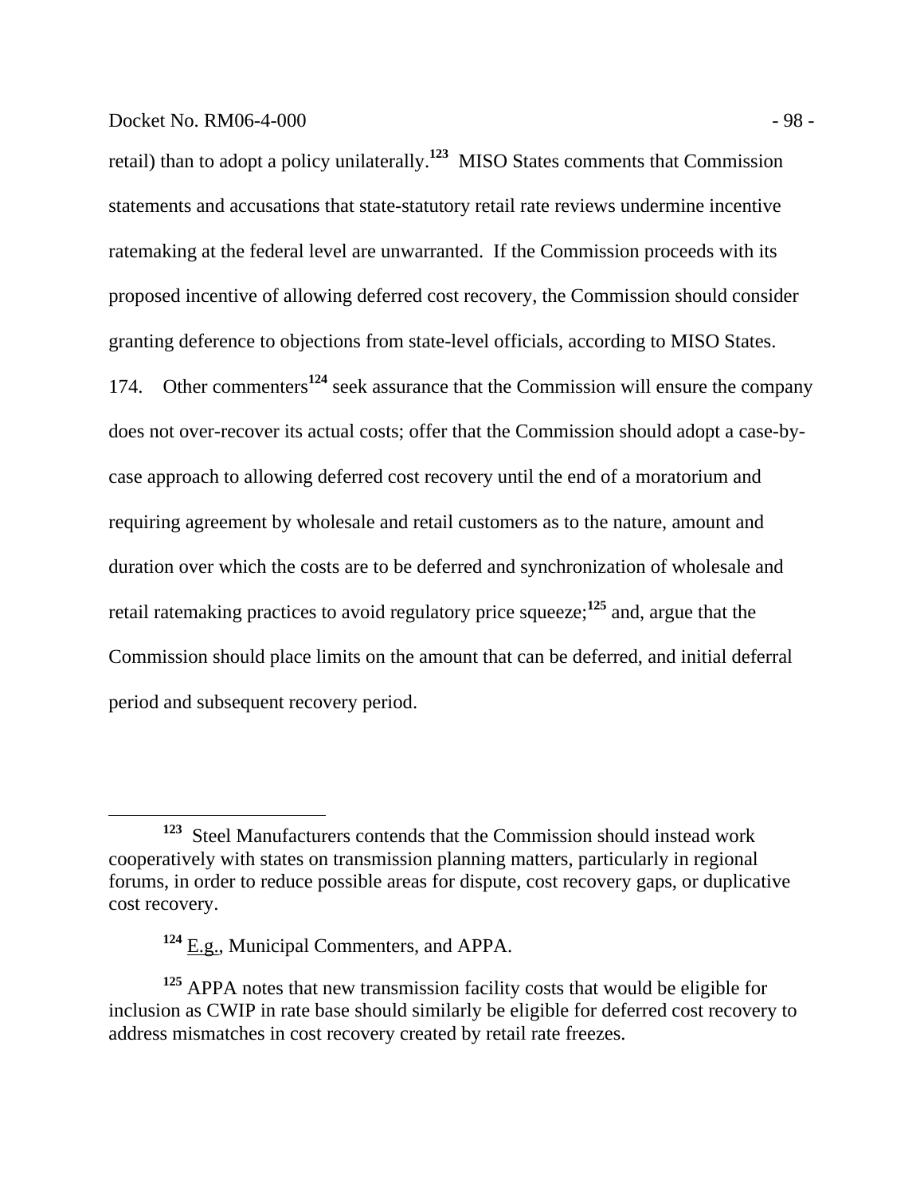retail) than to adopt a policy unilaterally.[123] MISO States comments that Commission statements and accusations that state-statutory retail rate reviews undermine incentive ratemaking at the federal level are unwarranted. If the Commission proceeds with its proposed incentive of allowing deferred cost recovery, the Commission should consider granting deference to objections from state-level officials, according to MISO States.

174. Other commenters[124] seek assurance that the Commission will ensure the company does not over-recover its actual costs; offer that the Commission should adopt a case-by-case approach to allowing deferred cost recovery until the end of a moratorium and requiring agreement by wholesale and retail customers as to the nature, amount and duration over which the costs are to be deferred and synchronization of wholesale and retail ratemaking practices to avoid regulatory price squeeze;[125] and, argue that the Commission should place limits on the amount that can be deferred, and initial deferral period and subsequent recovery period.

---

[123] Steel Manufacturers contends that the Commission should instead work cooperatively with states on transmission planning matters, particularly in regional forums, in order to reduce possible areas for dispute, cost recovery gaps, or duplicative cost recovery.

[124] E.g., Municipal Commenters, and APPA.

[125] APPA notes that new transmission facility costs that would be eligible for inclusion as CWIP in rate base should similarly be eligible for deferred cost recovery to address mismatches in cost recovery created by retail rate freezes.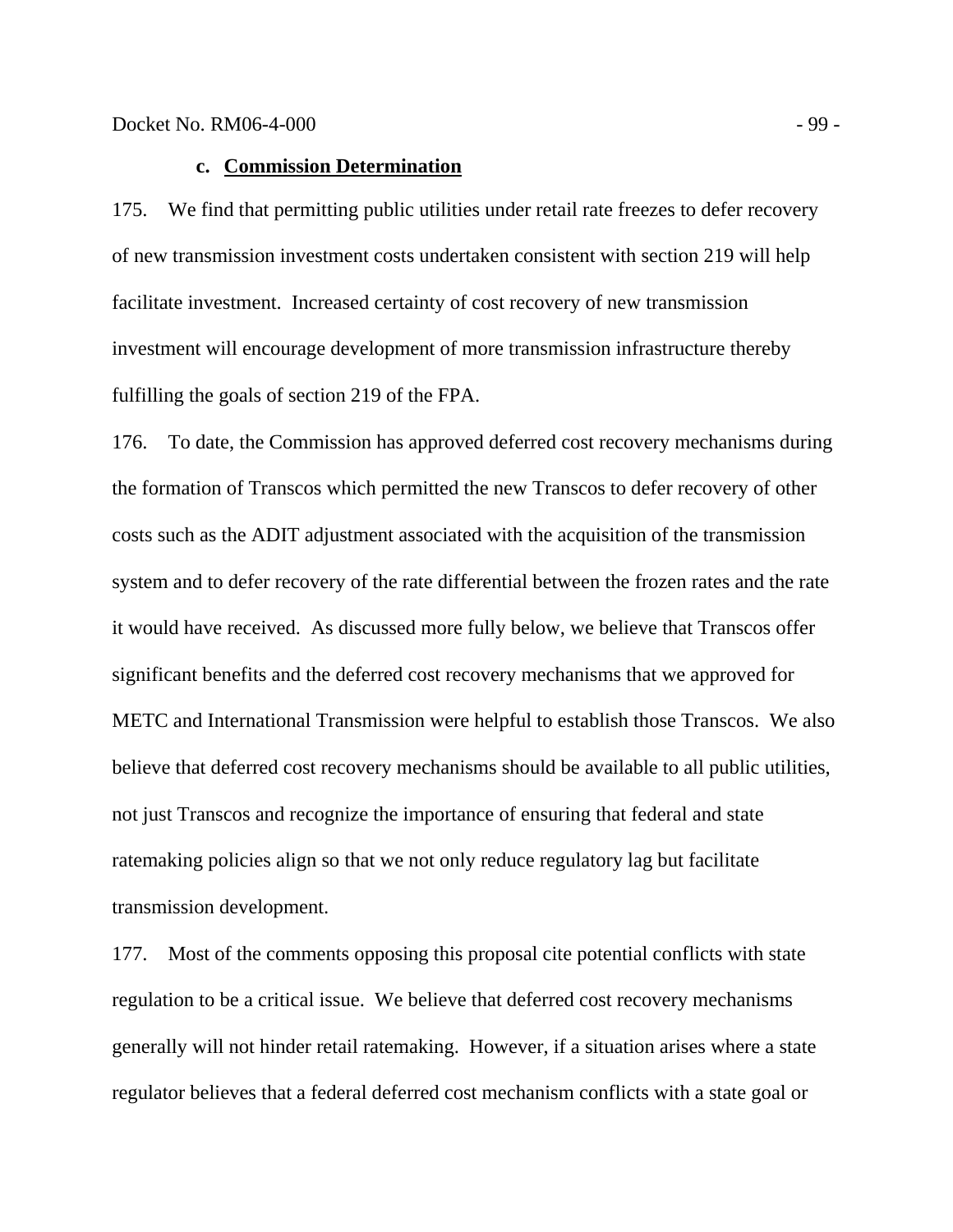#### c. **Commission Determination**

175. We find that permitting public utilities under retail rate freezes to defer recovery of new transmission investment costs undertaken consistent with section 219 will help facilitate investment. Increased certainty of cost recovery of new transmission investment will encourage development of more transmission infrastructure thereby fulfilling the goals of section 219 of the FPA.

176. To date, the Commission has approved deferred cost recovery mechanisms during the formation of Transcos which permitted the new Transcos to defer recovery of other costs such as the ADIT adjustment associated with the acquisition of the transmission system and to defer recovery of the rate differential between the frozen rates and the rate it would have received. As discussed more fully below, we believe that Transcos offer significant benefits and the deferred cost recovery mechanisms that we approved for METC and International Transmission were helpful to establish those Transcos. We also believe that deferred cost recovery mechanisms should be available to all public utilities, not just Transcos and recognize the importance of ensuring that federal and state ratemaking policies align so that we not only reduce regulatory lag but facilitate transmission development.

177. Most of the comments opposing this proposal cite potential conflicts with state regulation to be a critical issue. We believe that deferred cost recovery mechanisms generally will not hinder retail ratemaking. However, if a situation arises where a state regulator believes that a federal deferred cost mechanism conflicts with a state goal or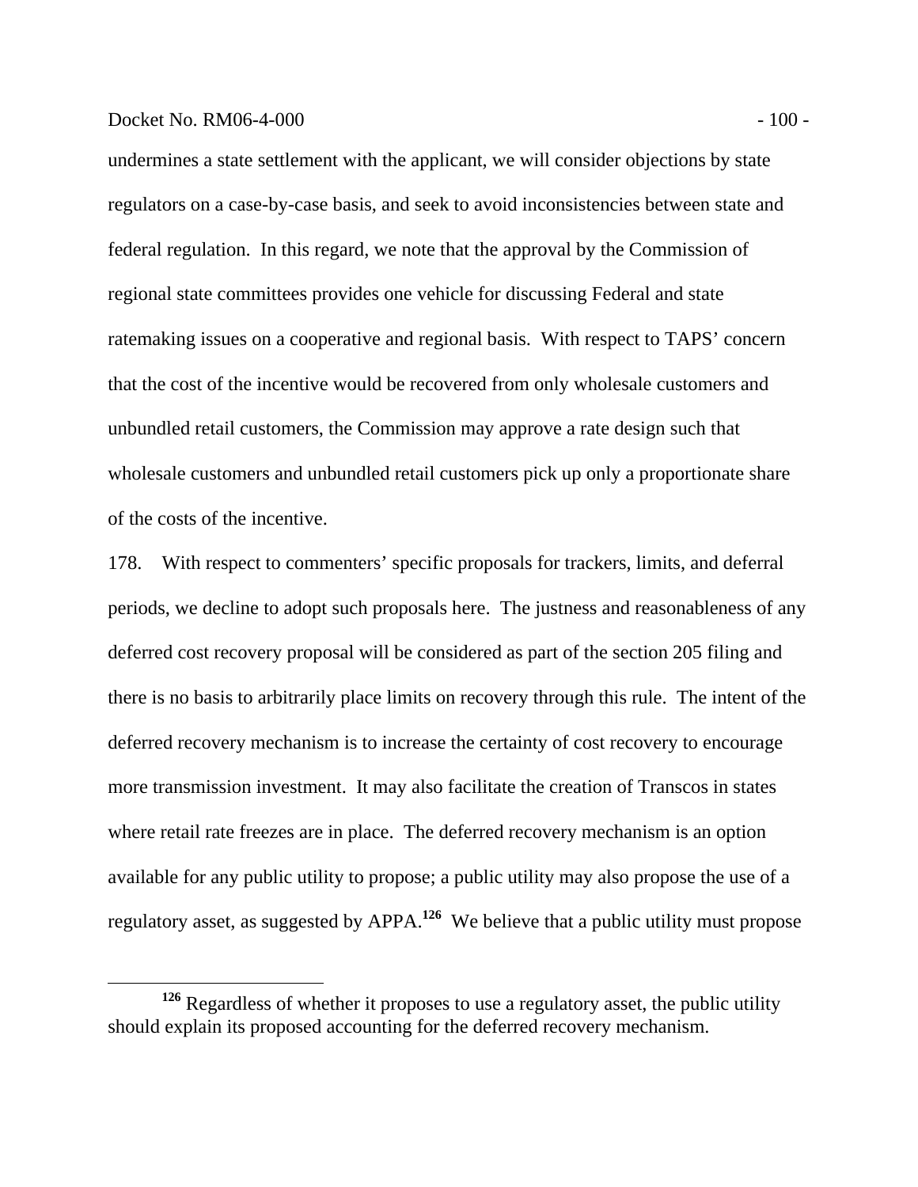undermines a state settlement with the applicant, we will consider objections by state regulators on a case-by-case basis, and seek to avoid inconsistencies between state and federal regulation. In this regard, we note that the approval by the Commission of regional state committees provides one vehicle for discussing Federal and state ratemaking issues on a cooperative and regional basis. With respect to TAPS' concern that the cost of the incentive would be recovered from only wholesale customers and unbundled retail customers, the Commission may approve a rate design such that wholesale customers and unbundled retail customers pick up only a proportionate share of the costs of the incentive.

178. With respect to commenters' specific proposals for trackers, limits, and deferral periods, we decline to adopt such proposals here. The justness and reasonableness of any deferred cost recovery proposal will be considered as part of the section 205 filing and there is no basis to arbitrarily place limits on recovery through this rule. The intent of the deferred recovery mechanism is to increase the certainty of cost recovery to encourage more transmission investment. It may also facilitate the creation of Transcos in states where retail rate freezes are in place. The deferred recovery mechanism is an option available for any public utility to propose; a public utility may also propose the use of a regulatory asset, as suggested by APPA.[126] We believe that a public utility must propose

[126] Regardless of whether it proposes to use a regulatory asset, the public utility should explain its proposed accounting for the deferred recovery mechanism.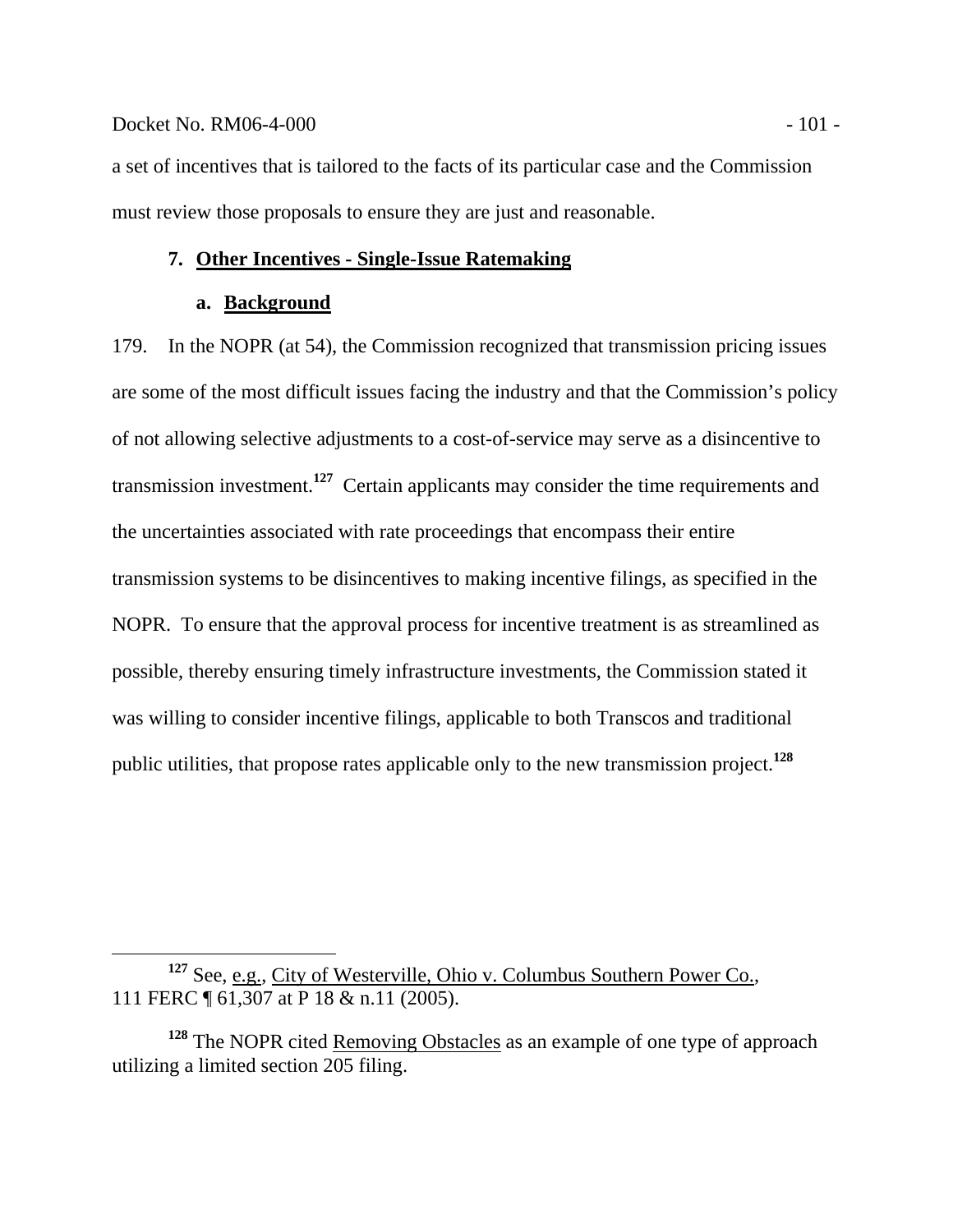a set of incentives that is tailored to the facts of its particular case and the Commission must review those proposals to ensure they are just and reasonable.

### 7. Other Incentives - Single-Issue Ratemaking

#### a. Background

179. In the NOPR (at 54), the Commission recognized that transmission pricing issues are some of the most difficult issues facing the industry and that the Commission's policy of not allowing selective adjustments to a cost-of-service may serve as a disincentive to transmission investment.[127] Certain applicants may consider the time requirements and the uncertainties associated with rate proceedings that encompass their entire transmission systems to be disincentives to making incentive filings, as specified in the NOPR. To ensure that the approval process for incentive treatment is as streamlined as possible, thereby ensuring timely infrastructure investments, the Commission stated it was willing to consider incentive filings, applicable to both Transcos and traditional public utilities, that propose rates applicable only to the new transmission project.[128]

---

[127] See, e.g., City of Westerville, Ohio v. Columbus Southern Power Co., 111 FERC ¶ 61,307 at P 18 & n.11 (2005).

[128] The NOPR cited Removing Obstacles as an example of one type of approach utilizing a limited section 205 filing.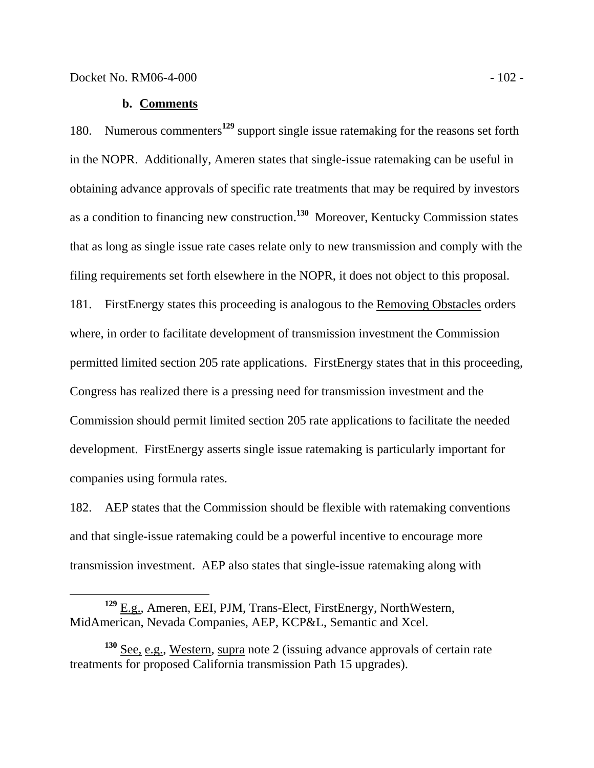### b. **Comments**

180. Numerous commenters[129] support single issue ratemaking for the reasons set forth in the NOPR. Additionally, Ameren states that single-issue ratemaking can be useful in obtaining advance approvals of specific rate treatments that may be required by investors as a condition to financing new construction.[130] Moreover, Kentucky Commission states that as long as single issue rate cases relate only to new transmission and comply with the filing requirements set forth elsewhere in the NOPR, it does not object to this proposal.

181. FirstEnergy states this proceeding is analogous to the Removing Obstacles orders where, in order to facilitate development of transmission investment the Commission permitted limited section 205 rate applications. FirstEnergy states that in this proceeding, Congress has realized there is a pressing need for transmission investment and the Commission should permit limited section 205 rate applications to facilitate the needed development. FirstEnergy asserts single issue ratemaking is particularly important for companies using formula rates.

182. AEP states that the Commission should be flexible with ratemaking conventions and that single-issue ratemaking could be a powerful incentive to encourage more transmission investment. AEP also states that single-issue ratemaking along with

---

[129] E.g., Ameren, EEI, PJM, Trans-Elect, FirstEnergy, NorthWestern, MidAmerican, Nevada Companies, AEP, KCP&L, Semantic and Xcel.

[130] See, e.g., Western, supra note 2 (issuing advance approvals of certain rate treatments for proposed California transmission Path 15 upgrades).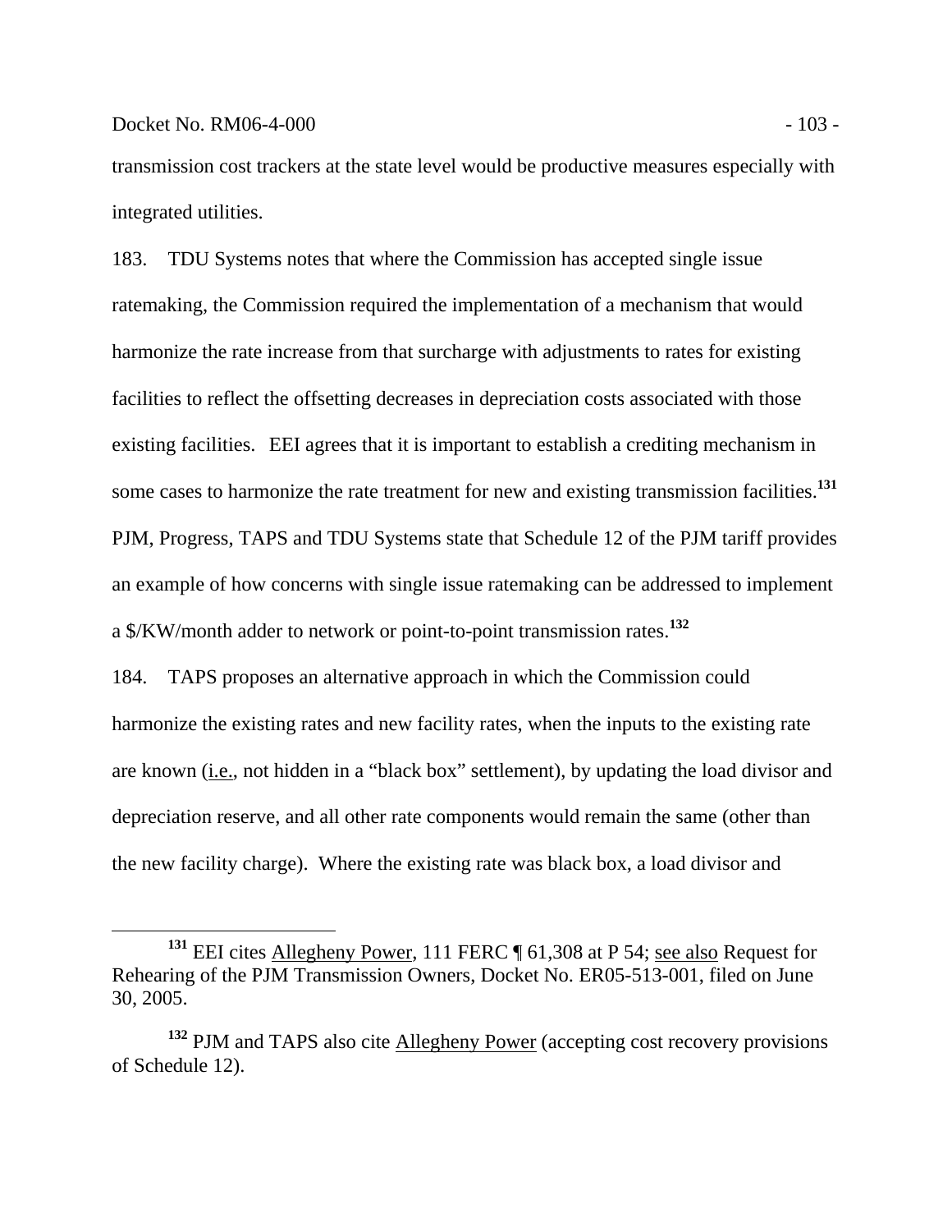transmission cost trackers at the state level would be productive measures especially with integrated utilities.

183. TDU Systems notes that where the Commission has accepted single issue ratemaking, the Commission required the implementation of a mechanism that would harmonize the rate increase from that surcharge with adjustments to rates for existing facilities to reflect the offsetting decreases in depreciation costs associated with those existing facilities. EEI agrees that it is important to establish a crediting mechanism in some cases to harmonize the rate treatment for new and existing transmission facilities.[131] PJM, Progress, TAPS and TDU Systems state that Schedule 12 of the PJM tariff provides an example of how concerns with single issue ratemaking can be addressed to implement a $/KW/month adder to network or point-to-point transmission rates.[132]

184. TAPS proposes an alternative approach in which the Commission could harmonize the existing rates and new facility rates, when the inputs to the existing rate are known (i.e., not hidden in a "black box" settlement), by updating the load divisor and depreciation reserve, and all other rate components would remain the same (other than the new facility charge). Where the existing rate was black box, a load divisor and

---

[131] EEI cites Allegheny Power, 111 FERC ¶ 61,308 at P 54; see also Request for Rehearing of the PJM Transmission Owners, Docket No. ER05-513-001, filed on June 30, 2005.

[132] PJM and TAPS also cite Allegheny Power (accepting cost recovery provisions of Schedule 12).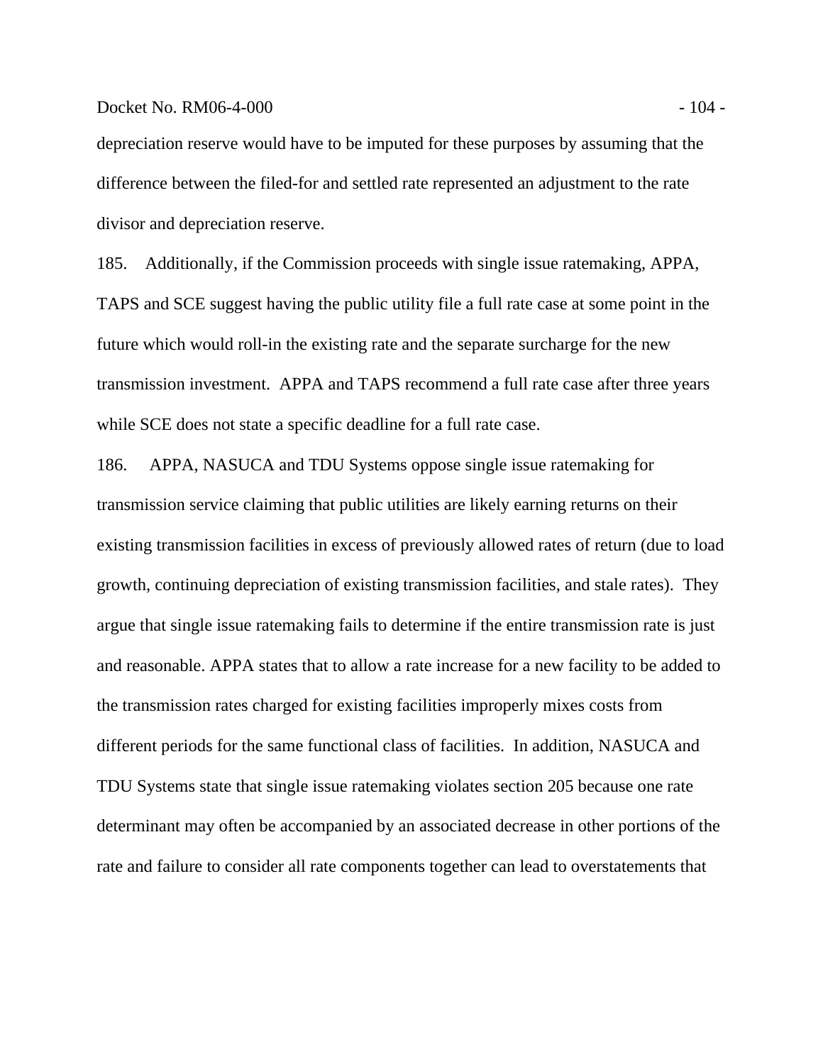depreciation reserve would have to be imputed for these purposes by assuming that the difference between the filed-for and settled rate represented an adjustment to the rate divisor and depreciation reserve.

185. Additionally, if the Commission proceeds with single issue ratemaking, APPA, TAPS and SCE suggest having the public utility file a full rate case at some point in the future which would roll-in the existing rate and the separate surcharge for the new transmission investment. APPA and TAPS recommend a full rate case after three years while SCE does not state a specific deadline for a full rate case.

186. APPA, NASUCA and TDU Systems oppose single issue ratemaking for transmission service claiming that public utilities are likely earning returns on their existing transmission facilities in excess of previously allowed rates of return (due to load growth, continuing depreciation of existing transmission facilities, and stale rates). They argue that single issue ratemaking fails to determine if the entire transmission rate is just and reasonable. APPA states that to allow a rate increase for a new facility to be added to the transmission rates charged for existing facilities improperly mixes costs from different periods for the same functional class of facilities. In addition, NASUCA and TDU Systems state that single issue ratemaking violates section 205 because one rate determinant may often be accompanied by an associated decrease in other portions of the rate and failure to consider all rate components together can lead to overstatements that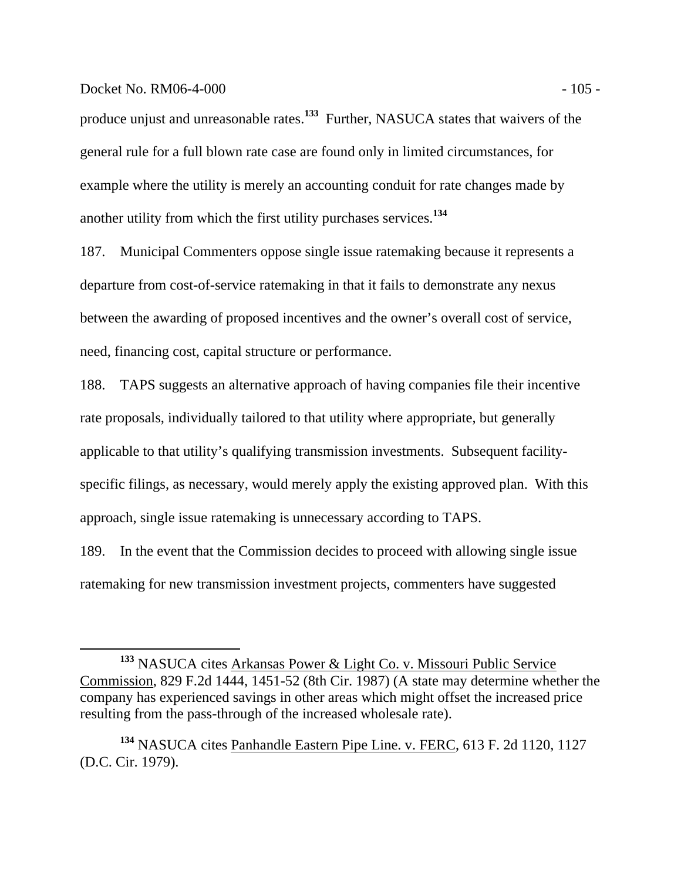produce unjust and unreasonable rates.[133] Further, NASUCA states that waivers of the general rule for a full blown rate case are found only in limited circumstances, for example where the utility is merely an accounting conduit for rate changes made by another utility from which the first utility purchases services.[134]

187. Municipal Commenters oppose single issue ratemaking because it represents a departure from cost-of-service ratemaking in that it fails to demonstrate any nexus between the awarding of proposed incentives and the owner's overall cost of service, need, financing cost, capital structure or performance.

188. TAPS suggests an alternative approach of having companies file their incentive rate proposals, individually tailored to that utility where appropriate, but generally applicable to that utility's qualifying transmission investments. Subsequent facility-specific filings, as necessary, would merely apply the existing approved plan. With this approach, single issue ratemaking is unnecessary according to TAPS.

189. In the event that the Commission decides to proceed with allowing single issue ratemaking for new transmission investment projects, commenters have suggested

---

[133] NASUCA cites Arkansas Power & Light Co. v. Missouri Public Service Commission, 829 F.2d 1444, 1451-52 (8th Cir. 1987) (A state may determine whether the company has experienced savings in other areas which might offset the increased price resulting from the pass-through of the increased wholesale rate).

[134] NASUCA cites Panhandle Eastern Pipe Line. v. FERC, 613 F. 2d 1120, 1127 (D.C. Cir. 1979).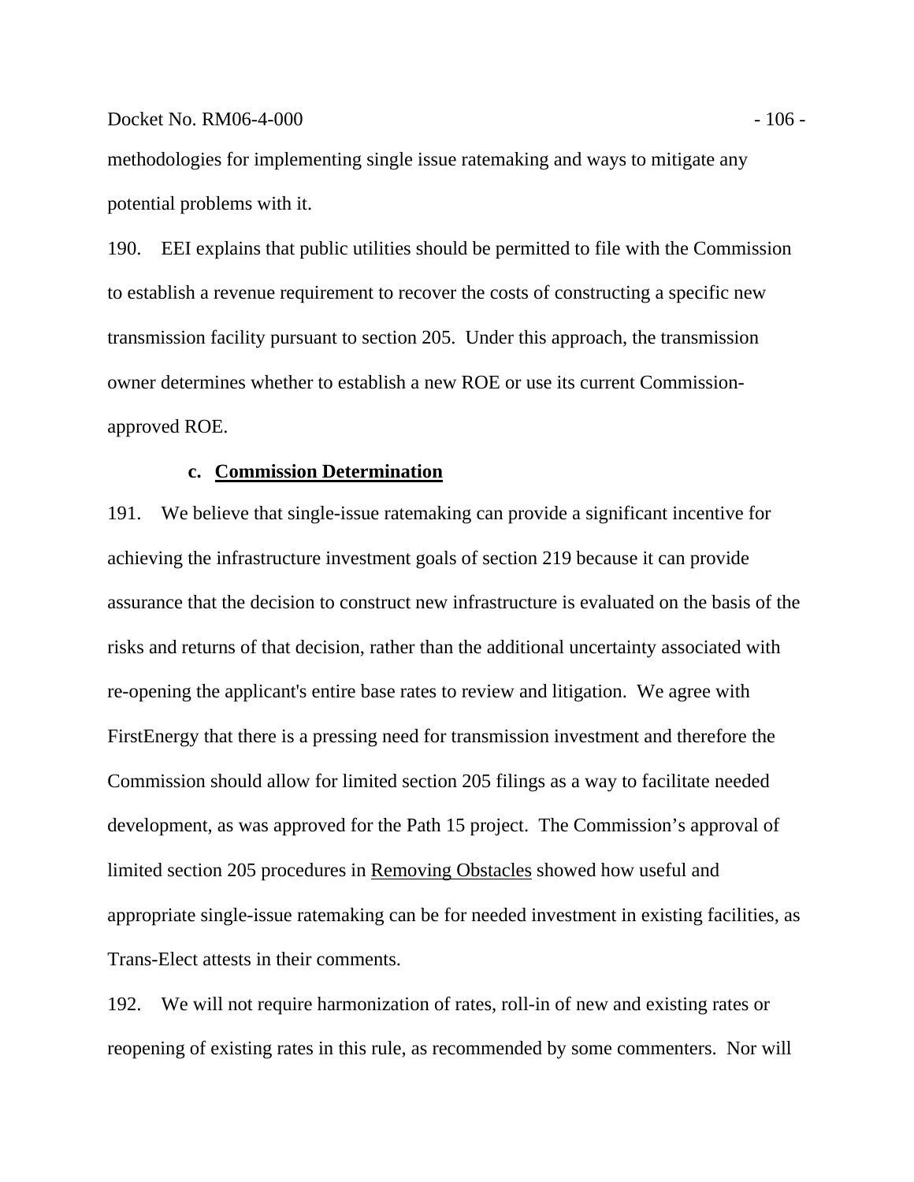methodologies for implementing single issue ratemaking and ways to mitigate any potential problems with it.

190. EEI explains that public utilities should be permitted to file with the Commission to establish a revenue requirement to recover the costs of constructing a specific new transmission facility pursuant to section 205. Under this approach, the transmission owner determines whether to establish a new ROE or use its current Commission-approved ROE.

#### c. Commission Determination

191. We believe that single-issue ratemaking can provide a significant incentive for achieving the infrastructure investment goals of section 219 because it can provide assurance that the decision to construct new infrastructure is evaluated on the basis of the risks and returns of that decision, rather than the additional uncertainty associated with re-opening the applicant's entire base rates to review and litigation. We agree with FirstEnergy that there is a pressing need for transmission investment and therefore the Commission should allow for limited section 205 filings as a way to facilitate needed development, as was approved for the Path 15 project. The Commission's approval of limited section 205 procedures in Removing Obstacles showed how useful and appropriate single-issue ratemaking can be for needed investment in existing facilities, as Trans-Elect attests in their comments.

192. We will not require harmonization of rates, roll-in of new and existing rates or reopening of existing rates in this rule, as recommended by some commenters. Nor will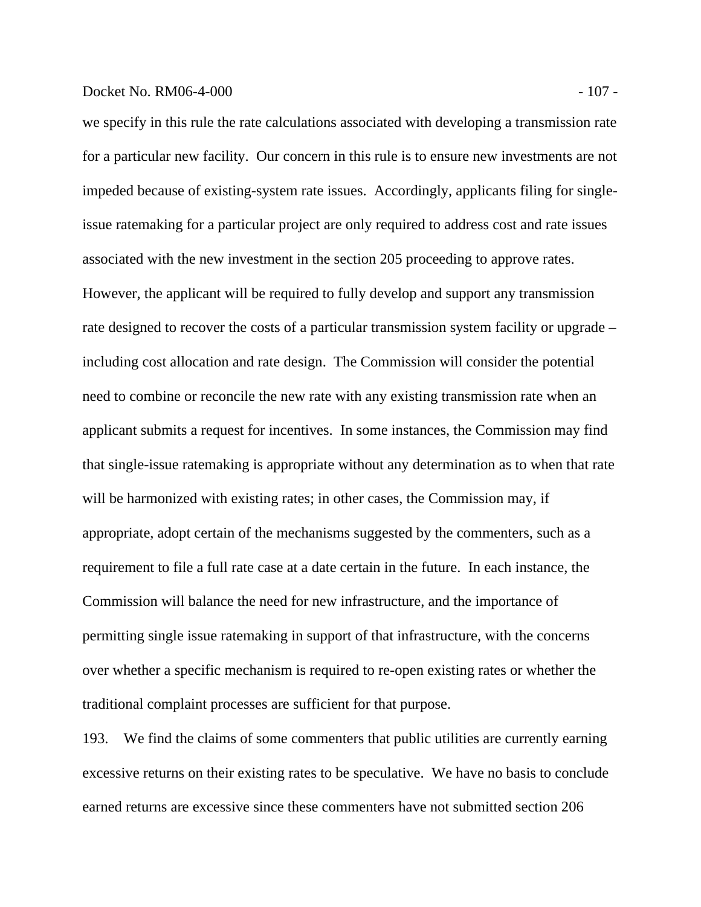we specify in this rule the rate calculations associated with developing a transmission rate for a particular new facility. Our concern in this rule is to ensure new investments are not impeded because of existing-system rate issues. Accordingly, applicants filing for single-issue ratemaking for a particular project are only required to address cost and rate issues associated with the new investment in the section 205 proceeding to approve rates. However, the applicant will be required to fully develop and support any transmission rate designed to recover the costs of a particular transmission system facility or upgrade – including cost allocation and rate design. The Commission will consider the potential need to combine or reconcile the new rate with any existing transmission rate when an applicant submits a request for incentives. In some instances, the Commission may find that single-issue ratemaking is appropriate without any determination as to when that rate will be harmonized with existing rates; in other cases, the Commission may, if appropriate, adopt certain of the mechanisms suggested by the commenters, such as a requirement to file a full rate case at a date certain in the future. In each instance, the Commission will balance the need for new infrastructure, and the importance of permitting single issue ratemaking in support of that infrastructure, with the concerns over whether a specific mechanism is required to re-open existing rates or whether the traditional complaint processes are sufficient for that purpose.

193. We find the claims of some commenters that public utilities are currently earning excessive returns on their existing rates to be speculative. We have no basis to conclude earned returns are excessive since these commenters have not submitted section 206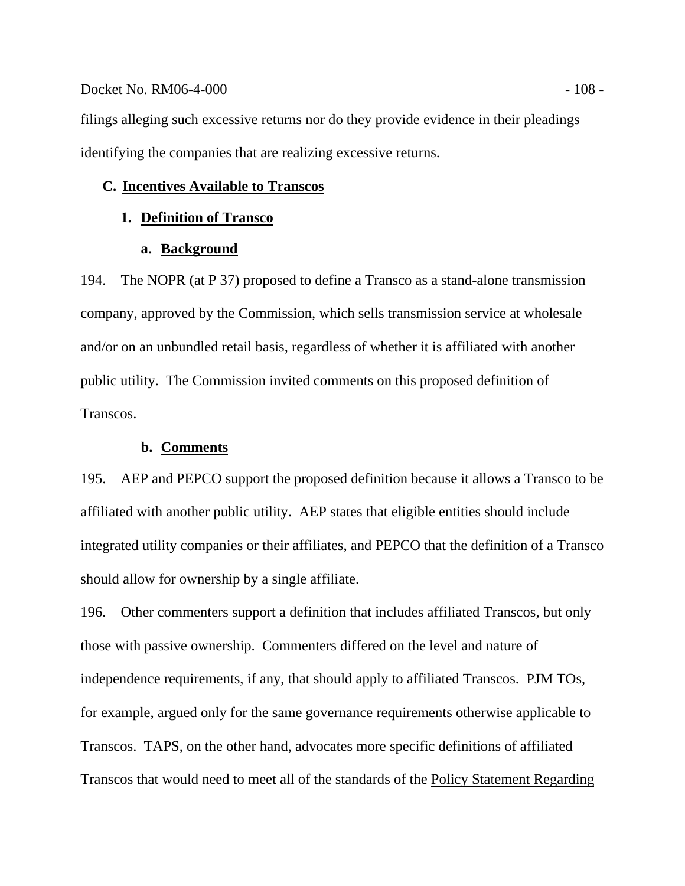filings alleging such excessive returns nor do they provide evidence in their pleadings identifying the companies that are realizing excessive returns.

### C. Incentives Available to Transcos

#### 1. Definition of Transco

##### a. Background

194. The NOPR (at P 37) proposed to define a Transco as a stand-alone transmission company, approved by the Commission, which sells transmission service at wholesale and/or on an unbundled retail basis, regardless of whether it is affiliated with another public utility. The Commission invited comments on this proposed definition of Transcos.

##### b. Comments

195. AEP and PEPCO support the proposed definition because it allows a Transco to be affiliated with another public utility. AEP states that eligible entities should include integrated utility companies or their affiliates, and PEPCO that the definition of a Transco should allow for ownership by a single affiliate.

196. Other commenters support a definition that includes affiliated Transcos, but only those with passive ownership. Commenters differed on the level and nature of independence requirements, if any, that should apply to affiliated Transcos. PJM TOs, for example, argued only for the same governance requirements otherwise applicable to Transcos. TAPS, on the other hand, advocates more specific definitions of affiliated Transcos that would need to meet all of the standards of the Policy Statement Regarding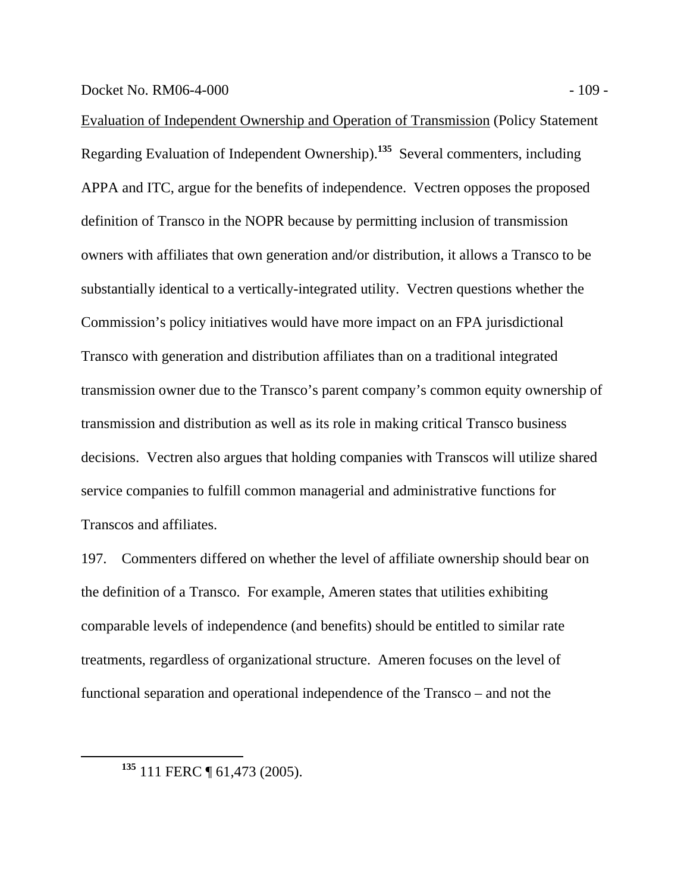Evaluation of Independent Ownership and Operation of Transmission (Policy Statement Regarding Evaluation of Independent Ownership).[135] Several commenters, including APPA and ITC, argue for the benefits of independence. Vectren opposes the proposed definition of Transco in the NOPR because by permitting inclusion of transmission owners with affiliates that own generation and/or distribution, it allows a Transco to be substantially identical to a vertically-integrated utility. Vectren questions whether the Commission's policy initiatives would have more impact on an FPA jurisdictional Transco with generation and distribution affiliates than on a traditional integrated transmission owner due to the Transco's parent company's common equity ownership of transmission and distribution as well as its role in making critical Transco business decisions. Vectren also argues that holding companies with Transcos will utilize shared service companies to fulfill common managerial and administrative functions for Transcos and affiliates.

197. Commenters differed on whether the level of affiliate ownership should bear on the definition of a Transco. For example, Ameren states that utilities exhibiting comparable levels of independence (and benefits) should be entitled to similar rate treatments, regardless of organizational structure. Ameren focuses on the level of functional separation and operational independence of the Transco – and not the

[135] 111 FERC ¶ 61,473 (2005).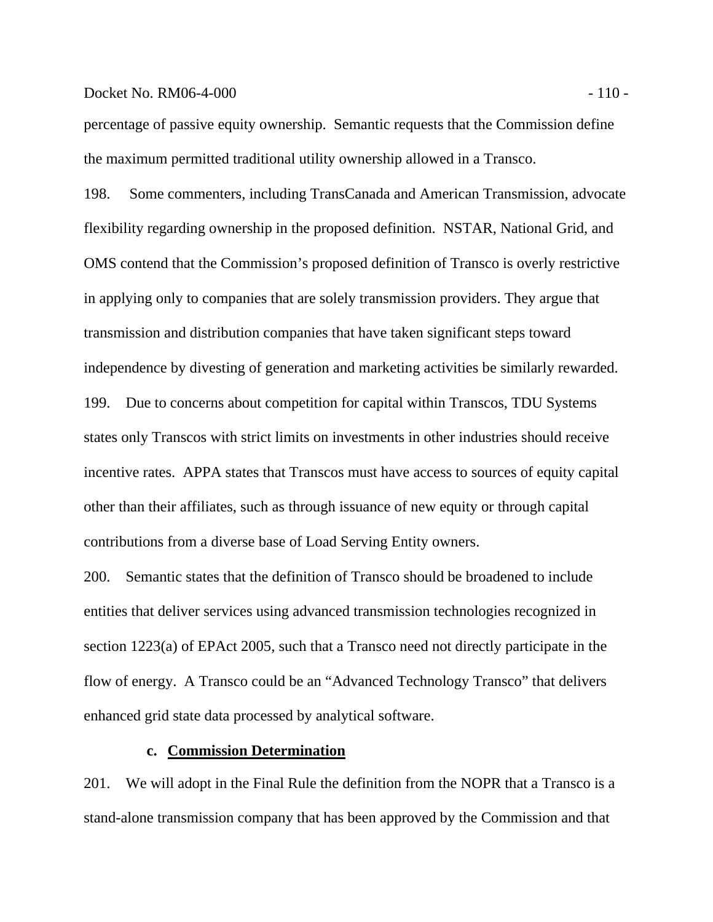percentage of passive equity ownership. Semantic requests that the Commission define the maximum permitted traditional utility ownership allowed in a Transco.

198. Some commenters, including TransCanada and American Transmission, advocate flexibility regarding ownership in the proposed definition. NSTAR, National Grid, and OMS contend that the Commission's proposed definition of Transco is overly restrictive in applying only to companies that are solely transmission providers. They argue that transmission and distribution companies that have taken significant steps toward independence by divesting of generation and marketing activities be similarly rewarded.

199. Due to concerns about competition for capital within Transcos, TDU Systems states only Transcos with strict limits on investments in other industries should receive incentive rates. APPA states that Transcos must have access to sources of equity capital other than their affiliates, such as through issuance of new equity or through capital contributions from a diverse base of Load Serving Entity owners.

200. Semantic states that the definition of Transco should be broadened to include entities that deliver services using advanced transmission technologies recognized in section 1223(a) of EPAct 2005, such that a Transco need not directly participate in the flow of energy. A Transco could be an "Advanced Technology Transco" that delivers enhanced grid state data processed by analytical software.

### c. <u>Commission Determination</u>

201. We will adopt in the Final Rule the definition from the NOPR that a Transco is a stand-alone transmission company that has been approved by the Commission and that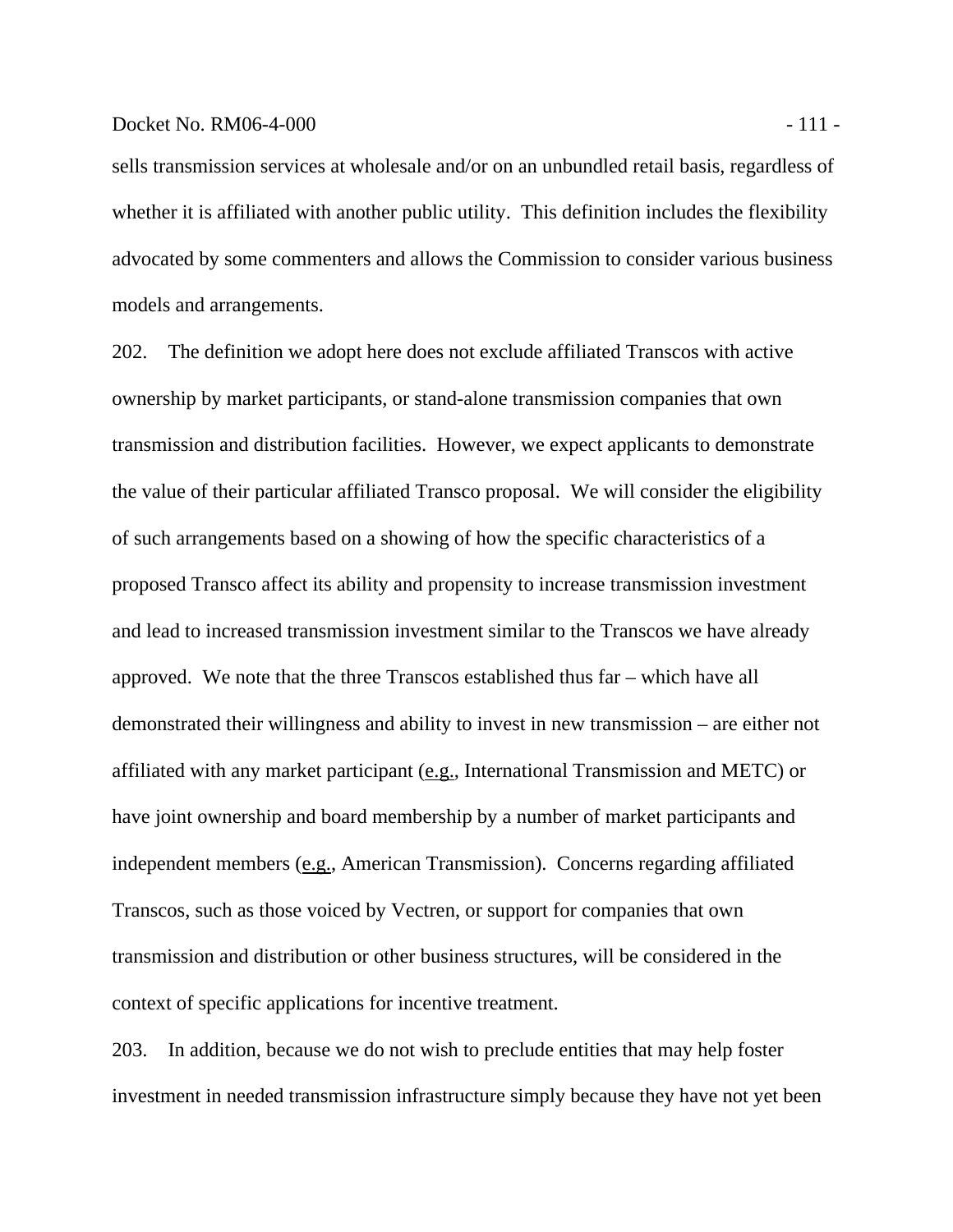sells transmission services at wholesale and/or on an unbundled retail basis, regardless of whether it is affiliated with another public utility. This definition includes the flexibility advocated by some commenters and allows the Commission to consider various business models and arrangements.

202. The definition we adopt here does not exclude affiliated Transcos with active ownership by market participants, or stand-alone transmission companies that own transmission and distribution facilities. However, we expect applicants to demonstrate the value of their particular affiliated Transco proposal. We will consider the eligibility of such arrangements based on a showing of how the specific characteristics of a proposed Transco affect its ability and propensity to increase transmission investment and lead to increased transmission investment similar to the Transcos we have already approved. We note that the three Transcos established thus far – which have all demonstrated their willingness and ability to invest in new transmission – are either not affiliated with any market participant (e.g., International Transmission and METC) or have joint ownership and board membership by a number of market participants and independent members (e.g., American Transmission). Concerns regarding affiliated Transcos, such as those voiced by Vectren, or support for companies that own transmission and distribution or other business structures, will be considered in the context of specific applications for incentive treatment.

203. In addition, because we do not wish to preclude entities that may help foster investment in needed transmission infrastructure simply because they have not yet been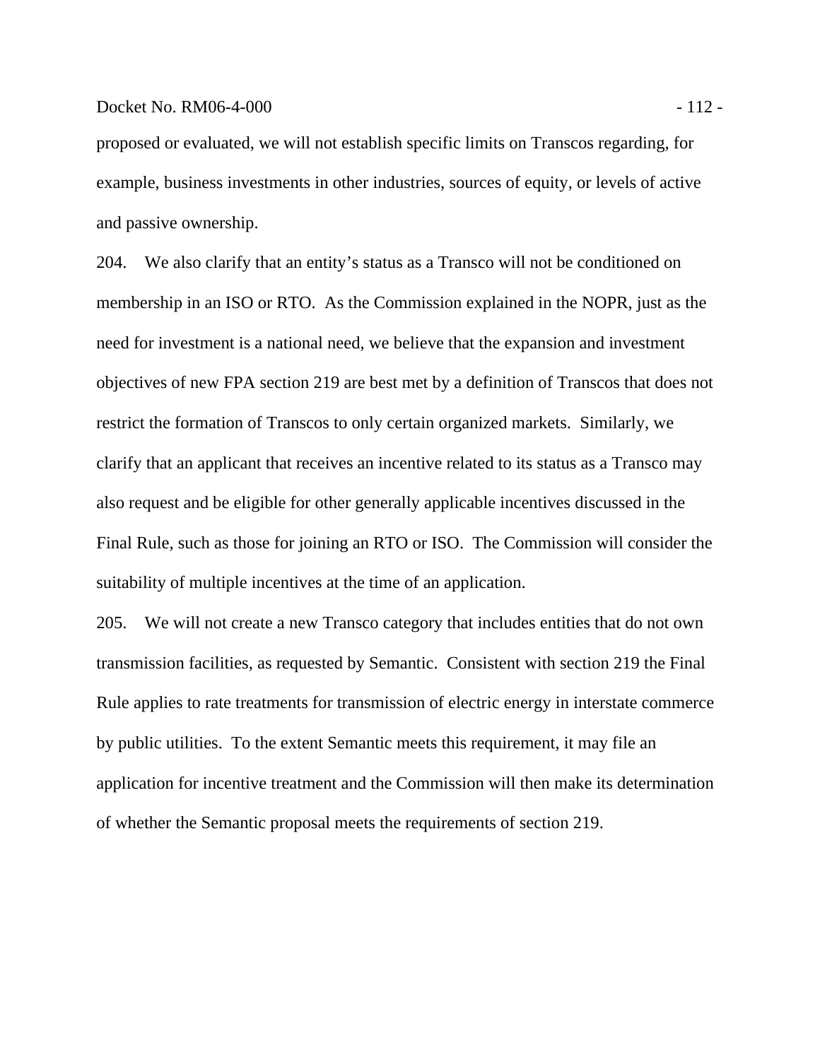proposed or evaluated, we will not establish specific limits on Transcos regarding, for example, business investments in other industries, sources of equity, or levels of active and passive ownership.

204. We also clarify that an entity's status as a Transco will not be conditioned on membership in an ISO or RTO. As the Commission explained in the NOPR, just as the need for investment is a national need, we believe that the expansion and investment objectives of new FPA section 219 are best met by a definition of Transcos that does not restrict the formation of Transcos to only certain organized markets. Similarly, we clarify that an applicant that receives an incentive related to its status as a Transco may also request and be eligible for other generally applicable incentives discussed in the Final Rule, such as those for joining an RTO or ISO. The Commission will consider the suitability of multiple incentives at the time of an application.

205. We will not create a new Transco category that includes entities that do not own transmission facilities, as requested by Semantic. Consistent with section 219 the Final Rule applies to rate treatments for transmission of electric energy in interstate commerce by public utilities. To the extent Semantic meets this requirement, it may file an application for incentive treatment and the Commission will then make its determination of whether the Semantic proposal meets the requirements of section 219.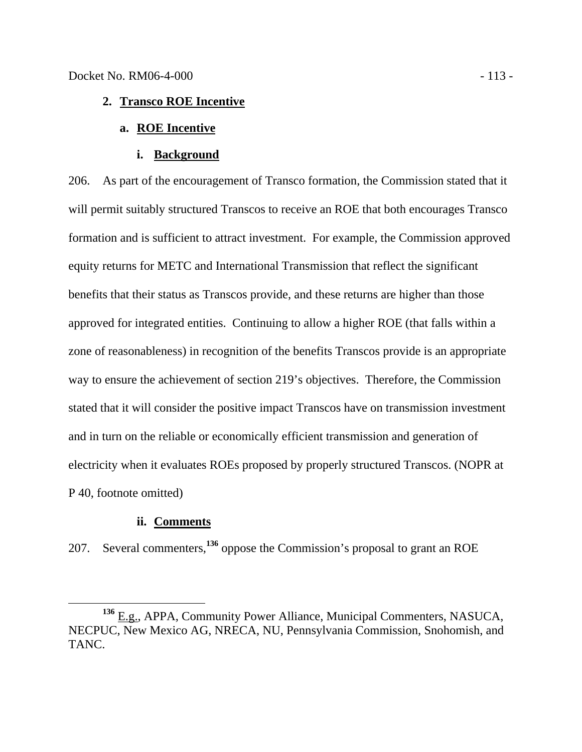### 2. Transco ROE Incentive

#### a. ROE Incentive

##### i. Background

206. As part of the encouragement of Transco formation, the Commission stated that it will permit suitably structured Transcos to receive an ROE that both encourages Transco formation and is sufficient to attract investment. For example, the Commission approved equity returns for METC and International Transmission that reflect the significant benefits that their status as Transcos provide, and these returns are higher than those approved for integrated entities. Continuing to allow a higher ROE (that falls within a zone of reasonableness) in recognition of the benefits Transcos provide is an appropriate way to ensure the achievement of section 219's objectives. Therefore, the Commission stated that it will consider the positive impact Transcos have on transmission investment and in turn on the reliable or economically efficient transmission and generation of electricity when it evaluates ROEs proposed by properly structured Transcos. (NOPR at P 40, footnote omitted)

##### ii. Comments

207. Several commenters,[136] oppose the Commission's proposal to grant an ROE

[136] E.g., APPA, Community Power Alliance, Municipal Commenters, NASUCA, NECPUC, New Mexico AG, NRECA, NU, Pennsylvania Commission, Snohomish, and TANC.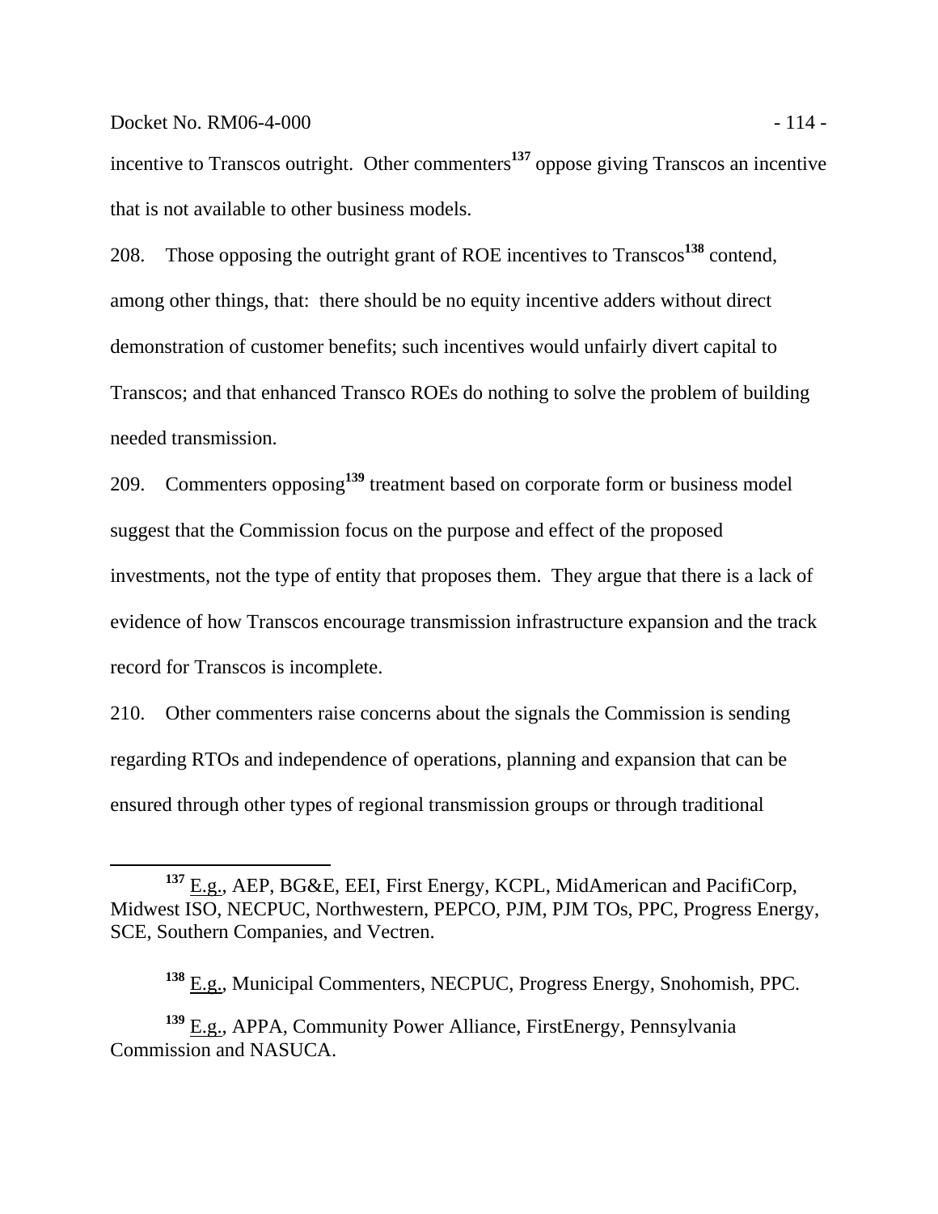incentive to Transcos outright. Other commenters[137] oppose giving Transcos an incentive that is not available to other business models.

208. Those opposing the outright grant of ROE incentives to Transcos[138] contend, among other things, that: there should be no equity incentive adders without direct demonstration of customer benefits; such incentives would unfairly divert capital to Transcos; and that enhanced Transco ROEs do nothing to solve the problem of building needed transmission.

209. Commenters opposing[139] treatment based on corporate form or business model suggest that the Commission focus on the purpose and effect of the proposed investments, not the type of entity that proposes them. They argue that there is a lack of evidence of how Transcos encourage transmission infrastructure expansion and the track record for Transcos is incomplete.

210. Other commenters raise concerns about the signals the Commission is sending regarding RTOs and independence of operations, planning and expansion that can be ensured through other types of regional transmission groups or through traditional

---

[137] E.g., AEP, BG&E, EEI, First Energy, KCPL, MidAmerican and PacifiCorp, Midwest ISO, NECPUC, Northwestern, PEPCO, PJM, PJM TOs, PPC, Progress Energy, SCE, Southern Companies, and Vectren.

[138] E.g., Municipal Commenters, NECPUC, Progress Energy, Snohomish, PPC.

[139] E.g., APPA, Community Power Alliance, FirstEnergy, Pennsylvania Commission and NASUCA.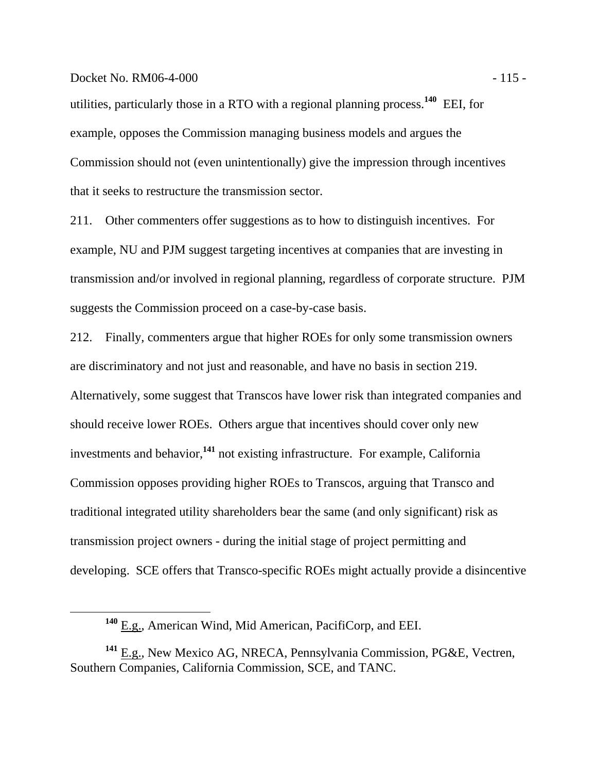utilities, particularly those in a RTO with a regional planning process.[140] EEI, for example, opposes the Commission managing business models and argues the Commission should not (even unintentionally) give the impression through incentives that it seeks to restructure the transmission sector.

211. Other commenters offer suggestions as to how to distinguish incentives. For example, NU and PJM suggest targeting incentives at companies that are investing in transmission and/or involved in regional planning, regardless of corporate structure. PJM suggests the Commission proceed on a case-by-case basis.

212. Finally, commenters argue that higher ROEs for only some transmission owners are discriminatory and not just and reasonable, and have no basis in section 219. Alternatively, some suggest that Transcos have lower risk than integrated companies and should receive lower ROEs. Others argue that incentives should cover only new investments and behavior,[141] not existing infrastructure. For example, California Commission opposes providing higher ROEs to Transcos, arguing that Transco and traditional integrated utility shareholders bear the same (and only significant) risk as transmission project owners - during the initial stage of project permitting and developing. SCE offers that Transco-specific ROEs might actually provide a disincentive

---

[140] E.g., American Wind, Mid American, PacifiCorp, and EEI.

[141] E.g., New Mexico AG, NRECA, Pennsylvania Commission, PG&E, Vectren, Southern Companies, California Commission, SCE, and TANC.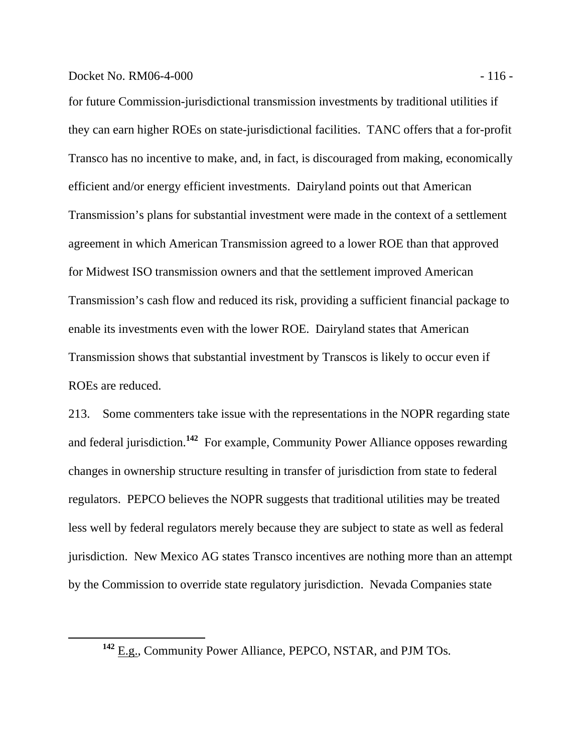for future Commission-jurisdictional transmission investments by traditional utilities if they can earn higher ROEs on state-jurisdictional facilities. TANC offers that a for-profit Transco has no incentive to make, and, in fact, is discouraged from making, economically efficient and/or energy efficient investments. Dairyland points out that American Transmission's plans for substantial investment were made in the context of a settlement agreement in which American Transmission agreed to a lower ROE than that approved for Midwest ISO transmission owners and that the settlement improved American Transmission's cash flow and reduced its risk, providing a sufficient financial package to enable its investments even with the lower ROE. Dairyland states that American Transmission shows that substantial investment by Transcos is likely to occur even if ROEs are reduced.

213. Some commenters take issue with the representations in the NOPR regarding state and federal jurisdiction.[142] For example, Community Power Alliance opposes rewarding changes in ownership structure resulting in transfer of jurisdiction from state to federal regulators. PEPCO believes the NOPR suggests that traditional utilities may be treated less well by federal regulators merely because they are subject to state as well as federal jurisdiction. New Mexico AG states Transco incentives are nothing more than an attempt by the Commission to override state regulatory jurisdiction. Nevada Companies state

[142] E.g., Community Power Alliance, PEPCO, NSTAR, and PJM TOs.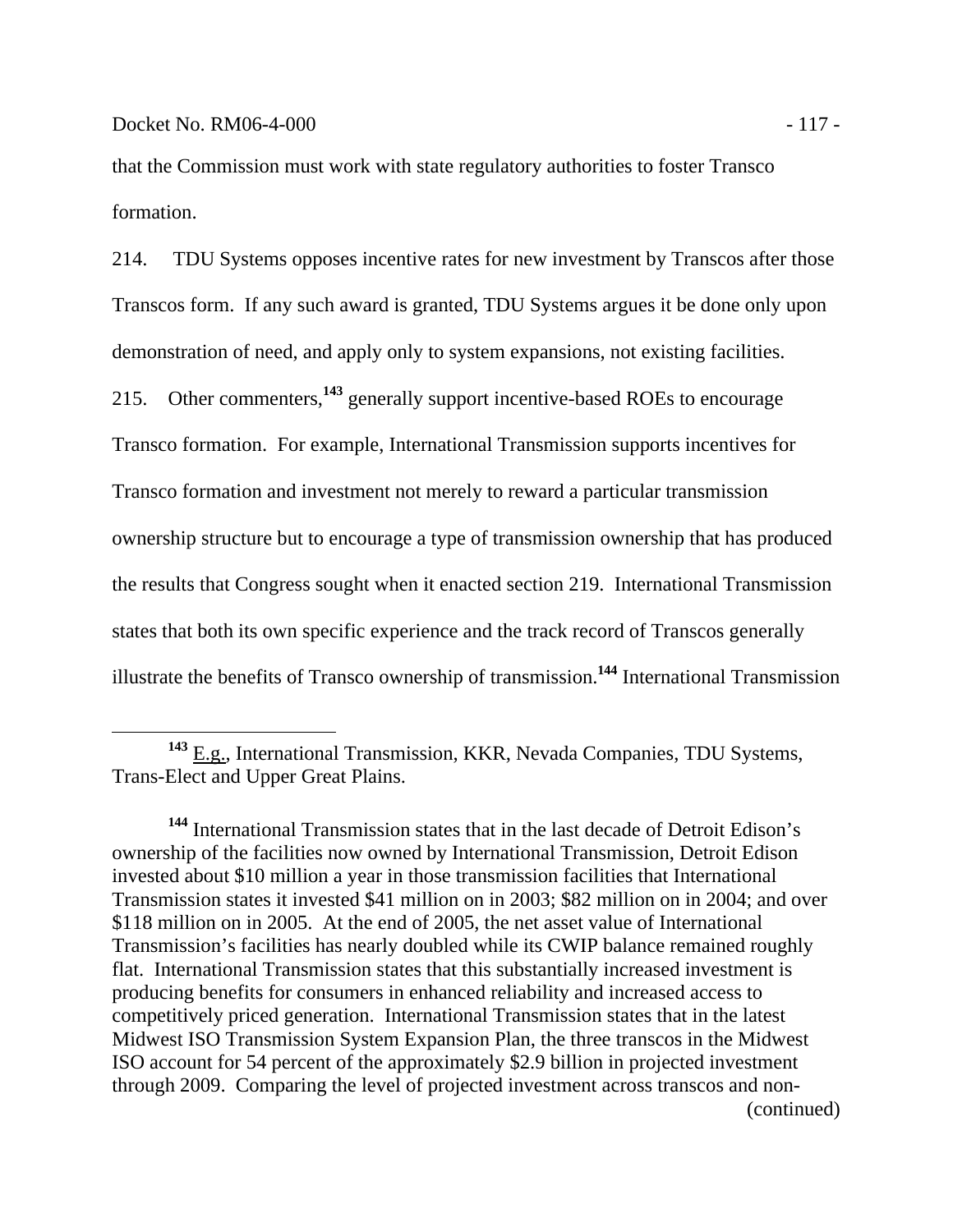that the Commission must work with state regulatory authorities to foster Transco formation.

214. TDU Systems opposes incentive rates for new investment by Transcos after those Transcos form. If any such award is granted, TDU Systems argues it be done only upon demonstration of need, and apply only to system expansions, not existing facilities.

215. Other commenters,[143] generally support incentive-based ROEs to encourage Transco formation. For example, International Transmission supports incentives for Transco formation and investment not merely to reward a particular transmission ownership structure but to encourage a type of transmission ownership that has produced the results that Congress sought when it enacted section 219. International Transmission states that both its own specific experience and the track record of Transcos generally illustrate the benefits of Transco ownership of transmission.[144] International Transmission

---

[143] E.g., International Transmission, KKR, Nevada Companies, TDU Systems, Trans-Elect and Upper Great Plains.

[144] International Transmission states that in the last decade of Detroit Edison's ownership of the facilities now owned by International Transmission, Detroit Edison invested about $10 million a year in those transmission facilities that International Transmission states it invested $41 million on in 2003; $82 million on in 2004; and over $118 million on in 2005. At the end of 2005, the net asset value of International Transmission's facilities has nearly doubled while its CWIP balance remained roughly flat. International Transmission states that this substantially increased investment is producing benefits for consumers in enhanced reliability and increased access to competitively priced generation. International Transmission states that in the latest Midwest ISO Transmission System Expansion Plan, the three transcos in the Midwest ISO account for 54 percent of the approximately $2.9 billion in projected investment through 2009. Comparing the level of projected investment across transcos and non-

(continued)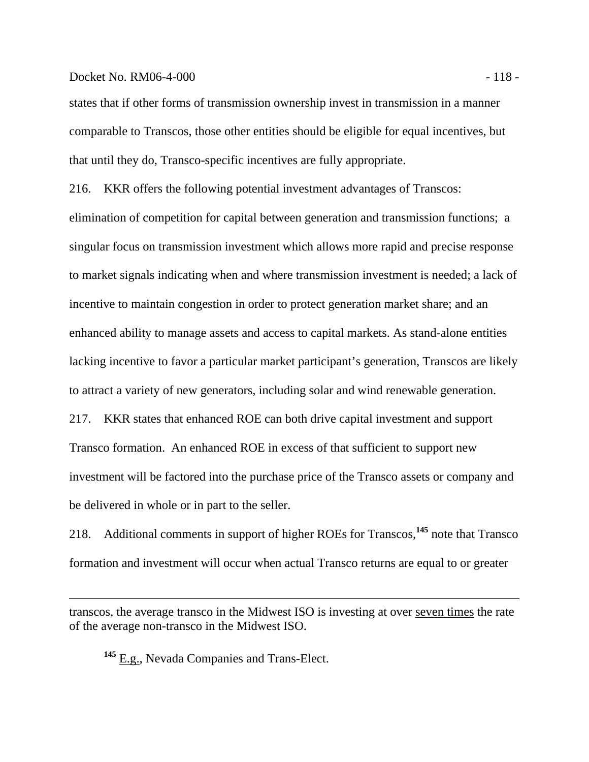states that if other forms of transmission ownership invest in transmission in a manner comparable to Transcos, those other entities should be eligible for equal incentives, but that until they do, Transco-specific incentives are fully appropriate.

216. KKR offers the following potential investment advantages of Transcos: elimination of competition for capital between generation and transmission functions; a singular focus on transmission investment which allows more rapid and precise response to market signals indicating when and where transmission investment is needed; a lack of incentive to maintain congestion in order to protect generation market share; and an enhanced ability to manage assets and access to capital markets. As stand-alone entities lacking incentive to favor a particular market participant's generation, Transcos are likely to attract a variety of new generators, including solar and wind renewable generation.

217. KKR states that enhanced ROE can both drive capital investment and support Transco formation. An enhanced ROE in excess of that sufficient to support new investment will be factored into the purchase price of the Transco assets or company and be delivered in whole or in part to the seller.

218. Additional comments in support of higher ROEs for Transcos,[145] note that Transco formation and investment will occur when actual Transco returns are equal to or greater

---

transcos, the average transco in the Midwest ISO is investing at over seven times the rate of the average non-transco in the Midwest ISO.

[145] E.g., Nevada Companies and Trans-Elect.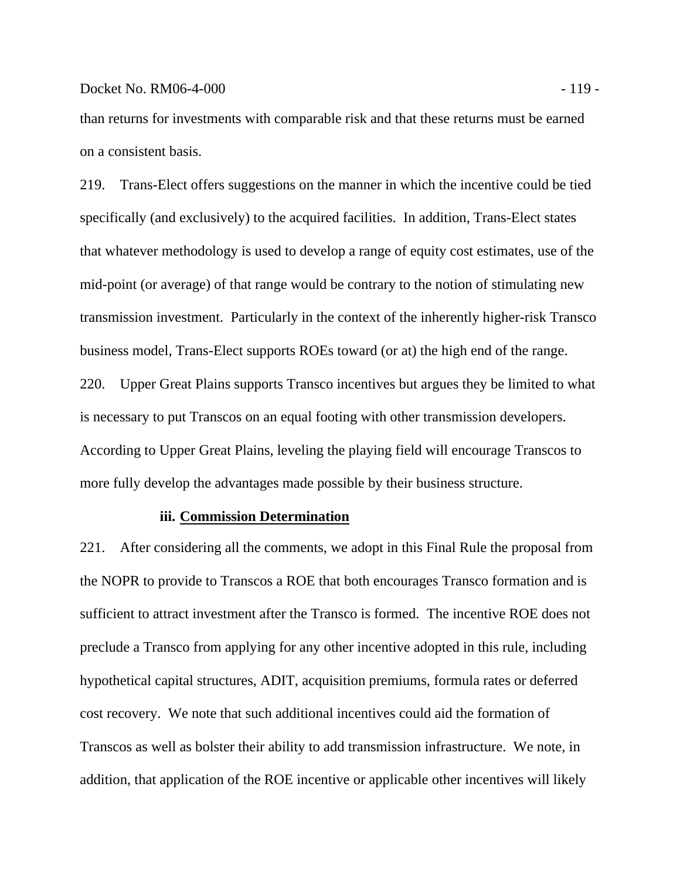than returns for investments with comparable risk and that these returns must be earned on a consistent basis.

219. Trans-Elect offers suggestions on the manner in which the incentive could be tied specifically (and exclusively) to the acquired facilities. In addition, Trans-Elect states that whatever methodology is used to develop a range of equity cost estimates, use of the mid-point (or average) of that range would be contrary to the notion of stimulating new transmission investment. Particularly in the context of the inherently higher-risk Transco business model, Trans-Elect supports ROEs toward (or at) the high end of the range.

220. Upper Great Plains supports Transco incentives but argues they be limited to what is necessary to put Transcos on an equal footing with other transmission developers. According to Upper Great Plains, leveling the playing field will encourage Transcos to more fully develop the advantages made possible by their business structure.

**iii. Commission Determination**

221. After considering all the comments, we adopt in this Final Rule the proposal from the NOPR to provide to Transcos a ROE that both encourages Transco formation and is sufficient to attract investment after the Transco is formed. The incentive ROE does not preclude a Transco from applying for any other incentive adopted in this rule, including hypothetical capital structures, ADIT, acquisition premiums, formula rates or deferred cost recovery. We note that such additional incentives could aid the formation of Transcos as well as bolster their ability to add transmission infrastructure. We note, in addition, that application of the ROE incentive or applicable other incentives will likely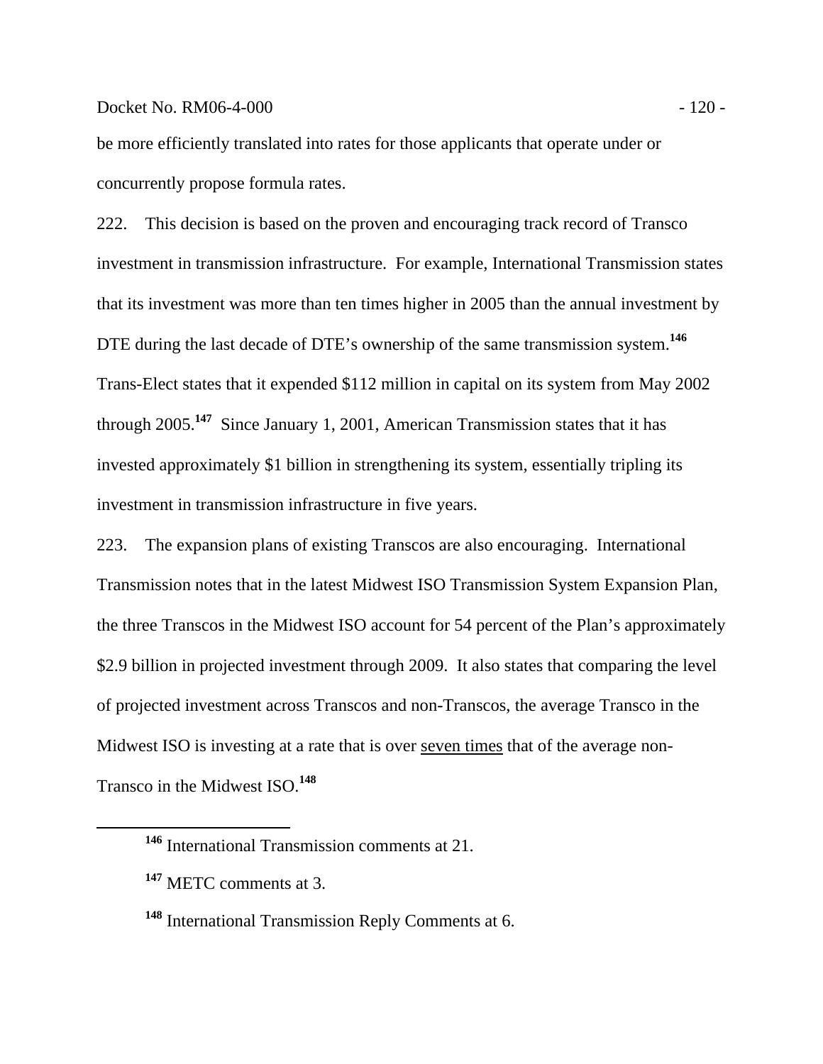be more efficiently translated into rates for those applicants that operate under or concurrently propose formula rates.

222. This decision is based on the proven and encouraging track record of Transco investment in transmission infrastructure. For example, International Transmission states that its investment was more than ten times higher in 2005 than the annual investment by DTE during the last decade of DTE's ownership of the same transmission system.[146] Trans-Elect states that it expended $112 million in capital on its system from May 2002 through 2005.[147] Since January 1, 2001, American Transmission states that it has invested approximately $1 billion in strengthening its system, essentially tripling its investment in transmission infrastructure in five years.

223. The expansion plans of existing Transcos are also encouraging. International Transmission notes that in the latest Midwest ISO Transmission System Expansion Plan, the three Transcos in the Midwest ISO account for 54 percent of the Plan's approximately $2.9 billion in projected investment through 2009. It also states that comparing the level of projected investment across Transcos and non-Transcos, the average Transco in the Midwest ISO is investing at a rate that is over <u>seven times</u> that of the average non-Transco in the Midwest ISO.[148]

---

[146] International Transmission comments at 21.

[147] METC comments at 3.

[148] International Transmission Reply Comments at 6.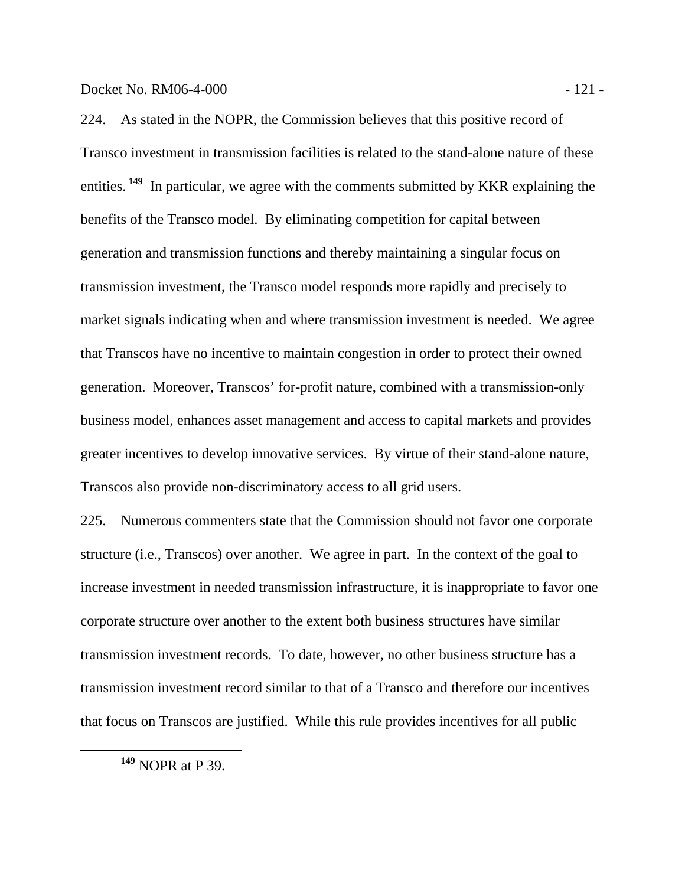224. As stated in the NOPR, the Commission believes that this positive record of Transco investment in transmission facilities is related to the stand-alone nature of these entities.[149] In particular, we agree with the comments submitted by KKR explaining the benefits of the Transco model. By eliminating competition for capital between generation and transmission functions and thereby maintaining a singular focus on transmission investment, the Transco model responds more rapidly and precisely to market signals indicating when and where transmission investment is needed. We agree that Transcos have no incentive to maintain congestion in order to protect their owned generation. Moreover, Transcos' for-profit nature, combined with a transmission-only business model, enhances asset management and access to capital markets and provides greater incentives to develop innovative services. By virtue of their stand-alone nature, Transcos also provide non-discriminatory access to all grid users.

225. Numerous commenters state that the Commission should not favor one corporate structure (i.e., Transcos) over another. We agree in part. In the context of the goal to increase investment in needed transmission infrastructure, it is inappropriate to favor one corporate structure over another to the extent both business structures have similar transmission investment records. To date, however, no other business structure has a transmission investment record similar to that of a Transco and therefore our incentives that focus on Transcos are justified. While this rule provides incentives for all public

---

[149] NOPR at P 39.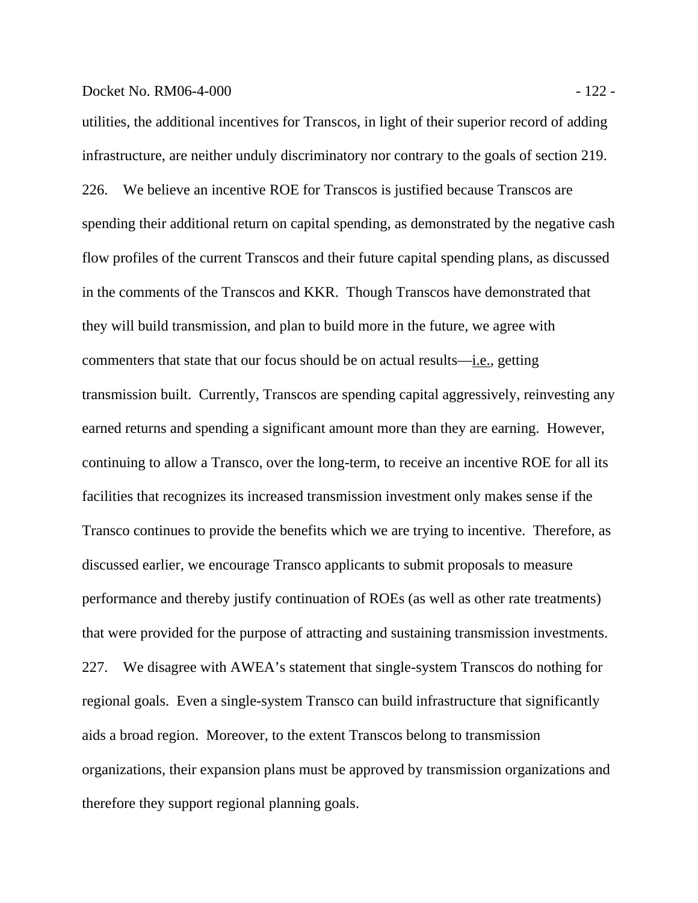utilities, the additional incentives for Transcos, in light of their superior record of adding infrastructure, are neither unduly discriminatory nor contrary to the goals of section 219.

226. We believe an incentive ROE for Transcos is justified because Transcos are spending their additional return on capital spending, as demonstrated by the negative cash flow profiles of the current Transcos and their future capital spending plans, as discussed in the comments of the Transcos and KKR. Though Transcos have demonstrated that they will build transmission, and plan to build more in the future, we agree with commenters that state that our focus should be on actual results—i.e., getting transmission built. Currently, Transcos are spending capital aggressively, reinvesting any earned returns and spending a significant amount more than they are earning. However, continuing to allow a Transco, over the long-term, to receive an incentive ROE for all its facilities that recognizes its increased transmission investment only makes sense if the Transco continues to provide the benefits which we are trying to incentive. Therefore, as discussed earlier, we encourage Transco applicants to submit proposals to measure performance and thereby justify continuation of ROEs (as well as other rate treatments) that were provided for the purpose of attracting and sustaining transmission investments.

227. We disagree with AWEA's statement that single-system Transcos do nothing for regional goals. Even a single-system Transco can build infrastructure that significantly aids a broad region. Moreover, to the extent Transcos belong to transmission organizations, their expansion plans must be approved by transmission organizations and therefore they support regional planning goals.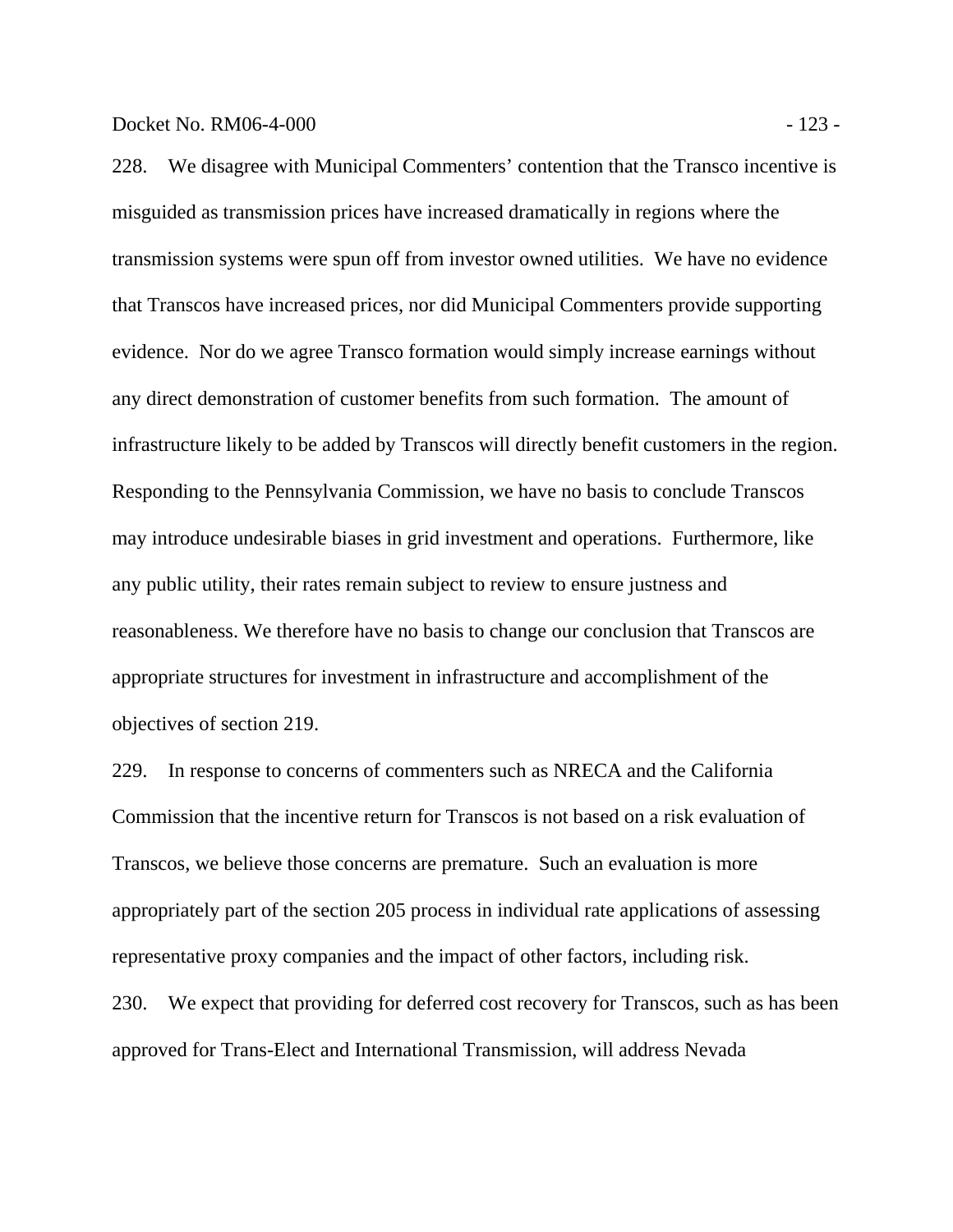228. We disagree with Municipal Commenters' contention that the Transco incentive is misguided as transmission prices have increased dramatically in regions where the transmission systems were spun off from investor owned utilities. We have no evidence that Transcos have increased prices, nor did Municipal Commenters provide supporting evidence. Nor do we agree Transco formation would simply increase earnings without any direct demonstration of customer benefits from such formation. The amount of infrastructure likely to be added by Transcos will directly benefit customers in the region. Responding to the Pennsylvania Commission, we have no basis to conclude Transcos may introduce undesirable biases in grid investment and operations. Furthermore, like any public utility, their rates remain subject to review to ensure justness and reasonableness. We therefore have no basis to change our conclusion that Transcos are appropriate structures for investment in infrastructure and accomplishment of the objectives of section 219.

229. In response to concerns of commenters such as NRECA and the California Commission that the incentive return for Transcos is not based on a risk evaluation of Transcos, we believe those concerns are premature. Such an evaluation is more appropriately part of the section 205 process in individual rate applications of assessing representative proxy companies and the impact of other factors, including risk.

230. We expect that providing for deferred cost recovery for Transcos, such as has been approved for Trans-Elect and International Transmission, will address Nevada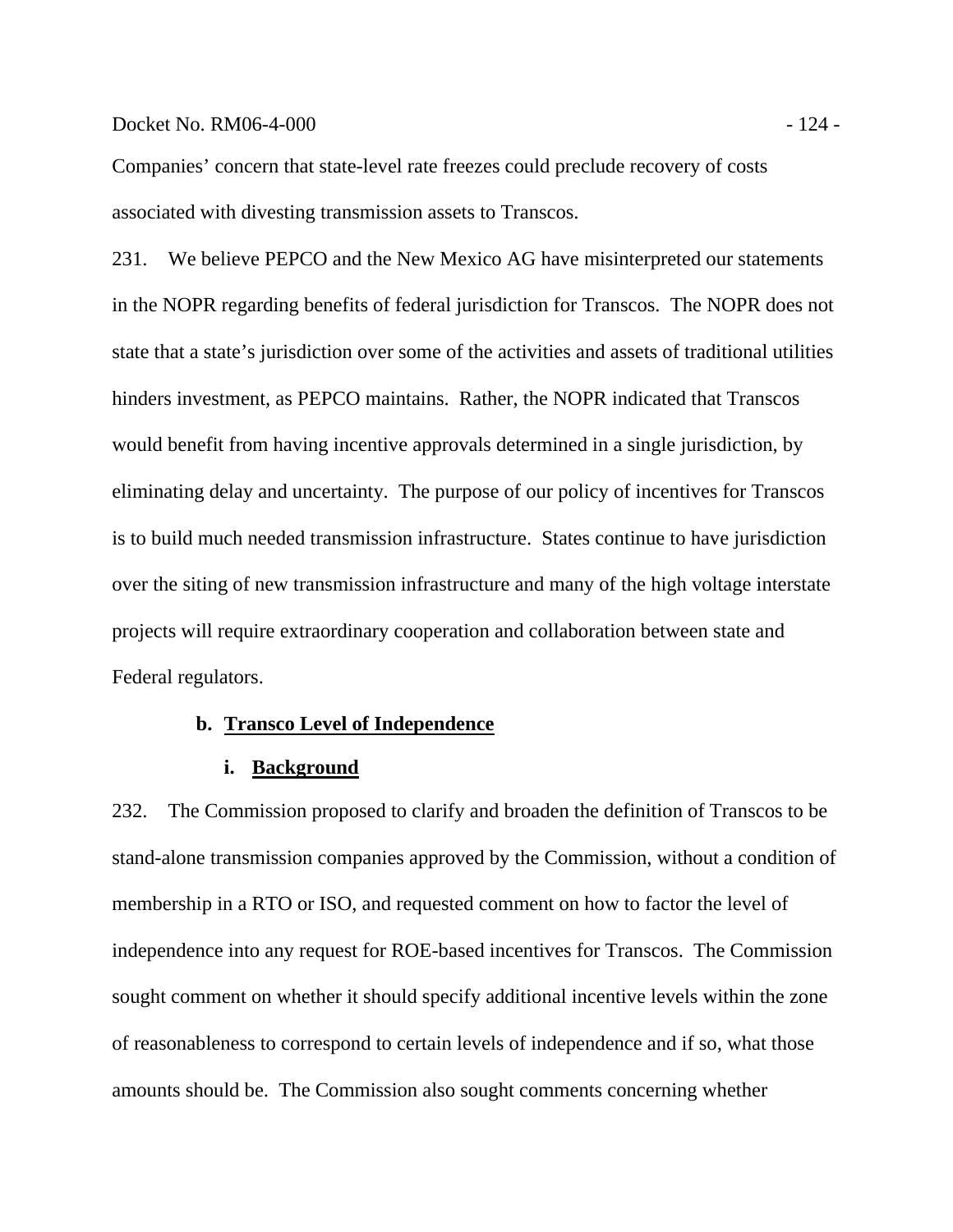Companies' concern that state-level rate freezes could preclude recovery of costs associated with divesting transmission assets to Transcos.

231. We believe PEPCO and the New Mexico AG have misinterpreted our statements in the NOPR regarding benefits of federal jurisdiction for Transcos. The NOPR does not state that a state's jurisdiction over some of the activities and assets of traditional utilities hinders investment, as PEPCO maintains. Rather, the NOPR indicated that Transcos would benefit from having incentive approvals determined in a single jurisdiction, by eliminating delay and uncertainty. The purpose of our policy of incentives for Transcos is to build much needed transmission infrastructure. States continue to have jurisdiction over the siting of new transmission infrastructure and many of the high voltage interstate projects will require extraordinary cooperation and collaboration between state and Federal regulators.

#### b. Transco Level of Independence

##### i. Background

232. The Commission proposed to clarify and broaden the definition of Transcos to be stand-alone transmission companies approved by the Commission, without a condition of membership in a RTO or ISO, and requested comment on how to factor the level of independence into any request for ROE-based incentives for Transcos. The Commission sought comment on whether it should specify additional incentive levels within the zone of reasonableness to correspond to certain levels of independence and if so, what those amounts should be. The Commission also sought comments concerning whether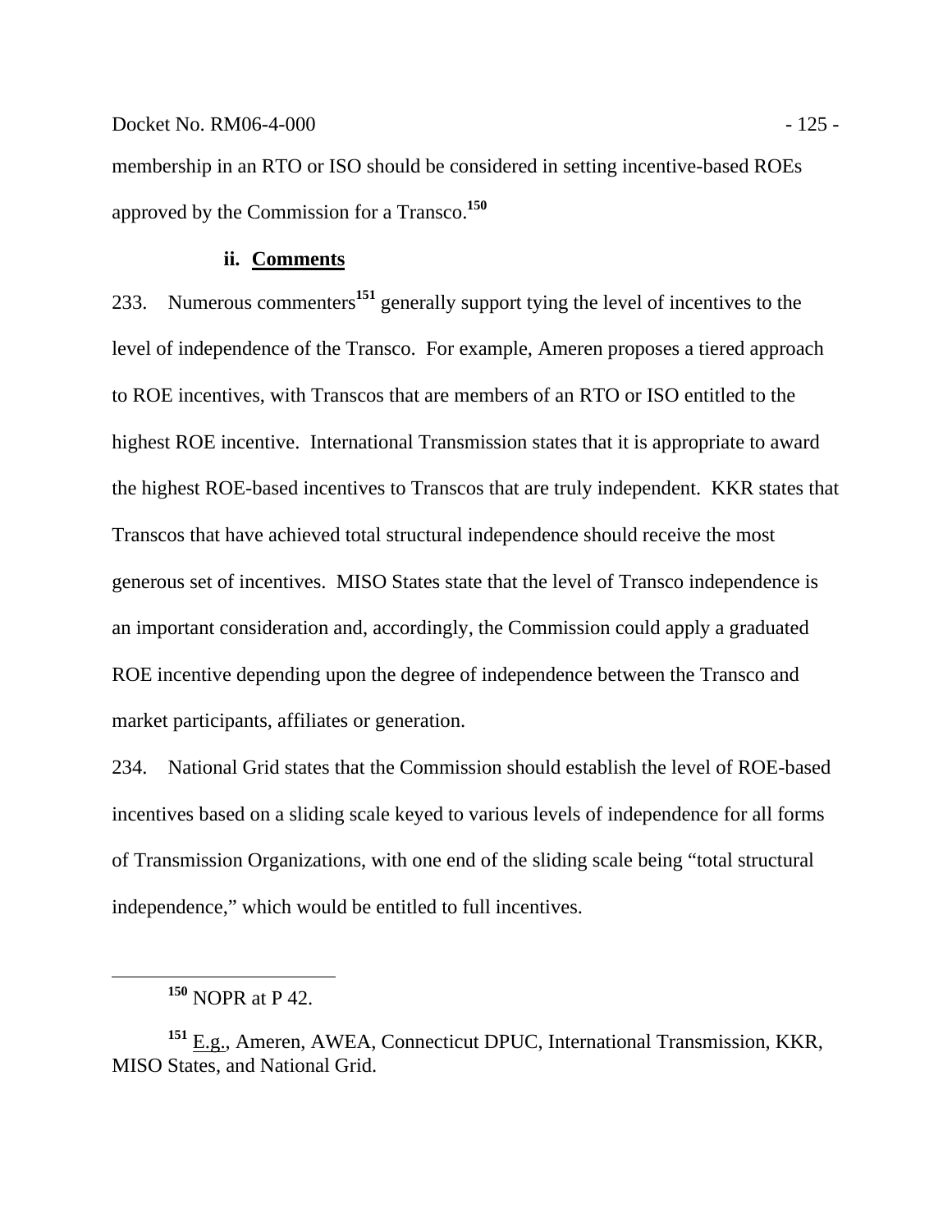membership in an RTO or ISO should be considered in setting incentive-based ROEs approved by the Commission for a Transco.[150]

#### ii. Comments

233. Numerous commenters[151] generally support tying the level of incentives to the level of independence of the Transco. For example, Ameren proposes a tiered approach to ROE incentives, with Transcos that are members of an RTO or ISO entitled to the highest ROE incentive. International Transmission states that it is appropriate to award the highest ROE-based incentives to Transcos that are truly independent. KKR states that Transcos that have achieved total structural independence should receive the most generous set of incentives. MISO States state that the level of Transco independence is an important consideration and, accordingly, the Commission could apply a graduated ROE incentive depending upon the degree of independence between the Transco and market participants, affiliates or generation.

234. National Grid states that the Commission should establish the level of ROE-based incentives based on a sliding scale keyed to various levels of independence for all forms of Transmission Organizations, with one end of the sliding scale being "total structural independence," which would be entitled to full incentives.

---

[150] NOPR at P 42.

[151] E.g., Ameren, AWEA, Connecticut DPUC, International Transmission, KKR, MISO States, and National Grid.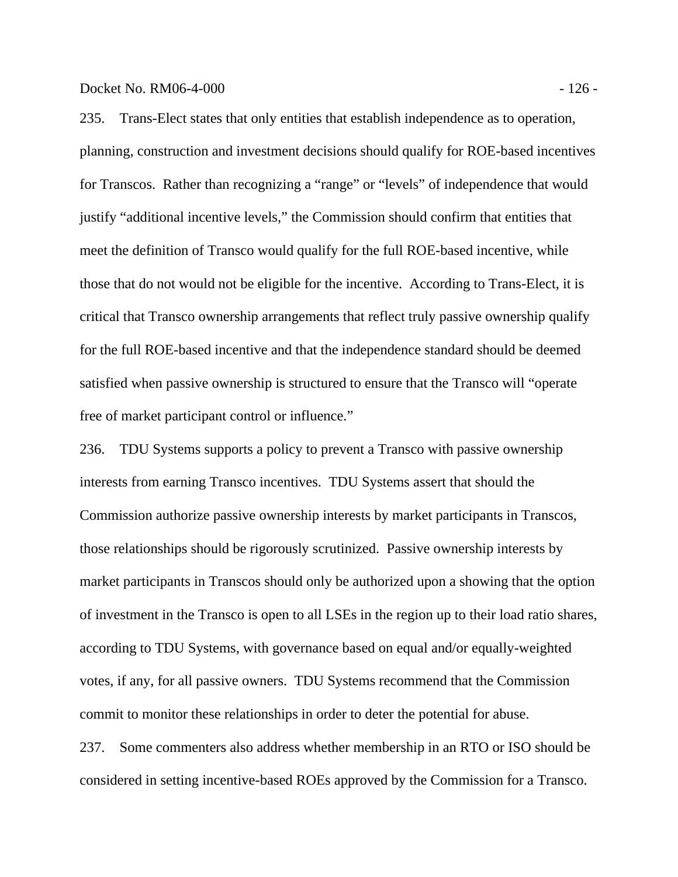235. Trans-Elect states that only entities that establish independence as to operation, planning, construction and investment decisions should qualify for ROE-based incentives for Transcos. Rather than recognizing a "range" or "levels" of independence that would justify "additional incentive levels," the Commission should confirm that entities that meet the definition of Transco would qualify for the full ROE-based incentive, while those that do not would not be eligible for the incentive. According to Trans-Elect, it is critical that Transco ownership arrangements that reflect truly passive ownership qualify for the full ROE-based incentive and that the independence standard should be deemed satisfied when passive ownership is structured to ensure that the Transco will "operate free of market participant control or influence."

236. TDU Systems supports a policy to prevent a Transco with passive ownership interests from earning Transco incentives. TDU Systems assert that should the Commission authorize passive ownership interests by market participants in Transcos, those relationships should be rigorously scrutinized. Passive ownership interests by market participants in Transcos should only be authorized upon a showing that the option of investment in the Transco is open to all LSEs in the region up to their load ratio shares, according to TDU Systems, with governance based on equal and/or equally-weighted votes, if any, for all passive owners. TDU Systems recommend that the Commission commit to monitor these relationships in order to deter the potential for abuse.

237. Some commenters also address whether membership in an RTO or ISO should be considered in setting incentive-based ROEs approved by the Commission for a Transco.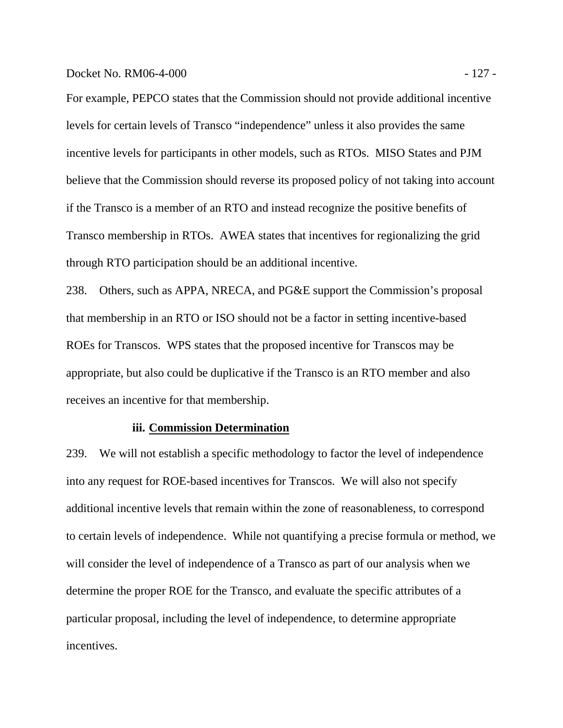For example, PEPCO states that the Commission should not provide additional incentive levels for certain levels of Transco "independence" unless it also provides the same incentive levels for participants in other models, such as RTOs. MISO States and PJM believe that the Commission should reverse its proposed policy of not taking into account if the Transco is a member of an RTO and instead recognize the positive benefits of Transco membership in RTOs. AWEA states that incentives for regionalizing the grid through RTO participation should be an additional incentive.

238. Others, such as APPA, NRECA, and PG&E support the Commission's proposal that membership in an RTO or ISO should not be a factor in setting incentive-based ROEs for Transcos. WPS states that the proposed incentive for Transcos may be appropriate, but also could be duplicative if the Transco is an RTO member and also receives an incentive for that membership.

#### iii. Commission Determination

239. We will not establish a specific methodology to factor the level of independence into any request for ROE-based incentives for Transcos. We will also not specify additional incentive levels that remain within the zone of reasonableness, to correspond to certain levels of independence. While not quantifying a precise formula or method, we will consider the level of independence of a Transco as part of our analysis when we determine the proper ROE for the Transco, and evaluate the specific attributes of a particular proposal, including the level of independence, to determine appropriate incentives.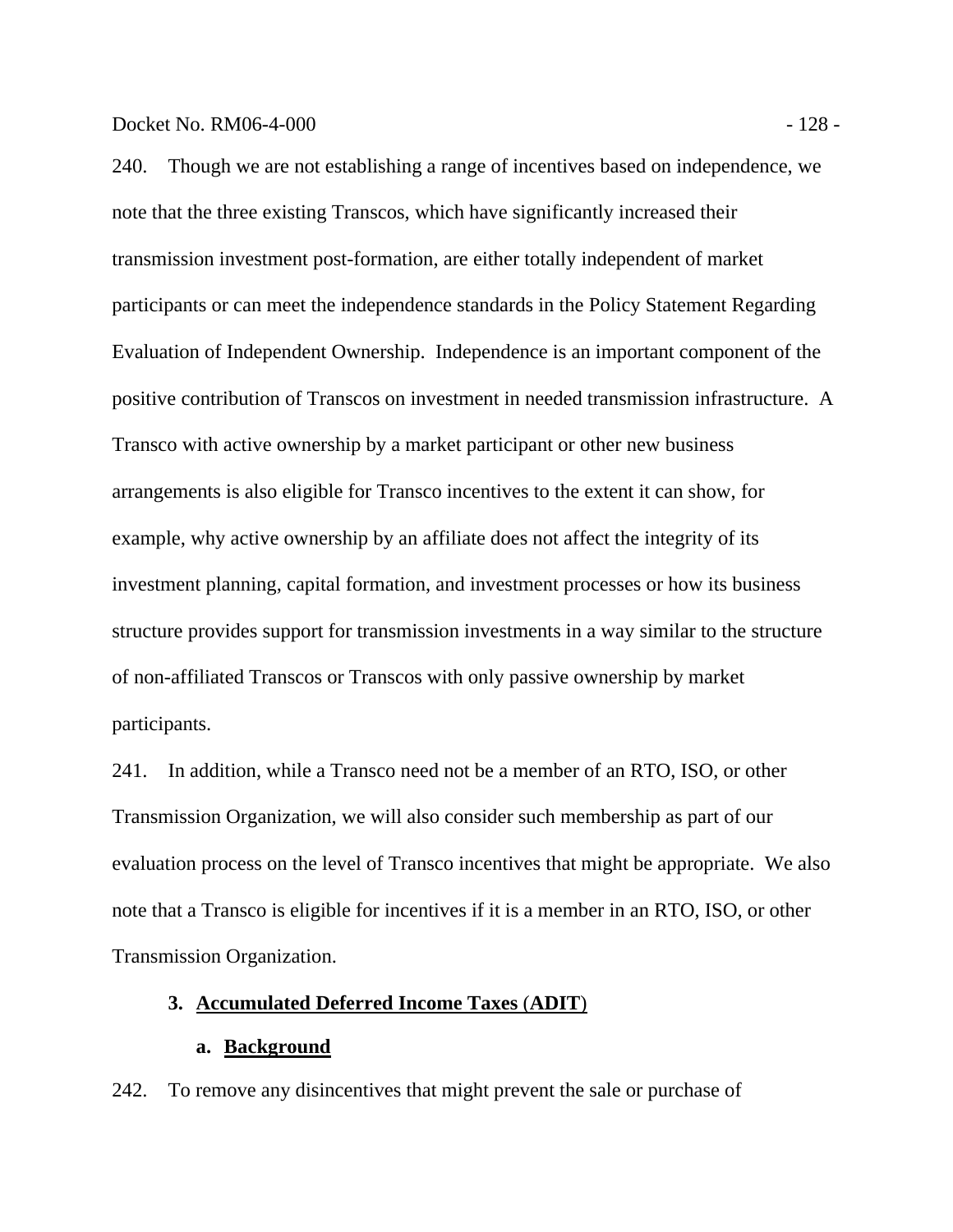240. Though we are not establishing a range of incentives based on independence, we note that the three existing Transcos, which have significantly increased their transmission investment post-formation, are either totally independent of market participants or can meet the independence standards in the Policy Statement Regarding Evaluation of Independent Ownership. Independence is an important component of the positive contribution of Transcos on investment in needed transmission infrastructure. A Transco with active ownership by a market participant or other new business arrangements is also eligible for Transco incentives to the extent it can show, for example, why active ownership by an affiliate does not affect the integrity of its investment planning, capital formation, and investment processes or how its business structure provides support for transmission investments in a way similar to the structure of non-affiliated Transcos or Transcos with only passive ownership by market participants.

241. In addition, while a Transco need not be a member of an RTO, ISO, or other Transmission Organization, we will also consider such membership as part of our evaluation process on the level of Transco incentives that might be appropriate. We also note that a Transco is eligible for incentives if it is a member in an RTO, ISO, or other Transmission Organization.

### 3. Accumulated Deferred Income Taxes (ADIT)

#### a. Background

242. To remove any disincentives that might prevent the sale or purchase of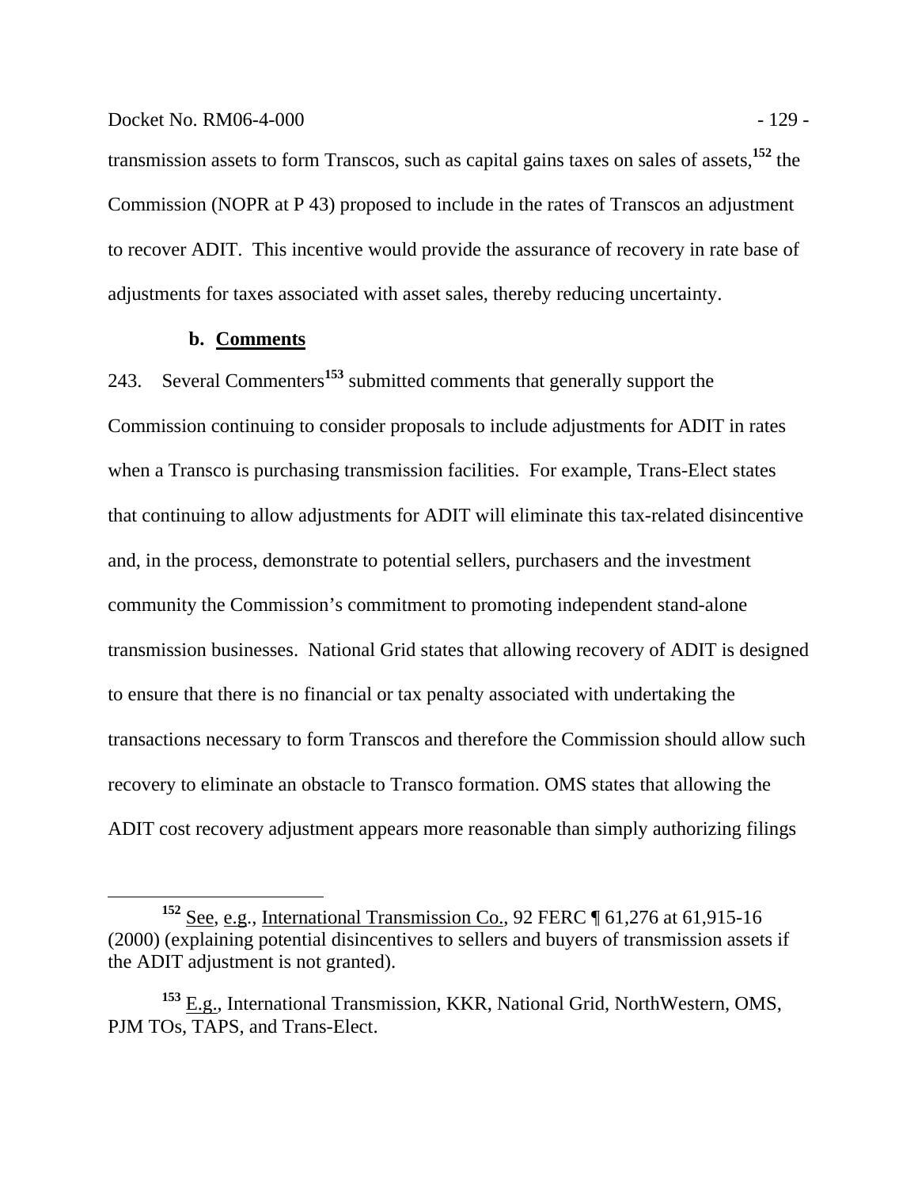transmission assets to form Transcos, such as capital gains taxes on sales of assets,[152] the Commission (NOPR at P 43) proposed to include in the rates of Transcos an adjustment to recover ADIT. This incentive would provide the assurance of recovery in rate base of adjustments for taxes associated with asset sales, thereby reducing uncertainty.

**b. Comments**

243. Several Commenters[153] submitted comments that generally support the Commission continuing to consider proposals to include adjustments for ADIT in rates when a Transco is purchasing transmission facilities. For example, Trans-Elect states that continuing to allow adjustments for ADIT will eliminate this tax-related disincentive and, in the process, demonstrate to potential sellers, purchasers and the investment community the Commission's commitment to promoting independent stand-alone transmission businesses. National Grid states that allowing recovery of ADIT is designed to ensure that there is no financial or tax penalty associated with undertaking the transactions necessary to form Transcos and therefore the Commission should allow such recovery to eliminate an obstacle to Transco formation. OMS states that allowing the ADIT cost recovery adjustment appears more reasonable than simply authorizing filings

[152] See, e.g., International Transmission Co., 92 FERC ¶ 61,276 at 61,915-16 (2000) (explaining potential disincentives to sellers and buyers of transmission assets if the ADIT adjustment is not granted).

[153] E.g., International Transmission, KKR, National Grid, NorthWestern, OMS, PJM TOs, TAPS, and Trans-Elect.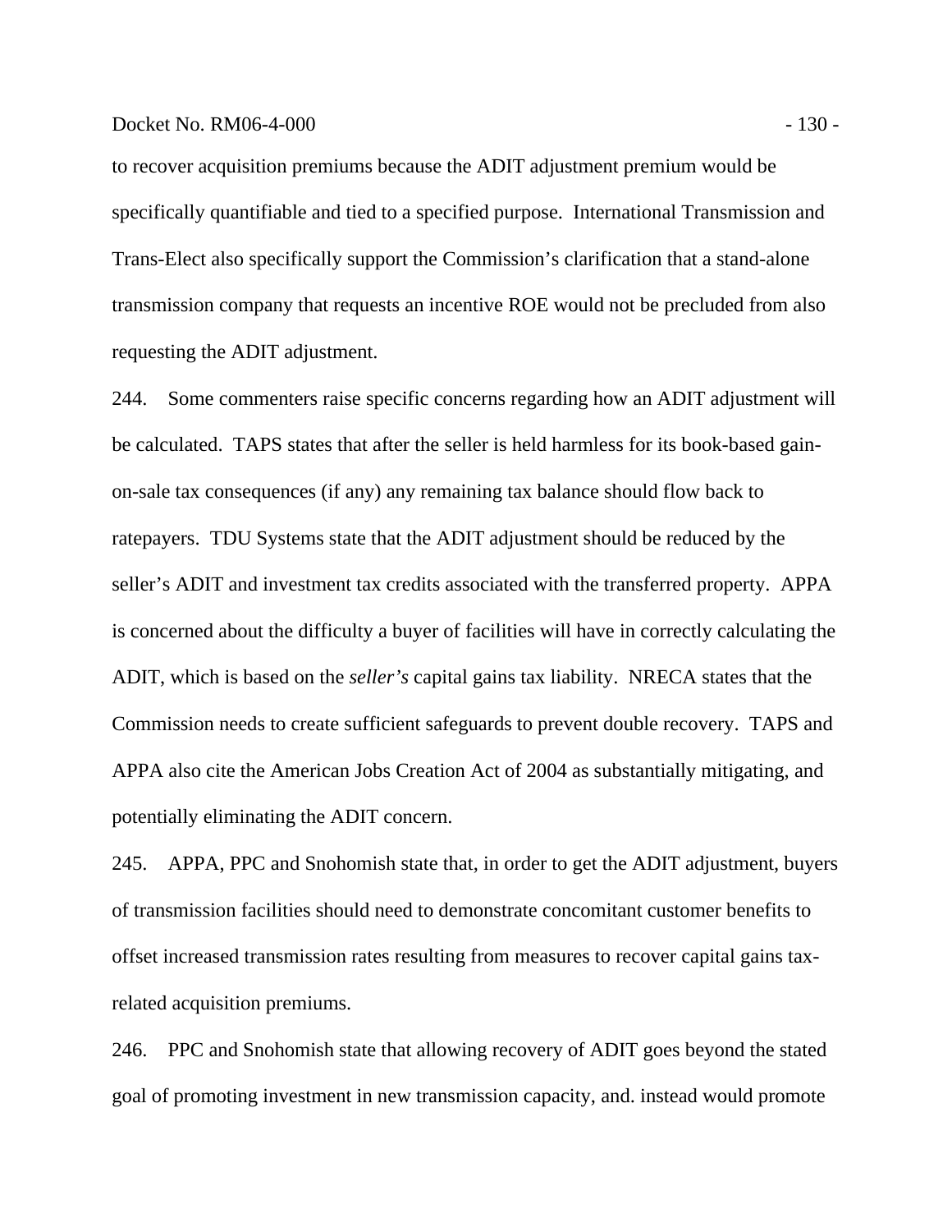to recover acquisition premiums because the ADIT adjustment premium would be specifically quantifiable and tied to a specified purpose. International Transmission and Trans-Elect also specifically support the Commission's clarification that a stand-alone transmission company that requests an incentive ROE would not be precluded from also requesting the ADIT adjustment.

244. Some commenters raise specific concerns regarding how an ADIT adjustment will be calculated. TAPS states that after the seller is held harmless for its book-based gain-on-sale tax consequences (if any) any remaining tax balance should flow back to ratepayers. TDU Systems state that the ADIT adjustment should be reduced by the seller's ADIT and investment tax credits associated with the transferred property. APPA is concerned about the difficulty a buyer of facilities will have in correctly calculating the ADIT, which is based on the *seller's* capital gains tax liability. NRECA states that the Commission needs to create sufficient safeguards to prevent double recovery. TAPS and APPA also cite the American Jobs Creation Act of 2004 as substantially mitigating, and potentially eliminating the ADIT concern.

245. APPA, PPC and Snohomish state that, in order to get the ADIT adjustment, buyers of transmission facilities should need to demonstrate concomitant customer benefits to offset increased transmission rates resulting from measures to recover capital gains tax-related acquisition premiums.

246. PPC and Snohomish state that allowing recovery of ADIT goes beyond the stated goal of promoting investment in new transmission capacity, and. instead would promote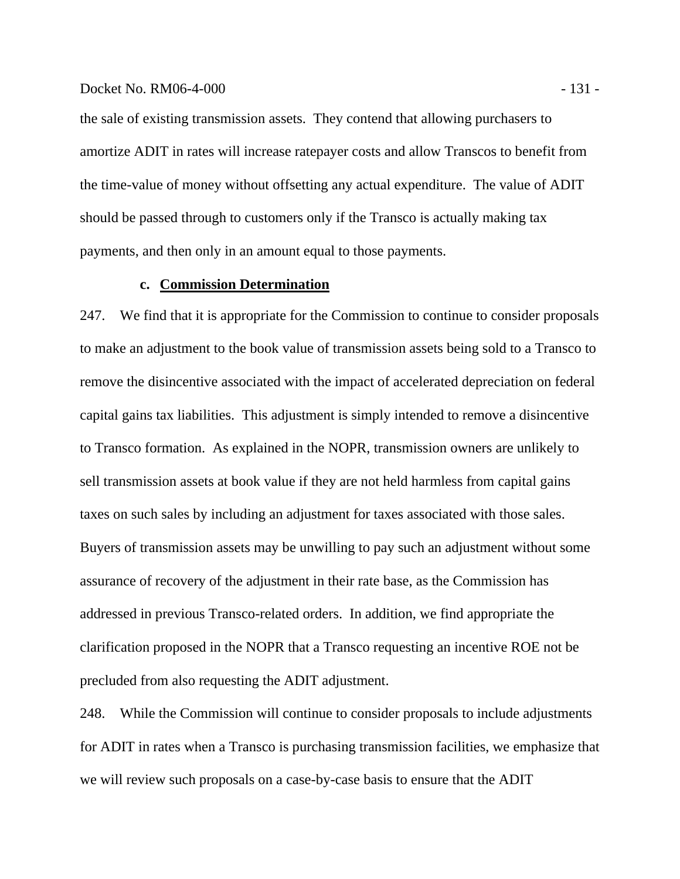the sale of existing transmission assets. They contend that allowing purchasers to amortize ADIT in rates will increase ratepayer costs and allow Transcos to benefit from the time-value of money without offsetting any actual expenditure. The value of ADIT should be passed through to customers only if the Transco is actually making tax payments, and then only in an amount equal to those payments.

#### c. Commission Determination

247. We find that it is appropriate for the Commission to continue to consider proposals to make an adjustment to the book value of transmission assets being sold to a Transco to remove the disincentive associated with the impact of accelerated depreciation on federal capital gains tax liabilities. This adjustment is simply intended to remove a disincentive to Transco formation. As explained in the NOPR, transmission owners are unlikely to sell transmission assets at book value if they are not held harmless from capital gains taxes on such sales by including an adjustment for taxes associated with those sales. Buyers of transmission assets may be unwilling to pay such an adjustment without some assurance of recovery of the adjustment in their rate base, as the Commission has addressed in previous Transco-related orders. In addition, we find appropriate the clarification proposed in the NOPR that a Transco requesting an incentive ROE not be precluded from also requesting the ADIT adjustment.

248. While the Commission will continue to consider proposals to include adjustments for ADIT in rates when a Transco is purchasing transmission facilities, we emphasize that we will review such proposals on a case-by-case basis to ensure that the ADIT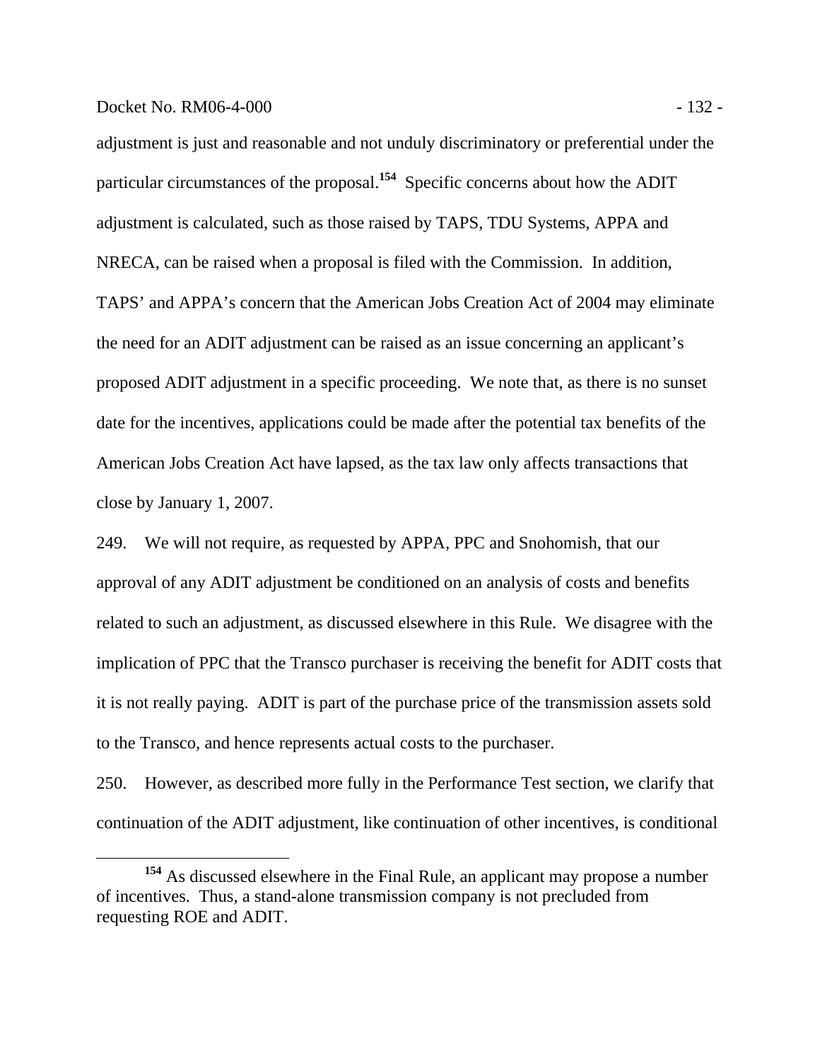adjustment is just and reasonable and not unduly discriminatory or preferential under the particular circumstances of the proposal.[154] Specific concerns about how the ADIT adjustment is calculated, such as those raised by TAPS, TDU Systems, APPA and NRECA, can be raised when a proposal is filed with the Commission. In addition, TAPS' and APPA's concern that the American Jobs Creation Act of 2004 may eliminate the need for an ADIT adjustment can be raised as an issue concerning an applicant's proposed ADIT adjustment in a specific proceeding. We note that, as there is no sunset date for the incentives, applications could be made after the potential tax benefits of the American Jobs Creation Act have lapsed, as the tax law only affects transactions that close by January 1, 2007.

249. We will not require, as requested by APPA, PPC and Snohomish, that our approval of any ADIT adjustment be conditioned on an analysis of costs and benefits related to such an adjustment, as discussed elsewhere in this Rule. We disagree with the implication of PPC that the Transco purchaser is receiving the benefit for ADIT costs that it is not really paying. ADIT is part of the purchase price of the transmission assets sold to the Transco, and hence represents actual costs to the purchaser.

250. However, as described more fully in the Performance Test section, we clarify that continuation of the ADIT adjustment, like continuation of other incentives, is conditional

[154] As discussed elsewhere in the Final Rule, an applicant may propose a number of incentives. Thus, a stand-alone transmission company is not precluded from requesting ROE and ADIT.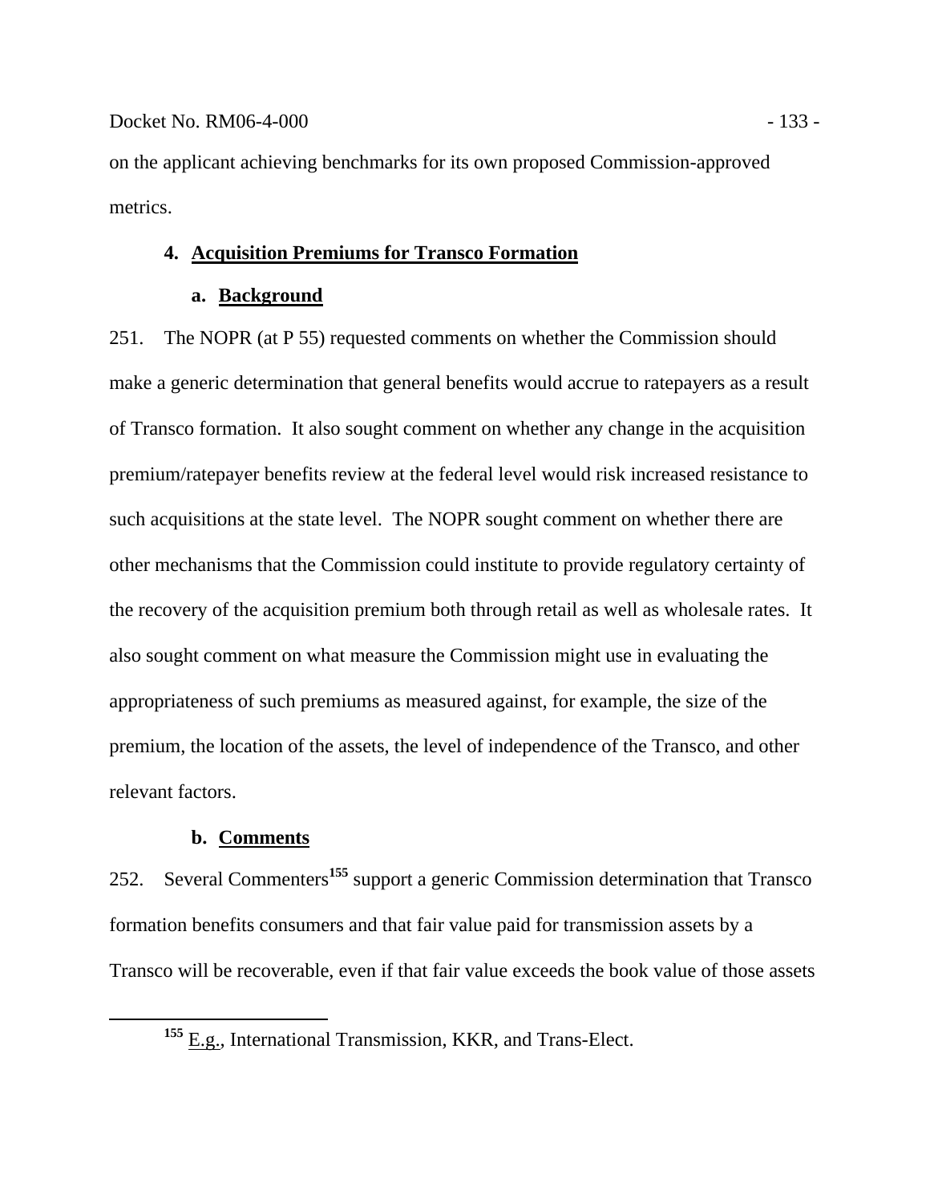on the applicant achieving benchmarks for its own proposed Commission-approved metrics.

### 4. Acquisition Premiums for Transco Formation

#### a. Background

251. The NOPR (at P 55) requested comments on whether the Commission should make a generic determination that general benefits would accrue to ratepayers as a result of Transco formation. It also sought comment on whether any change in the acquisition premium/ratepayer benefits review at the federal level would risk increased resistance to such acquisitions at the state level. The NOPR sought comment on whether there are other mechanisms that the Commission could institute to provide regulatory certainty of the recovery of the acquisition premium both through retail as well as wholesale rates. It also sought comment on what measure the Commission might use in evaluating the appropriateness of such premiums as measured against, for example, the size of the premium, the location of the assets, the level of independence of the Transco, and other relevant factors.

#### b. Comments

252. Several Commenters[155] support a generic Commission determination that Transco formation benefits consumers and that fair value paid for transmission assets by a Transco will be recoverable, even if that fair value exceeds the book value of those assets

[155] E.g., International Transmission, KKR, and Trans-Elect.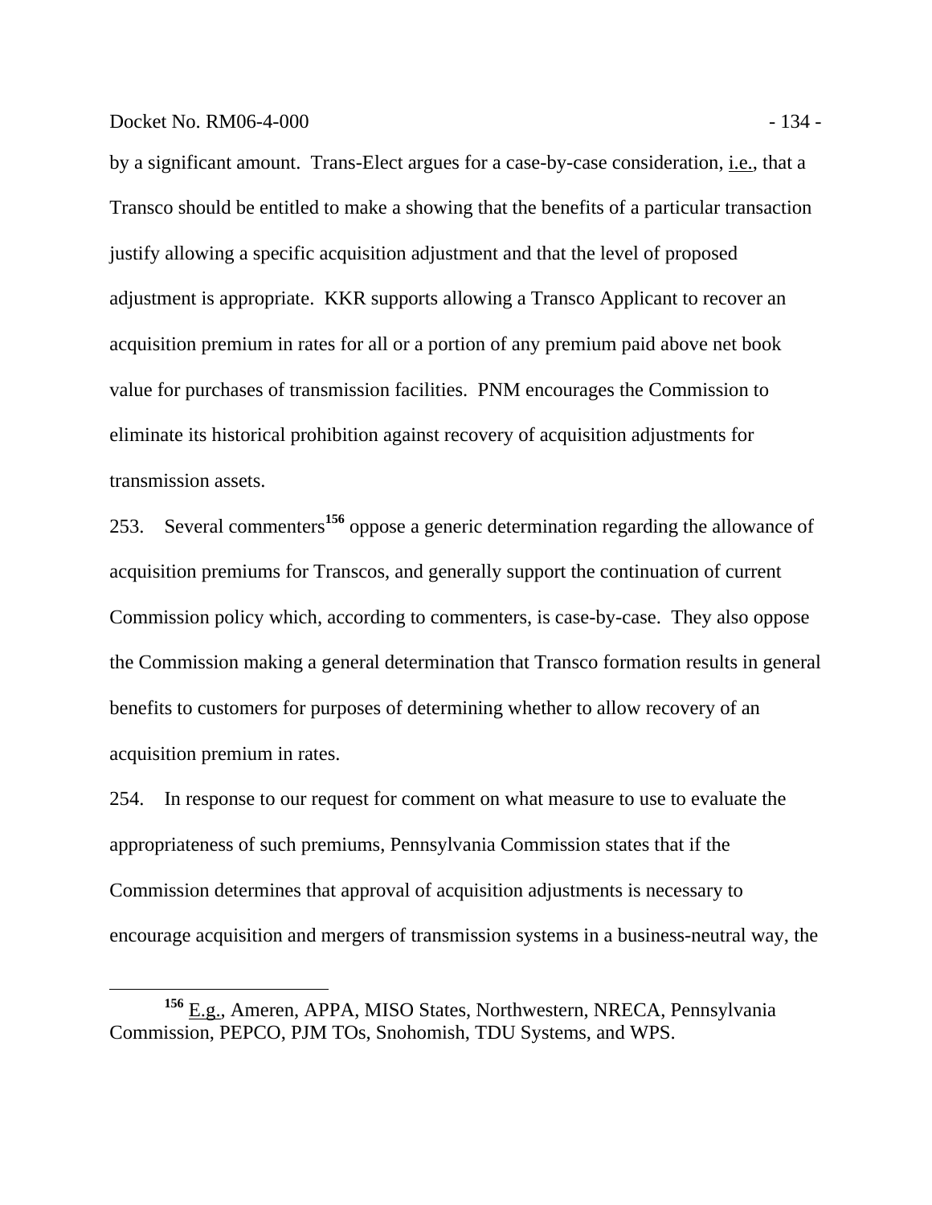by a significant amount. Trans-Elect argues for a case-by-case consideration, i.e., that a Transco should be entitled to make a showing that the benefits of a particular transaction justify allowing a specific acquisition adjustment and that the level of proposed adjustment is appropriate. KKR supports allowing a Transco Applicant to recover an acquisition premium in rates for all or a portion of any premium paid above net book value for purchases of transmission facilities. PNM encourages the Commission to eliminate its historical prohibition against recovery of acquisition adjustments for transmission assets.

253. Several commenters[156] oppose a generic determination regarding the allowance of acquisition premiums for Transcos, and generally support the continuation of current Commission policy which, according to commenters, is case-by-case. They also oppose the Commission making a general determination that Transco formation results in general benefits to customers for purposes of determining whether to allow recovery of an acquisition premium in rates.

254. In response to our request for comment on what measure to use to evaluate the appropriateness of such premiums, Pennsylvania Commission states that if the Commission determines that approval of acquisition adjustments is necessary to encourage acquisition and mergers of transmission systems in a business-neutral way, the

[156] E.g., Ameren, APPA, MISO States, Northwestern, NRECA, Pennsylvania Commission, PEPCO, PJM TOs, Snohomish, TDU Systems, and WPS.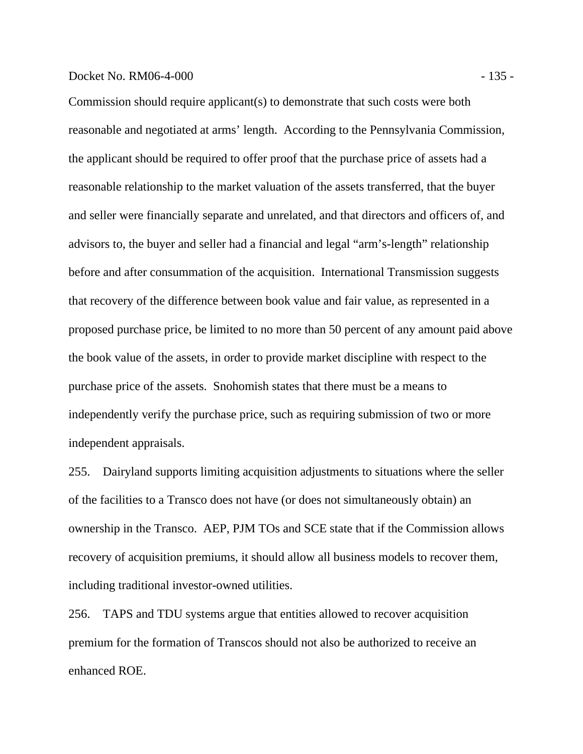Commission should require applicant(s) to demonstrate that such costs were both reasonable and negotiated at arms' length. According to the Pennsylvania Commission, the applicant should be required to offer proof that the purchase price of assets had a reasonable relationship to the market valuation of the assets transferred, that the buyer and seller were financially separate and unrelated, and that directors and officers of, and advisors to, the buyer and seller had a financial and legal "arm's-length" relationship before and after consummation of the acquisition. International Transmission suggests that recovery of the difference between book value and fair value, as represented in a proposed purchase price, be limited to no more than 50 percent of any amount paid above the book value of the assets, in order to provide market discipline with respect to the purchase price of the assets. Snohomish states that there must be a means to independently verify the purchase price, such as requiring submission of two or more independent appraisals.

255. Dairyland supports limiting acquisition adjustments to situations where the seller of the facilities to a Transco does not have (or does not simultaneously obtain) an ownership in the Transco. AEP, PJM TOs and SCE state that if the Commission allows recovery of acquisition premiums, it should allow all business models to recover them, including traditional investor-owned utilities.

256. TAPS and TDU systems argue that entities allowed to recover acquisition premium for the formation of Transcos should not also be authorized to receive an enhanced ROE.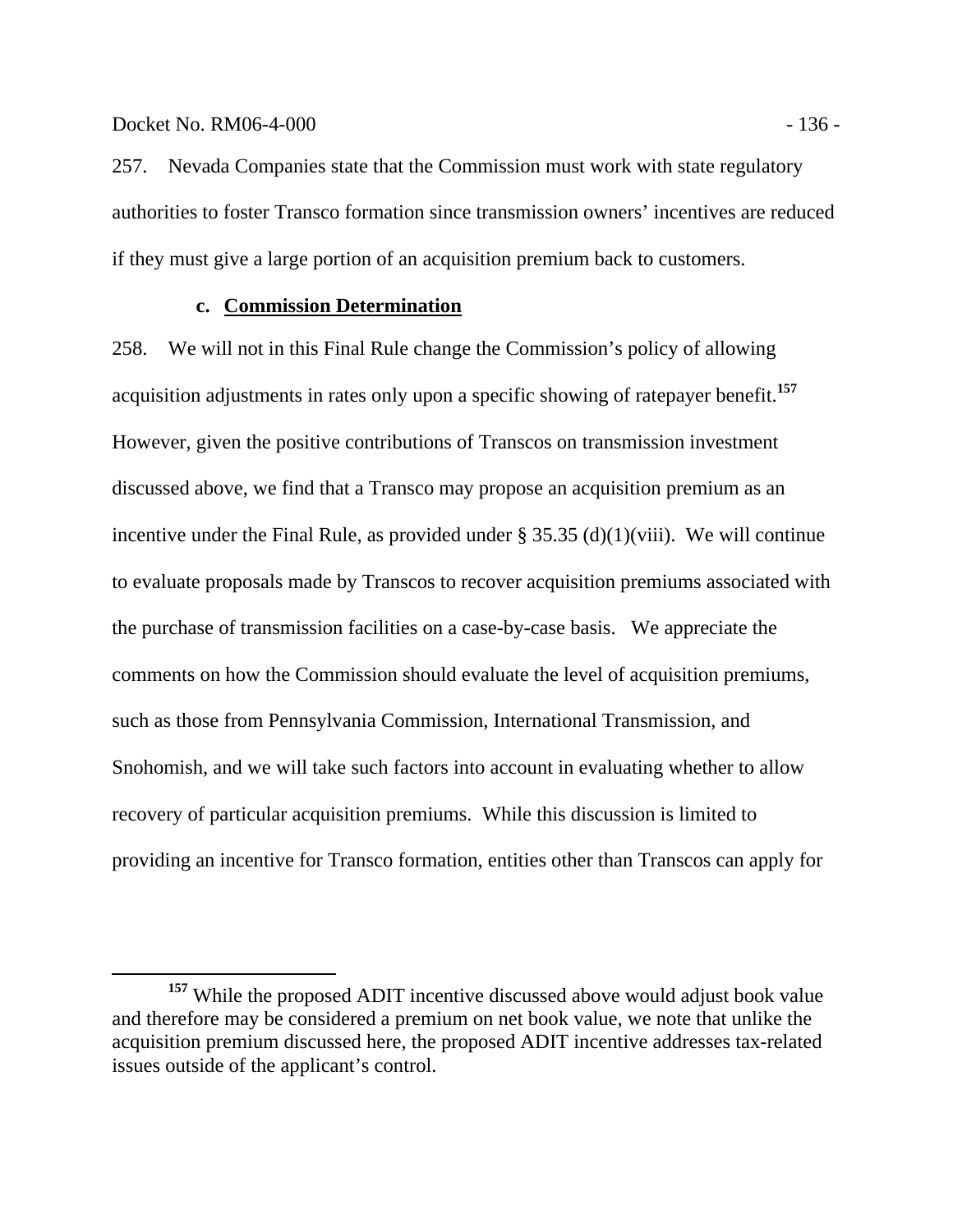257. Nevada Companies state that the Commission must work with state regulatory authorities to foster Transco formation since transmission owners' incentives are reduced if they must give a large portion of an acquisition premium back to customers.

### c. Commission Determination

258. We will not in this Final Rule change the Commission's policy of allowing acquisition adjustments in rates only upon a specific showing of ratepayer benefit.[157] However, given the positive contributions of Transcos on transmission investment discussed above, we find that a Transco may propose an acquisition premium as an incentive under the Final Rule, as provided under § 35.35 (d)(1)(viii). We will continue to evaluate proposals made by Transcos to recover acquisition premiums associated with the purchase of transmission facilities on a case-by-case basis. We appreciate the comments on how the Commission should evaluate the level of acquisition premiums, such as those from Pennsylvania Commission, International Transmission, and Snohomish, and we will take such factors into account in evaluating whether to allow recovery of particular acquisition premiums. While this discussion is limited to providing an incentive for Transco formation, entities other than Transcos can apply for

[157] While the proposed ADIT incentive discussed above would adjust book value and therefore may be considered a premium on net book value, we note that unlike the acquisition premium discussed here, the proposed ADIT incentive addresses tax-related issues outside of the applicant's control.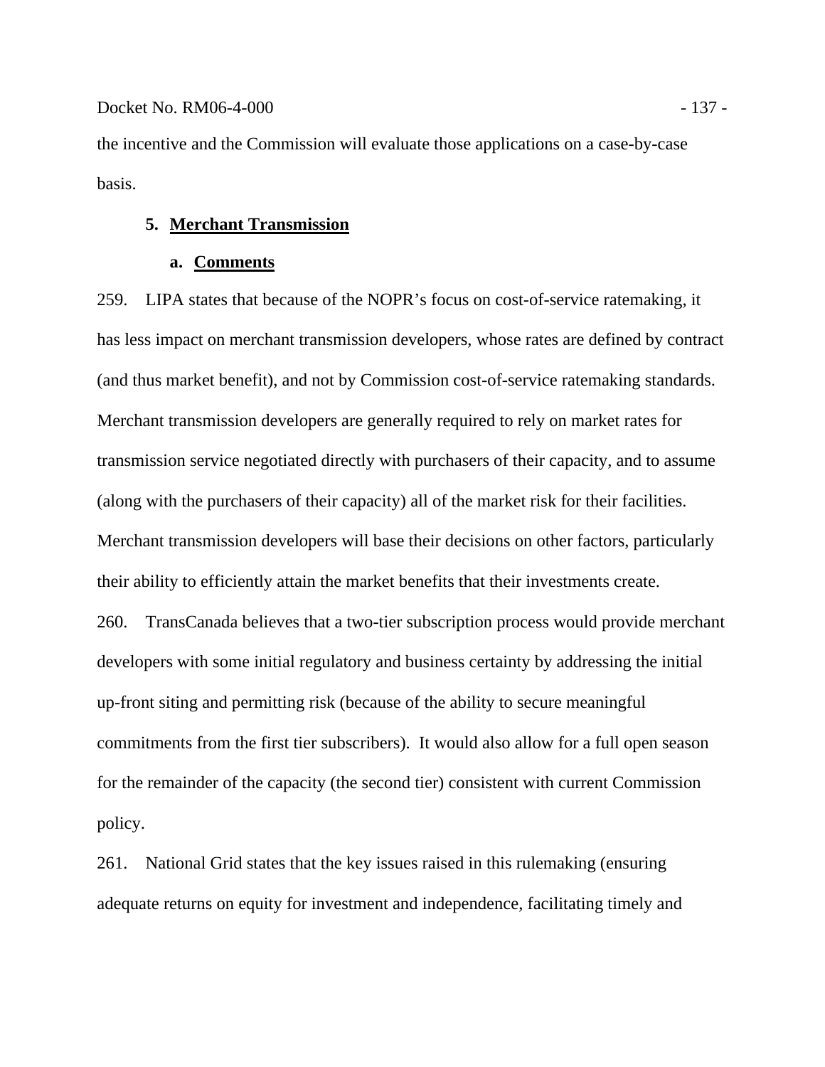the incentive and the Commission will evaluate those applications on a case-by-case basis.

### 5. Merchant Transmission

#### a. Comments

259. LIPA states that because of the NOPR's focus on cost-of-service ratemaking, it has less impact on merchant transmission developers, whose rates are defined by contract (and thus market benefit), and not by Commission cost-of-service ratemaking standards. Merchant transmission developers are generally required to rely on market rates for transmission service negotiated directly with purchasers of their capacity, and to assume (along with the purchasers of their capacity) all of the market risk for their facilities. Merchant transmission developers will base their decisions on other factors, particularly their ability to efficiently attain the market benefits that their investments create.

260. TransCanada believes that a two-tier subscription process would provide merchant developers with some initial regulatory and business certainty by addressing the initial up-front siting and permitting risk (because of the ability to secure meaningful commitments from the first tier subscribers). It would also allow for a full open season for the remainder of the capacity (the second tier) consistent with current Commission policy.

261. National Grid states that the key issues raised in this rulemaking (ensuring adequate returns on equity for investment and independence, facilitating timely and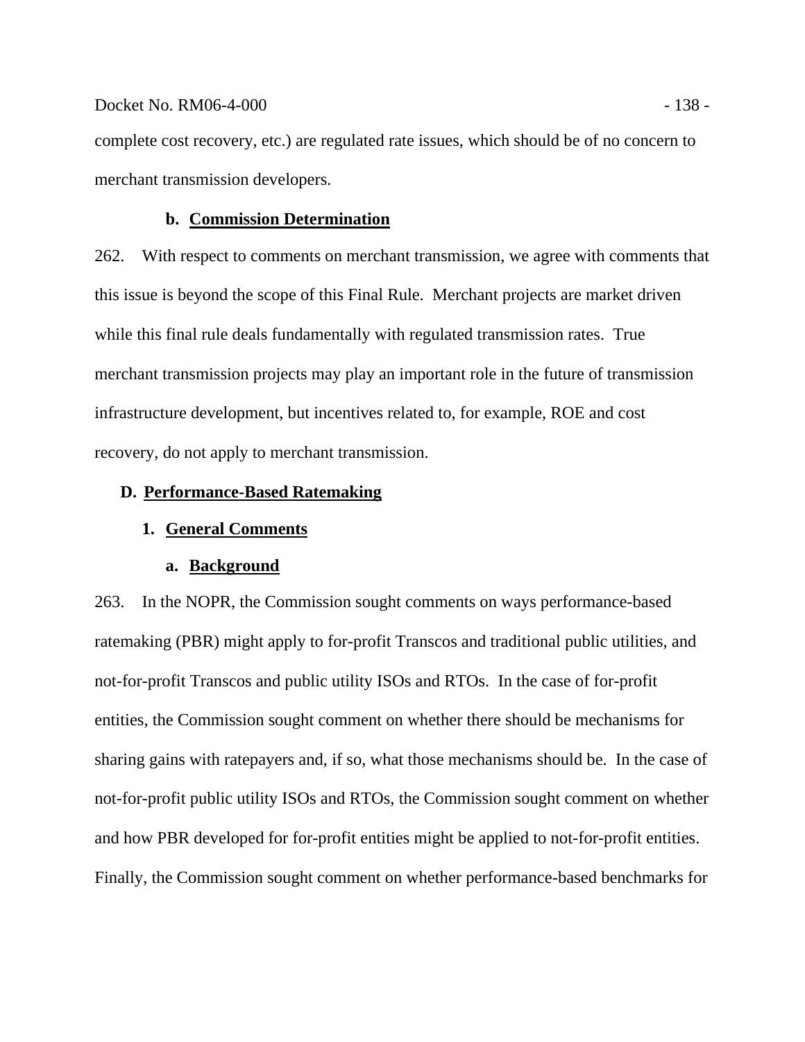complete cost recovery, etc.) are regulated rate issues, which should be of no concern to merchant transmission developers.

#### b. Commission Determination

262. With respect to comments on merchant transmission, we agree with comments that this issue is beyond the scope of this Final Rule. Merchant projects are market driven while this final rule deals fundamentally with regulated transmission rates. True merchant transmission projects may play an important role in the future of transmission infrastructure development, but incentives related to, for example, ROE and cost recovery, do not apply to merchant transmission.

## D. Performance-Based Ratemaking

### 1. General Comments

#### a. Background

263. In the NOPR, the Commission sought comments on ways performance-based ratemaking (PBR) might apply to for-profit Transcos and traditional public utilities, and not-for-profit Transcos and public utility ISOs and RTOs. In the case of for-profit entities, the Commission sought comment on whether there should be mechanisms for sharing gains with ratepayers and, if so, what those mechanisms should be. In the case of not-for-profit public utility ISOs and RTOs, the Commission sought comment on whether and how PBR developed for for-profit entities might be applied to not-for-profit entities. Finally, the Commission sought comment on whether performance-based benchmarks for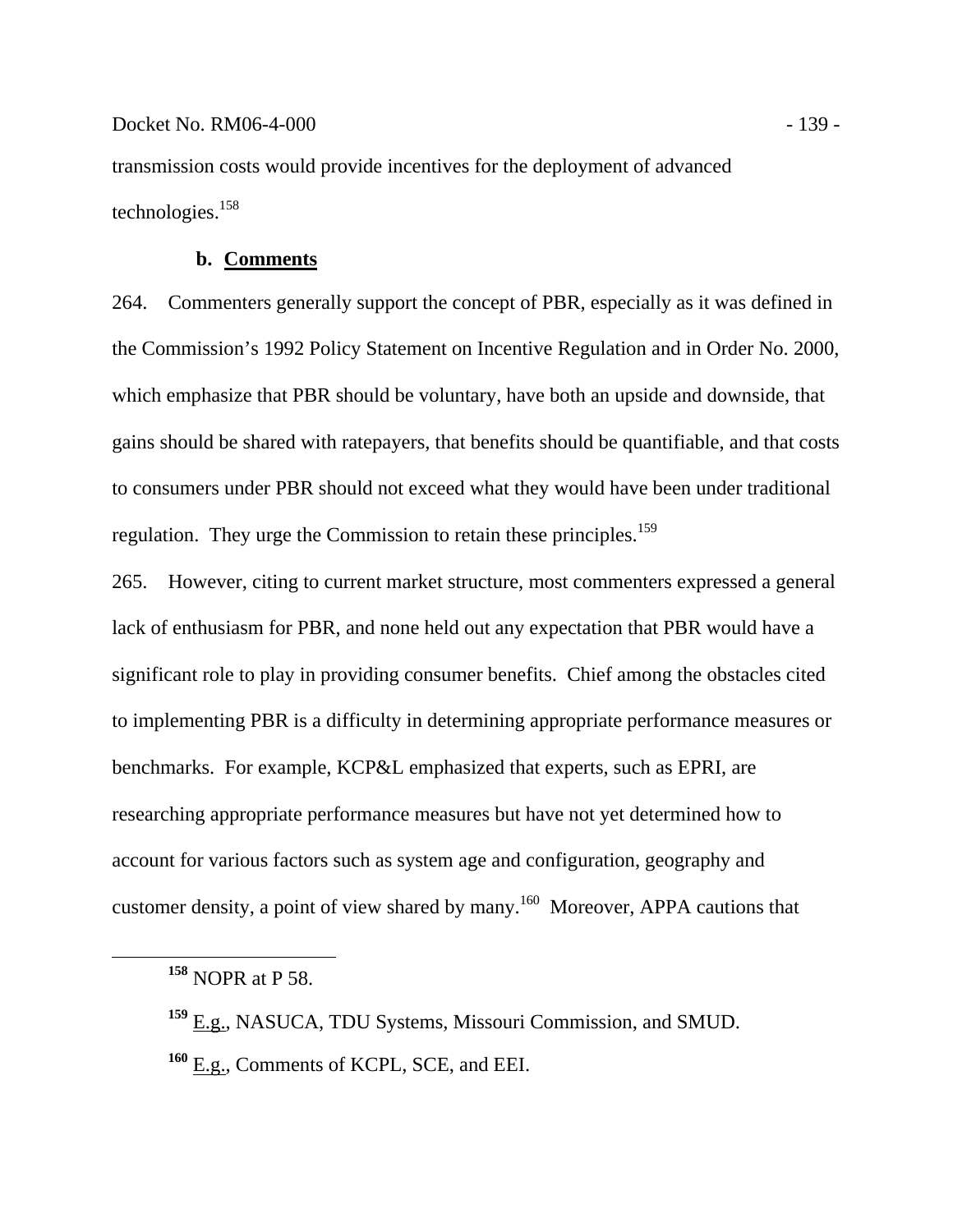transmission costs would provide incentives for the deployment of advanced technologies.[158]

### b. Comments

264. Commenters generally support the concept of PBR, especially as it was defined in the Commission's 1992 Policy Statement on Incentive Regulation and in Order No. 2000, which emphasize that PBR should be voluntary, have both an upside and downside, that gains should be shared with ratepayers, that benefits should be quantifiable, and that costs to consumers under PBR should not exceed what they would have been under traditional regulation. They urge the Commission to retain these principles.[159]

265. However, citing to current market structure, most commenters expressed a general lack of enthusiasm for PBR, and none held out any expectation that PBR would have a significant role to play in providing consumer benefits. Chief among the obstacles cited to implementing PBR is a difficulty in determining appropriate performance measures or benchmarks. For example, KCP&L emphasized that experts, such as EPRI, are researching appropriate performance measures but have not yet determined how to account for various factors such as system age and configuration, geography and customer density, a point of view shared by many.[160] Moreover, APPA cautions that

---

[158] NOPR at P 58.

[159] E.g., NASUCA, TDU Systems, Missouri Commission, and SMUD.

[160] E.g., Comments of KCPL, SCE, and EEI.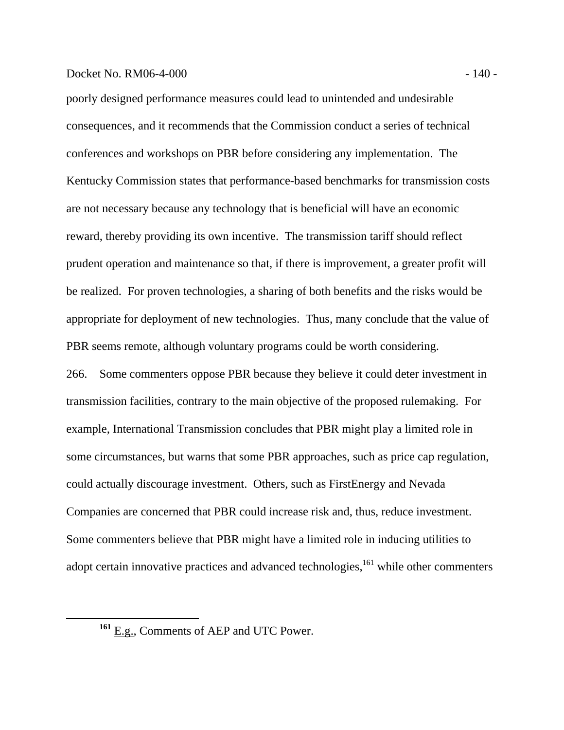poorly designed performance measures could lead to unintended and undesirable consequences, and it recommends that the Commission conduct a series of technical conferences and workshops on PBR before considering any implementation. The Kentucky Commission states that performance-based benchmarks for transmission costs are not necessary because any technology that is beneficial will have an economic reward, thereby providing its own incentive. The transmission tariff should reflect prudent operation and maintenance so that, if there is improvement, a greater profit will be realized. For proven technologies, a sharing of both benefits and the risks would be appropriate for deployment of new technologies. Thus, many conclude that the value of PBR seems remote, although voluntary programs could be worth considering.

266. Some commenters oppose PBR because they believe it could deter investment in transmission facilities, contrary to the main objective of the proposed rulemaking. For example, International Transmission concludes that PBR might play a limited role in some circumstances, but warns that some PBR approaches, such as price cap regulation, could actually discourage investment. Others, such as FirstEnergy and Nevada Companies are concerned that PBR could increase risk and, thus, reduce investment. Some commenters believe that PBR might have a limited role in inducing utilities to adopt certain innovative practices and advanced technologies,[161] while other commenters

[161] E.g., Comments of AEP and UTC Power.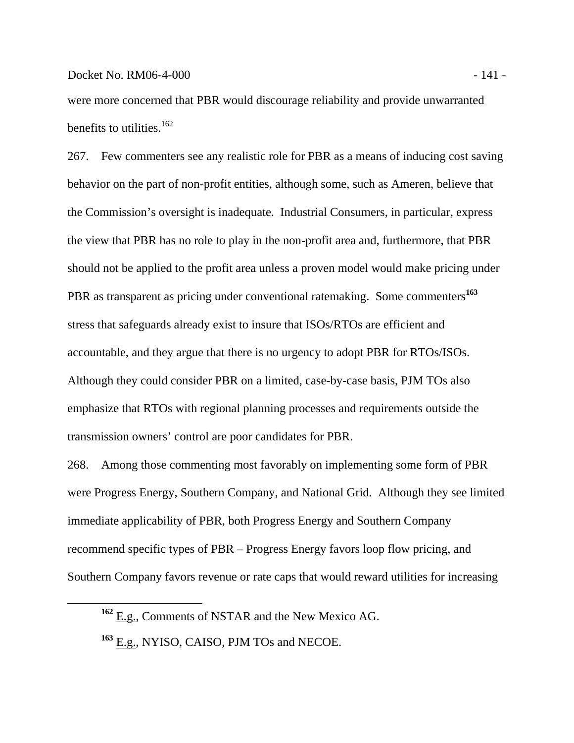were more concerned that PBR would discourage reliability and provide unwarranted benefits to utilities.[162]

267. Few commenters see any realistic role for PBR as a means of inducing cost saving behavior on the part of non-profit entities, although some, such as Ameren, believe that the Commission's oversight is inadequate. Industrial Consumers, in particular, express the view that PBR has no role to play in the non-profit area and, furthermore, that PBR should not be applied to the profit area unless a proven model would make pricing under PBR as transparent as pricing under conventional ratemaking. Some commenters[163] stress that safeguards already exist to insure that ISOs/RTOs are efficient and accountable, and they argue that there is no urgency to adopt PBR for RTOs/ISOs. Although they could consider PBR on a limited, case-by-case basis, PJM TOs also emphasize that RTOs with regional planning processes and requirements outside the transmission owners' control are poor candidates for PBR.

268. Among those commenting most favorably on implementing some form of PBR were Progress Energy, Southern Company, and National Grid. Although they see limited immediate applicability of PBR, both Progress Energy and Southern Company recommend specific types of PBR – Progress Energy favors loop flow pricing, and Southern Company favors revenue or rate caps that would reward utilities for increasing

---

[162] E.g., Comments of NSTAR and the New Mexico AG.

[163] E.g., NYISO, CAISO, PJM TOs and NECOE.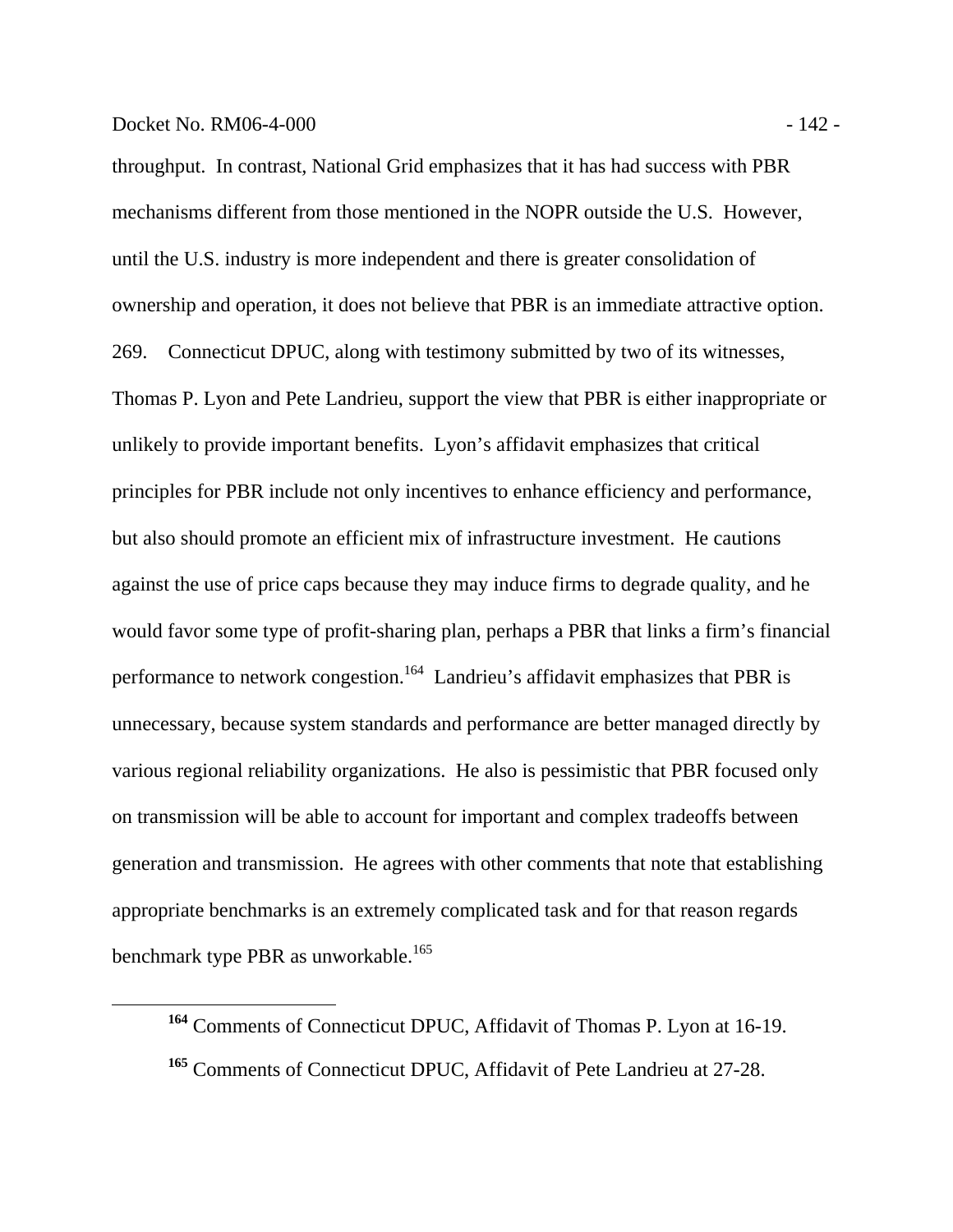throughput. In contrast, National Grid emphasizes that it has had success with PBR mechanisms different from those mentioned in the NOPR outside the U.S. However, until the U.S. industry is more independent and there is greater consolidation of ownership and operation, it does not believe that PBR is an immediate attractive option.

269. Connecticut DPUC, along with testimony submitted by two of its witnesses, Thomas P. Lyon and Pete Landrieu, support the view that PBR is either inappropriate or unlikely to provide important benefits. Lyon's affidavit emphasizes that critical principles for PBR include not only incentives to enhance efficiency and performance, but also should promote an efficient mix of infrastructure investment. He cautions against the use of price caps because they may induce firms to degrade quality, and he would favor some type of profit-sharing plan, perhaps a PBR that links a firm's financial performance to network congestion.[164] Landrieu's affidavit emphasizes that PBR is unnecessary, because system standards and performance are better managed directly by various regional reliability organizations. He also is pessimistic that PBR focused only on transmission will be able to account for important and complex tradeoffs between generation and transmission. He agrees with other comments that note that establishing appropriate benchmarks is an extremely complicated task and for that reason regards benchmark type PBR as unworkable.[165]

---

[164] Comments of Connecticut DPUC, Affidavit of Thomas P. Lyon at 16-19.

[165] Comments of Connecticut DPUC, Affidavit of Pete Landrieu at 27-28.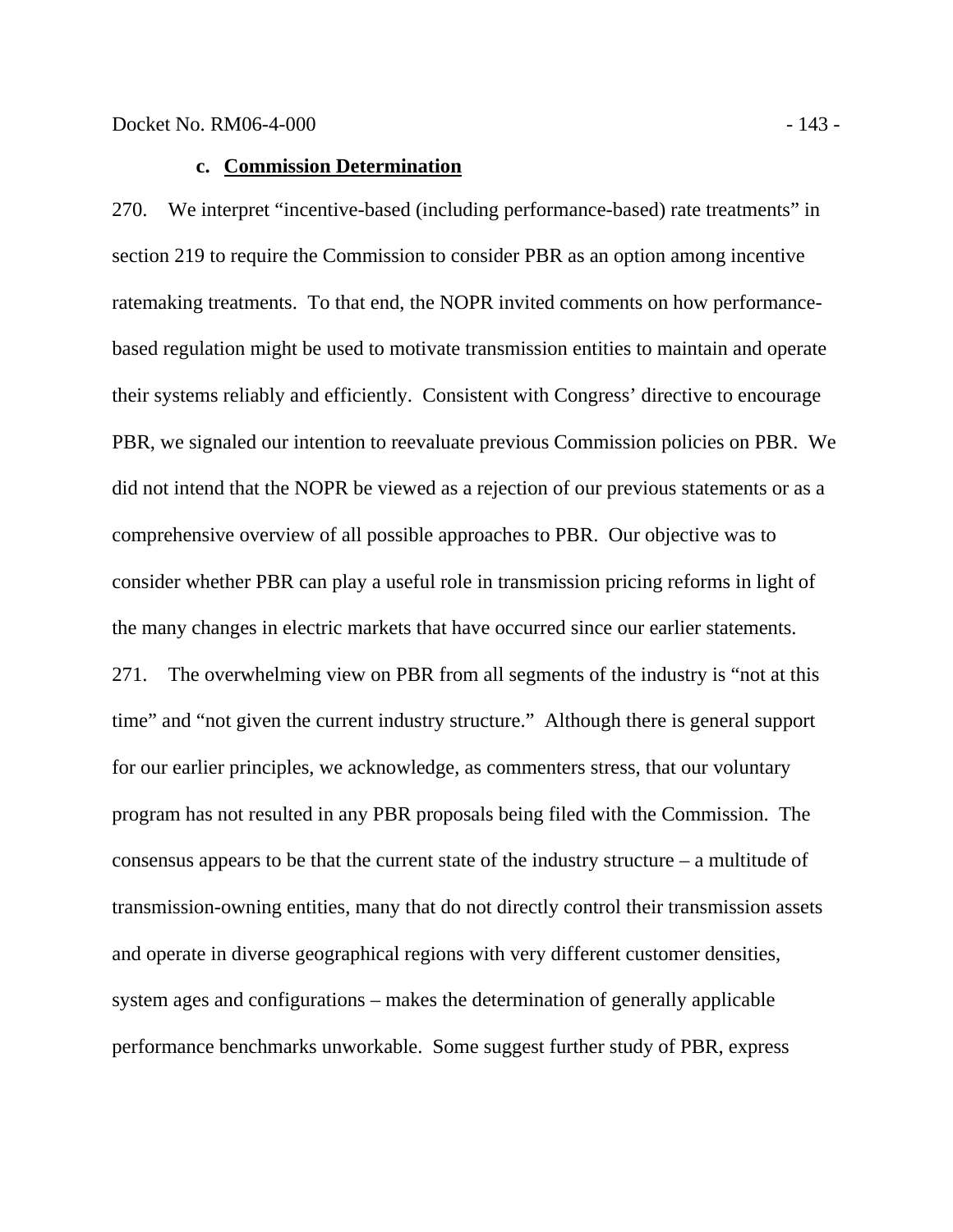### c. **Commission Determination**

270. We interpret "incentive-based (including performance-based) rate treatments" in section 219 to require the Commission to consider PBR as an option among incentive ratemaking treatments. To that end, the NOPR invited comments on how performance-based regulation might be used to motivate transmission entities to maintain and operate their systems reliably and efficiently. Consistent with Congress' directive to encourage PBR, we signaled our intention to reevaluate previous Commission policies on PBR. We did not intend that the NOPR be viewed as a rejection of our previous statements or as a comprehensive overview of all possible approaches to PBR. Our objective was to consider whether PBR can play a useful role in transmission pricing reforms in light of the many changes in electric markets that have occurred since our earlier statements.

271. The overwhelming view on PBR from all segments of the industry is "not at this time" and "not given the current industry structure." Although there is general support for our earlier principles, we acknowledge, as commenters stress, that our voluntary program has not resulted in any PBR proposals being filed with the Commission. The consensus appears to be that the current state of the industry structure – a multitude of transmission-owning entities, many that do not directly control their transmission assets and operate in diverse geographical regions with very different customer densities, system ages and configurations – makes the determination of generally applicable performance benchmarks unworkable. Some suggest further study of PBR, express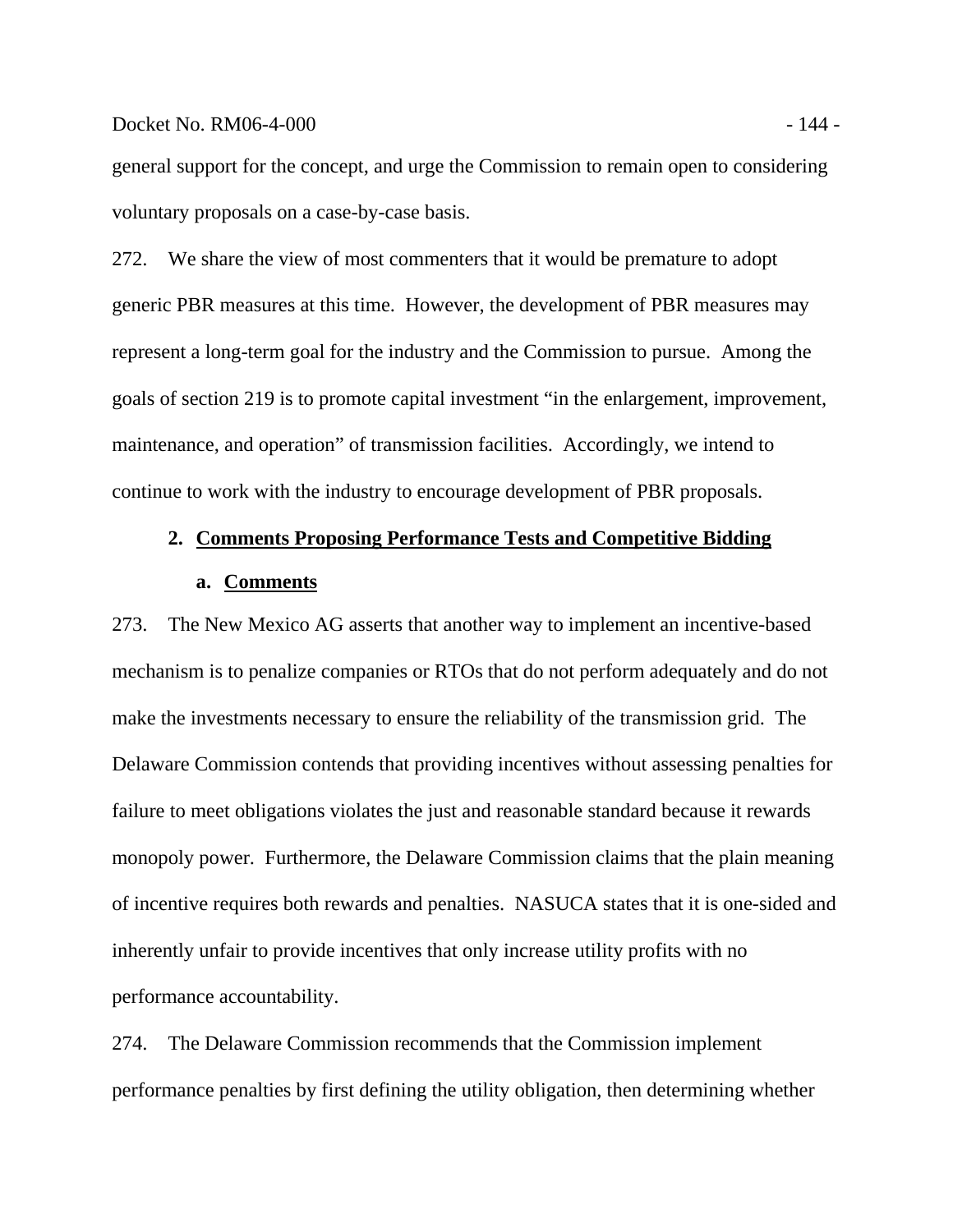general support for the concept, and urge the Commission to remain open to considering voluntary proposals on a case-by-case basis.

272. We share the view of most commenters that it would be premature to adopt generic PBR measures at this time. However, the development of PBR measures may represent a long-term goal for the industry and the Commission to pursue. Among the goals of section 219 is to promote capital investment "in the enlargement, improvement, maintenance, and operation" of transmission facilities. Accordingly, we intend to continue to work with the industry to encourage development of PBR proposals.

### 2. Comments Proposing Performance Tests and Competitive Bidding

#### a. Comments

273. The New Mexico AG asserts that another way to implement an incentive-based mechanism is to penalize companies or RTOs that do not perform adequately and do not make the investments necessary to ensure the reliability of the transmission grid. The Delaware Commission contends that providing incentives without assessing penalties for failure to meet obligations violates the just and reasonable standard because it rewards monopoly power. Furthermore, the Delaware Commission claims that the plain meaning of incentive requires both rewards and penalties. NASUCA states that it is one-sided and inherently unfair to provide incentives that only increase utility profits with no performance accountability.

274. The Delaware Commission recommends that the Commission implement performance penalties by first defining the utility obligation, then determining whether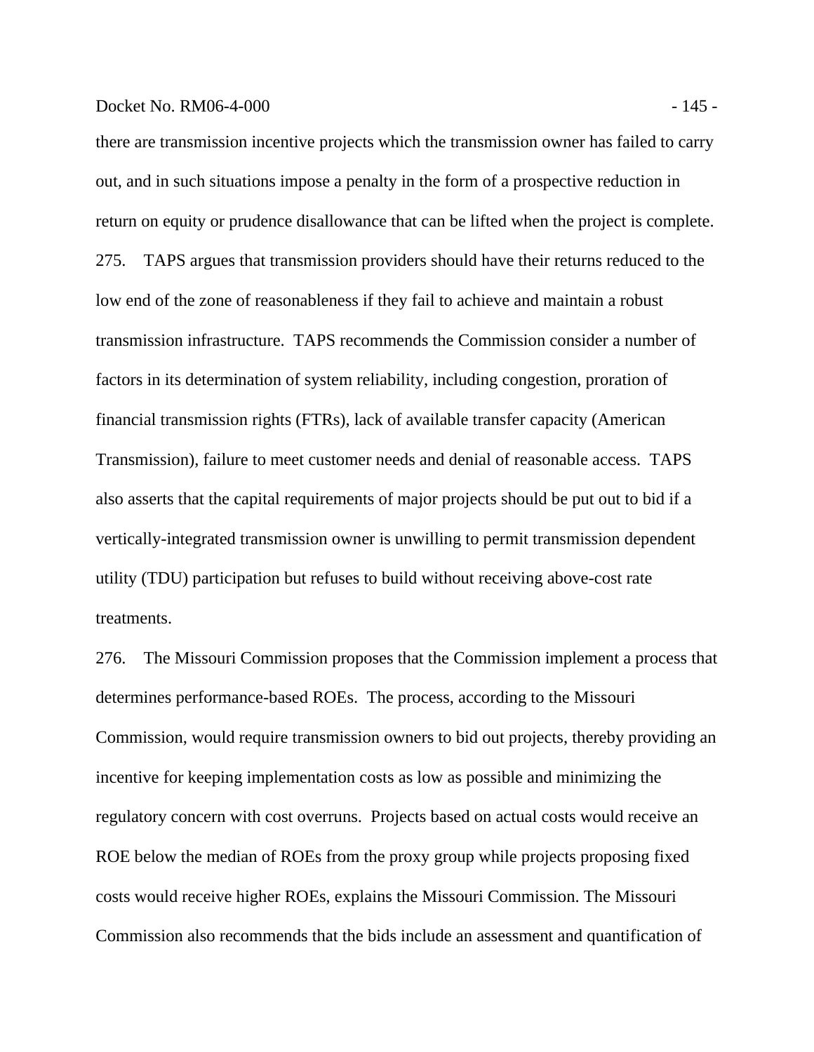there are transmission incentive projects which the transmission owner has failed to carry out, and in such situations impose a penalty in the form of a prospective reduction in return on equity or prudence disallowance that can be lifted when the project is complete.

275. TAPS argues that transmission providers should have their returns reduced to the low end of the zone of reasonableness if they fail to achieve and maintain a robust transmission infrastructure. TAPS recommends the Commission consider a number of factors in its determination of system reliability, including congestion, proration of financial transmission rights (FTRs), lack of available transfer capacity (American Transmission), failure to meet customer needs and denial of reasonable access. TAPS also asserts that the capital requirements of major projects should be put out to bid if a vertically-integrated transmission owner is unwilling to permit transmission dependent utility (TDU) participation but refuses to build without receiving above-cost rate treatments.

276. The Missouri Commission proposes that the Commission implement a process that determines performance-based ROEs. The process, according to the Missouri Commission, would require transmission owners to bid out projects, thereby providing an incentive for keeping implementation costs as low as possible and minimizing the regulatory concern with cost overruns. Projects based on actual costs would receive an ROE below the median of ROEs from the proxy group while projects proposing fixed costs would receive higher ROEs, explains the Missouri Commission. The Missouri Commission also recommends that the bids include an assessment and quantification of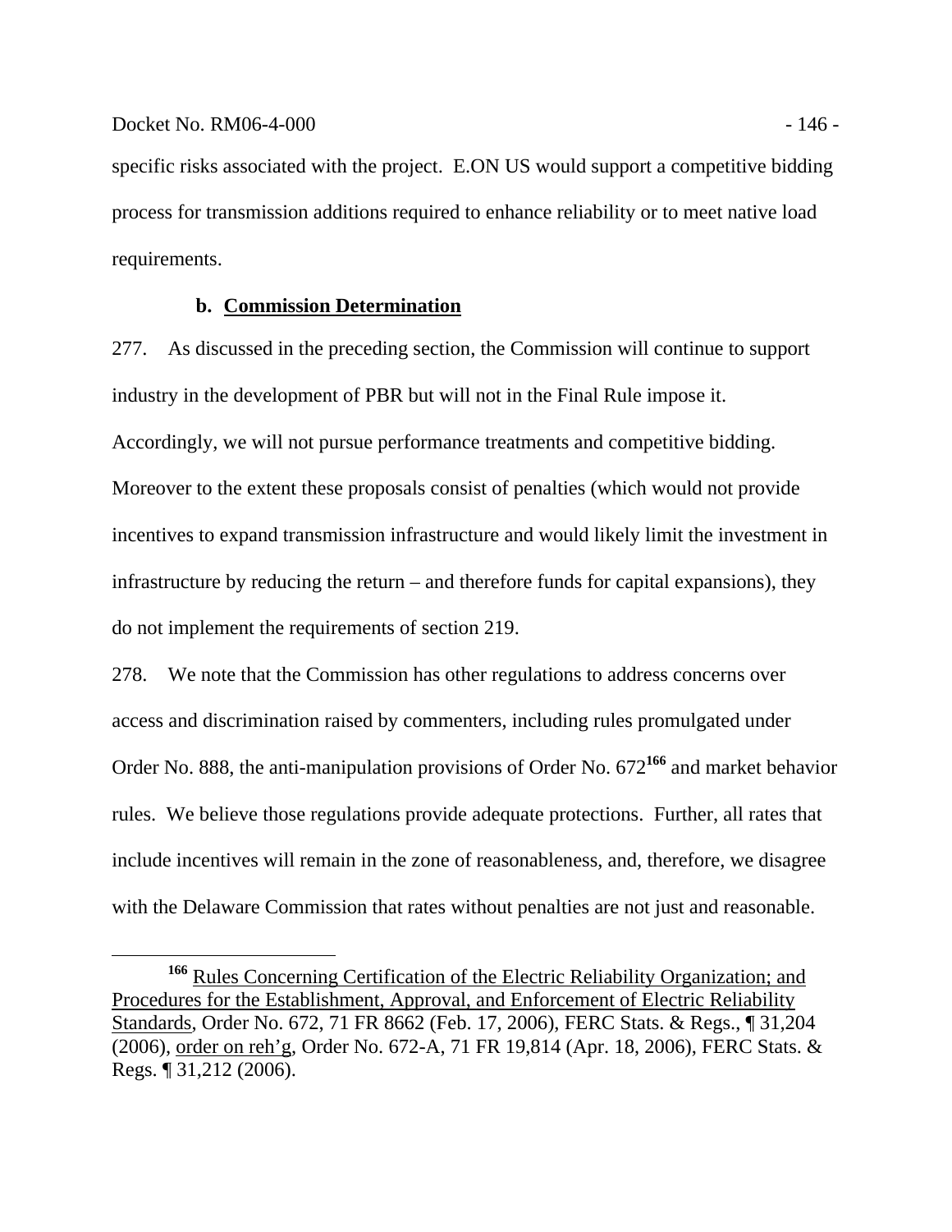specific risks associated with the project. E.ON US would support a competitive bidding process for transmission additions required to enhance reliability or to meet native load requirements.

**b. Commission Determination**

277. As discussed in the preceding section, the Commission will continue to support industry in the development of PBR but will not in the Final Rule impose it. Accordingly, we will not pursue performance treatments and competitive bidding. Moreover to the extent these proposals consist of penalties (which would not provide incentives to expand transmission infrastructure and would likely limit the investment in infrastructure by reducing the return – and therefore funds for capital expansions), they do not implement the requirements of section 219.

278. We note that the Commission has other regulations to address concerns over access and discrimination raised by commenters, including rules promulgated under Order No. 888, the anti-manipulation provisions of Order No. 672[166] and market behavior rules. We believe those regulations provide adequate protections. Further, all rates that include incentives will remain in the zone of reasonableness, and, therefore, we disagree with the Delaware Commission that rates without penalties are not just and reasonable.

---

[166] Rules Concerning Certification of the Electric Reliability Organization; and Procedures for the Establishment, Approval, and Enforcement of Electric Reliability Standards, Order No. 672, 71 FR 8662 (Feb. 17, 2006), FERC Stats. & Regs., ¶ 31,204 (2006), order on reh'g, Order No. 672-A, 71 FR 19,814 (Apr. 18, 2006), FERC Stats. & Regs. ¶ 31,212 (2006).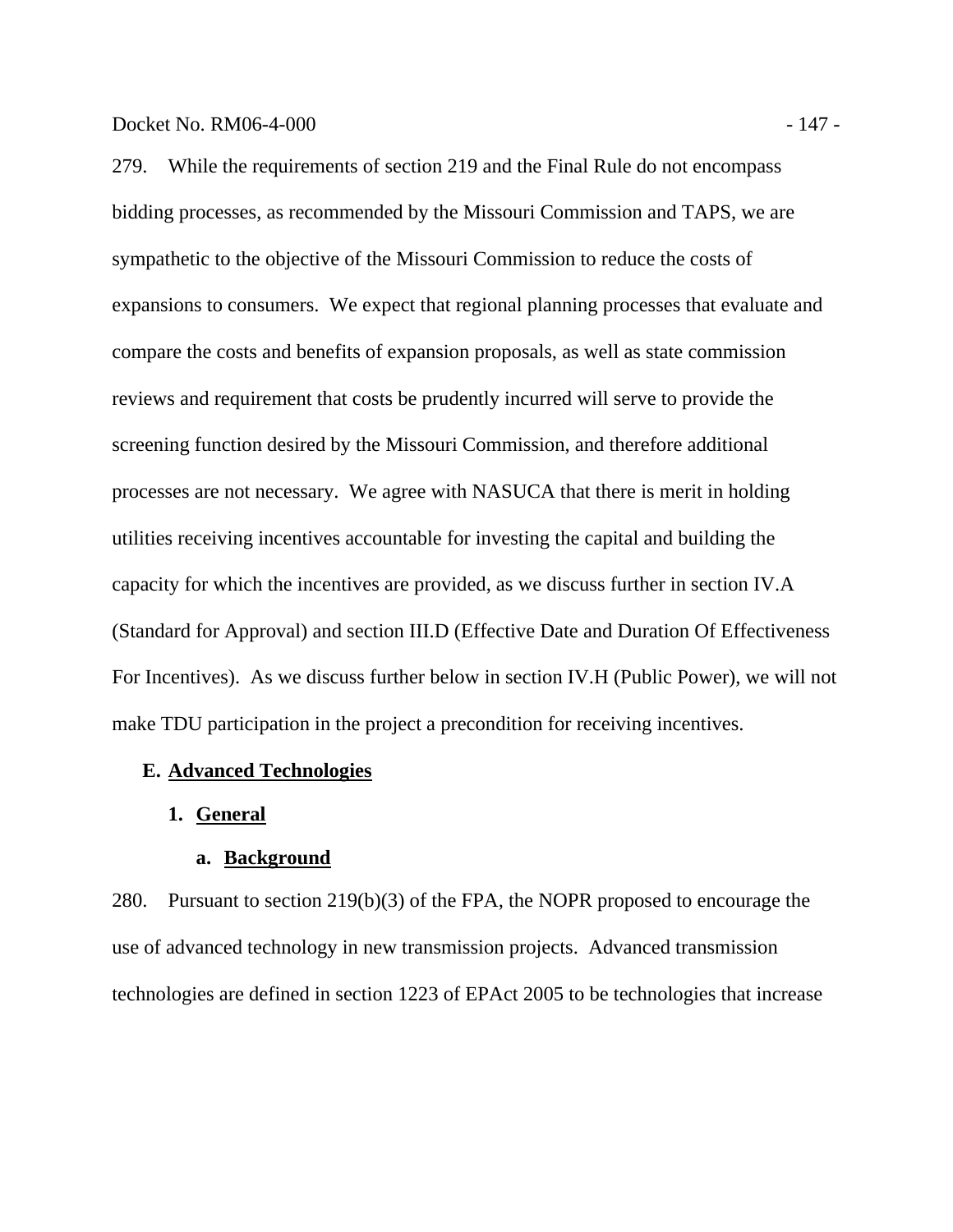279. While the requirements of section 219 and the Final Rule do not encompass bidding processes, as recommended by the Missouri Commission and TAPS, we are sympathetic to the objective of the Missouri Commission to reduce the costs of expansions to consumers. We expect that regional planning processes that evaluate and compare the costs and benefits of expansion proposals, as well as state commission reviews and requirement that costs be prudently incurred will serve to provide the screening function desired by the Missouri Commission, and therefore additional processes are not necessary. We agree with NASUCA that there is merit in holding utilities receiving incentives accountable for investing the capital and building the capacity for which the incentives are provided, as we discuss further in section IV.A (Standard for Approval) and section III.D (Effective Date and Duration Of Effectiveness For Incentives). As we discuss further below in section IV.H (Public Power), we will not make TDU participation in the project a precondition for receiving incentives.

## E. Advanced Technologies

### 1. General

#### a. Background

280. Pursuant to section 219(b)(3) of the FPA, the NOPR proposed to encourage the use of advanced technology in new transmission projects. Advanced transmission technologies are defined in section 1223 of EPAct 2005 to be technologies that increase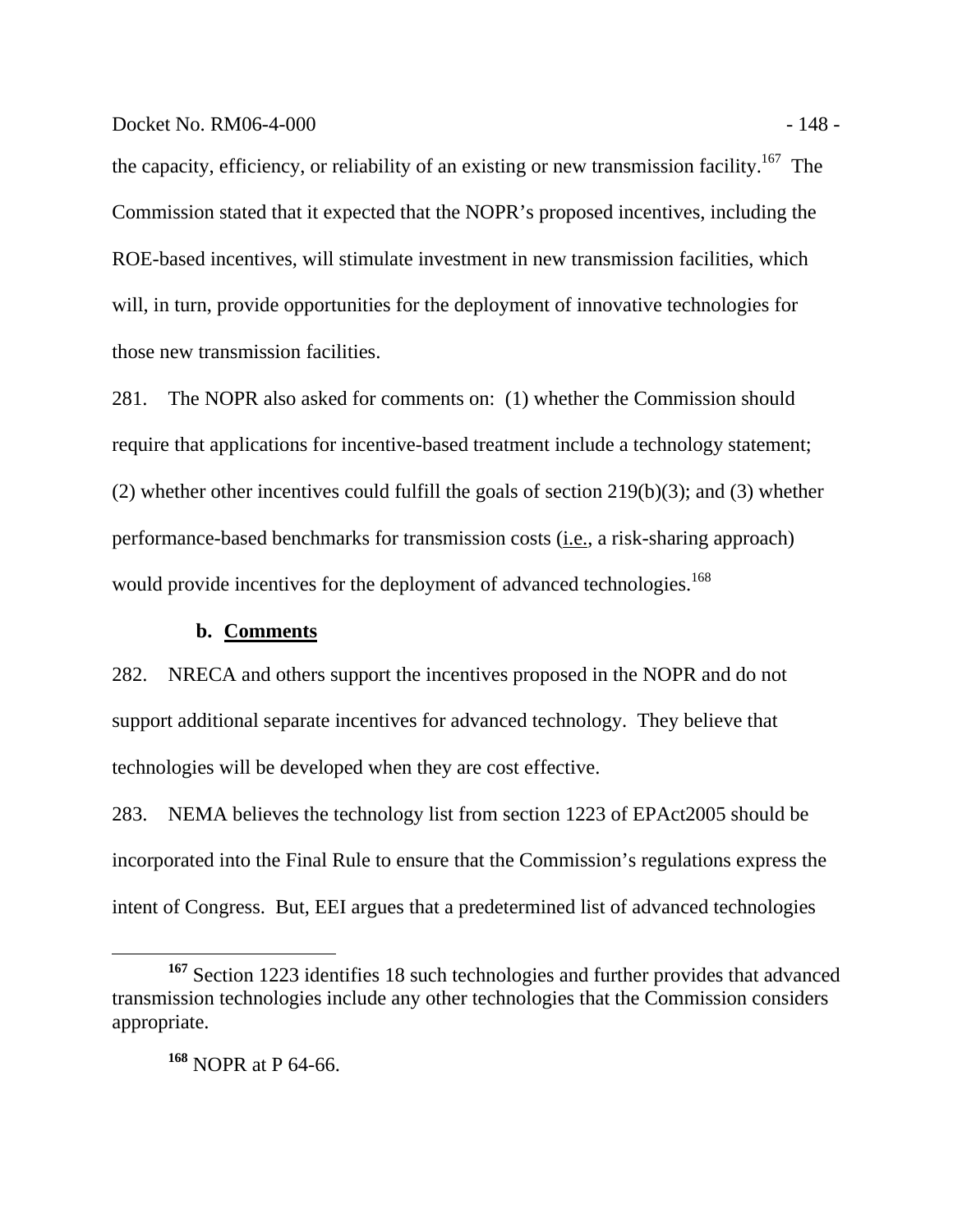the capacity, efficiency, or reliability of an existing or new transmission facility.[167] The Commission stated that it expected that the NOPR's proposed incentives, including the ROE-based incentives, will stimulate investment in new transmission facilities, which will, in turn, provide opportunities for the deployment of innovative technologies for those new transmission facilities.

281. The NOPR also asked for comments on: (1) whether the Commission should require that applications for incentive-based treatment include a technology statement; (2) whether other incentives could fulfill the goals of section 219(b)(3); and (3) whether performance-based benchmarks for transmission costs (i.e., a risk-sharing approach) would provide incentives for the deployment of advanced technologies.[168]

### b. Comments

282. NRECA and others support the incentives proposed in the NOPR and do not support additional separate incentives for advanced technology. They believe that technologies will be developed when they are cost effective.

283. NEMA believes the technology list from section 1223 of EPAct2005 should be incorporated into the Final Rule to ensure that the Commission's regulations express the intent of Congress. But, EEI argues that a predetermined list of advanced technologies

---

[167] Section 1223 identifies 18 such technologies and further provides that advanced transmission technologies include any other technologies that the Commission considers appropriate.

[168] NOPR at P 64-66.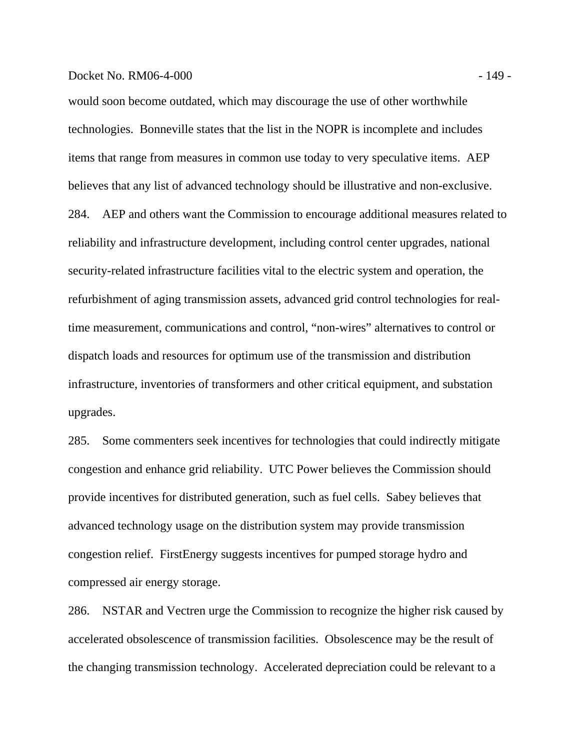would soon become outdated, which may discourage the use of other worthwhile technologies. Bonneville states that the list in the NOPR is incomplete and includes items that range from measures in common use today to very speculative items. AEP believes that any list of advanced technology should be illustrative and non-exclusive.

284. AEP and others want the Commission to encourage additional measures related to reliability and infrastructure development, including control center upgrades, national security-related infrastructure facilities vital to the electric system and operation, the refurbishment of aging transmission assets, advanced grid control technologies for real-time measurement, communications and control, "non-wires" alternatives to control or dispatch loads and resources for optimum use of the transmission and distribution infrastructure, inventories of transformers and other critical equipment, and substation upgrades.

285. Some commenters seek incentives for technologies that could indirectly mitigate congestion and enhance grid reliability. UTC Power believes the Commission should provide incentives for distributed generation, such as fuel cells. Sabey believes that advanced technology usage on the distribution system may provide transmission congestion relief. FirstEnergy suggests incentives for pumped storage hydro and compressed air energy storage.

286. NSTAR and Vectren urge the Commission to recognize the higher risk caused by accelerated obsolescence of transmission facilities. Obsolescence may be the result of the changing transmission technology. Accelerated depreciation could be relevant to a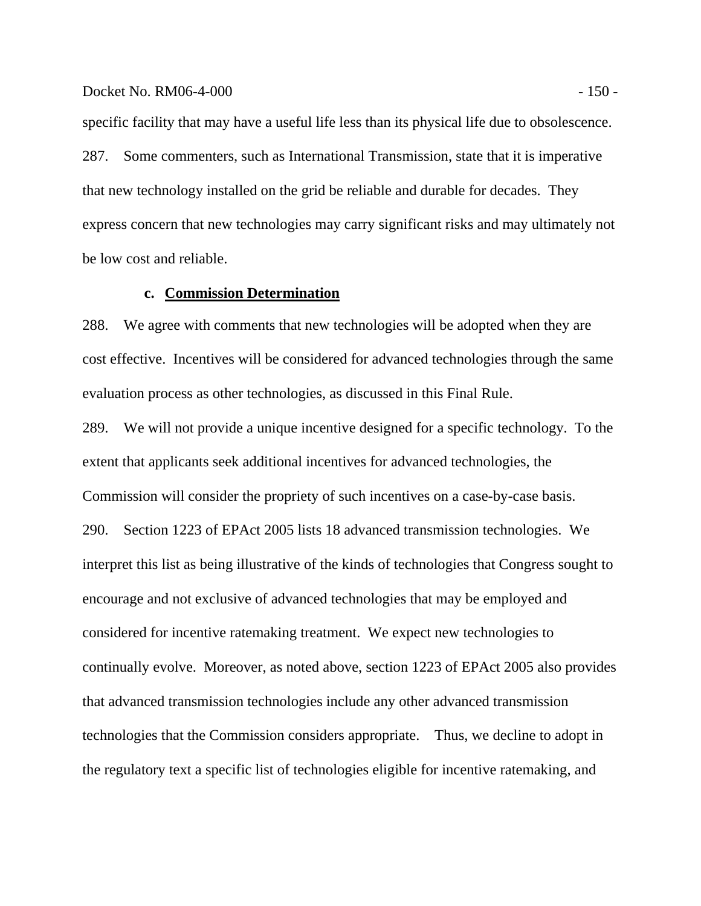specific facility that may have a useful life less than its physical life due to obsolescence.

287. Some commenters, such as International Transmission, state that it is imperative that new technology installed on the grid be reliable and durable for decades. They express concern that new technologies may carry significant risks and may ultimately not be low cost and reliable.

### c. Commission Determination

288. We agree with comments that new technologies will be adopted when they are cost effective. Incentives will be considered for advanced technologies through the same evaluation process as other technologies, as discussed in this Final Rule.

289. We will not provide a unique incentive designed for a specific technology. To the extent that applicants seek additional incentives for advanced technologies, the Commission will consider the propriety of such incentives on a case-by-case basis.

290. Section 1223 of EPAct 2005 lists 18 advanced transmission technologies. We interpret this list as being illustrative of the kinds of technologies that Congress sought to encourage and not exclusive of advanced technologies that may be employed and considered for incentive ratemaking treatment. We expect new technologies to continually evolve. Moreover, as noted above, section 1223 of EPAct 2005 also provides that advanced transmission technologies include any other advanced transmission technologies that the Commission considers appropriate. Thus, we decline to adopt in the regulatory text a specific list of technologies eligible for incentive ratemaking, and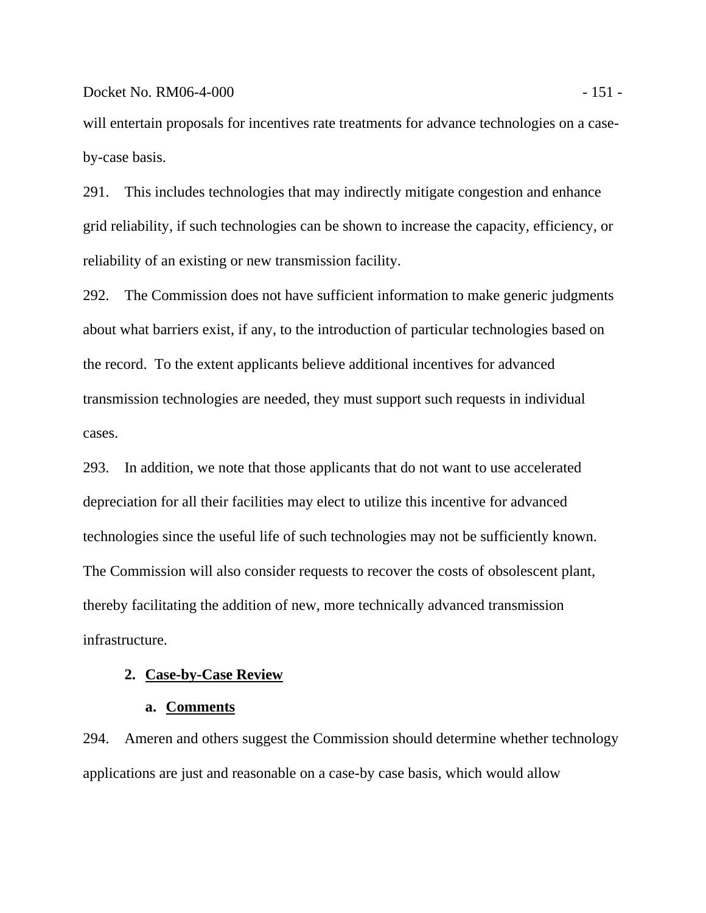will entertain proposals for incentives rate treatments for advance technologies on a case-by-case basis.

291. This includes technologies that may indirectly mitigate congestion and enhance grid reliability, if such technologies can be shown to increase the capacity, efficiency, or reliability of an existing or new transmission facility.

292. The Commission does not have sufficient information to make generic judgments about what barriers exist, if any, to the introduction of particular technologies based on the record. To the extent applicants believe additional incentives for advanced transmission technologies are needed, they must support such requests in individual cases.

293. In addition, we note that those applicants that do not want to use accelerated depreciation for all their facilities may elect to utilize this incentive for advanced technologies since the useful life of such technologies may not be sufficiently known. The Commission will also consider requests to recover the costs of obsolescent plant, thereby facilitating the addition of new, more technically advanced transmission infrastructure.

### 2. Case-by-Case Review

#### a. Comments

294. Ameren and others suggest the Commission should determine whether technology applications are just and reasonable on a case-by case basis, which would allow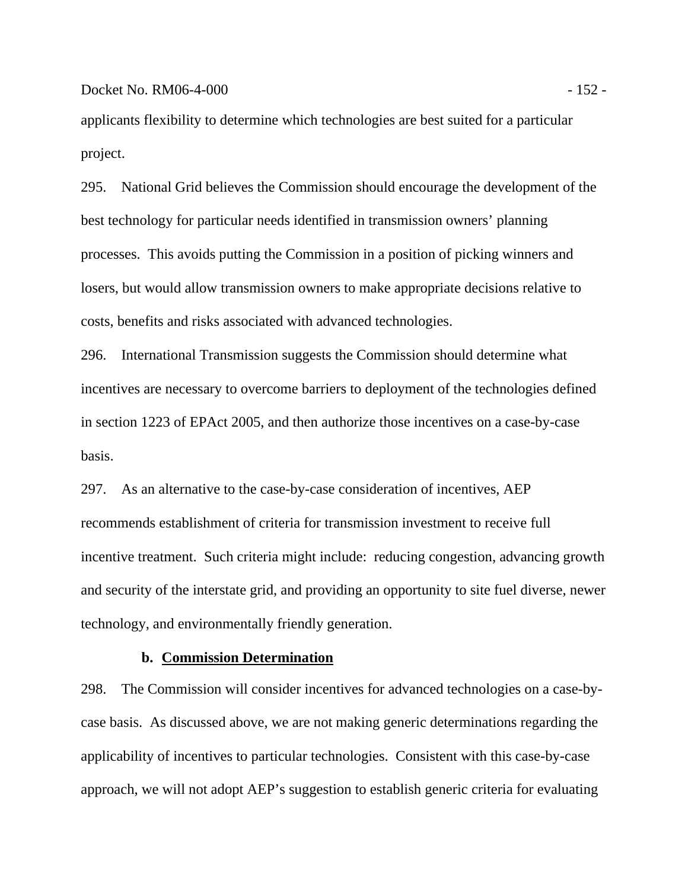applicants flexibility to determine which technologies are best suited for a particular project.

295. National Grid believes the Commission should encourage the development of the best technology for particular needs identified in transmission owners' planning processes. This avoids putting the Commission in a position of picking winners and losers, but would allow transmission owners to make appropriate decisions relative to costs, benefits and risks associated with advanced technologies.

296. International Transmission suggests the Commission should determine what incentives are necessary to overcome barriers to deployment of the technologies defined in section 1223 of EPAct 2005, and then authorize those incentives on a case-by-case basis.

297. As an alternative to the case-by-case consideration of incentives, AEP recommends establishment of criteria for transmission investment to receive full incentive treatment. Such criteria might include: reducing congestion, advancing growth and security of the interstate grid, and providing an opportunity to site fuel diverse, newer technology, and environmentally friendly generation.

**b. Commission Determination**

298. The Commission will consider incentives for advanced technologies on a case-by-case basis. As discussed above, we are not making generic determinations regarding the applicability of incentives to particular technologies. Consistent with this case-by-case approach, we will not adopt AEP's suggestion to establish generic criteria for evaluating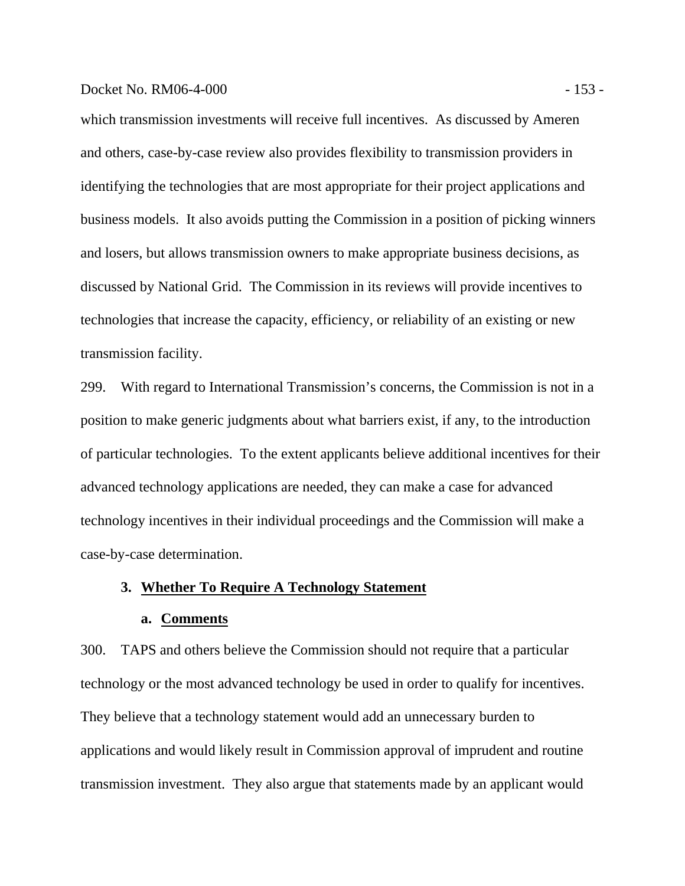which transmission investments will receive full incentives. As discussed by Ameren and others, case-by-case review also provides flexibility to transmission providers in identifying the technologies that are most appropriate for their project applications and business models. It also avoids putting the Commission in a position of picking winners and losers, but allows transmission owners to make appropriate business decisions, as discussed by National Grid. The Commission in its reviews will provide incentives to technologies that increase the capacity, efficiency, or reliability of an existing or new transmission facility.

299. With regard to International Transmission's concerns, the Commission is not in a position to make generic judgments about what barriers exist, if any, to the introduction of particular technologies. To the extent applicants believe additional incentives for their advanced technology applications are needed, they can make a case for advanced technology incentives in their individual proceedings and the Commission will make a case-by-case determination.

### 3. Whether To Require A Technology Statement

#### a. Comments

300. TAPS and others believe the Commission should not require that a particular technology or the most advanced technology be used in order to qualify for incentives. They believe that a technology statement would add an unnecessary burden to applications and would likely result in Commission approval of imprudent and routine transmission investment. They also argue that statements made by an applicant would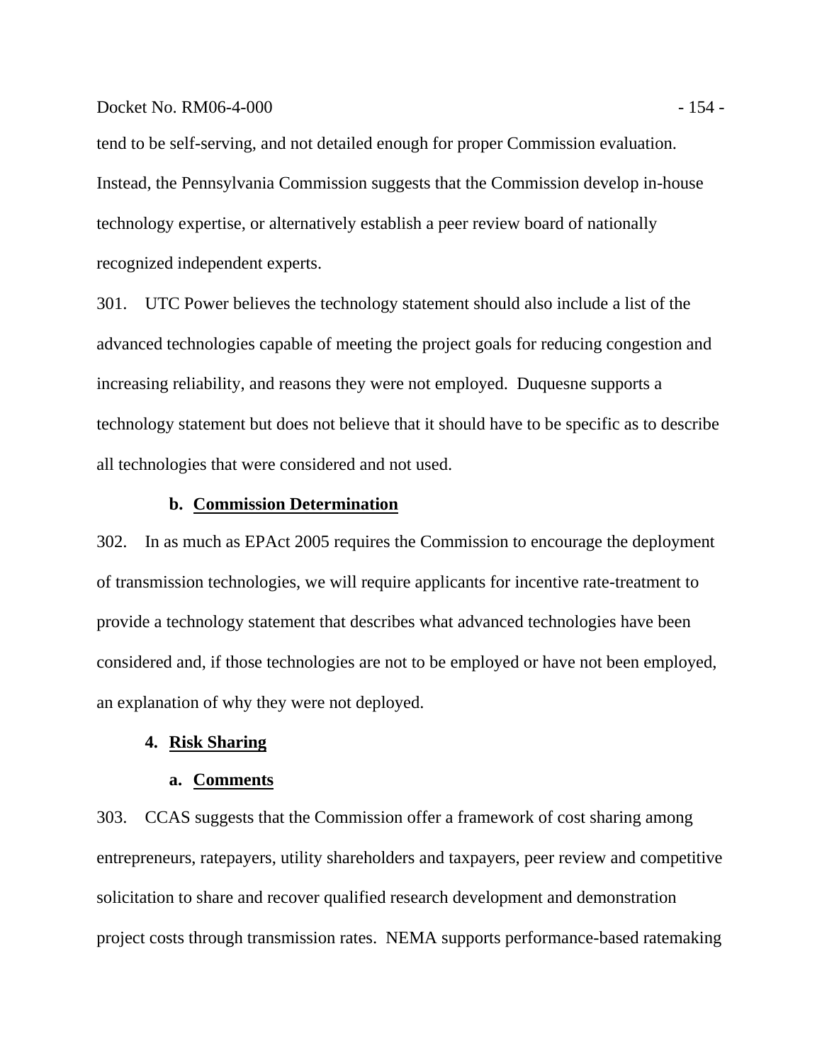tend to be self-serving, and not detailed enough for proper Commission evaluation. Instead, the Pennsylvania Commission suggests that the Commission develop in-house technology expertise, or alternatively establish a peer review board of nationally recognized independent experts.

301. UTC Power believes the technology statement should also include a list of the advanced technologies capable of meeting the project goals for reducing congestion and increasing reliability, and reasons they were not employed. Duquesne supports a technology statement but does not believe that it should have to be specific as to describe all technologies that were considered and not used.

#### b. Commission Determination

302. In as much as EPAct 2005 requires the Commission to encourage the deployment of transmission technologies, we will require applicants for incentive rate-treatment to provide a technology statement that describes what advanced technologies have been considered and, if those technologies are not to be employed or have not been employed, an explanation of why they were not deployed.

### 4. Risk Sharing

#### a. Comments

303. CCAS suggests that the Commission offer a framework of cost sharing among entrepreneurs, ratepayers, utility shareholders and taxpayers, peer review and competitive solicitation to share and recover qualified research development and demonstration project costs through transmission rates. NEMA supports performance-based ratemaking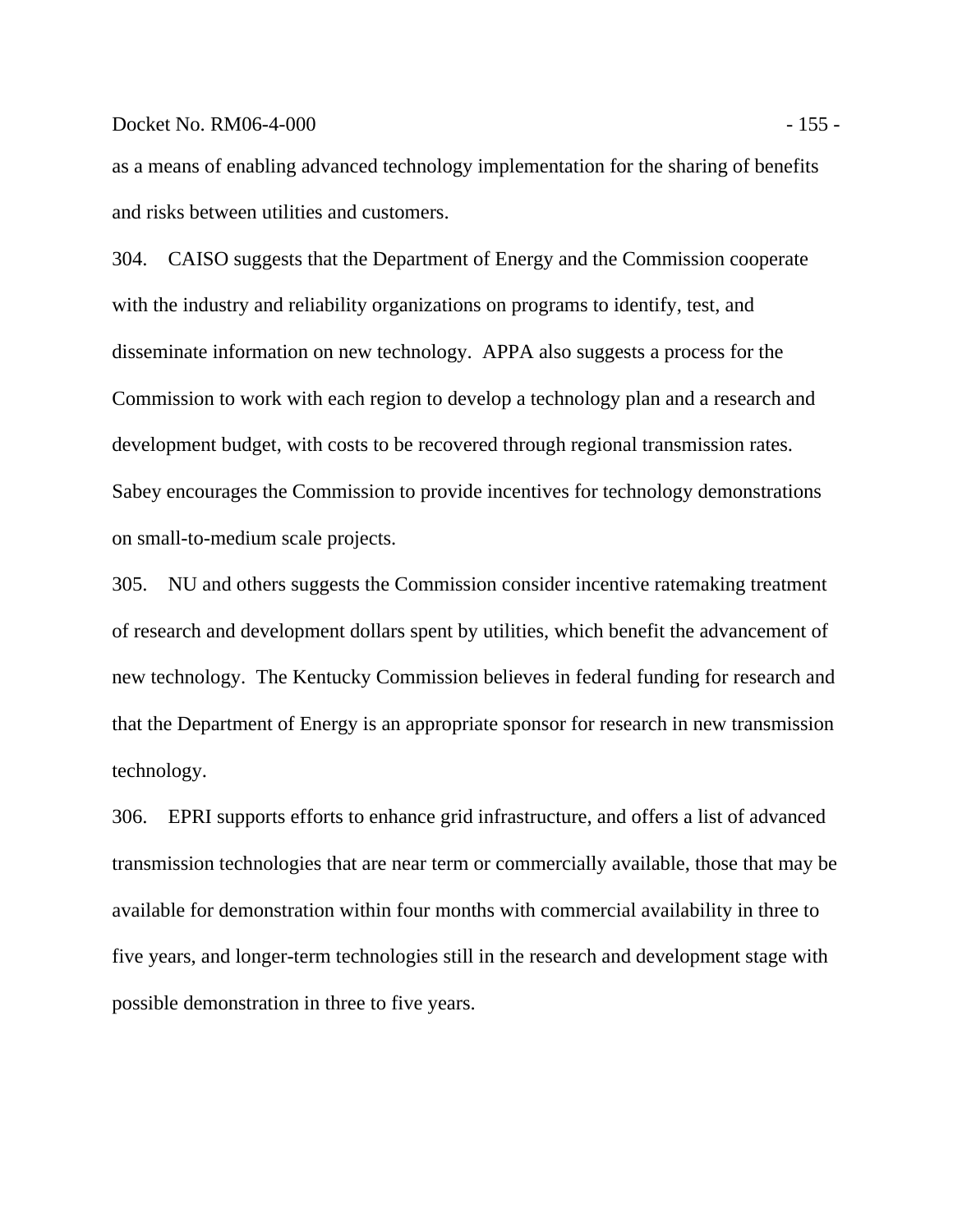as a means of enabling advanced technology implementation for the sharing of benefits and risks between utilities and customers.

304. CAISO suggests that the Department of Energy and the Commission cooperate with the industry and reliability organizations on programs to identify, test, and disseminate information on new technology. APPA also suggests a process for the Commission to work with each region to develop a technology plan and a research and development budget, with costs to be recovered through regional transmission rates. Sabey encourages the Commission to provide incentives for technology demonstrations on small-to-medium scale projects.

305. NU and others suggests the Commission consider incentive ratemaking treatment of research and development dollars spent by utilities, which benefit the advancement of new technology. The Kentucky Commission believes in federal funding for research and that the Department of Energy is an appropriate sponsor for research in new transmission technology.

306. EPRI supports efforts to enhance grid infrastructure, and offers a list of advanced transmission technologies that are near term or commercially available, those that may be available for demonstration within four months with commercial availability in three to five years, and longer-term technologies still in the research and development stage with possible demonstration in three to five years.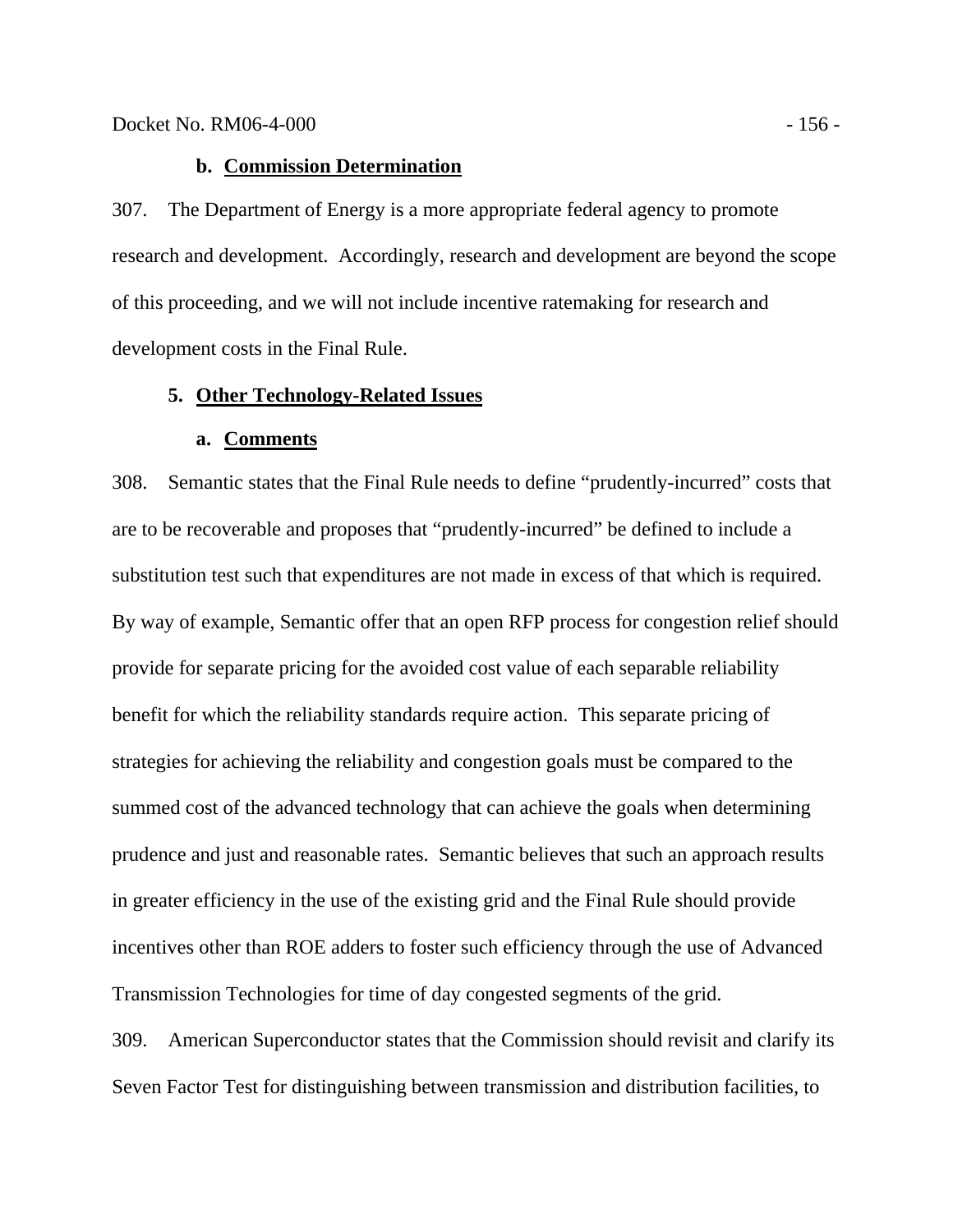#### b. Commission Determination

307. The Department of Energy is a more appropriate federal agency to promote research and development. Accordingly, research and development are beyond the scope of this proceeding, and we will not include incentive ratemaking for research and development costs in the Final Rule.

### 5. Other Technology-Related Issues

#### a. Comments

308. Semantic states that the Final Rule needs to define "prudently-incurred" costs that are to be recoverable and proposes that "prudently-incurred" be defined to include a substitution test such that expenditures are not made in excess of that which is required. By way of example, Semantic offer that an open RFP process for congestion relief should provide for separate pricing for the avoided cost value of each separable reliability benefit for which the reliability standards require action. This separate pricing of strategies for achieving the reliability and congestion goals must be compared to the summed cost of the advanced technology that can achieve the goals when determining prudence and just and reasonable rates. Semantic believes that such an approach results in greater efficiency in the use of the existing grid and the Final Rule should provide incentives other than ROE adders to foster such efficiency through the use of Advanced Transmission Technologies for time of day congested segments of the grid.

309. American Superconductor states that the Commission should revisit and clarify its Seven Factor Test for distinguishing between transmission and distribution facilities, to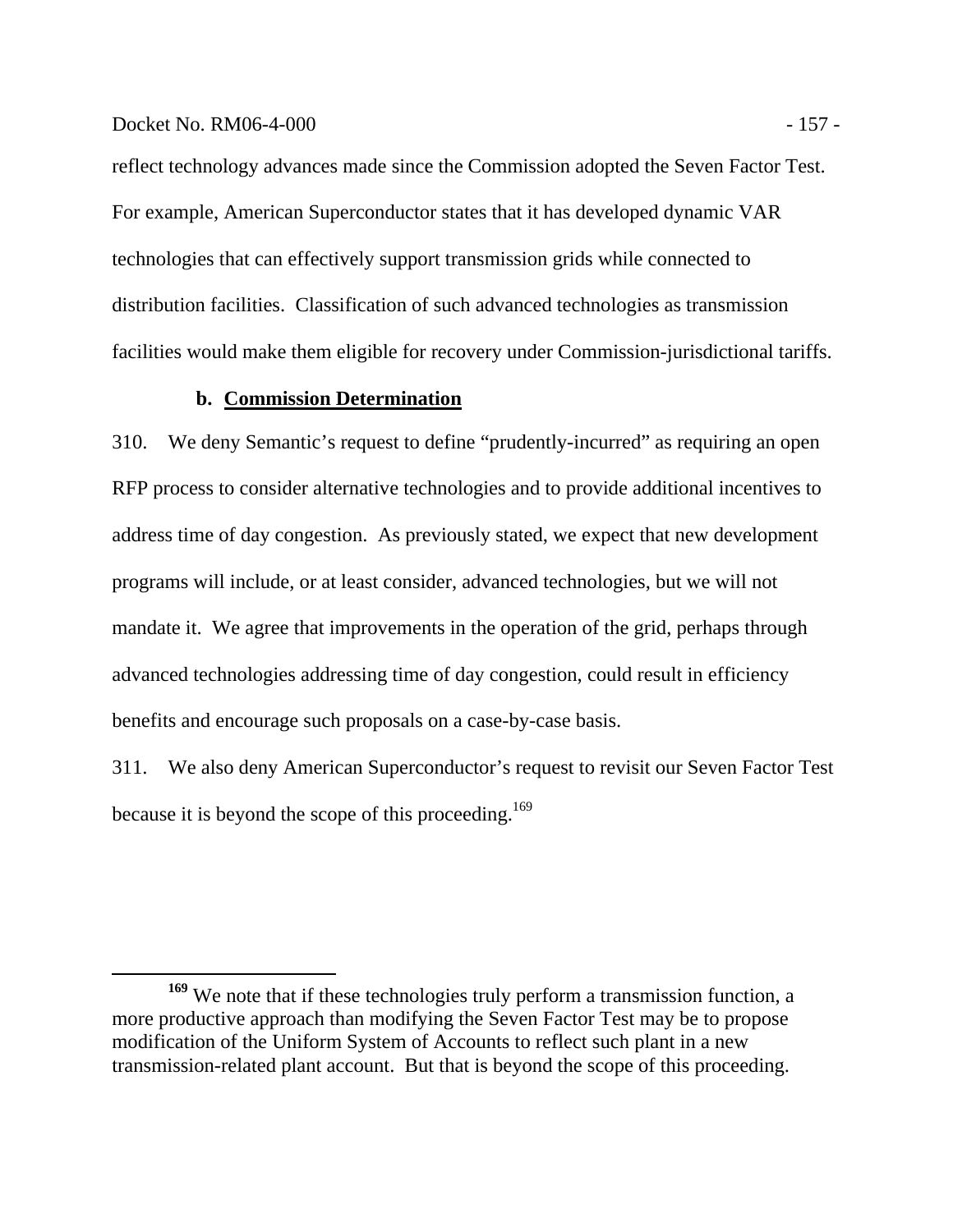reflect technology advances made since the Commission adopted the Seven Factor Test. For example, American Superconductor states that it has developed dynamic VAR technologies that can effectively support transmission grids while connected to distribution facilities. Classification of such advanced technologies as transmission facilities would make them eligible for recovery under Commission-jurisdictional tariffs.

#### b. Commission Determination

310. We deny Semantic's request to define "prudently-incurred" as requiring an open RFP process to consider alternative technologies and to provide additional incentives to address time of day congestion. As previously stated, we expect that new development programs will include, or at least consider, advanced technologies, but we will not mandate it. We agree that improvements in the operation of the grid, perhaps through advanced technologies addressing time of day congestion, could result in efficiency benefits and encourage such proposals on a case-by-case basis.

311. We also deny American Superconductor's request to revisit our Seven Factor Test because it is beyond the scope of this proceeding.[169]

---

[169] We note that if these technologies truly perform a transmission function, a more productive approach than modifying the Seven Factor Test may be to propose modification of the Uniform System of Accounts to reflect such plant in a new transmission-related plant account. But that is beyond the scope of this proceeding.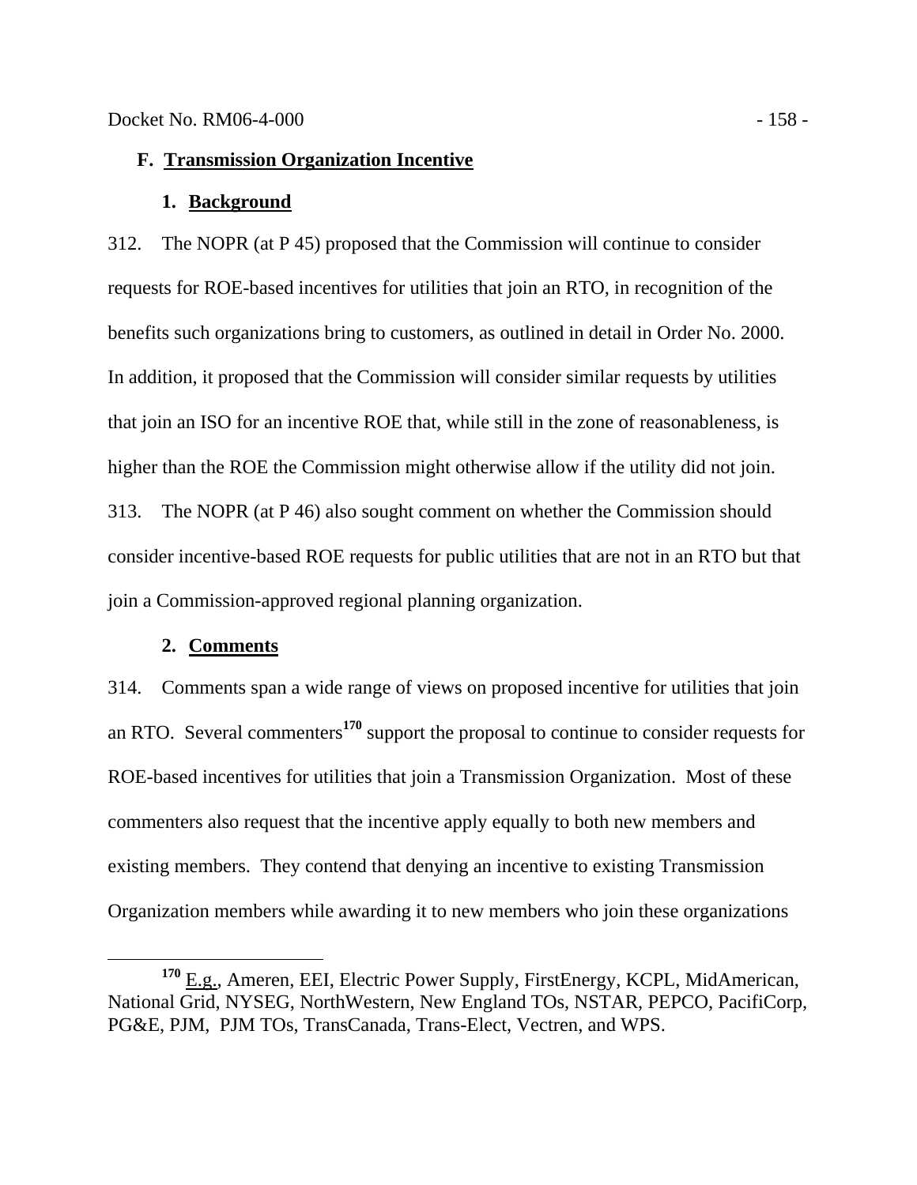### F. Transmission Organization Incentive

#### 1. Background

312. The NOPR (at P 45) proposed that the Commission will continue to consider requests for ROE-based incentives for utilities that join an RTO, in recognition of the benefits such organizations bring to customers, as outlined in detail in Order No. 2000. In addition, it proposed that the Commission will consider similar requests by utilities that join an ISO for an incentive ROE that, while still in the zone of reasonableness, is higher than the ROE the Commission might otherwise allow if the utility did not join.

313. The NOPR (at P 46) also sought comment on whether the Commission should consider incentive-based ROE requests for public utilities that are not in an RTO but that join a Commission-approved regional planning organization.

#### 2. Comments

314. Comments span a wide range of views on proposed incentive for utilities that join an RTO. Several commenters[170] support the proposal to continue to consider requests for ROE-based incentives for utilities that join a Transmission Organization. Most of these commenters also request that the incentive apply equally to both new members and existing members. They contend that denying an incentive to existing Transmission Organization members while awarding it to new members who join these organizations

---

[170] E.g., Ameren, EEI, Electric Power Supply, FirstEnergy, KCPL, MidAmerican, National Grid, NYSEG, NorthWestern, New England TOs, NSTAR, PEPCO, PacifiCorp, PG&E, PJM, PJM TOs, TransCanada, Trans-Elect, Vectren, and WPS.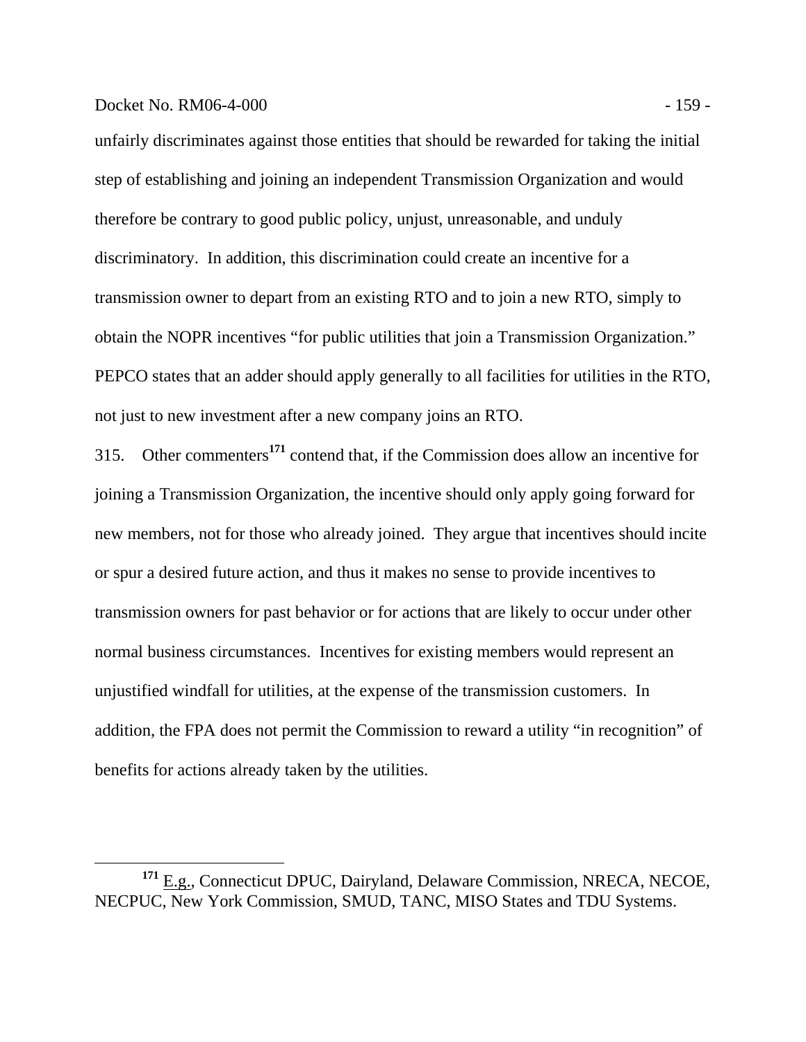unfairly discriminates against those entities that should be rewarded for taking the initial step of establishing and joining an independent Transmission Organization and would therefore be contrary to good public policy, unjust, unreasonable, and unduly discriminatory. In addition, this discrimination could create an incentive for a transmission owner to depart from an existing RTO and to join a new RTO, simply to obtain the NOPR incentives "for public utilities that join a Transmission Organization." PEPCO states that an adder should apply generally to all facilities for utilities in the RTO, not just to new investment after a new company joins an RTO.

315. Other commenters[171] contend that, if the Commission does allow an incentive for joining a Transmission Organization, the incentive should only apply going forward for new members, not for those who already joined. They argue that incentives should incite or spur a desired future action, and thus it makes no sense to provide incentives to transmission owners for past behavior or for actions that are likely to occur under other normal business circumstances. Incentives for existing members would represent an unjustified windfall for utilities, at the expense of the transmission customers. In addition, the FPA does not permit the Commission to reward a utility "in recognition" of benefits for actions already taken by the utilities.

[171] E.g., Connecticut DPUC, Dairyland, Delaware Commission, NRECA, NECOE, NECPUC, New York Commission, SMUD, TANC, MISO States and TDU Systems.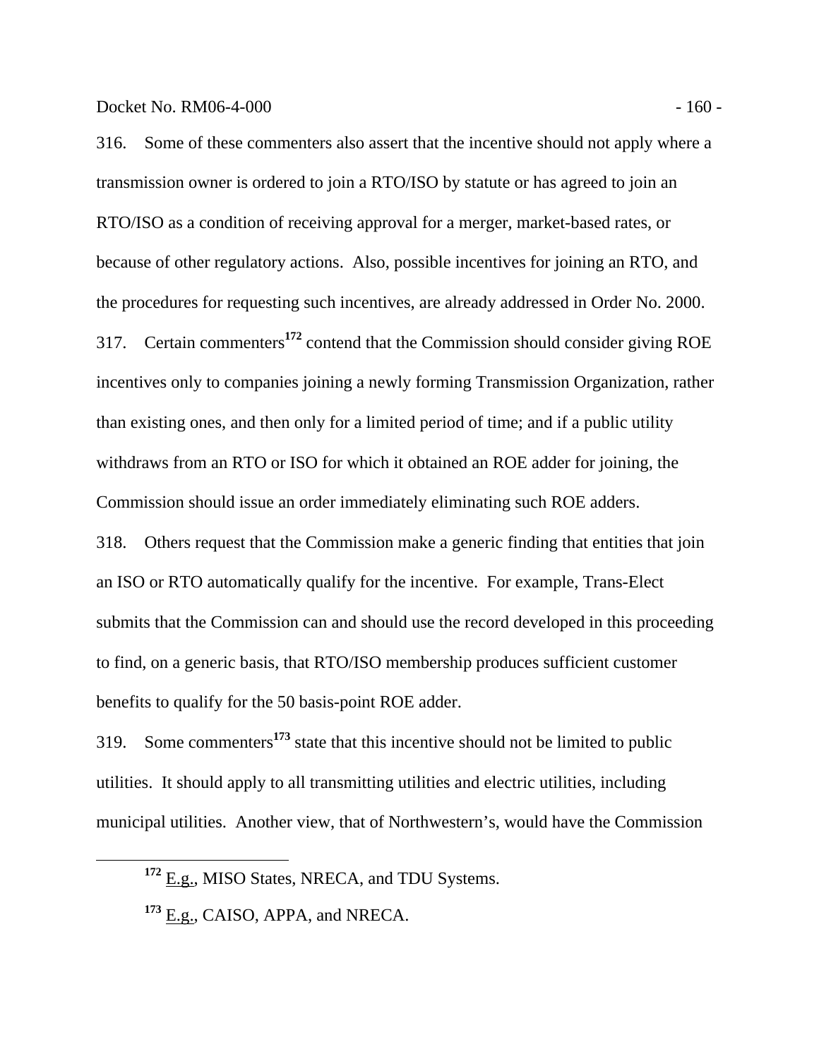316. Some of these commenters also assert that the incentive should not apply where a transmission owner is ordered to join a RTO/ISO by statute or has agreed to join an RTO/ISO as a condition of receiving approval for a merger, market-based rates, or because of other regulatory actions. Also, possible incentives for joining an RTO, and the procedures for requesting such incentives, are already addressed in Order No. 2000.

317. Certain commenters[172] contend that the Commission should consider giving ROE incentives only to companies joining a newly forming Transmission Organization, rather than existing ones, and then only for a limited period of time; and if a public utility withdraws from an RTO or ISO for which it obtained an ROE adder for joining, the Commission should issue an order immediately eliminating such ROE adders.

318. Others request that the Commission make a generic finding that entities that join an ISO or RTO automatically qualify for the incentive. For example, Trans-Elect submits that the Commission can and should use the record developed in this proceeding to find, on a generic basis, that RTO/ISO membership produces sufficient customer benefits to qualify for the 50 basis-point ROE adder.

319. Some commenters[173] state that this incentive should not be limited to public utilities. It should apply to all transmitting utilities and electric utilities, including municipal utilities. Another view, that of Northwestern's, would have the Commission

---

[172] E.g., MISO States, NRECA, and TDU Systems.

[173] E.g., CAISO, APPA, and NRECA.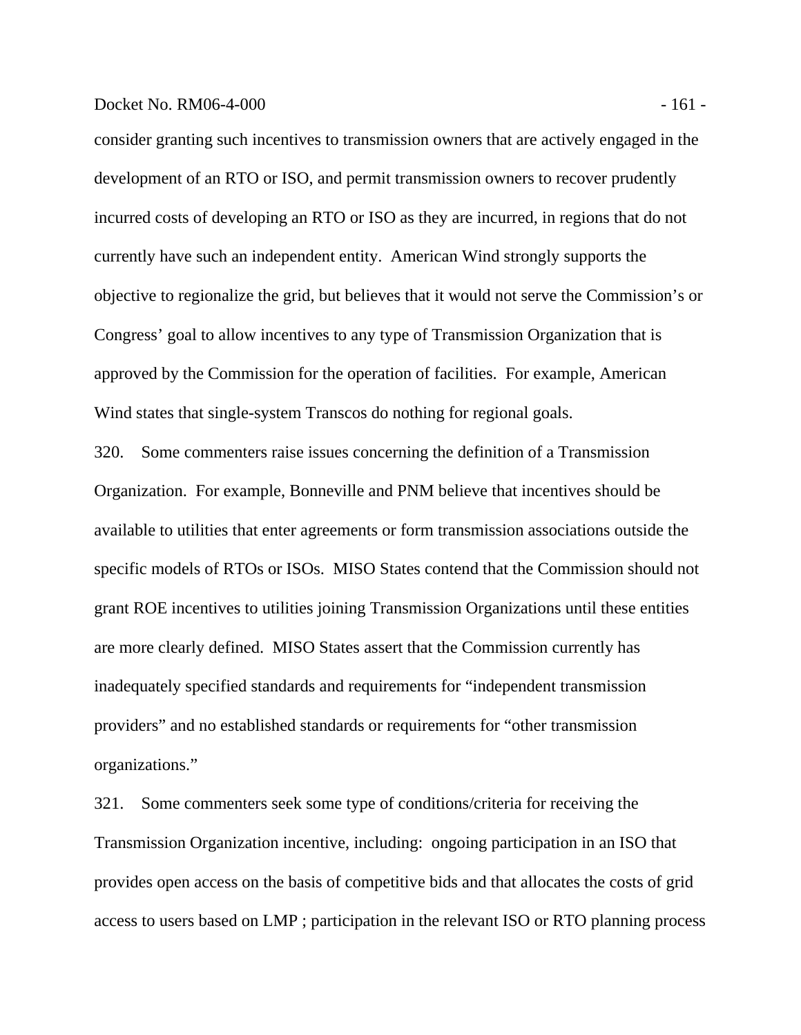consider granting such incentives to transmission owners that are actively engaged in the development of an RTO or ISO, and permit transmission owners to recover prudently incurred costs of developing an RTO or ISO as they are incurred, in regions that do not currently have such an independent entity. American Wind strongly supports the objective to regionalize the grid, but believes that it would not serve the Commission's or Congress' goal to allow incentives to any type of Transmission Organization that is approved by the Commission for the operation of facilities. For example, American Wind states that single-system Transcos do nothing for regional goals.

320. Some commenters raise issues concerning the definition of a Transmission Organization. For example, Bonneville and PNM believe that incentives should be available to utilities that enter agreements or form transmission associations outside the specific models of RTOs or ISOs. MISO States contend that the Commission should not grant ROE incentives to utilities joining Transmission Organizations until these entities are more clearly defined. MISO States assert that the Commission currently has inadequately specified standards and requirements for "independent transmission providers" and no established standards or requirements for "other transmission organizations."

321. Some commenters seek some type of conditions/criteria for receiving the Transmission Organization incentive, including: ongoing participation in an ISO that provides open access on the basis of competitive bids and that allocates the costs of grid access to users based on LMP ; participation in the relevant ISO or RTO planning process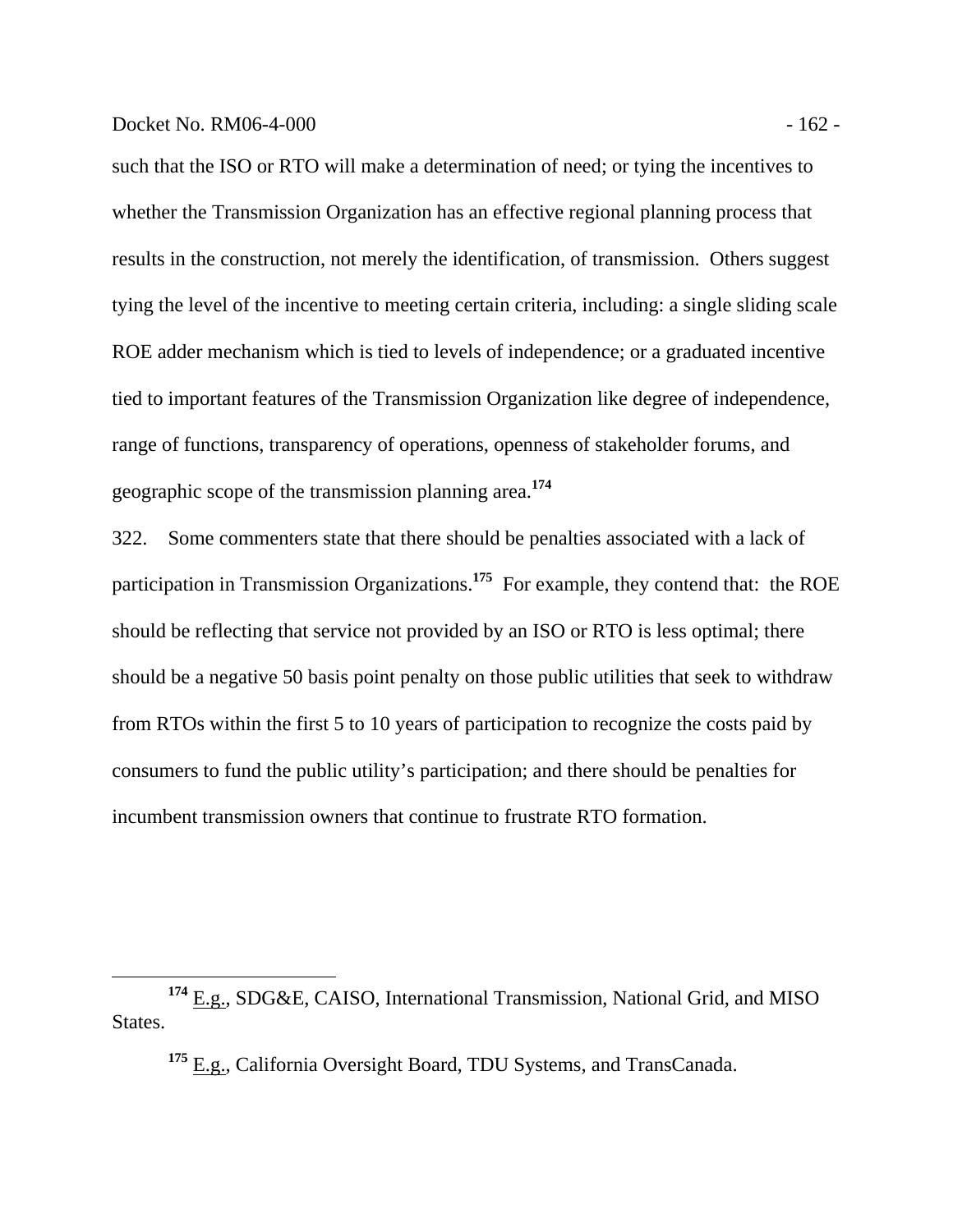such that the ISO or RTO will make a determination of need; or tying the incentives to whether the Transmission Organization has an effective regional planning process that results in the construction, not merely the identification, of transmission. Others suggest tying the level of the incentive to meeting certain criteria, including: a single sliding scale ROE adder mechanism which is tied to levels of independence; or a graduated incentive tied to important features of the Transmission Organization like degree of independence, range of functions, transparency of operations, openness of stakeholder forums, and geographic scope of the transmission planning area.[174]

322. Some commenters state that there should be penalties associated with a lack of participation in Transmission Organizations.[175] For example, they contend that: the ROE should be reflecting that service not provided by an ISO or RTO is less optimal; there should be a negative 50 basis point penalty on those public utilities that seek to withdraw from RTOs within the first 5 to 10 years of participation to recognize the costs paid by consumers to fund the public utility's participation; and there should be penalties for incumbent transmission owners that continue to frustrate RTO formation.

---

[174] E.g., SDG&E, CAISO, International Transmission, National Grid, and MISO States.

[175] E.g., California Oversight Board, TDU Systems, and TransCanada.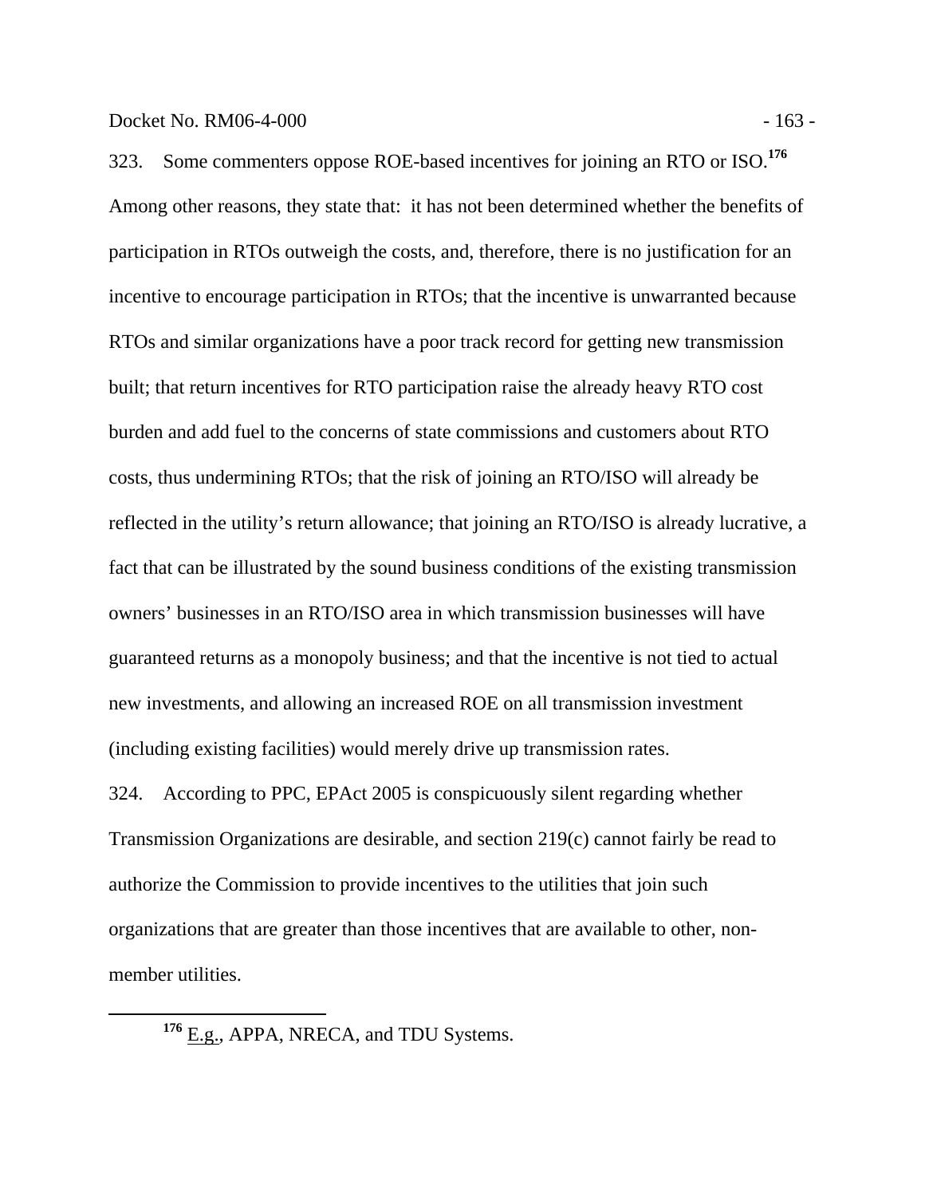323. Some commenters oppose ROE-based incentives for joining an RTO or ISO.[176] Among other reasons, they state that: it has not been determined whether the benefits of participation in RTOs outweigh the costs, and, therefore, there is no justification for an incentive to encourage participation in RTOs; that the incentive is unwarranted because RTOs and similar organizations have a poor track record for getting new transmission built; that return incentives for RTO participation raise the already heavy RTO cost burden and add fuel to the concerns of state commissions and customers about RTO costs, thus undermining RTOs; that the risk of joining an RTO/ISO will already be reflected in the utility's return allowance; that joining an RTO/ISO is already lucrative, a fact that can be illustrated by the sound business conditions of the existing transmission owners' businesses in an RTO/ISO area in which transmission businesses will have guaranteed returns as a monopoly business; and that the incentive is not tied to actual new investments, and allowing an increased ROE on all transmission investment (including existing facilities) would merely drive up transmission rates.

324. According to PPC, EPAct 2005 is conspicuously silent regarding whether Transmission Organizations are desirable, and section 219(c) cannot fairly be read to authorize the Commission to provide incentives to the utilities that join such organizations that are greater than those incentives that are available to other, non-member utilities.

[176] E.g., APPA, NRECA, and TDU Systems.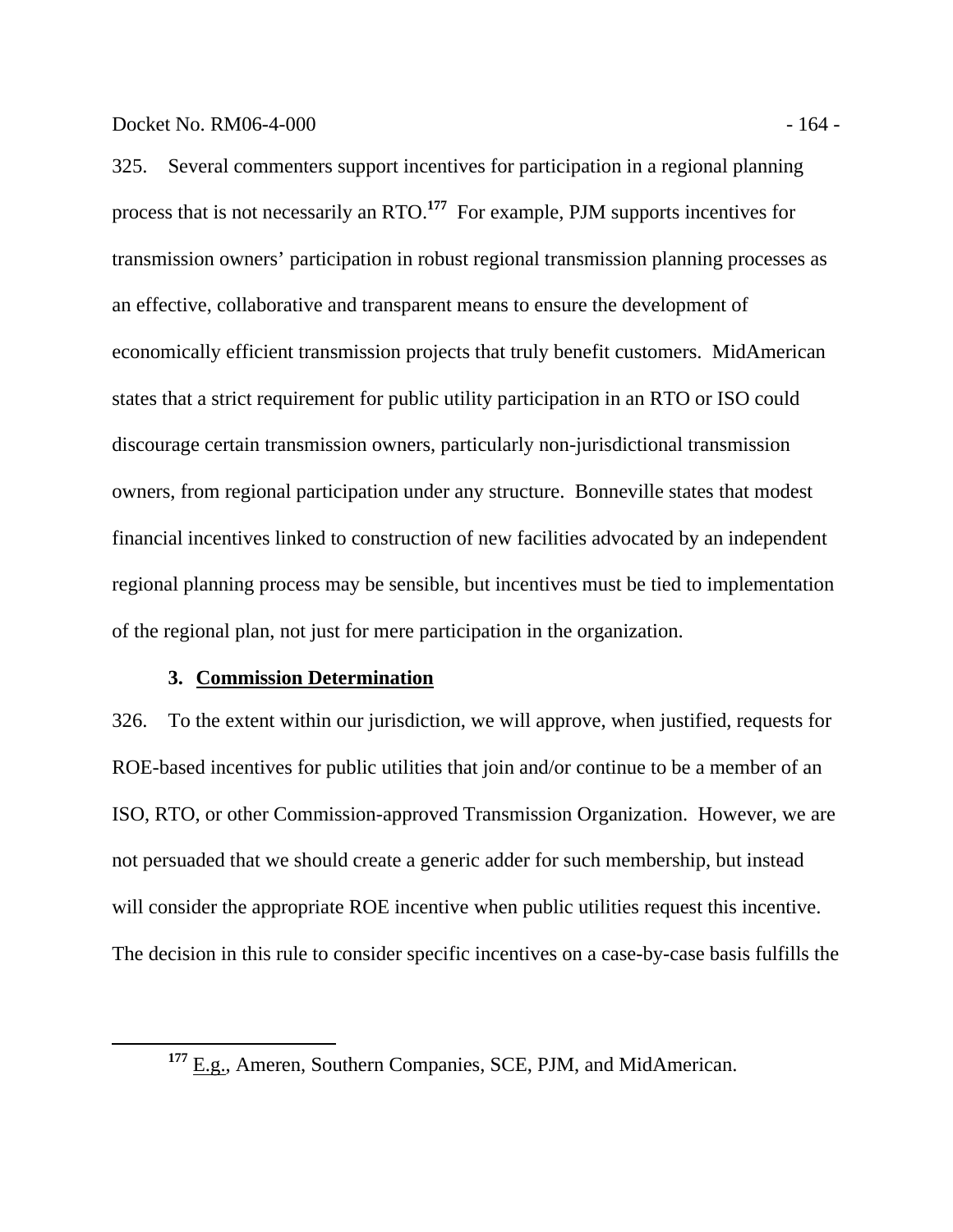325. Several commenters support incentives for participation in a regional planning process that is not necessarily an RTO.[177] For example, PJM supports incentives for transmission owners' participation in robust regional transmission planning processes as an effective, collaborative and transparent means to ensure the development of economically efficient transmission projects that truly benefit customers. MidAmerican states that a strict requirement for public utility participation in an RTO or ISO could discourage certain transmission owners, particularly non-jurisdictional transmission owners, from regional participation under any structure. Bonneville states that modest financial incentives linked to construction of new facilities advocated by an independent regional planning process may be sensible, but incentives must be tied to implementation of the regional plan, not just for mere participation in the organization.

### 3. Commission Determination

326. To the extent within our jurisdiction, we will approve, when justified, requests for ROE-based incentives for public utilities that join and/or continue to be a member of an ISO, RTO, or other Commission-approved Transmission Organization. However, we are not persuaded that we should create a generic adder for such membership, but instead will consider the appropriate ROE incentive when public utilities request this incentive. The decision in this rule to consider specific incentives on a case-by-case basis fulfills the

[177] E.g., Ameren, Southern Companies, SCE, PJM, and MidAmerican.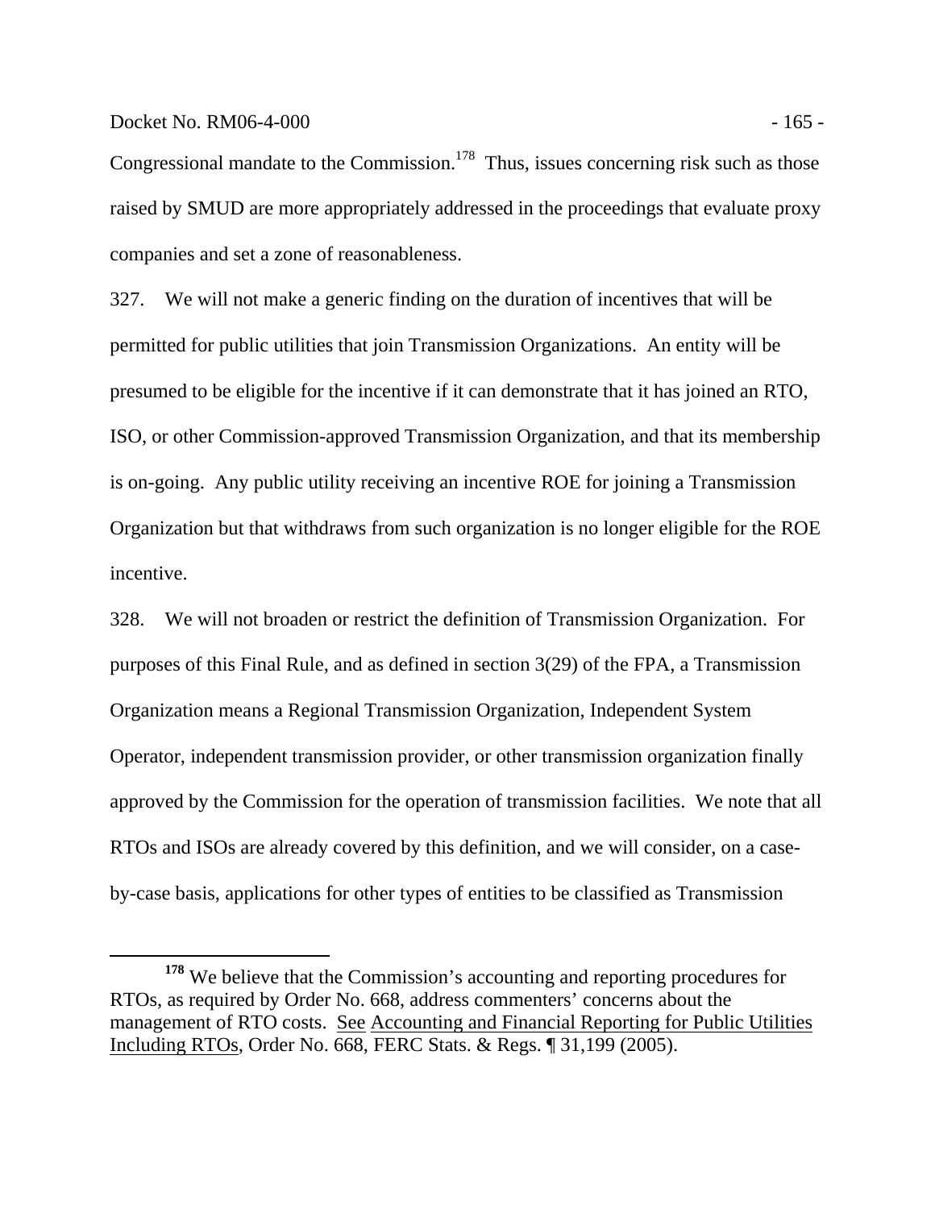Congressional mandate to the Commission.[178] Thus, issues concerning risk such as those raised by SMUD are more appropriately addressed in the proceedings that evaluate proxy companies and set a zone of reasonableness.

327. We will not make a generic finding on the duration of incentives that will be permitted for public utilities that join Transmission Organizations. An entity will be presumed to be eligible for the incentive if it can demonstrate that it has joined an RTO, ISO, or other Commission-approved Transmission Organization, and that its membership is on-going. Any public utility receiving an incentive ROE for joining a Transmission Organization but that withdraws from such organization is no longer eligible for the ROE incentive.

328. We will not broaden or restrict the definition of Transmission Organization. For purposes of this Final Rule, and as defined in section 3(29) of the FPA, a Transmission Organization means a Regional Transmission Organization, Independent System Operator, independent transmission provider, or other transmission organization finally approved by the Commission for the operation of transmission facilities. We note that all RTOs and ISOs are already covered by this definition, and we will consider, on a case-by-case basis, applications for other types of entities to be classified as Transmission

---

[178] We believe that the Commission's accounting and reporting procedures for RTOs, as required by Order No. 668, address commenters' concerns about the management of RTO costs. See Accounting and Financial Reporting for Public Utilities Including RTOs, Order No. 668, FERC Stats. & Regs. ¶ 31,199 (2005).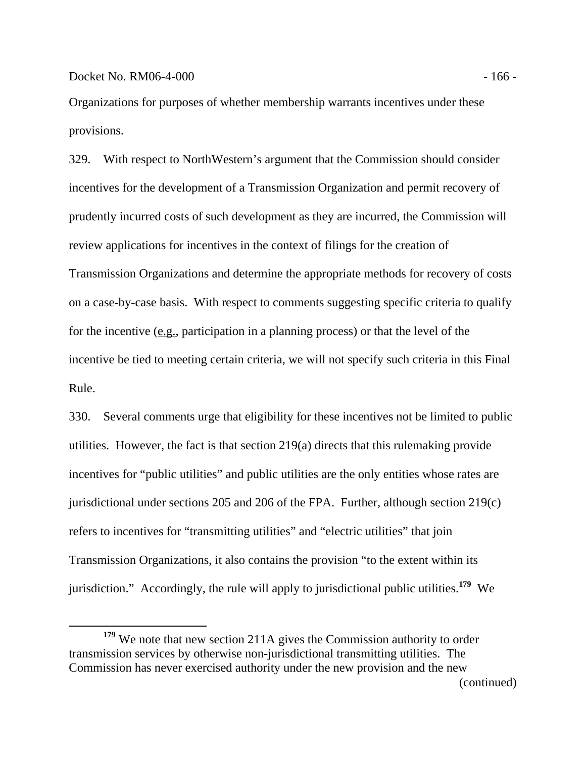Organizations for purposes of whether membership warrants incentives under these provisions.

329. With respect to NorthWestern's argument that the Commission should consider incentives for the development of a Transmission Organization and permit recovery of prudently incurred costs of such development as they are incurred, the Commission will review applications for incentives in the context of filings for the creation of Transmission Organizations and determine the appropriate methods for recovery of costs on a case-by-case basis. With respect to comments suggesting specific criteria to qualify for the incentive (e.g., participation in a planning process) or that the level of the incentive be tied to meeting certain criteria, we will not specify such criteria in this Final Rule.

330. Several comments urge that eligibility for these incentives not be limited to public utilities. However, the fact is that section 219(a) directs that this rulemaking provide incentives for "public utilities" and public utilities are the only entities whose rates are jurisdictional under sections 205 and 206 of the FPA. Further, although section 219(c) refers to incentives for "transmitting utilities" and "electric utilities" that join Transmission Organizations, it also contains the provision "to the extent within its jurisdiction." Accordingly, the rule will apply to jurisdictional public utilities.[179] We

---

[179] We note that new section 211A gives the Commission authority to order transmission services by otherwise non-jurisdictional transmitting utilities. The Commission has never exercised authority under the new provision and the new (continued)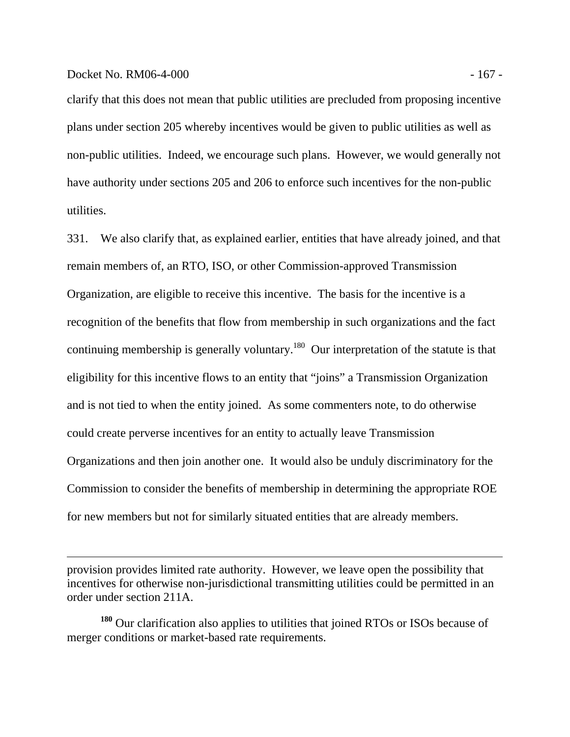clarify that this does not mean that public utilities are precluded from proposing incentive plans under section 205 whereby incentives would be given to public utilities as well as non-public utilities. Indeed, we encourage such plans. However, we would generally not have authority under sections 205 and 206 to enforce such incentives for the non-public utilities.

331. We also clarify that, as explained earlier, entities that have already joined, and that remain members of, an RTO, ISO, or other Commission-approved Transmission Organization, are eligible to receive this incentive. The basis for the incentive is a recognition of the benefits that flow from membership in such organizations and the fact continuing membership is generally voluntary.[180] Our interpretation of the statute is that eligibility for this incentive flows to an entity that "joins" a Transmission Organization and is not tied to when the entity joined. As some commenters note, to do otherwise could create perverse incentives for an entity to actually leave Transmission Organizations and then join another one. It would also be unduly discriminatory for the Commission to consider the benefits of membership in determining the appropriate ROE for new members but not for similarly situated entities that are already members.

---

provision provides limited rate authority. However, we leave open the possibility that incentives for otherwise non-jurisdictional transmitting utilities could be permitted in an order under section 211A.

[180] Our clarification also applies to utilities that joined RTOs or ISOs because of merger conditions or market-based rate requirements.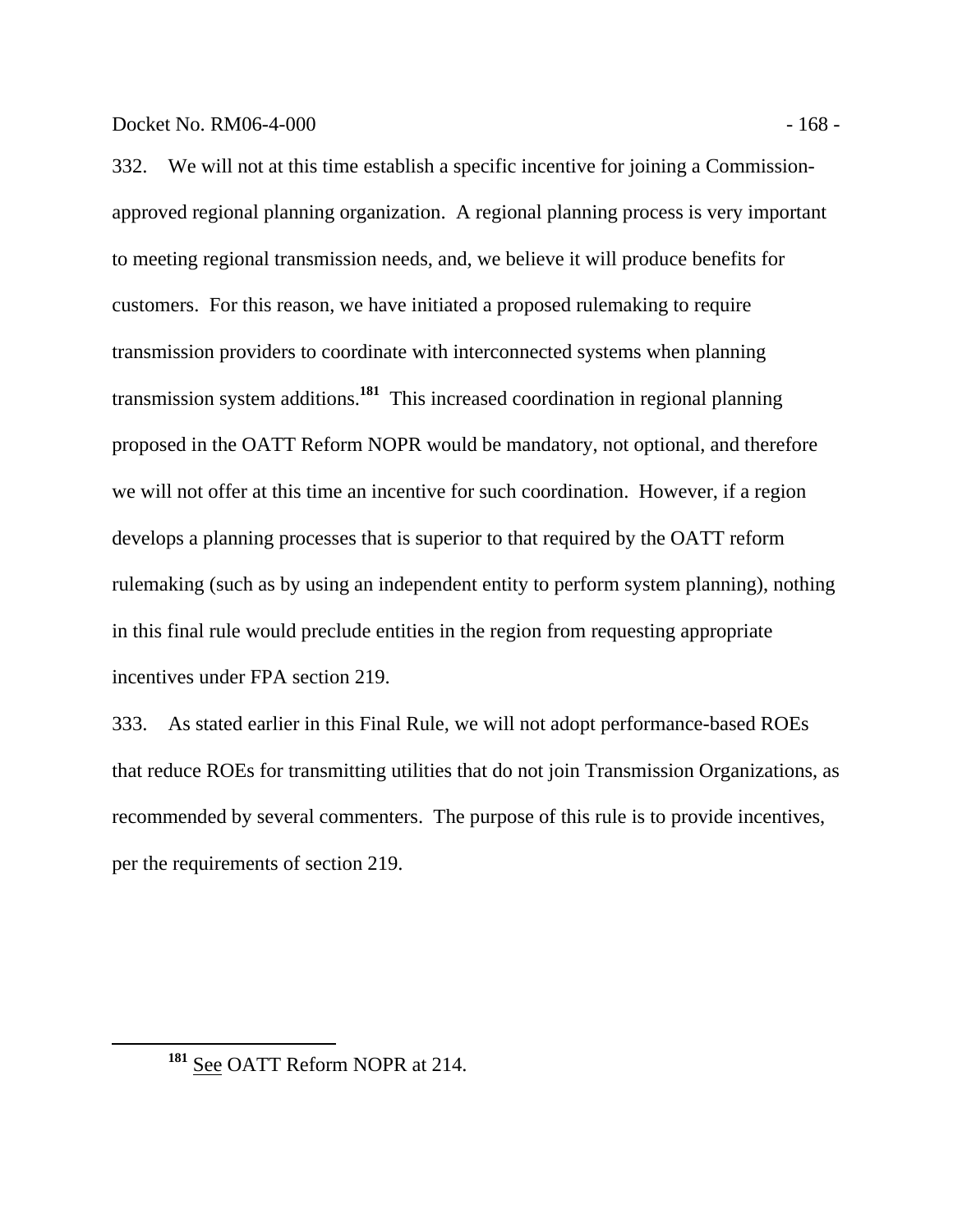332. We will not at this time establish a specific incentive for joining a Commission-approved regional planning organization. A regional planning process is very important to meeting regional transmission needs, and, we believe it will produce benefits for customers. For this reason, we have initiated a proposed rulemaking to require transmission providers to coordinate with interconnected systems when planning transmission system additions.[181] This increased coordination in regional planning proposed in the OATT Reform NOPR would be mandatory, not optional, and therefore we will not offer at this time an incentive for such coordination. However, if a region develops a planning processes that is superior to that required by the OATT reform rulemaking (such as by using an independent entity to perform system planning), nothing in this final rule would preclude entities in the region from requesting appropriate incentives under FPA section 219.

333. As stated earlier in this Final Rule, we will not adopt performance-based ROEs that reduce ROEs for transmitting utilities that do not join Transmission Organizations, as recommended by several commenters. The purpose of this rule is to provide incentives, per the requirements of section 219.

---

[181] See OATT Reform NOPR at 214.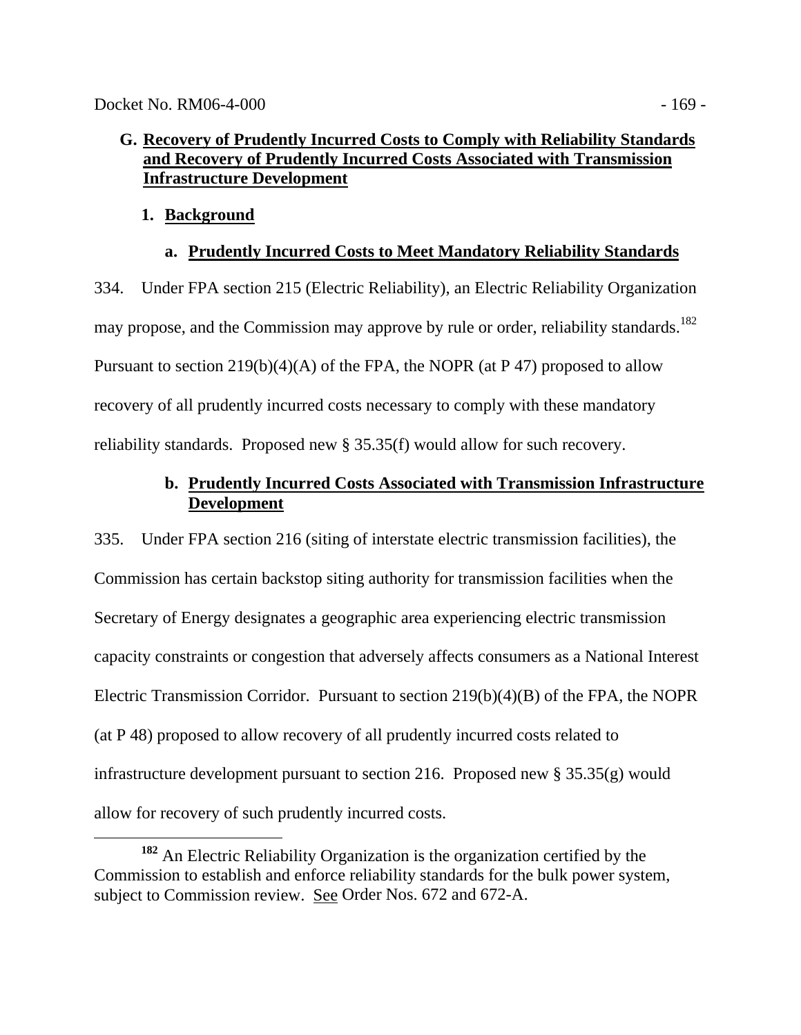## G. Recovery of Prudently Incurred Costs to Comply with Reliability Standards and Recovery of Prudently Incurred Costs Associated with Transmission Infrastructure Development

### 1. Background

#### a. Prudently Incurred Costs to Meet Mandatory Reliability Standards

334. Under FPA section 215 (Electric Reliability), an Electric Reliability Organization may propose, and the Commission may approve by rule or order, reliability standards.[182] Pursuant to section 219(b)(4)(A) of the FPA, the NOPR (at P 47) proposed to allow recovery of all prudently incurred costs necessary to comply with these mandatory reliability standards. Proposed new § 35.35(f) would allow for such recovery.

#### b. Prudently Incurred Costs Associated with Transmission Infrastructure Development

335. Under FPA section 216 (siting of interstate electric transmission facilities), the Commission has certain backstop siting authority for transmission facilities when the Secretary of Energy designates a geographic area experiencing electric transmission capacity constraints or congestion that adversely affects consumers as a National Interest Electric Transmission Corridor. Pursuant to section 219(b)(4)(B) of the FPA, the NOPR (at P 48) proposed to allow recovery of all prudently incurred costs related to infrastructure development pursuant to section 216. Proposed new § 35.35(g) would allow for recovery of such prudently incurred costs.

[182] An Electric Reliability Organization is the organization certified by the Commission to establish and enforce reliability standards for the bulk power system, subject to Commission review. See Order Nos. 672 and 672-A.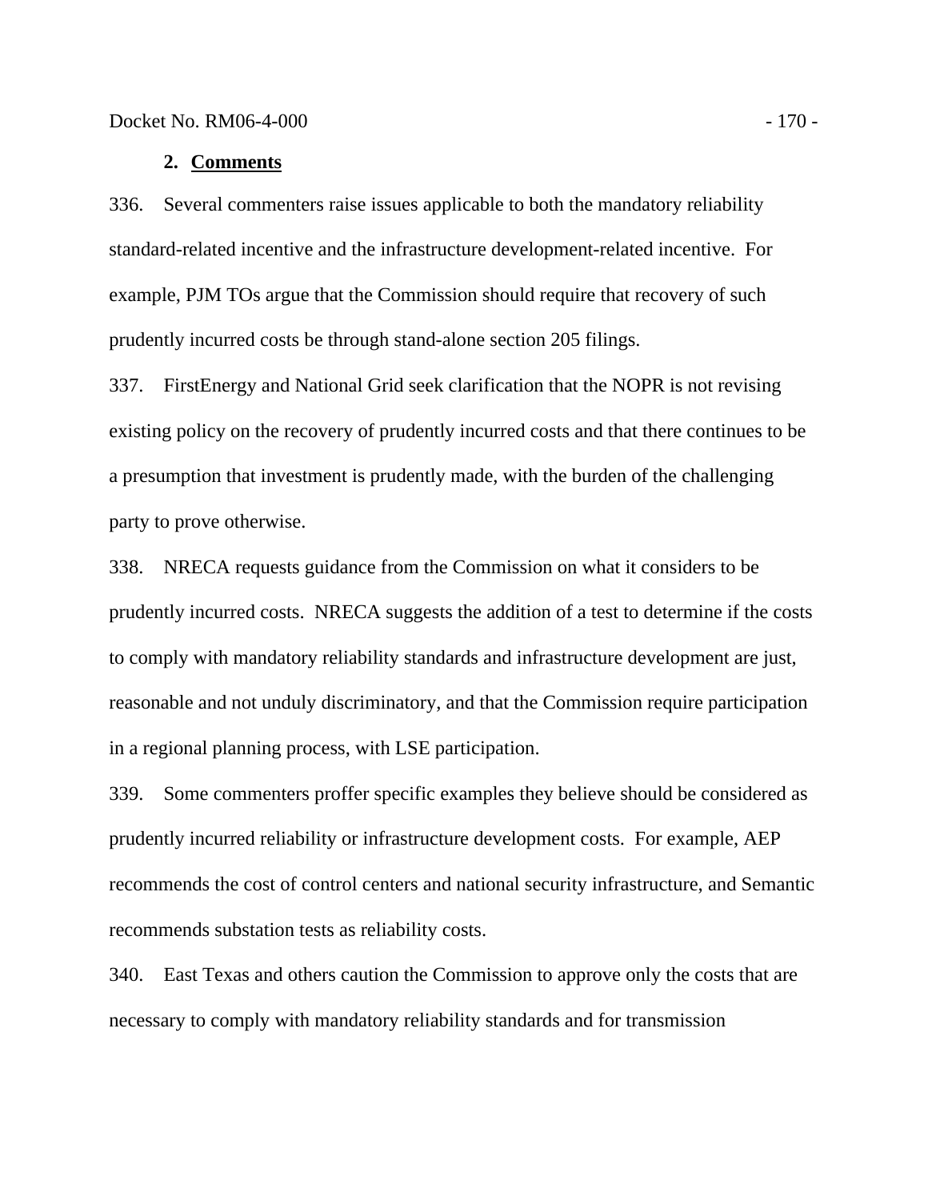### 2. Comments

336. Several commenters raise issues applicable to both the mandatory reliability standard-related incentive and the infrastructure development-related incentive. For example, PJM TOs argue that the Commission should require that recovery of such prudently incurred costs be through stand-alone section 205 filings.

337. FirstEnergy and National Grid seek clarification that the NOPR is not revising existing policy on the recovery of prudently incurred costs and that there continues to be a presumption that investment is prudently made, with the burden of the challenging party to prove otherwise.

338. NRECA requests guidance from the Commission on what it considers to be prudently incurred costs. NRECA suggests the addition of a test to determine if the costs to comply with mandatory reliability standards and infrastructure development are just, reasonable and not unduly discriminatory, and that the Commission require participation in a regional planning process, with LSE participation.

339. Some commenters proffer specific examples they believe should be considered as prudently incurred reliability or infrastructure development costs. For example, AEP recommends the cost of control centers and national security infrastructure, and Semantic recommends substation tests as reliability costs.

340. East Texas and others caution the Commission to approve only the costs that are necessary to comply with mandatory reliability standards and for transmission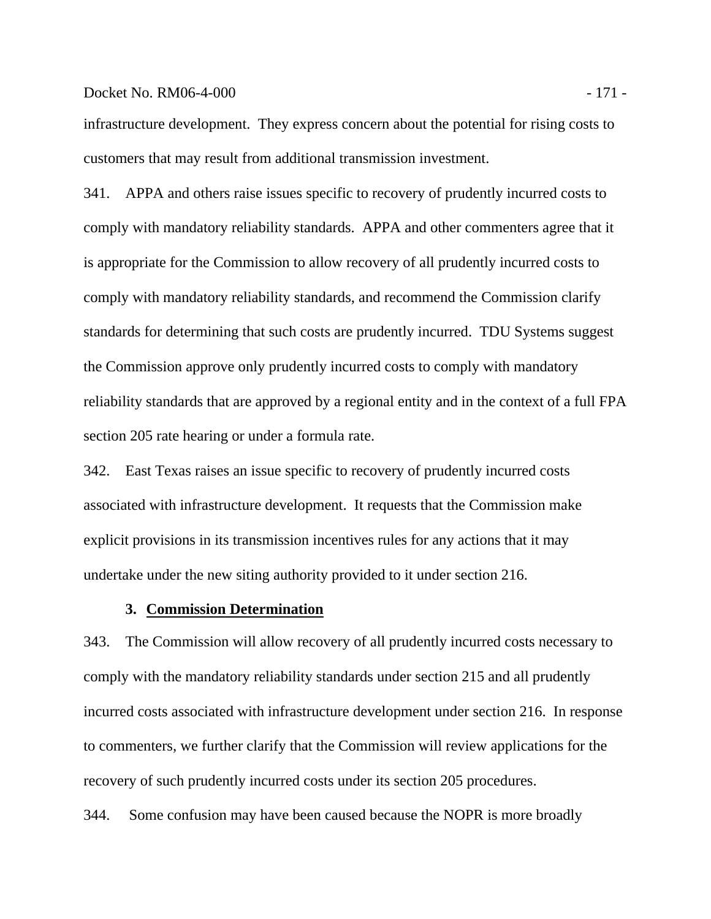infrastructure development. They express concern about the potential for rising costs to customers that may result from additional transmission investment.

341. APPA and others raise issues specific to recovery of prudently incurred costs to comply with mandatory reliability standards. APPA and other commenters agree that it is appropriate for the Commission to allow recovery of all prudently incurred costs to comply with mandatory reliability standards, and recommend the Commission clarify standards for determining that such costs are prudently incurred. TDU Systems suggest the Commission approve only prudently incurred costs to comply with mandatory reliability standards that are approved by a regional entity and in the context of a full FPA section 205 rate hearing or under a formula rate.

342. East Texas raises an issue specific to recovery of prudently incurred costs associated with infrastructure development. It requests that the Commission make explicit provisions in its transmission incentives rules for any actions that it may undertake under the new siting authority provided to it under section 216.

### 3. Commission Determination

343. The Commission will allow recovery of all prudently incurred costs necessary to comply with the mandatory reliability standards under section 215 and all prudently incurred costs associated with infrastructure development under section 216. In response to commenters, we further clarify that the Commission will review applications for the recovery of such prudently incurred costs under its section 205 procedures.

344. Some confusion may have been caused because the NOPR is more broadly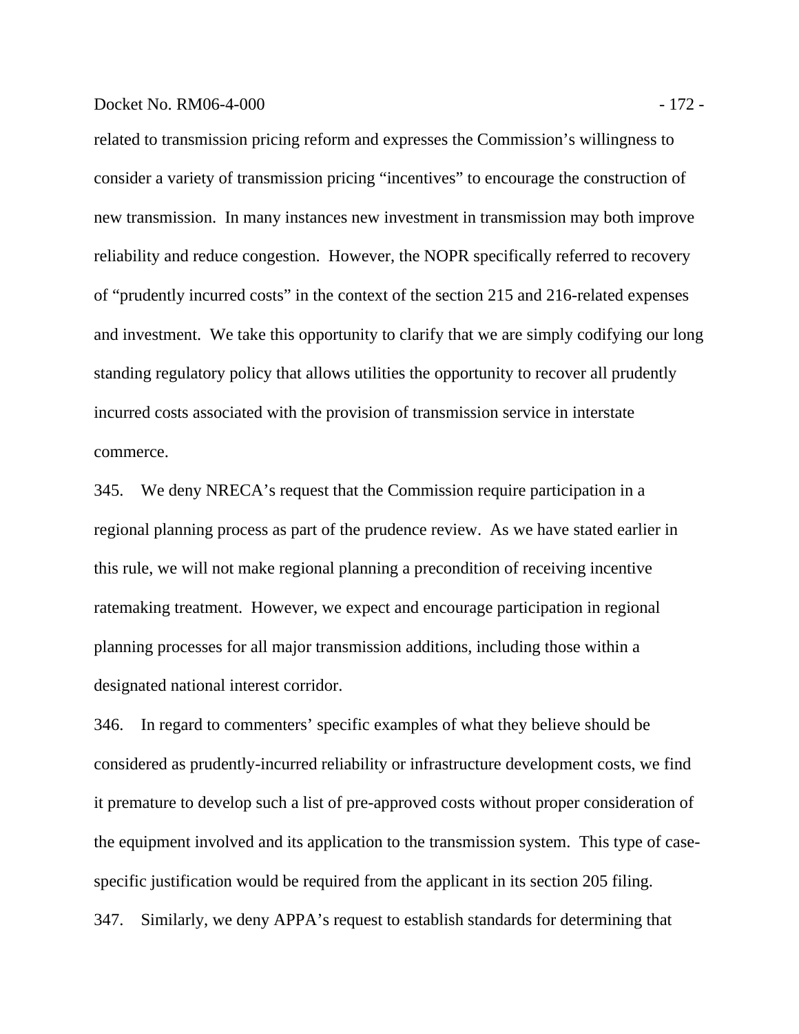related to transmission pricing reform and expresses the Commission's willingness to consider a variety of transmission pricing "incentives" to encourage the construction of new transmission. In many instances new investment in transmission may both improve reliability and reduce congestion. However, the NOPR specifically referred to recovery of "prudently incurred costs" in the context of the section 215 and 216-related expenses and investment. We take this opportunity to clarify that we are simply codifying our long standing regulatory policy that allows utilities the opportunity to recover all prudently incurred costs associated with the provision of transmission service in interstate commerce.

345. We deny NRECA's request that the Commission require participation in a regional planning process as part of the prudence review. As we have stated earlier in this rule, we will not make regional planning a precondition of receiving incentive ratemaking treatment. However, we expect and encourage participation in regional planning processes for all major transmission additions, including those within a designated national interest corridor.

346. In regard to commenters' specific examples of what they believe should be considered as prudently-incurred reliability or infrastructure development costs, we find it premature to develop such a list of pre-approved costs without proper consideration of the equipment involved and its application to the transmission system. This type of case-specific justification would be required from the applicant in its section 205 filing.

347. Similarly, we deny APPA's request to establish standards for determining that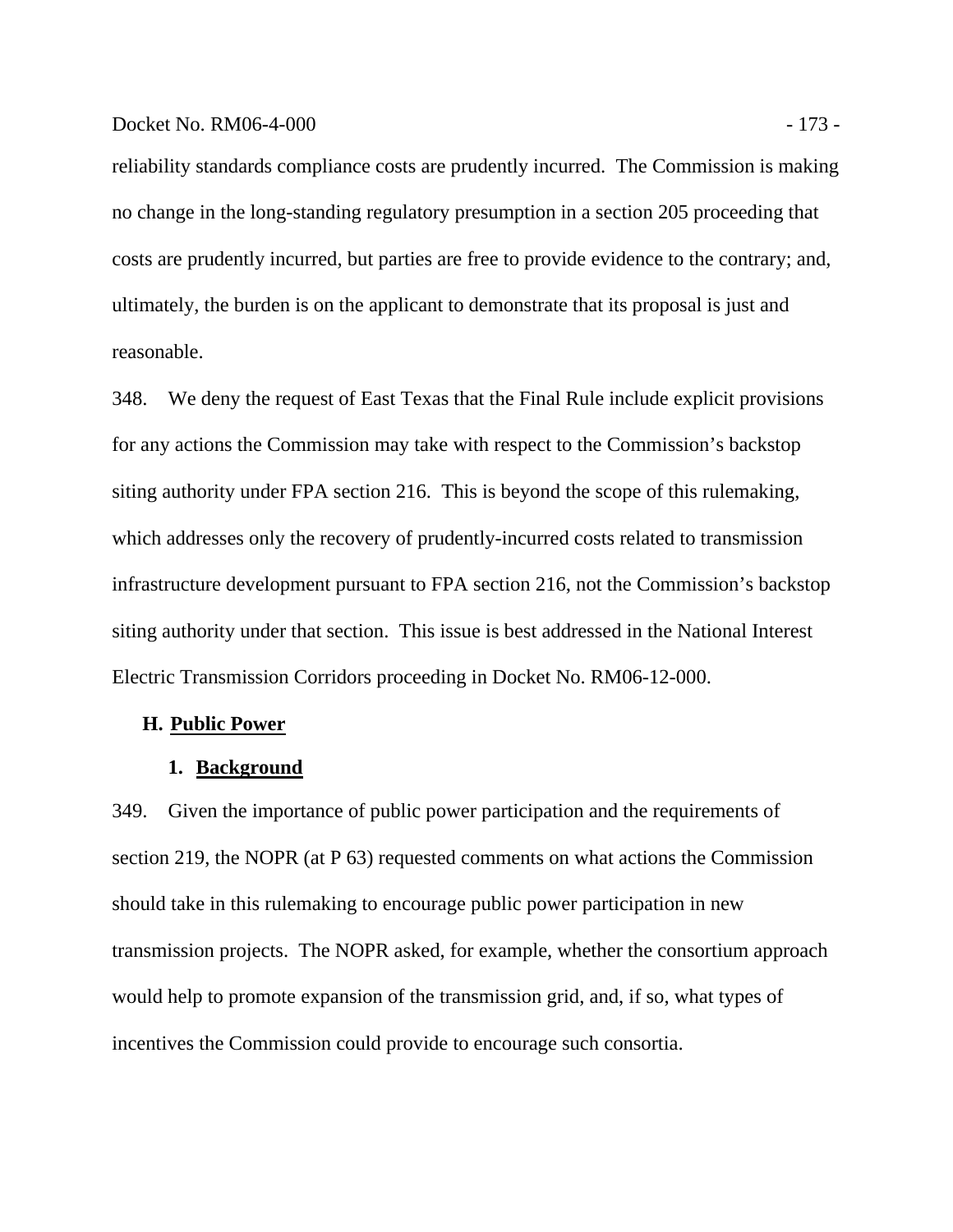reliability standards compliance costs are prudently incurred. The Commission is making no change in the long-standing regulatory presumption in a section 205 proceeding that costs are prudently incurred, but parties are free to provide evidence to the contrary; and, ultimately, the burden is on the applicant to demonstrate that its proposal is just and reasonable.

348. We deny the request of East Texas that the Final Rule include explicit provisions for any actions the Commission may take with respect to the Commission's backstop siting authority under FPA section 216. This is beyond the scope of this rulemaking, which addresses only the recovery of prudently-incurred costs related to transmission infrastructure development pursuant to FPA section 216, not the Commission's backstop siting authority under that section. This issue is best addressed in the National Interest Electric Transmission Corridors proceeding in Docket No. RM06-12-000.

## H. Public Power

### 1. Background

349. Given the importance of public power participation and the requirements of section 219, the NOPR (at P 63) requested comments on what actions the Commission should take in this rulemaking to encourage public power participation in new transmission projects. The NOPR asked, for example, whether the consortium approach would help to promote expansion of the transmission grid, and, if so, what types of incentives the Commission could provide to encourage such consortia.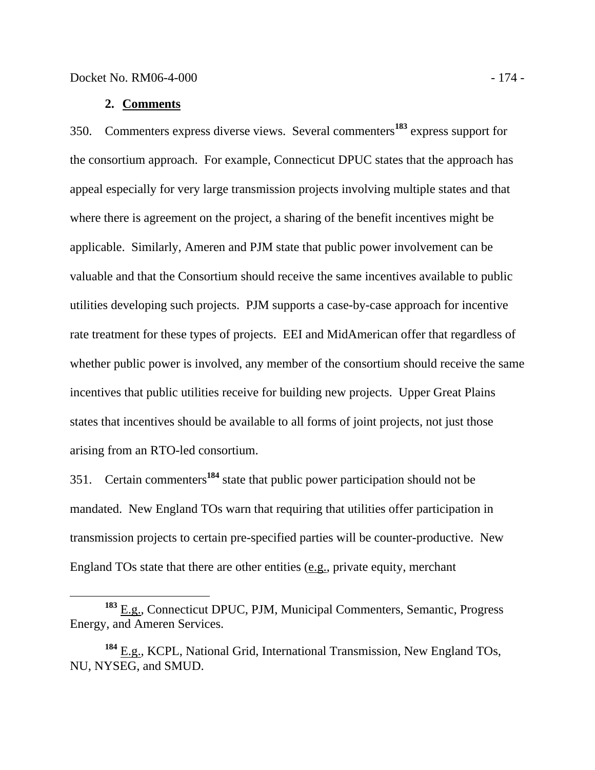### 2. Comments

350. Commenters express diverse views. Several commenters[183] express support for the consortium approach. For example, Connecticut DPUC states that the approach has appeal especially for very large transmission projects involving multiple states and that where there is agreement on the project, a sharing of the benefit incentives might be applicable. Similarly, Ameren and PJM state that public power involvement can be valuable and that the Consortium should receive the same incentives available to public utilities developing such projects. PJM supports a case-by-case approach for incentive rate treatment for these types of projects. EEI and MidAmerican offer that regardless of whether public power is involved, any member of the consortium should receive the same incentives that public utilities receive for building new projects. Upper Great Plains states that incentives should be available to all forms of joint projects, not just those arising from an RTO-led consortium.

351. Certain commenters[184] state that public power participation should not be mandated. New England TOs warn that requiring that utilities offer participation in transmission projects to certain pre-specified parties will be counter-productive. New England TOs state that there are other entities (e.g., private equity, merchant

---

[183] E.g., Connecticut DPUC, PJM, Municipal Commenters, Semantic, Progress Energy, and Ameren Services.

[184] E.g., KCPL, National Grid, International Transmission, New England TOs, NU, NYSEG, and SMUD.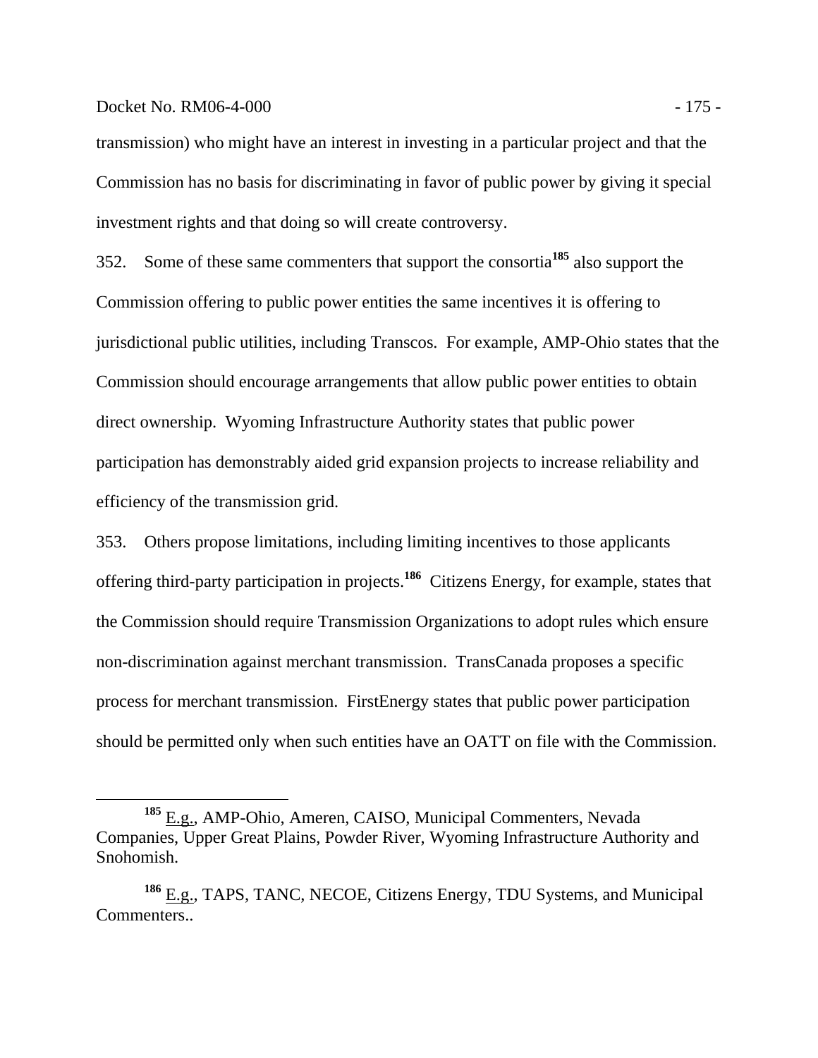transmission) who might have an interest in investing in a particular project and that the Commission has no basis for discriminating in favor of public power by giving it special investment rights and that doing so will create controversy.

352. Some of these same commenters that support the consortia[185] also support the Commission offering to public power entities the same incentives it is offering to jurisdictional public utilities, including Transcos. For example, AMP-Ohio states that the Commission should encourage arrangements that allow public power entities to obtain direct ownership. Wyoming Infrastructure Authority states that public power participation has demonstrably aided grid expansion projects to increase reliability and efficiency of the transmission grid.

353. Others propose limitations, including limiting incentives to those applicants offering third-party participation in projects.[186] Citizens Energy, for example, states that the Commission should require Transmission Organizations to adopt rules which ensure non-discrimination against merchant transmission. TransCanada proposes a specific process for merchant transmission. FirstEnergy states that public power participation should be permitted only when such entities have an OATT on file with the Commission.

---

[185] E.g., AMP-Ohio, Ameren, CAISO, Municipal Commenters, Nevada Companies, Upper Great Plains, Powder River, Wyoming Infrastructure Authority and Snohomish.

[186] E.g., TAPS, TANC, NECOE, Citizens Energy, TDU Systems, and Municipal Commenters..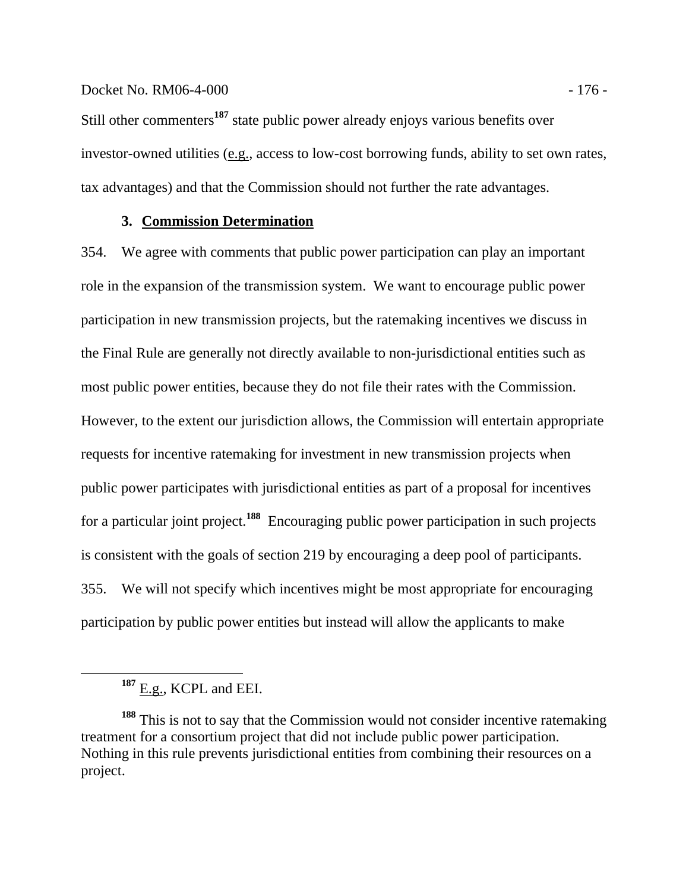Still other commenters[187] state public power already enjoys various benefits over investor-owned utilities (e.g., access to low-cost borrowing funds, ability to set own rates, tax advantages) and that the Commission should not further the rate advantages.

### 3. **Commission Determination**

354. We agree with comments that public power participation can play an important role in the expansion of the transmission system. We want to encourage public power participation in new transmission projects, but the ratemaking incentives we discuss in the Final Rule are generally not directly available to non-jurisdictional entities such as most public power entities, because they do not file their rates with the Commission. However, to the extent our jurisdiction allows, the Commission will entertain appropriate requests for incentive ratemaking for investment in new transmission projects when public power participates with jurisdictional entities as part of a proposal for incentives for a particular joint project.[188] Encouraging public power participation in such projects is consistent with the goals of section 219 by encouraging a deep pool of participants.

355. We will not specify which incentives might be most appropriate for encouraging participation by public power entities but instead will allow the applicants to make

---

[187] E.g., KCPL and EEI.

[188] This is not to say that the Commission would not consider incentive ratemaking treatment for a consortium project that did not include public power participation. Nothing in this rule prevents jurisdictional entities from combining their resources on a project.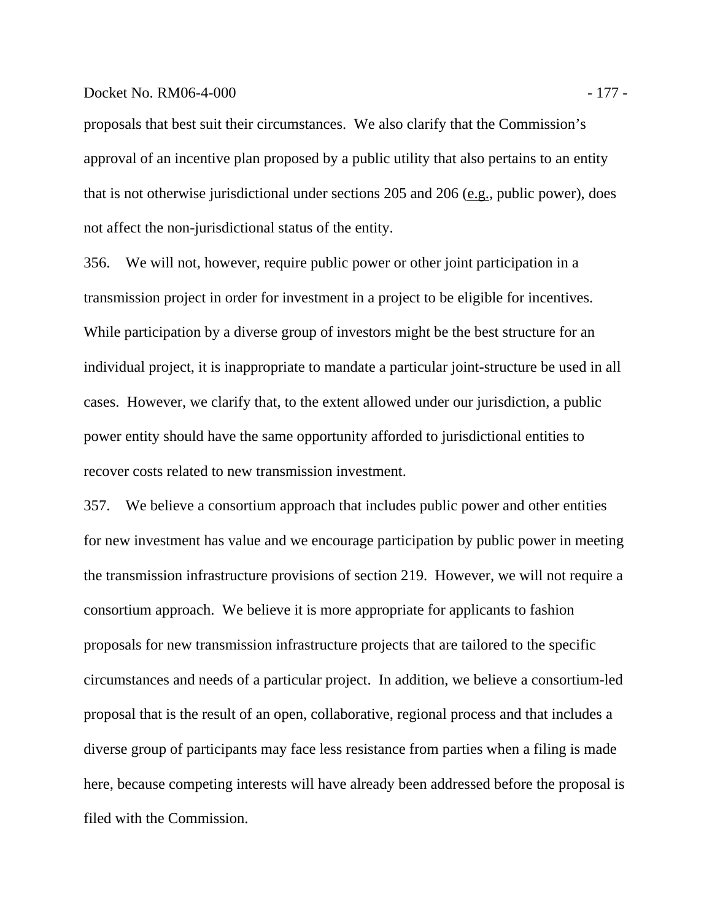proposals that best suit their circumstances. We also clarify that the Commission's approval of an incentive plan proposed by a public utility that also pertains to an entity that is not otherwise jurisdictional under sections 205 and 206 (e.g., public power), does not affect the non-jurisdictional status of the entity.

356. We will not, however, require public power or other joint participation in a transmission project in order for investment in a project to be eligible for incentives. While participation by a diverse group of investors might be the best structure for an individual project, it is inappropriate to mandate a particular joint-structure be used in all cases. However, we clarify that, to the extent allowed under our jurisdiction, a public power entity should have the same opportunity afforded to jurisdictional entities to recover costs related to new transmission investment.

357. We believe a consortium approach that includes public power and other entities for new investment has value and we encourage participation by public power in meeting the transmission infrastructure provisions of section 219. However, we will not require a consortium approach. We believe it is more appropriate for applicants to fashion proposals for new transmission infrastructure projects that are tailored to the specific circumstances and needs of a particular project. In addition, we believe a consortium-led proposal that is the result of an open, collaborative, regional process and that includes a diverse group of participants may face less resistance from parties when a filing is made here, because competing interests will have already been addressed before the proposal is filed with the Commission.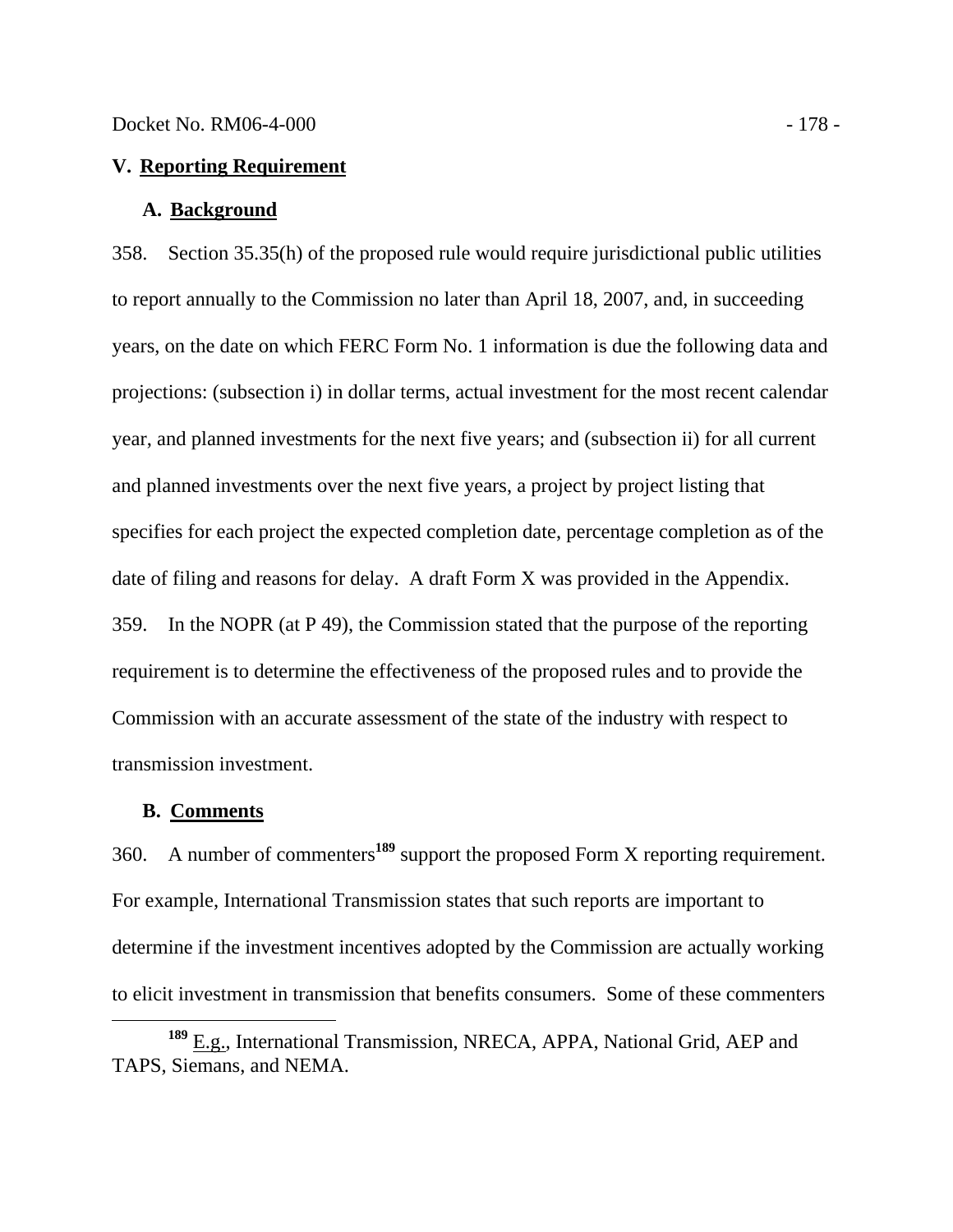## V. Reporting Requirement

### A. Background

358. Section 35.35(h) of the proposed rule would require jurisdictional public utilities to report annually to the Commission no later than April 18, 2007, and, in succeeding years, on the date on which FERC Form No. 1 information is due the following data and projections: (subsection i) in dollar terms, actual investment for the most recent calendar year, and planned investments for the next five years; and (subsection ii) for all current and planned investments over the next five years, a project by project listing that specifies for each project the expected completion date, percentage completion as of the date of filing and reasons for delay. A draft Form X was provided in the Appendix.

359. In the NOPR (at P 49), the Commission stated that the purpose of the reporting requirement is to determine the effectiveness of the proposed rules and to provide the Commission with an accurate assessment of the state of the industry with respect to transmission investment.

### B. Comments

360. A number of commenters[189] support the proposed Form X reporting requirement. For example, International Transmission states that such reports are important to determine if the investment incentives adopted by the Commission are actually working to elicit investment in transmission that benefits consumers. Some of these commenters

[189] E.g., International Transmission, NRECA, APPA, National Grid, AEP and TAPS, Siemans, and NEMA.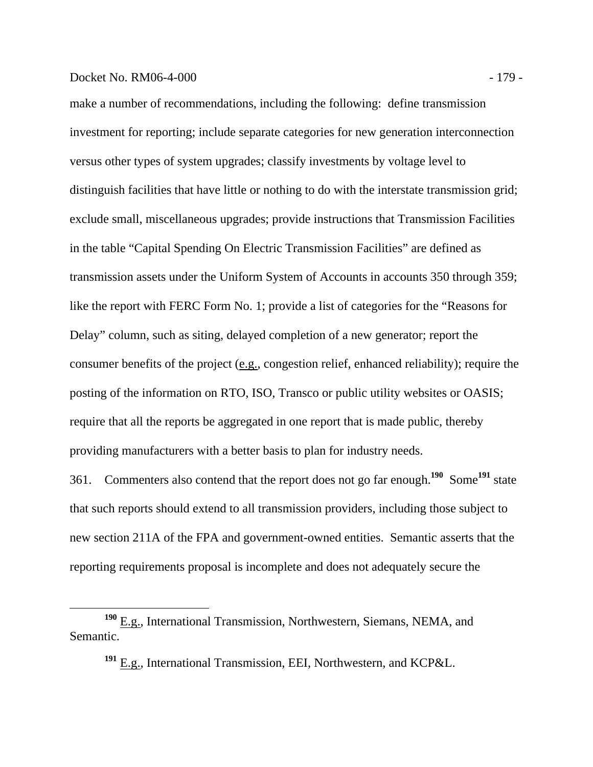make a number of recommendations, including the following: define transmission investment for reporting; include separate categories for new generation interconnection versus other types of system upgrades; classify investments by voltage level to distinguish facilities that have little or nothing to do with the interstate transmission grid; exclude small, miscellaneous upgrades; provide instructions that Transmission Facilities in the table "Capital Spending On Electric Transmission Facilities" are defined as transmission assets under the Uniform System of Accounts in accounts 350 through 359; like the report with FERC Form No. 1; provide a list of categories for the "Reasons for Delay" column, such as siting, delayed completion of a new generator; report the consumer benefits of the project (e.g., congestion relief, enhanced reliability); require the posting of the information on RTO, ISO, Transco or public utility websites or OASIS; require that all the reports be aggregated in one report that is made public, thereby providing manufacturers with a better basis to plan for industry needs.

361. Commenters also contend that the report does not go far enough.[190] Some[191] state that such reports should extend to all transmission providers, including those subject to new section 211A of the FPA and government-owned entities. Semantic asserts that the reporting requirements proposal is incomplete and does not adequately secure the

[190] E.g., International Transmission, Northwestern, Siemans, NEMA, and Semantic.

[191] E.g., International Transmission, EEI, Northwestern, and KCP&L.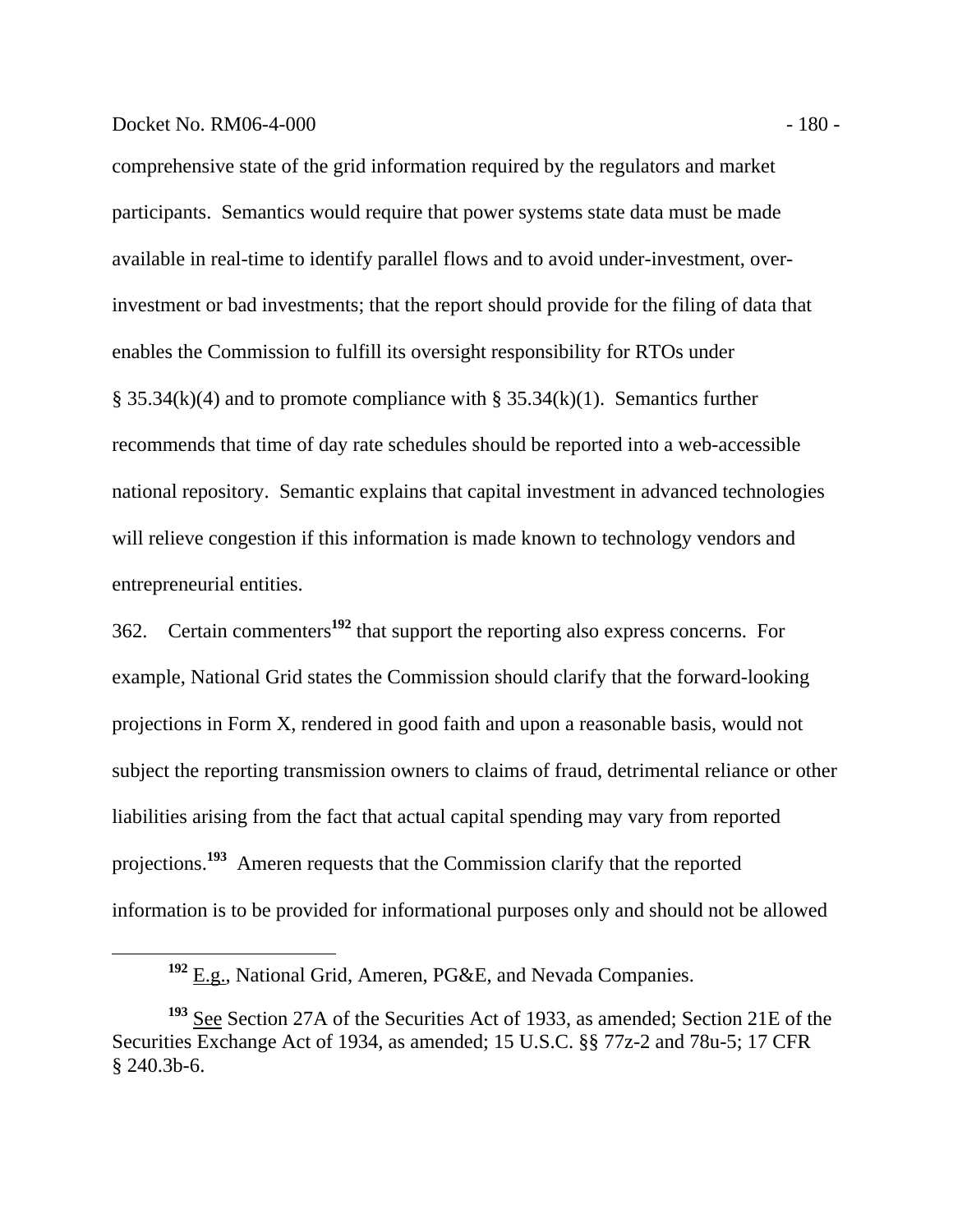comprehensive state of the grid information required by the regulators and market participants. Semantics would require that power systems state data must be made available in real-time to identify parallel flows and to avoid under-investment, over-investment or bad investments; that the report should provide for the filing of data that enables the Commission to fulfill its oversight responsibility for RTOs under § 35.34(k)(4) and to promote compliance with § 35.34(k)(1). Semantics further recommends that time of day rate schedules should be reported into a web-accessible national repository. Semantic explains that capital investment in advanced technologies will relieve congestion if this information is made known to technology vendors and entrepreneurial entities.

362. Certain commenters[192] that support the reporting also express concerns. For example, National Grid states the Commission should clarify that the forward-looking projections in Form X, rendered in good faith and upon a reasonable basis, would not subject the reporting transmission owners to claims of fraud, detrimental reliance or other liabilities arising from the fact that actual capital spending may vary from reported projections.[193] Ameren requests that the Commission clarify that the reported information is to be provided for informational purposes only and should not be allowed

---

[192] E.g., National Grid, Ameren, PG&E, and Nevada Companies.

[193] See Section 27A of the Securities Act of 1933, as amended; Section 21E of the Securities Exchange Act of 1934, as amended; 15 U.S.C. §§ 77z-2 and 78u-5; 17 CFR § 240.3b-6.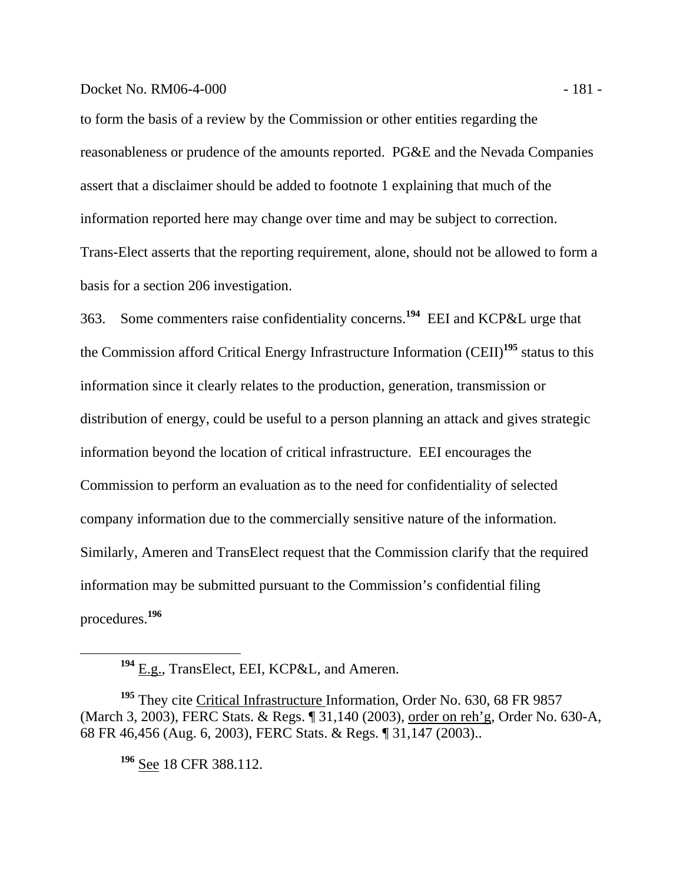to form the basis of a review by the Commission or other entities regarding the reasonableness or prudence of the amounts reported. PG&E and the Nevada Companies assert that a disclaimer should be added to footnote 1 explaining that much of the information reported here may change over time and may be subject to correction. Trans-Elect asserts that the reporting requirement, alone, should not be allowed to form a basis for a section 206 investigation.

363. Some commenters raise confidentiality concerns.[194] EEI and KCP&L urge that the Commission afford Critical Energy Infrastructure Information (CEII)[195] status to this information since it clearly relates to the production, generation, transmission or distribution of energy, could be useful to a person planning an attack and gives strategic information beyond the location of critical infrastructure. EEI encourages the Commission to perform an evaluation as to the need for confidentiality of selected company information due to the commercially sensitive nature of the information. Similarly, Ameren and TransElect request that the Commission clarify that the required information may be submitted pursuant to the Commission's confidential filing procedures.[196]

---

[194] E.g., TransElect, EEI, KCP&L, and Ameren.

[195] They cite Critical Infrastructure Information, Order No. 630, 68 FR 9857 (March 3, 2003), FERC Stats. & Regs. ¶ 31,140 (2003), order on reh'g, Order No. 630-A, 68 FR 46,456 (Aug. 6, 2003), FERC Stats. & Regs. ¶ 31,147 (2003)..

[196] See 18 CFR 388.112.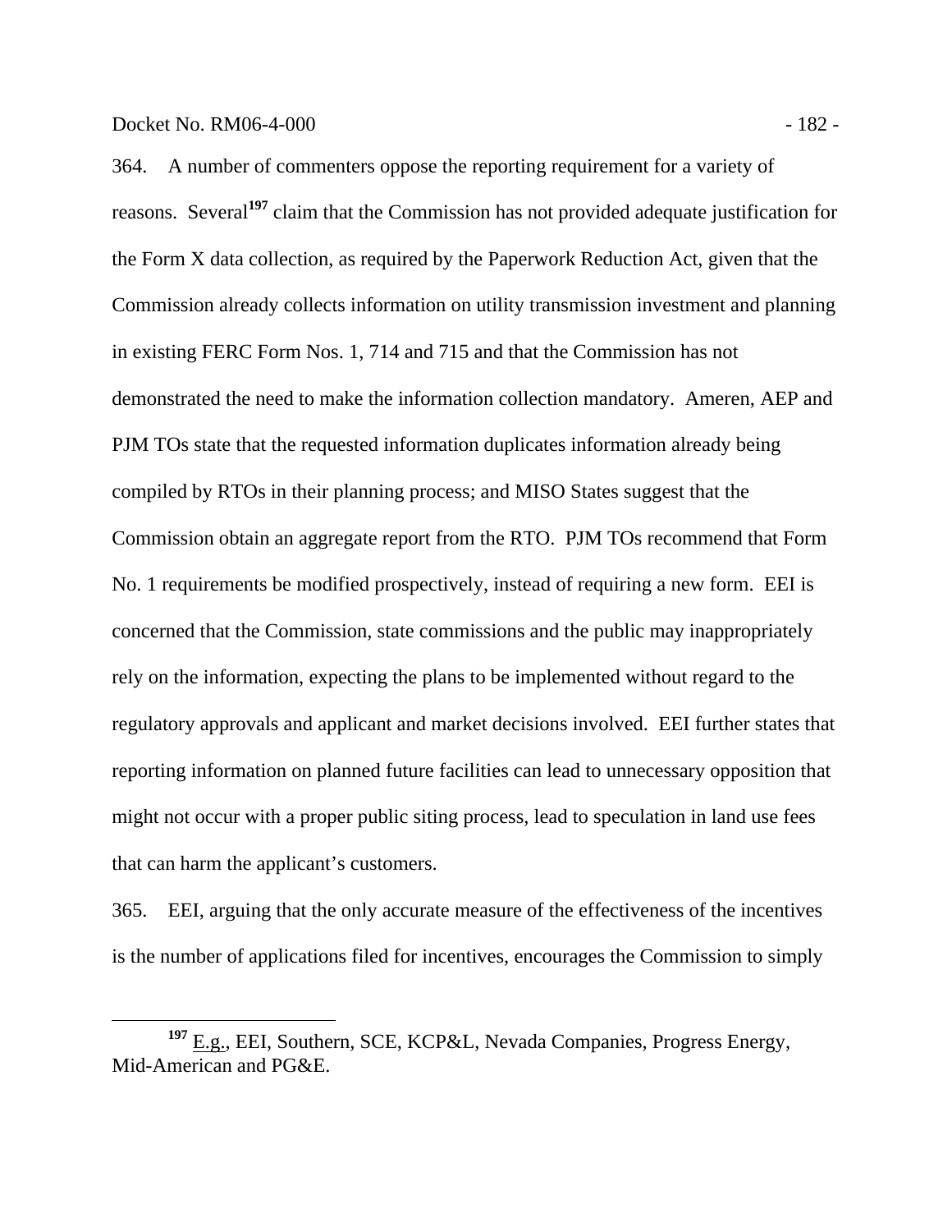364. A number of commenters oppose the reporting requirement for a variety of reasons. Several[197] claim that the Commission has not provided adequate justification for the Form X data collection, as required by the Paperwork Reduction Act, given that the Commission already collects information on utility transmission investment and planning in existing FERC Form Nos. 1, 714 and 715 and that the Commission has not demonstrated the need to make the information collection mandatory. Ameren, AEP and PJM TOs state that the requested information duplicates information already being compiled by RTOs in their planning process; and MISO States suggest that the Commission obtain an aggregate report from the RTO. PJM TOs recommend that Form No. 1 requirements be modified prospectively, instead of requiring a new form. EEI is concerned that the Commission, state commissions and the public may inappropriately rely on the information, expecting the plans to be implemented without regard to the regulatory approvals and applicant and market decisions involved. EEI further states that reporting information on planned future facilities can lead to unnecessary opposition that might not occur with a proper public siting process, lead to speculation in land use fees that can harm the applicant's customers.

365. EEI, arguing that the only accurate measure of the effectiveness of the incentives is the number of applications filed for incentives, encourages the Commission to simply

---

[197] E.g., EEI, Southern, SCE, KCP&L, Nevada Companies, Progress Energy, Mid-American and PG&E.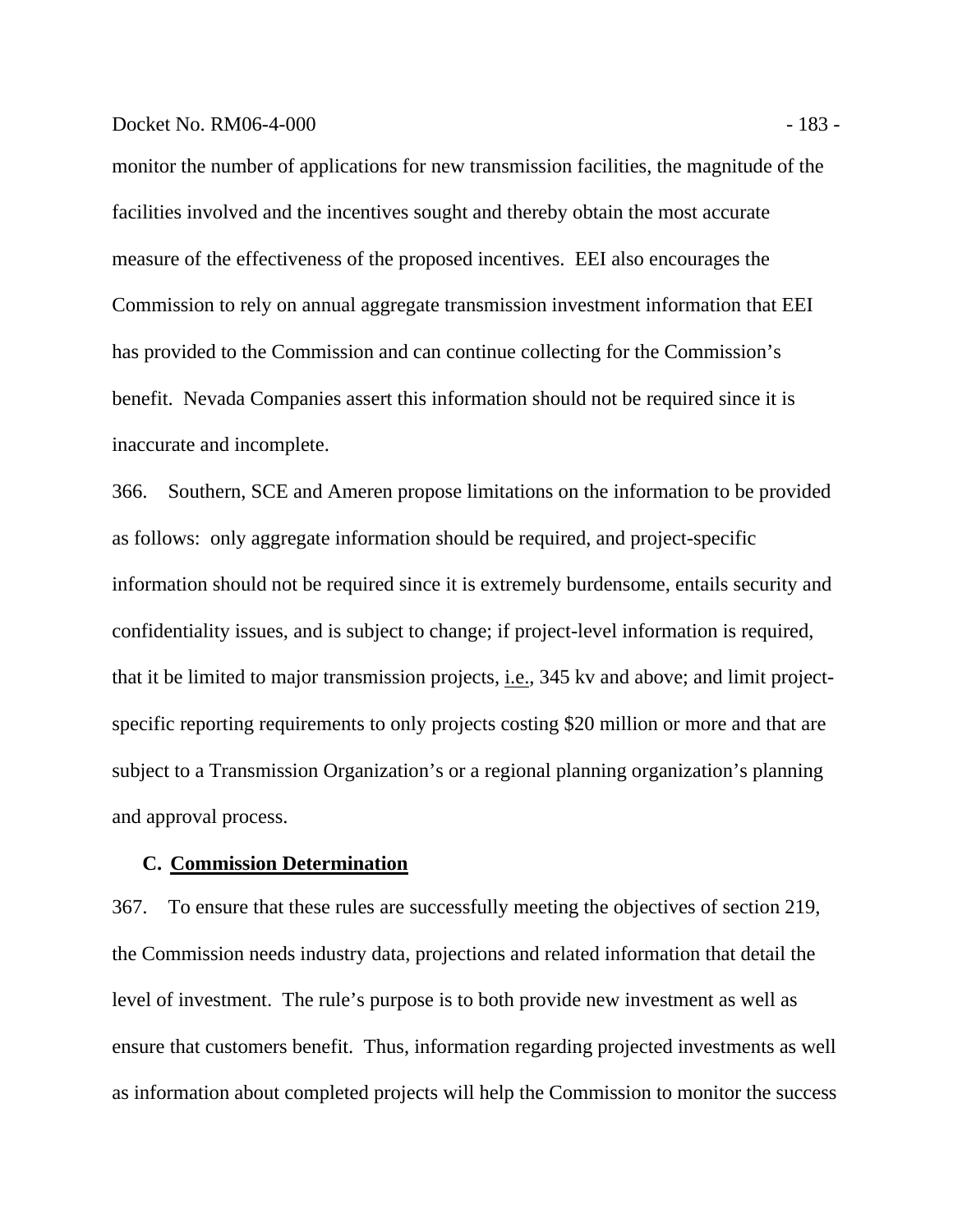monitor the number of applications for new transmission facilities, the magnitude of the facilities involved and the incentives sought and thereby obtain the most accurate measure of the effectiveness of the proposed incentives. EEI also encourages the Commission to rely on annual aggregate transmission investment information that EEI has provided to the Commission and can continue collecting for the Commission's benefit. Nevada Companies assert this information should not be required since it is inaccurate and incomplete.

366. Southern, SCE and Ameren propose limitations on the information to be provided as follows: only aggregate information should be required, and project-specific information should not be required since it is extremely burdensome, entails security and confidentiality issues, and is subject to change; if project-level information is required, that it be limited to major transmission projects, i.e., 345 kv and above; and limit project-specific reporting requirements to only projects costing $20 million or more and that are subject to a Transmission Organization's or a regional planning organization's planning and approval process.

### C. Commission Determination

367. To ensure that these rules are successfully meeting the objectives of section 219, the Commission needs industry data, projections and related information that detail the level of investment. The rule's purpose is to both provide new investment as well as ensure that customers benefit. Thus, information regarding projected investments as well as information about completed projects will help the Commission to monitor the success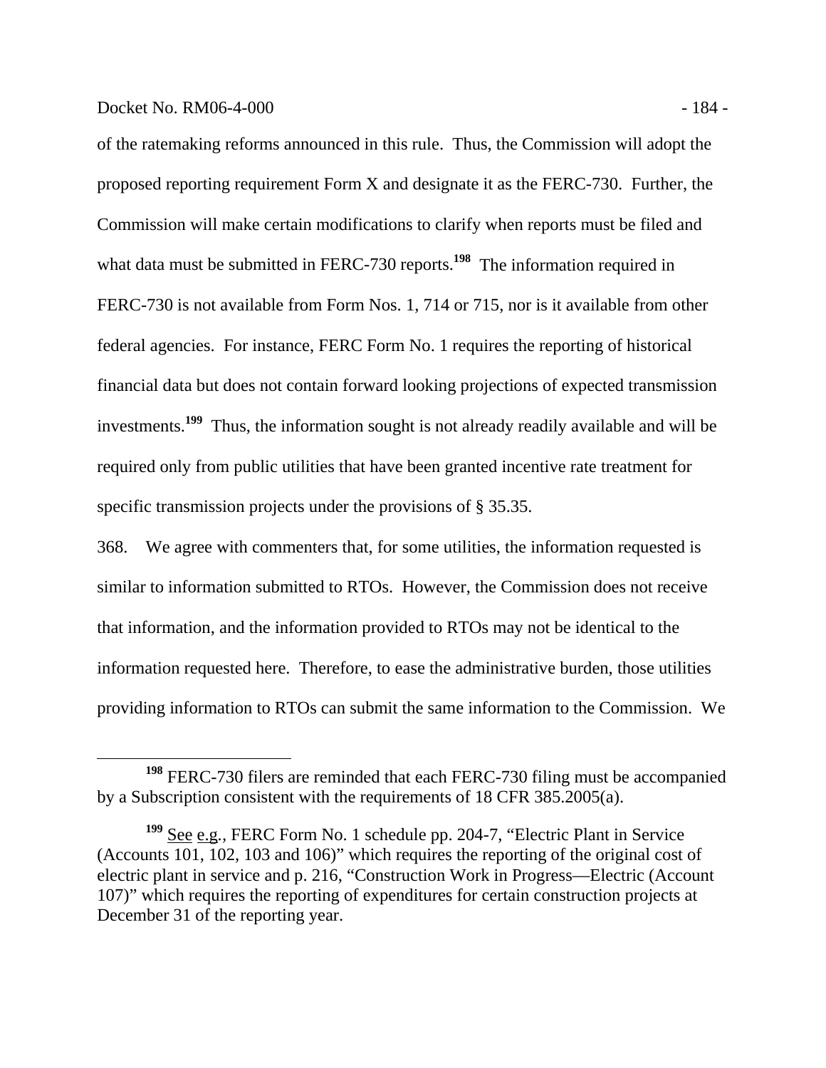of the ratemaking reforms announced in this rule. Thus, the Commission will adopt the proposed reporting requirement Form X and designate it as the FERC-730. Further, the Commission will make certain modifications to clarify when reports must be filed and what data must be submitted in FERC-730 reports.[198] The information required in FERC-730 is not available from Form Nos. 1, 714 or 715, nor is it available from other federal agencies. For instance, FERC Form No. 1 requires the reporting of historical financial data but does not contain forward looking projections of expected transmission investments.[199] Thus, the information sought is not already readily available and will be required only from public utilities that have been granted incentive rate treatment for specific transmission projects under the provisions of § 35.35.

368. We agree with commenters that, for some utilities, the information requested is similar to information submitted to RTOs. However, the Commission does not receive that information, and the information provided to RTOs may not be identical to the information requested here. Therefore, to ease the administrative burden, those utilities providing information to RTOs can submit the same information to the Commission. We

---

[198] FERC-730 filers are reminded that each FERC-730 filing must be accompanied by a Subscription consistent with the requirements of 18 CFR 385.2005(a).

[199] See e.g., FERC Form No. 1 schedule pp. 204-7, "Electric Plant in Service (Accounts 101, 102, 103 and 106)" which requires the reporting of the original cost of electric plant in service and p. 216, "Construction Work in Progress—Electric (Account 107)" which requires the reporting of expenditures for certain construction projects at December 31 of the reporting year.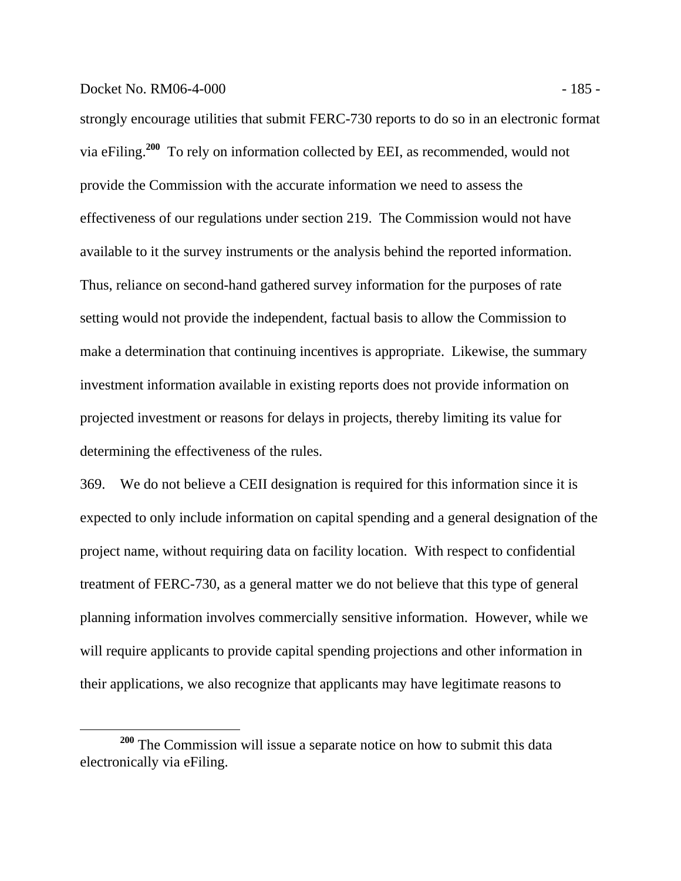strongly encourage utilities that submit FERC-730 reports to do so in an electronic format via eFiling.[200] To rely on information collected by EEI, as recommended, would not provide the Commission with the accurate information we need to assess the effectiveness of our regulations under section 219. The Commission would not have available to it the survey instruments or the analysis behind the reported information. Thus, reliance on second-hand gathered survey information for the purposes of rate setting would not provide the independent, factual basis to allow the Commission to make a determination that continuing incentives is appropriate. Likewise, the summary investment information available in existing reports does not provide information on projected investment or reasons for delays in projects, thereby limiting its value for determining the effectiveness of the rules.

369. We do not believe a CEII designation is required for this information since it is expected to only include information on capital spending and a general designation of the project name, without requiring data on facility location. With respect to confidential treatment of FERC-730, as a general matter we do not believe that this type of general planning information involves commercially sensitive information. However, while we will require applicants to provide capital spending projections and other information in their applications, we also recognize that applicants may have legitimate reasons to

[200] The Commission will issue a separate notice on how to submit this data electronically via eFiling.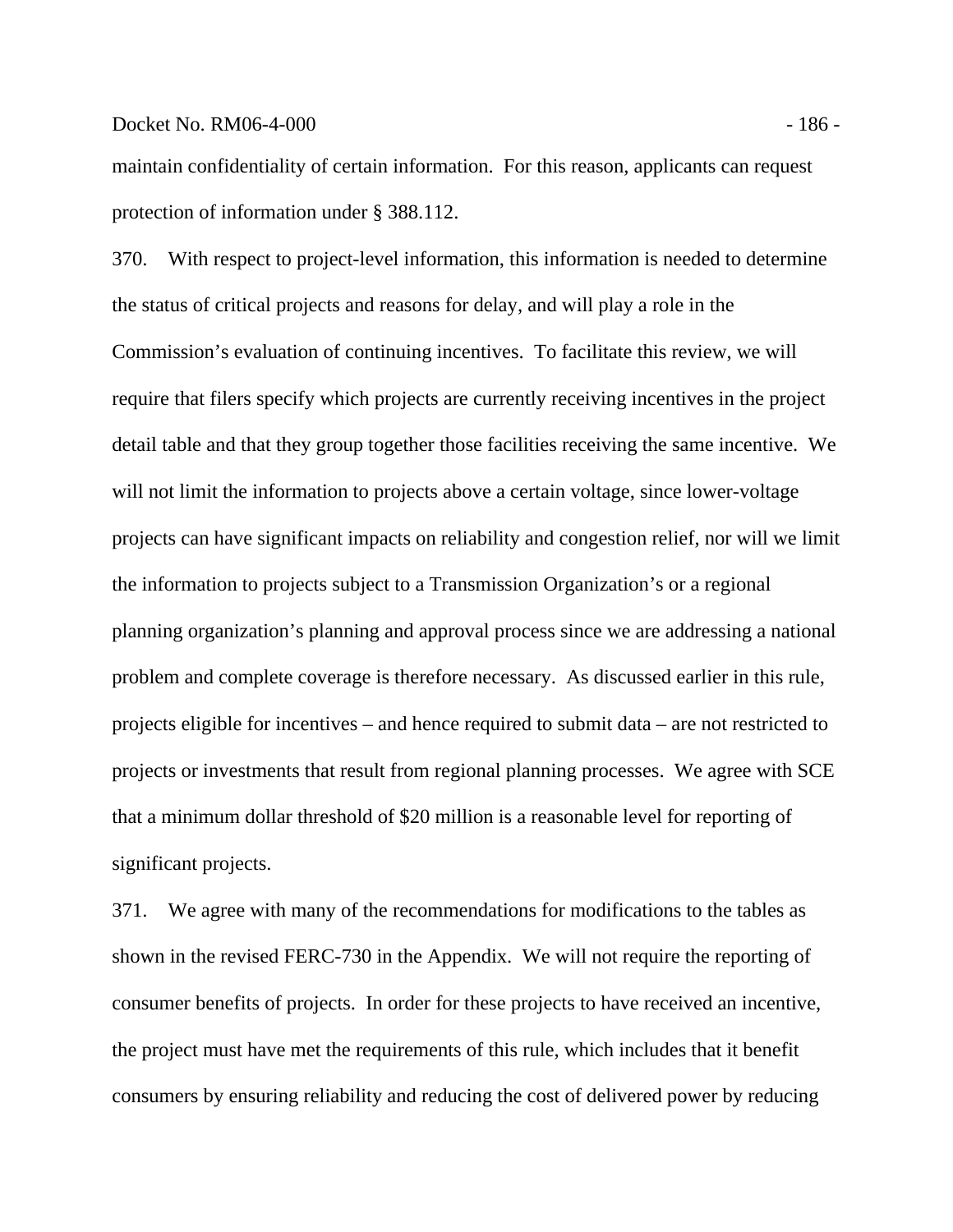maintain confidentiality of certain information. For this reason, applicants can request protection of information under § 388.112.

370. With respect to project-level information, this information is needed to determine the status of critical projects and reasons for delay, and will play a role in the Commission's evaluation of continuing incentives. To facilitate this review, we will require that filers specify which projects are currently receiving incentives in the project detail table and that they group together those facilities receiving the same incentive. We will not limit the information to projects above a certain voltage, since lower-voltage projects can have significant impacts on reliability and congestion relief, nor will we limit the information to projects subject to a Transmission Organization's or a regional planning organization's planning and approval process since we are addressing a national problem and complete coverage is therefore necessary. As discussed earlier in this rule, projects eligible for incentives – and hence required to submit data – are not restricted to projects or investments that result from regional planning processes. We agree with SCE that a minimum dollar threshold of $20 million is a reasonable level for reporting of significant projects.

371. We agree with many of the recommendations for modifications to the tables as shown in the revised FERC-730 in the Appendix. We will not require the reporting of consumer benefits of projects. In order for these projects to have received an incentive, the project must have met the requirements of this rule, which includes that it benefit consumers by ensuring reliability and reducing the cost of delivered power by reducing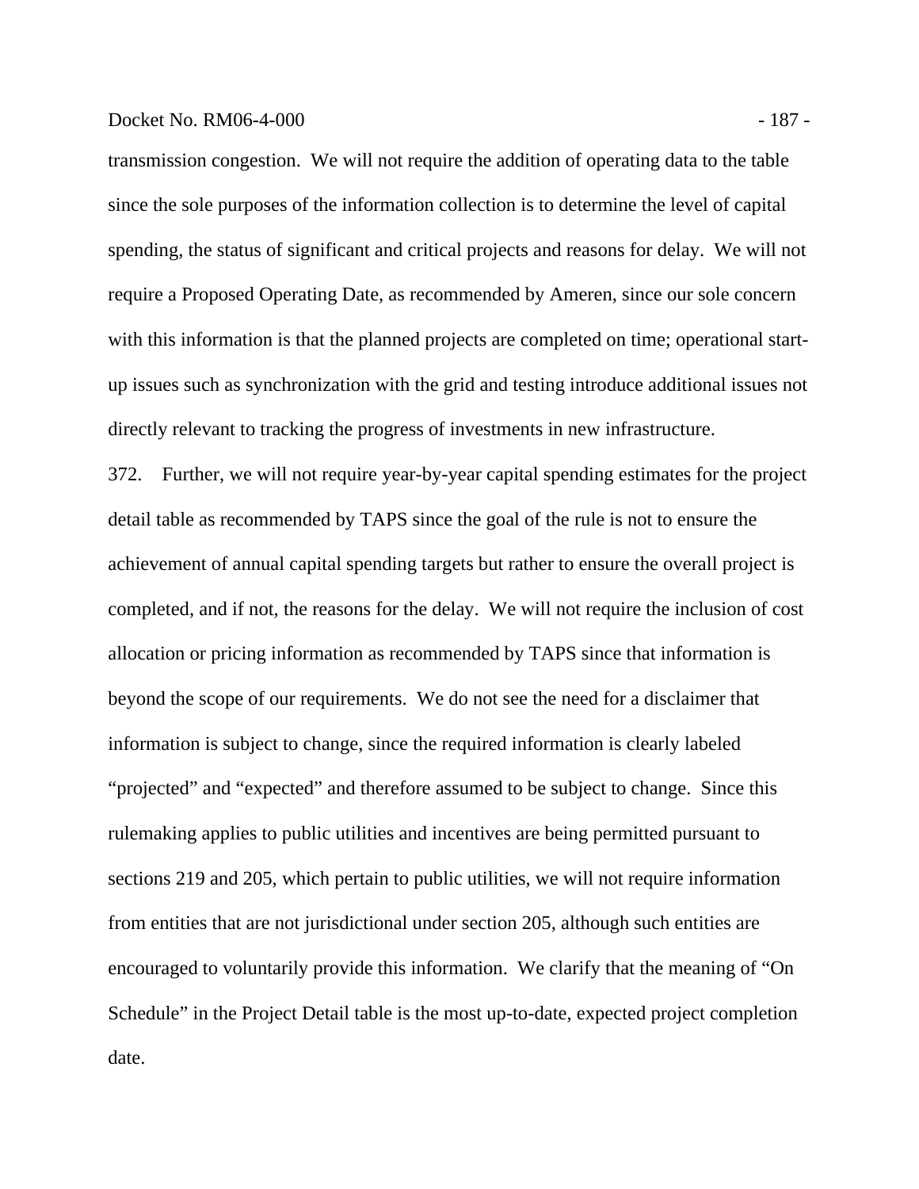transmission congestion. We will not require the addition of operating data to the table since the sole purposes of the information collection is to determine the level of capital spending, the status of significant and critical projects and reasons for delay. We will not require a Proposed Operating Date, as recommended by Ameren, since our sole concern with this information is that the planned projects are completed on time; operational start-up issues such as synchronization with the grid and testing introduce additional issues not directly relevant to tracking the progress of investments in new infrastructure.

372. Further, we will not require year-by-year capital spending estimates for the project detail table as recommended by TAPS since the goal of the rule is not to ensure the achievement of annual capital spending targets but rather to ensure the overall project is completed, and if not, the reasons for the delay. We will not require the inclusion of cost allocation or pricing information as recommended by TAPS since that information is beyond the scope of our requirements. We do not see the need for a disclaimer that information is subject to change, since the required information is clearly labeled "projected" and "expected" and therefore assumed to be subject to change. Since this rulemaking applies to public utilities and incentives are being permitted pursuant to sections 219 and 205, which pertain to public utilities, we will not require information from entities that are not jurisdictional under section 205, although such entities are encouraged to voluntarily provide this information. We clarify that the meaning of "On Schedule" in the Project Detail table is the most up-to-date, expected project completion date.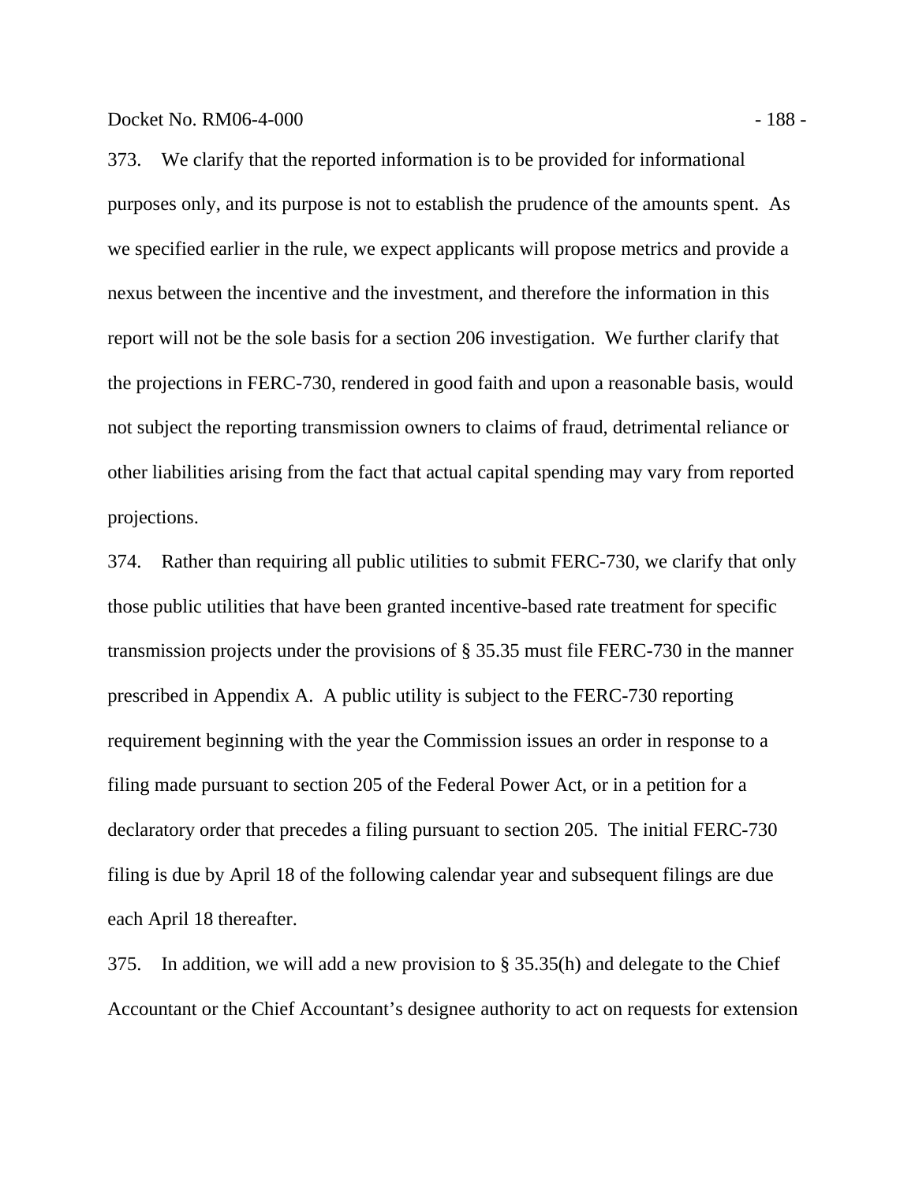373. We clarify that the reported information is to be provided for informational purposes only, and its purpose is not to establish the prudence of the amounts spent. As we specified earlier in the rule, we expect applicants will propose metrics and provide a nexus between the incentive and the investment, and therefore the information in this report will not be the sole basis for a section 206 investigation. We further clarify that the projections in FERC-730, rendered in good faith and upon a reasonable basis, would not subject the reporting transmission owners to claims of fraud, detrimental reliance or other liabilities arising from the fact that actual capital spending may vary from reported projections.

374. Rather than requiring all public utilities to submit FERC-730, we clarify that only those public utilities that have been granted incentive-based rate treatment for specific transmission projects under the provisions of § 35.35 must file FERC-730 in the manner prescribed in Appendix A. A public utility is subject to the FERC-730 reporting requirement beginning with the year the Commission issues an order in response to a filing made pursuant to section 205 of the Federal Power Act, or in a petition for a declaratory order that precedes a filing pursuant to section 205. The initial FERC-730 filing is due by April 18 of the following calendar year and subsequent filings are due each April 18 thereafter.

375. In addition, we will add a new provision to § 35.35(h) and delegate to the Chief Accountant or the Chief Accountant's designee authority to act on requests for extension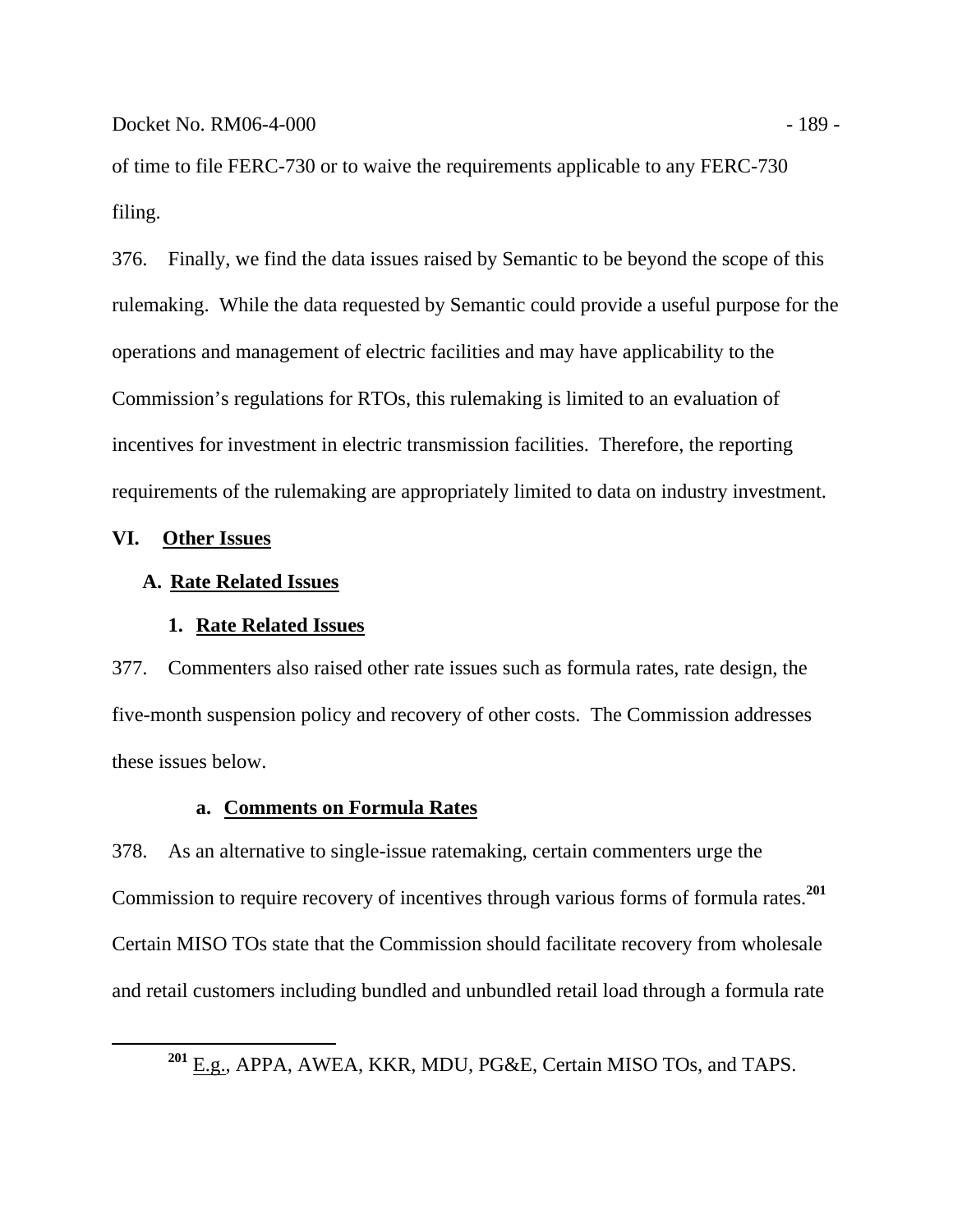of time to file FERC-730 or to waive the requirements applicable to any FERC-730 filing.

376. Finally, we find the data issues raised by Semantic to be beyond the scope of this rulemaking. While the data requested by Semantic could provide a useful purpose for the operations and management of electric facilities and may have applicability to the Commission's regulations for RTOs, this rulemaking is limited to an evaluation of incentives for investment in electric transmission facilities. Therefore, the reporting requirements of the rulemaking are appropriately limited to data on industry investment.

# VI. Other Issues

## A. Rate Related Issues

### 1. Rate Related Issues

377. Commenters also raised other rate issues such as formula rates, rate design, the five-month suspension policy and recovery of other costs. The Commission addresses these issues below.

#### a. Comments on Formula Rates

378. As an alternative to single-issue ratemaking, certain commenters urge the Commission to require recovery of incentives through various forms of formula rates.[201] Certain MISO TOs state that the Commission should facilitate recovery from wholesale and retail customers including bundled and unbundled retail load through a formula rate

---

[201] E.g., APPA, AWEA, KKR, MDU, PG&E, Certain MISO TOs, and TAPS.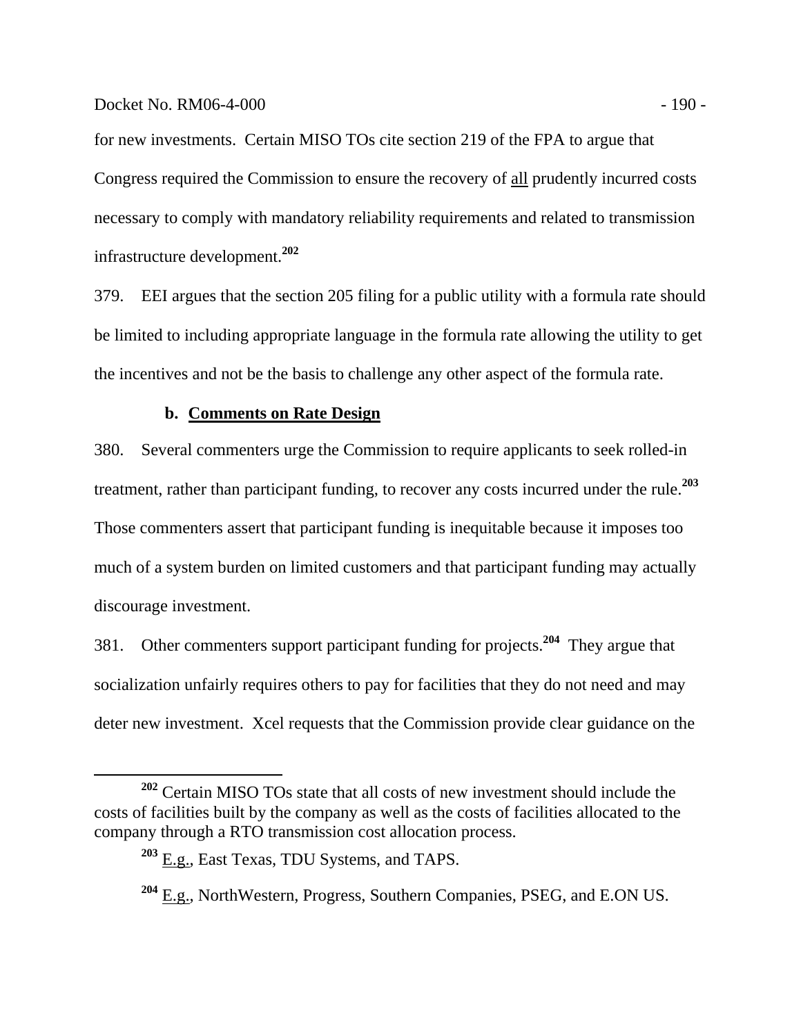for new investments. Certain MISO TOs cite section 219 of the FPA to argue that Congress required the Commission to ensure the recovery of all prudently incurred costs necessary to comply with mandatory reliability requirements and related to transmission infrastructure development.[202]

379. EEI argues that the section 205 filing for a public utility with a formula rate should be limited to including appropriate language in the formula rate allowing the utility to get the incentives and not be the basis to challenge any other aspect of the formula rate.

### b. Comments on Rate Design

380. Several commenters urge the Commission to require applicants to seek rolled-in treatment, rather than participant funding, to recover any costs incurred under the rule.[203] Those commenters assert that participant funding is inequitable because it imposes too much of a system burden on limited customers and that participant funding may actually discourage investment.

381. Other commenters support participant funding for projects.[204] They argue that socialization unfairly requires others to pay for facilities that they do not need and may deter new investment. Xcel requests that the Commission provide clear guidance on the

---

[202] Certain MISO TOs state that all costs of new investment should include the costs of facilities built by the company as well as the costs of facilities allocated to the company through a RTO transmission cost allocation process.

[203] E.g., East Texas, TDU Systems, and TAPS.

[204] E.g., NorthWestern, Progress, Southern Companies, PSEG, and E.ON US.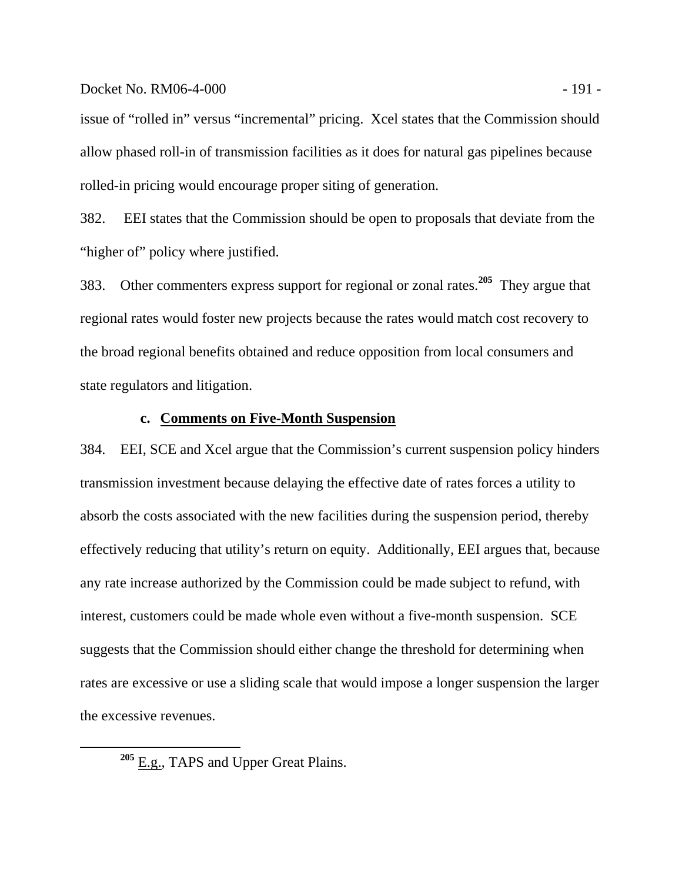issue of "rolled in" versus "incremental" pricing. Xcel states that the Commission should allow phased roll-in of transmission facilities as it does for natural gas pipelines because rolled-in pricing would encourage proper siting of generation.

382. EEI states that the Commission should be open to proposals that deviate from the "higher of" policy where justified.

383. Other commenters express support for regional or zonal rates.[205] They argue that regional rates would foster new projects because the rates would match cost recovery to the broad regional benefits obtained and reduce opposition from local consumers and state regulators and litigation.

### c. Comments on Five-Month Suspension

384. EEI, SCE and Xcel argue that the Commission's current suspension policy hinders transmission investment because delaying the effective date of rates forces a utility to absorb the costs associated with the new facilities during the suspension period, thereby effectively reducing that utility's return on equity. Additionally, EEI argues that, because any rate increase authorized by the Commission could be made subject to refund, with interest, customers could be made whole even without a five-month suspension. SCE suggests that the Commission should either change the threshold for determining when rates are excessive or use a sliding scale that would impose a longer suspension the larger the excessive revenues.

---

[205] E.g., TAPS and Upper Great Plains.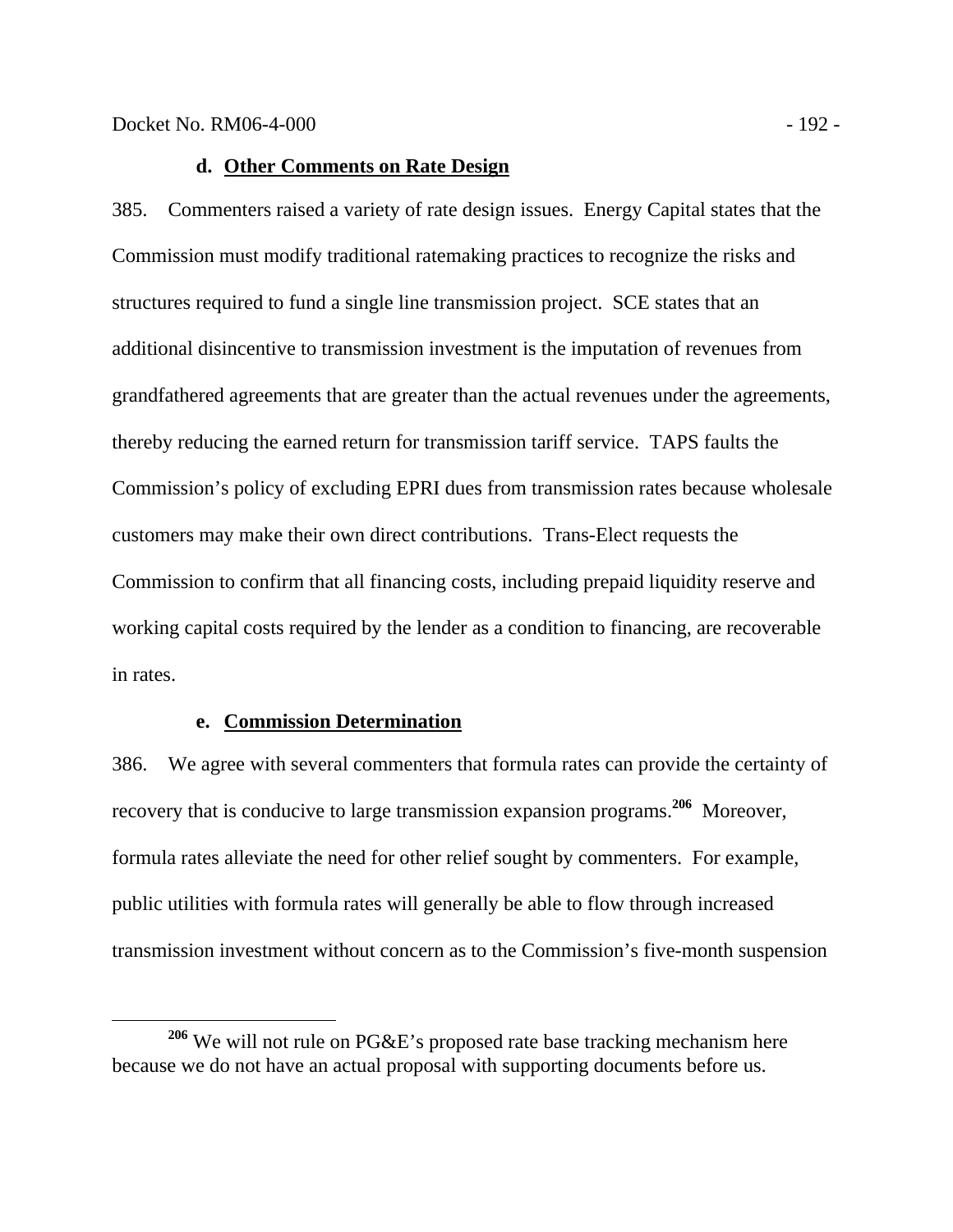#### d. Other Comments on Rate Design

385. Commenters raised a variety of rate design issues. Energy Capital states that the Commission must modify traditional ratemaking practices to recognize the risks and structures required to fund a single line transmission project. SCE states that an additional disincentive to transmission investment is the imputation of revenues from grandfathered agreements that are greater than the actual revenues under the agreements, thereby reducing the earned return for transmission tariff service. TAPS faults the Commission's policy of excluding EPRI dues from transmission rates because wholesale customers may make their own direct contributions. Trans-Elect requests the Commission to confirm that all financing costs, including prepaid liquidity reserve and working capital costs required by the lender as a condition to financing, are recoverable in rates.

#### e. Commission Determination

386. We agree with several commenters that formula rates can provide the certainty of recovery that is conducive to large transmission expansion programs.[206] Moreover, formula rates alleviate the need for other relief sought by commenters. For example, public utilities with formula rates will generally be able to flow through increased transmission investment without concern as to the Commission's five-month suspension

[206] We will not rule on PG&E's proposed rate base tracking mechanism here because we do not have an actual proposal with supporting documents before us.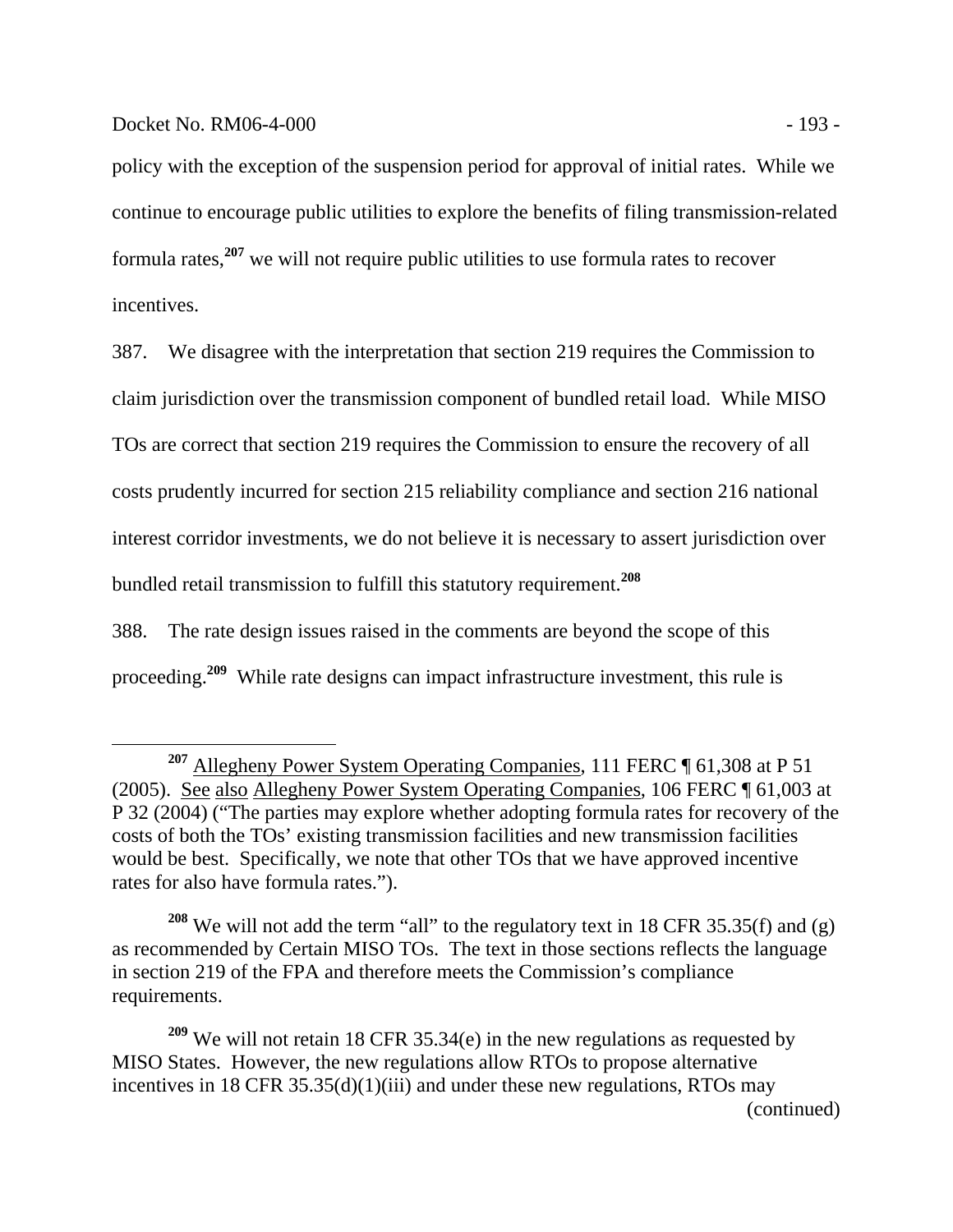policy with the exception of the suspension period for approval of initial rates. While we continue to encourage public utilities to explore the benefits of filing transmission-related formula rates,[207] we will not require public utilities to use formula rates to recover incentives.

387. We disagree with the interpretation that section 219 requires the Commission to claim jurisdiction over the transmission component of bundled retail load. While MISO TOs are correct that section 219 requires the Commission to ensure the recovery of all costs prudently incurred for section 215 reliability compliance and section 216 national interest corridor investments, we do not believe it is necessary to assert jurisdiction over bundled retail transmission to fulfill this statutory requirement.[208]

388. The rate design issues raised in the comments are beyond the scope of this proceeding.[209] While rate designs can impact infrastructure investment, this rule is

---

[207] Allegheny Power System Operating Companies, 111 FERC ¶ 61,308 at P 51 (2005). See also Allegheny Power System Operating Companies, 106 FERC ¶ 61,003 at P 32 (2004) ("The parties may explore whether adopting formula rates for recovery of the costs of both the TOs' existing transmission facilities and new transmission facilities would be best. Specifically, we note that other TOs that we have approved incentive rates for also have formula rates.").

[208] We will not add the term "all" to the regulatory text in 18 CFR 35.35(f) and (g) as recommended by Certain MISO TOs. The text in those sections reflects the language in section 219 of the FPA and therefore meets the Commission's compliance requirements.

[209] We will not retain 18 CFR 35.34(e) in the new regulations as requested by MISO States. However, the new regulations allow RTOs to propose alternative incentives in 18 CFR 35.35(d)(1)(iii) and under these new regulations, RTOs may (continued)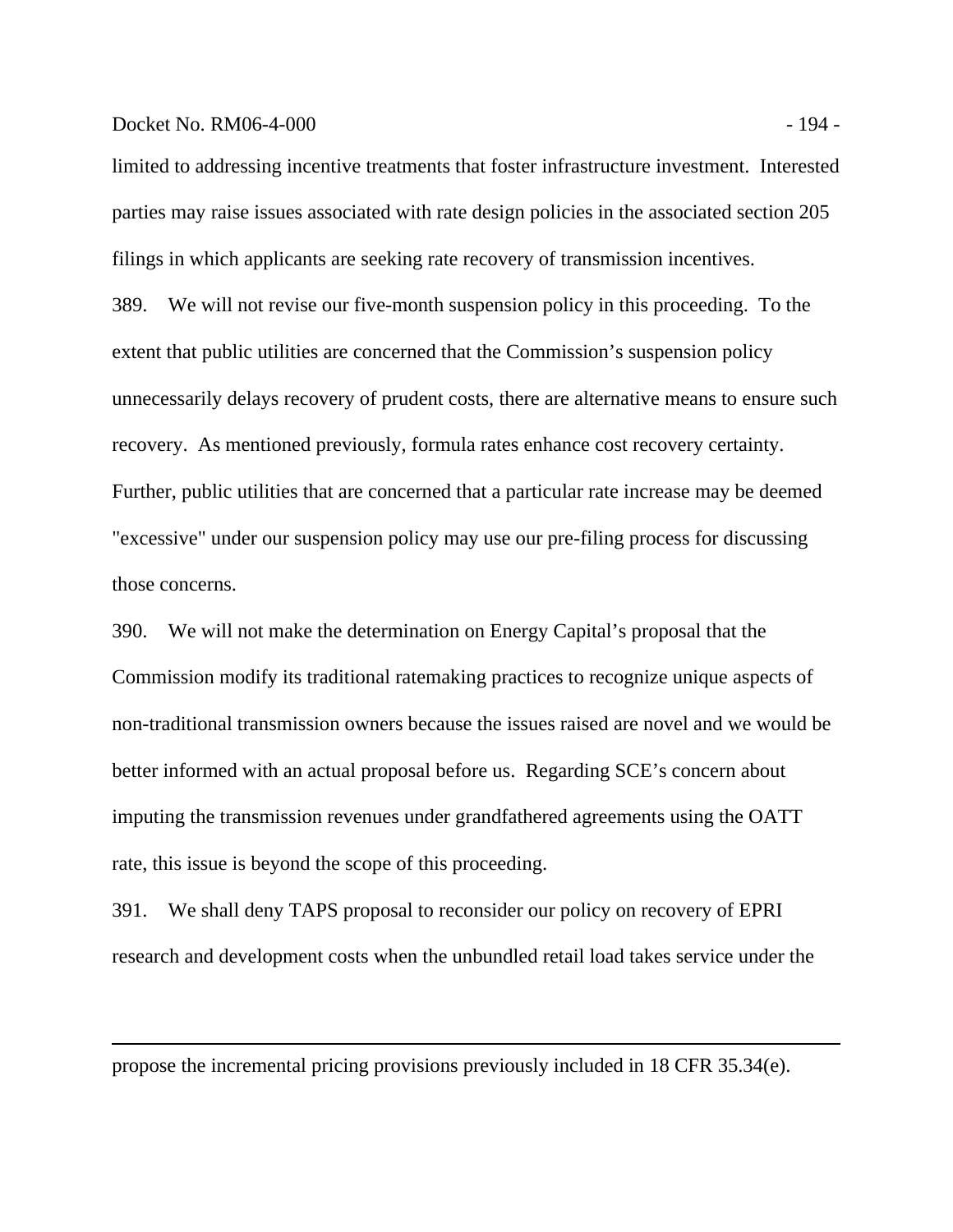limited to addressing incentive treatments that foster infrastructure investment. Interested parties may raise issues associated with rate design policies in the associated section 205 filings in which applicants are seeking rate recovery of transmission incentives.

389. We will not revise our five-month suspension policy in this proceeding. To the extent that public utilities are concerned that the Commission's suspension policy unnecessarily delays recovery of prudent costs, there are alternative means to ensure such recovery. As mentioned previously, formula rates enhance cost recovery certainty. Further, public utilities that are concerned that a particular rate increase may be deemed "excessive" under our suspension policy may use our pre-filing process for discussing those concerns.

390. We will not make the determination on Energy Capital's proposal that the Commission modify its traditional ratemaking practices to recognize unique aspects of non-traditional transmission owners because the issues raised are novel and we would be better informed with an actual proposal before us. Regarding SCE's concern about imputing the transmission revenues under grandfathered agreements using the OATT rate, this issue is beyond the scope of this proceeding.

391. We shall deny TAPS proposal to reconsider our policy on recovery of EPRI research and development costs when the unbundled retail load takes service under the

---

propose the incremental pricing provisions previously included in 18 CFR 35.34(e).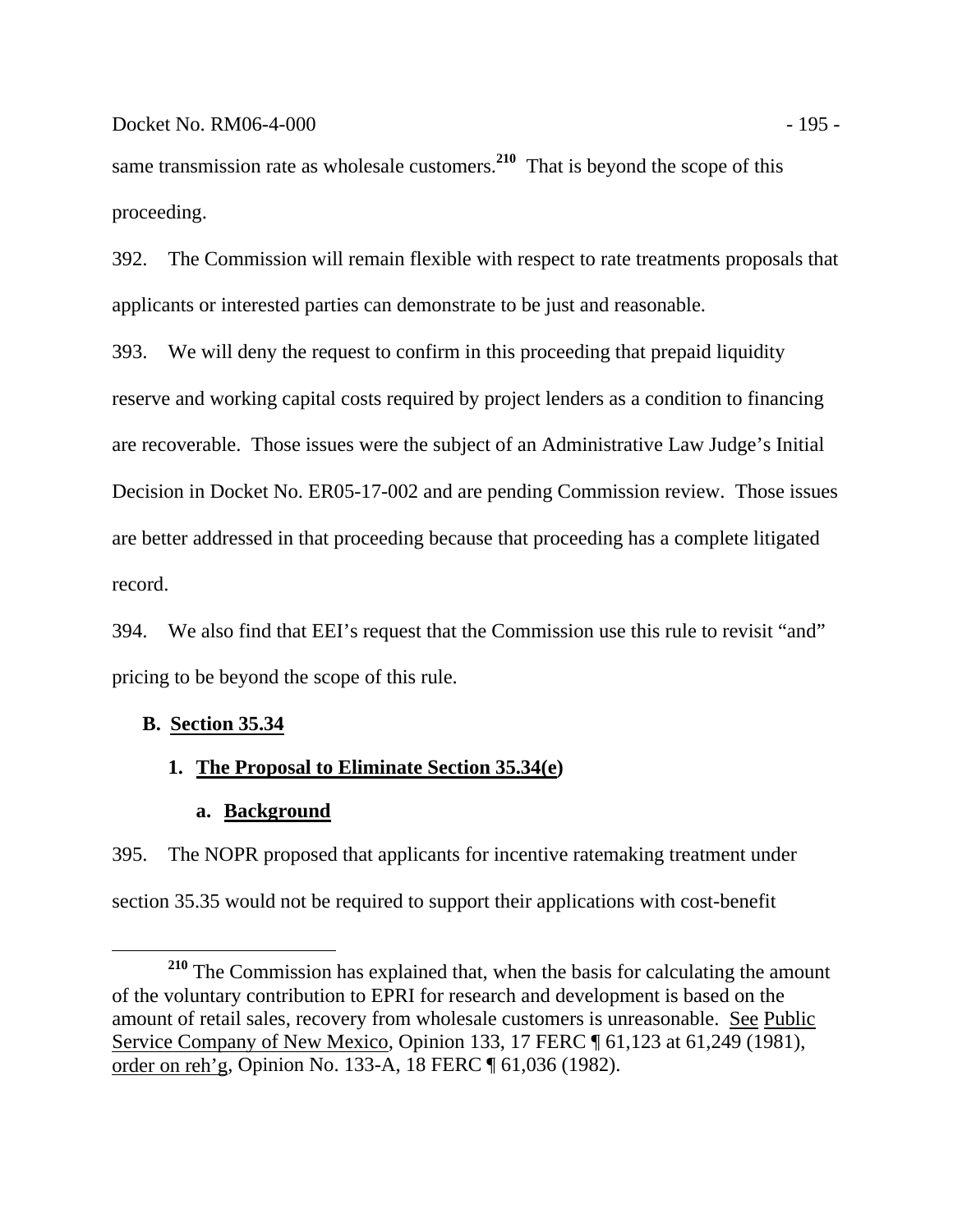same transmission rate as wholesale customers.[210] That is beyond the scope of this proceeding.

392. The Commission will remain flexible with respect to rate treatments proposals that applicants or interested parties can demonstrate to be just and reasonable.

393. We will deny the request to confirm in this proceeding that prepaid liquidity reserve and working capital costs required by project lenders as a condition to financing are recoverable. Those issues were the subject of an Administrative Law Judge's Initial Decision in Docket No. ER05-17-002 and are pending Commission review. Those issues are better addressed in that proceeding because that proceeding has a complete litigated record.

394. We also find that EEI's request that the Commission use this rule to revisit "and" pricing to be beyond the scope of this rule.

## B. Section 35.34

### 1. The Proposal to Eliminate Section 35.34(e)

#### a. Background

395. The NOPR proposed that applicants for incentive ratemaking treatment under section 35.35 would not be required to support their applications with cost-benefit

[210] The Commission has explained that, when the basis for calculating the amount of the voluntary contribution to EPRI for research and development is based on the amount of retail sales, recovery from wholesale customers is unreasonable. See Public Service Company of New Mexico, Opinion 133, 17 FERC ¶ 61,123 at 61,249 (1981), order on reh'g, Opinion No. 133-A, 18 FERC ¶ 61,036 (1982).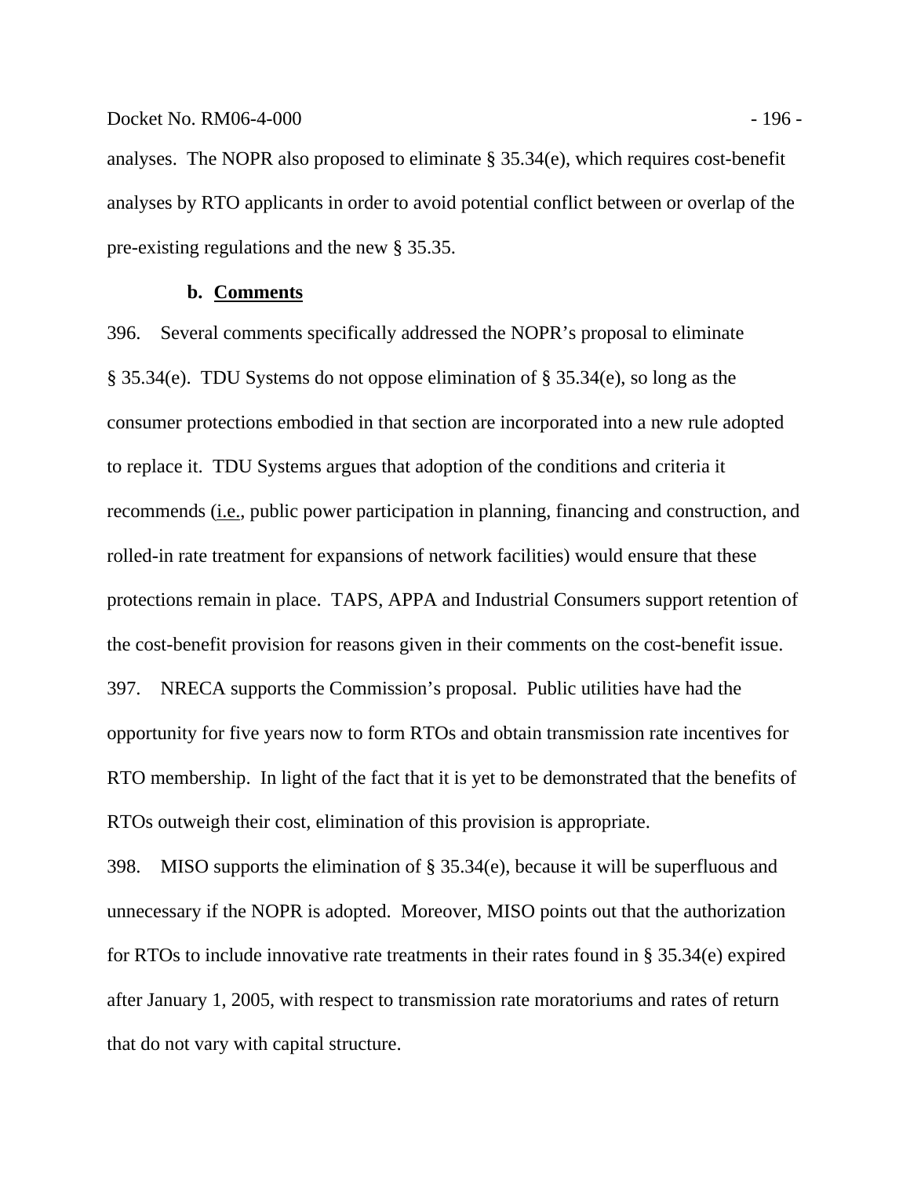analyses. The NOPR also proposed to eliminate § 35.34(e), which requires cost-benefit analyses by RTO applicants in order to avoid potential conflict between or overlap of the pre-existing regulations and the new § 35.35.

### b. Comments

396. Several comments specifically addressed the NOPR's proposal to eliminate § 35.34(e). TDU Systems do not oppose elimination of § 35.34(e), so long as the consumer protections embodied in that section are incorporated into a new rule adopted to replace it. TDU Systems argues that adoption of the conditions and criteria it recommends (i.e., public power participation in planning, financing and construction, and rolled-in rate treatment for expansions of network facilities) would ensure that these protections remain in place. TAPS, APPA and Industrial Consumers support retention of the cost-benefit provision for reasons given in their comments on the cost-benefit issue.

397. NRECA supports the Commission's proposal. Public utilities have had the opportunity for five years now to form RTOs and obtain transmission rate incentives for RTO membership. In light of the fact that it is yet to be demonstrated that the benefits of RTOs outweigh their cost, elimination of this provision is appropriate.

398. MISO supports the elimination of § 35.34(e), because it will be superfluous and unnecessary if the NOPR is adopted. Moreover, MISO points out that the authorization for RTOs to include innovative rate treatments in their rates found in § 35.34(e) expired after January 1, 2005, with respect to transmission rate moratoriums and rates of return that do not vary with capital structure.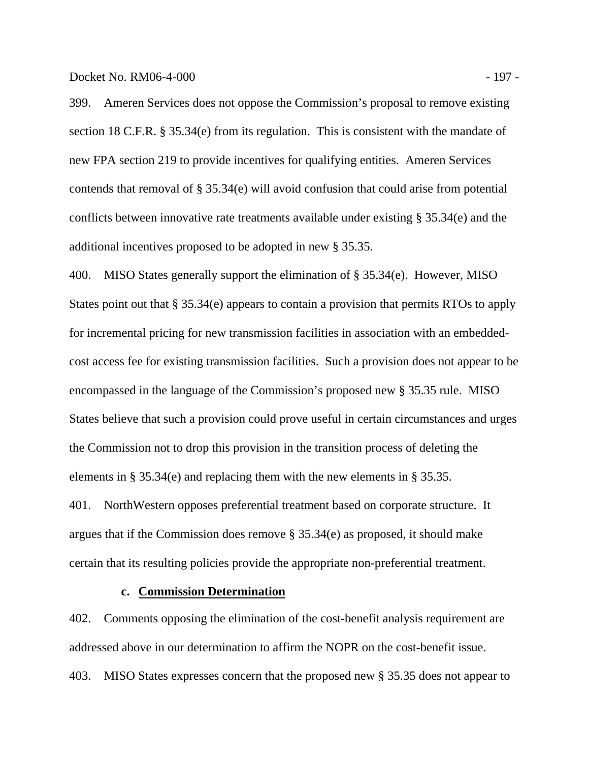399. Ameren Services does not oppose the Commission's proposal to remove existing section 18 C.F.R. § 35.34(e) from its regulation. This is consistent with the mandate of new FPA section 219 to provide incentives for qualifying entities. Ameren Services contends that removal of § 35.34(e) will avoid confusion that could arise from potential conflicts between innovative rate treatments available under existing § 35.34(e) and the additional incentives proposed to be adopted in new § 35.35.

400. MISO States generally support the elimination of § 35.34(e). However, MISO States point out that § 35.34(e) appears to contain a provision that permits RTOs to apply for incremental pricing for new transmission facilities in association with an embedded-cost access fee for existing transmission facilities. Such a provision does not appear to be encompassed in the language of the Commission's proposed new § 35.35 rule. MISO States believe that such a provision could prove useful in certain circumstances and urges the Commission not to drop this provision in the transition process of deleting the elements in § 35.34(e) and replacing them with the new elements in § 35.35.

401. NorthWestern opposes preferential treatment based on corporate structure. It argues that if the Commission does remove § 35.34(e) as proposed, it should make certain that its resulting policies provide the appropriate non-preferential treatment.

#### c. Commission Determination

402. Comments opposing the elimination of the cost-benefit analysis requirement are addressed above in our determination to affirm the NOPR on the cost-benefit issue.

403. MISO States expresses concern that the proposed new § 35.35 does not appear to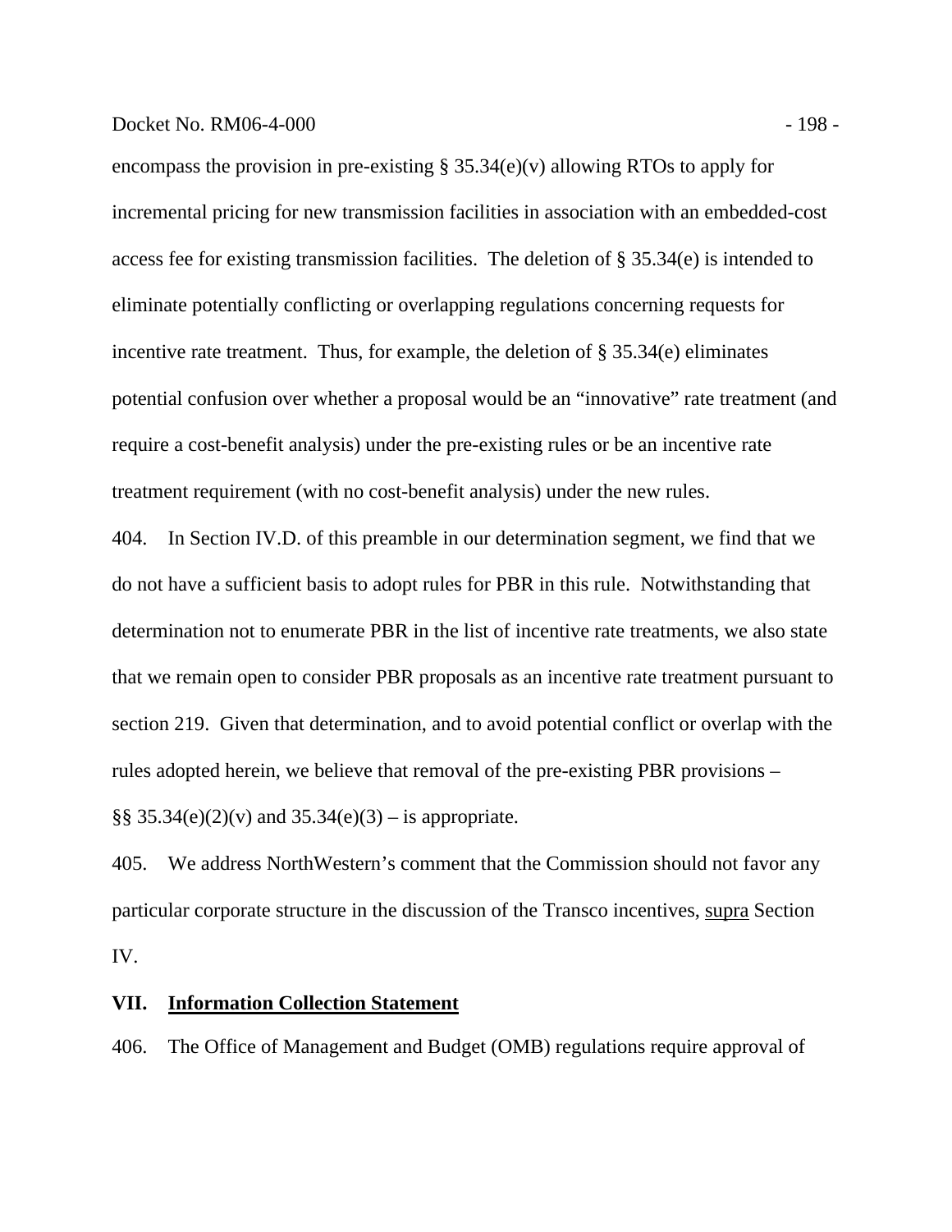encompass the provision in pre-existing § 35.34(e)(v) allowing RTOs to apply for incremental pricing for new transmission facilities in association with an embedded-cost access fee for existing transmission facilities. The deletion of § 35.34(e) is intended to eliminate potentially conflicting or overlapping regulations concerning requests for incentive rate treatment. Thus, for example, the deletion of § 35.34(e) eliminates potential confusion over whether a proposal would be an "innovative" rate treatment (and require a cost-benefit analysis) under the pre-existing rules or be an incentive rate treatment requirement (with no cost-benefit analysis) under the new rules.

404. In Section IV.D. of this preamble in our determination segment, we find that we do not have a sufficient basis to adopt rules for PBR in this rule. Notwithstanding that determination not to enumerate PBR in the list of incentive rate treatments, we also state that we remain open to consider PBR proposals as an incentive rate treatment pursuant to section 219. Given that determination, and to avoid potential conflict or overlap with the rules adopted herein, we believe that removal of the pre-existing PBR provisions – §§ 35.34(e)(2)(v) and 35.34(e)(3) – is appropriate.

405. We address NorthWestern's comment that the Commission should not favor any particular corporate structure in the discussion of the Transco incentives, supra Section IV.

## VII. Information Collection Statement

406. The Office of Management and Budget (OMB) regulations require approval of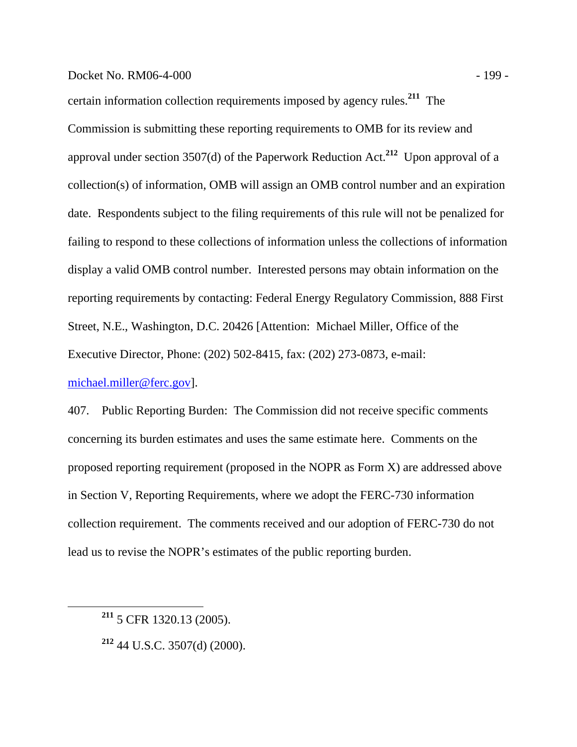certain information collection requirements imposed by agency rules.[211] The Commission is submitting these reporting requirements to OMB for its review and approval under section 3507(d) of the Paperwork Reduction Act.[212] Upon approval of a collection(s) of information, OMB will assign an OMB control number and an expiration date. Respondents subject to the filing requirements of this rule will not be penalized for failing to respond to these collections of information unless the collections of information display a valid OMB control number. Interested persons may obtain information on the reporting requirements by contacting: Federal Energy Regulatory Commission, 888 First Street, N.E., Washington, D.C. 20426 [Attention: Michael Miller, Office of the Executive Director, Phone: (202) 502-8415, fax: (202) 273-0873, e-mail: michael.miller@ferc.gov].

407. Public Reporting Burden: The Commission did not receive specific comments concerning its burden estimates and uses the same estimate here. Comments on the proposed reporting requirement (proposed in the NOPR as Form X) are addressed above in Section V, Reporting Requirements, where we adopt the FERC-730 information collection requirement. The comments received and our adoption of FERC-730 do not lead us to revise the NOPR's estimates of the public reporting burden.

---

[211] 5 CFR 1320.13 (2005).

[212] 44 U.S.C. 3507(d) (2000).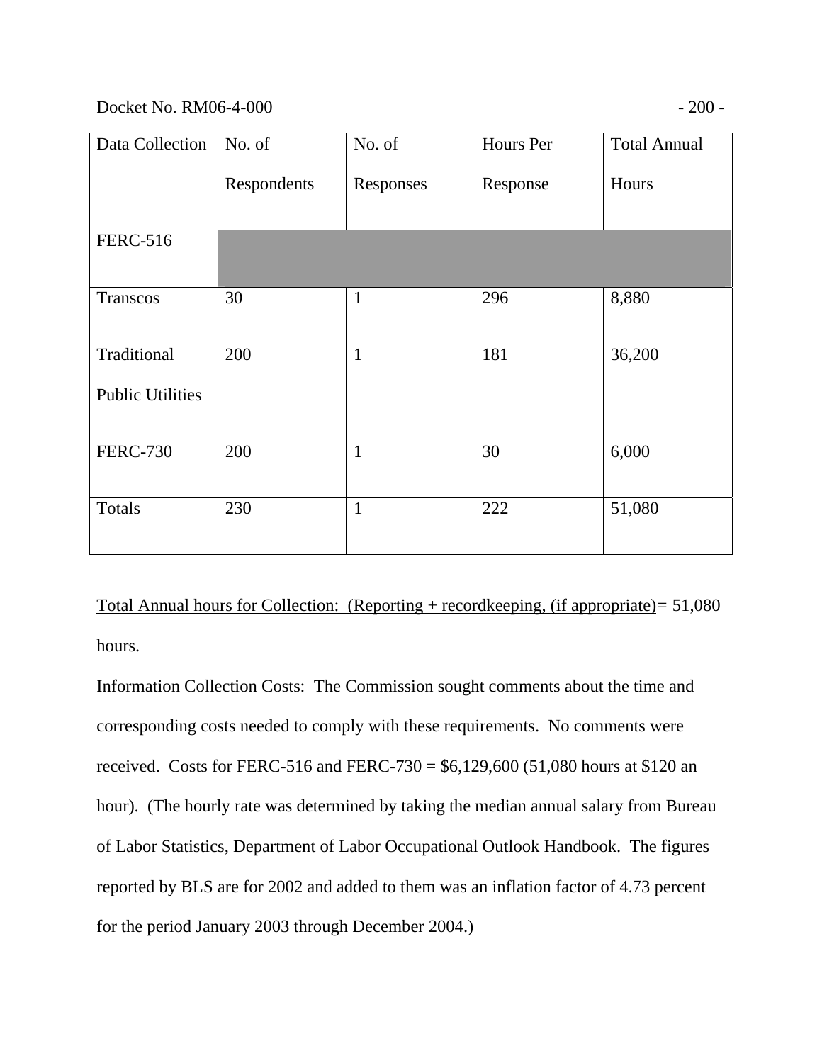| Data Collection | No. of Respondents | No. of Responses | Hours Per Response | Total Annual Hours |
|---|---|---|---|---|
| FERC-516 | | | | |
| Transcos | 30 | 1 | 296 | 8,880 |
| Traditional Public Utilities | 200 | 1 | 181 | 36,200 |
| FERC-730 | 200 | 1 | 30 | 6,000 |
| Totals | 230 | 1 | 222 | 51,080 |

<u>Total Annual hours for Collection: (Reporting + recordkeeping, (if appropriate)</u>= 51,080 hours.

<u>Information Collection Costs</u>: The Commission sought comments about the time and corresponding costs needed to comply with these requirements. No comments were received. Costs for FERC-516 and FERC-730 = $6,129,600 (51,080 hours at $120 an hour). (The hourly rate was determined by taking the median annual salary from Bureau of Labor Statistics, Department of Labor Occupational Outlook Handbook. The figures reported by BLS are for 2002 and added to them was an inflation factor of 4.73 percent for the period January 2003 through December 2004.)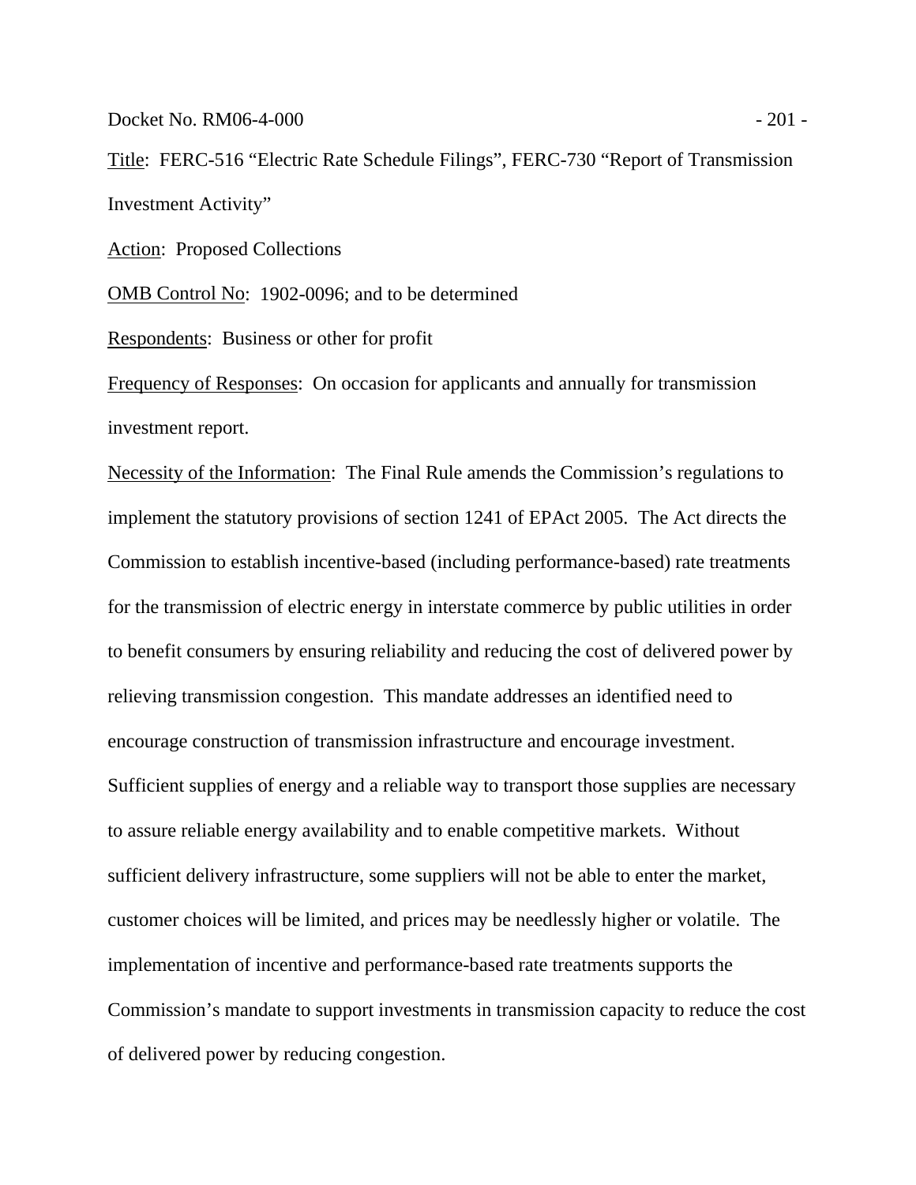Title: FERC-516 “Electric Rate Schedule Filings”, FERC-730 “Report of Transmission Investment Activity”

Action: Proposed Collections

OMB Control No: 1902-0096; and to be determined

Respondents: Business or other for profit

Frequency of Responses: On occasion for applicants and annually for transmission investment report.

Necessity of the Information: The Final Rule amends the Commission’s regulations to implement the statutory provisions of section 1241 of EPAct 2005. The Act directs the Commission to establish incentive-based (including performance-based) rate treatments for the transmission of electric energy in interstate commerce by public utilities in order to benefit consumers by ensuring reliability and reducing the cost of delivered power by relieving transmission congestion. This mandate addresses an identified need to encourage construction of transmission infrastructure and encourage investment. Sufficient supplies of energy and a reliable way to transport those supplies are necessary to assure reliable energy availability and to enable competitive markets. Without sufficient delivery infrastructure, some suppliers will not be able to enter the market, customer choices will be limited, and prices may be needlessly higher or volatile. The implementation of incentive and performance-based rate treatments supports the Commission’s mandate to support investments in transmission capacity to reduce the cost of delivered power by reducing congestion.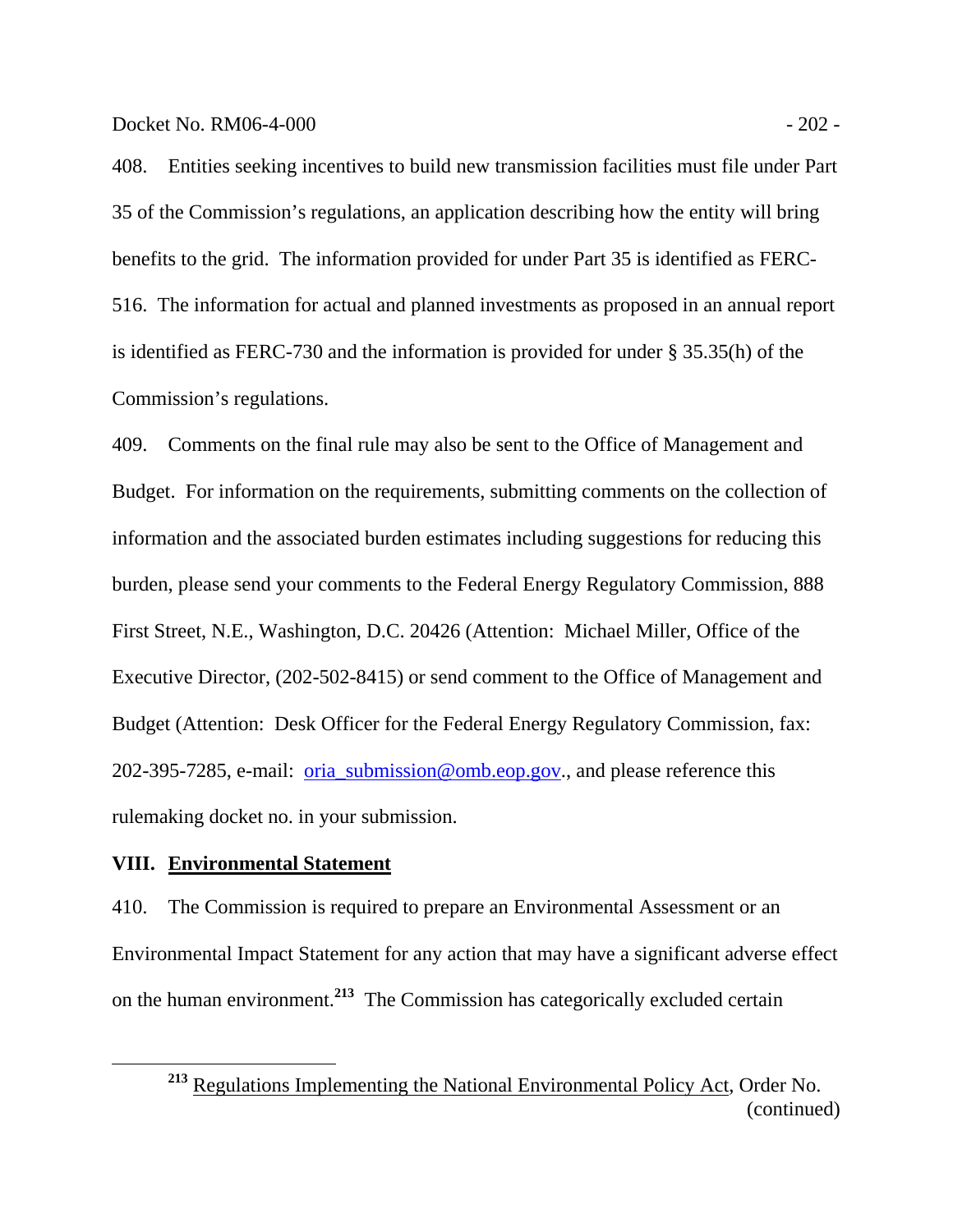408. Entities seeking incentives to build new transmission facilities must file under Part 35 of the Commission's regulations, an application describing how the entity will bring benefits to the grid. The information provided for under Part 35 is identified as FERC-516. The information for actual and planned investments as proposed in an annual report is identified as FERC-730 and the information is provided for under § 35.35(h) of the Commission's regulations.

409. Comments on the final rule may also be sent to the Office of Management and Budget. For information on the requirements, submitting comments on the collection of information and the associated burden estimates including suggestions for reducing this burden, please send your comments to the Federal Energy Regulatory Commission, 888 First Street, N.E., Washington, D.C. 20426 (Attention: Michael Miller, Office of the Executive Director, (202-502-8415) or send comment to the Office of Management and Budget (Attention: Desk Officer for the Federal Energy Regulatory Commission, fax: 202-395-7285, e-mail: oria_submission@omb.eop.gov., and please reference this rulemaking docket no. in your submission.

## VIII. Environmental Statement

410. The Commission is required to prepare an Environmental Assessment or an Environmental Impact Statement for any action that may have a significant adverse effect on the human environment.[213] The Commission has categorically excluded certain

---

[213] Regulations Implementing the National Environmental Policy Act, Order No. (continued)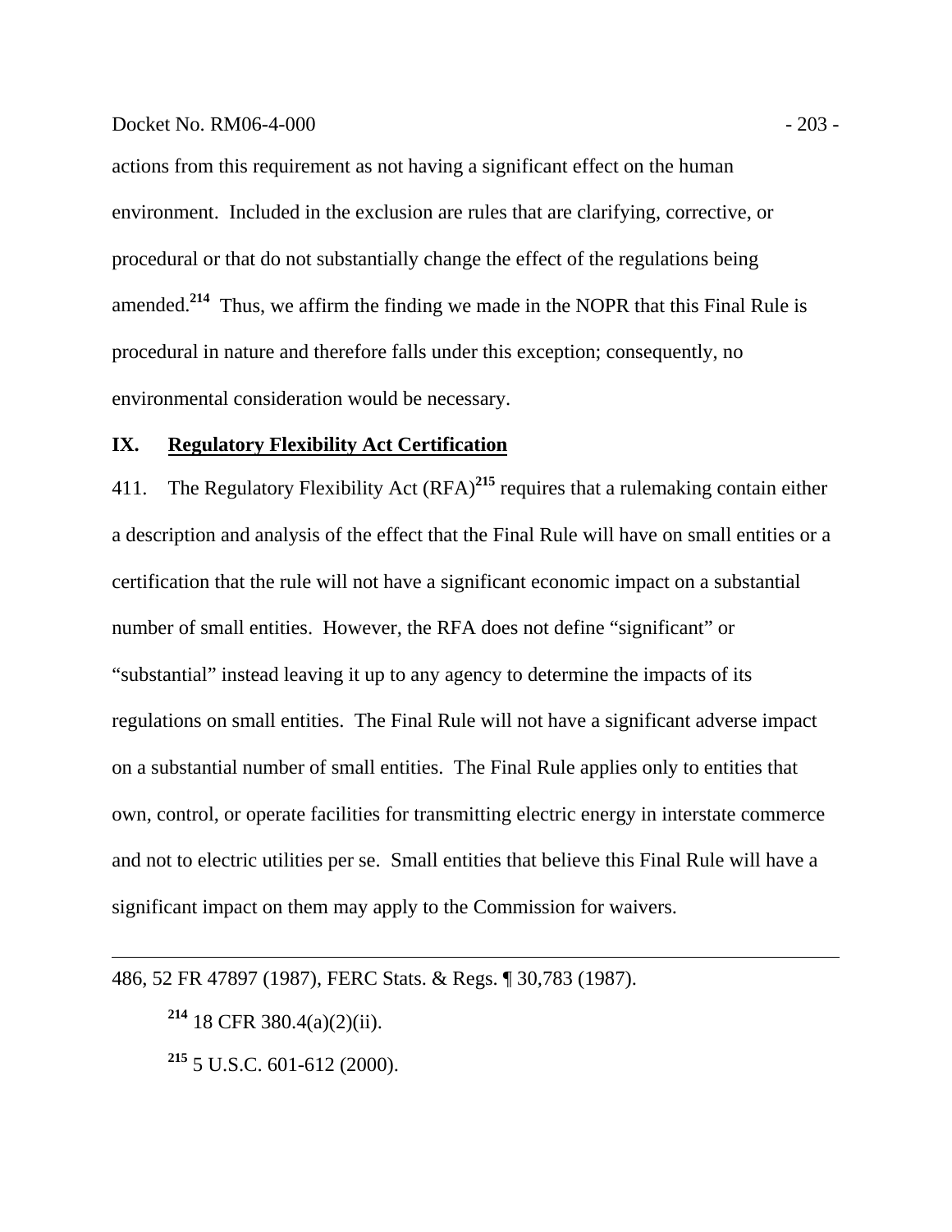actions from this requirement as not having a significant effect on the human environment. Included in the exclusion are rules that are clarifying, corrective, or procedural or that do not substantially change the effect of the regulations being amended.[214] Thus, we affirm the finding we made in the NOPR that this Final Rule is procedural in nature and therefore falls under this exception; consequently, no environmental consideration would be necessary.

## IX. Regulatory Flexibility Act Certification

411. The Regulatory Flexibility Act (RFA)[215] requires that a rulemaking contain either a description and analysis of the effect that the Final Rule will have on small entities or a certification that the rule will not have a significant economic impact on a substantial number of small entities. However, the RFA does not define "significant" or "substantial" instead leaving it up to any agency to determine the impacts of its regulations on small entities. The Final Rule will not have a significant adverse impact on a substantial number of small entities. The Final Rule applies only to entities that own, control, or operate facilities for transmitting electric energy in interstate commerce and not to electric utilities per se. Small entities that believe this Final Rule will have a significant impact on them may apply to the Commission for waivers.

---

486, 52 FR 47897 (1987), FERC Stats. & Regs. ¶ 30,783 (1987).

[214] 18 CFR 380.4(a)(2)(ii).

[215] 5 U.S.C. 601-612 (2000).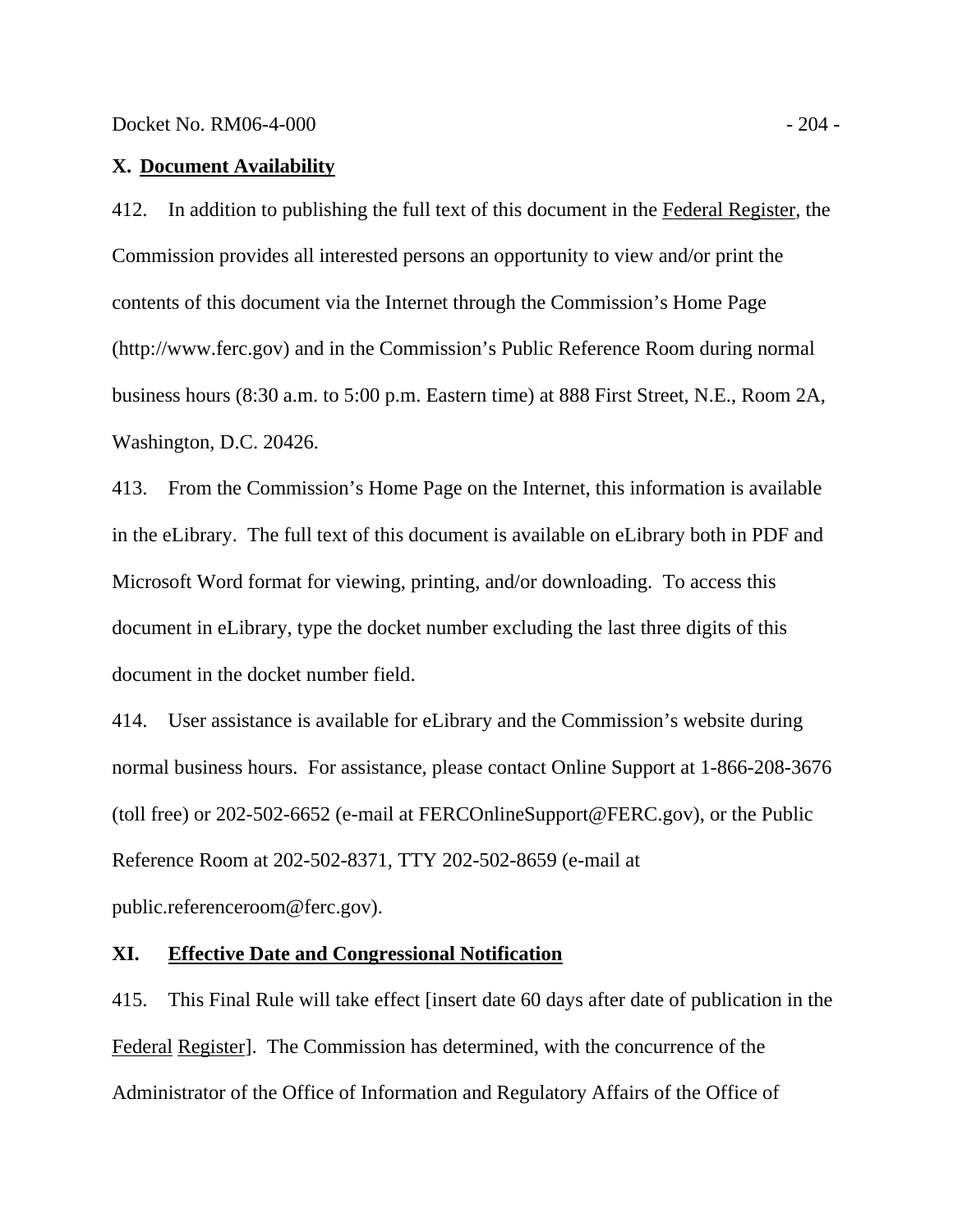## X. Document Availability

412. In addition to publishing the full text of this document in the Federal Register, the Commission provides all interested persons an opportunity to view and/or print the contents of this document via the Internet through the Commission's Home Page (http://www.ferc.gov) and in the Commission's Public Reference Room during normal business hours (8:30 a.m. to 5:00 p.m. Eastern time) at 888 First Street, N.E., Room 2A, Washington, D.C. 20426.

413. From the Commission's Home Page on the Internet, this information is available in the eLibrary. The full text of this document is available on eLibrary both in PDF and Microsoft Word format for viewing, printing, and/or downloading. To access this document in eLibrary, type the docket number excluding the last three digits of this document in the docket number field.

414. User assistance is available for eLibrary and the Commission's website during normal business hours. For assistance, please contact Online Support at 1-866-208-3676 (toll free) or 202-502-6652 (e-mail at FERCOnlineSupport@FERC.gov), or the Public Reference Room at 202-502-8371, TTY 202-502-8659 (e-mail at public.referenceroom@ferc.gov).

## XI. Effective Date and Congressional Notification

415. This Final Rule will take effect [insert date 60 days after date of publication in the Federal Register]. The Commission has determined, with the concurrence of the Administrator of the Office of Information and Regulatory Affairs of the Office of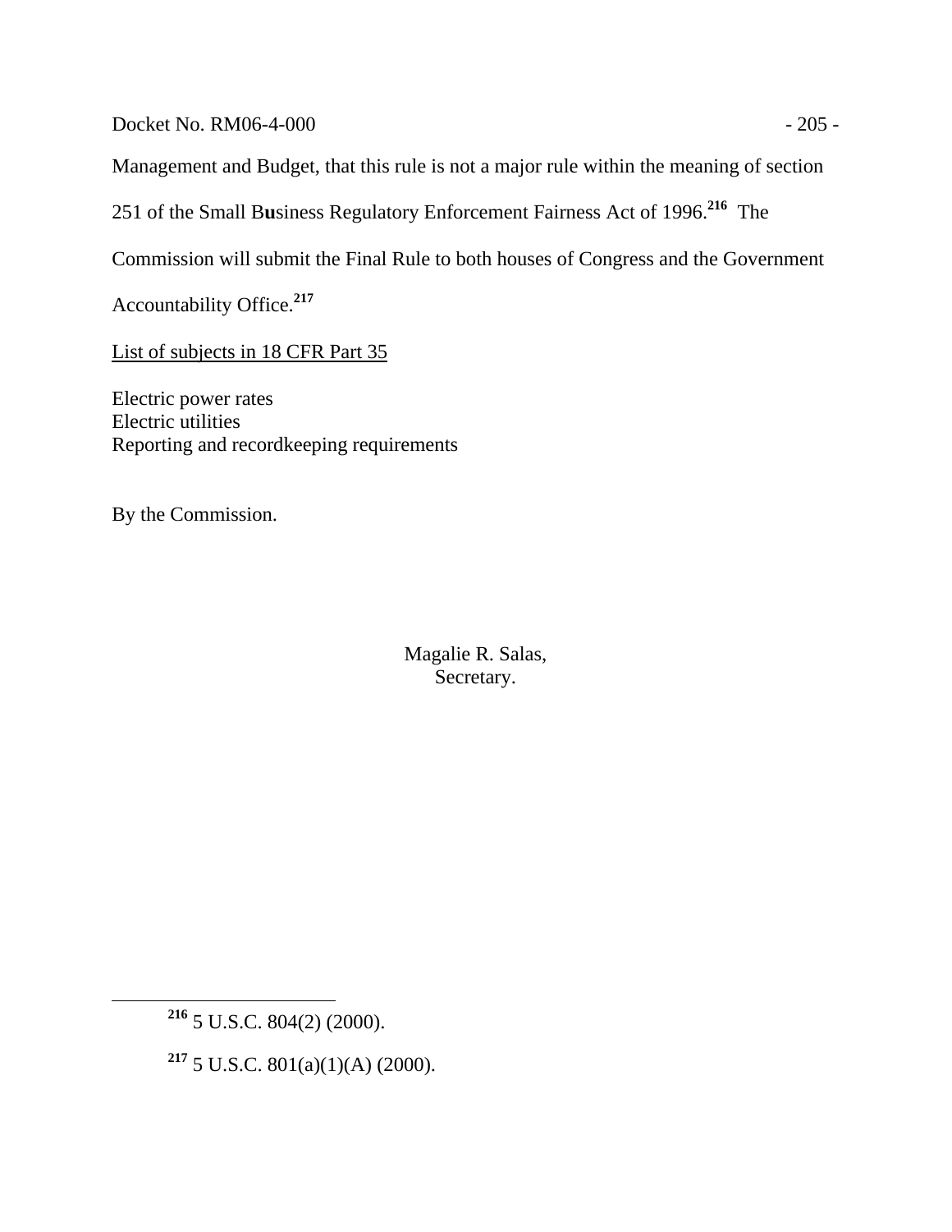Management and Budget, that this rule is not a major rule within the meaning of section 251 of the Small Business Regulatory Enforcement Fairness Act of 1996.[216] The Commission will submit the Final Rule to both houses of Congress and the Government Accountability Office.[217]

List of subjects in 18 CFR Part 35

Electric power rates
Electric utilities
Reporting and recordkeeping requirements

By the Commission.

Magalie R. Salas,
Secretary.

---

[216] 5 U.S.C. 804(2) (2000).

[217] 5 U.S.C. 801(a)(1)(A) (2000).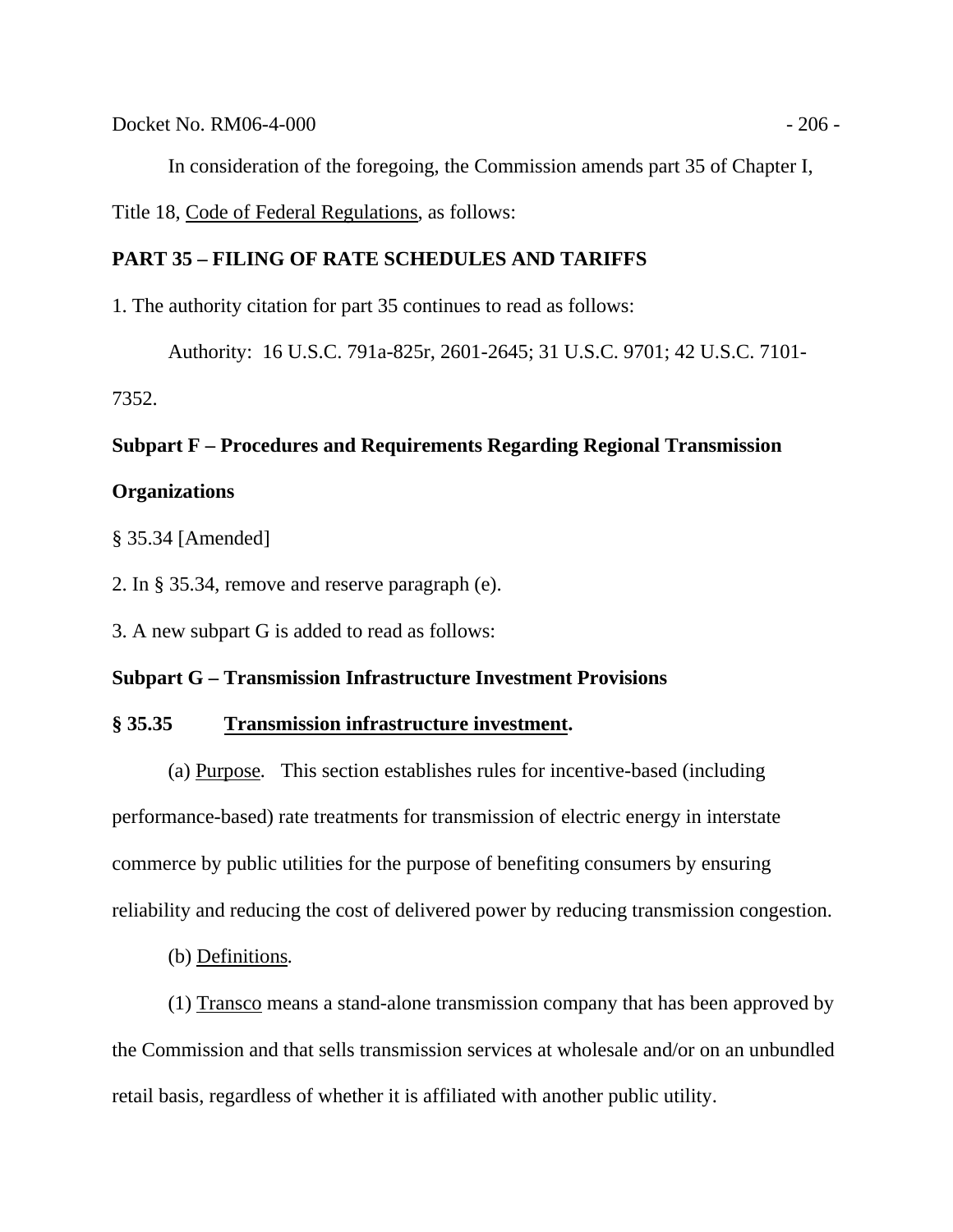In consideration of the foregoing, the Commission amends part 35 of Chapter I, Title 18, Code of Federal Regulations, as follows:

**PART 35 – FILING OF RATE SCHEDULES AND TARIFFS**

1. The authority citation for part 35 continues to read as follows:

Authority: 16 U.S.C. 791a-825r, 2601-2645; 31 U.S.C. 9701; 42 U.S.C. 7101-7352.

**Subpart F – Procedures and Requirements Regarding Regional Transmission Organizations**

§ 35.34 [Amended]

2. In § 35.34, remove and reserve paragraph (e).

3. A new subpart G is added to read as follows:

**Subpart G – Transmission Infrastructure Investment Provisions**

**§ 35.35 Transmission infrastructure investment.**

(a) Purpose. This section establishes rules for incentive-based (including performance-based) rate treatments for transmission of electric energy in interstate commerce by public utilities for the purpose of benefiting consumers by ensuring reliability and reducing the cost of delivered power by reducing transmission congestion.

(b) Definitions.

(1) Transco means a stand-alone transmission company that has been approved by the Commission and that sells transmission services at wholesale and/or on an unbundled retail basis, regardless of whether it is affiliated with another public utility.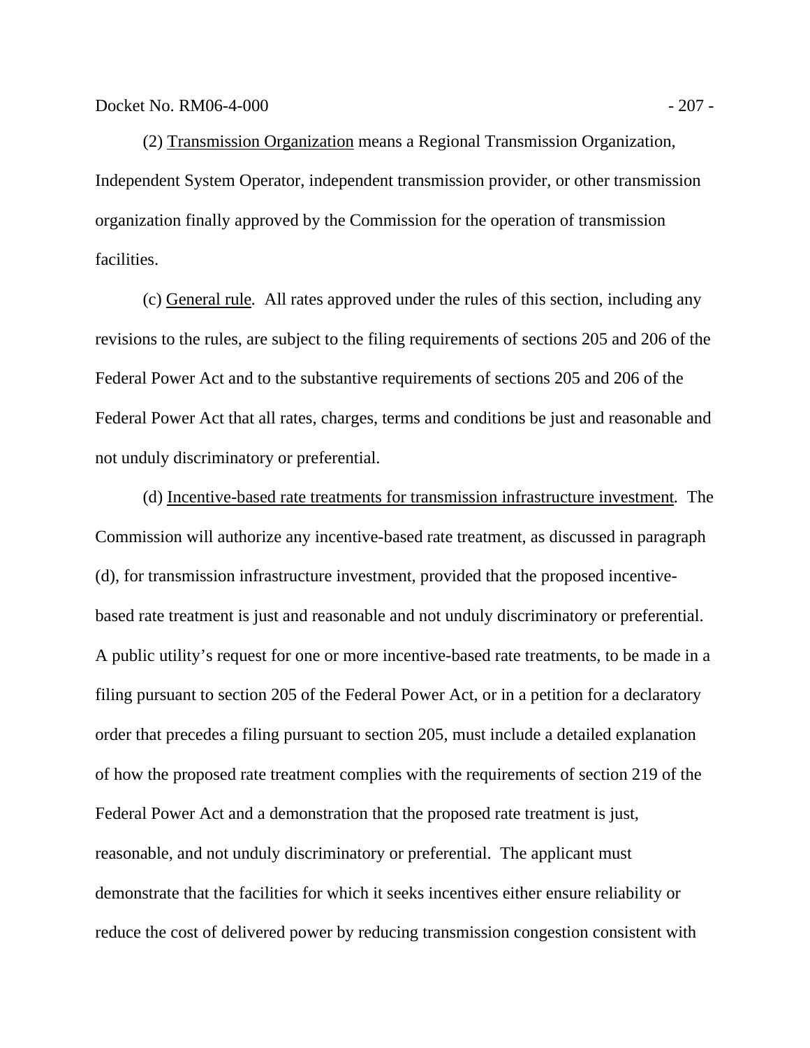(2) Transmission Organization means a Regional Transmission Organization, Independent System Operator, independent transmission provider, or other transmission organization finally approved by the Commission for the operation of transmission facilities.

(c) General rule. All rates approved under the rules of this section, including any revisions to the rules, are subject to the filing requirements of sections 205 and 206 of the Federal Power Act and to the substantive requirements of sections 205 and 206 of the Federal Power Act that all rates, charges, terms and conditions be just and reasonable and not unduly discriminatory or preferential.

(d) Incentive-based rate treatments for transmission infrastructure investment. The Commission will authorize any incentive-based rate treatment, as discussed in paragraph (d), for transmission infrastructure investment, provided that the proposed incentive-based rate treatment is just and reasonable and not unduly discriminatory or preferential. A public utility's request for one or more incentive-based rate treatments, to be made in a filing pursuant to section 205 of the Federal Power Act, or in a petition for a declaratory order that precedes a filing pursuant to section 205, must include a detailed explanation of how the proposed rate treatment complies with the requirements of section 219 of the Federal Power Act and a demonstration that the proposed rate treatment is just, reasonable, and not unduly discriminatory or preferential. The applicant must demonstrate that the facilities for which it seeks incentives either ensure reliability or reduce the cost of delivered power by reducing transmission congestion consistent with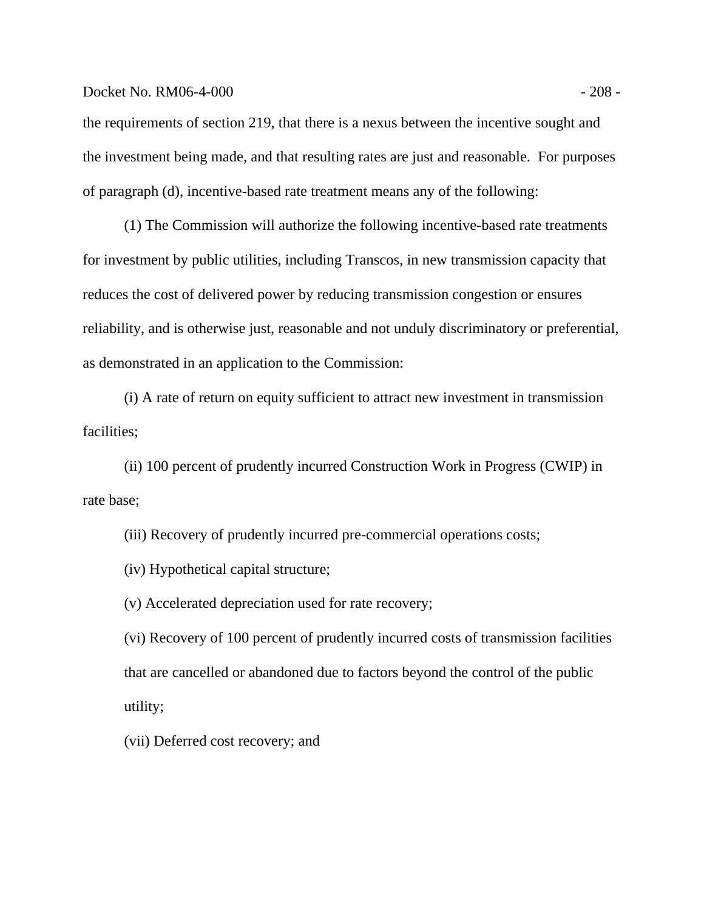the requirements of section 219, that there is a nexus between the incentive sought and the investment being made, and that resulting rates are just and reasonable. For purposes of paragraph (d), incentive-based rate treatment means any of the following:

(1) The Commission will authorize the following incentive-based rate treatments for investment by public utilities, including Transcos, in new transmission capacity that reduces the cost of delivered power by reducing transmission congestion or ensures reliability, and is otherwise just, reasonable and not unduly discriminatory or preferential, as demonstrated in an application to the Commission:

(i) A rate of return on equity sufficient to attract new investment in transmission facilities;

(ii) 100 percent of prudently incurred Construction Work in Progress (CWIP) in rate base;

(iii) Recovery of prudently incurred pre-commercial operations costs;

(iv) Hypothetical capital structure;

(v) Accelerated depreciation used for rate recovery;

(vi) Recovery of 100 percent of prudently incurred costs of transmission facilities that are cancelled or abandoned due to factors beyond the control of the public utility;

(vii) Deferred cost recovery; and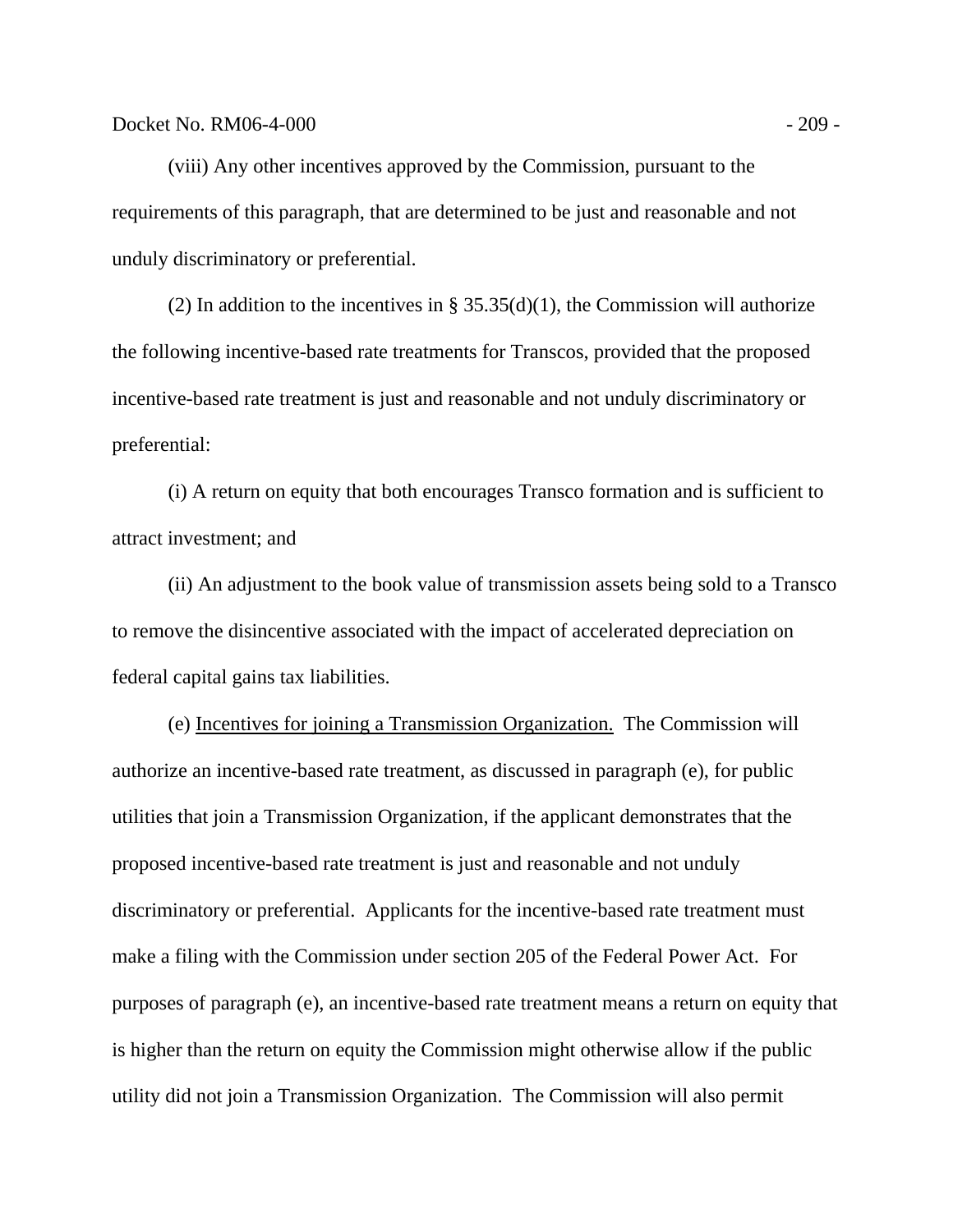(viii) Any other incentives approved by the Commission, pursuant to the requirements of this paragraph, that are determined to be just and reasonable and not unduly discriminatory or preferential.

(2) In addition to the incentives in § 35.35(d)(1), the Commission will authorize the following incentive-based rate treatments for Transcos, provided that the proposed incentive-based rate treatment is just and reasonable and not unduly discriminatory or preferential:

(i) A return on equity that both encourages Transco formation and is sufficient to attract investment; and

(ii) An adjustment to the book value of transmission assets being sold to a Transco to remove the disincentive associated with the impact of accelerated depreciation on federal capital gains tax liabilities.

(e) Incentives for joining a Transmission Organization. The Commission will authorize an incentive-based rate treatment, as discussed in paragraph (e), for public utilities that join a Transmission Organization, if the applicant demonstrates that the proposed incentive-based rate treatment is just and reasonable and not unduly discriminatory or preferential. Applicants for the incentive-based rate treatment must make a filing with the Commission under section 205 of the Federal Power Act. For purposes of paragraph (e), an incentive-based rate treatment means a return on equity that is higher than the return on equity the Commission might otherwise allow if the public utility did not join a Transmission Organization. The Commission will also permit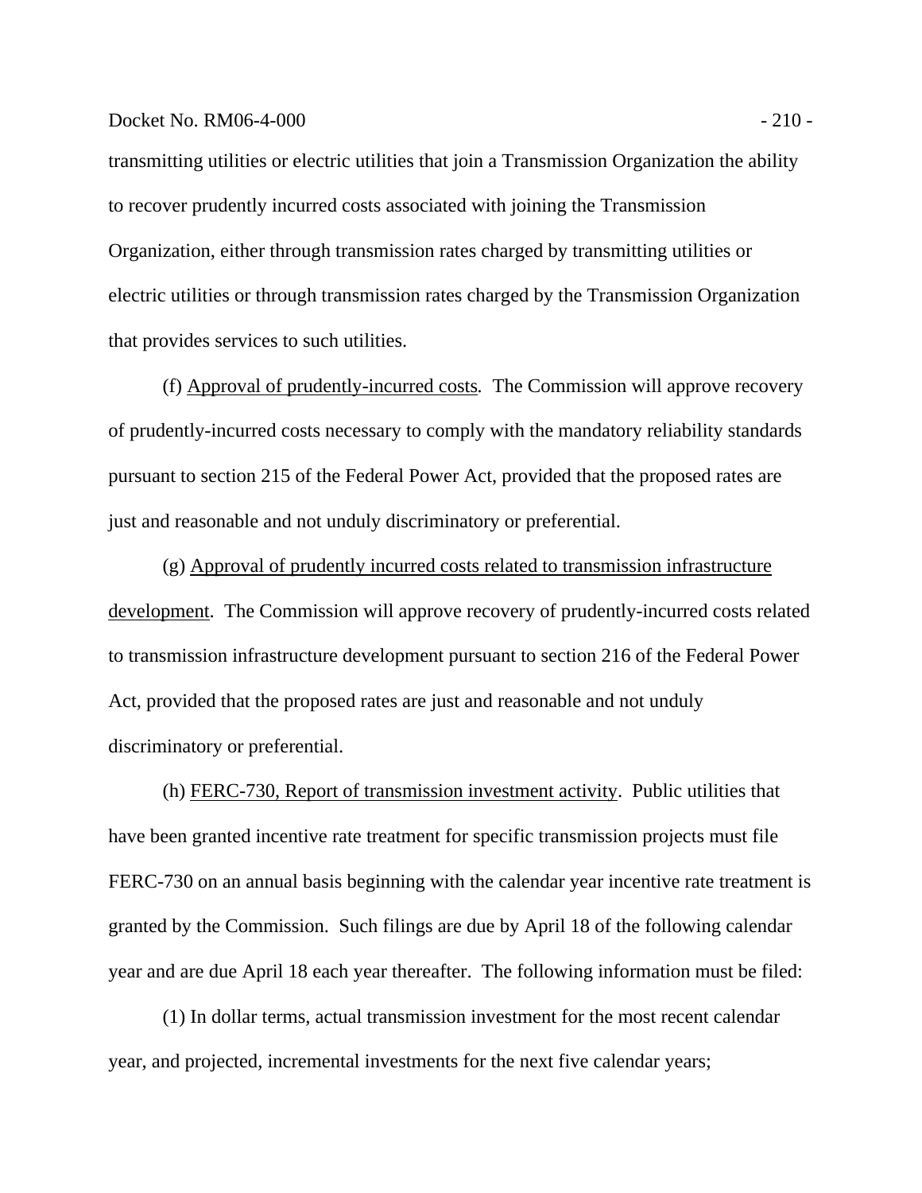transmitting utilities or electric utilities that join a Transmission Organization the ability to recover prudently incurred costs associated with joining the Transmission Organization, either through transmission rates charged by transmitting utilities or electric utilities or through transmission rates charged by the Transmission Organization that provides services to such utilities.

(f) Approval of prudently-incurred costs. The Commission will approve recovery of prudently-incurred costs necessary to comply with the mandatory reliability standards pursuant to section 215 of the Federal Power Act, provided that the proposed rates are just and reasonable and not unduly discriminatory or preferential.

(g) Approval of prudently incurred costs related to transmission infrastructure development. The Commission will approve recovery of prudently-incurred costs related to transmission infrastructure development pursuant to section 216 of the Federal Power Act, provided that the proposed rates are just and reasonable and not unduly discriminatory or preferential.

(h) FERC-730, Report of transmission investment activity. Public utilities that have been granted incentive rate treatment for specific transmission projects must file FERC-730 on an annual basis beginning with the calendar year incentive rate treatment is granted by the Commission. Such filings are due by April 18 of the following calendar year and are due April 18 each year thereafter. The following information must be filed:

(1) In dollar terms, actual transmission investment for the most recent calendar year, and projected, incremental investments for the next five calendar years;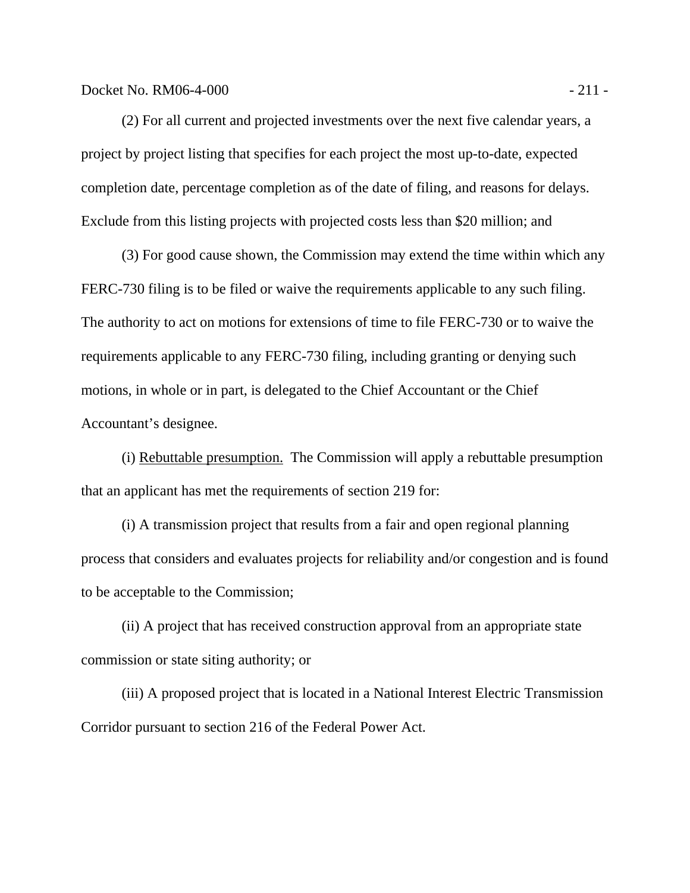(2) For all current and projected investments over the next five calendar years, a project by project listing that specifies for each project the most up-to-date, expected completion date, percentage completion as of the date of filing, and reasons for delays. Exclude from this listing projects with projected costs less than $20 million; and

(3) For good cause shown, the Commission may extend the time within which any FERC-730 filing is to be filed or waive the requirements applicable to any such filing. The authority to act on motions for extensions of time to file FERC-730 or to waive the requirements applicable to any FERC-730 filing, including granting or denying such motions, in whole or in part, is delegated to the Chief Accountant or the Chief Accountant's designee.

(i) Rebuttable presumption. The Commission will apply a rebuttable presumption that an applicant has met the requirements of section 219 for:

(i) A transmission project that results from a fair and open regional planning process that considers and evaluates projects for reliability and/or congestion and is found to be acceptable to the Commission;

(ii) A project that has received construction approval from an appropriate state commission or state siting authority; or

(iii) A proposed project that is located in a National Interest Electric Transmission Corridor pursuant to section 216 of the Federal Power Act.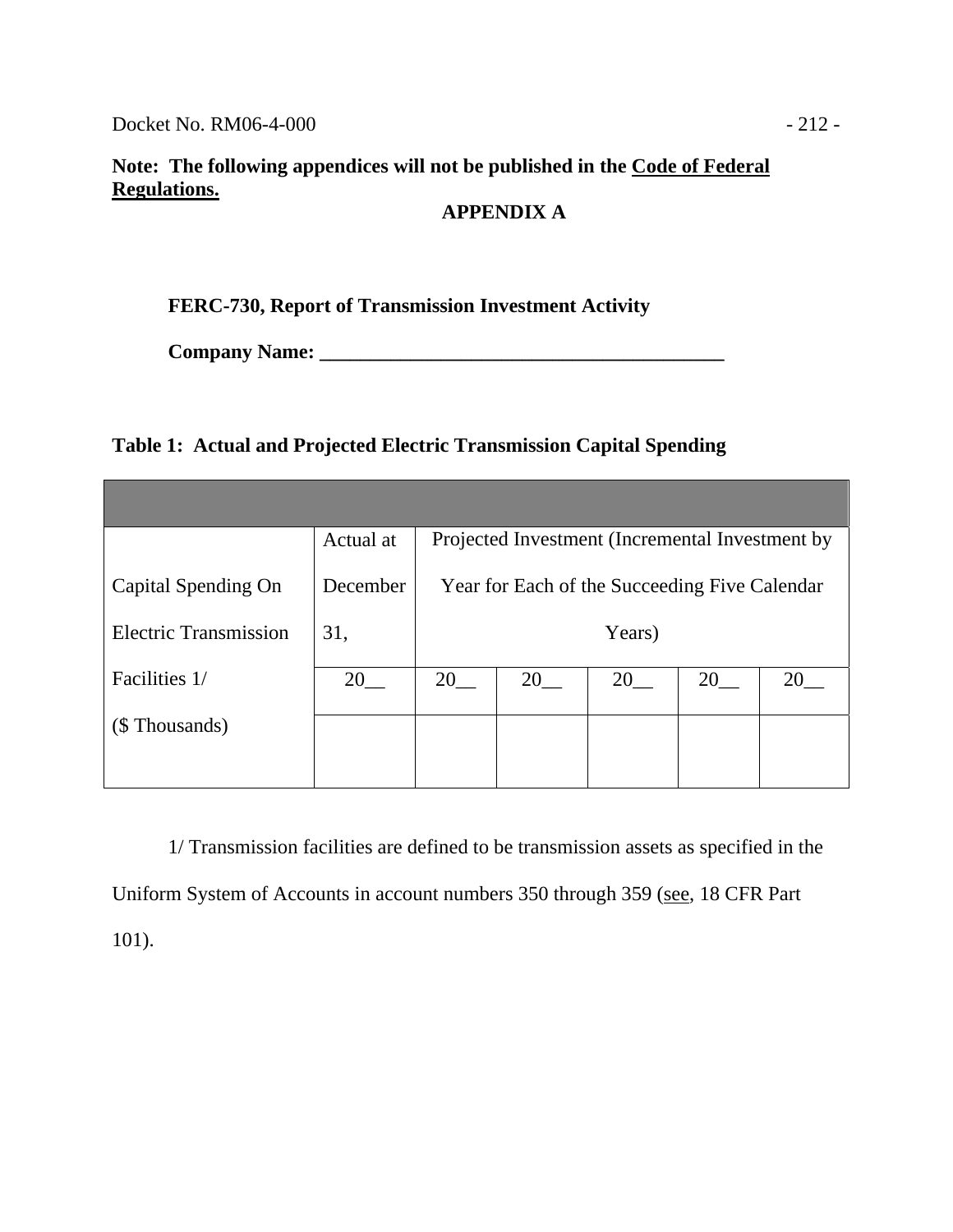**Note: The following appendices will not be published in the Code of Federal Regulations.**

## APPENDIX A

**FERC-730, Report of Transmission Investment Activity**

**Company Name: ________________________________________**

**Table 1: Actual and Projected Electric Transmission Capital Spending**

| Capital Spending On Electric Transmission Facilities 1/ ($ Thousands) | Actual at December 31, | Projected Investment (Incremental Investment by Year for Each of the Succeeding Five Calendar Years) | | | | |
|---|---|---|---|---|---|---|
| | 20__ | 20__ | 20__ | 20__ | 20__ | 20__ |
| | | | | | | |

1/ Transmission facilities are defined to be transmission assets as specified in the Uniform System of Accounts in account numbers 350 through 359 (see, 18 CFR Part 101).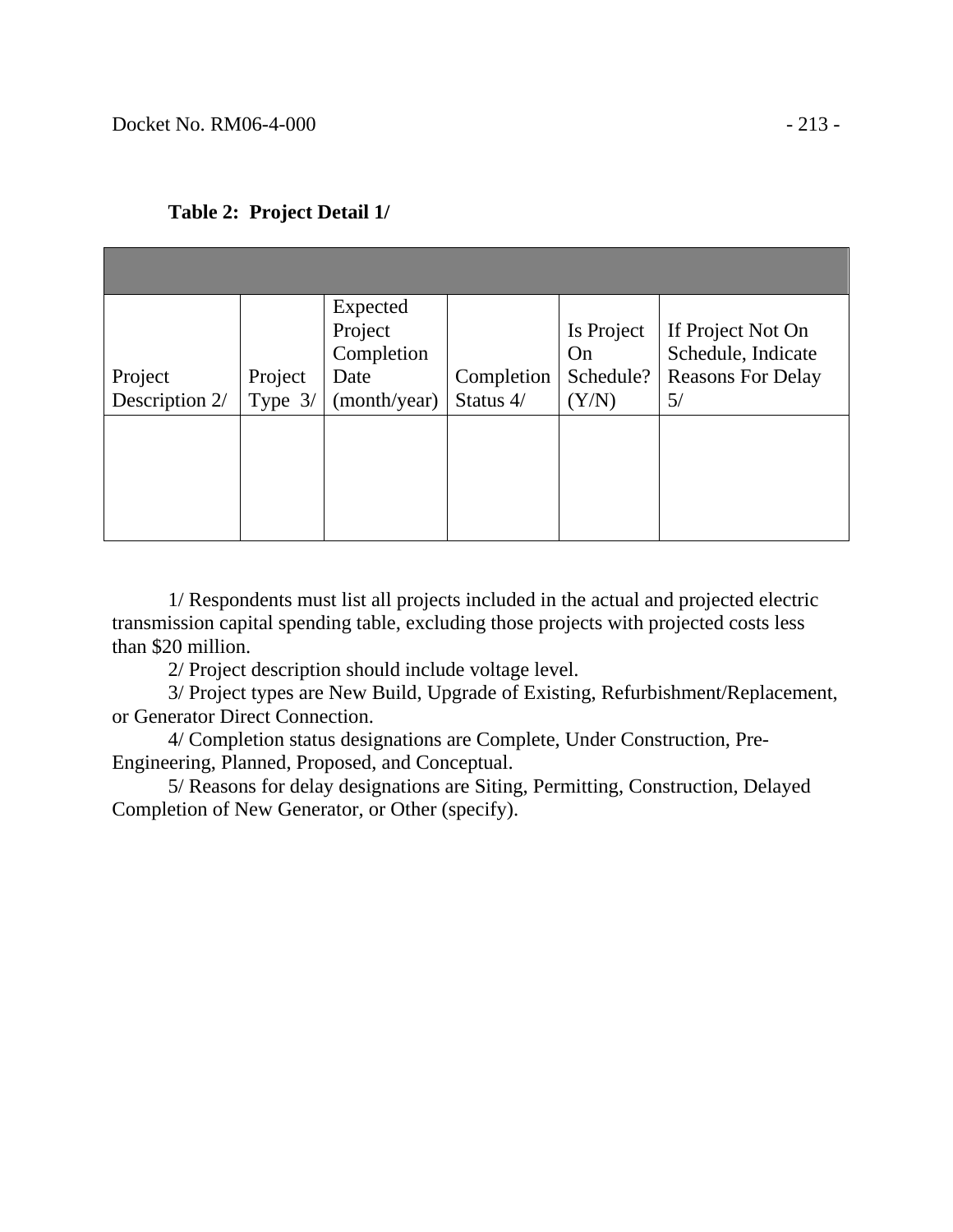**Table 2: Project Detail 1/**

| Project Description 2/ | Project Type 3/ | Expected Project Completion Date (month/year) | Completion Status 4/ | Is Project On Schedule? (Y/N) | If Project Not On Schedule, Indicate Reasons For Delay 5/ |
|---|---|---|---|---|---|
| | | | | | |

1/ Respondents must list all projects included in the actual and projected electric transmission capital spending table, excluding those projects with projected costs less than $20 million.

2/ Project description should include voltage level.

3/ Project types are New Build, Upgrade of Existing, Refurbishment/Replacement, or Generator Direct Connection.

4/ Completion status designations are Complete, Under Construction, Pre-Engineering, Planned, Proposed, and Conceptual.

5/ Reasons for delay designations are Siting, Permitting, Construction, Delayed Completion of New Generator, or Other (specify).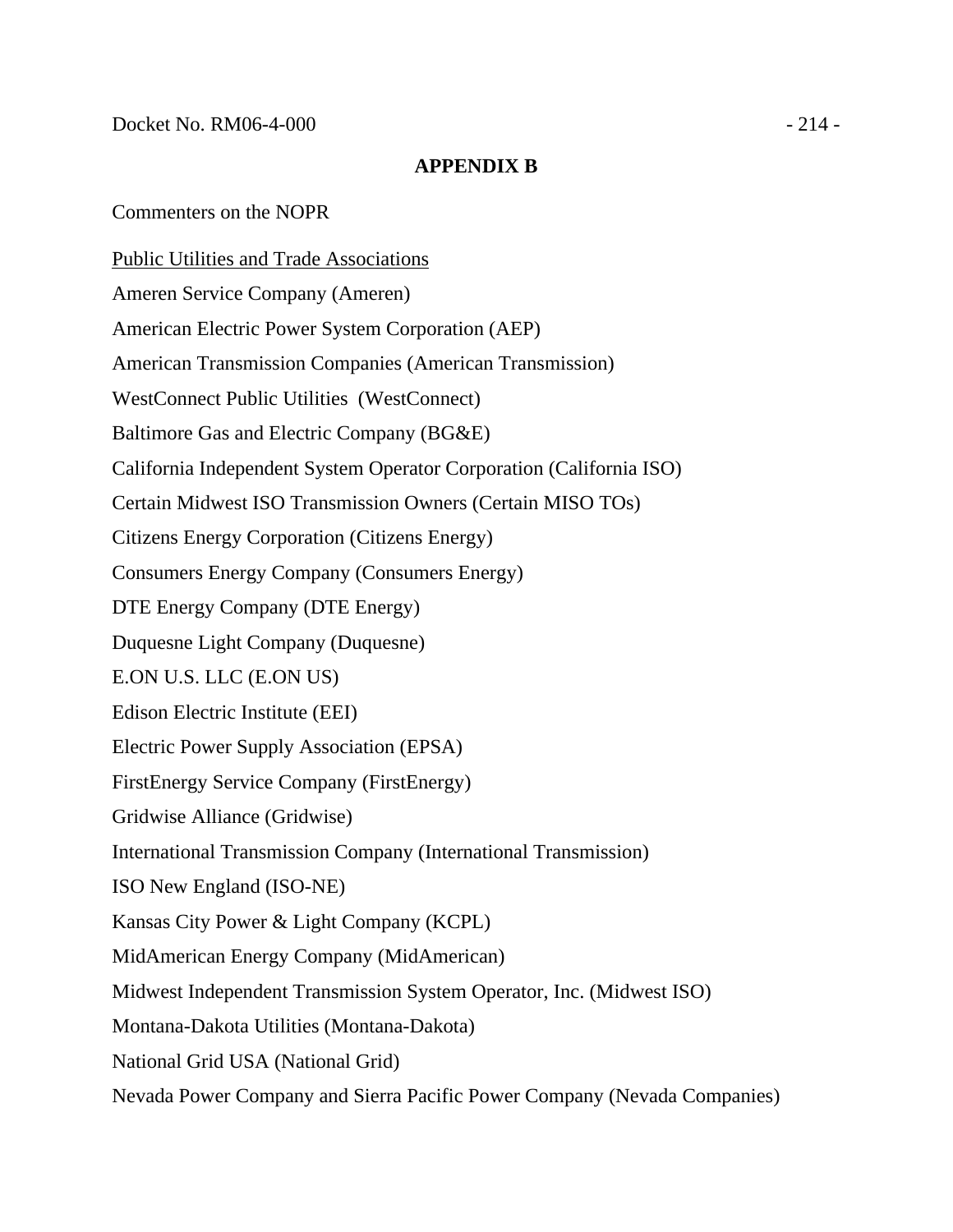## APPENDIX B

Commenters on the NOPR

<u>Public Utilities and Trade Associations</u>

Ameren Service Company (Ameren)

American Electric Power System Corporation (AEP)

American Transmission Companies (American Transmission)

WestConnect Public Utilities (WestConnect)

Baltimore Gas and Electric Company (BG&E)

California Independent System Operator Corporation (California ISO)

Certain Midwest ISO Transmission Owners (Certain MISO TOs)

Citizens Energy Corporation (Citizens Energy)

Consumers Energy Company (Consumers Energy)

DTE Energy Company (DTE Energy)

Duquesne Light Company (Duquesne)

E.ON U.S. LLC (E.ON US)

Edison Electric Institute (EEI)

Electric Power Supply Association (EPSA)

FirstEnergy Service Company (FirstEnergy)

Gridwise Alliance (Gridwise)

International Transmission Company (International Transmission)

ISO New England (ISO-NE)

Kansas City Power & Light Company (KCPL)

MidAmerican Energy Company (MidAmerican)

Midwest Independent Transmission System Operator, Inc. (Midwest ISO)

Montana-Dakota Utilities (Montana-Dakota)

National Grid USA (National Grid)

Nevada Power Company and Sierra Pacific Power Company (Nevada Companies)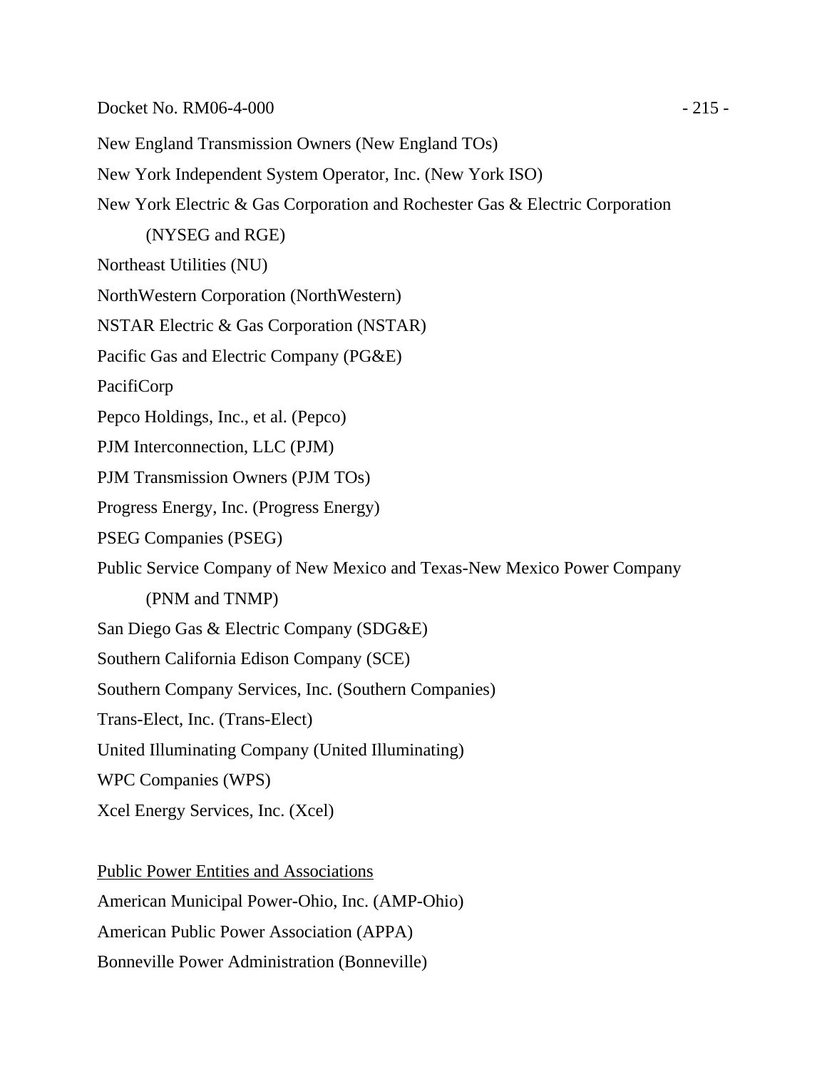New England Transmission Owners (New England TOs)

New York Independent System Operator, Inc. (New York ISO)

New York Electric & Gas Corporation and Rochester Gas & Electric Corporation
(NYSEG and RGE)

Northeast Utilities (NU)

NorthWestern Corporation (NorthWestern)

NSTAR Electric & Gas Corporation (NSTAR)

Pacific Gas and Electric Company (PG&E)

PacifiCorp

Pepco Holdings, Inc., et al. (Pepco)

PJM Interconnection, LLC (PJM)

PJM Transmission Owners (PJM TOs)

Progress Energy, Inc. (Progress Energy)

PSEG Companies (PSEG)

Public Service Company of New Mexico and Texas-New Mexico Power Company
(PNM and TNMP)

San Diego Gas & Electric Company (SDG&E)

Southern California Edison Company (SCE)

Southern Company Services, Inc. (Southern Companies)

Trans-Elect, Inc. (Trans-Elect)

United Illuminating Company (United Illuminating)

WPC Companies (WPS)

Xcel Energy Services, Inc. (Xcel)

<u>Public Power Entities and Associations</u>

American Municipal Power-Ohio, Inc. (AMP-Ohio)

American Public Power Association (APPA)

Bonneville Power Administration (Bonneville)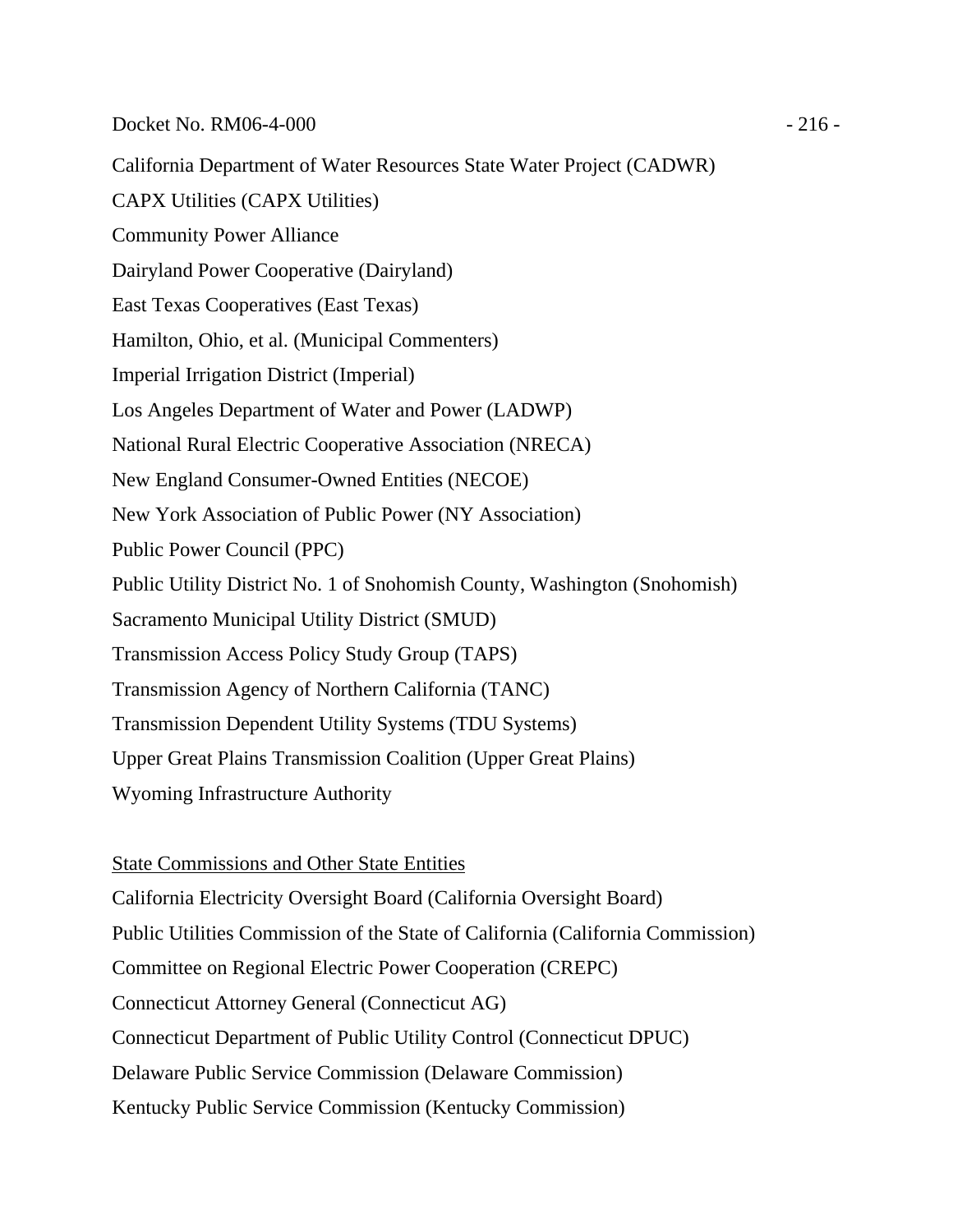California Department of Water Resources State Water Project (CADWR)

CAPX Utilities (CAPX Utilities)

Community Power Alliance

Dairyland Power Cooperative (Dairyland)

East Texas Cooperatives (East Texas)

Hamilton, Ohio, et al. (Municipal Commenters)

Imperial Irrigation District (Imperial)

Los Angeles Department of Water and Power (LADWP)

National Rural Electric Cooperative Association (NRECA)

New England Consumer-Owned Entities (NECOE)

New York Association of Public Power (NY Association)

Public Power Council (PPC)

Public Utility District No. 1 of Snohomish County, Washington (Snohomish)

Sacramento Municipal Utility District (SMUD)

Transmission Access Policy Study Group (TAPS)

Transmission Agency of Northern California (TANC)

Transmission Dependent Utility Systems (TDU Systems)

Upper Great Plains Transmission Coalition (Upper Great Plains)

Wyoming Infrastructure Authority

<u>State Commissions and Other State Entities</u>

California Electricity Oversight Board (California Oversight Board)

Public Utilities Commission of the State of California (California Commission)

Committee on Regional Electric Power Cooperation (CREPC)

Connecticut Attorney General (Connecticut AG)

Connecticut Department of Public Utility Control (Connecticut DPUC)

Delaware Public Service Commission (Delaware Commission)

Kentucky Public Service Commission (Kentucky Commission)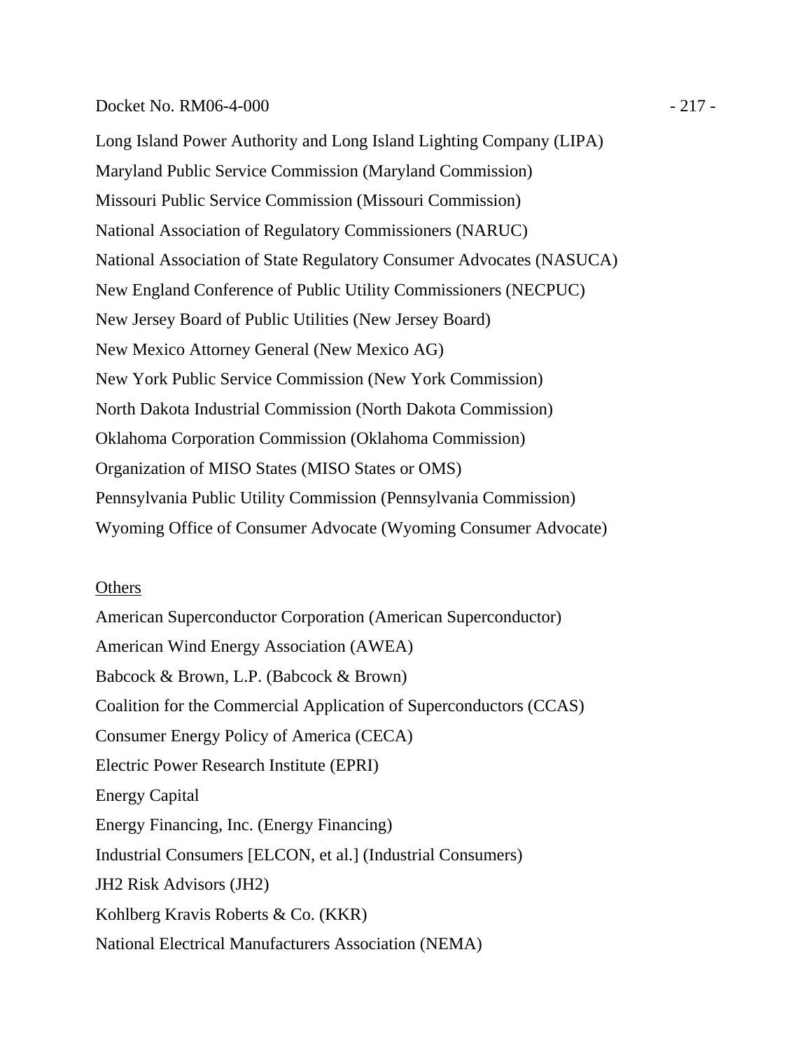Long Island Power Authority and Long Island Lighting Company (LIPA)

Maryland Public Service Commission (Maryland Commission)

Missouri Public Service Commission (Missouri Commission)

National Association of Regulatory Commissioners (NARUC)

National Association of State Regulatory Consumer Advocates (NASUCA)

New England Conference of Public Utility Commissioners (NECPUC)

New Jersey Board of Public Utilities (New Jersey Board)

New Mexico Attorney General (New Mexico AG)

New York Public Service Commission (New York Commission)

North Dakota Industrial Commission (North Dakota Commission)

Oklahoma Corporation Commission (Oklahoma Commission)

Organization of MISO States (MISO States or OMS)

Pennsylvania Public Utility Commission (Pennsylvania Commission)

Wyoming Office of Consumer Advocate (Wyoming Consumer Advocate)

<u>Others</u>

American Superconductor Corporation (American Superconductor)

American Wind Energy Association (AWEA)

Babcock & Brown, L.P. (Babcock & Brown)

Coalition for the Commercial Application of Superconductors (CCAS)

Consumer Energy Policy of America (CECA)

Electric Power Research Institute (EPRI)

Energy Capital

Energy Financing, Inc. (Energy Financing)

Industrial Consumers [ELCON, et al.] (Industrial Consumers)

JH2 Risk Advisors (JH2)

Kohlberg Kravis Roberts & Co. (KKR)

National Electrical Manufacturers Association (NEMA)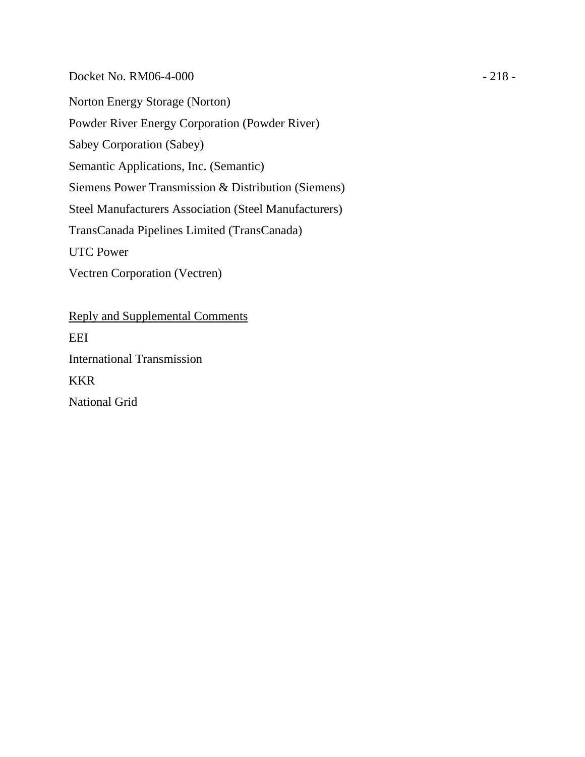Norton Energy Storage (Norton)

Powder River Energy Corporation (Powder River)

Sabey Corporation (Sabey)

Semantic Applications, Inc. (Semantic)

Siemens Power Transmission & Distribution (Siemens)

Steel Manufacturers Association (Steel Manufacturers)

TransCanada Pipelines Limited (TransCanada)

UTC Power

Vectren Corporation (Vectren)

Reply and Supplemental Comments

EEI

International Transmission

KKR

National Grid